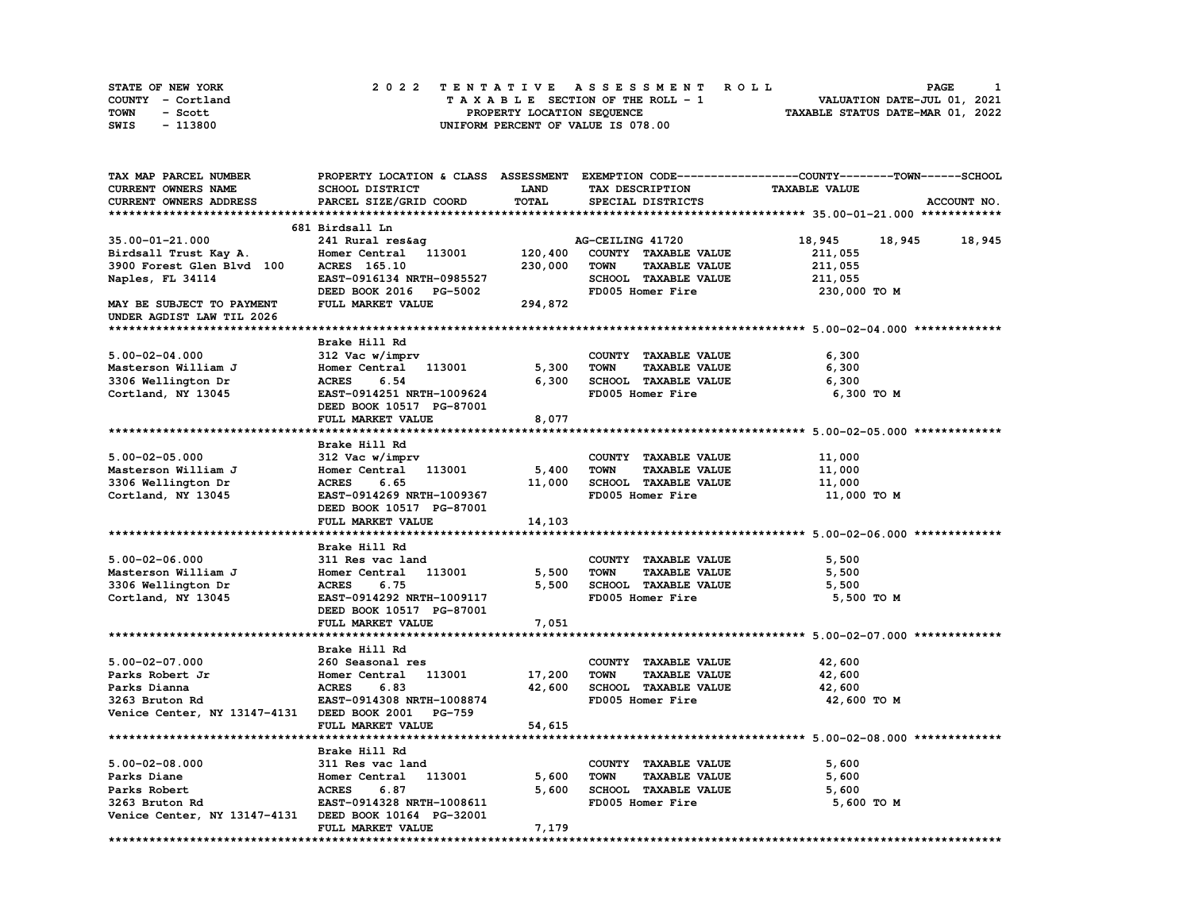STATE OF NEW YORK
COUNTY - Cortland
TOWN - Scott
SWIS - 113800

# 2022 TENTATIVE ASSESSMENT ROLL

TAXABLE SECTION OF THE ROLL - 1
PROPERTY LOCATION SEQUENCE
UNIFORM PERCENT OF VALUE IS 078.00

VALUATION DATE-JUL 01, 2021
TAXABLE STATUS DATE-MAR 01, 2022

| TAX MAP PARCEL NUMBER / CURRENT OWNERS NAME / CURRENT OWNERS ADDRESS | PROPERTY LOCATION & CLASS / SCHOOL DISTRICT / PARCEL SIZE/GRID COORD | ASSESSMENT LAND / TOTAL | EXEMPTION CODE / TAX DESCRIPTION / SPECIAL DISTRICTS | COUNTY | TOWN | SCHOOL / ACCOUNT NO. |
|---|---|---|---|---|---|---|
| **35.00-01-21.000** | 681 Birdsall Ln | | | | | |
| 35.00-01-21.000 | 241 Rural res&ag | | AG-CEILING 41720 | 18,945 | 18,945 | 18,945 |
| Birdsall Trust Kay A. | Homer Central 113001 | 120,400 | COUNTY TAXABLE VALUE | 211,055 | | |
| 3900 Forest Glen Blvd 100 | ACRES 165.10 | 230,000 | TOWN TAXABLE VALUE | 211,055 | | |
| Naples, FL 34114 | EAST-0916134 NRTH-0985527 | | SCHOOL TAXABLE VALUE | 211,055 | | |
| | DEED BOOK 2016 PG-5002 | | FD005 Homer Fire | 230,000 TO M | | |
| MAY BE SUBJECT TO PAYMENT UNDER AGDIST LAW TIL 2026 | FULL MARKET VALUE | 294,872 | | | | |
| **5.00-02-04.000** | Brake Hill Rd | | | | | |
| 5.00-02-04.000 | 312 Vac w/imprv | | COUNTY TAXABLE VALUE | 6,300 | | |
| Masterson William J | Homer Central 113001 | 5,300 | TOWN TAXABLE VALUE | 6,300 | | |
| 3306 Wellington Dr | ACRES 6.54 | 6,300 | SCHOOL TAXABLE VALUE | 6,300 | | |
| Cortland, NY 13045 | EAST-0914251 NRTH-1009624 | | FD005 Homer Fire | 6,300 TO M | | |
| | DEED BOOK 10517 PG-87001 | | | | | |
| | FULL MARKET VALUE | 8,077 | | | | |
| **5.00-02-05.000** | Brake Hill Rd | | | | | |
| 5.00-02-05.000 | 312 Vac w/imprv | | COUNTY TAXABLE VALUE | 11,000 | | |
| Masterson William J | Homer Central 113001 | 5,400 | TOWN TAXABLE VALUE | 11,000 | | |
| 3306 Wellington Dr | ACRES 6.65 | 11,000 | SCHOOL TAXABLE VALUE | 11,000 | | |
| Cortland, NY 13045 | EAST-0914269 NRTH-1009367 | | FD005 Homer Fire | 11,000 TO M | | |
| | DEED BOOK 10517 PG-87001 | | | | | |
| | FULL MARKET VALUE | 14,103 | | | | |
| **5.00-02-06.000** | Brake Hill Rd | | | | | |
| 5.00-02-06.000 | 311 Res vac land | | COUNTY TAXABLE VALUE | 5,500 | | |
| Masterson William J | Homer Central 113001 | 5,500 | TOWN TAXABLE VALUE | 5,500 | | |
| 3306 Wellington Dr | ACRES 6.75 | 5,500 | SCHOOL TAXABLE VALUE | 5,500 | | |
| Cortland, NY 13045 | EAST-0914292 NRTH-1009117 | | FD005 Homer Fire | 5,500 TO M | | |
| | DEED BOOK 10517 PG-87001 | | | | | |
| | FULL MARKET VALUE | 7,051 | | | | |
| **5.00-02-07.000** | Brake Hill Rd | | | | | |
| 5.00-02-07.000 | 260 Seasonal res | | COUNTY TAXABLE VALUE | 42,600 | | |
| Parks Robert Jr | Homer Central 113001 | 17,200 | TOWN TAXABLE VALUE | 42,600 | | |
| Parks Dianna | ACRES 6.83 | 42,600 | SCHOOL TAXABLE VALUE | 42,600 | | |
| 3263 Bruton Rd | EAST-0914308 NRTH-1008874 | | FD005 Homer Fire | 42,600 TO M | | |
| Venice Center, NY 13147-4131 | DEED BOOK 2001 PG-759 | | | | | |
| | FULL MARKET VALUE | 54,615 | | | | |
| **5.00-02-08.000** | Brake Hill Rd | | | | | |
| 5.00-02-08.000 | 311 Res vac land | | COUNTY TAXABLE VALUE | 5,600 | | |
| Parks Diane | Homer Central 113001 | 5,600 | TOWN TAXABLE VALUE | 5,600 | | |
| Parks Robert | ACRES 6.87 | 5,600 | SCHOOL TAXABLE VALUE | 5,600 | | |
| 3263 Bruton Rd | EAST-0914328 NRTH-1008611 | | FD005 Homer Fire | 5,600 TO M | | |
| Venice Center, NY 13147-4131 | DEED BOOK 10164 PG-32001 | | | | | |
| | FULL MARKET VALUE | 7,179 | | | | |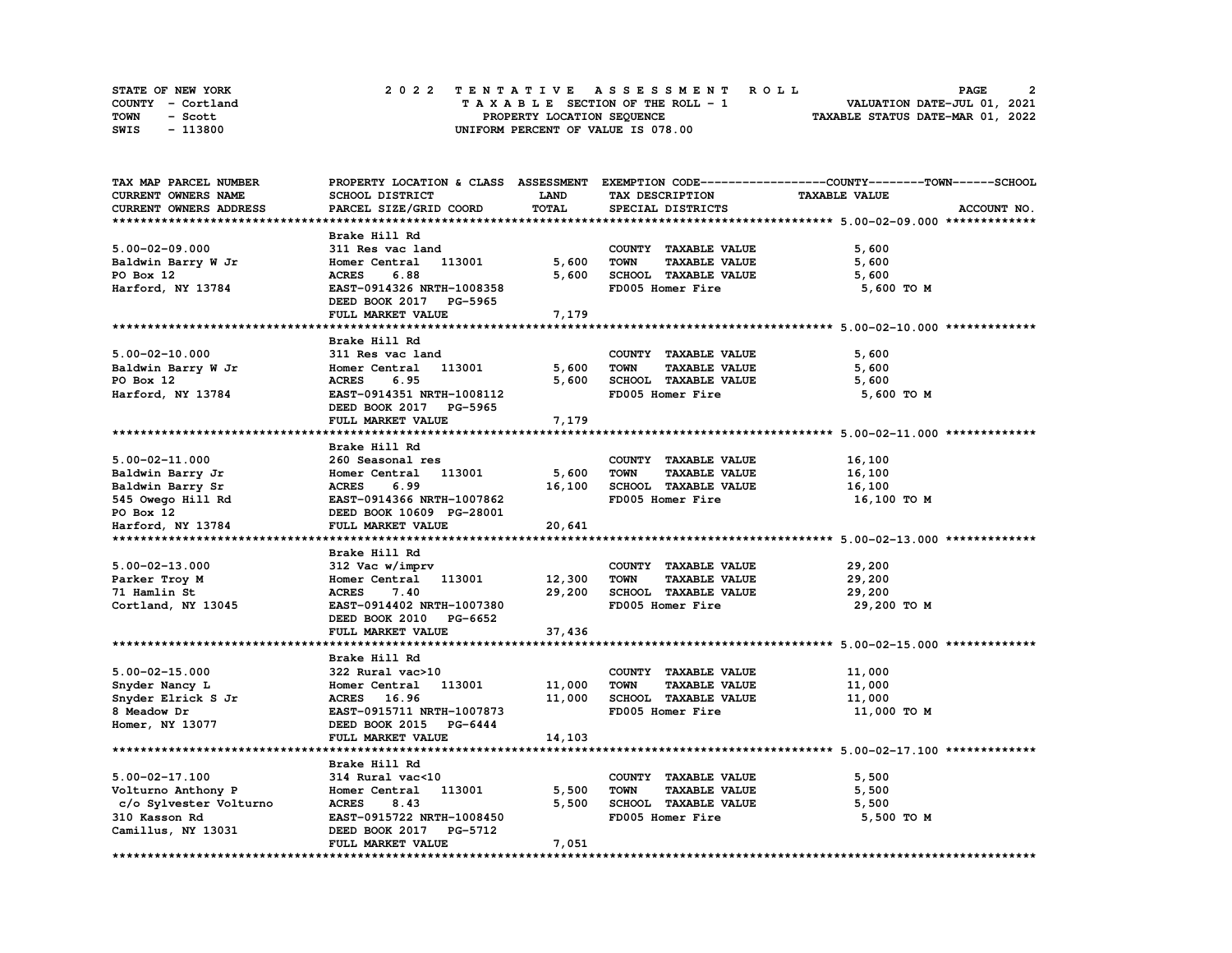STATE OF NEW YORK
COUNTY - Cortland
TOWN - Scott
SWIS - 113800

# 2022 TENTATIVE ASSESSMENT ROLL

TAXABLE SECTION OF THE ROLL - 1
PROPERTY LOCATION SEQUENCE
UNIFORM PERCENT OF VALUE IS 078.00

VALUATION DATE-JUL 01, 2021
TAXABLE STATUS DATE-MAR 01, 2022

| TAX MAP PARCEL NUMBER / CURRENT OWNERS NAME / CURRENT OWNERS ADDRESS | PROPERTY LOCATION & CLASS / SCHOOL DISTRICT / PARCEL SIZE/GRID COORD | ASSESSMENT LAND / TOTAL | EXEMPTION CODE / TAX DESCRIPTION / SPECIAL DISTRICTS | COUNTY / TOWN / SCHOOL TAXABLE VALUE | ACCOUNT NO. |
|---|---|---|---|---|---|
| **5.00-02-09.000** | Brake Hill Rd | | | | |
| 5.00-02-09.000 | 311 Res vac land | | COUNTY TAXABLE VALUE | 5,600 | |
| Baldwin Barry W Jr | Homer Central 113001 | 5,600 | TOWN TAXABLE VALUE | 5,600 | |
| PO Box 12 | ACRES 6.88 | 5,600 | SCHOOL TAXABLE VALUE | 5,600 | |
| Harford, NY 13784 | EAST-0914326 NRTH-1008358 | | FD005 Homer Fire | 5,600 TO M | |
| | DEED BOOK 2017 PG-5965 | | | | |
| | FULL MARKET VALUE | 7,179 | | | |
| **5.00-02-10.000** | Brake Hill Rd | | | | |
| 5.00-02-10.000 | 311 Res vac land | | COUNTY TAXABLE VALUE | 5,600 | |
| Baldwin Barry W Jr | Homer Central 113001 | 5,600 | TOWN TAXABLE VALUE | 5,600 | |
| PO Box 12 | ACRES 6.95 | 5,600 | SCHOOL TAXABLE VALUE | 5,600 | |
| Harford, NY 13784 | EAST-0914351 NRTH-1008112 | | FD005 Homer Fire | 5,600 TO M | |
| | DEED BOOK 2017 PG-5965 | | | | |
| | FULL MARKET VALUE | 7,179 | | | |
| **5.00-02-11.000** | Brake Hill Rd | | | | |
| 5.00-02-11.000 | 260 Seasonal res | | COUNTY TAXABLE VALUE | 16,100 | |
| Baldwin Barry Jr | Homer Central 113001 | 5,600 | TOWN TAXABLE VALUE | 16,100 | |
| Baldwin Barry Sr | ACRES 6.99 | 16,100 | SCHOOL TAXABLE VALUE | 16,100 | |
| 545 Owego Hill Rd | EAST-0914366 NRTH-1007862 | | FD005 Homer Fire | 16,100 TO M | |
| PO Box 12 | DEED BOOK 10609 PG-28001 | | | | |
| Harford, NY 13784 | FULL MARKET VALUE | 20,641 | | | |
| **5.00-02-13.000** | Brake Hill Rd | | | | |
| 5.00-02-13.000 | 312 Vac w/imprv | | COUNTY TAXABLE VALUE | 29,200 | |
| Parker Troy M | Homer Central 113001 | 12,300 | TOWN TAXABLE VALUE | 29,200 | |
| 71 Hamlin St | ACRES 7.40 | 29,200 | SCHOOL TAXABLE VALUE | 29,200 | |
| Cortland, NY 13045 | EAST-0914402 NRTH-1007380 | | FD005 Homer Fire | 29,200 TO M | |
| | DEED BOOK 2010 PG-6652 | | | | |
| | FULL MARKET VALUE | 37,436 | | | |
| **5.00-02-15.000** | Brake Hill Rd | | | | |
| 5.00-02-15.000 | 322 Rural vac>10 | | COUNTY TAXABLE VALUE | 11,000 | |
| Snyder Nancy L | Homer Central 113001 | 11,000 | TOWN TAXABLE VALUE | 11,000 | |
| Snyder Elrick S Jr | ACRES 16.96 | 11,000 | SCHOOL TAXABLE VALUE | 11,000 | |
| 8 Meadow Dr | EAST-0915711 NRTH-1007873 | | FD005 Homer Fire | 11,000 TO M | |
| Homer, NY 13077 | DEED BOOK 2015 PG-6444 | | | | |
| | FULL MARKET VALUE | 14,103 | | | |
| **5.00-02-17.100** | Brake Hill Rd | | | | |
| 5.00-02-17.100 | 314 Rural vac<10 | | COUNTY TAXABLE VALUE | 5,500 | |
| Volturno Anthony P | Homer Central 113001 | 5,500 | TOWN TAXABLE VALUE | 5,500 | |
| c/o Sylvester Volturno | ACRES 8.43 | 5,500 | SCHOOL TAXABLE VALUE | 5,500 | |
| 310 Kasson Rd | EAST-0915722 NRTH-1008450 | | FD005 Homer Fire | 5,500 TO M | |
| Camillus, NY 13031 | DEED BOOK 2017 PG-5712 | | | | |
| | FULL MARKET VALUE | 7,051 | | | |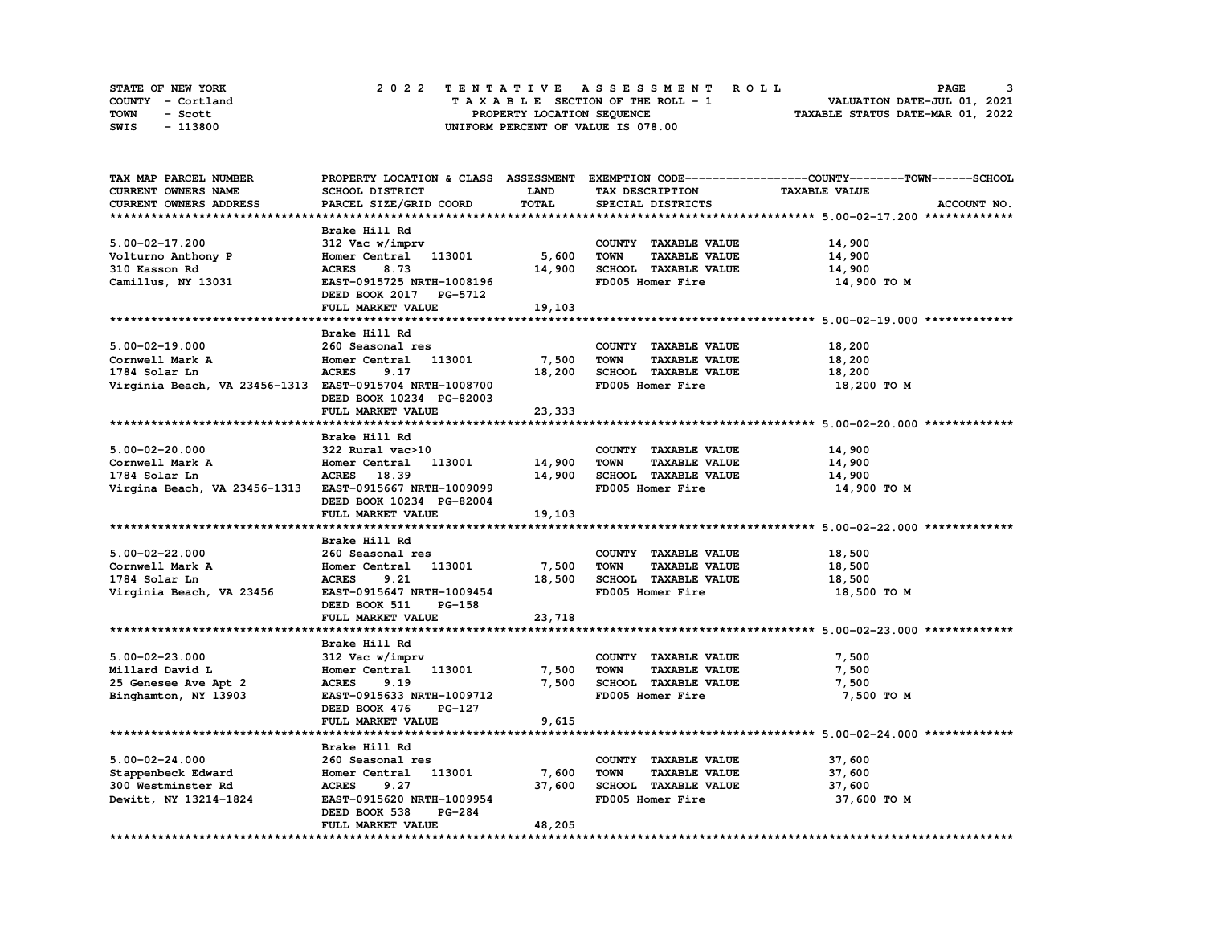STATE OF NEW YORK — COUNTY - Cortland — TOWN - Scott — SWIS - 113800

**2022 TENTATIVE ASSESSMENT ROLL**
TAXABLE SECTION OF THE ROLL - 1
PROPERTY LOCATION SEQUENCE
UNIFORM PERCENT OF VALUE IS 078.00

VALUATION DATE-JUL 01, 2021
TAXABLE STATUS DATE-MAR 01, 2022

| TAX MAP PARCEL NUMBER / CURRENT OWNERS NAME / CURRENT OWNERS ADDRESS | PROPERTY LOCATION & CLASS / SCHOOL DISTRICT / PARCEL SIZE/GRID COORD | ASSESSMENT LAND | ASSESSMENT TOTAL | EXEMPTION CODE / TAX DESCRIPTION / SPECIAL DISTRICTS | TAXABLE VALUE (COUNTY / TOWN / SCHOOL) |
|---|---|---|---|---|---|
| **5.00-02-17.200** | Brake Hill Rd | | | | |
| 5.00-02-17.200 | 312 Vac w/imprv | | | COUNTY TAXABLE VALUE | 14,900 |
| Volturno Anthony P | Homer Central 113001 | 5,600 | | TOWN TAXABLE VALUE | 14,900 |
| 310 Kasson Rd | ACRES 8.73 | | 14,900 | SCHOOL TAXABLE VALUE | 14,900 |
| Camillus, NY 13031 | EAST-0915725 NRTH-1008196 | | | FD005 Homer Fire | 14,900 TO M |
| | DEED BOOK 2017 PG-5712 | | | | |
| | FULL MARKET VALUE | | 19,103 | | |
| **5.00-02-19.000** | Brake Hill Rd | | | | |
| 5.00-02-19.000 | 260 Seasonal res | | | COUNTY TAXABLE VALUE | 18,200 |
| Cornwell Mark A | Homer Central 113001 | 7,500 | | TOWN TAXABLE VALUE | 18,200 |
| 1784 Solar Ln | ACRES 9.17 | | 18,200 | SCHOOL TAXABLE VALUE | 18,200 |
| Virginia Beach, VA 23456-1313 | EAST-0915704 NRTH-1008700 | | | FD005 Homer Fire | 18,200 TO M |
| | DEED BOOK 10234 PG-82003 | | | | |
| | FULL MARKET VALUE | | 23,333 | | |
| **5.00-02-20.000** | Brake Hill Rd | | | | |
| 5.00-02-20.000 | 322 Rural vac>10 | | | COUNTY TAXABLE VALUE | 14,900 |
| Cornwell Mark A | Homer Central 113001 | 14,900 | | TOWN TAXABLE VALUE | 14,900 |
| 1784 Solar Ln | ACRES 18.39 | | 14,900 | SCHOOL TAXABLE VALUE | 14,900 |
| Virgina Beach, VA 23456-1313 | EAST-0915667 NRTH-1009099 | | | FD005 Homer Fire | 14,900 TO M |
| | DEED BOOK 10234 PG-82004 | | | | |
| | FULL MARKET VALUE | | 19,103 | | |
| **5.00-02-22.000** | Brake Hill Rd | | | | |
| 5.00-02-22.000 | 260 Seasonal res | | | COUNTY TAXABLE VALUE | 18,500 |
| Cornwell Mark A | Homer Central 113001 | 7,500 | | TOWN TAXABLE VALUE | 18,500 |
| 1784 Solar Ln | ACRES 9.21 | | 18,500 | SCHOOL TAXABLE VALUE | 18,500 |
| Virginia Beach, VA 23456 | EAST-0915647 NRTH-1009454 | | | FD005 Homer Fire | 18,500 TO M |
| | DEED BOOK 511 PG-158 | | | | |
| | FULL MARKET VALUE | | 23,718 | | |
| **5.00-02-23.000** | Brake Hill Rd | | | | |
| 5.00-02-23.000 | 312 Vac w/imprv | | | COUNTY TAXABLE VALUE | 7,500 |
| Millard David L | Homer Central 113001 | 7,500 | | TOWN TAXABLE VALUE | 7,500 |
| 25 Genesee Ave Apt 2 | ACRES 9.19 | | 7,500 | SCHOOL TAXABLE VALUE | 7,500 |
| Binghamton, NY 13903 | EAST-0915633 NRTH-1009712 | | | FD005 Homer Fire | 7,500 TO M |
| | DEED BOOK 476 PG-127 | | | | |
| | FULL MARKET VALUE | | 9,615 | | |
| **5.00-02-24.000** | Brake Hill Rd | | | | |
| 5.00-02-24.000 | 260 Seasonal res | | | COUNTY TAXABLE VALUE | 37,600 |
| Stappenbeck Edward | Homer Central 113001 | 7,600 | | TOWN TAXABLE VALUE | 37,600 |
| 300 Westminster Rd | ACRES 9.27 | | 37,600 | SCHOOL TAXABLE VALUE | 37,600 |
| Dewitt, NY 13214-1824 | EAST-0915620 NRTH-1009954 | | | FD005 Homer Fire | 37,600 TO M |
| | DEED BOOK 538 PG-284 | | | | |
| | FULL MARKET VALUE | | 48,205 | | |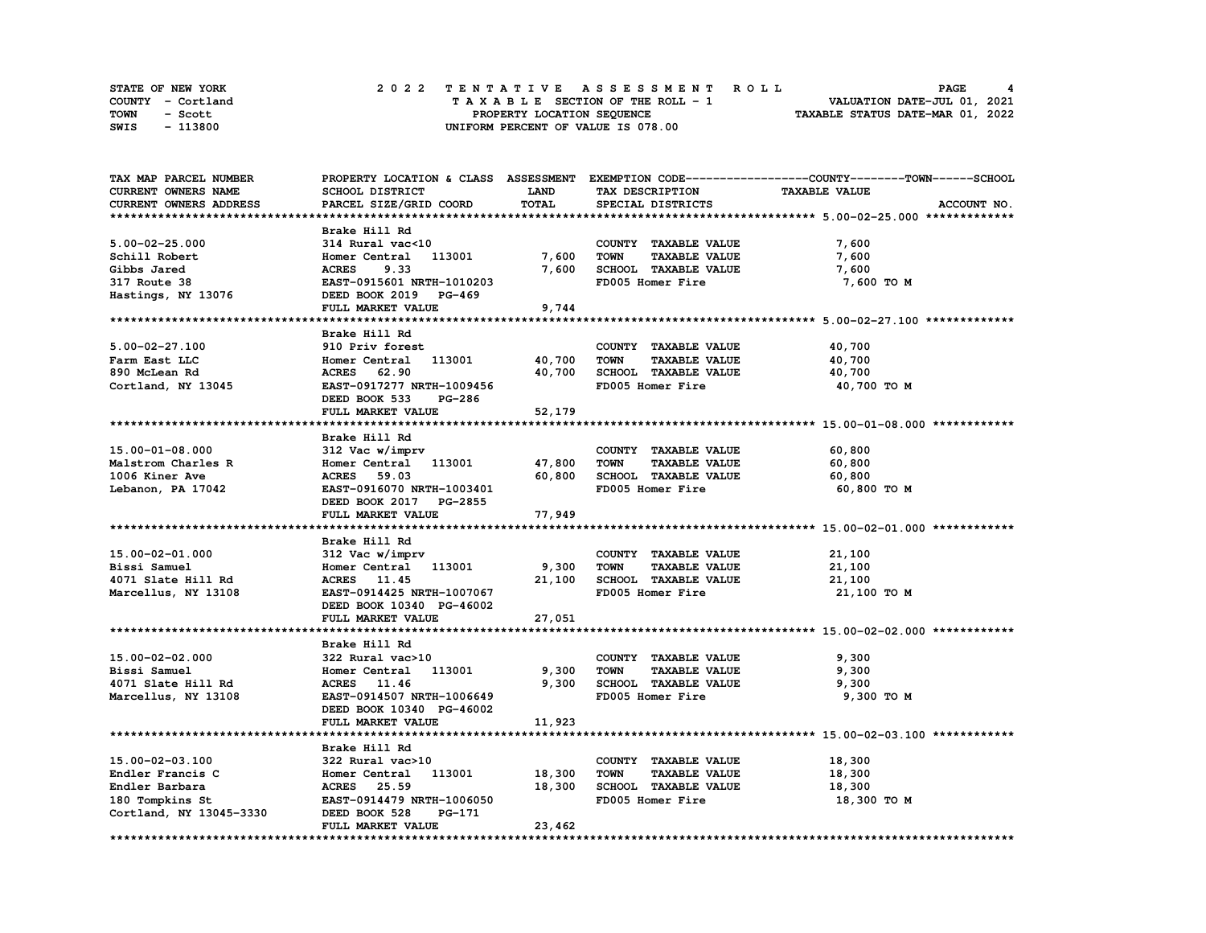STATE OF NEW YORK
COUNTY - Cortland
TOWN - Scott
SWIS - 113800

2022 TENTATIVE ASSESSMENT ROLL
TAXABLE SECTION OF THE ROLL - 1
PROPERTY LOCATION SEQUENCE
UNIFORM PERCENT OF VALUE IS 078.00

VALUATION DATE-JUL 01, 2021
TAXABLE STATUS DATE-MAR 01, 2022

| TAX MAP PARCEL NUMBER / CURRENT OWNERS NAME / CURRENT OWNERS ADDRESS | PROPERTY LOCATION & CLASS / SCHOOL DISTRICT / PARCEL SIZE/GRID COORD | ASSESSMENT LAND | TOTAL | EXEMPTION CODE / TAX DESCRIPTION / SPECIAL DISTRICTS | COUNTY--------TOWN------SCHOOL TAXABLE VALUE | ACCOUNT NO. |
|---|---|---|---|---|---|---|
| **5.00-02-25.000** | Brake Hill Rd | | | | | |
| 5.00-02-25.000 | 314 Rural vac<10 | | | COUNTY TAXABLE VALUE | 7,600 | |
| Schill Robert | Homer Central 113001 | 7,600 | | TOWN TAXABLE VALUE | 7,600 | |
| Gibbs Jared | ACRES 9.33 | | 7,600 | SCHOOL TAXABLE VALUE | 7,600 | |
| 317 Route 38 | EAST-0915601 NRTH-1010203 | | | FD005 Homer Fire | 7,600 TO M | |
| Hastings, NY 13076 | DEED BOOK 2019 PG-469 | | | | | |
| | FULL MARKET VALUE | | 9,744 | | | |
| **5.00-02-27.100** | Brake Hill Rd | | | | | |
| 5.00-02-27.100 | 910 Priv forest | | | COUNTY TAXABLE VALUE | 40,700 | |
| Farm East LLC | Homer Central 113001 | 40,700 | | TOWN TAXABLE VALUE | 40,700 | |
| 890 McLean Rd | ACRES 62.90 | | 40,700 | SCHOOL TAXABLE VALUE | 40,700 | |
| Cortland, NY 13045 | EAST-0917277 NRTH-1009456 | | | FD005 Homer Fire | 40,700 TO M | |
| | DEED BOOK 533 PG-286 | | | | | |
| | FULL MARKET VALUE | | 52,179 | | | |
| **15.00-01-08.000** | Brake Hill Rd | | | | | |
| 15.00-01-08.000 | 312 Vac w/imprv | | | COUNTY TAXABLE VALUE | 60,800 | |
| Malstrom Charles R | Homer Central 113001 | 47,800 | | TOWN TAXABLE VALUE | 60,800 | |
| 1006 Kiner Ave | ACRES 59.03 | | 60,800 | SCHOOL TAXABLE VALUE | 60,800 | |
| Lebanon, PA 17042 | EAST-0916070 NRTH-1003401 | | | FD005 Homer Fire | 60,800 TO M | |
| | DEED BOOK 2017 PG-2855 | | | | | |
| | FULL MARKET VALUE | | 77,949 | | | |
| **15.00-02-01.000** | Brake Hill Rd | | | | | |
| 15.00-02-01.000 | 312 Vac w/imprv | | | COUNTY TAXABLE VALUE | 21,100 | |
| Bissi Samuel | Homer Central 113001 | 9,300 | | TOWN TAXABLE VALUE | 21,100 | |
| 4071 Slate Hill Rd | ACRES 11.45 | | 21,100 | SCHOOL TAXABLE VALUE | 21,100 | |
| Marcellus, NY 13108 | EAST-0914425 NRTH-1007067 | | | FD005 Homer Fire | 21,100 TO M | |
| | DEED BOOK 10340 PG-46002 | | | | | |
| | FULL MARKET VALUE | | 27,051 | | | |
| **15.00-02-02.000** | Brake Hill Rd | | | | | |
| 15.00-02-02.000 | 322 Rural vac>10 | | | COUNTY TAXABLE VALUE | 9,300 | |
| Bissi Samuel | Homer Central 113001 | 9,300 | | TOWN TAXABLE VALUE | 9,300 | |
| 4071 Slate Hill Rd | ACRES 11.46 | | 9,300 | SCHOOL TAXABLE VALUE | 9,300 | |
| Marcellus, NY 13108 | EAST-0914507 NRTH-1006649 | | | FD005 Homer Fire | 9,300 TO M | |
| | DEED BOOK 10340 PG-46002 | | | | | |
| | FULL MARKET VALUE | | 11,923 | | | |
| **15.00-02-03.100** | Brake Hill Rd | | | | | |
| 15.00-02-03.100 | 322 Rural vac>10 | | | COUNTY TAXABLE VALUE | 18,300 | |
| Endler Francis C | Homer Central 113001 | 18,300 | | TOWN TAXABLE VALUE | 18,300 | |
| Endler Barbara | ACRES 25.59 | | 18,300 | SCHOOL TAXABLE VALUE | 18,300 | |
| 180 Tompkins St | EAST-0914479 NRTH-1006050 | | | FD005 Homer Fire | 18,300 TO M | |
| Cortland, NY 13045-3330 | DEED BOOK 528 PG-171 | | | | | |
| | FULL MARKET VALUE | | 23,462 | | | |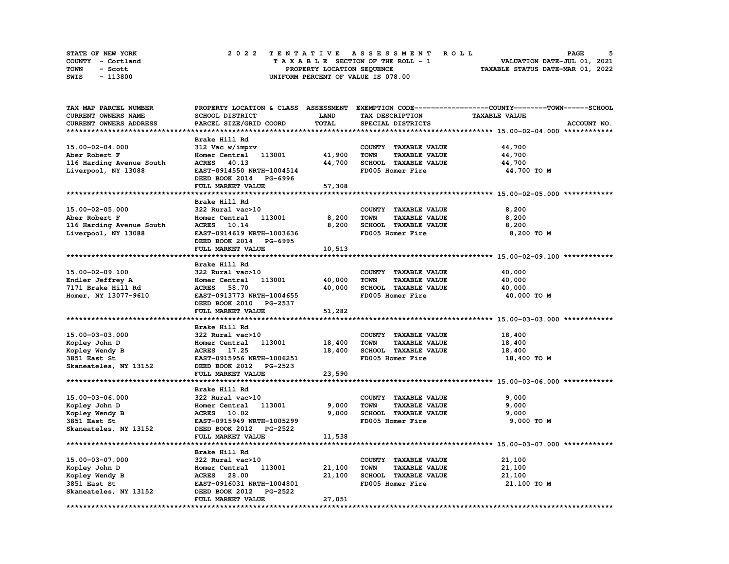STATE OF NEW YORK
COUNTY - Cortland
TOWN - Scott
SWIS - 113800

# 2022 TENTATIVE ASSESSMENT ROLL

TAXABLE SECTION OF THE ROLL - 1
PROPERTY LOCATION SEQUENCE
UNIFORM PERCENT OF VALUE IS 078.00

VALUATION DATE-JUL 01, 2021
TAXABLE STATUS DATE-MAR 01, 2022

| TAX MAP PARCEL NUMBER / CURRENT OWNERS NAME / CURRENT OWNERS ADDRESS | PROPERTY LOCATION & CLASS / SCHOOL DISTRICT / PARCEL SIZE/GRID COORD | ASSESSMENT LAND | ASSESSMENT TOTAL | EXEMPTION CODE / TAX DESCRIPTION / SPECIAL DISTRICTS | TAXABLE VALUE (COUNTY--TOWN--SCHOOL) | ACCOUNT NO. |
|---|---|---|---|---|---|---|
| **15.00-02-04.000** | Brake Hill Rd | | | | | |
| 15.00-02-04.000 | 312 Vac w/imprv | | | COUNTY TAXABLE VALUE | 44,700 | |
| Aber Robert F | Homer Central 113001 | 41,900 | | TOWN TAXABLE VALUE | 44,700 | |
| 116 Harding Avenue South | ACRES 40.13 | | 44,700 | SCHOOL TAXABLE VALUE | 44,700 | |
| Liverpool, NY 13088 | EAST-0914550 NRTH-1004514 | | | FD005 Homer Fire | 44,700 TO M | |
| | DEED BOOK 2014 PG-6996 | | | | | |
| | FULL MARKET VALUE | | 57,308 | | | |
| **15.00-02-05.000** | Brake Hill Rd | | | | | |
| 15.00-02-05.000 | 322 Rural vac>10 | | | COUNTY TAXABLE VALUE | 8,200 | |
| Aber Robert F | Homer Central 113001 | 8,200 | | TOWN TAXABLE VALUE | 8,200 | |
| 116 Harding Avenue South | ACRES 10.14 | | 8,200 | SCHOOL TAXABLE VALUE | 8,200 | |
| Liverpool, NY 13088 | EAST-0914619 NRTH-1003636 | | | FD005 Homer Fire | 8,200 TO M | |
| | DEED BOOK 2014 PG-6995 | | | | | |
| | FULL MARKET VALUE | | 10,513 | | | |
| **15.00-02-09.100** | Brake Hill Rd | | | | | |
| 15.00-02-09.100 | 322 Rural vac>10 | | | COUNTY TAXABLE VALUE | 40,000 | |
| Endler Jeffrey A | Homer Central 113001 | 40,000 | | TOWN TAXABLE VALUE | 40,000 | |
| 7171 Brake Hill Rd | ACRES 58.70 | | 40,000 | SCHOOL TAXABLE VALUE | 40,000 | |
| Homer, NY 13077-9610 | EAST-0913773 NRTH-1004655 | | | FD005 Homer Fire | 40,000 TO M | |
| | DEED BOOK 2010 PG-2537 | | | | | |
| | FULL MARKET VALUE | | 51,282 | | | |
| **15.00-03-03.000** | Brake Hill Rd | | | | | |
| 15.00-03-03.000 | 322 Rural vac>10 | | | COUNTY TAXABLE VALUE | 18,400 | |
| Kopley John D | Homer Central 113001 | 18,400 | | TOWN TAXABLE VALUE | 18,400 | |
| Kopley Wendy B | ACRES 17.25 | | 18,400 | SCHOOL TAXABLE VALUE | 18,400 | |
| 3851 East St | EAST-0915956 NRTH-1006251 | | | FD005 Homer Fire | 18,400 TO M | |
| Skaneateles, NY 13152 | DEED BOOK 2012 PG-2523 | | | | | |
| | FULL MARKET VALUE | | 23,590 | | | |
| **15.00-03-06.000** | Brake Hill Rd | | | | | |
| 15.00-03-06.000 | 322 Rural vac>10 | | | COUNTY TAXABLE VALUE | 9,000 | |
| Kopley John D | Homer Central 113001 | 9,000 | | TOWN TAXABLE VALUE | 9,000 | |
| Kopley Wendy B | ACRES 10.02 | | 9,000 | SCHOOL TAXABLE VALUE | 9,000 | |
| 3851 East St | EAST-0915949 NRTH-1005299 | | | FD005 Homer Fire | 9,000 TO M | |
| Skaneateles, NY 13152 | DEED BOOK 2012 PG-2522 | | | | | |
| | FULL MARKET VALUE | | 11,538 | | | |
| **15.00-03-07.000** | Brake Hill Rd | | | | | |
| 15.00-03-07.000 | 322 Rural vac>10 | | | COUNTY TAXABLE VALUE | 21,100 | |
| Kopley John D | Homer Central 113001 | 21,100 | | TOWN TAXABLE VALUE | 21,100 | |
| Kopley Wendy B | ACRES 28.00 | | 21,100 | SCHOOL TAXABLE VALUE | 21,100 | |
| 3851 East St | EAST-0916031 NRTH-1004801 | | | FD005 Homer Fire | 21,100 TO M | |
| Skaneateles, NY 13152 | DEED BOOK 2012 PG-2522 | | | | | |
| | FULL MARKET VALUE | | 27,051 | | | |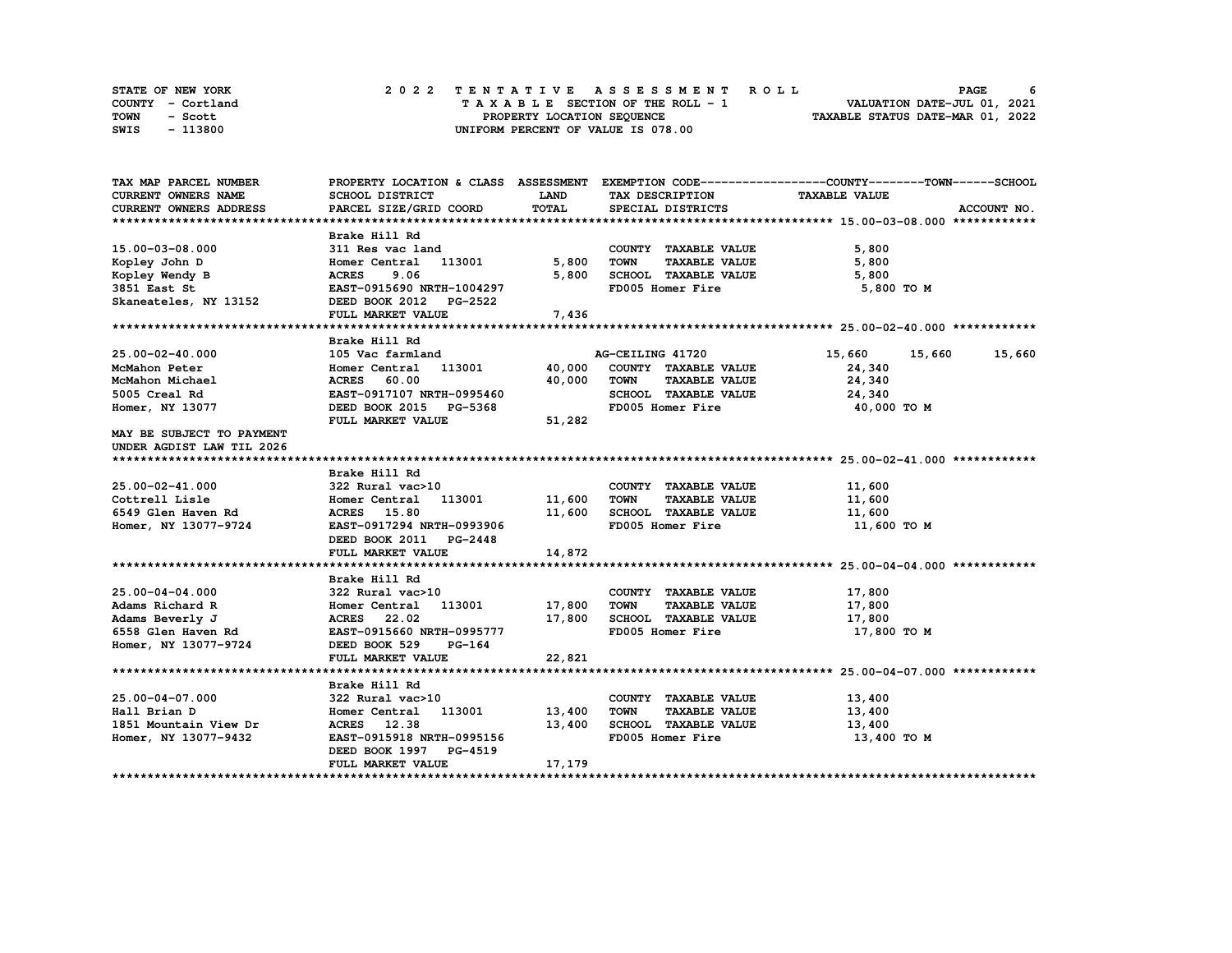STATE OF NEW YORK
COUNTY - Cortland
TOWN - Scott
SWIS - 113800

# 2022 TENTATIVE ASSESSMENT ROLL

TAXABLE SECTION OF THE ROLL - 1
PROPERTY LOCATION SEQUENCE
UNIFORM PERCENT OF VALUE IS 078.00

VALUATION DATE-JUL 01, 2021
TAXABLE STATUS DATE-MAR 01, 2022

| TAX MAP PARCEL NUMBER / CURRENT OWNERS NAME / CURRENT OWNERS ADDRESS | PROPERTY LOCATION & CLASS / SCHOOL DISTRICT / PARCEL SIZE/GRID COORD | ASSESSMENT LAND | ASSESSMENT TOTAL | EXEMPTION CODE / TAX DESCRIPTION / SPECIAL DISTRICTS | COUNTY TAXABLE VALUE | TOWN | SCHOOL | ACCOUNT NO. |
|---|---|---|---|---|---|---|---|---|
| **15.00-03-08.000** | Brake Hill Rd | | | | | | | |
| 15.00-03-08.000 | 311 Res vac land | | | COUNTY TAXABLE VALUE | 5,800 | | | |
| Kopley John D | Homer Central 113001 | 5,800 | | TOWN TAXABLE VALUE | 5,800 | | | |
| Kopley Wendy B | ACRES 9.06 | | 5,800 | SCHOOL TAXABLE VALUE | 5,800 | | | |
| 3851 East St | EAST-0915690 NRTH-1004297 | | | FD005 Homer Fire | 5,800 TO M | | | |
| Skaneateles, NY 13152 | DEED BOOK 2012 PG-2522 | | | | | | | |
| | FULL MARKET VALUE | | 7,436 | | | | | |
| **25.00-02-40.000** | Brake Hill Rd | | | | | | | |
| 25.00-02-40.000 | 105 Vac farmland | | | AG-CEILING 41720 | 15,660 | 15,660 | 15,660 | |
| McMahon Peter | Homer Central 113001 | 40,000 | | COUNTY TAXABLE VALUE | 24,340 | | | |
| McMahon Michael | ACRES 60.00 | | 40,000 | TOWN TAXABLE VALUE | 24,340 | | | |
| 5005 Creal Rd | EAST-0917107 NRTH-0995460 | | | SCHOOL TAXABLE VALUE | 24,340 | | | |
| Homer, NY 13077 | DEED BOOK 2015 PG-5368 | | | FD005 Homer Fire | 40,000 TO M | | | |
| | FULL MARKET VALUE | | 51,282 | | | | | |
| MAY BE SUBJECT TO PAYMENT UNDER AGDIST LAW TIL 2026 | | | | | | | | |
| **25.00-02-41.000** | Brake Hill Rd | | | | | | | |
| 25.00-02-41.000 | 322 Rural vac>10 | | | COUNTY TAXABLE VALUE | 11,600 | | | |
| Cottrell Lisle | Homer Central 113001 | 11,600 | | TOWN TAXABLE VALUE | 11,600 | | | |
| 6549 Glen Haven Rd | ACRES 15.80 | | 11,600 | SCHOOL TAXABLE VALUE | 11,600 | | | |
| Homer, NY 13077-9724 | EAST-0917294 NRTH-0993906 | | | FD005 Homer Fire | 11,600 TO M | | | |
| | DEED BOOK 2011 PG-2448 | | | | | | | |
| | FULL MARKET VALUE | | 14,872 | | | | | |
| **25.00-04-04.000** | Brake Hill Rd | | | | | | | |
| 25.00-04-04.000 | 322 Rural vac>10 | | | COUNTY TAXABLE VALUE | 17,800 | | | |
| Adams Richard R | Homer Central 113001 | 17,800 | | TOWN TAXABLE VALUE | 17,800 | | | |
| Adams Beverly J | ACRES 22.02 | | 17,800 | SCHOOL TAXABLE VALUE | 17,800 | | | |
| 6558 Glen Haven Rd | EAST-0915660 NRTH-0995777 | | | FD005 Homer Fire | 17,800 TO M | | | |
| Homer, NY 13077-9724 | DEED BOOK 529 PG-164 | | | | | | | |
| | FULL MARKET VALUE | | 22,821 | | | | | |
| **25.00-04-07.000** | Brake Hill Rd | | | | | | | |
| 25.00-04-07.000 | 322 Rural vac>10 | | | COUNTY TAXABLE VALUE | 13,400 | | | |
| Hall Brian D | Homer Central 113001 | 13,400 | | TOWN TAXABLE VALUE | 13,400 | | | |
| 1851 Mountain View Dr | ACRES 12.38 | | 13,400 | SCHOOL TAXABLE VALUE | 13,400 | | | |
| Homer, NY 13077-9432 | EAST-0915918 NRTH-0995156 | | | FD005 Homer Fire | 13,400 TO M | | | |
| | DEED BOOK 1997 PG-4519 | | | | | | | |
| | FULL MARKET VALUE | | 17,179 | | | | | |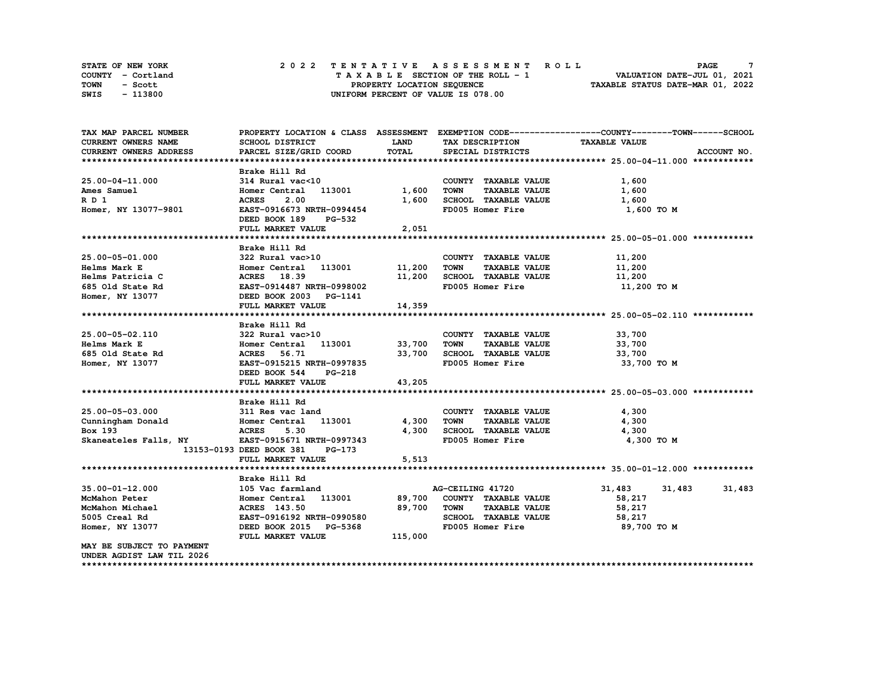STATE OF NEW YORK | 2 0 2 2 TENTATIVE ASSESSMENT ROLL
COUNTY - Cortland | TAXABLE SECTION OF THE ROLL - 1 | VALUATION DATE-JUL 01, 2021
TOWN - Scott | PROPERTY LOCATION SEQUENCE | TAXABLE STATUS DATE-MAR 01, 2022
SWIS - 113800 | UNIFORM PERCENT OF VALUE IS 078.00

| TAX MAP PARCEL NUMBER<br>CURRENT OWNERS NAME<br>CURRENT OWNERS ADDRESS | PROPERTY LOCATION & CLASS<br>SCHOOL DISTRICT<br>PARCEL SIZE/GRID COORD | ASSESSMENT<br>LAND<br>TOTAL | EXEMPTION CODE<br>TAX DESCRIPTION<br>SPECIAL DISTRICTS | COUNTY<br>TAXABLE VALUE | TOWN | SCHOOL<br>ACCOUNT NO. |
|---|---|---|---|---|---|---|
| **25.00-04-11.000** | | | | | | |
| | Brake Hill Rd | | | | | |
| 25.00-04-11.000 | 314 Rural vac<10 | | COUNTY TAXABLE VALUE | 1,600 | | |
| Ames Samuel | Homer Central 113001 | 1,600 | TOWN TAXABLE VALUE | 1,600 | | |
| R D 1 | ACRES 2.00 | 1,600 | SCHOOL TAXABLE VALUE | 1,600 | | |
| Homer, NY 13077-9801 | EAST-0916673 NRTH-0994454 | | FD005 Homer Fire | 1,600 TO M | | |
| | DEED BOOK 189 PG-532 | | | | | |
| | FULL MARKET VALUE | 2,051 | | | | |
| **25.00-05-01.000** | | | | | | |
| | Brake Hill Rd | | | | | |
| 25.00-05-01.000 | 322 Rural vac>10 | | COUNTY TAXABLE VALUE | 11,200 | | |
| Helms Mark E | Homer Central 113001 | 11,200 | TOWN TAXABLE VALUE | 11,200 | | |
| Helms Patricia C | ACRES 18.39 | 11,200 | SCHOOL TAXABLE VALUE | 11,200 | | |
| 685 Old State Rd | EAST-0914487 NRTH-0998002 | | FD005 Homer Fire | 11,200 TO M | | |
| Homer, NY 13077 | DEED BOOK 2003 PG-1141 | | | | | |
| | FULL MARKET VALUE | 14,359 | | | | |
| **25.00-05-02.110** | | | | | | |
| | Brake Hill Rd | | | | | |
| 25.00-05-02.110 | 322 Rural vac>10 | | COUNTY TAXABLE VALUE | 33,700 | | |
| Helms Mark E | Homer Central 113001 | 33,700 | TOWN TAXABLE VALUE | 33,700 | | |
| 685 Old State Rd | ACRES 56.71 | 33,700 | SCHOOL TAXABLE VALUE | 33,700 | | |
| Homer, NY 13077 | EAST-0915215 NRTH-0997835 | | FD005 Homer Fire | 33,700 TO M | | |
| | DEED BOOK 544 PG-218 | | | | | |
| | FULL MARKET VALUE | 43,205 | | | | |
| **25.00-05-03.000** | | | | | | |
| | Brake Hill Rd | | | | | |
| 25.00-05-03.000 | 311 Res vac land | | COUNTY TAXABLE VALUE | 4,300 | | |
| Cunningham Donald | Homer Central 113001 | 4,300 | TOWN TAXABLE VALUE | 4,300 | | |
| Box 193 | ACRES 5.30 | 4,300 | SCHOOL TAXABLE VALUE | 4,300 | | |
| Skaneateles Falls, NY 13153-0193 | EAST-0915671 NRTH-0997343 | | FD005 Homer Fire | 4,300 TO M | | |
| | DEED BOOK 381 PG-173 | | | | | |
| | FULL MARKET VALUE | 5,513 | | | | |
| **35.00-01-12.000** | | | | | | |
| | Brake Hill Rd | | | | | |
| 35.00-01-12.000 | 105 Vac farmland | | AG-CEILING 41720 | 31,483 | 31,483 | 31,483 |
| McMahon Peter | Homer Central 113001 | 89,700 | COUNTY TAXABLE VALUE | 58,217 | | |
| McMahon Michael | ACRES 143.50 | 89,700 | TOWN TAXABLE VALUE | 58,217 | | |
| 5005 Creal Rd | EAST-0916192 NRTH-0990580 | | SCHOOL TAXABLE VALUE | 58,217 | | |
| Homer, NY 13077 | DEED BOOK 2015 PG-5368 | | FD005 Homer Fire | 89,700 TO M | | |
| | FULL MARKET VALUE | 115,000 | | | | |
| MAY BE SUBJECT TO PAYMENT UNDER AGDIST LAW TIL 2026 | | | | | | |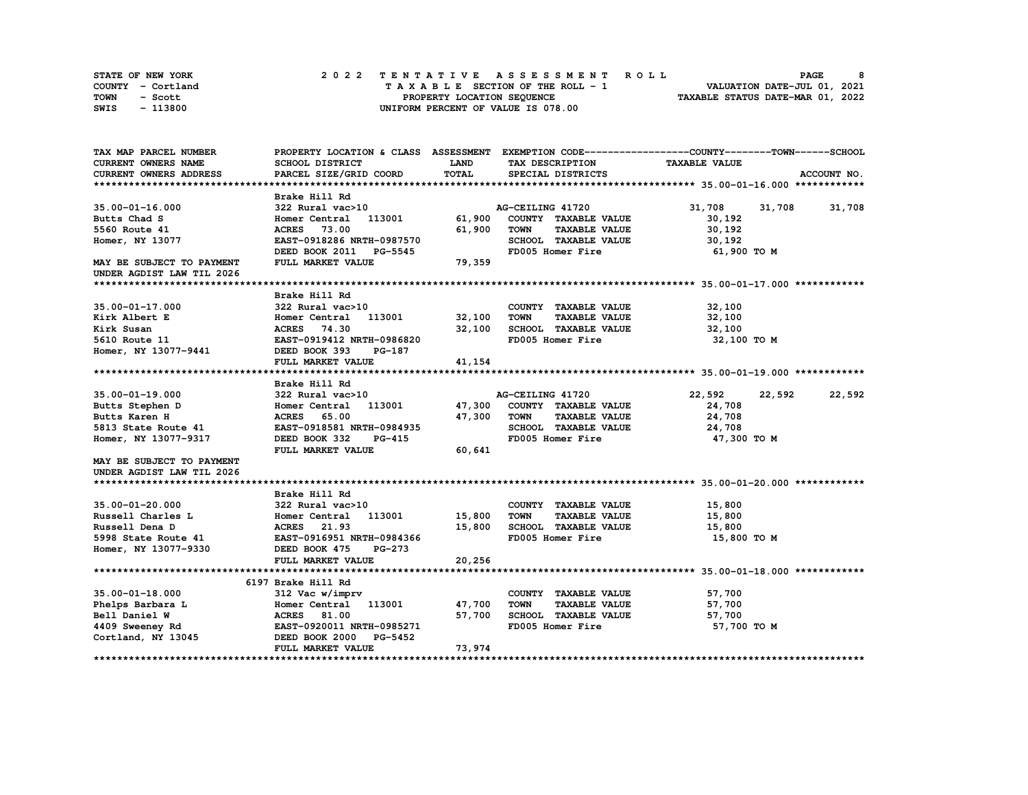STATE OF NEW YORK — 2022 TENTATIVE ASSESSMENT ROLL — PAGE 8
COUNTY - Cortland — TAXABLE SECTION OF THE ROLL - 1 — VALUATION DATE-JUL 01, 2021
TOWN - Scott — PROPERTY LOCATION SEQUENCE — TAXABLE STATUS DATE-MAR 01, 2022
SWIS - 113800 — UNIFORM PERCENT OF VALUE IS 078.00

```
TAX MAP PARCEL NUMBER          PROPERTY LOCATION & CLASS  ASSESSMENT  EXEMPTION CODE------------------COUNTY--------TOWN------SCHOOL
CURRENT OWNERS NAME            SCHOOL DISTRICT               LAND      TAX DESCRIPTION            TAXABLE VALUE
CURRENT OWNERS ADDRESS         PARCEL SIZE/GRID COORD        TOTAL     SPECIAL DISTRICTS                                      ACCOUNT NO.
******************************************************************************************************* 35.00-01-16.000 ************
                               Brake Hill Rd
35.00-01-16.000                322 Rural vac>10                        AG-CEILING 41720            31,708     31,708     31,708
Butts Chad S                   Homer Central   113001        61,900    COUNTY  TAXABLE VALUE        30,192
5560 Route 41                  ACRES   73.00                 61,900    TOWN    TAXABLE VALUE        30,192
Homer, NY 13077                EAST-0918286 NRTH-0987570               SCHOOL  TAXABLE VALUE        30,192
                               DEED BOOK 2011   PG-5545                FD005 Homer Fire              61,900 TO M
MAY BE SUBJECT TO PAYMENT      FULL MARKET VALUE             79,359
UNDER AGDIST LAW TIL 2026
******************************************************************************************************* 35.00-01-17.000 ************
                               Brake Hill Rd
35.00-01-17.000                322 Rural vac>10                        COUNTY  TAXABLE VALUE        32,100
Kirk Albert E                  Homer Central   113001        32,100    TOWN    TAXABLE VALUE        32,100
Kirk Susan                     ACRES   74.30                 32,100    SCHOOL  TAXABLE VALUE        32,100
5610 Route 11                  EAST-0919412 NRTH-0986820               FD005 Homer Fire              32,100 TO M
Homer, NY 13077-9441           DEED BOOK 393    PG-187
                               FULL MARKET VALUE             41,154
******************************************************************************************************* 35.00-01-19.000 ************
                               Brake Hill Rd
35.00-01-19.000                322 Rural vac>10                        AG-CEILING 41720            22,592     22,592     22,592
Butts Stephen D                Homer Central   113001        47,300    COUNTY  TAXABLE VALUE        24,708
Butts Karen H                  ACRES   65.00                 47,300    TOWN    TAXABLE VALUE        24,708
5813 State Route 41            EAST-0918581 NRTH-0984935               SCHOOL  TAXABLE VALUE        24,708
Homer, NY 13077-9317           DEED BOOK 332    PG-415                 FD005 Homer Fire              47,300 TO M
                               FULL MARKET VALUE             60,641
MAY BE SUBJECT TO PAYMENT
UNDER AGDIST LAW TIL 2026
******************************************************************************************************* 35.00-01-20.000 ************
                               Brake Hill Rd
35.00-01-20.000                322 Rural vac>10                        COUNTY  TAXABLE VALUE        15,800
Russell Charles L              Homer Central   113001        15,800    TOWN    TAXABLE VALUE        15,800
Russell Dena D                 ACRES   21.93                 15,800    SCHOOL  TAXABLE VALUE        15,800
5998 State Route 41            EAST-0916951 NRTH-0984366               FD005 Homer Fire              15,800 TO M
Homer, NY 13077-9330           DEED BOOK 475    PG-273
                               FULL MARKET VALUE             20,256
******************************************************************************************************* 35.00-01-18.000 ************
                          6197 Brake Hill Rd
35.00-01-18.000                312 Vac w/imprv                         COUNTY  TAXABLE VALUE        57,700
Phelps Barbara L               Homer Central   113001        47,700    TOWN    TAXABLE VALUE        57,700
Bell Daniel W                  ACRES   81.00                 57,700    SCHOOL  TAXABLE VALUE        57,700
4409 Sweeney Rd                EAST-0920011 NRTH-0985271               FD005 Homer Fire              57,700 TO M
Cortland, NY 13045             DEED BOOK 2000   PG-5452
                               FULL MARKET VALUE             73,974
************************************************************************************************************************************
```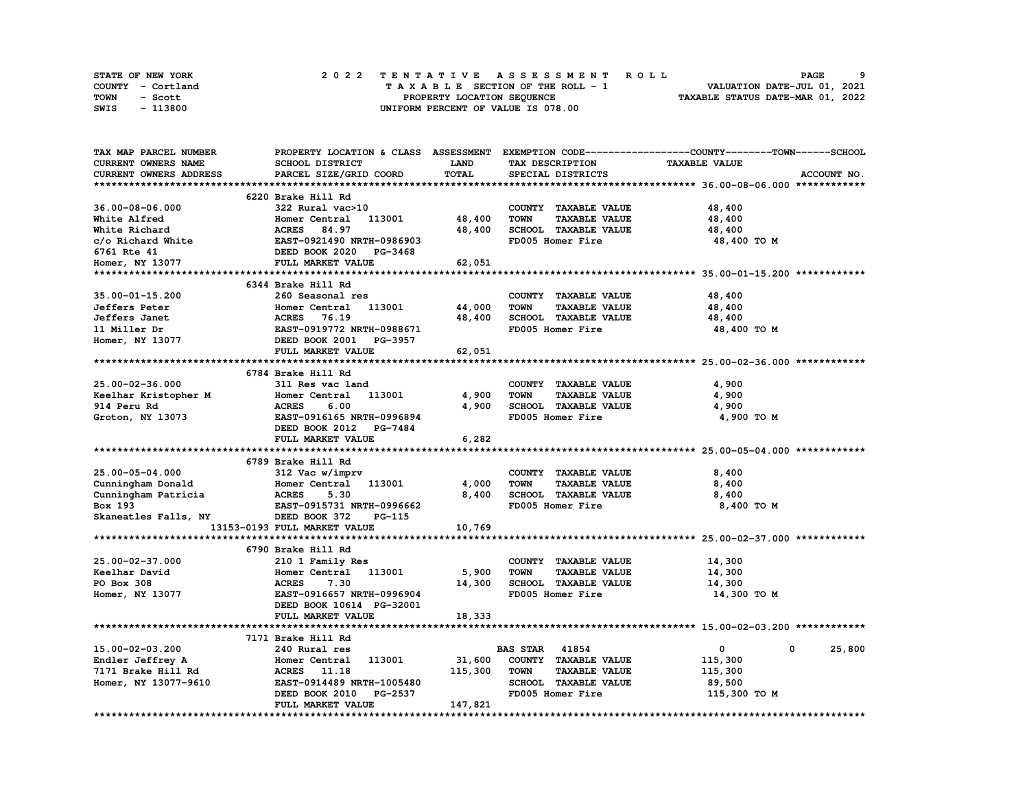STATE OF NEW YORK
COUNTY - Cortland
TOWN - Scott
SWIS - 113800

# 2022 TENTATIVE ASSESSMENT ROLL

TAXABLE SECTION OF THE ROLL - 1
PROPERTY LOCATION SEQUENCE
UNIFORM PERCENT OF VALUE IS 078.00

VALUATION DATE-JUL 01, 2021
TAXABLE STATUS DATE-MAR 01, 2022

| TAX MAP PARCEL NUMBER / CURRENT OWNERS NAME / CURRENT OWNERS ADDRESS | PROPERTY LOCATION & CLASS / SCHOOL DISTRICT / PARCEL SIZE/GRID COORD | ASSESSMENT LAND | TOTAL | EXEMPTION CODE / TAX DESCRIPTION / SPECIAL DISTRICTS | TAXABLE VALUE COUNTY | TOWN | SCHOOL |
|---|---|---|---|---|---|---|---|
| **36.00-08-06.000** | 6220 Brake Hill Rd | | | | | | |
| 36.00-08-06.000 | 322 Rural vac>10 | | | COUNTY TAXABLE VALUE | 48,400 | | |
| White Alfred | Homer Central 113001 | 48,400 | | TOWN TAXABLE VALUE | | 48,400 | |
| White Richard | ACRES 84.97 | | 48,400 | SCHOOL TAXABLE VALUE | | | 48,400 |
| c/o Richard White | EAST-0921490 NRTH-0986903 | | | FD005 Homer Fire | 48,400 TO M | | |
| 6761 Rte 41 | DEED BOOK 2020 PG-3468 | | | | | | |
| Homer, NY 13077 | FULL MARKET VALUE | | 62,051 | | | | |
| **35.00-01-15.200** | 6344 Brake Hill Rd | | | | | | |
| 35.00-01-15.200 | 260 Seasonal res | | | COUNTY TAXABLE VALUE | 48,400 | | |
| Jeffers Peter | Homer Central 113001 | 44,000 | | TOWN TAXABLE VALUE | | 48,400 | |
| Jeffers Janet | ACRES 76.19 | | 48,400 | SCHOOL TAXABLE VALUE | | | 48,400 |
| 11 Miller Dr | EAST-0919772 NRTH-0988671 | | | FD005 Homer Fire | 48,400 TO M | | |
| Homer, NY 13077 | DEED BOOK 2001 PG-3957 | | | | | | |
| | FULL MARKET VALUE | | 62,051 | | | | |
| **25.00-02-36.000** | 6784 Brake Hill Rd | | | | | | |
| 25.00-02-36.000 | 311 Res vac land | | | COUNTY TAXABLE VALUE | 4,900 | | |
| Keelhar Kristopher M | Homer Central 113001 | 4,900 | | TOWN TAXABLE VALUE | | 4,900 | |
| 914 Peru Rd | ACRES 6.00 | | 4,900 | SCHOOL TAXABLE VALUE | | | 4,900 |
| Groton, NY 13073 | EAST-0916165 NRTH-0996894 | | | FD005 Homer Fire | 4,900 TO M | | |
| | DEED BOOK 2012 PG-7484 | | | | | | |
| | FULL MARKET VALUE | | 6,282 | | | | |
| **25.00-05-04.000** | 6789 Brake Hill Rd | | | | | | |
| 25.00-05-04.000 | 312 Vac w/imprv | | | COUNTY TAXABLE VALUE | 8,400 | | |
| Cunningham Donald | Homer Central 113001 | 4,000 | | TOWN TAXABLE VALUE | | 8,400 | |
| Cunningham Patricia | ACRES 5.30 | | 8,400 | SCHOOL TAXABLE VALUE | | | 8,400 |
| Box 193 | EAST-0915731 NRTH-0996662 | | | FD005 Homer Fire | 8,400 TO M | | |
| Skaneatles Falls, NY | DEED BOOK 372 PG-115 | | | | | | |
| 13153-0193 | FULL MARKET VALUE | | 10,769 | | | | |
| **25.00-02-37.000** | 6790 Brake Hill Rd | | | | | | |
| 25.00-02-37.000 | 210 1 Family Res | | | COUNTY TAXABLE VALUE | 14,300 | | |
| Keelhar David | Homer Central 113001 | 5,900 | | TOWN TAXABLE VALUE | | 14,300 | |
| PO Box 308 | ACRES 7.30 | | 14,300 | SCHOOL TAXABLE VALUE | | | 14,300 |
| Homer, NY 13077 | EAST-0916657 NRTH-0996904 | | | FD005 Homer Fire | 14,300 TO M | | |
| | DEED BOOK 10614 PG-32001 | | | | | | |
| | FULL MARKET VALUE | | 18,333 | | | | |
| **15.00-02-03.200** | 7171 Brake Hill Rd | | | | | | |
| 15.00-02-03.200 | 240 Rural res | | | BAS STAR 41854 | 0 | 0 | 25,800 |
| Endler Jeffrey A | Homer Central 113001 | 31,600 | | COUNTY TAXABLE VALUE | 115,300 | | |
| 7171 Brake Hill Rd | ACRES 11.18 | | 115,300 | TOWN TAXABLE VALUE | | 115,300 | |
| Homer, NY 13077-9610 | EAST-0914489 NRTH-1005480 | | | SCHOOL TAXABLE VALUE | | | 89,500 |
| | DEED BOOK 2010 PG-2537 | | | FD005 Homer Fire | 115,300 TO M | | |
| | FULL MARKET VALUE | | 147,821 | | | | |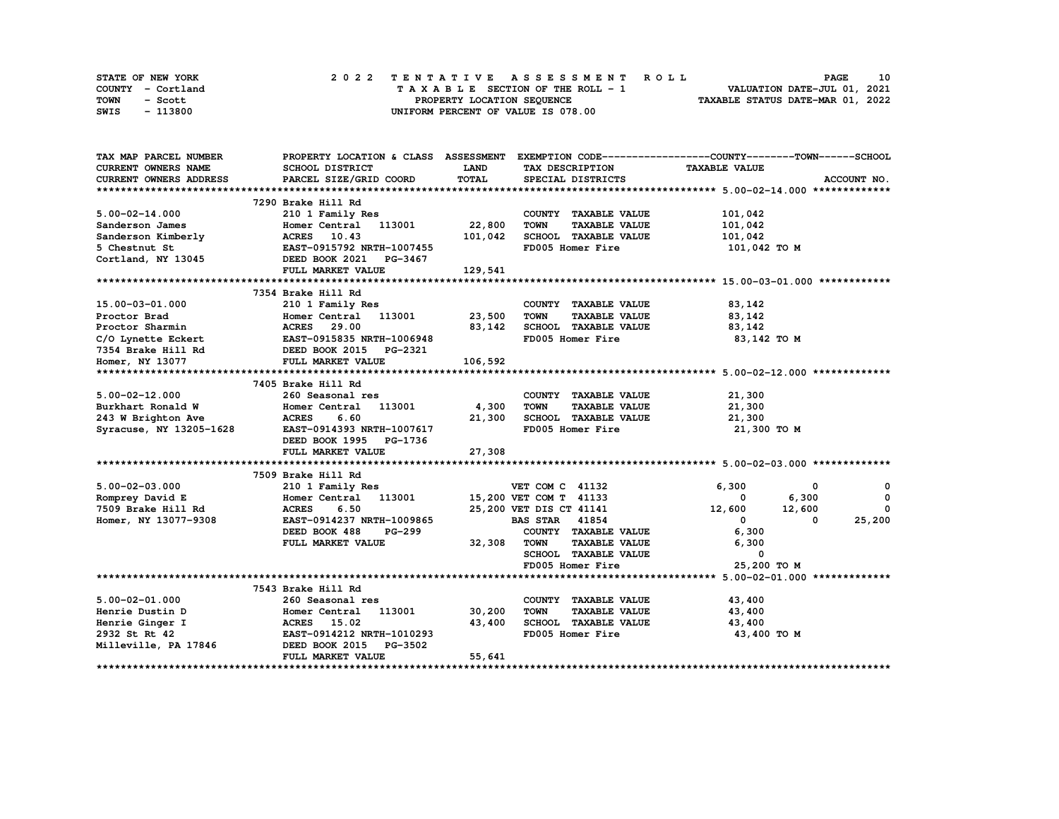STATE OF NEW YORK — 2022 TENTATIVE ASSESSMENT ROLL
COUNTY - Cortland — TAXABLE SECTION OF THE ROLL - 1 — VALUATION DATE-JUL 01, 2021
TOWN - Scott — PROPERTY LOCATION SEQUENCE — TAXABLE STATUS DATE-MAR 01, 2022
SWIS - 113800 — UNIFORM PERCENT OF VALUE IS 078.00

| TAX MAP PARCEL NUMBER / CURRENT OWNERS NAME / CURRENT OWNERS ADDRESS | PROPERTY LOCATION & CLASS / SCHOOL DISTRICT / PARCEL SIZE/GRID COORD | ASSESSMENT LAND / TOTAL | EXEMPTION CODE / TAX DESCRIPTION / SPECIAL DISTRICTS | COUNTY TAXABLE VALUE | TOWN | SCHOOL / ACCOUNT NO. |
|---|---|---|---|---|---|---|
| **5.00-02-14.000** | 7290 Brake Hill Rd | | | | | |
| 5.00-02-14.000 | 210 1 Family Res | | COUNTY TAXABLE VALUE | 101,042 | | |
| Sanderson James | Homer Central 113001 | 22,800 | TOWN TAXABLE VALUE | 101,042 | | |
| Sanderson Kimberly | ACRES 10.43 | 101,042 | SCHOOL TAXABLE VALUE | 101,042 | | |
| 5 Chestnut St | EAST-0915792 NRTH-1007455 | | FD005 Homer Fire | 101,042 TO M | | |
| Cortland, NY 13045 | DEED BOOK 2021 PG-3467 | | | | | |
| | FULL MARKET VALUE | 129,541 | | | | |
| **15.00-03-01.000** | 7354 Brake Hill Rd | | | | | |
| 15.00-03-01.000 | 210 1 Family Res | | COUNTY TAXABLE VALUE | 83,142 | | |
| Proctor Brad | Homer Central 113001 | 23,500 | TOWN TAXABLE VALUE | 83,142 | | |
| Proctor Sharmin | ACRES 29.00 | 83,142 | SCHOOL TAXABLE VALUE | 83,142 | | |
| C/O Lynette Eckert | EAST-0915835 NRTH-1006948 | | FD005 Homer Fire | 83,142 TO M | | |
| 7354 Brake Hill Rd | DEED BOOK 2015 PG-2321 | | | | | |
| Homer, NY 13077 | FULL MARKET VALUE | 106,592 | | | | |
| **5.00-02-12.000** | 7405 Brake Hill Rd | | | | | |
| 5.00-02-12.000 | 260 Seasonal res | | COUNTY TAXABLE VALUE | 21,300 | | |
| Burkhart Ronald W | Homer Central 113001 | 4,300 | TOWN TAXABLE VALUE | 21,300 | | |
| 243 W Brighton Ave | ACRES 6.60 | 21,300 | SCHOOL TAXABLE VALUE | 21,300 | | |
| Syracuse, NY 13205-1628 | EAST-0914393 NRTH-1007617 | | FD005 Homer Fire | 21,300 TO M | | |
| | DEED BOOK 1995 PG-1736 | | | | | |
| | FULL MARKET VALUE | 27,308 | | | | |
| **5.00-02-03.000** | 7509 Brake Hill Rd | | | | | |
| 5.00-02-03.000 | 210 1 Family Res | | VET COM C 41132 | 6,300 | 0 | 0 |
| Romprey David E | Homer Central 113001 | 15,200 | VET COM T 41133 | 0 | 6,300 | 0 |
| 7509 Brake Hill Rd | ACRES 6.50 | 25,200 | VET DIS CT 41141 | 12,600 | 12,600 | 0 |
| Homer, NY 13077-9308 | EAST-0914237 NRTH-1009865 | | BAS STAR 41854 | 0 | 0 | 25,200 |
| | DEED BOOK 488 PG-299 | | COUNTY TAXABLE VALUE | 6,300 | | |
| | FULL MARKET VALUE | 32,308 | TOWN TAXABLE VALUE | 6,300 | | |
| | | | SCHOOL TAXABLE VALUE | 0 | | |
| | | | FD005 Homer Fire | 25,200 TO M | | |
| **5.00-02-01.000** | 7543 Brake Hill Rd | | | | | |
| 5.00-02-01.000 | 260 Seasonal res | | COUNTY TAXABLE VALUE | 43,400 | | |
| Henrie Dustin D | Homer Central 113001 | 30,200 | TOWN TAXABLE VALUE | 43,400 | | |
| Henrie Ginger I | ACRES 15.02 | 43,400 | SCHOOL TAXABLE VALUE | 43,400 | | |
| 2932 St Rt 42 | EAST-0914212 NRTH-1010293 | | FD005 Homer Fire | 43,400 TO M | | |
| Milleville, PA 17846 | DEED BOOK 2015 PG-3502 | | | | | |
| | FULL MARKET VALUE | 55,641 | | | | |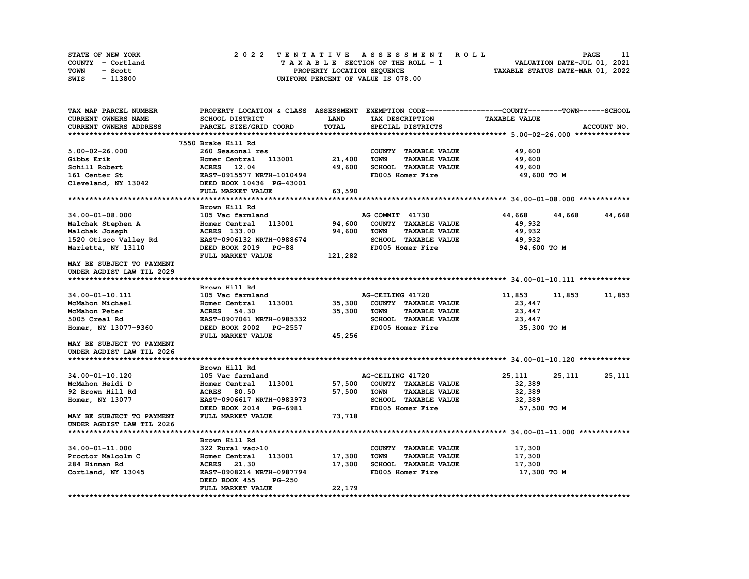STATE OF NEW YORK
COUNTY - Cortland
TOWN - Scott
SWIS - 113800

2022 TENTATIVE ASSESSMENT ROLL
TAXABLE SECTION OF THE ROLL - 1
PROPERTY LOCATION SEQUENCE
UNIFORM PERCENT OF VALUE IS 078.00

VALUATION DATE-JUL 01, 2021
TAXABLE STATUS DATE-MAR 01, 2022

| TAX MAP PARCEL NUMBER / CURRENT OWNERS NAME / CURRENT OWNERS ADDRESS | PROPERTY LOCATION & CLASS / SCHOOL DISTRICT / PARCEL SIZE/GRID COORD | ASSESSMENT LAND / TOTAL | EXEMPTION CODE / TAX DESCRIPTION / SPECIAL DISTRICTS | COUNTY / TAXABLE VALUE | TOWN | SCHOOL |
|---|---|---|---|---|---|---|
| **5.00-02-26.000** | 7550 Brake Hill Rd | | | | | |
| 5.00-02-26.000 | 260 Seasonal res | | COUNTY TAXABLE VALUE | 49,600 | | |
| Gibbs Erik | Homer Central 113001 | 21,400 | TOWN TAXABLE VALUE | 49,600 | | |
| Schill Robert | ACRES 12.04 | 49,600 | SCHOOL TAXABLE VALUE | 49,600 | | |
| 161 Center St | EAST-0915577 NRTH-1010494 | | FD005 Homer Fire | 49,600 TO M | | |
| Cleveland, NY 13042 | DEED BOOK 10436 PG-43001 | | | | | |
| | FULL MARKET VALUE | 63,590 | | | | |
| **34.00-01-08.000** | Brown Hill Rd | | | | | |
| 34.00-01-08.000 | 105 Vac farmland | | AG COMMIT 41730 | 44,668 | 44,668 | 44,668 |
| Malchak Stephen A | Homer Central 113001 | 94,600 | COUNTY TAXABLE VALUE | 49,932 | | |
| Malchak Joseph | ACRES 133.00 | 94,600 | TOWN TAXABLE VALUE | 49,932 | | |
| 1520 Otisco Valley Rd | EAST-0906132 NRTH-0988674 | | SCHOOL TAXABLE VALUE | 49,932 | | |
| Marietta, NY 13110 | DEED BOOK 2019 PG-88 | | FD005 Homer Fire | 94,600 TO M | | |
| | FULL MARKET VALUE | 121,282 | | | | |
| MAY BE SUBJECT TO PAYMENT UNDER AGDIST LAW TIL 2029 | | | | | | |
| **34.00-01-10.111** | Brown Hill Rd | | | | | |
| 34.00-01-10.111 | 105 Vac farmland | | AG-CEILING 41720 | 11,853 | 11,853 | 11,853 |
| McMahon Michael | Homer Central 113001 | 35,300 | COUNTY TAXABLE VALUE | 23,447 | | |
| McMahon Peter | ACRES 54.30 | 35,300 | TOWN TAXABLE VALUE | 23,447 | | |
| 5005 Creal Rd | EAST-0907061 NRTH-0985332 | | SCHOOL TAXABLE VALUE | 23,447 | | |
| Homer, NY 13077-9360 | DEED BOOK 2002 PG-2557 | | FD005 Homer Fire | 35,300 TO M | | |
| | FULL MARKET VALUE | 45,256 | | | | |
| MAY BE SUBJECT TO PAYMENT UNDER AGDIST LAW TIL 2026 | | | | | | |
| **34.00-01-10.120** | Brown Hill Rd | | | | | |
| 34.00-01-10.120 | 105 Vac farmland | | AG-CEILING 41720 | 25,111 | 25,111 | 25,111 |
| McMahon Heidi D | Homer Central 113001 | 57,500 | COUNTY TAXABLE VALUE | 32,389 | | |
| 92 Brown Hill Rd | ACRES 80.50 | 57,500 | TOWN TAXABLE VALUE | 32,389 | | |
| Homer, NY 13077 | EAST-0906617 NRTH-0983973 | | SCHOOL TAXABLE VALUE | 32,389 | | |
| | DEED BOOK 2014 PG-6981 | | FD005 Homer Fire | 57,500 TO M | | |
| MAY BE SUBJECT TO PAYMENT UNDER AGDIST LAW TIL 2026 | FULL MARKET VALUE | 73,718 | | | | |
| **34.00-01-11.000** | Brown Hill Rd | | | | | |
| 34.00-01-11.000 | 322 Rural vac>10 | | COUNTY TAXABLE VALUE | 17,300 | | |
| Proctor Malcolm C | Homer Central 113001 | 17,300 | TOWN TAXABLE VALUE | 17,300 | | |
| 284 Hinman Rd | ACRES 21.30 | 17,300 | SCHOOL TAXABLE VALUE | 17,300 | | |
| Cortland, NY 13045 | EAST-0908214 NRTH-0987794 | | FD005 Homer Fire | 17,300 TO M | | |
| | DEED BOOK 455 PG-250 | | | | | |
| | FULL MARKET VALUE | 22,179 | | | | |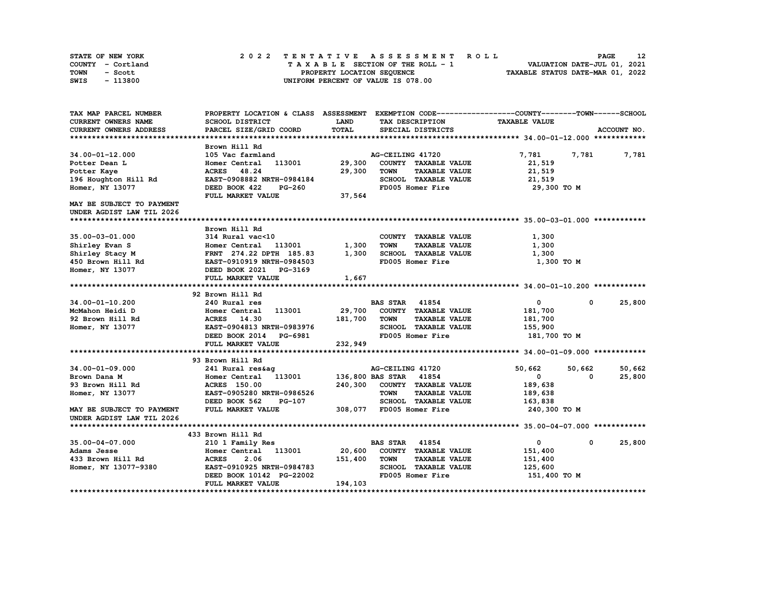STATE OF NEW YORK | COUNTY - Cortland | TOWN - Scott | SWIS - 113800

# 2022 TENTATIVE ASSESSMENT ROLL

TAXABLE SECTION OF THE ROLL - 1
PROPERTY LOCATION SEQUENCE
UNIFORM PERCENT OF VALUE IS 078.00

VALUATION DATE-JUL 01, 2021
TAXABLE STATUS DATE-MAR 01, 2022

```
TAX MAP PARCEL NUMBER          PROPERTY LOCATION & CLASS  ASSESSMENT  EXEMPTION CODE------------------COUNTY--------TOWN------SCHOOL
CURRENT OWNERS NAME            SCHOOL DISTRICT            LAND        TAX DESCRIPTION               TAXABLE VALUE
CURRENT OWNERS ADDRESS         PARCEL SIZE/GRID COORD     TOTAL       SPECIAL DISTRICTS                                        ACCOUNT NO.
******************************************************************************************************* 34.00-01-12.000 ************
                               Brown Hill Rd
34.00-01-12.000                105 Vac farmland                       AG-CEILING 41720              7,781        7,781        7,781
Potter Dean L                  Homer Central   113001       29,300    COUNTY  TAXABLE VALUE         21,519
Potter Kaye                    ACRES   48.24                29,300    TOWN    TAXABLE VALUE         21,519
196 Houghton Hill Rd           EAST-0908882 NRTH-0984184              SCHOOL  TAXABLE VALUE         21,519
Homer, NY 13077                DEED BOOK 422    PG-260                FD005 Homer Fire              29,300 TO M
                               FULL MARKET VALUE            37,564
MAY BE SUBJECT TO PAYMENT
UNDER AGDIST LAW TIL 2026
******************************************************************************************************* 35.00-03-01.000 ************
                               Brown Hill Rd
35.00-03-01.000                314 Rural vac<10                       COUNTY  TAXABLE VALUE          1,300
Shirley Evan S                 Homer Central   113001        1,300    TOWN    TAXABLE VALUE          1,300
Shirley Stacy M                FRNT  274.22 DPTH  185.83     1,300    SCHOOL  TAXABLE VALUE          1,300
450 Brown Hill Rd              EAST-0910919 NRTH-0984503              FD005 Homer Fire               1,300 TO M
Homer, NY 13077                DEED BOOK 2021   PG-3169
                               FULL MARKET VALUE             1,667
******************************************************************************************************* 34.00-01-10.200 ************
                               92 Brown Hill Rd
34.00-01-10.200                240 Rural res                          BAS STAR   41854                   0            0       25,800
McMahon Heidi D                Homer Central   113001       29,700    COUNTY  TAXABLE VALUE        181,700
92 Brown Hill Rd               ACRES   14.30               181,700    TOWN    TAXABLE VALUE        181,700
Homer, NY 13077                EAST-0904813 NRTH-0983976              SCHOOL  TAXABLE VALUE        155,900
                               DEED BOOK 2014   PG-6981               FD005 Homer Fire             181,700 TO M
                               FULL MARKET VALUE           232,949
******************************************************************************************************* 34.00-01-09.000 ************
                               93 Brown Hill Rd
34.00-01-09.000                241 Rural res&ag                       AG-CEILING 41720              50,662       50,662       50,662
Brown Dana M                   Homer Central   113001      136,800 BAS STAR   41854                   0            0       25,800
93 Brown Hill Rd               ACRES  150.00               240,300    COUNTY  TAXABLE VALUE        189,638
Homer, NY 13077                EAST-0905280 NRTH-0986526              TOWN    TAXABLE VALUE        189,638
                               DEED BOOK 562    PG-107                SCHOOL  TAXABLE VALUE        163,838
MAY BE SUBJECT TO PAYMENT      FULL MARKET VALUE           308,077    FD005 Homer Fire             240,300 TO M
UNDER AGDIST LAW TIL 2026
******************************************************************************************************* 35.00-04-07.000 ************
                               433 Brown Hill Rd
35.00-04-07.000                210 1 Family Res                       BAS STAR   41854                   0            0       25,800
Adams Jesse                    Homer Central   113001       20,600    COUNTY  TAXABLE VALUE        151,400
433 Brown Hill Rd              ACRES    2.06               151,400    TOWN    TAXABLE VALUE        151,400
Homer, NY 13077-9380           EAST-0910925 NRTH-0984783              SCHOOL  TAXABLE VALUE        125,600
                               DEED BOOK 10142  PG-22002              FD005 Homer Fire             151,400 TO M
                               FULL MARKET VALUE           194,103
************************************************************************************************************************************
```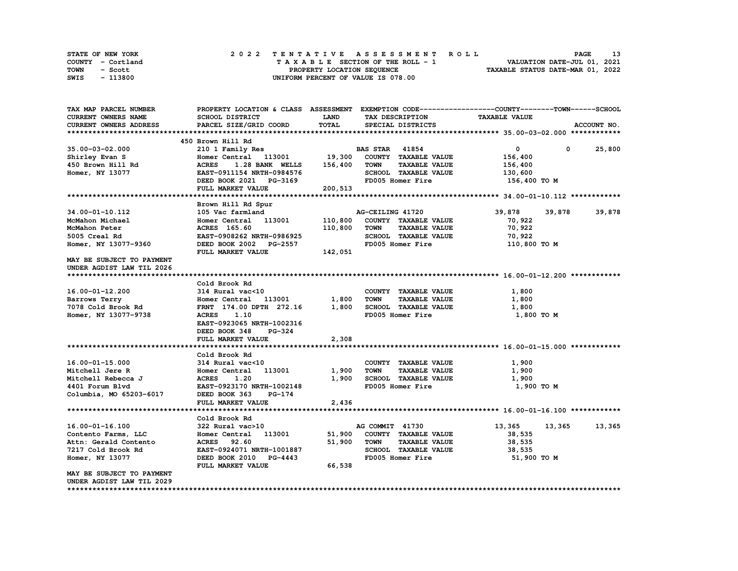STATE OF NEW YORK
COUNTY - Cortland
TOWN - Scott
SWIS - 113800

# 2022 TENTATIVE ASSESSMENT ROLL

TAXABLE SECTION OF THE ROLL - 1
PROPERTY LOCATION SEQUENCE
UNIFORM PERCENT OF VALUE IS 078.00

VALUATION DATE-JUL 01, 2021
TAXABLE STATUS DATE-MAR 01, 2022

| TAX MAP PARCEL NUMBER / CURRENT OWNERS NAME / CURRENT OWNERS ADDRESS | PROPERTY LOCATION & CLASS / SCHOOL DISTRICT / PARCEL SIZE/GRID COORD | ASSESSMENT LAND / TOTAL | EXEMPTION CODE / TAX DESCRIPTION / SPECIAL DISTRICTS | COUNTY | TOWN | SCHOOL | ACCOUNT NO. |
|---|---|---|---|---|---|---|---|
| **35.00-03-02.000** | 450 Brown Hill Rd | | | | | | |
| 35.00-03-02.000 | 210 1 Family Res | | BAS STAR 41854 | 0 | 0 | 25,800 | |
| Shirley Evan S | Homer Central 113001 | 19,300 | COUNTY TAXABLE VALUE | 156,400 | | | |
| 450 Brown Hill Rd | ACRES 1.28 BANK WELLS | 156,400 | TOWN TAXABLE VALUE | 156,400 | | | |
| Homer, NY 13077 | EAST-0911154 NRTH-0984576 | | SCHOOL TAXABLE VALUE | 130,600 | | | |
| | DEED BOOK 2021 PG-3169 | | FD005 Homer Fire | 156,400 TO M | | | |
| | FULL MARKET VALUE | 200,513 | | | | | |
| **34.00-01-10.112** | Brown Hill Rd Spur | | | | | | |
| 34.00-01-10.112 | 105 Vac farmland | | AG-CEILING 41720 | 39,878 | 39,878 | 39,878 | |
| McMahon Michael | Homer Central 113001 | 110,800 | COUNTY TAXABLE VALUE | 70,922 | | | |
| McMahon Peter | ACRES 165.60 | 110,800 | TOWN TAXABLE VALUE | 70,922 | | | |
| 5005 Creal Rd | EAST-0908262 NRTH-0986925 | | SCHOOL TAXABLE VALUE | 70,922 | | | |
| Homer, NY 13077-9360 | DEED BOOK 2002 PG-2557 | | FD005 Homer Fire | 110,800 TO M | | | |
| | FULL MARKET VALUE | 142,051 | | | | | |
| MAY BE SUBJECT TO PAYMENT UNDER AGDIST LAW TIL 2026 | | | | | | | |
| **16.00-01-12.200** | Cold Brook Rd | | | | | | |
| 16.00-01-12.200 | 314 Rural vac<10 | | COUNTY TAXABLE VALUE | 1,800 | | | |
| Barrows Terry | Homer Central 113001 | 1,800 | TOWN TAXABLE VALUE | 1,800 | | | |
| 7078 Cold Brook Rd | FRNT 174.00 DPTH 272.16 | 1,800 | SCHOOL TAXABLE VALUE | 1,800 | | | |
| Homer, NY 13077-9738 | ACRES 1.10 | | FD005 Homer Fire | 1,800 TO M | | | |
| | EAST-0923065 NRTH-1002316 | | | | | | |
| | DEED BOOK 348 PG-324 | | | | | | |
| | FULL MARKET VALUE | 2,308 | | | | | |
| **16.00-01-15.000** | Cold Brook Rd | | | | | | |
| 16.00-01-15.000 | 314 Rural vac<10 | | COUNTY TAXABLE VALUE | 1,900 | | | |
| Mitchell Jere R | Homer Central 113001 | 1,900 | TOWN TAXABLE VALUE | 1,900 | | | |
| Mitchell Rebecca J | ACRES 1.20 | 1,900 | SCHOOL TAXABLE VALUE | 1,900 | | | |
| 4401 Forum Blvd | EAST-0923170 NRTH-1002148 | | FD005 Homer Fire | 1,900 TO M | | | |
| Columbia, MO 65203-6017 | DEED BOOK 363 PG-174 | | | | | | |
| | FULL MARKET VALUE | 2,436 | | | | | |
| **16.00-01-16.100** | Cold Brook Rd | | | | | | |
| 16.00-01-16.100 | 322 Rural vac>10 | | AG COMMIT 41730 | 13,365 | 13,365 | 13,365 | |
| Contento Farms, LLC | Homer Central 113001 | 51,900 | COUNTY TAXABLE VALUE | 38,535 | | | |
| Attn: Gerald Contento | ACRES 92.60 | 51,900 | TOWN TAXABLE VALUE | 38,535 | | | |
| 7217 Cold Brook Rd | EAST-0924071 NRTH-1001887 | | SCHOOL TAXABLE VALUE | 38,535 | | | |
| Homer, NY 13077 | DEED BOOK 2010 PG-4443 | | FD005 Homer Fire | 51,900 TO M | | | |
| | FULL MARKET VALUE | 66,538 | | | | | |
| MAY BE SUBJECT TO PAYMENT UNDER AGDIST LAW TIL 2029 | | | | | | | |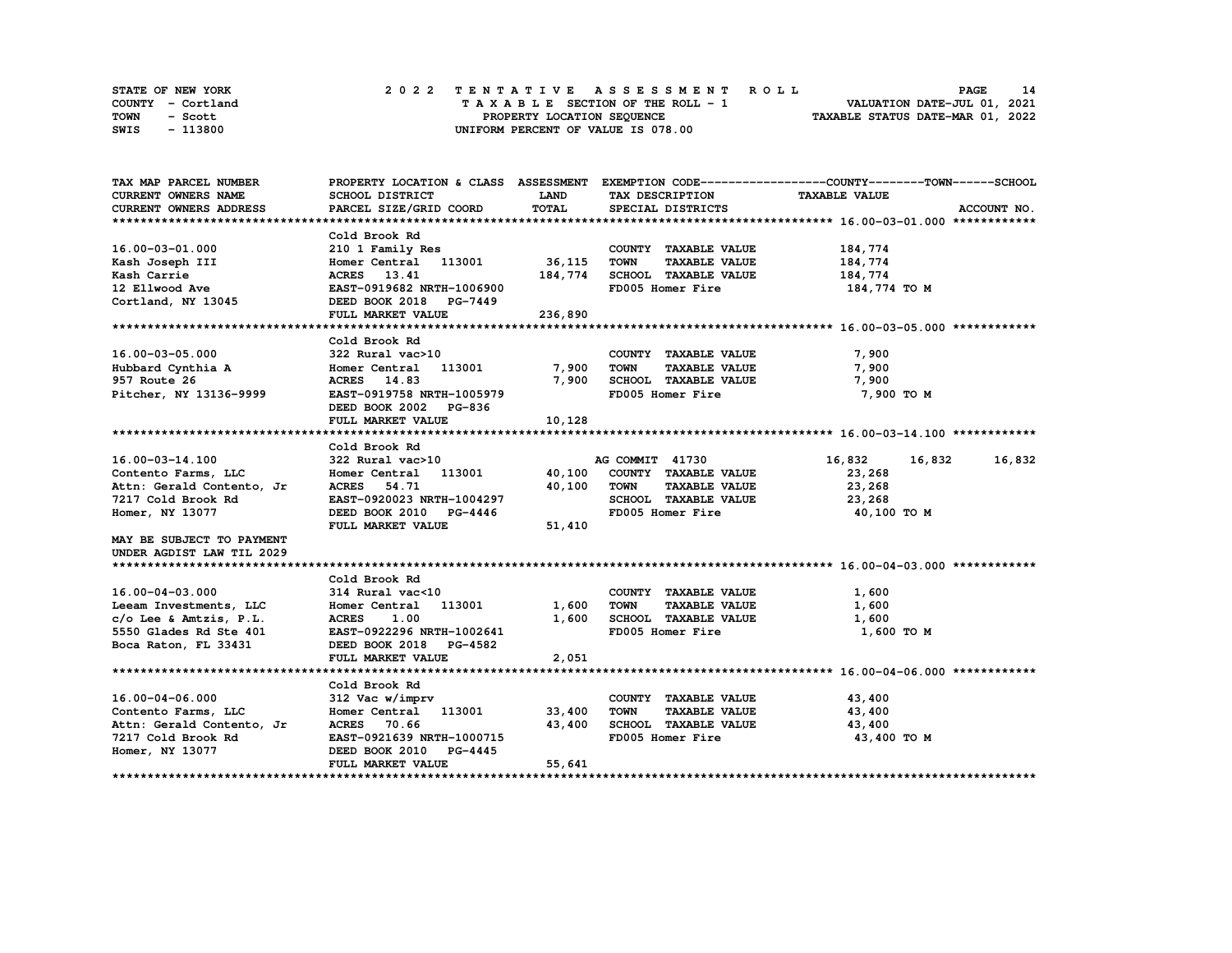STATE OF NEW YORK
COUNTY - Cortland
TOWN - Scott
SWIS - 113800

2022 TENTATIVE ASSESSMENT ROLL
TAXABLE SECTION OF THE ROLL - 1
PROPERTY LOCATION SEQUENCE
UNIFORM PERCENT OF VALUE IS 078.00

VALUATION DATE-JUL 01, 2021
TAXABLE STATUS DATE-MAR 01, 2022

| TAX MAP PARCEL NUMBER / CURRENT OWNERS NAME / CURRENT OWNERS ADDRESS | PROPERTY LOCATION & CLASS / SCHOOL DISTRICT / PARCEL SIZE/GRID COORD | ASSESSMENT LAND / TOTAL | EXEMPTION CODE / TAX DESCRIPTION / SPECIAL DISTRICTS | COUNTY TAXABLE VALUE | TOWN | SCHOOL |
|---|---|---|---|---|---|---|
| **16.00-03-01.000** | Cold Brook Rd | | | | | |
| 16.00-03-01.000 | 210 1 Family Res | | COUNTY TAXABLE VALUE | 184,774 | | |
| Kash Joseph III | Homer Central 113001 | 36,115 | TOWN TAXABLE VALUE | 184,774 | | |
| Kash Carrie | ACRES 13.41 | 184,774 | SCHOOL TAXABLE VALUE | 184,774 | | |
| 12 Ellwood Ave | EAST-0919682 NRTH-1006900 | | FD005 Homer Fire | 184,774 TO M | | |
| Cortland, NY 13045 | DEED BOOK 2018 PG-7449 | | | | | |
| | FULL MARKET VALUE | 236,890 | | | | |
| **16.00-03-05.000** | Cold Brook Rd | | | | | |
| 16.00-03-05.000 | 322 Rural vac>10 | | COUNTY TAXABLE VALUE | 7,900 | | |
| Hubbard Cynthia A | Homer Central 113001 | 7,900 | TOWN TAXABLE VALUE | 7,900 | | |
| 957 Route 26 | ACRES 14.83 | 7,900 | SCHOOL TAXABLE VALUE | 7,900 | | |
| Pitcher, NY 13136-9999 | EAST-0919758 NRTH-1005979 | | FD005 Homer Fire | 7,900 TO M | | |
| | DEED BOOK 2002 PG-836 | | | | | |
| | FULL MARKET VALUE | 10,128 | | | | |
| **16.00-03-14.100** | Cold Brook Rd | | | | | |
| 16.00-03-14.100 | 322 Rural vac>10 | | AG COMMIT 41730 | 16,832 | 16,832 | 16,832 |
| Contento Farms, LLC | Homer Central 113001 | 40,100 | COUNTY TAXABLE VALUE | 23,268 | | |
| Attn: Gerald Contento, Jr | ACRES 54.71 | 40,100 | TOWN TAXABLE VALUE | 23,268 | | |
| 7217 Cold Brook Rd | EAST-0920023 NRTH-1004297 | | SCHOOL TAXABLE VALUE | 23,268 | | |
| Homer, NY 13077 | DEED BOOK 2010 PG-4446 | | FD005 Homer Fire | 40,100 TO M | | |
| | FULL MARKET VALUE | 51,410 | | | | |
| MAY BE SUBJECT TO PAYMENT UNDER AGDIST LAW TIL 2029 | | | | | | |
| **16.00-04-03.000** | Cold Brook Rd | | | | | |
| 16.00-04-03.000 | 314 Rural vac<10 | | COUNTY TAXABLE VALUE | 1,600 | | |
| Leeam Investments, LLC | Homer Central 113001 | 1,600 | TOWN TAXABLE VALUE | 1,600 | | |
| c/o Lee & Amtzis, P.L. | ACRES 1.00 | 1,600 | SCHOOL TAXABLE VALUE | 1,600 | | |
| 5550 Glades Rd Ste 401 | EAST-0922296 NRTH-1002641 | | FD005 Homer Fire | 1,600 TO M | | |
| Boca Raton, FL 33431 | DEED BOOK 2018 PG-4582 | | | | | |
| | FULL MARKET VALUE | 2,051 | | | | |
| **16.00-04-06.000** | Cold Brook Rd | | | | | |
| 16.00-04-06.000 | 312 Vac w/imprv | | COUNTY TAXABLE VALUE | 43,400 | | |
| Contento Farms, LLC | Homer Central 113001 | 33,400 | TOWN TAXABLE VALUE | 43,400 | | |
| Attn: Gerald Contento, Jr | ACRES 70.66 | 43,400 | SCHOOL TAXABLE VALUE | 43,400 | | |
| 7217 Cold Brook Rd | EAST-0921639 NRTH-1000715 | | FD005 Homer Fire | 43,400 TO M | | |
| Homer, NY 13077 | DEED BOOK 2010 PG-4445 | | | | | |
| | FULL MARKET VALUE | 55,641 | | | | |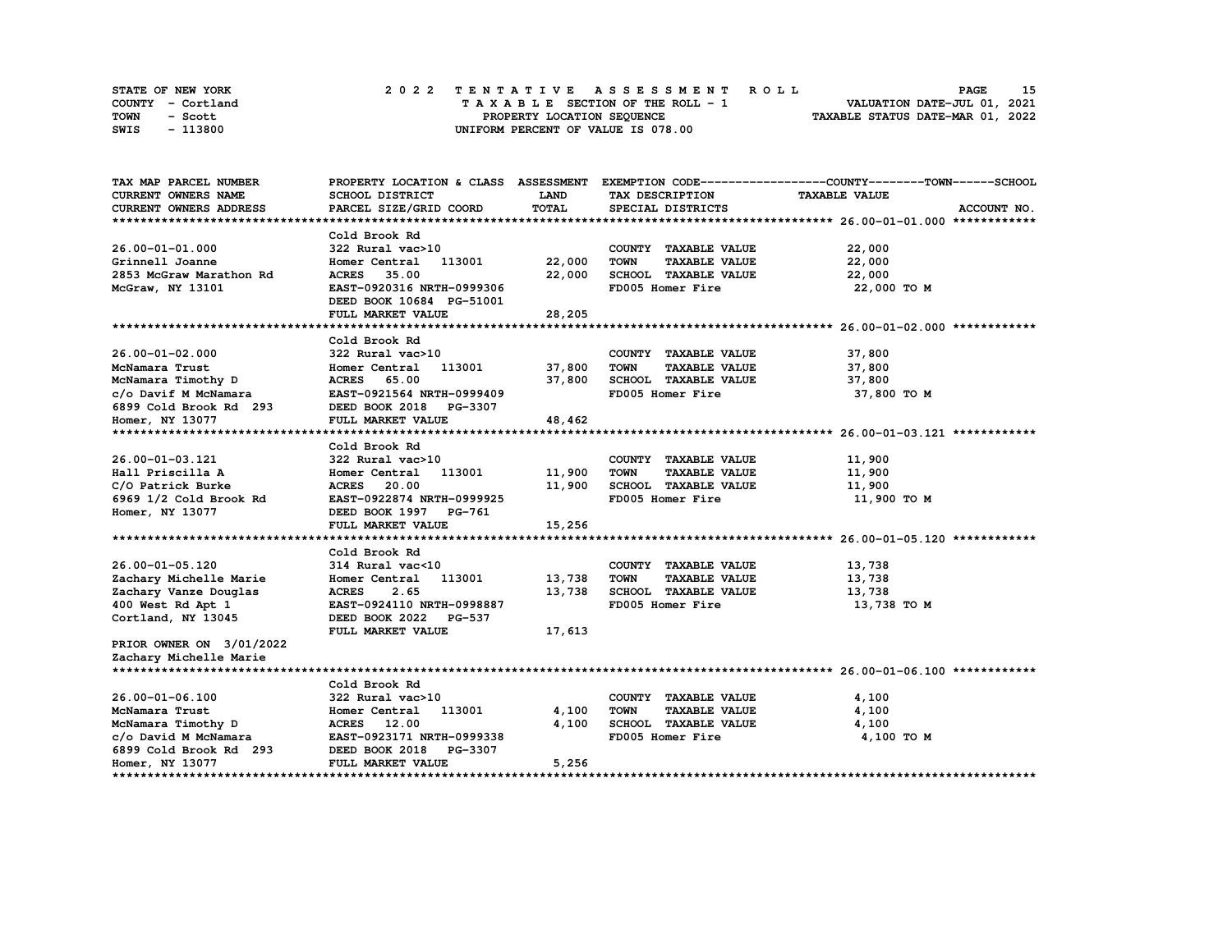STATE OF NEW YORK — 2022 TENTATIVE ASSESSMENT ROLL
COUNTY - Cortland — TAXABLE SECTION OF THE ROLL - 1 — VALUATION DATE-JUL 01, 2021
TOWN - Scott — PROPERTY LOCATION SEQUENCE — TAXABLE STATUS DATE-MAR 01, 2022
SWIS - 113800 — UNIFORM PERCENT OF VALUE IS 078.00

| TAX MAP PARCEL NUMBER / CURRENT OWNERS NAME / CURRENT OWNERS ADDRESS | PROPERTY LOCATION & CLASS / SCHOOL DISTRICT / PARCEL SIZE/GRID COORD | ASSESSMENT LAND | TOTAL | EXEMPTION CODE / TAX DESCRIPTION / SPECIAL DISTRICTS | TAXABLE VALUE (COUNTY--TOWN--SCHOOL) | ACCOUNT NO. |
|---|---|---|---|---|---|---|
| **26.00-01-01.000** | Cold Brook Rd | | | | | |
| 26.00-01-01.000 | 322 Rural vac>10 | | | COUNTY TAXABLE VALUE | 22,000 | |
| Grinnell Joanne | Homer Central 113001 | 22,000 | | TOWN TAXABLE VALUE | 22,000 | |
| 2853 McGraw Marathon Rd | ACRES 35.00 | | 22,000 | SCHOOL TAXABLE VALUE | 22,000 | |
| McGraw, NY 13101 | EAST-0920316 NRTH-0999306 | | | FD005 Homer Fire | 22,000 TO M | |
| | DEED BOOK 10684 PG-51001 | | | | | |
| | FULL MARKET VALUE | | 28,205 | | | |
| **26.00-01-02.000** | Cold Brook Rd | | | | | |
| 26.00-01-02.000 | 322 Rural vac>10 | | | COUNTY TAXABLE VALUE | 37,800 | |
| McNamara Trust | Homer Central 113001 | 37,800 | | TOWN TAXABLE VALUE | 37,800 | |
| McNamara Timothy D | ACRES 65.00 | | 37,800 | SCHOOL TAXABLE VALUE | 37,800 | |
| c/o Davif M McNamara | EAST-0921564 NRTH-0999409 | | | FD005 Homer Fire | 37,800 TO M | |
| 6899 Cold Brook Rd 293 | DEED BOOK 2018 PG-3307 | | | | | |
| Homer, NY 13077 | FULL MARKET VALUE | | 48,462 | | | |
| **26.00-01-03.121** | Cold Brook Rd | | | | | |
| 26.00-01-03.121 | 322 Rural vac>10 | | | COUNTY TAXABLE VALUE | 11,900 | |
| Hall Priscilla A | Homer Central 113001 | 11,900 | | TOWN TAXABLE VALUE | 11,900 | |
| C/O Patrick Burke | ACRES 20.00 | | 11,900 | SCHOOL TAXABLE VALUE | 11,900 | |
| 6969 1/2 Cold Brook Rd | EAST-0922874 NRTH-0999925 | | | FD005 Homer Fire | 11,900 TO M | |
| Homer, NY 13077 | DEED BOOK 1997 PG-761 | | | | | |
| | FULL MARKET VALUE | | 15,256 | | | |
| **26.00-01-05.120** | Cold Brook Rd | | | | | |
| 26.00-01-05.120 | 314 Rural vac<10 | | | COUNTY TAXABLE VALUE | 13,738 | |
| Zachary Michelle Marie | Homer Central 113001 | 13,738 | | TOWN TAXABLE VALUE | 13,738 | |
| Zachary Vanze Douglas | ACRES 2.65 | | 13,738 | SCHOOL TAXABLE VALUE | 13,738 | |
| 400 West Rd Apt 1 | EAST-0924110 NRTH-0998887 | | | FD005 Homer Fire | 13,738 TO M | |
| Cortland, NY 13045 | DEED BOOK 2022 PG-537 | | | | | |
| | FULL MARKET VALUE | | 17,613 | | | |
| PRIOR OWNER ON 3/01/2022 | | | | | | |
| Zachary Michelle Marie | | | | | | |
| **26.00-01-06.100** | Cold Brook Rd | | | | | |
| 26.00-01-06.100 | 322 Rural vac>10 | | | COUNTY TAXABLE VALUE | 4,100 | |
| McNamara Trust | Homer Central 113001 | 4,100 | | TOWN TAXABLE VALUE | 4,100 | |
| McNamara Timothy D | ACRES 12.00 | | 4,100 | SCHOOL TAXABLE VALUE | 4,100 | |
| c/o David M McNamara | EAST-0923171 NRTH-0999338 | | | FD005 Homer Fire | 4,100 TO M | |
| 6899 Cold Brook Rd 293 | DEED BOOK 2018 PG-3307 | | | | | |
| Homer, NY 13077 | FULL MARKET VALUE | | 5,256 | | | |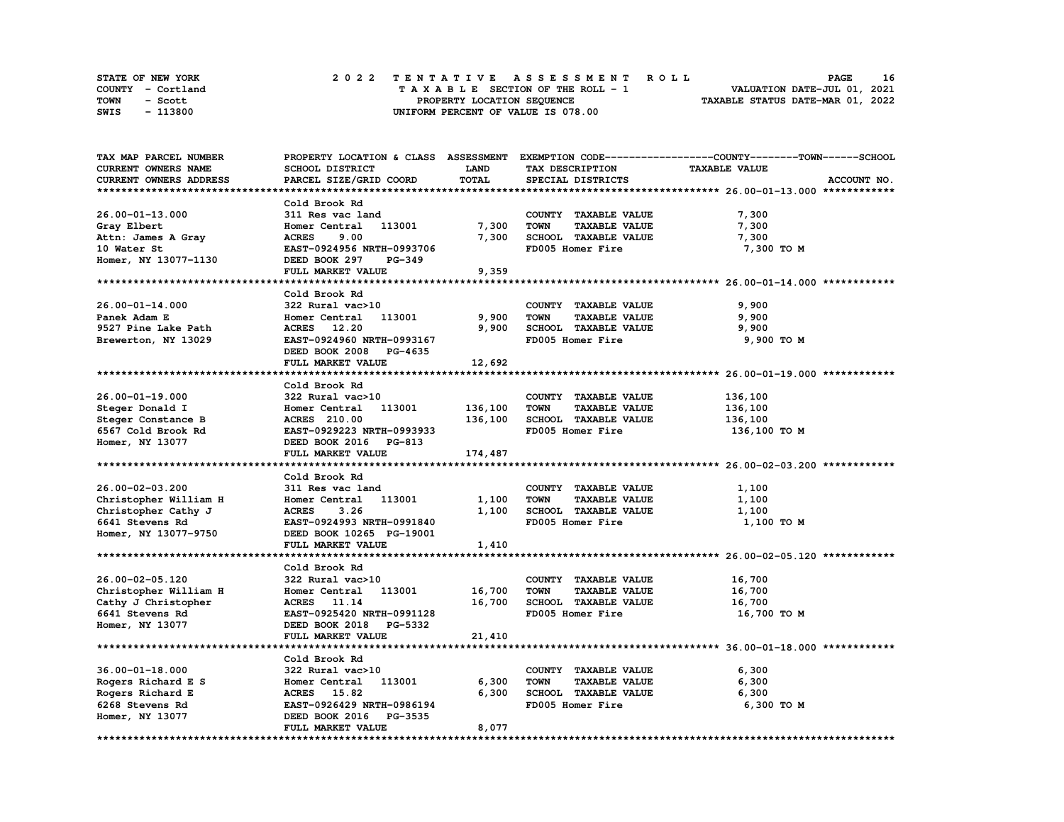STATE OF NEW YORK
COUNTY - Cortland
TOWN - Scott
SWIS - 113800

# 2022 TENTATIVE ASSESSMENT ROLL

TAXABLE SECTION OF THE ROLL - 1
PROPERTY LOCATION SEQUENCE
UNIFORM PERCENT OF VALUE IS 078.00

VALUATION DATE-JUL 01, 2021
TAXABLE STATUS DATE-MAR 01, 2022

| TAX MAP PARCEL NUMBER / CURRENT OWNERS NAME / CURRENT OWNERS ADDRESS | PROPERTY LOCATION & CLASS / SCHOOL DISTRICT / PARCEL SIZE/GRID COORD | ASSESSMENT LAND / TOTAL | EXEMPTION CODE / TAX DESCRIPTION / SPECIAL DISTRICTS | COUNTY / TOWN / SCHOOL TAXABLE VALUE | ACCOUNT NO. |
|---|---|---|---|---|---|
| **26.00-01-13.000** | Cold Brook Rd | | | | |
| 26.00-01-13.000 | 311 Res vac land | | COUNTY TAXABLE VALUE | 7,300 | |
| Gray Elbert | Homer Central 113001 | 7,300 | TOWN TAXABLE VALUE | 7,300 | |
| Attn: James A Gray | ACRES 9.00 | 7,300 | SCHOOL TAXABLE VALUE | 7,300 | |
| 10 Water St | EAST-0924956 NRTH-0993706 | | FD005 Homer Fire | 7,300 TO M | |
| Homer, NY 13077-1130 | DEED BOOK 297 PG-349 | | | | |
| | FULL MARKET VALUE | 9,359 | | | |
| **26.00-01-14.000** | Cold Brook Rd | | | | |
| 26.00-01-14.000 | 322 Rural vac>10 | | COUNTY TAXABLE VALUE | 9,900 | |
| Panek Adam E | Homer Central 113001 | 9,900 | TOWN TAXABLE VALUE | 9,900 | |
| 9527 Pine Lake Path | ACRES 12.20 | 9,900 | SCHOOL TAXABLE VALUE | 9,900 | |
| Brewerton, NY 13029 | EAST-0924960 NRTH-0993167 | | FD005 Homer Fire | 9,900 TO M | |
| | DEED BOOK 2008 PG-4635 | | | | |
| | FULL MARKET VALUE | 12,692 | | | |
| **26.00-01-19.000** | Cold Brook Rd | | | | |
| 26.00-01-19.000 | 322 Rural vac>10 | | COUNTY TAXABLE VALUE | 136,100 | |
| Steger Donald I | Homer Central 113001 | 136,100 | TOWN TAXABLE VALUE | 136,100 | |
| Steger Constance B | ACRES 210.00 | 136,100 | SCHOOL TAXABLE VALUE | 136,100 | |
| 6567 Cold Brook Rd | EAST-0929223 NRTH-0993933 | | FD005 Homer Fire | 136,100 TO M | |
| Homer, NY 13077 | DEED BOOK 2016 PG-813 | | | | |
| | FULL MARKET VALUE | 174,487 | | | |
| **26.00-02-03.200** | Cold Brook Rd | | | | |
| 26.00-02-03.200 | 311 Res vac land | | COUNTY TAXABLE VALUE | 1,100 | |
| Christopher William H | Homer Central 113001 | 1,100 | TOWN TAXABLE VALUE | 1,100 | |
| Christopher Cathy J | ACRES 3.26 | 1,100 | SCHOOL TAXABLE VALUE | 1,100 | |
| 6641 Stevens Rd | EAST-0924993 NRTH-0991840 | | FD005 Homer Fire | 1,100 TO M | |
| Homer, NY 13077-9750 | DEED BOOK 10265 PG-19001 | | | | |
| | FULL MARKET VALUE | 1,410 | | | |
| **26.00-02-05.120** | Cold Brook Rd | | | | |
| 26.00-02-05.120 | 322 Rural vac>10 | | COUNTY TAXABLE VALUE | 16,700 | |
| Christopher William H | Homer Central 113001 | 16,700 | TOWN TAXABLE VALUE | 16,700 | |
| Cathy J Christopher | ACRES 11.14 | 16,700 | SCHOOL TAXABLE VALUE | 16,700 | |
| 6641 Stevens Rd | EAST-0925420 NRTH-0991128 | | FD005 Homer Fire | 16,700 TO M | |
| Homer, NY 13077 | DEED BOOK 2018 PG-5332 | | | | |
| | FULL MARKET VALUE | 21,410 | | | |
| **36.00-01-18.000** | Cold Brook Rd | | | | |
| 36.00-01-18.000 | 322 Rural vac>10 | | COUNTY TAXABLE VALUE | 6,300 | |
| Rogers Richard E S | Homer Central 113001 | 6,300 | TOWN TAXABLE VALUE | 6,300 | |
| Rogers Richard E | ACRES 15.82 | 6,300 | SCHOOL TAXABLE VALUE | 6,300 | |
| 6268 Stevens Rd | EAST-0926429 NRTH-0986194 | | FD005 Homer Fire | 6,300 TO M | |
| Homer, NY 13077 | DEED BOOK 2016 PG-3535 | | | | |
| | FULL MARKET VALUE | 8,077 | | | |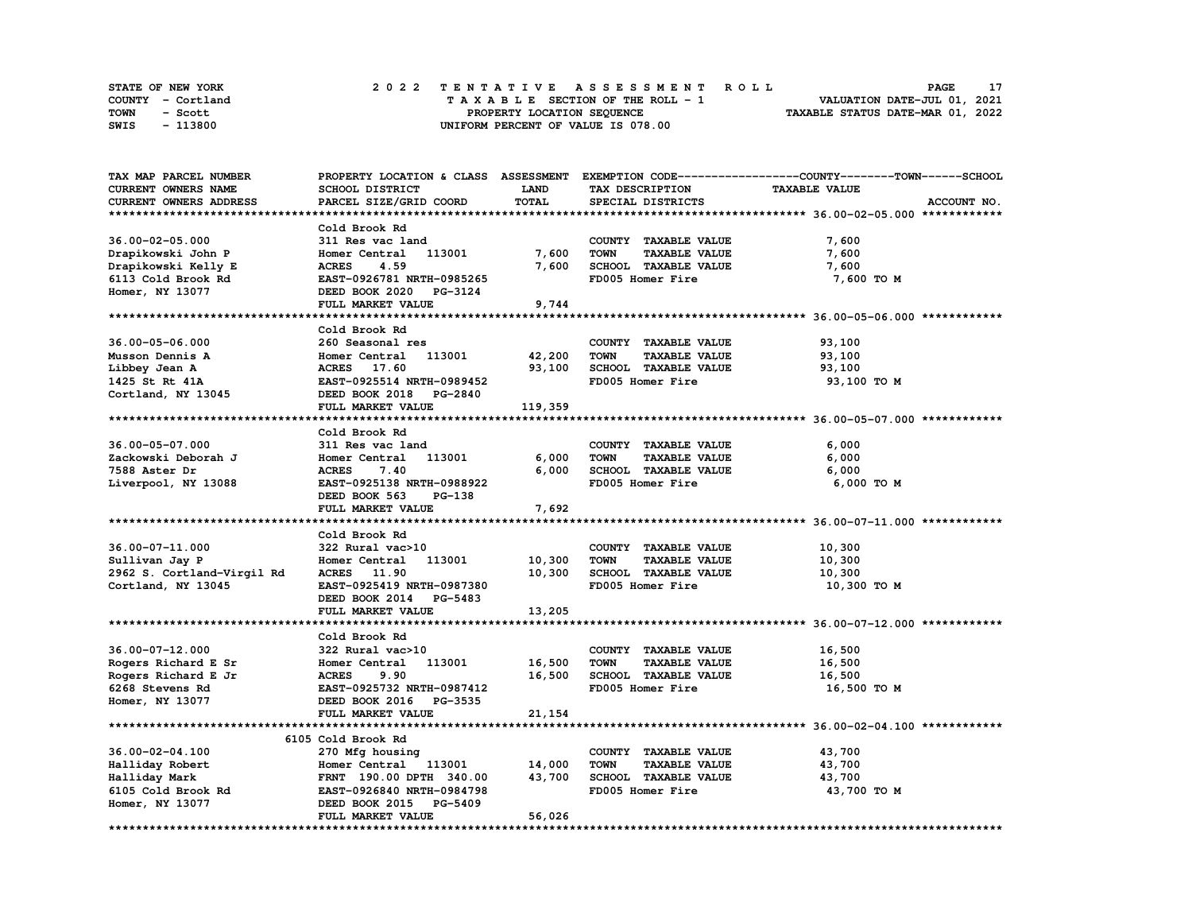STATE OF NEW YORK
COUNTY - Cortland
TOWN - Scott
SWIS - 113800

# 2022 TENTATIVE ASSESSMENT ROLL

TAXABLE SECTION OF THE ROLL - 1
PROPERTY LOCATION SEQUENCE
UNIFORM PERCENT OF VALUE IS 078.00

VALUATION DATE-JUL 01, 2021
TAXABLE STATUS DATE-MAR 01, 2022

| TAX MAP PARCEL NUMBER / CURRENT OWNERS NAME / CURRENT OWNERS ADDRESS | PROPERTY LOCATION & CLASS / SCHOOL DISTRICT / PARCEL SIZE/GRID COORD | ASSESSMENT LAND / TOTAL | EXEMPTION CODE / TAX DESCRIPTION / SPECIAL DISTRICTS | COUNTY / TOWN / SCHOOL TAXABLE VALUE | ACCOUNT NO. |
|---|---|---|---|---|---|
| **36.00-02-05.000** | Cold Brook Rd | | | | |
| 36.00-02-05.000 | 311 Res vac land | | COUNTY TAXABLE VALUE | 7,600 | |
| Drapikowski John P | Homer Central 113001 | 7,600 | TOWN TAXABLE VALUE | 7,600 | |
| Drapikowski Kelly E | ACRES 4.59 | 7,600 | SCHOOL TAXABLE VALUE | 7,600 | |
| 6113 Cold Brook Rd | EAST-0926781 NRTH-0985265 | | FD005 Homer Fire | 7,600 TO M | |
| Homer, NY 13077 | DEED BOOK 2020 PG-3124 | | | | |
| | FULL MARKET VALUE | 9,744 | | | |
| **36.00-05-06.000** | Cold Brook Rd | | | | |
| 36.00-05-06.000 | 260 Seasonal res | | COUNTY TAXABLE VALUE | 93,100 | |
| Musson Dennis A | Homer Central 113001 | 42,200 | TOWN TAXABLE VALUE | 93,100 | |
| Libbey Jean A | ACRES 17.60 | 93,100 | SCHOOL TAXABLE VALUE | 93,100 | |
| 1425 St Rt 41A | EAST-0925514 NRTH-0989452 | | FD005 Homer Fire | 93,100 TO M | |
| Cortland, NY 13045 | DEED BOOK 2018 PG-2840 | | | | |
| | FULL MARKET VALUE | 119,359 | | | |
| **36.00-05-07.000** | Cold Brook Rd | | | | |
| 36.00-05-07.000 | 311 Res vac land | | COUNTY TAXABLE VALUE | 6,000 | |
| Zackowski Deborah J | Homer Central 113001 | 6,000 | TOWN TAXABLE VALUE | 6,000 | |
| 7588 Aster Dr | ACRES 7.40 | 6,000 | SCHOOL TAXABLE VALUE | 6,000 | |
| Liverpool, NY 13088 | EAST-0925138 NRTH-0988922 | | FD005 Homer Fire | 6,000 TO M | |
| | DEED BOOK 563 PG-138 | | | | |
| | FULL MARKET VALUE | 7,692 | | | |
| **36.00-07-11.000** | Cold Brook Rd | | | | |
| 36.00-07-11.000 | 322 Rural vac>10 | | COUNTY TAXABLE VALUE | 10,300 | |
| Sullivan Jay P | Homer Central 113001 | 10,300 | TOWN TAXABLE VALUE | 10,300 | |
| 2962 S. Cortland-Virgil Rd | ACRES 11.90 | 10,300 | SCHOOL TAXABLE VALUE | 10,300 | |
| Cortland, NY 13045 | EAST-0925419 NRTH-0987380 | | FD005 Homer Fire | 10,300 TO M | |
| | DEED BOOK 2014 PG-5483 | | | | |
| | FULL MARKET VALUE | 13,205 | | | |
| **36.00-07-12.000** | Cold Brook Rd | | | | |
| 36.00-07-12.000 | 322 Rural vac>10 | | COUNTY TAXABLE VALUE | 16,500 | |
| Rogers Richard E Sr | Homer Central 113001 | 16,500 | TOWN TAXABLE VALUE | 16,500 | |
| Rogers Richard E Jr | ACRES 9.90 | 16,500 | SCHOOL TAXABLE VALUE | 16,500 | |
| 6268 Stevens Rd | EAST-0925732 NRTH-0987412 | | FD005 Homer Fire | 16,500 TO M | |
| Homer, NY 13077 | DEED BOOK 2016 PG-3535 | | | | |
| | FULL MARKET VALUE | 21,154 | | | |
| **36.00-02-04.100** | 6105 Cold Brook Rd | | | | |
| 36.00-02-04.100 | 270 Mfg housing | | COUNTY TAXABLE VALUE | 43,700 | |
| Halliday Robert | Homer Central 113001 | 14,000 | TOWN TAXABLE VALUE | 43,700 | |
| Halliday Mark | FRNT 190.00 DPTH 340.00 | 43,700 | SCHOOL TAXABLE VALUE | 43,700 | |
| 6105 Cold Brook Rd | EAST-0926840 NRTH-0984798 | | FD005 Homer Fire | 43,700 TO M | |
| Homer, NY 13077 | DEED BOOK 2015 PG-5409 | | | | |
| | FULL MARKET VALUE | 56,026 | | | |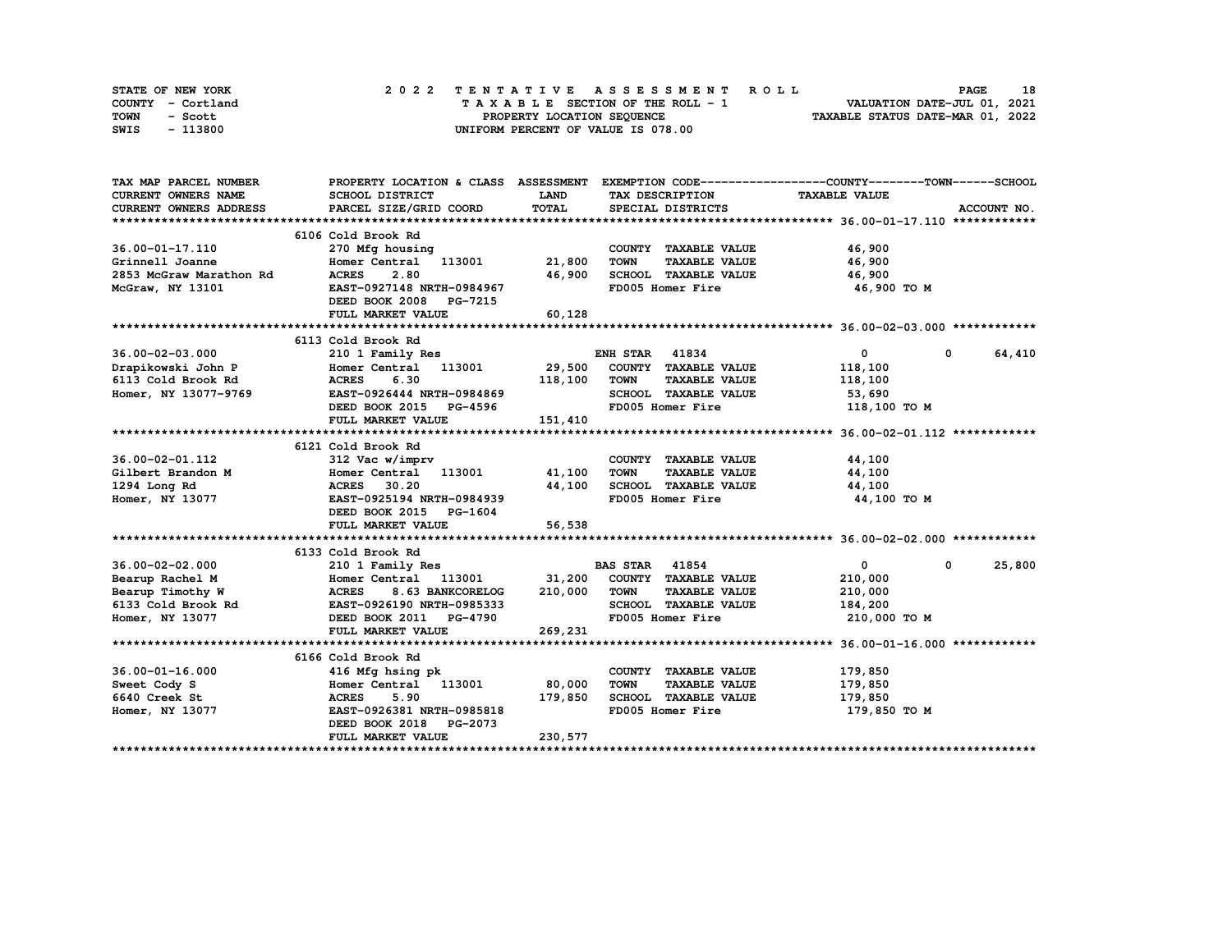STATE OF NEW YORK
COUNTY - Cortland
TOWN - Scott
SWIS - 113800

2 0 2 2 TENTATIVE ASSESSMENT ROLL
TAXABLE SECTION OF THE ROLL - 1
PROPERTY LOCATION SEQUENCE
UNIFORM PERCENT OF VALUE IS 078.00

VALUATION DATE-JUL 01, 2021
TAXABLE STATUS DATE-MAR 01, 2022

| TAX MAP PARCEL NUMBER / CURRENT OWNERS NAME / CURRENT OWNERS ADDRESS | PROPERTY LOCATION & CLASS / SCHOOL DISTRICT / PARCEL SIZE/GRID COORD | ASSESSMENT LAND / TOTAL | EXEMPTION CODE / TAX DESCRIPTION / SPECIAL DISTRICTS | COUNTY / TAXABLE VALUE | TOWN | SCHOOL / ACCOUNT NO. |
|---|---|---|---|---|---|---|
| **36.00-01-17.110** | 6106 Cold Brook Rd | | | | | |
| 36.00-01-17.110 | 270 Mfg housing | | COUNTY TAXABLE VALUE | 46,900 | | |
| Grinnell Joanne | Homer Central 113001 | 21,800 | TOWN TAXABLE VALUE | 46,900 | | |
| 2853 McGraw Marathon Rd | ACRES 2.80 | 46,900 | SCHOOL TAXABLE VALUE | 46,900 | | |
| McGraw, NY 13101 | EAST-0927148 NRTH-0984967 | | FD005 Homer Fire | 46,900 TO M | | |
| | DEED BOOK 2008 PG-7215 | | | | | |
| | FULL MARKET VALUE | 60,128 | | | | |
| **36.00-02-03.000** | 6113 Cold Brook Rd | | | | | |
| 36.00-02-03.000 | 210 1 Family Res | | ENH STAR 41834 | 0 | 0 | 64,410 |
| Drapikowski John P | Homer Central 113001 | 29,500 | COUNTY TAXABLE VALUE | 118,100 | | |
| 6113 Cold Brook Rd | ACRES 6.30 | 118,100 | TOWN TAXABLE VALUE | 118,100 | | |
| Homer, NY 13077-9769 | EAST-0926444 NRTH-0984869 | | SCHOOL TAXABLE VALUE | 53,690 | | |
| | DEED BOOK 2015 PG-4596 | | FD005 Homer Fire | 118,100 TO M | | |
| | FULL MARKET VALUE | 151,410 | | | | |
| **36.00-02-01.112** | 6121 Cold Brook Rd | | | | | |
| 36.00-02-01.112 | 312 Vac w/imprv | | COUNTY TAXABLE VALUE | 44,100 | | |
| Gilbert Brandon M | Homer Central 113001 | 41,100 | TOWN TAXABLE VALUE | 44,100 | | |
| 1294 Long Rd | ACRES 30.20 | 44,100 | SCHOOL TAXABLE VALUE | 44,100 | | |
| Homer, NY 13077 | EAST-0925194 NRTH-0984939 | | FD005 Homer Fire | 44,100 TO M | | |
| | DEED BOOK 2015 PG-1604 | | | | | |
| | FULL MARKET VALUE | 56,538 | | | | |
| **36.00-02-02.000** | 6133 Cold Brook Rd | | | | | |
| 36.00-02-02.000 | 210 1 Family Res | | BAS STAR 41854 | 0 | 0 | 25,800 |
| Bearup Rachel M | Homer Central 113001 | 31,200 | COUNTY TAXABLE VALUE | 210,000 | | |
| Bearup Timothy W | ACRES 8.63 BANKCORELOG | 210,000 | TOWN TAXABLE VALUE | 210,000 | | |
| 6133 Cold Brook Rd | EAST-0926190 NRTH-0985333 | | SCHOOL TAXABLE VALUE | 184,200 | | |
| Homer, NY 13077 | DEED BOOK 2011 PG-4790 | | FD005 Homer Fire | 210,000 TO M | | |
| | FULL MARKET VALUE | 269,231 | | | | |
| **36.00-01-16.000** | 6166 Cold Brook Rd | | | | | |
| 36.00-01-16.000 | 416 Mfg hsing pk | | COUNTY TAXABLE VALUE | 179,850 | | |
| Sweet Cody S | Homer Central 113001 | 80,000 | TOWN TAXABLE VALUE | 179,850 | | |
| 6640 Creek St | ACRES 5.90 | 179,850 | SCHOOL TAXABLE VALUE | 179,850 | | |
| Homer, NY 13077 | EAST-0926381 NRTH-0985818 | | FD005 Homer Fire | 179,850 TO M | | |
| | DEED BOOK 2018 PG-2073 | | | | | |
| | FULL MARKET VALUE | 230,577 | | | | |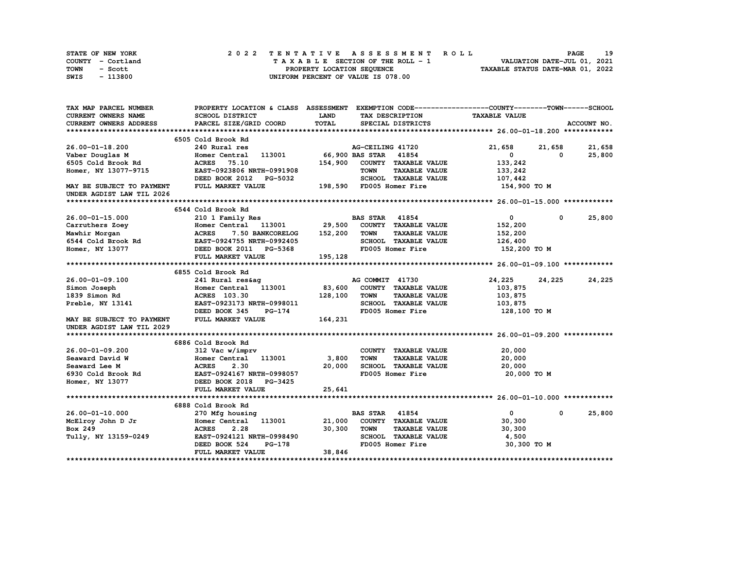STATE OF NEW YORK
COUNTY - Cortland
TOWN - Scott
SWIS - 113800

# 2022 TENTATIVE ASSESSMENT ROLL

TAXABLE SECTION OF THE ROLL - 1
PROPERTY LOCATION SEQUENCE
UNIFORM PERCENT OF VALUE IS 078.00

VALUATION DATE-JUL 01, 2021
TAXABLE STATUS DATE-MAR 01, 2022

| TAX MAP PARCEL NUMBER / CURRENT OWNERS NAME / CURRENT OWNERS ADDRESS | PROPERTY LOCATION & CLASS / SCHOOL DISTRICT / PARCEL SIZE/GRID COORD | ASSESSMENT LAND / TOTAL | EXEMPTION CODE / TAX DESCRIPTION / SPECIAL DISTRICTS | COUNTY TAXABLE VALUE | TOWN | SCHOOL |
|---|---|---|---|---|---|---|
| **26.00-01-18.200** | 6505 Cold Brook Rd | | | | | |
| 26.00-01-18.200 | 240 Rural res | | AG-CEILING 41720 | 21,658 | 21,658 | 21,658 |
| Vaber Douglas M | Homer Central 113001 | 66,900 | BAS STAR 41854 | 0 | 0 | 25,800 |
| 6505 Cold Brook Rd | ACRES 75.10 | 154,900 | COUNTY TAXABLE VALUE | 133,242 | | |
| Homer, NY 13077-9715 | EAST-0923806 NRTH-0991908 | | TOWN TAXABLE VALUE | 133,242 | | |
| | DEED BOOK 2012 PG-5032 | | SCHOOL TAXABLE VALUE | 107,442 | | |
| MAY BE SUBJECT TO PAYMENT | FULL MARKET VALUE | 198,590 | FD005 Homer Fire | 154,900 TO M | | |
| UNDER AGDIST LAW TIL 2026 | | | | | | |
| **26.00-01-15.000** | 6544 Cold Brook Rd | | | | | |
| 26.00-01-15.000 | 210 1 Family Res | | BAS STAR 41854 | 0 | 0 | 25,800 |
| Carruthers Zoey | Homer Central 113001 | 29,500 | COUNTY TAXABLE VALUE | 152,200 | | |
| Mawhir Morgan | ACRES 7.50 BANKCORELOG | 152,200 | TOWN TAXABLE VALUE | 152,200 | | |
| 6544 Cold Brook Rd | EAST-0924755 NRTH-0992405 | | SCHOOL TAXABLE VALUE | 126,400 | | |
| Homer, NY 13077 | DEED BOOK 2011 PG-5368 | | FD005 Homer Fire | 152,200 TO M | | |
| | FULL MARKET VALUE | 195,128 | | | | |
| **26.00-01-09.100** | 6855 Cold Brook Rd | | | | | |
| 26.00-01-09.100 | 241 Rural res&ag | | AG COMMIT 41730 | 24,225 | 24,225 | 24,225 |
| Simon Joseph | Homer Central 113001 | 83,600 | COUNTY TAXABLE VALUE | 103,875 | | |
| 1839 Simon Rd | ACRES 103.30 | 128,100 | TOWN TAXABLE VALUE | 103,875 | | |
| Preble, NY 13141 | EAST-0923173 NRTH-0998011 | | SCHOOL TAXABLE VALUE | 103,875 | | |
| | DEED BOOK 345 PG-174 | | FD005 Homer Fire | 128,100 TO M | | |
| MAY BE SUBJECT TO PAYMENT | FULL MARKET VALUE | 164,231 | | | | |
| UNDER AGDIST LAW TIL 2029 | | | | | | |
| **26.00-01-09.200** | 6886 Cold Brook Rd | | | | | |
| 26.00-01-09.200 | 312 Vac w/imprv | | COUNTY TAXABLE VALUE | 20,000 | | |
| Seaward David W | Homer Central 113001 | 3,800 | TOWN TAXABLE VALUE | 20,000 | | |
| Seaward Lee M | ACRES 2.30 | 20,000 | SCHOOL TAXABLE VALUE | 20,000 | | |
| 6930 Cold Brook Rd | EAST-0924167 NRTH-0998057 | | FD005 Homer Fire | 20,000 TO M | | |
| Homer, NY 13077 | DEED BOOK 2018 PG-3425 | | | | | |
| | FULL MARKET VALUE | 25,641 | | | | |
| **26.00-01-10.000** | 6888 Cold Brook Rd | | | | | |
| 26.00-01-10.000 | 270 Mfg housing | | BAS STAR 41854 | 0 | 0 | 25,800 |
| McElroy John D Jr | Homer Central 113001 | 21,000 | COUNTY TAXABLE VALUE | 30,300 | | |
| Box 249 | ACRES 2.28 | 30,300 | TOWN TAXABLE VALUE | 30,300 | | |
| Tully, NY 13159-0249 | EAST-0924121 NRTH-0998490 | | SCHOOL TAXABLE VALUE | 4,500 | | |
| | DEED BOOK 524 PG-178 | | FD005 Homer Fire | 30,300 TO M | | |
| | FULL MARKET VALUE | 38,846 | | | | |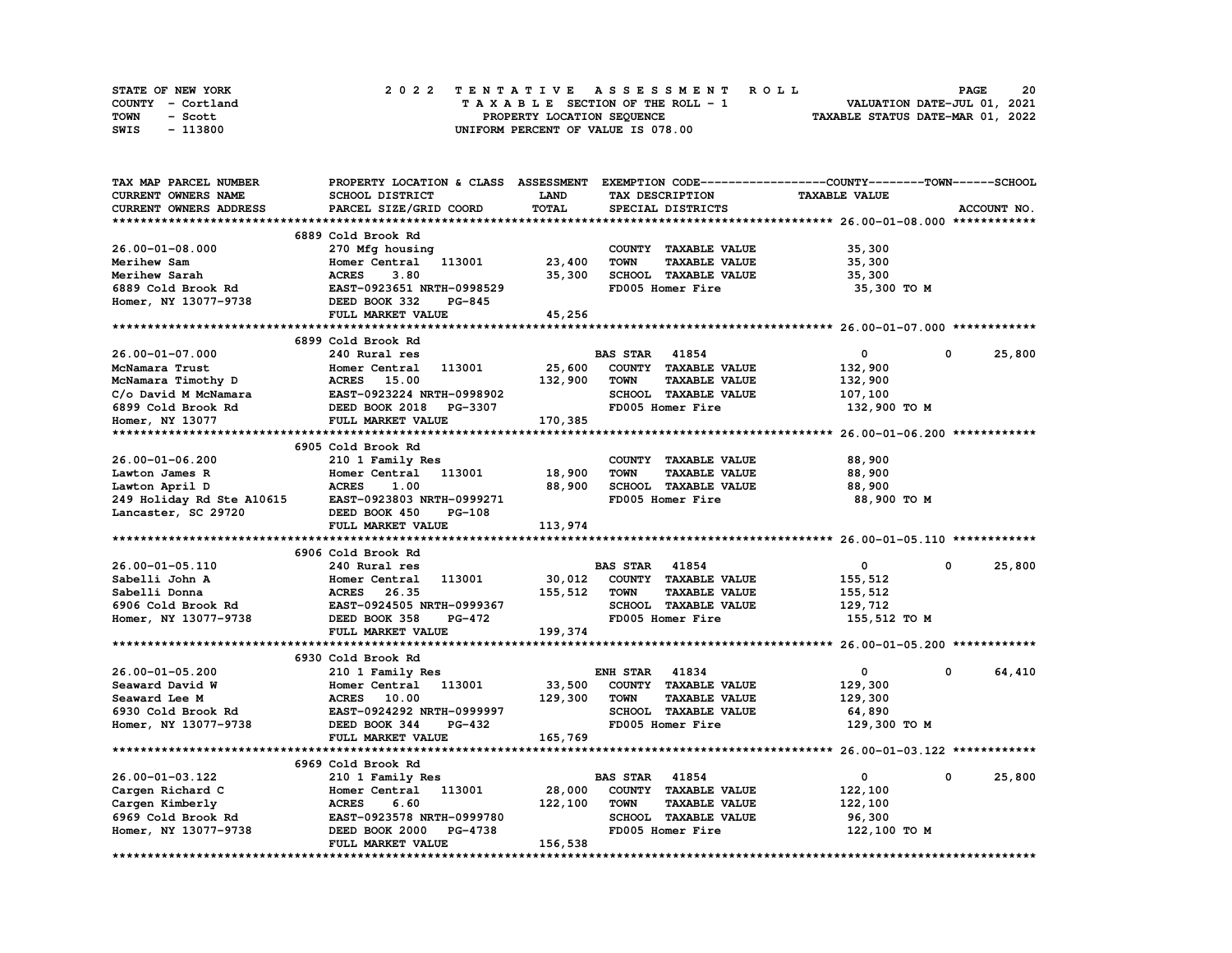STATE OF NEW YORK — 2022 TENTATIVE ASSESSMENT ROLL
COUNTY - Cortland — TAXABLE SECTION OF THE ROLL - 1 — VALUATION DATE-JUL 01, 2021
TOWN - Scott — PROPERTY LOCATION SEQUENCE — TAXABLE STATUS DATE-MAR 01, 2022
SWIS - 113800 — UNIFORM PERCENT OF VALUE IS 078.00

| TAX MAP PARCEL NUMBER / CURRENT OWNERS NAME / CURRENT OWNERS ADDRESS | PROPERTY LOCATION & CLASS / SCHOOL DISTRICT / PARCEL SIZE/GRID COORD | ASSESSMENT LAND / TOTAL | EXEMPTION CODE / TAX DESCRIPTION / SPECIAL DISTRICTS | COUNTY / TAXABLE VALUE | TOWN | SCHOOL / ACCOUNT NO. |
|---|---|---|---|---|---|---|
| **26.00-01-08.000** | 6889 Cold Brook Rd | | | | | |
| 26.00-01-08.000 | 270 Mfg housing | | COUNTY TAXABLE VALUE | 35,300 | | |
| Merihew Sam | Homer Central 113001 | 23,400 | TOWN TAXABLE VALUE | 35,300 | | |
| Merihew Sarah | ACRES 3.80 | 35,300 | SCHOOL TAXABLE VALUE | 35,300 | | |
| 6889 Cold Brook Rd | EAST-0923651 NRTH-0998529 | | FD005 Homer Fire | 35,300 TO M | | |
| Homer, NY 13077-9738 | DEED BOOK 332 PG-845 | | | | | |
| | FULL MARKET VALUE | 45,256 | | | | |
| **26.00-01-07.000** | 6899 Cold Brook Rd | | | | | |
| 26.00-01-07.000 | 240 Rural res | | BAS STAR 41854 | 0 | 0 | 25,800 |
| McNamara Trust | Homer Central 113001 | 25,600 | COUNTY TAXABLE VALUE | 132,900 | | |
| McNamara Timothy D | ACRES 15.00 | 132,900 | TOWN TAXABLE VALUE | 132,900 | | |
| C/o David M McNamara | EAST-0923224 NRTH-0998902 | | SCHOOL TAXABLE VALUE | 107,100 | | |
| 6899 Cold Brook Rd | DEED BOOK 2018 PG-3307 | | FD005 Homer Fire | 132,900 TO M | | |
| Homer, NY 13077 | FULL MARKET VALUE | 170,385 | | | | |
| **26.00-01-06.200** | 6905 Cold Brook Rd | | | | | |
| 26.00-01-06.200 | 210 1 Family Res | | COUNTY TAXABLE VALUE | 88,900 | | |
| Lawton James R | Homer Central 113001 | 18,900 | TOWN TAXABLE VALUE | 88,900 | | |
| Lawton April D | ACRES 1.00 | 88,900 | SCHOOL TAXABLE VALUE | 88,900 | | |
| 249 Holiday Rd Ste A10615 | EAST-0923803 NRTH-0999271 | | FD005 Homer Fire | 88,900 TO M | | |
| Lancaster, SC 29720 | DEED BOOK 450 PG-108 | | | | | |
| | FULL MARKET VALUE | 113,974 | | | | |
| **26.00-01-05.110** | 6906 Cold Brook Rd | | | | | |
| 26.00-01-05.110 | 240 Rural res | | BAS STAR 41854 | 0 | 0 | 25,800 |
| Sabelli John A | Homer Central 113001 | 30,012 | COUNTY TAXABLE VALUE | 155,512 | | |
| Sabelli Donna | ACRES 26.35 | 155,512 | TOWN TAXABLE VALUE | 155,512 | | |
| 6906 Cold Brook Rd | EAST-0924505 NRTH-0999367 | | SCHOOL TAXABLE VALUE | 129,712 | | |
| Homer, NY 13077-9738 | DEED BOOK 358 PG-472 | | FD005 Homer Fire | 155,512 TO M | | |
| | FULL MARKET VALUE | 199,374 | | | | |
| **26.00-01-05.200** | 6930 Cold Brook Rd | | | | | |
| 26.00-01-05.200 | 210 1 Family Res | | ENH STAR 41834 | 0 | 0 | 64,410 |
| Seaward David W | Homer Central 113001 | 33,500 | COUNTY TAXABLE VALUE | 129,300 | | |
| Seaward Lee M | ACRES 10.00 | 129,300 | TOWN TAXABLE VALUE | 129,300 | | |
| 6930 Cold Brook Rd | EAST-0924292 NRTH-0999997 | | SCHOOL TAXABLE VALUE | 64,890 | | |
| Homer, NY 13077-9738 | DEED BOOK 344 PG-432 | | FD005 Homer Fire | 129,300 TO M | | |
| | FULL MARKET VALUE | 165,769 | | | | |
| **26.00-01-03.122** | 6969 Cold Brook Rd | | | | | |
| 26.00-01-03.122 | 210 1 Family Res | | BAS STAR 41854 | 0 | 0 | 25,800 |
| Cargen Richard C | Homer Central 113001 | 28,000 | COUNTY TAXABLE VALUE | 122,100 | | |
| Cargen Kimberly | ACRES 6.60 | 122,100 | TOWN TAXABLE VALUE | 122,100 | | |
| 6969 Cold Brook Rd | EAST-0923578 NRTH-0999780 | | SCHOOL TAXABLE VALUE | 96,300 | | |
| Homer, NY 13077-9738 | DEED BOOK 2000 PG-4738 | | FD005 Homer Fire | 122,100 TO M | | |
| | FULL MARKET VALUE | 156,538 | | | | |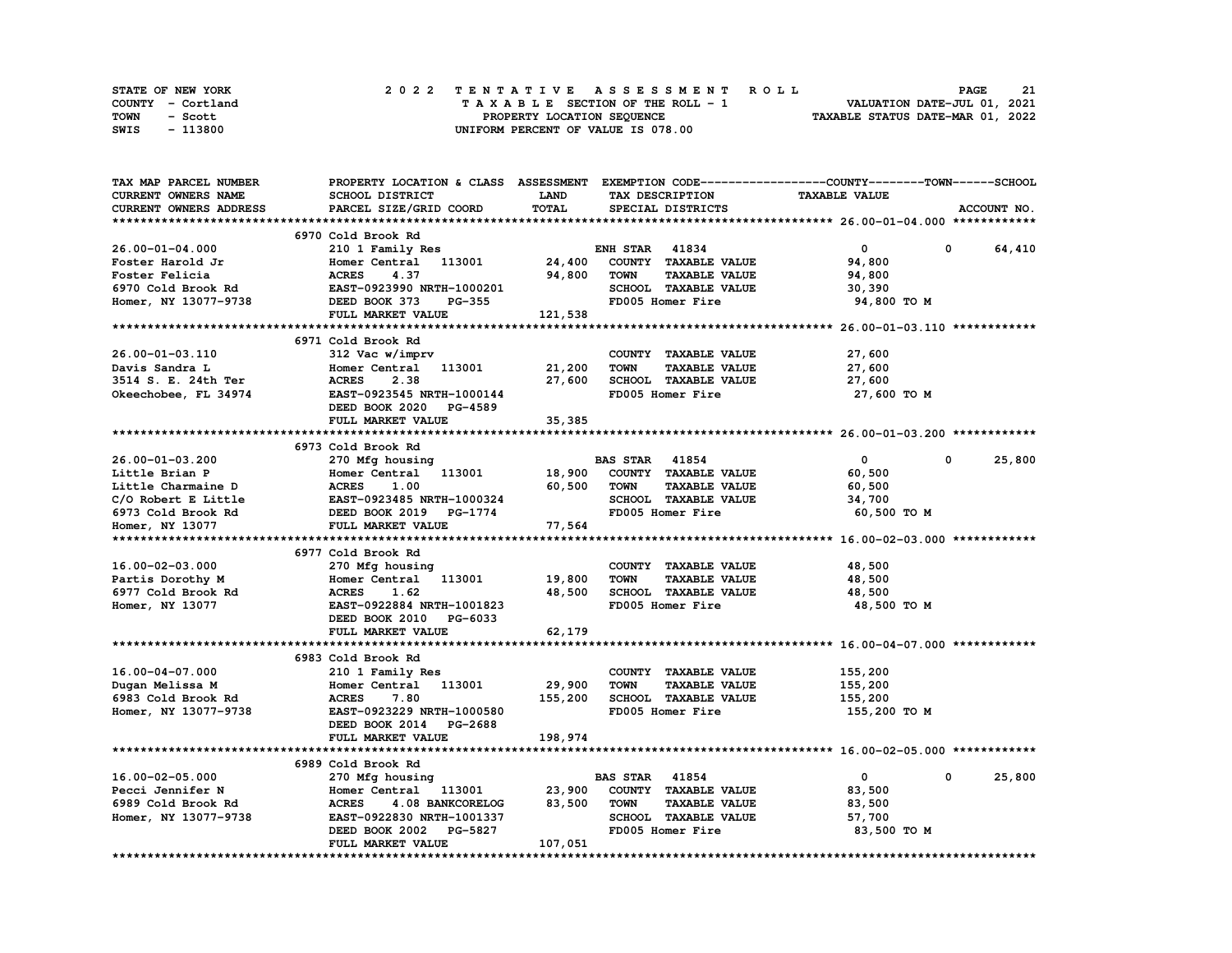STATE OF NEW YORK
COUNTY - Cortland
TOWN - Scott
SWIS - 113800

# 2022 TENTATIVE ASSESSMENT ROLL

TAXABLE SECTION OF THE ROLL - 1
PROPERTY LOCATION SEQUENCE
UNIFORM PERCENT OF VALUE IS 078.00

VALUATION DATE-JUL 01, 2021
TAXABLE STATUS DATE-MAR 01, 2022

| TAX MAP PARCEL NUMBER / CURRENT OWNERS NAME / CURRENT OWNERS ADDRESS | PROPERTY LOCATION & CLASS / SCHOOL DISTRICT / PARCEL SIZE/GRID COORD | ASSESSMENT LAND / TOTAL | EXEMPTION CODE / TAX DESCRIPTION / SPECIAL DISTRICTS | COUNTY | TOWN | SCHOOL / ACCOUNT NO. |
|---|---|---|---|---|---|---|
| **26.00-01-04.000** | 6970 Cold Brook Rd | | | | | |
| 26.00-01-04.000 | 210 1 Family Res | | ENH STAR 41834 | 0 | 0 | 64,410 |
| Foster Harold Jr | Homer Central 113001 | 24,400 | COUNTY TAXABLE VALUE | 94,800 | | |
| Foster Felicia | ACRES 4.37 | 94,800 | TOWN TAXABLE VALUE | | 94,800 | |
| 6970 Cold Brook Rd | EAST-0923990 NRTH-1000201 | | SCHOOL TAXABLE VALUE | | | 30,390 |
| Homer, NY 13077-9738 | DEED BOOK 373 PG-355 | | FD005 Homer Fire | 94,800 TO M | | |
| | FULL MARKET VALUE | 121,538 | | | | |
| **26.00-01-03.110** | 6971 Cold Brook Rd | | | | | |
| 26.00-01-03.110 | 312 Vac w/imprv | | COUNTY TAXABLE VALUE | 27,600 | | |
| Davis Sandra L | Homer Central 113001 | 21,200 | TOWN TAXABLE VALUE | | 27,600 | |
| 3514 S. E. 24th Ter | ACRES 2.38 | 27,600 | SCHOOL TAXABLE VALUE | | | 27,600 |
| Okeechobee, FL 34974 | EAST-0923545 NRTH-1000144 | | FD005 Homer Fire | 27,600 TO M | | |
| | DEED BOOK 2020 PG-4589 | | | | | |
| | FULL MARKET VALUE | 35,385 | | | | |
| **26.00-01-03.200** | 6973 Cold Brook Rd | | | | | |
| 26.00-01-03.200 | 270 Mfg housing | | BAS STAR 41854 | 0 | 0 | 25,800 |
| Little Brian P | Homer Central 113001 | 18,900 | COUNTY TAXABLE VALUE | 60,500 | | |
| Little Charmaine D | ACRES 1.00 | 60,500 | TOWN TAXABLE VALUE | | 60,500 | |
| C/O Robert E Little | EAST-0923485 NRTH-1000324 | | SCHOOL TAXABLE VALUE | | | 34,700 |
| 6973 Cold Brook Rd | DEED BOOK 2019 PG-1774 | | FD005 Homer Fire | 60,500 TO M | | |
| Homer, NY 13077 | FULL MARKET VALUE | 77,564 | | | | |
| **16.00-02-03.000** | 6977 Cold Brook Rd | | | | | |
| 16.00-02-03.000 | 270 Mfg housing | | COUNTY TAXABLE VALUE | 48,500 | | |
| Partis Dorothy M | Homer Central 113001 | 19,800 | TOWN TAXABLE VALUE | | 48,500 | |
| 6977 Cold Brook Rd | ACRES 1.62 | 48,500 | SCHOOL TAXABLE VALUE | | | 48,500 |
| Homer, NY 13077 | EAST-0922884 NRTH-1001823 | | FD005 Homer Fire | 48,500 TO M | | |
| | DEED BOOK 2010 PG-6033 | | | | | |
| | FULL MARKET VALUE | 62,179 | | | | |
| **16.00-04-07.000** | 6983 Cold Brook Rd | | | | | |
| 16.00-04-07.000 | 210 1 Family Res | | COUNTY TAXABLE VALUE | 155,200 | | |
| Dugan Melissa M | Homer Central 113001 | 29,900 | TOWN TAXABLE VALUE | | 155,200 | |
| 6983 Cold Brook Rd | ACRES 7.80 | 155,200 | SCHOOL TAXABLE VALUE | | | 155,200 |
| Homer, NY 13077-9738 | EAST-0923229 NRTH-1000580 | | FD005 Homer Fire | 155,200 TO M | | |
| | DEED BOOK 2014 PG-2688 | | | | | |
| | FULL MARKET VALUE | 198,974 | | | | |
| **16.00-02-05.000** | 6989 Cold Brook Rd | | | | | |
| 16.00-02-05.000 | 270 Mfg housing | | BAS STAR 41854 | 0 | 0 | 25,800 |
| Pecci Jennifer N | Homer Central 113001 | 23,900 | COUNTY TAXABLE VALUE | 83,500 | | |
| 6989 Cold Brook Rd | ACRES 4.08 BANKCORELOG | 83,500 | TOWN TAXABLE VALUE | | 83,500 | |
| Homer, NY 13077-9738 | EAST-0922830 NRTH-1001337 | | SCHOOL TAXABLE VALUE | | | 57,700 |
| | DEED BOOK 2002 PG-5827 | | FD005 Homer Fire | 83,500 TO M | | |
| | FULL MARKET VALUE | 107,051 | | | | |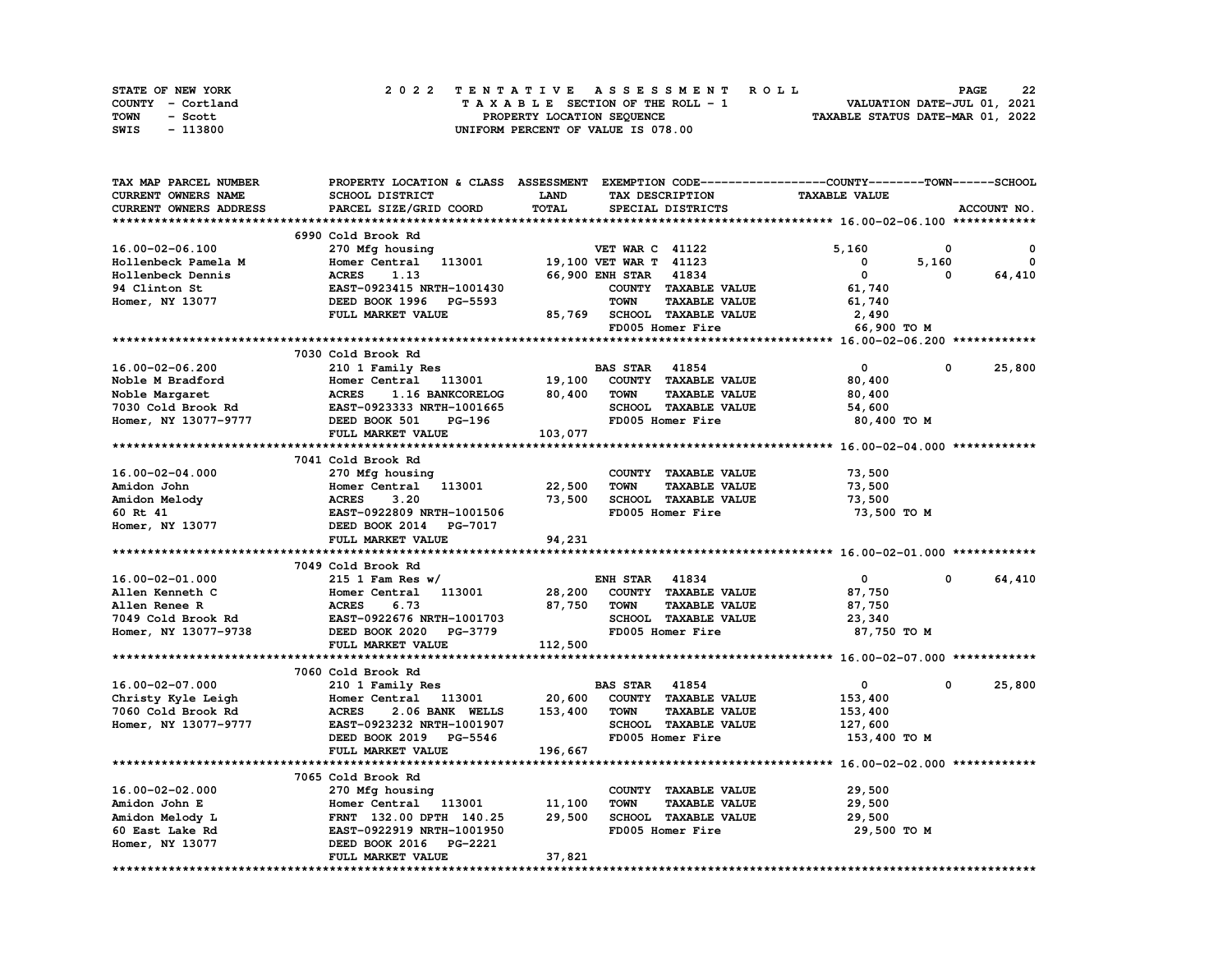STATE OF NEW YORK
COUNTY - Cortland
TOWN - Scott
SWIS - 113800

# 2022 TENTATIVE ASSESSMENT ROLL

TAXABLE SECTION OF THE ROLL - 1
PROPERTY LOCATION SEQUENCE
UNIFORM PERCENT OF VALUE IS 078.00

VALUATION DATE-JUL 01, 2021
TAXABLE STATUS DATE-MAR 01, 2022

| TAX MAP PARCEL NUMBER / CURRENT OWNERS NAME / CURRENT OWNERS ADDRESS | PROPERTY LOCATION & CLASS / SCHOOL DISTRICT / PARCEL SIZE/GRID COORD | ASSESSMENT LAND / TOTAL | EXEMPTION CODE / TAX DESCRIPTION / SPECIAL DISTRICTS | COUNTY TAXABLE VALUE | TOWN | SCHOOL |
|---|---|---|---|---|---|---|
| **16.00-02-06.100** | 6990 Cold Brook Rd | | | | | |
| 16.00-02-06.100 | 270 Mfg housing | | VET WAR C 41122 | 5,160 | 0 | 0 |
| Hollenbeck Pamela M | Homer Central 113001 | 19,100 | VET WAR T 41123 | 0 | 5,160 | 0 |
| Hollenbeck Dennis | ACRES 1.13 | 66,900 | ENH STAR 41834 | 0 | 0 | 64,410 |
| 94 Clinton St | EAST-0923415 NRTH-1001430 | | COUNTY TAXABLE VALUE | 61,740 | | |
| Homer, NY 13077 | DEED BOOK 1996 PG-5593 | | TOWN TAXABLE VALUE | 61,740 | | |
| | FULL MARKET VALUE | 85,769 | SCHOOL TAXABLE VALUE | 2,490 | | |
| | | | FD005 Homer Fire | 66,900 TO M | | |
| **16.00-02-06.200** | 7030 Cold Brook Rd | | | | | |
| 16.00-02-06.200 | 210 1 Family Res | | BAS STAR 41854 | 0 | 0 | 25,800 |
| Noble M Bradford | Homer Central 113001 | 19,100 | COUNTY TAXABLE VALUE | 80,400 | | |
| Noble Margaret | ACRES 1.16 BANKCORELOG | 80,400 | TOWN TAXABLE VALUE | 80,400 | | |
| 7030 Cold Brook Rd | EAST-0923333 NRTH-1001665 | | SCHOOL TAXABLE VALUE | 54,600 | | |
| Homer, NY 13077-9777 | DEED BOOK 501 PG-196 | | FD005 Homer Fire | 80,400 TO M | | |
| | FULL MARKET VALUE | 103,077 | | | | |
| **16.00-02-04.000** | 7041 Cold Brook Rd | | | | | |
| 16.00-02-04.000 | 270 Mfg housing | | COUNTY TAXABLE VALUE | 73,500 | | |
| Amidon John | Homer Central 113001 | 22,500 | TOWN TAXABLE VALUE | 73,500 | | |
| Amidon Melody | ACRES 3.20 | 73,500 | SCHOOL TAXABLE VALUE | 73,500 | | |
| 60 Rt 41 | EAST-0922809 NRTH-1001506 | | FD005 Homer Fire | 73,500 TO M | | |
| Homer, NY 13077 | DEED BOOK 2014 PG-7017 | | | | | |
| | FULL MARKET VALUE | 94,231 | | | | |
| **16.00-02-01.000** | 7049 Cold Brook Rd | | | | | |
| 16.00-02-01.000 | 215 1 Fam Res w/ | | ENH STAR 41834 | 0 | 0 | 64,410 |
| Allen Kenneth C | Homer Central 113001 | 28,200 | COUNTY TAXABLE VALUE | 87,750 | | |
| Allen Renee R | ACRES 6.73 | 87,750 | TOWN TAXABLE VALUE | 87,750 | | |
| 7049 Cold Brook Rd | EAST-0922676 NRTH-1001703 | | SCHOOL TAXABLE VALUE | 23,340 | | |
| Homer, NY 13077-9738 | DEED BOOK 2020 PG-3779 | | FD005 Homer Fire | 87,750 TO M | | |
| | FULL MARKET VALUE | 112,500 | | | | |
| **16.00-02-07.000** | 7060 Cold Brook Rd | | | | | |
| 16.00-02-07.000 | 210 1 Family Res | | BAS STAR 41854 | 0 | 0 | 25,800 |
| Christy Kyle Leigh | Homer Central 113001 | 20,600 | COUNTY TAXABLE VALUE | 153,400 | | |
| 7060 Cold Brook Rd | ACRES 2.06 BANK WELLS | 153,400 | TOWN TAXABLE VALUE | 153,400 | | |
| Homer, NY 13077-9777 | EAST-0923232 NRTH-1001907 | | SCHOOL TAXABLE VALUE | 127,600 | | |
| | DEED BOOK 2019 PG-5546 | | FD005 Homer Fire | 153,400 TO M | | |
| | FULL MARKET VALUE | 196,667 | | | | |
| **16.00-02-02.000** | 7065 Cold Brook Rd | | | | | |
| 16.00-02-02.000 | 270 Mfg housing | | COUNTY TAXABLE VALUE | 29,500 | | |
| Amidon John E | Homer Central 113001 | 11,100 | TOWN TAXABLE VALUE | 29,500 | | |
| Amidon Melody L | FRNT 132.00 DPTH 140.25 | 29,500 | SCHOOL TAXABLE VALUE | 29,500 | | |
| 60 East Lake Rd | EAST-0922919 NRTH-1001950 | | FD005 Homer Fire | 29,500 TO M | | |
| Homer, NY 13077 | DEED BOOK 2016 PG-2221 | | | | | |
| | FULL MARKET VALUE | 37,821 | | | | |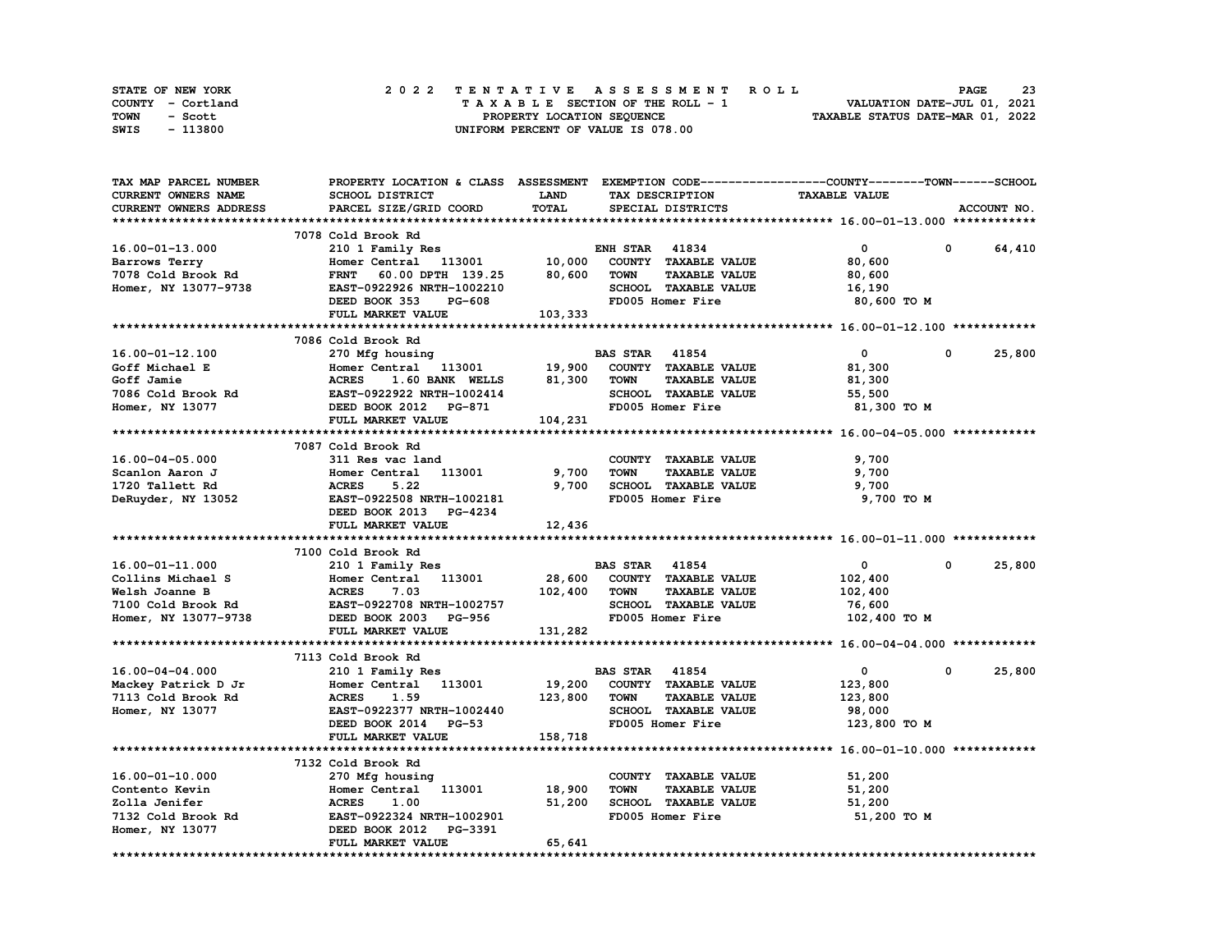STATE OF NEW YORK
COUNTY - Cortland
TOWN - Scott
SWIS - 113800

# 2022 TENTATIVE ASSESSMENT ROLL

TAXABLE SECTION OF THE ROLL - 1
PROPERTY LOCATION SEQUENCE
UNIFORM PERCENT OF VALUE IS 078.00

VALUATION DATE-JUL 01, 2021
TAXABLE STATUS DATE-MAR 01, 2022

| TAX MAP PARCEL NUMBER / CURRENT OWNERS NAME / CURRENT OWNERS ADDRESS | PROPERTY LOCATION & CLASS / SCHOOL DISTRICT / PARCEL SIZE/GRID COORD | ASSESSMENT LAND / TOTAL | EXEMPTION CODE / TAX DESCRIPTION / SPECIAL DISTRICTS | COUNTY | TOWN | SCHOOL / TAXABLE VALUE |
|---|---|---|---|---|---|---|
| **16.00-01-13.000** | 7078 Cold Brook Rd | | | | | |
| 16.00-01-13.000 | 210 1 Family Res | | ENH STAR 41834 | 0 | 0 | 64,410 |
| Barrows Terry | Homer Central 113001 | 10,000 | COUNTY TAXABLE VALUE | 80,600 | | |
| 7078 Cold Brook Rd | FRNT 60.00 DPTH 139.25 | 80,600 | TOWN TAXABLE VALUE | | 80,600 | |
| Homer, NY 13077-9738 | EAST-0922926 NRTH-1002210 | | SCHOOL TAXABLE VALUE | | | 16,190 |
| | DEED BOOK 353 PG-608 | | FD005 Homer Fire | 80,600 TO M | | |
| | FULL MARKET VALUE | 103,333 | | | | |
| **16.00-01-12.100** | 7086 Cold Brook Rd | | | | | |
| 16.00-01-12.100 | 270 Mfg housing | | BAS STAR 41854 | 0 | 0 | 25,800 |
| Goff Michael E | Homer Central 113001 | 19,900 | COUNTY TAXABLE VALUE | 81,300 | | |
| Goff Jamie | ACRES 1.60 BANK WELLS | 81,300 | TOWN TAXABLE VALUE | | 81,300 | |
| 7086 Cold Brook Rd | EAST-0922922 NRTH-1002414 | | SCHOOL TAXABLE VALUE | | | 55,500 |
| Homer, NY 13077 | DEED BOOK 2012 PG-871 | | FD005 Homer Fire | 81,300 TO M | | |
| | FULL MARKET VALUE | 104,231 | | | | |
| **16.00-04-05.000** | 7087 Cold Brook Rd | | | | | |
| 16.00-04-05.000 | 311 Res vac land | | COUNTY TAXABLE VALUE | 9,700 | | |
| Scanlon Aaron J | Homer Central 113001 | 9,700 | TOWN TAXABLE VALUE | | 9,700 | |
| 1720 Tallett Rd | ACRES 5.22 | 9,700 | SCHOOL TAXABLE VALUE | | | 9,700 |
| DeRuyder, NY 13052 | EAST-0922508 NRTH-1002181 | | FD005 Homer Fire | 9,700 TO M | | |
| | DEED BOOK 2013 PG-4234 | | | | | |
| | FULL MARKET VALUE | 12,436 | | | | |
| **16.00-01-11.000** | 7100 Cold Brook Rd | | | | | |
| 16.00-01-11.000 | 210 1 Family Res | | BAS STAR 41854 | 0 | 0 | 25,800 |
| Collins Michael S | Homer Central 113001 | 28,600 | COUNTY TAXABLE VALUE | 102,400 | | |
| Welsh Joanne B | ACRES 7.03 | 102,400 | TOWN TAXABLE VALUE | | 102,400 | |
| 7100 Cold Brook Rd | EAST-0922708 NRTH-1002757 | | SCHOOL TAXABLE VALUE | | | 76,600 |
| Homer, NY 13077-9738 | DEED BOOK 2003 PG-956 | | FD005 Homer Fire | 102,400 TO M | | |
| | FULL MARKET VALUE | 131,282 | | | | |
| **16.00-04-04.000** | 7113 Cold Brook Rd | | | | | |
| 16.00-04-04.000 | 210 1 Family Res | | BAS STAR 41854 | 0 | 0 | 25,800 |
| Mackey Patrick D Jr | Homer Central 113001 | 19,200 | COUNTY TAXABLE VALUE | 123,800 | | |
| 7113 Cold Brook Rd | ACRES 1.59 | 123,800 | TOWN TAXABLE VALUE | | 123,800 | |
| Homer, NY 13077 | EAST-0922377 NRTH-1002440 | | SCHOOL TAXABLE VALUE | | | 98,000 |
| | DEED BOOK 2014 PG-53 | | FD005 Homer Fire | 123,800 TO M | | |
| | FULL MARKET VALUE | 158,718 | | | | |
| **16.00-01-10.000** | 7132 Cold Brook Rd | | | | | |
| 16.00-01-10.000 | 270 Mfg housing | | COUNTY TAXABLE VALUE | 51,200 | | |
| Contento Kevin | Homer Central 113001 | 18,900 | TOWN TAXABLE VALUE | | 51,200 | |
| Zolla Jenifer | ACRES 1.00 | 51,200 | SCHOOL TAXABLE VALUE | | | 51,200 |
| 7132 Cold Brook Rd | EAST-0922324 NRTH-1002901 | | FD005 Homer Fire | 51,200 TO M | | |
| Homer, NY 13077 | DEED BOOK 2012 PG-3391 | | | | | |
| | FULL MARKET VALUE | 65,641 | | | | |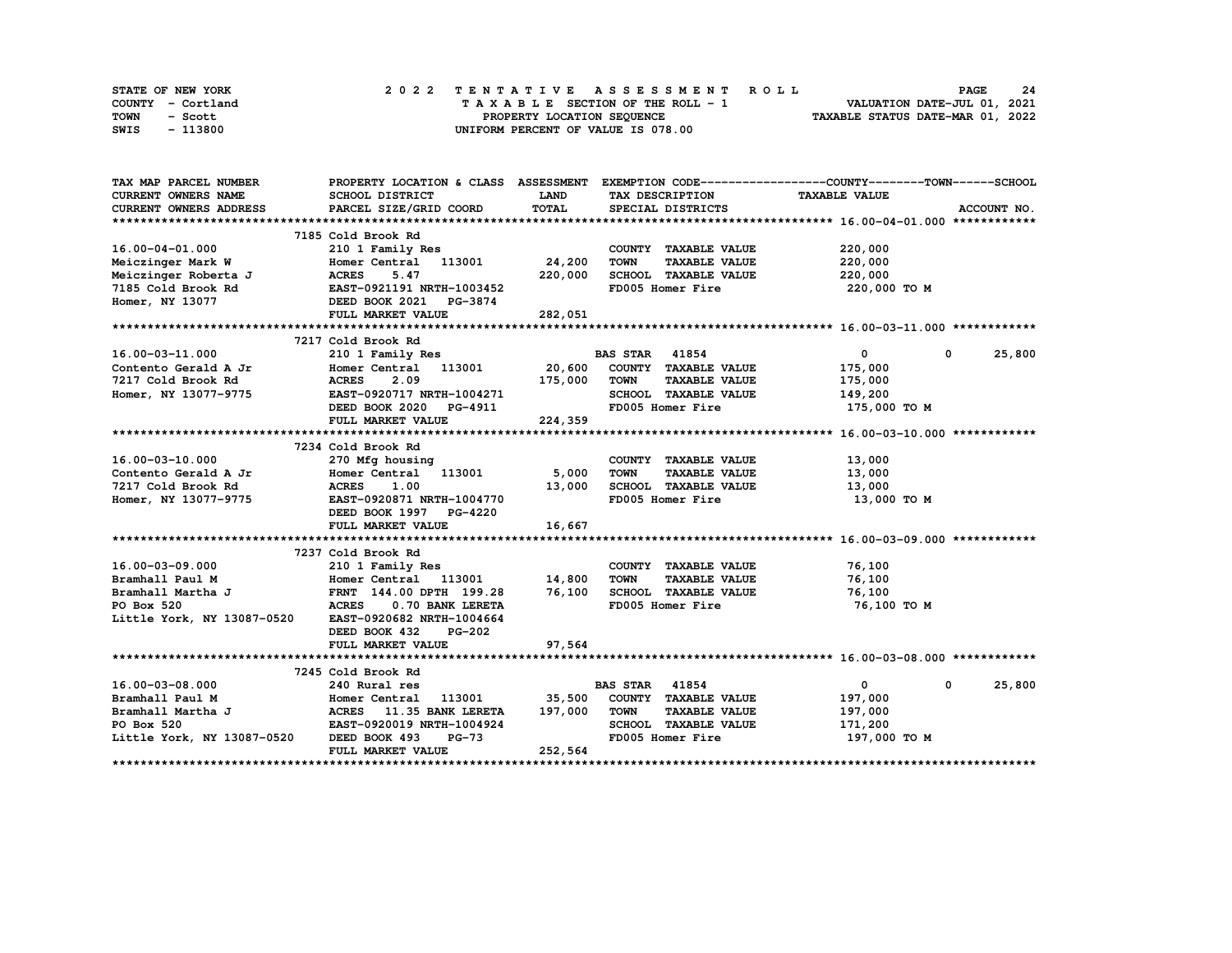STATE OF NEW YORK 2 0 2 2 T E N T A T I V E A S S E S S M E N T R O L L
COUNTY - Cortland T A X A B L E SECTION OF THE ROLL - 1 VALUATION DATE-JUL 01, 2021
TOWN - Scott PROPERTY LOCATION SEQUENCE TAXABLE STATUS DATE-MAR 01, 2022
SWIS - 113800 UNIFORM PERCENT OF VALUE IS 078.00

| TAX MAP PARCEL NUMBER<br>CURRENT OWNERS NAME<br>CURRENT OWNERS ADDRESS | PROPERTY LOCATION & CLASS<br>SCHOOL DISTRICT<br>PARCEL SIZE/GRID COORD | ASSESSMENT<br>LAND<br>TOTAL | EXEMPTION CODE<br>TAX DESCRIPTION<br>SPECIAL DISTRICTS | COUNTY<br>TAXABLE VALUE | TOWN | SCHOOL<br>ACCOUNT NO. |
|---|---|---|---|---|---|---|
| **16.00-04-01.000** | 7185 Cold Brook Rd | | | | | |
| 16.00-04-01.000 | 210 1 Family Res | | COUNTY TAXABLE VALUE | 220,000 | | |
| Meiczinger Mark W | Homer Central 113001 | 24,200 | TOWN TAXABLE VALUE | 220,000 | | |
| Meiczinger Roberta J | ACRES 5.47 | 220,000 | SCHOOL TAXABLE VALUE | 220,000 | | |
| 7185 Cold Brook Rd | EAST-0921191 NRTH-1003452 | | FD005 Homer Fire | 220,000 TO M | | |
| Homer, NY 13077 | DEED BOOK 2021 PG-3874 | | | | | |
| | FULL MARKET VALUE | 282,051 | | | | |
| **16.00-03-11.000** | 7217 Cold Brook Rd | | | | | |
| 16.00-03-11.000 | 210 1 Family Res | | BAS STAR 41854 | 0 | 0 | 25,800 |
| Contento Gerald A Jr | Homer Central 113001 | 20,600 | COUNTY TAXABLE VALUE | 175,000 | | |
| 7217 Cold Brook Rd | ACRES 2.09 | 175,000 | TOWN TAXABLE VALUE | 175,000 | | |
| Homer, NY 13077-9775 | EAST-0920717 NRTH-1004271 | | SCHOOL TAXABLE VALUE | 149,200 | | |
| | DEED BOOK 2020 PG-4911 | | FD005 Homer Fire | 175,000 TO M | | |
| | FULL MARKET VALUE | 224,359 | | | | |
| **16.00-03-10.000** | 7234 Cold Brook Rd | | | | | |
| 16.00-03-10.000 | 270 Mfg housing | | COUNTY TAXABLE VALUE | 13,000 | | |
| Contento Gerald A Jr | Homer Central 113001 | 5,000 | TOWN TAXABLE VALUE | 13,000 | | |
| 7217 Cold Brook Rd | ACRES 1.00 | 13,000 | SCHOOL TAXABLE VALUE | 13,000 | | |
| Homer, NY 13077-9775 | EAST-0920871 NRTH-1004770 | | FD005 Homer Fire | 13,000 TO M | | |
| | DEED BOOK 1997 PG-4220 | | | | | |
| | FULL MARKET VALUE | 16,667 | | | | |
| **16.00-03-09.000** | 7237 Cold Brook Rd | | | | | |
| 16.00-03-09.000 | 210 1 Family Res | | COUNTY TAXABLE VALUE | 76,100 | | |
| Bramhall Paul M | Homer Central 113001 | 14,800 | TOWN TAXABLE VALUE | 76,100 | | |
| Bramhall Martha J | FRNT 144.00 DPTH 199.28 | 76,100 | SCHOOL TAXABLE VALUE | 76,100 | | |
| PO Box 520 | ACRES 0.70 BANK LERETA | | FD005 Homer Fire | 76,100 TO M | | |
| Little York, NY 13087-0520 | EAST-0920682 NRTH-1004664 | | | | | |
| | DEED BOOK 432 PG-202 | | | | | |
| | FULL MARKET VALUE | 97,564 | | | | |
| **16.00-03-08.000** | 7245 Cold Brook Rd | | | | | |
| 16.00-03-08.000 | 240 Rural res | | BAS STAR 41854 | 0 | 0 | 25,800 |
| Bramhall Paul M | Homer Central 113001 | 35,500 | COUNTY TAXABLE VALUE | 197,000 | | |
| Bramhall Martha J | ACRES 11.35 BANK LERETA | 197,000 | TOWN TAXABLE VALUE | 197,000 | | |
| PO Box 520 | EAST-0920019 NRTH-1004924 | | SCHOOL TAXABLE VALUE | 171,200 | | |
| Little York, NY 13087-0520 | DEED BOOK 493 PG-73 | | FD005 Homer Fire | 197,000 TO M | | |
| | FULL MARKET VALUE | 252,564 | | | | |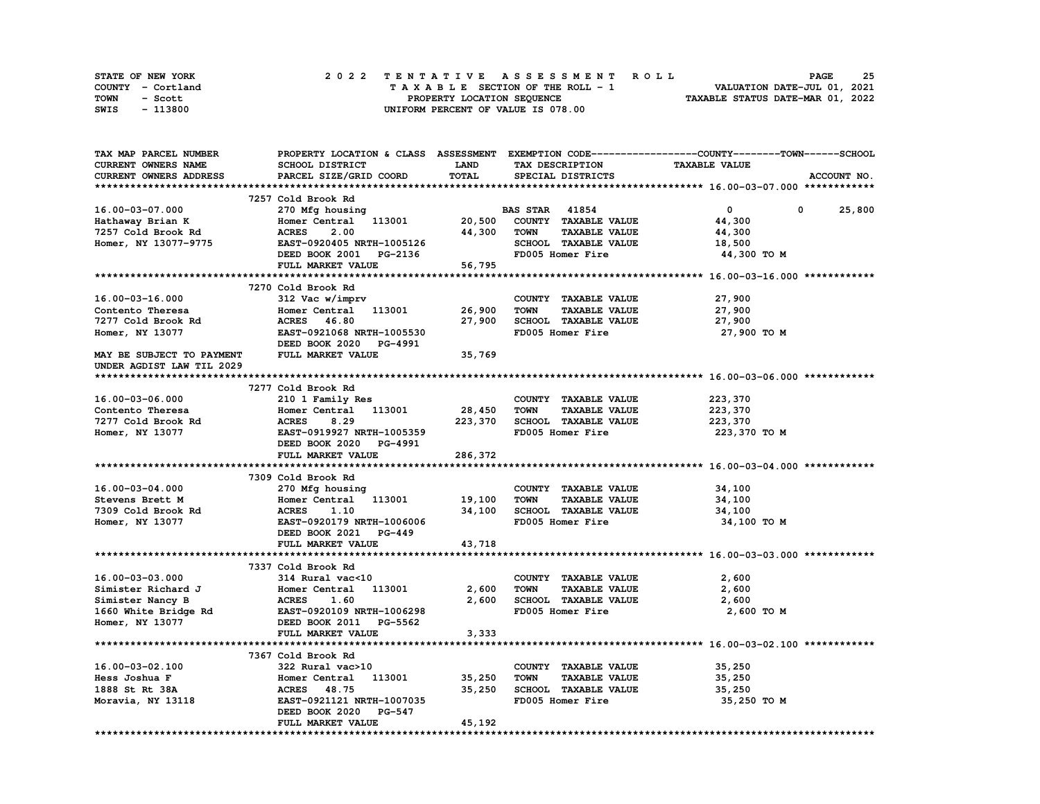STATE OF NEW YORK
COUNTY - Cortland
TOWN - Scott
SWIS - 113800

2022 TENTATIVE ASSESSMENT ROLL
TAXABLE SECTION OF THE ROLL - 1
PROPERTY LOCATION SEQUENCE
UNIFORM PERCENT OF VALUE IS 078.00

VALUATION DATE-JUL 01, 2021
TAXABLE STATUS DATE-MAR 01, 2022

| TAX MAP PARCEL NUMBER / CURRENT OWNERS NAME / CURRENT OWNERS ADDRESS | PROPERTY LOCATION & CLASS / SCHOOL DISTRICT / PARCEL SIZE/GRID COORD | ASSESSMENT LAND | TOTAL | EXEMPTION CODE / TAX DESCRIPTION / SPECIAL DISTRICTS | COUNTY | TOWN | SCHOOL / TAXABLE VALUE |
|---|---|---|---|---|---|---|---|
| **16.00-03-07.000** | 7257 Cold Brook Rd | | | | | | |
| 16.00-03-07.000 | 270 Mfg housing | | | BAS STAR 41854 | 0 | 0 | 25,800 |
| Hathaway Brian K | Homer Central 113001 | 20,500 | | COUNTY TAXABLE VALUE | 44,300 | | |
| 7257 Cold Brook Rd | ACRES 2.00 | | 44,300 | TOWN TAXABLE VALUE | | 44,300 | |
| Homer, NY 13077-9775 | EAST-0920405 NRTH-1005126 | | | SCHOOL TAXABLE VALUE | | | 18,500 |
| | DEED BOOK 2001 PG-2136 | | | FD005 Homer Fire | 44,300 TO M | | |
| | FULL MARKET VALUE | | 56,795 | | | | |
| **16.00-03-16.000** | 7270 Cold Brook Rd | | | | | | |
| 16.00-03-16.000 | 312 Vac w/imprv | | | COUNTY TAXABLE VALUE | 27,900 | | |
| Contento Theresa | Homer Central 113001 | 26,900 | | TOWN TAXABLE VALUE | | 27,900 | |
| 7277 Cold Brook Rd | ACRES 46.80 | | 27,900 | SCHOOL TAXABLE VALUE | | | 27,900 |
| Homer, NY 13077 | EAST-0921068 NRTH-1005530 | | | FD005 Homer Fire | 27,900 TO M | | |
| | DEED BOOK 2020 PG-4991 | | | | | | |
| MAY BE SUBJECT TO PAYMENT UNDER AGDIST LAW TIL 2029 | FULL MARKET VALUE | | 35,769 | | | | |
| **16.00-03-06.000** | 7277 Cold Brook Rd | | | | | | |
| 16.00-03-06.000 | 210 1 Family Res | | | COUNTY TAXABLE VALUE | 223,370 | | |
| Contento Theresa | Homer Central 113001 | 28,450 | | TOWN TAXABLE VALUE | | 223,370 | |
| 7277 Cold Brook Rd | ACRES 8.29 | | 223,370 | SCHOOL TAXABLE VALUE | | | 223,370 |
| Homer, NY 13077 | EAST-0919927 NRTH-1005359 | | | FD005 Homer Fire | 223,370 TO M | | |
| | DEED BOOK 2020 PG-4991 | | | | | | |
| | FULL MARKET VALUE | | 286,372 | | | | |
| **16.00-03-04.000** | 7309 Cold Brook Rd | | | | | | |
| 16.00-03-04.000 | 270 Mfg housing | | | COUNTY TAXABLE VALUE | 34,100 | | |
| Stevens Brett M | Homer Central 113001 | 19,100 | | TOWN TAXABLE VALUE | | 34,100 | |
| 7309 Cold Brook Rd | ACRES 1.10 | | 34,100 | SCHOOL TAXABLE VALUE | | | 34,100 |
| Homer, NY 13077 | EAST-0920179 NRTH-1006006 | | | FD005 Homer Fire | 34,100 TO M | | |
| | DEED BOOK 2021 PG-449 | | | | | | |
| | FULL MARKET VALUE | | 43,718 | | | | |
| **16.00-03-03.000** | 7337 Cold Brook Rd | | | | | | |
| 16.00-03-03.000 | 314 Rural vac<10 | | | COUNTY TAXABLE VALUE | 2,600 | | |
| Simister Richard J | Homer Central 113001 | 2,600 | | TOWN TAXABLE VALUE | | 2,600 | |
| Simister Nancy B | ACRES 1.60 | | 2,600 | SCHOOL TAXABLE VALUE | | | 2,600 |
| 1660 White Bridge Rd | EAST-0920109 NRTH-1006298 | | | FD005 Homer Fire | 2,600 TO M | | |
| Homer, NY 13077 | DEED BOOK 2011 PG-5562 | | | | | | |
| | FULL MARKET VALUE | | 3,333 | | | | |
| **16.00-03-02.100** | 7367 Cold Brook Rd | | | | | | |
| 16.00-03-02.100 | 322 Rural vac>10 | | | COUNTY TAXABLE VALUE | 35,250 | | |
| Hess Joshua F | Homer Central 113001 | 35,250 | | TOWN TAXABLE VALUE | | 35,250 | |
| 1888 St Rt 38A | ACRES 48.75 | | 35,250 | SCHOOL TAXABLE VALUE | | | 35,250 |
| Moravia, NY 13118 | EAST-0921121 NRTH-1007035 | | | FD005 Homer Fire | 35,250 TO M | | |
| | DEED BOOK 2020 PG-547 | | | | | | |
| | FULL MARKET VALUE | | 45,192 | | | | |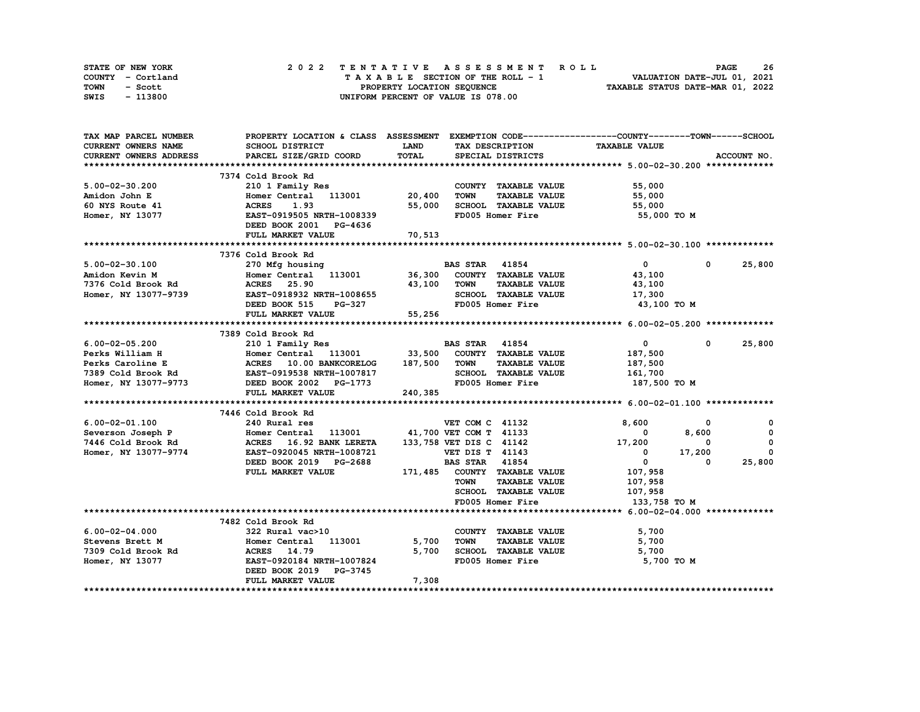STATE OF NEW YORK — 2022 TENTATIVE ASSESSMENT ROLL
COUNTY - Cortland — TAXABLE SECTION OF THE ROLL - 1 — VALUATION DATE-JUL 01, 2021
TOWN - Scott — PROPERTY LOCATION SEQUENCE — TAXABLE STATUS DATE-MAR 01, 2022
SWIS - 113800 — UNIFORM PERCENT OF VALUE IS 078.00

| TAX MAP PARCEL NUMBER / CURRENT OWNERS NAME / CURRENT OWNERS ADDRESS | PROPERTY LOCATION & CLASS / SCHOOL DISTRICT / PARCEL SIZE/GRID COORD | ASSESSMENT LAND / TOTAL | EXEMPTION CODE / TAX DESCRIPTION / SPECIAL DISTRICTS | COUNTY / TAXABLE VALUE | TOWN | SCHOOL / ACCOUNT NO. |
|---|---|---|---|---|---|---|
| | 7374 Cold Brook Rd | | | | | |
| 5.00-02-30.200 | 210 1 Family Res | | COUNTY TAXABLE VALUE | 55,000 | | |
| Amidon John E | Homer Central 113001 | 20,400 | TOWN TAXABLE VALUE | 55,000 | | |
| 60 NYS Route 41 | ACRES 1.93 | 55,000 | SCHOOL TAXABLE VALUE | 55,000 | | |
| Homer, NY 13077 | EAST-0919505 NRTH-1008339 | | FD005 Homer Fire | 55,000 TO M | | |
| | DEED BOOK 2001 PG-4636 | | | | | |
| | FULL MARKET VALUE | 70,513 | | | | |
| | 7376 Cold Brook Rd | | | | | |
| 5.00-02-30.100 | 270 Mfg housing | | BAS STAR 41854 | 0 | 0 | 25,800 |
| Amidon Kevin M | Homer Central 113001 | 36,300 | COUNTY TAXABLE VALUE | 43,100 | | |
| 7376 Cold Brook Rd | ACRES 25.90 | 43,100 | TOWN TAXABLE VALUE | 43,100 | | |
| Homer, NY 13077-9739 | EAST-0918932 NRTH-1008655 | | SCHOOL TAXABLE VALUE | 17,300 | | |
| | DEED BOOK 515 PG-327 | | FD005 Homer Fire | 43,100 TO M | | |
| | FULL MARKET VALUE | 55,256 | | | | |
| | 7389 Cold Brook Rd | | | | | |
| 6.00-02-05.200 | 210 1 Family Res | | BAS STAR 41854 | 0 | 0 | 25,800 |
| Perks William H | Homer Central 113001 | 33,500 | COUNTY TAXABLE VALUE | 187,500 | | |
| Perks Caroline E | ACRES 10.00 BANKCORELOG | 187,500 | TOWN TAXABLE VALUE | 187,500 | | |
| 7389 Cold Brook Rd | EAST-0919538 NRTH-1007817 | | SCHOOL TAXABLE VALUE | 161,700 | | |
| Homer, NY 13077-9773 | DEED BOOK 2002 PG-1773 | | FD005 Homer Fire | 187,500 TO M | | |
| | FULL MARKET VALUE | 240,385 | | | | |
| | 7446 Cold Brook Rd | | | | | |
| 6.00-02-01.100 | 240 Rural res | | VET COM C 41132 | 8,600 | 0 | 0 |
| Severson Joseph P | Homer Central 113001 | 41,700 | VET COM T 41133 | 0 | 8,600 | 0 |
| 7446 Cold Brook Rd | ACRES 16.92 BANK LERETA | 133,758 | VET DIS C 41142 | 17,200 | 0 | 0 |
| Homer, NY 13077-9774 | EAST-0920045 NRTH-1008721 | | VET DIS T 41143 | 0 | 17,200 | 0 |
| | DEED BOOK 2019 PG-2688 | | BAS STAR 41854 | 0 | 0 | 25,800 |
| | FULL MARKET VALUE | 171,485 | COUNTY TAXABLE VALUE | 107,958 | | |
| | | | TOWN TAXABLE VALUE | 107,958 | | |
| | | | SCHOOL TAXABLE VALUE | 107,958 | | |
| | | | FD005 Homer Fire | 133,758 TO M | | |
| | 7482 Cold Brook Rd | | | | | |
| 6.00-02-04.000 | 322 Rural vac>10 | | COUNTY TAXABLE VALUE | 5,700 | | |
| Stevens Brett M | Homer Central 113001 | 5,700 | TOWN TAXABLE VALUE | 5,700 | | |
| 7309 Cold Brook Rd | ACRES 14.79 | 5,700 | SCHOOL TAXABLE VALUE | 5,700 | | |
| Homer, NY 13077 | EAST-0920184 NRTH-1007824 | | FD005 Homer Fire | 5,700 TO M | | |
| | DEED BOOK 2019 PG-3745 | | | | | |
| | FULL MARKET VALUE | 7,308 | | | | |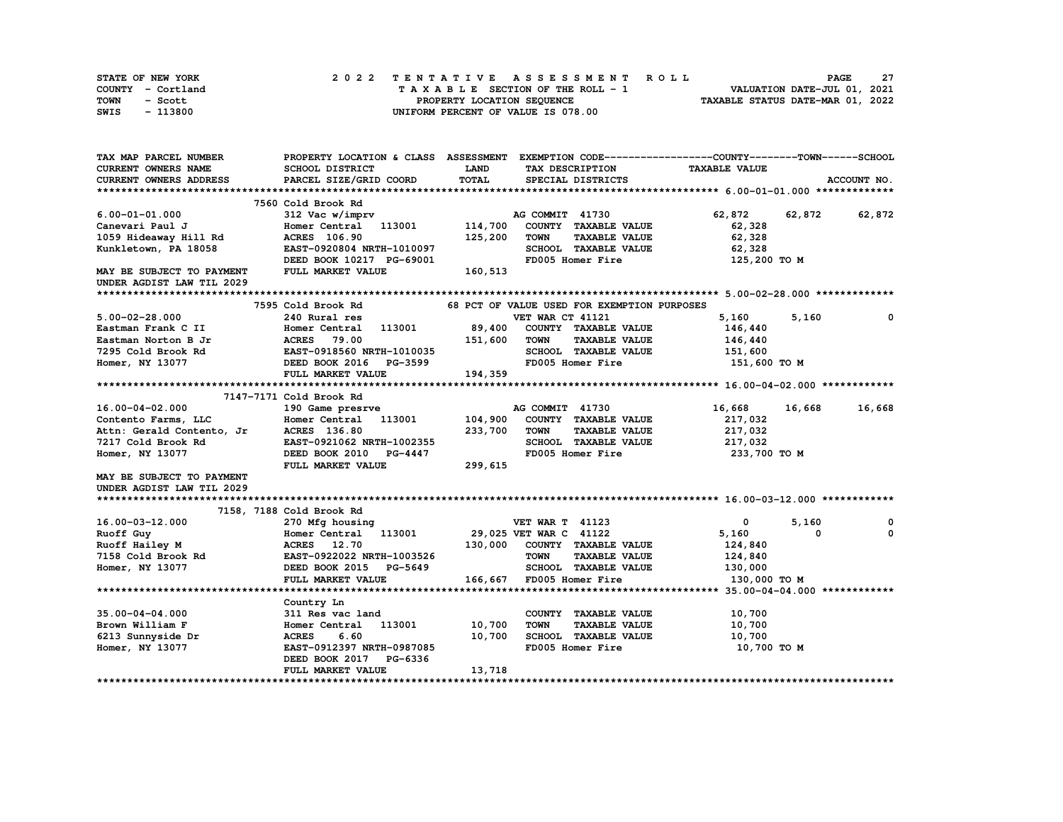STATE OF NEW YORK
COUNTY - Cortland
TOWN - Scott
SWIS - 113800

2 0 2 2 T E N T A T I V E A S S E S S M E N T R O L L
T A X A B L E SECTION OF THE ROLL - 1
PROPERTY LOCATION SEQUENCE
UNIFORM PERCENT OF VALUE IS 078.00

VALUATION DATE-JUL 01, 2021
TAXABLE STATUS DATE-MAR 01, 2022

```
TAX MAP PARCEL NUMBER          PROPERTY LOCATION & CLASS  ASSESSMENT  EXEMPTION CODE------------------COUNTY--------TOWN------SCHOOL
CURRENT OWNERS NAME            SCHOOL DISTRICT               LAND      TAX DESCRIPTION               TAXABLE VALUE
CURRENT OWNERS ADDRESS         PARCEL SIZE/GRID COORD        TOTAL     SPECIAL DISTRICTS                                    ACCOUNT NO.
******************************************************************************************************* 6.00-01-01.000 *************
                           7560 Cold Brook Rd
6.00-01-01.000                 312 Vac w/imprv                          AG COMMIT  41730              62,872      62,872      62,872
Canevari Paul J                Homer Central    113001      114,700     COUNTY  TAXABLE VALUE          62,328
1059 Hideaway Hill Rd          ACRES 106.90                 125,200     TOWN    TAXABLE VALUE          62,328
Kunkletown, PA 18058           EAST-0920804 NRTH-1010097                SCHOOL  TAXABLE VALUE          62,328
                               DEED BOOK 10217 PG-69001                 FD005 Homer Fire              125,200 TO M
MAY BE SUBJECT TO PAYMENT      FULL MARKET VALUE            160,513
UNDER AGDIST LAW TIL 2029
******************************************************************************************************* 5.00-02-28.000 *************
                           7595 Cold Brook Rd               68 PCT OF VALUE USED FOR EXEMPTION PURPOSES
5.00-02-28.000                 240 Rural res                            VET WAR CT 41121               5,160       5,160           0
Eastman Frank C II             Homer Central    113001       89,400     COUNTY  TAXABLE VALUE         146,440
Eastman Norton B Jr            ACRES  79.00                 151,600     TOWN    TAXABLE VALUE         146,440
7295 Cold Brook Rd             EAST-0918560 NRTH-1010035                SCHOOL  TAXABLE VALUE         151,600
Homer, NY 13077                DEED BOOK 2016   PG-3599                 FD005 Homer Fire              151,600 TO M
                               FULL MARKET VALUE            194,359
******************************************************************************************************* 16.00-04-02.000 ************
                      7147-7171 Cold Brook Rd
16.00-04-02.000                190 Game presrve                         AG COMMIT  41730              16,668      16,668      16,668
Contento Farms, LLC            Homer Central    113001      104,900     COUNTY  TAXABLE VALUE         217,032
Attn: Gerald Contento, Jr      ACRES 136.80                 233,700     TOWN    TAXABLE VALUE         217,032
7217 Cold Brook Rd             EAST-0921062 NRTH-1002355                SCHOOL  TAXABLE VALUE         217,032
Homer, NY 13077                DEED BOOK 2010   PG-4447                 FD005 Homer Fire              233,700 TO M
                               FULL MARKET VALUE            299,615
MAY BE SUBJECT TO PAYMENT
UNDER AGDIST LAW TIL 2029
******************************************************************************************************* 16.00-03-12.000 ************
                     7158, 7188 Cold Brook Rd
16.00-03-12.000                270 Mfg housing                          VET WAR T  41123                   0       5,160           0
Ruoff Guy                      Homer Central    113001       29,025 VET WAR C  41122               5,160           0           0
Ruoff Hailey M                 ACRES  12.70                 130,000     COUNTY  TAXABLE VALUE         124,840
7158 Cold Brook Rd             EAST-0922022 NRTH-1003526                TOWN    TAXABLE VALUE         124,840
Homer, NY 13077                DEED BOOK 2015   PG-5649                 SCHOOL  TAXABLE VALUE         130,000
                               FULL MARKET VALUE            166,667     FD005 Homer Fire              130,000 TO M
******************************************************************************************************* 35.00-04-04.000 ************
                               Country Ln
35.00-04-04.000                311 Res vac land                         COUNTY  TAXABLE VALUE          10,700
Brown William F                Homer Central    113001       10,700     TOWN    TAXABLE VALUE          10,700
6213 Sunnyside Dr              ACRES   6.60                  10,700     SCHOOL  TAXABLE VALUE          10,700
Homer, NY 13077                EAST-0912397 NRTH-0987085                FD005 Homer Fire               10,700 TO M
                               DEED BOOK 2017   PG-6336
                               FULL MARKET VALUE             13,718
************************************************************************************************************************************
```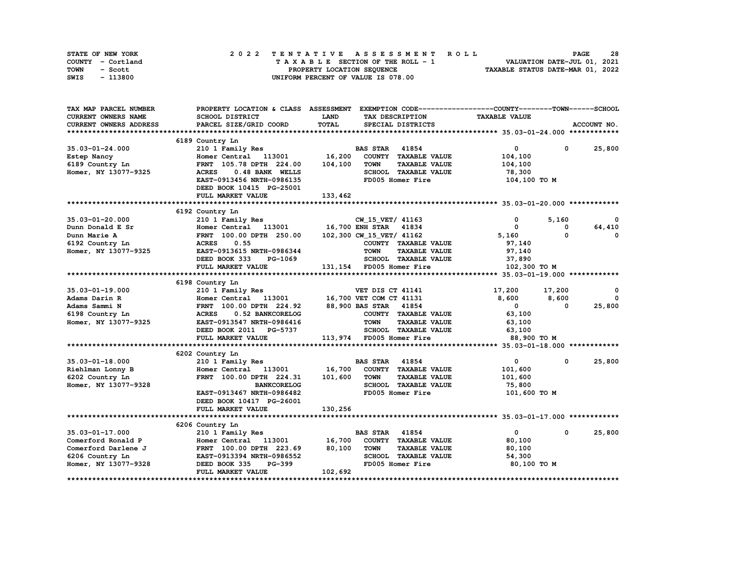STATE OF NEW YORK
COUNTY - Cortland
TOWN - Scott
SWIS - 113800

2022 TENTATIVE ASSESSMENT ROLL
TAXABLE SECTION OF THE ROLL - 1
PROPERTY LOCATION SEQUENCE
UNIFORM PERCENT OF VALUE IS 078.00

VALUATION DATE-JUL 01, 2021
TAXABLE STATUS DATE-MAR 01, 2022

| TAX MAP PARCEL NUMBER / CURRENT OWNERS NAME / CURRENT OWNERS ADDRESS | PROPERTY LOCATION & CLASS / SCHOOL DISTRICT / PARCEL SIZE/GRID COORD | ASSESSMENT LAND / TOTAL | EXEMPTION CODE / TAX DESCRIPTION / SPECIAL DISTRICTS | COUNTY TAXABLE VALUE | TOWN | SCHOOL / ACCOUNT NO. |
|---|---|---|---|---|---|---|
| **35.03-01-24.000** | 6189 Country Ln | | | | | |
| 35.03-01-24.000 | 210 1 Family Res | | BAS STAR 41854 | 0 | 0 | 25,800 |
| Estep Nancy | Homer Central 113001 | 16,200 | COUNTY TAXABLE VALUE | 104,100 | | |
| 6189 Country Ln | FRNT 105.78 DPTH 224.00 | 104,100 | TOWN TAXABLE VALUE | 104,100 | | |
| Homer, NY 13077-9325 | ACRES 0.48 BANK WELLS | | SCHOOL TAXABLE VALUE | 78,300 | | |
| | EAST-0913456 NRTH-0986135 | | FD005 Homer Fire | 104,100 TO M | | |
| | DEED BOOK 10415 PG-25001 | | | | | |
| | FULL MARKET VALUE | 133,462 | | | | |
| **35.03-01-20.000** | 6192 Country Ln | | | | | |
| 35.03-01-20.000 | 210 1 Family Res | | CW_15_VET/ 41163 | 0 | 5,160 | 0 |
| Dunn Donald E Sr | Homer Central 113001 | 16,700 | ENH STAR 41834 | 0 | 0 | 64,410 |
| Dunn Marie A | FRNT 100.00 DPTH 250.00 | 102,300 | CW_15_VET/ 41162 | 5,160 | 0 | 0 |
| 6192 Country Ln | ACRES 0.55 | | COUNTY TAXABLE VALUE | 97,140 | | |
| Homer, NY 13077-9325 | EAST-0913615 NRTH-0986344 | | TOWN TAXABLE VALUE | 97,140 | | |
| | DEED BOOK 333 PG-1069 | | SCHOOL TAXABLE VALUE | 37,890 | | |
| | FULL MARKET VALUE | 131,154 | FD005 Homer Fire | 102,300 TO M | | |
| **35.03-01-19.000** | 6198 Country Ln | | | | | |
| 35.03-01-19.000 | 210 1 Family Res | | VET DIS CT 41141 | 17,200 | 17,200 | 0 |
| Adams Darin R | Homer Central 113001 | 16,700 | VET COM CT 41131 | 8,600 | 8,600 | 0 |
| Adams Sammi N | FRNT 100.00 DPTH 224.92 | 88,900 | BAS STAR 41854 | 0 | 0 | 25,800 |
| 6198 Country Ln | ACRES 0.52 BANKCORELOG | | COUNTY TAXABLE VALUE | 63,100 | | |
| Homer, NY 13077-9325 | EAST-0913547 NRTH-0986416 | | TOWN TAXABLE VALUE | 63,100 | | |
| | DEED BOOK 2011 PG-5737 | | SCHOOL TAXABLE VALUE | 63,100 | | |
| | FULL MARKET VALUE | 113,974 | FD005 Homer Fire | 88,900 TO M | | |
| **35.03-01-18.000** | 6202 Country Ln | | | | | |
| 35.03-01-18.000 | 210 1 Family Res | | BAS STAR 41854 | 0 | 0 | 25,800 |
| Riehlman Lonny B | Homer Central 113001 | 16,700 | COUNTY TAXABLE VALUE | 101,600 | | |
| 6202 Country Ln | FRNT 100.00 DPTH 224.31 | 101,600 | TOWN TAXABLE VALUE | 101,600 | | |
| Homer, NY 13077-9328 | BANKCORELOG | | SCHOOL TAXABLE VALUE | 75,800 | | |
| | EAST-0913467 NRTH-0986482 | | FD005 Homer Fire | 101,600 TO M | | |
| | DEED BOOK 10417 PG-26001 | | | | | |
| | FULL MARKET VALUE | 130,256 | | | | |
| **35.03-01-17.000** | 6206 Country Ln | | | | | |
| 35.03-01-17.000 | 210 1 Family Res | | BAS STAR 41854 | 0 | 0 | 25,800 |
| Comerford Ronald P | Homer Central 113001 | 16,700 | COUNTY TAXABLE VALUE | 80,100 | | |
| Comerford Darlene J | FRNT 100.00 DPTH 223.69 | 80,100 | TOWN TAXABLE VALUE | 80,100 | | |
| 6206 Country Ln | EAST-0913394 NRTH-0986552 | | SCHOOL TAXABLE VALUE | 54,300 | | |
| Homer, NY 13077-9328 | DEED BOOK 335 PG-399 | | FD005 Homer Fire | 80,100 TO M | | |
| | FULL MARKET VALUE | 102,692 | | | | |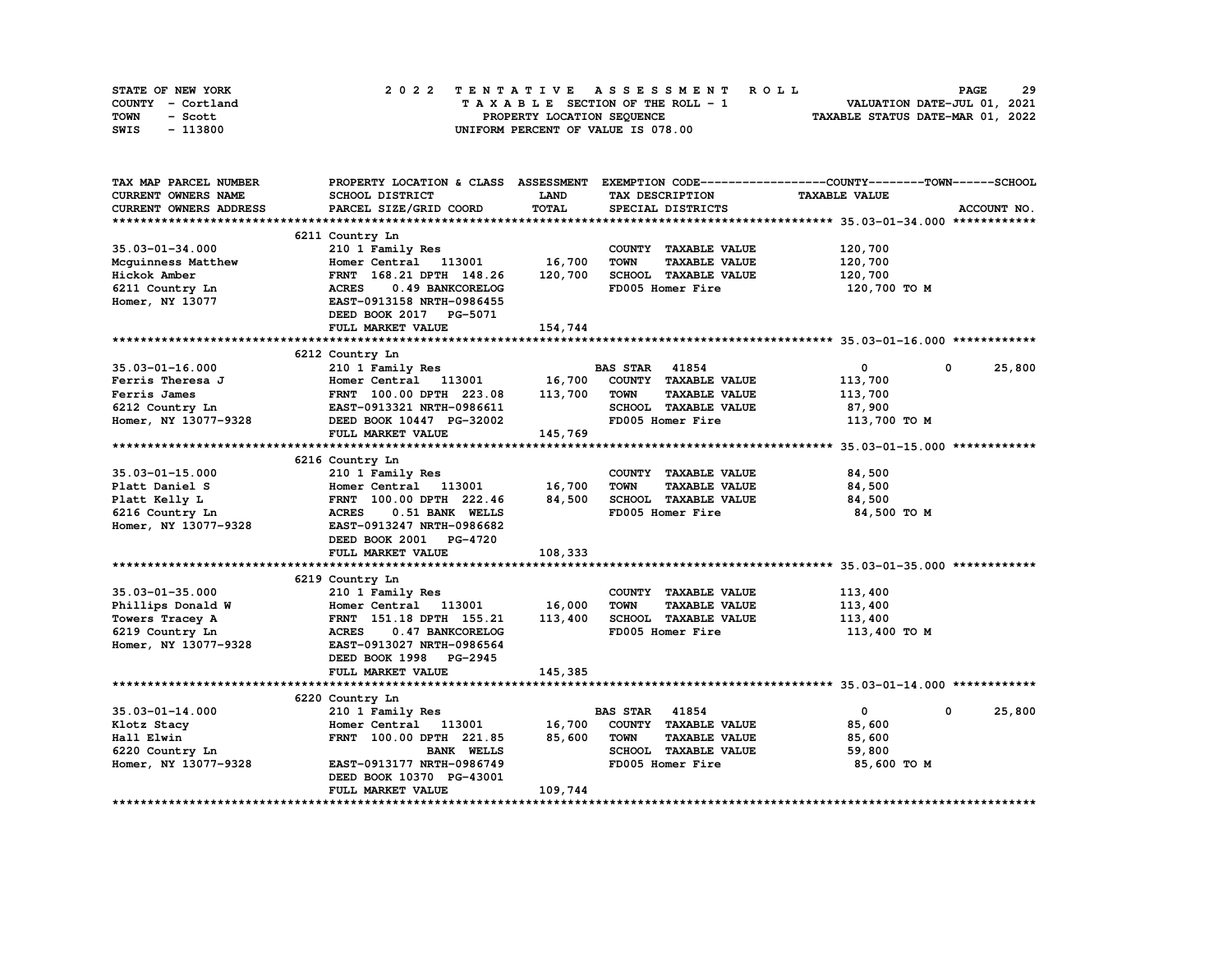STATE OF NEW YORK
COUNTY - Cortland
TOWN - Scott
SWIS - 113800

2022 TENTATIVE ASSESSMENT ROLL
TAXABLE SECTION OF THE ROLL - 1
PROPERTY LOCATION SEQUENCE
UNIFORM PERCENT OF VALUE IS 078.00

VALUATION DATE-JUL 01, 2021
TAXABLE STATUS DATE-MAR 01, 2022

| TAX MAP PARCEL NUMBER / CURRENT OWNERS NAME / CURRENT OWNERS ADDRESS | PROPERTY LOCATION & CLASS / SCHOOL DISTRICT / PARCEL SIZE/GRID COORD | ASSESSMENT LAND / TOTAL | EXEMPTION CODE / TAX DESCRIPTION / SPECIAL DISTRICTS | COUNTY / TOWN / SCHOOL TAXABLE VALUE | ACCOUNT NO. |
|---|---|---|---|---|---|
| **35.03-01-34.000** | 6211 Country Ln | | | | |
| 35.03-01-34.000 | 210 1 Family Res | | COUNTY TAXABLE VALUE | 120,700 | |
| Mcguinness Matthew | Homer Central 113001 | 16,700 | TOWN TAXABLE VALUE | 120,700 | |
| Hickok Amber | FRNT 168.21 DPTH 148.26 | 120,700 | SCHOOL TAXABLE VALUE | 120,700 | |
| 6211 Country Ln | ACRES 0.49 BANKCORELOG | | FD005 Homer Fire | 120,700 TO M | |
| Homer, NY 13077 | EAST-0913158 NRTH-0986455 | | | | |
| | DEED BOOK 2017 PG-5071 | | | | |
| | FULL MARKET VALUE | 154,744 | | | |
| **35.03-01-16.000** | 6212 Country Ln | | | | |
| 35.03-01-16.000 | 210 1 Family Res | | BAS STAR 41854 | 0 0 25,800 | |
| Ferris Theresa J | Homer Central 113001 | 16,700 | COUNTY TAXABLE VALUE | 113,700 | |
| Ferris James | FRNT 100.00 DPTH 223.08 | 113,700 | TOWN TAXABLE VALUE | 113,700 | |
| 6212 Country Ln | EAST-0913321 NRTH-0986611 | | SCHOOL TAXABLE VALUE | 87,900 | |
| Homer, NY 13077-9328 | DEED BOOK 10447 PG-32002 | | FD005 Homer Fire | 113,700 TO M | |
| | FULL MARKET VALUE | 145,769 | | | |
| **35.03-01-15.000** | 6216 Country Ln | | | | |
| 35.03-01-15.000 | 210 1 Family Res | | COUNTY TAXABLE VALUE | 84,500 | |
| Platt Daniel S | Homer Central 113001 | 16,700 | TOWN TAXABLE VALUE | 84,500 | |
| Platt Kelly L | FRNT 100.00 DPTH 222.46 | 84,500 | SCHOOL TAXABLE VALUE | 84,500 | |
| 6216 Country Ln | ACRES 0.51 BANK WELLS | | FD005 Homer Fire | 84,500 TO M | |
| Homer, NY 13077-9328 | EAST-0913247 NRTH-0986682 | | | | |
| | DEED BOOK 2001 PG-4720 | | | | |
| | FULL MARKET VALUE | 108,333 | | | |
| **35.03-01-35.000** | 6219 Country Ln | | | | |
| 35.03-01-35.000 | 210 1 Family Res | | COUNTY TAXABLE VALUE | 113,400 | |
| Phillips Donald W | Homer Central 113001 | 16,000 | TOWN TAXABLE VALUE | 113,400 | |
| Towers Tracey A | FRNT 151.18 DPTH 155.21 | 113,400 | SCHOOL TAXABLE VALUE | 113,400 | |
| 6219 Country Ln | ACRES 0.47 BANKCORELOG | | FD005 Homer Fire | 113,400 TO M | |
| Homer, NY 13077-9328 | EAST-0913027 NRTH-0986564 | | | | |
| | DEED BOOK 1998 PG-2945 | | | | |
| | FULL MARKET VALUE | 145,385 | | | |
| **35.03-01-14.000** | 6220 Country Ln | | | | |
| 35.03-01-14.000 | 210 1 Family Res | | BAS STAR 41854 | 0 0 25,800 | |
| Klotz Stacy | Homer Central 113001 | 16,700 | COUNTY TAXABLE VALUE | 85,600 | |
| Hall Elwin | FRNT 100.00 DPTH 221.85 | 85,600 | TOWN TAXABLE VALUE | 85,600 | |
| 6220 Country Ln | BANK WELLS | | SCHOOL TAXABLE VALUE | 59,800 | |
| Homer, NY 13077-9328 | EAST-0913177 NRTH-0986749 | | FD005 Homer Fire | 85,600 TO M | |
| | DEED BOOK 10370 PG-43001 | | | | |
| | FULL MARKET VALUE | 109,744 | | | |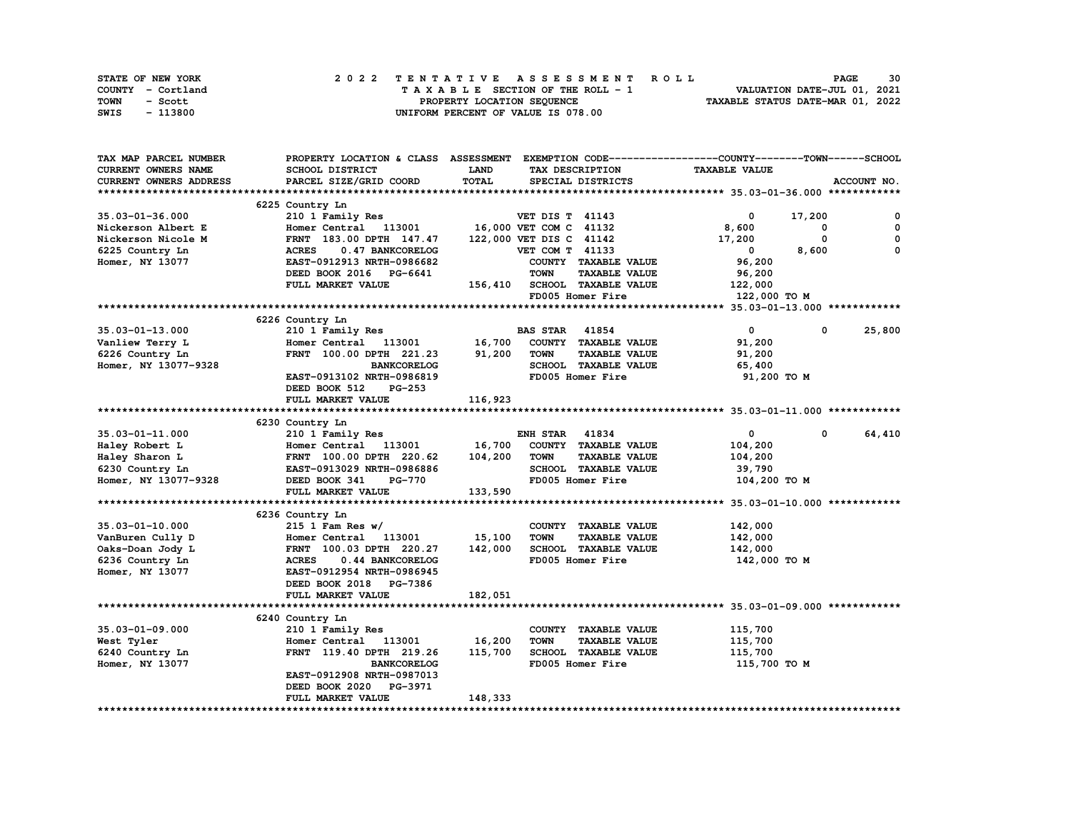STATE OF NEW YORK — COUNTY - Cortland — TOWN - Scott — SWIS - 113800

**2022 TENTATIVE ASSESSMENT ROLL**
TAXABLE SECTION OF THE ROLL - 1
PROPERTY LOCATION SEQUENCE
UNIFORM PERCENT OF VALUE IS 078.00

VALUATION DATE-JUL 01, 2021
TAXABLE STATUS DATE-MAR 01, 2022

| TAX MAP PARCEL NUMBER / CURRENT OWNERS NAME / CURRENT OWNERS ADDRESS | PROPERTY LOCATION & CLASS / SCHOOL DISTRICT / PARCEL SIZE/GRID COORD | ASSESSMENT LAND / TOTAL | EXEMPTION CODE / TAX DESCRIPTION / SPECIAL DISTRICTS | COUNTY TAXABLE VALUE | TOWN | SCHOOL / ACCOUNT NO. |
|---|---|---|---|---|---|---|
| **35.03-01-36.000** | 6225 Country Ln | | | | | |
| 35.03-01-36.000 | 210 1 Family Res | | VET DIS T 41143 | 0 | 17,200 | 0 |
| Nickerson Albert E | Homer Central 113001 | 16,000 | VET COM C 41132 | 8,600 | 0 | 0 |
| Nickerson Nicole M | FRNT 183.00 DPTH 147.47 | 122,000 | VET DIS C 41142 | 17,200 | 0 | 0 |
| 6225 Country Ln | ACRES 0.47 BANKCORELOG | | VET COM T 41133 | 0 | 8,600 | 0 |
| Homer, NY 13077 | EAST-0912913 NRTH-0986682 | | COUNTY TAXABLE VALUE | 96,200 | | |
| | DEED BOOK 2016 PG-6641 | | TOWN TAXABLE VALUE | 96,200 | | |
| | FULL MARKET VALUE | 156,410 | SCHOOL TAXABLE VALUE | 122,000 | | |
| | | | FD005 Homer Fire | 122,000 TO M | | |
| **35.03-01-13.000** | 6226 Country Ln | | | | | |
| 35.03-01-13.000 | 210 1 Family Res | | BAS STAR 41854 | 0 | 0 | 25,800 |
| Vanliew Terry L | Homer Central 113001 | 16,700 | COUNTY TAXABLE VALUE | 91,200 | | |
| 6226 Country Ln | FRNT 100.00 DPTH 221.23 | 91,200 | TOWN TAXABLE VALUE | 91,200 | | |
| Homer, NY 13077-9328 | BANKCORELOG | | SCHOOL TAXABLE VALUE | 65,400 | | |
| | EAST-0913102 NRTH-0986819 | | FD005 Homer Fire | 91,200 TO M | | |
| | DEED BOOK 512 PG-253 | | | | | |
| | FULL MARKET VALUE | 116,923 | | | | |
| **35.03-01-11.000** | 6230 Country Ln | | | | | |
| 35.03-01-11.000 | 210 1 Family Res | | ENH STAR 41834 | 0 | 0 | 64,410 |
| Haley Robert L | Homer Central 113001 | 16,700 | COUNTY TAXABLE VALUE | 104,200 | | |
| Haley Sharon L | FRNT 100.00 DPTH 220.62 | 104,200 | TOWN TAXABLE VALUE | 104,200 | | |
| 6230 Country Ln | EAST-0913029 NRTH-0986886 | | SCHOOL TAXABLE VALUE | 39,790 | | |
| Homer, NY 13077-9328 | DEED BOOK 341 PG-770 | | FD005 Homer Fire | 104,200 TO M | | |
| | FULL MARKET VALUE | 133,590 | | | | |
| **35.03-01-10.000** | 6236 Country Ln | | | | | |
| 35.03-01-10.000 | 215 1 Fam Res w/ | | COUNTY TAXABLE VALUE | 142,000 | | |
| VanBuren Cully D | Homer Central 113001 | 15,100 | TOWN TAXABLE VALUE | 142,000 | | |
| Oaks-Doan Jody L | FRNT 100.03 DPTH 220.27 | 142,000 | SCHOOL TAXABLE VALUE | 142,000 | | |
| 6236 Country Ln | ACRES 0.44 BANKCORELOG | | FD005 Homer Fire | 142,000 TO M | | |
| Homer, NY 13077 | EAST-0912954 NRTH-0986945 | | | | | |
| | DEED BOOK 2018 PG-7386 | | | | | |
| | FULL MARKET VALUE | 182,051 | | | | |
| **35.03-01-09.000** | 6240 Country Ln | | | | | |
| 35.03-01-09.000 | 210 1 Family Res | | COUNTY TAXABLE VALUE | 115,700 | | |
| West Tyler | Homer Central 113001 | 16,200 | TOWN TAXABLE VALUE | 115,700 | | |
| 6240 Country Ln | FRNT 119.40 DPTH 219.26 | 115,700 | SCHOOL TAXABLE VALUE | 115,700 | | |
| Homer, NY 13077 | BANKCORELOG | | FD005 Homer Fire | 115,700 TO M | | |
| | EAST-0912908 NRTH-0987013 | | | | | |
| | DEED BOOK 2020 PG-3971 | | | | | |
| | FULL MARKET VALUE | 148,333 | | | | |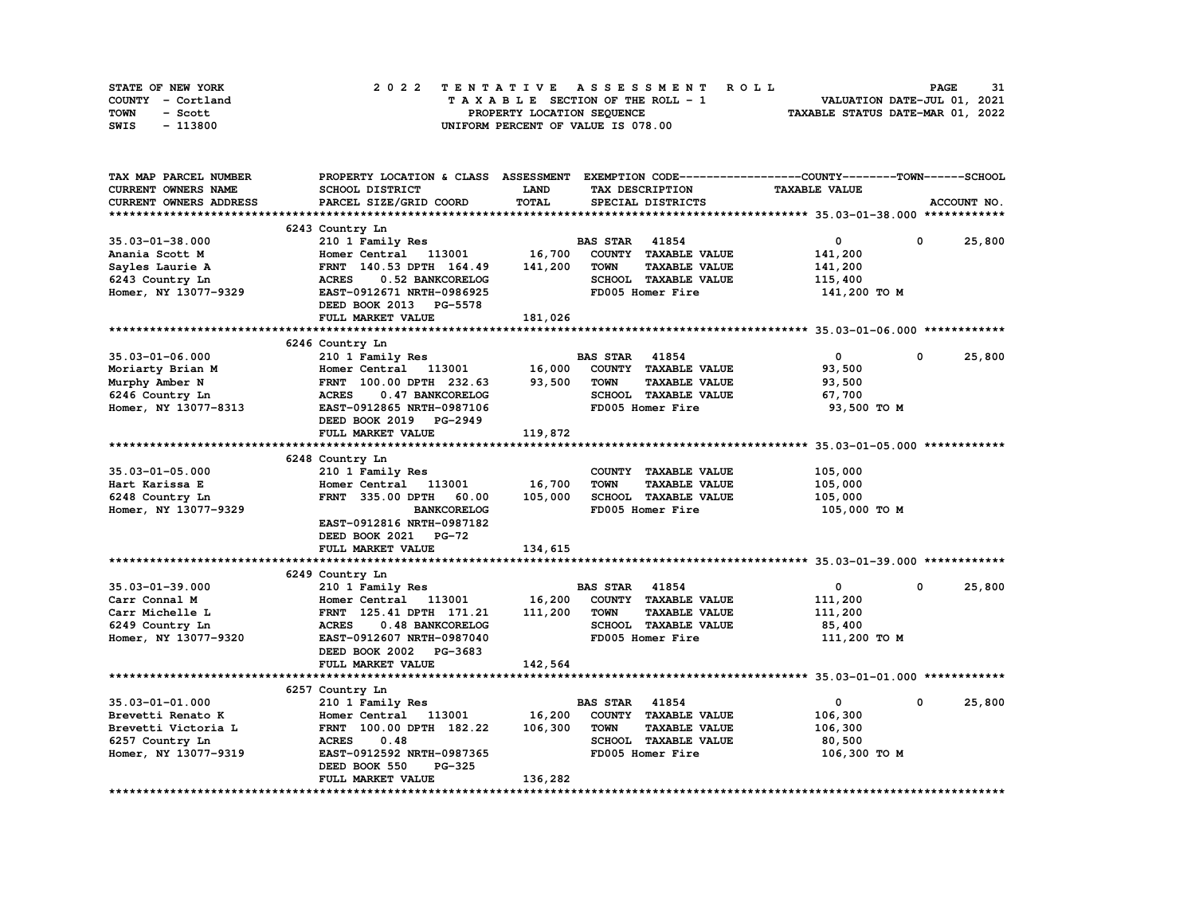STATE OF NEW YORK
COUNTY - Cortland
TOWN - Scott
SWIS - 113800

2022 TENTATIVE ASSESSMENT ROLL
TAXABLE SECTION OF THE ROLL - 1
PROPERTY LOCATION SEQUENCE
UNIFORM PERCENT OF VALUE IS 078.00

VALUATION DATE-JUL 01, 2021
TAXABLE STATUS DATE-MAR 01, 2022

| TAX MAP PARCEL NUMBER / CURRENT OWNERS NAME / CURRENT OWNERS ADDRESS | PROPERTY LOCATION & CLASS / SCHOOL DISTRICT / PARCEL SIZE/GRID COORD | ASSESSMENT LAND / TOTAL | EXEMPTION CODE / TAX DESCRIPTION / SPECIAL DISTRICTS | COUNTY TAXABLE VALUE | TOWN | SCHOOL / ACCOUNT NO. |
|---|---|---|---|---|---|---|
| **35.03-01-38.000** | 6243 Country Ln | | | | | |
| 35.03-01-38.000 | 210 1 Family Res | | BAS STAR 41854 | 0 | 0 | 25,800 |
| Anania Scott M | Homer Central 113001 | 16,700 | COUNTY TAXABLE VALUE | 141,200 | | |
| Sayles Laurie A | FRNT 140.53 DPTH 164.49 | 141,200 | TOWN TAXABLE VALUE | 141,200 | | |
| 6243 Country Ln | ACRES 0.52 BANKCORELOG | | SCHOOL TAXABLE VALUE | 115,400 | | |
| Homer, NY 13077-9329 | EAST-0912671 NRTH-0986925 | | FD005 Homer Fire | 141,200 TO M | | |
| | DEED BOOK 2013 PG-5578 | | | | | |
| | FULL MARKET VALUE | 181,026 | | | | |
| **35.03-01-06.000** | 6246 Country Ln | | | | | |
| 35.03-01-06.000 | 210 1 Family Res | | BAS STAR 41854 | 0 | 0 | 25,800 |
| Moriarty Brian M | Homer Central 113001 | 16,000 | COUNTY TAXABLE VALUE | 93,500 | | |
| Murphy Amber N | FRNT 100.00 DPTH 232.63 | 93,500 | TOWN TAXABLE VALUE | 93,500 | | |
| 6246 Country Ln | ACRES 0.47 BANKCORELOG | | SCHOOL TAXABLE VALUE | 67,700 | | |
| Homer, NY 13077-8313 | EAST-0912865 NRTH-0987106 | | FD005 Homer Fire | 93,500 TO M | | |
| | DEED BOOK 2019 PG-2949 | | | | | |
| | FULL MARKET VALUE | 119,872 | | | | |
| **35.03-01-05.000** | 6248 Country Ln | | | | | |
| 35.03-01-05.000 | 210 1 Family Res | | COUNTY TAXABLE VALUE | 105,000 | | |
| Hart Karissa E | Homer Central 113001 | 16,700 | TOWN TAXABLE VALUE | 105,000 | | |
| 6248 Country Ln | FRNT 335.00 DPTH 60.00 | 105,000 | SCHOOL TAXABLE VALUE | 105,000 | | |
| Homer, NY 13077-9329 | BANKCORELOG | | FD005 Homer Fire | 105,000 TO M | | |
| | EAST-0912816 NRTH-0987182 | | | | | |
| | DEED BOOK 2021 PG-72 | | | | | |
| | FULL MARKET VALUE | 134,615 | | | | |
| **35.03-01-39.000** | 6249 Country Ln | | | | | |
| 35.03-01-39.000 | 210 1 Family Res | | BAS STAR 41854 | 0 | 0 | 25,800 |
| Carr Connal M | Homer Central 113001 | 16,200 | COUNTY TAXABLE VALUE | 111,200 | | |
| Carr Michelle L | FRNT 125.41 DPTH 171.21 | 111,200 | TOWN TAXABLE VALUE | 111,200 | | |
| 6249 Country Ln | ACRES 0.48 BANKCORELOG | | SCHOOL TAXABLE VALUE | 85,400 | | |
| Homer, NY 13077-9320 | EAST-0912607 NRTH-0987040 | | FD005 Homer Fire | 111,200 TO M | | |
| | DEED BOOK 2002 PG-3683 | | | | | |
| | FULL MARKET VALUE | 142,564 | | | | |
| **35.03-01-01.000** | 6257 Country Ln | | | | | |
| 35.03-01-01.000 | 210 1 Family Res | | BAS STAR 41854 | 0 | 0 | 25,800 |
| Brevetti Renato K | Homer Central 113001 | 16,200 | COUNTY TAXABLE VALUE | 106,300 | | |
| Brevetti Victoria L | FRNT 100.00 DPTH 182.22 | 106,300 | TOWN TAXABLE VALUE | 106,300 | | |
| 6257 Country Ln | ACRES 0.48 | | SCHOOL TAXABLE VALUE | 80,500 | | |
| Homer, NY 13077-9319 | EAST-0912592 NRTH-0987365 | | FD005 Homer Fire | 106,300 TO M | | |
| | DEED BOOK 550 PG-325 | | | | | |
| | FULL MARKET VALUE | 136,282 | | | | |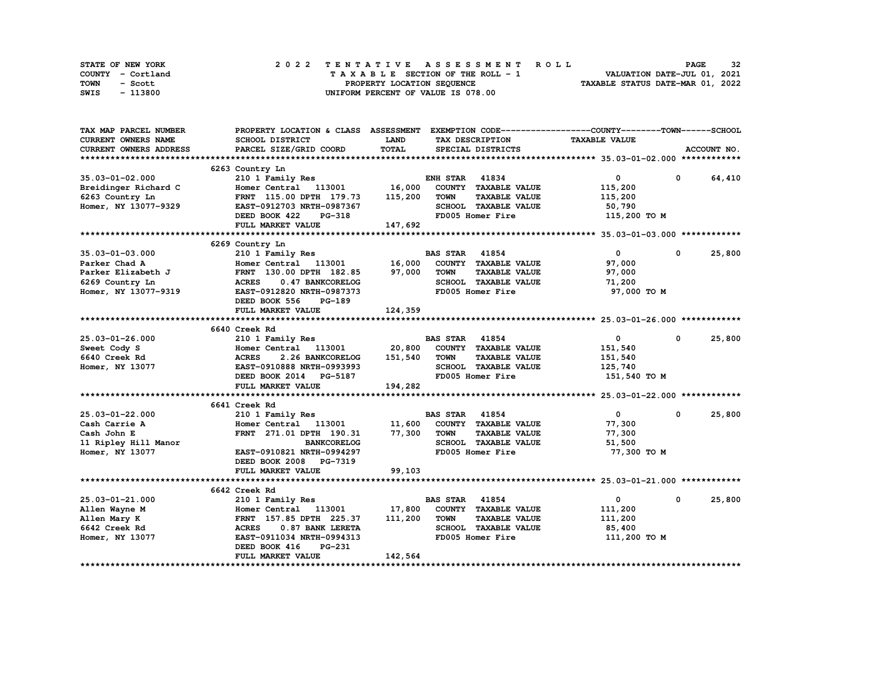STATE OF NEW YORK
COUNTY - Cortland
TOWN - Scott
SWIS - 113800

2 0 2 2 T E N T A T I V E A S S E S S M E N T R O L L
T A X A B L E SECTION OF THE ROLL - 1
PROPERTY LOCATION SEQUENCE
UNIFORM PERCENT OF VALUE IS 078.00

VALUATION DATE-JUL 01, 2021
TAXABLE STATUS DATE-MAR 01, 2022

| TAX MAP PARCEL NUMBER<br>CURRENT OWNERS NAME<br>CURRENT OWNERS ADDRESS | PROPERTY LOCATION & CLASS<br>SCHOOL DISTRICT<br>PARCEL SIZE/GRID COORD | ASSESSMENT<br>LAND<br>TOTAL | EXEMPTION CODE<br>TAX DESCRIPTION<br>SPECIAL DISTRICTS | COUNTY / TOWN<br>TAXABLE VALUE | SCHOOL<br>ACCOUNT NO. |
|---|---|---|---|---|---|
| **35.03-01-02.000** | 6263 Country Ln | | | | |
| 35.03-01-02.000 | 210 1 Family Res | | ENH STAR 41834 | 0 0 | 64,410 |
| Breidinger Richard C | Homer Central 113001 | 16,000 | COUNTY TAXABLE VALUE | 115,200 | |
| 6263 Country Ln | FRNT 115.00 DPTH 179.73 | 115,200 | TOWN TAXABLE VALUE | 115,200 | |
| Homer, NY 13077-9329 | EAST-0912703 NRTH-0987367 | | SCHOOL TAXABLE VALUE | 50,790 | |
| | DEED BOOK 422 PG-318 | | FD005 Homer Fire | 115,200 TO M | |
| | FULL MARKET VALUE | 147,692 | | | |
| **35.03-01-03.000** | 6269 Country Ln | | | | |
| 35.03-01-03.000 | 210 1 Family Res | | BAS STAR 41854 | 0 0 | 25,800 |
| Parker Chad A | Homer Central 113001 | 16,000 | COUNTY TAXABLE VALUE | 97,000 | |
| Parker Elizabeth J | FRNT 130.00 DPTH 182.85 | 97,000 | TOWN TAXABLE VALUE | 97,000 | |
| 6269 Country Ln | ACRES 0.47 BANKCORELOG | | SCHOOL TAXABLE VALUE | 71,200 | |
| Homer, NY 13077-9319 | EAST-0912820 NRTH-0987373 | | FD005 Homer Fire | 97,000 TO M | |
| | DEED BOOK 556 PG-189 | | | | |
| | FULL MARKET VALUE | 124,359 | | | |
| **25.03-01-26.000** | 6640 Creek Rd | | | | |
| 25.03-01-26.000 | 210 1 Family Res | | BAS STAR 41854 | 0 0 | 25,800 |
| Sweet Cody S | Homer Central 113001 | 20,800 | COUNTY TAXABLE VALUE | 151,540 | |
| 6640 Creek Rd | ACRES 2.26 BANKCORELOG | 151,540 | TOWN TAXABLE VALUE | 151,540 | |
| Homer, NY 13077 | EAST-0910888 NRTH-0993993 | | SCHOOL TAXABLE VALUE | 125,740 | |
| | DEED BOOK 2014 PG-5187 | | FD005 Homer Fire | 151,540 TO M | |
| | FULL MARKET VALUE | 194,282 | | | |
| **25.03-01-22.000** | 6641 Creek Rd | | | | |
| 25.03-01-22.000 | 210 1 Family Res | | BAS STAR 41854 | 0 0 | 25,800 |
| Cash Carrie A | Homer Central 113001 | 11,600 | COUNTY TAXABLE VALUE | 77,300 | |
| Cash John E | FRNT 271.01 DPTH 190.31 | 77,300 | TOWN TAXABLE VALUE | 77,300 | |
| 11 Ripley Hill Manor | BANKCORELOG | | SCHOOL TAXABLE VALUE | 51,500 | |
| Homer, NY 13077 | EAST-0910821 NRTH-0994297 | | FD005 Homer Fire | 77,300 TO M | |
| | DEED BOOK 2008 PG-7319 | | | | |
| | FULL MARKET VALUE | 99,103 | | | |
| **25.03-01-21.000** | 6642 Creek Rd | | | | |
| 25.03-01-21.000 | 210 1 Family Res | | BAS STAR 41854 | 0 0 | 25,800 |
| Allen Wayne M | Homer Central 113001 | 17,800 | COUNTY TAXABLE VALUE | 111,200 | |
| Allen Mary K | FRNT 157.85 DPTH 225.37 | 111,200 | TOWN TAXABLE VALUE | 111,200 | |
| 6642 Creek Rd | ACRES 0.87 BANK LERETA | | SCHOOL TAXABLE VALUE | 85,400 | |
| Homer, NY 13077 | EAST-0911034 NRTH-0994313 | | FD005 Homer Fire | 111,200 TO M | |
| | DEED BOOK 416 PG-231 | | | | |
| | FULL MARKET VALUE | 142,564 | | | |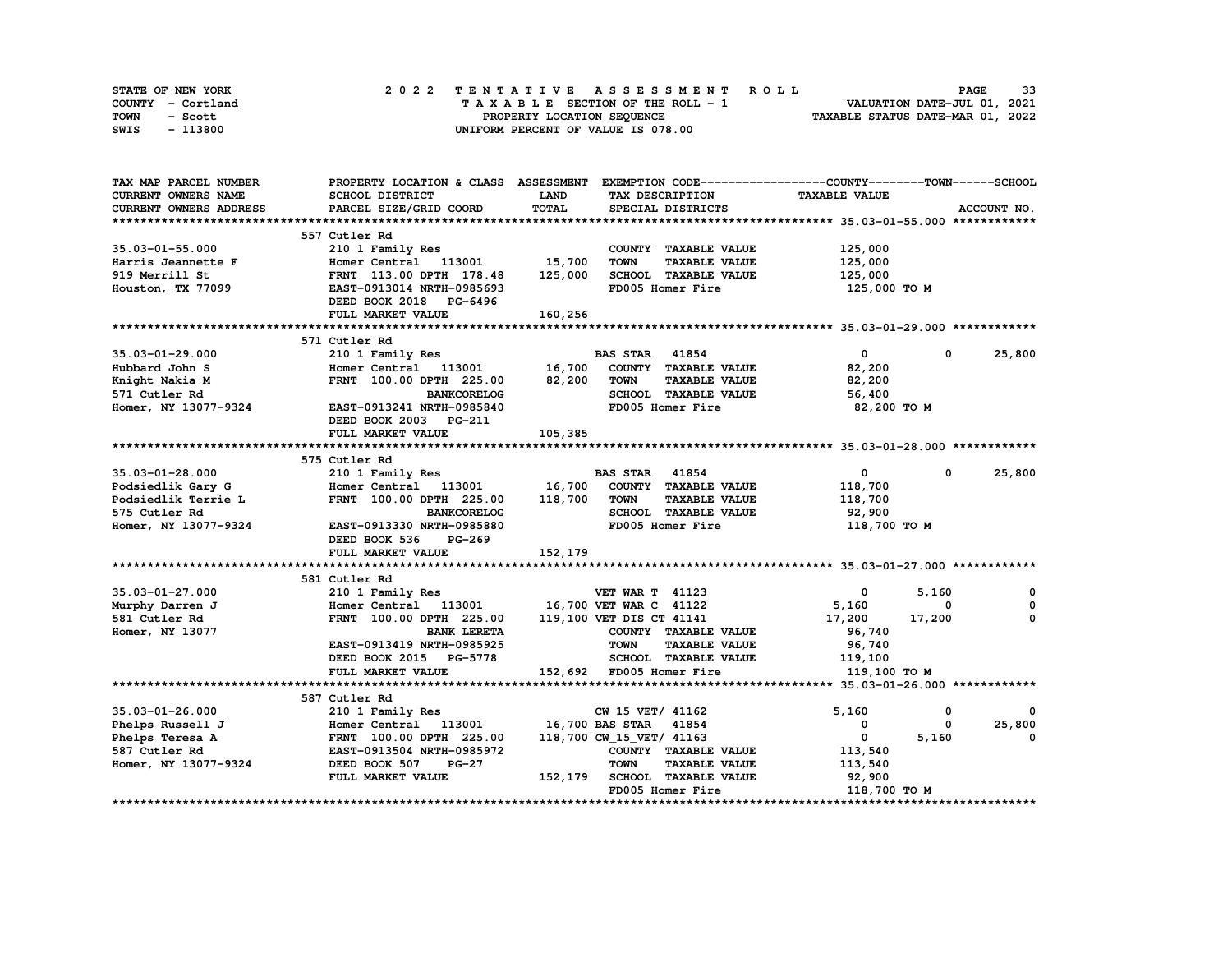STATE OF NEW YORK
COUNTY - Cortland
TOWN - Scott
SWIS - 113800

# 2022 TENTATIVE ASSESSMENT ROLL

TAXABLE SECTION OF THE ROLL - 1
PROPERTY LOCATION SEQUENCE
UNIFORM PERCENT OF VALUE IS 078.00

VALUATION DATE-JUL 01, 2021
TAXABLE STATUS DATE-MAR 01, 2022

| TAX MAP PARCEL NUMBER<br>CURRENT OWNERS NAME<br>CURRENT OWNERS ADDRESS | PROPERTY LOCATION & CLASS<br>SCHOOL DISTRICT<br>PARCEL SIZE/GRID COORD | ASSESSMENT<br>LAND<br>TOTAL | EXEMPTION CODE<br>TAX DESCRIPTION<br>SPECIAL DISTRICTS | COUNTY<br>TAXABLE VALUE | TOWN | SCHOOL<br>ACCOUNT NO. |
|---|---|---|---|---|---|---|
| **35.03-01-55.000** | 557 Cutler Rd | | | | | |
| 35.03-01-55.000 | 210 1 Family Res | | COUNTY TAXABLE VALUE | 125,000 | | |
| Harris Jeannette F | Homer Central 113001 | 15,700 | TOWN TAXABLE VALUE | 125,000 | | |
| 919 Merrill St | FRNT 113.00 DPTH 178.48 | 125,000 | SCHOOL TAXABLE VALUE | 125,000 | | |
| Houston, TX 77099 | EAST-0913014 NRTH-0985693 | | FD005 Homer Fire | 125,000 TO M | | |
| | DEED BOOK 2018 PG-6496 | | | | | |
| | FULL MARKET VALUE | 160,256 | | | | |
| **35.03-01-29.000** | 571 Cutler Rd | | | | | |
| 35.03-01-29.000 | 210 1 Family Res | | BAS STAR 41854 | 0 | 0 | 25,800 |
| Hubbard John S | Homer Central 113001 | 16,700 | COUNTY TAXABLE VALUE | 82,200 | | |
| Knight Nakia M | FRNT 100.00 DPTH 225.00 | 82,200 | TOWN TAXABLE VALUE | 82,200 | | |
| 571 Cutler Rd | BANKCORELOG | | SCHOOL TAXABLE VALUE | 56,400 | | |
| Homer, NY 13077-9324 | EAST-0913241 NRTH-0985840 | | FD005 Homer Fire | 82,200 TO M | | |
| | DEED BOOK 2003 PG-211 | | | | | |
| | FULL MARKET VALUE | 105,385 | | | | |
| **35.03-01-28.000** | 575 Cutler Rd | | | | | |
| 35.03-01-28.000 | 210 1 Family Res | | BAS STAR 41854 | 0 | 0 | 25,800 |
| Podsiedlik Gary G | Homer Central 113001 | 16,700 | COUNTY TAXABLE VALUE | 118,700 | | |
| Podsiedlik Terrie L | FRNT 100.00 DPTH 225.00 | 118,700 | TOWN TAXABLE VALUE | 118,700 | | |
| 575 Cutler Rd | BANKCORELOG | | SCHOOL TAXABLE VALUE | 92,900 | | |
| Homer, NY 13077-9324 | EAST-0913330 NRTH-0985880 | | FD005 Homer Fire | 118,700 TO M | | |
| | DEED BOOK 536 PG-269 | | | | | |
| | FULL MARKET VALUE | 152,179 | | | | |
| **35.03-01-27.000** | 581 Cutler Rd | | | | | |
| 35.03-01-27.000 | 210 1 Family Res | | VET WAR T 41123 | 0 | 5,160 | 0 |
| Murphy Darren J | Homer Central 113001 | 16,700 | VET WAR C 41122 | 5,160 | 0 | 0 |
| 581 Cutler Rd | FRNT 100.00 DPTH 225.00 | 119,100 | VET DIS CT 41141 | 17,200 | 17,200 | 0 |
| Homer, NY 13077 | BANK LERETA | | COUNTY TAXABLE VALUE | 96,740 | | |
| | EAST-0913419 NRTH-0985925 | | TOWN TAXABLE VALUE | 96,740 | | |
| | DEED BOOK 2015 PG-5778 | | SCHOOL TAXABLE VALUE | 119,100 | | |
| | FULL MARKET VALUE | 152,692 | FD005 Homer Fire | 119,100 TO M | | |
| **35.03-01-26.000** | 587 Cutler Rd | | | | | |
| 35.03-01-26.000 | 210 1 Family Res | | CW_15_VET/ 41162 | 5,160 | 0 | 0 |
| Phelps Russell J | Homer Central 113001 | 16,700 | BAS STAR 41854 | 0 | 0 | 25,800 |
| Phelps Teresa A | FRNT 100.00 DPTH 225.00 | 118,700 | CW_15_VET/ 41163 | 0 | 5,160 | 0 |
| 587 Cutler Rd | EAST-0913504 NRTH-0985972 | | COUNTY TAXABLE VALUE | 113,540 | | |
| Homer, NY 13077-9324 | DEED BOOK 507 PG-27 | | TOWN TAXABLE VALUE | 113,540 | | |
| | FULL MARKET VALUE | 152,179 | SCHOOL TAXABLE VALUE | 92,900 | | |
| | | | FD005 Homer Fire | 118,700 TO M | | |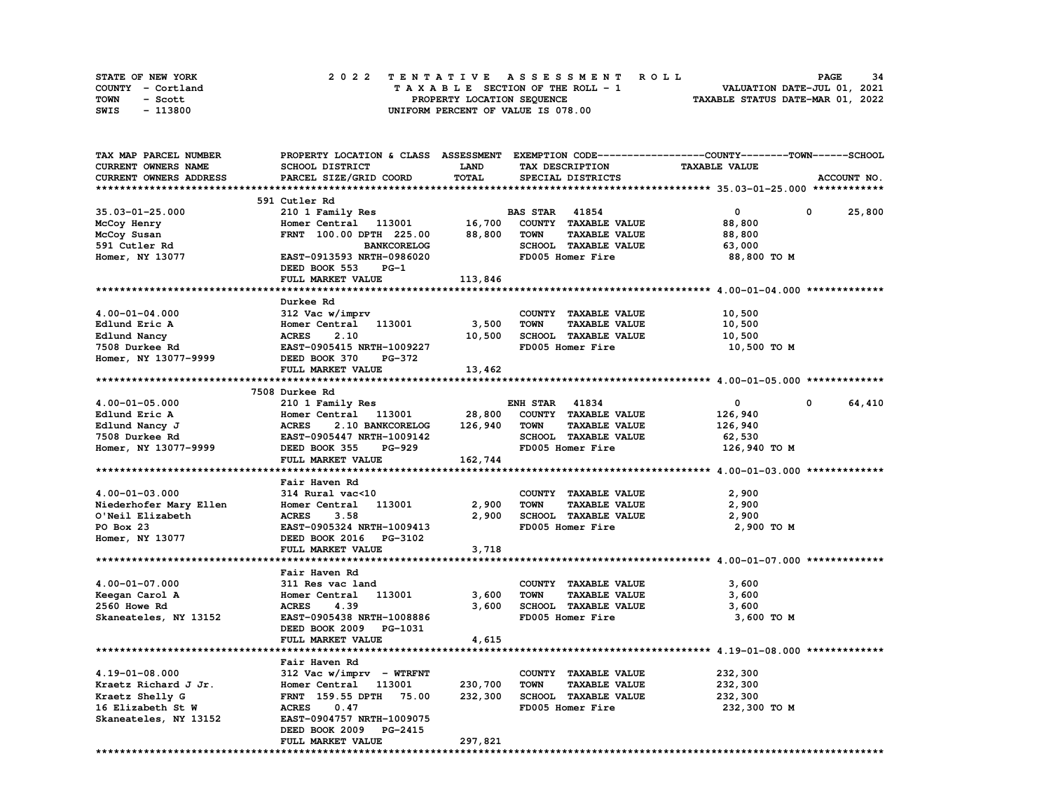STATE OF NEW YORK
COUNTY - Cortland
TOWN - Scott
SWIS - 113800

2 0 2 2 T E N T A T I V E A S S E S S M E N T R O L L
T A X A B L E SECTION OF THE ROLL - 1
PROPERTY LOCATION SEQUENCE
UNIFORM PERCENT OF VALUE IS 078.00

VALUATION DATE-JUL 01, 2021
TAXABLE STATUS DATE-MAR 01, 2022

| TAX MAP PARCEL NUMBER / CURRENT OWNERS NAME / CURRENT OWNERS ADDRESS | PROPERTY LOCATION & CLASS / SCHOOL DISTRICT / PARCEL SIZE/GRID COORD | ASSESSMENT LAND / TOTAL | EXEMPTION CODE / TAX DESCRIPTION / SPECIAL DISTRICTS | COUNTY | TOWN | SCHOOL |
|---|---|---|---|---|---|---|
| **35.03-01-25.000** | 591 Cutler Rd | | | | | |
| 35.03-01-25.000 | 210 1 Family Res | | BAS STAR 41854 | 0 | 0 | 25,800 |
| McCoy Henry | Homer Central 113001 | 16,700 | COUNTY TAXABLE VALUE | 88,800 | | |
| McCoy Susan | FRNT 100.00 DPTH 225.00 | 88,800 | TOWN TAXABLE VALUE | | 88,800 | |
| 591 Cutler Rd | BANKCORELOG | | SCHOOL TAXABLE VALUE | | | 63,000 |
| Homer, NY 13077 | EAST-0913593 NRTH-0986020 | | FD005 Homer Fire | 88,800 TO M | | |
| | DEED BOOK 553 PG-1 | | | | | |
| | FULL MARKET VALUE | 113,846 | | | | |
| **4.00-01-04.000** | Durkee Rd | | | | | |
| 4.00-01-04.000 | 312 Vac w/imprv | | COUNTY TAXABLE VALUE | 10,500 | | |
| Edlund Eric A | Homer Central 113001 | 3,500 | TOWN TAXABLE VALUE | | 10,500 | |
| Edlund Nancy | ACRES 2.10 | 10,500 | SCHOOL TAXABLE VALUE | | | 10,500 |
| 7508 Durkee Rd | EAST-0905415 NRTH-1009227 | | FD005 Homer Fire | 10,500 TO M | | |
| Homer, NY 13077-9999 | DEED BOOK 370 PG-372 | | | | | |
| | FULL MARKET VALUE | 13,462 | | | | |
| **4.00-01-05.000** | 7508 Durkee Rd | | | | | |
| 4.00-01-05.000 | 210 1 Family Res | | ENH STAR 41834 | 0 | 0 | 64,410 |
| Edlund Eric A | Homer Central 113001 | 28,800 | COUNTY TAXABLE VALUE | 126,940 | | |
| Edlund Nancy J | ACRES 2.10 BANKCORELOG | 126,940 | TOWN TAXABLE VALUE | | 126,940 | |
| 7508 Durkee Rd | EAST-0905447 NRTH-1009142 | | SCHOOL TAXABLE VALUE | | | 62,530 |
| Homer, NY 13077-9999 | DEED BOOK 355 PG-929 | | FD005 Homer Fire | 126,940 TO M | | |
| | FULL MARKET VALUE | 162,744 | | | | |
| **4.00-01-03.000** | Fair Haven Rd | | | | | |
| 4.00-01-03.000 | 314 Rural vac<10 | | COUNTY TAXABLE VALUE | 2,900 | | |
| Niederhofer Mary Ellen | Homer Central 113001 | 2,900 | TOWN TAXABLE VALUE | | 2,900 | |
| O'Neil Elizabeth | ACRES 3.58 | 2,900 | SCHOOL TAXABLE VALUE | | | 2,900 |
| PO Box 23 | EAST-0905324 NRTH-1009413 | | FD005 Homer Fire | 2,900 TO M | | |
| Homer, NY 13077 | DEED BOOK 2016 PG-3102 | | | | | |
| | FULL MARKET VALUE | 3,718 | | | | |
| **4.00-01-07.000** | Fair Haven Rd | | | | | |
| 4.00-01-07.000 | 311 Res vac land | | COUNTY TAXABLE VALUE | 3,600 | | |
| Keegan Carol A | Homer Central 113001 | 3,600 | TOWN TAXABLE VALUE | | 3,600 | |
| 2560 Howe Rd | ACRES 4.39 | 3,600 | SCHOOL TAXABLE VALUE | | | 3,600 |
| Skaneateles, NY 13152 | EAST-0905438 NRTH-1008886 | | FD005 Homer Fire | 3,600 TO M | | |
| | DEED BOOK 2009 PG-1031 | | | | | |
| | FULL MARKET VALUE | 4,615 | | | | |
| **4.19-01-08.000** | Fair Haven Rd | | | | | |
| 4.19-01-08.000 | 312 Vac w/imprv - WTRFNT | | COUNTY TAXABLE VALUE | 232,300 | | |
| Kraetz Richard J Jr. | Homer Central 113001 | 230,700 | TOWN TAXABLE VALUE | | 232,300 | |
| Kraetz Shelly G | FRNT 159.55 DPTH 75.00 | 232,300 | SCHOOL TAXABLE VALUE | | | 232,300 |
| 16 Elizabeth St W | ACRES 0.47 | | FD005 Homer Fire | 232,300 TO M | | |
| Skaneateles, NY 13152 | EAST-0904757 NRTH-1009075 | | | | | |
| | DEED BOOK 2009 PG-2415 | | | | | |
| | FULL MARKET VALUE | 297,821 | | | | |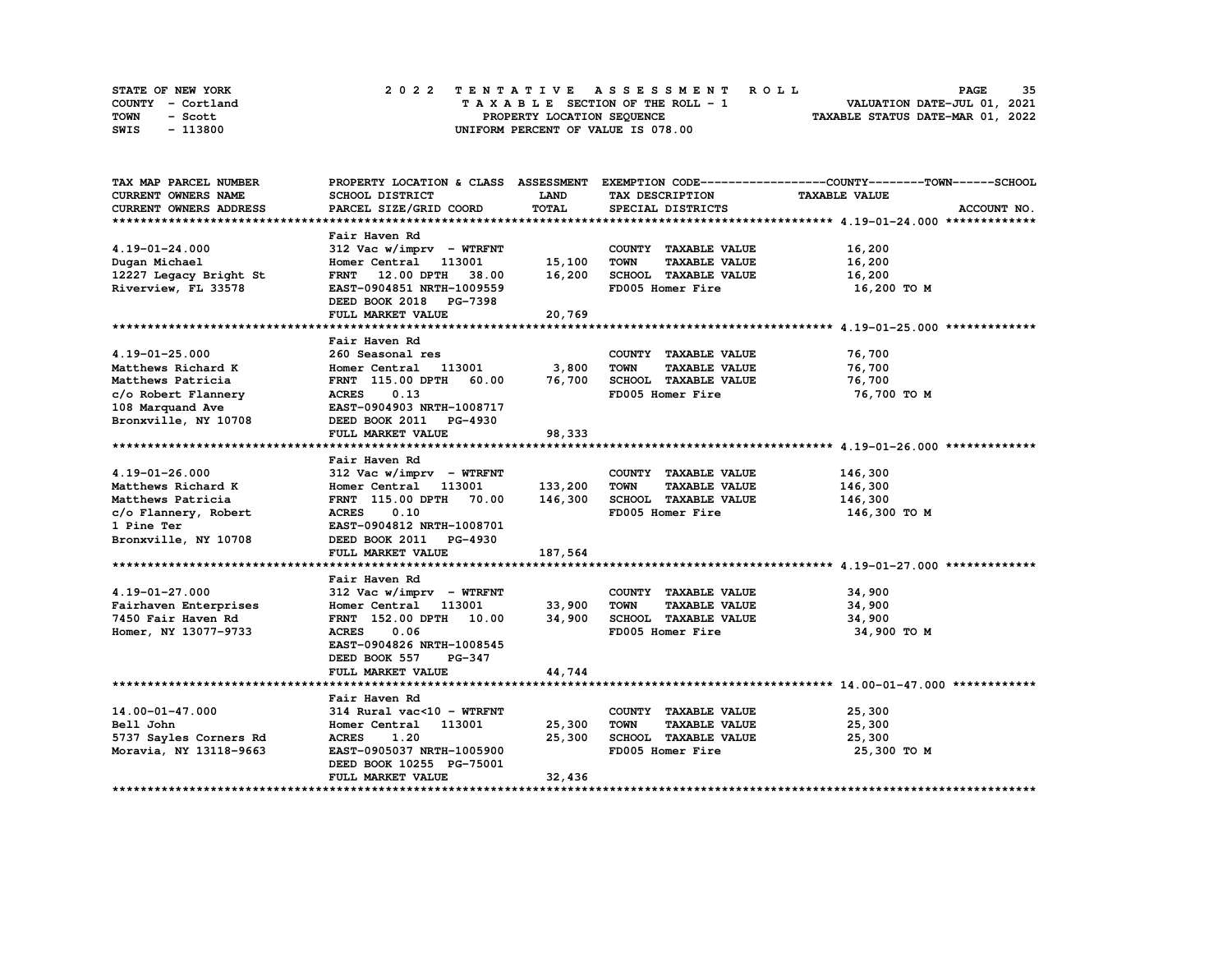STATE OF NEW YORK | 2022 TENTATIVE ASSESSMENT ROLL | PAGE 35
COUNTY - Cortland | TAXABLE SECTION OF THE ROLL - 1 | VALUATION DATE-JUL 01, 2021
TOWN - Scott | PROPERTY LOCATION SEQUENCE | TAXABLE STATUS DATE-MAR 01, 2022
SWIS - 113800 | UNIFORM PERCENT OF VALUE IS 078.00

| TAX MAP PARCEL NUMBER<br>CURRENT OWNERS NAME<br>CURRENT OWNERS ADDRESS | PROPERTY LOCATION & CLASS<br>SCHOOL DISTRICT<br>PARCEL SIZE/GRID COORD | ASSESSMENT<br>LAND<br>TOTAL | EXEMPTION CODE-----COUNTY-----TOWN-----SCHOOL<br>TAX DESCRIPTION<br>SPECIAL DISTRICTS | TAXABLE VALUE<br><br>ACCOUNT NO. |
|---|---|---|---|---|
| **4.19-01-24.000** | Fair Haven Rd | | | |
| 4.19-01-24.000 | 312 Vac w/imprv - WTRFNT | | COUNTY TAXABLE VALUE | 16,200 |
| Dugan Michael | Homer Central 113001 | 15,100 | TOWN TAXABLE VALUE | 16,200 |
| 12227 Legacy Bright St | FRNT 12.00 DPTH 38.00 | 16,200 | SCHOOL TAXABLE VALUE | 16,200 |
| Riverview, FL 33578 | EAST-0904851 NRTH-1009559 | | FD005 Homer Fire | 16,200 TO M |
| | DEED BOOK 2018 PG-7398 | | | |
| | FULL MARKET VALUE | 20,769 | | |
| **4.19-01-25.000** | Fair Haven Rd | | | |
| 4.19-01-25.000 | 260 Seasonal res | | COUNTY TAXABLE VALUE | 76,700 |
| Matthews Richard K | Homer Central 113001 | 3,800 | TOWN TAXABLE VALUE | 76,700 |
| Matthews Patricia | FRNT 115.00 DPTH 60.00 | 76,700 | SCHOOL TAXABLE VALUE | 76,700 |
| c/o Robert Flannery | ACRES 0.13 | | FD005 Homer Fire | 76,700 TO M |
| 108 Marquand Ave | EAST-0904903 NRTH-1008717 | | | |
| Bronxville, NY 10708 | DEED BOOK 2011 PG-4930 | | | |
| | FULL MARKET VALUE | 98,333 | | |
| **4.19-01-26.000** | Fair Haven Rd | | | |
| 4.19-01-26.000 | 312 Vac w/imprv - WTRFNT | | COUNTY TAXABLE VALUE | 146,300 |
| Matthews Richard K | Homer Central 113001 | 133,200 | TOWN TAXABLE VALUE | 146,300 |
| Matthews Patricia | FRNT 115.00 DPTH 70.00 | 146,300 | SCHOOL TAXABLE VALUE | 146,300 |
| c/o Flannery, Robert | ACRES 0.10 | | FD005 Homer Fire | 146,300 TO M |
| 1 Pine Ter | EAST-0904812 NRTH-1008701 | | | |
| Bronxville, NY 10708 | DEED BOOK 2011 PG-4930 | | | |
| | FULL MARKET VALUE | 187,564 | | |
| **4.19-01-27.000** | Fair Haven Rd | | | |
| 4.19-01-27.000 | 312 Vac w/imprv - WTRFNT | | COUNTY TAXABLE VALUE | 34,900 |
| Fairhaven Enterprises | Homer Central 113001 | 33,900 | TOWN TAXABLE VALUE | 34,900 |
| 7450 Fair Haven Rd | FRNT 152.00 DPTH 10.00 | 34,900 | SCHOOL TAXABLE VALUE | 34,900 |
| Homer, NY 13077-9733 | ACRES 0.06 | | FD005 Homer Fire | 34,900 TO M |
| | EAST-0904826 NRTH-1008545 | | | |
| | DEED BOOK 557 PG-347 | | | |
| | FULL MARKET VALUE | 44,744 | | |
| **14.00-01-47.000** | Fair Haven Rd | | | |
| 14.00-01-47.000 | 314 Rural vac<10 - WTRFNT | | COUNTY TAXABLE VALUE | 25,300 |
| Bell John | Homer Central 113001 | 25,300 | TOWN TAXABLE VALUE | 25,300 |
| 5737 Sayles Corners Rd | ACRES 1.20 | 25,300 | SCHOOL TAXABLE VALUE | 25,300 |
| Moravia, NY 13118-9663 | EAST-0905037 NRTH-1005900 | | FD005 Homer Fire | 25,300 TO M |
| | DEED BOOK 10255 PG-75001 | | | |
| | FULL MARKET VALUE | 32,436 | | |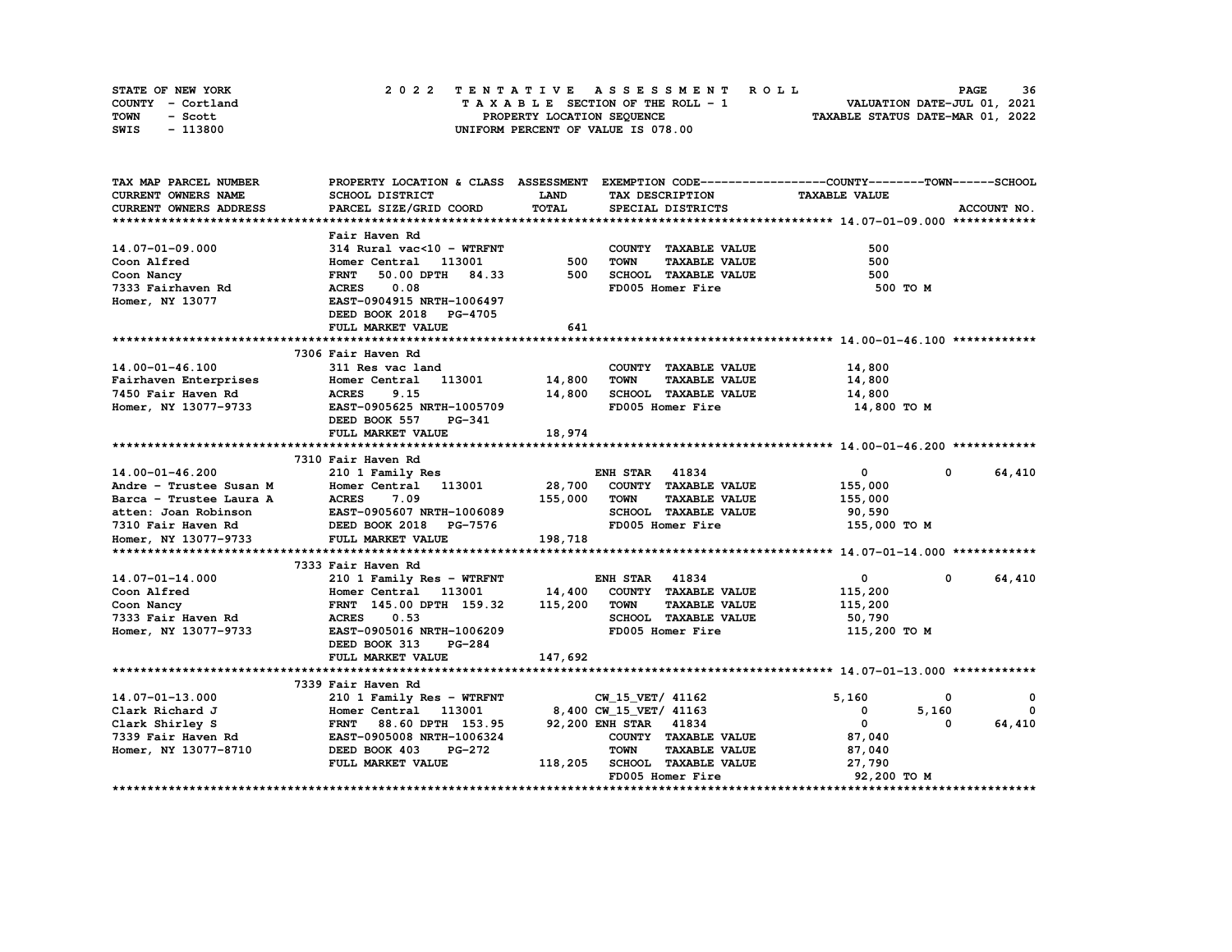STATE OF NEW YORK
COUNTY - Cortland
TOWN - Scott
SWIS - 113800

2022 TENTATIVE ASSESSMENT ROLL
TAXABLE SECTION OF THE ROLL - 1
PROPERTY LOCATION SEQUENCE
UNIFORM PERCENT OF VALUE IS 078.00

VALUATION DATE-JUL 01, 2021
TAXABLE STATUS DATE-MAR 01, 2022

| TAX MAP PARCEL NUMBER / CURRENT OWNERS NAME / CURRENT OWNERS ADDRESS | PROPERTY LOCATION & CLASS / SCHOOL DISTRICT / PARCEL SIZE/GRID COORD | ASSESSMENT LAND / TOTAL | EXEMPTION CODE / TAX DESCRIPTION / SPECIAL DISTRICTS | COUNTY TAXABLE VALUE | TOWN | SCHOOL | ACCOUNT NO. |
|---|---|---|---|---|---|---|---|
| **14.07-01-09.000** | Fair Haven Rd | | | | | | |
| 14.07-01-09.000 | 314 Rural vac<10 - WTRFNT | | COUNTY TAXABLE VALUE | 500 | | | |
| Coon Alfred | Homer Central 113001 | 500 | TOWN TAXABLE VALUE | 500 | | | |
| Coon Nancy | FRNT 50.00 DPTH 84.33 | 500 | SCHOOL TAXABLE VALUE | 500 | | | |
| 7333 Fairhaven Rd | ACRES 0.08 | | FD005 Homer Fire | 500 TO M | | | |
| Homer, NY 13077 | EAST-0904915 NRTH-1006497 | | | | | | |
| | DEED BOOK 2018 PG-4705 | | | | | | |
| | FULL MARKET VALUE | 641 | | | | | |
| **14.00-01-46.100** | 7306 Fair Haven Rd | | | | | | |
| 14.00-01-46.100 | 311 Res vac land | | COUNTY TAXABLE VALUE | 14,800 | | | |
| Fairhaven Enterprises | Homer Central 113001 | 14,800 | TOWN TAXABLE VALUE | 14,800 | | | |
| 7450 Fair Haven Rd | ACRES 9.15 | 14,800 | SCHOOL TAXABLE VALUE | 14,800 | | | |
| Homer, NY 13077-9733 | EAST-0905625 NRTH-1005709 | | FD005 Homer Fire | 14,800 TO M | | | |
| | DEED BOOK 557 PG-341 | | | | | | |
| | FULL MARKET VALUE | 18,974 | | | | | |
| **14.00-01-46.200** | 7310 Fair Haven Rd | | | | | | |
| 14.00-01-46.200 | 210 1 Family Res | | ENH STAR 41834 | 0 | 0 | 64,410 | |
| Andre - Trustee Susan M | Homer Central 113001 | 28,700 | COUNTY TAXABLE VALUE | 155,000 | | | |
| Barca - Trustee Laura A | ACRES 7.09 | 155,000 | TOWN TAXABLE VALUE | 155,000 | | | |
| atten: Joan Robinson | EAST-0905607 NRTH-1006089 | | SCHOOL TAXABLE VALUE | 90,590 | | | |
| 7310 Fair Haven Rd | DEED BOOK 2018 PG-7576 | | FD005 Homer Fire | 155,000 TO M | | | |
| Homer, NY 13077-9733 | FULL MARKET VALUE | 198,718 | | | | | |
| **14.07-01-14.000** | 7333 Fair Haven Rd | | | | | | |
| 14.07-01-14.000 | 210 1 Family Res - WTRFNT | | ENH STAR 41834 | 0 | 0 | 64,410 | |
| Coon Alfred | Homer Central 113001 | 14,400 | COUNTY TAXABLE VALUE | 115,200 | | | |
| Coon Nancy | FRNT 145.00 DPTH 159.32 | 115,200 | TOWN TAXABLE VALUE | 115,200 | | | |
| 7333 Fair Haven Rd | ACRES 0.53 | | SCHOOL TAXABLE VALUE | 50,790 | | | |
| Homer, NY 13077-9733 | EAST-0905016 NRTH-1006209 | | FD005 Homer Fire | 115,200 TO M | | | |
| | DEED BOOK 313 PG-284 | | | | | | |
| | FULL MARKET VALUE | 147,692 | | | | | |
| **14.07-01-13.000** | 7339 Fair Haven Rd | | | | | | |
| 14.07-01-13.000 | 210 1 Family Res - WTRFNT | | CW_15_VET/ 41162 | 5,160 | 0 | 0 | |
| Clark Richard J | Homer Central 113001 | 8,400 | CW_15_VET/ 41163 | 0 | 5,160 | 0 | |
| Clark Shirley S | FRNT 88.60 DPTH 153.95 | 92,200 | ENH STAR 41834 | 0 | 0 | 64,410 | |
| 7339 Fair Haven Rd | EAST-0905008 NRTH-1006324 | | COUNTY TAXABLE VALUE | 87,040 | | | |
| Homer, NY 13077-8710 | DEED BOOK 403 PG-272 | | TOWN TAXABLE VALUE | 87,040 | | | |
| | FULL MARKET VALUE | 118,205 | SCHOOL TAXABLE VALUE | 27,790 | | | |
| | | | FD005 Homer Fire | 92,200 TO M | | | |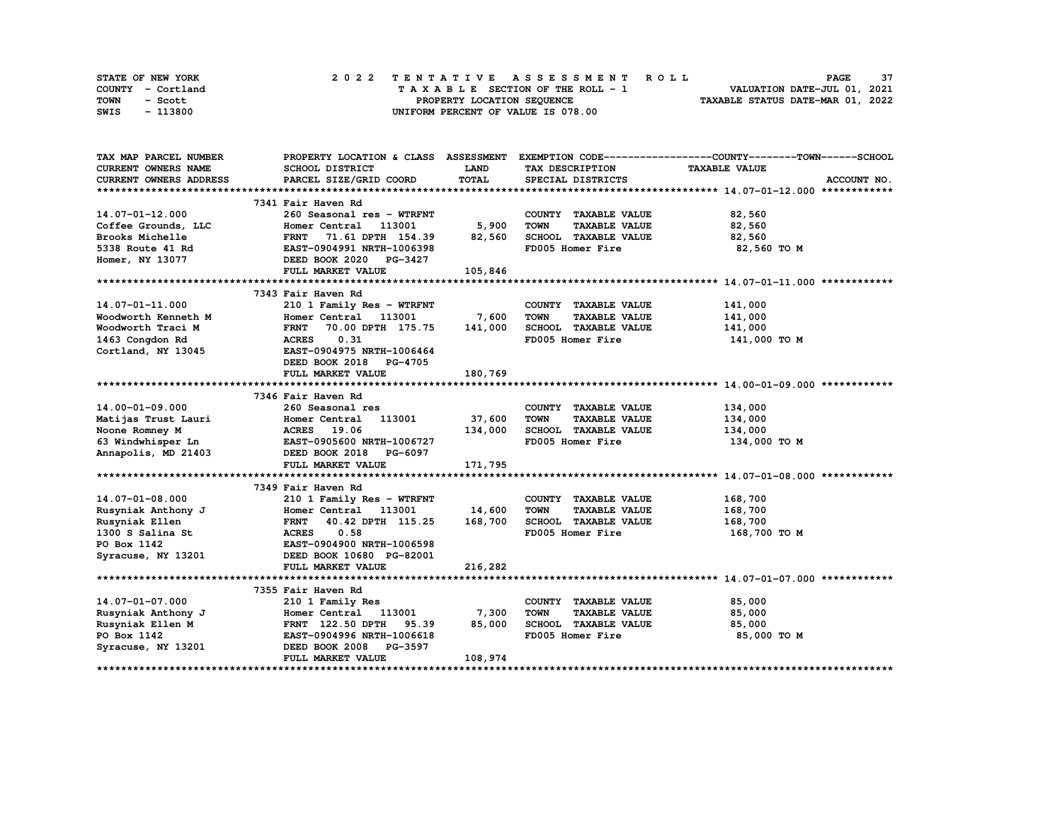STATE OF NEW YORK | COUNTY - Cortland | TOWN - Scott | SWIS - 113800

**2022 TENTATIVE ASSESSMENT ROLL**
TAXABLE SECTION OF THE ROLL - 1
PROPERTY LOCATION SEQUENCE
UNIFORM PERCENT OF VALUE IS 078.00

VALUATION DATE-JUL 01, 2021
TAXABLE STATUS DATE-MAR 01, 2022

| TAX MAP PARCEL NUMBER / CURRENT OWNERS NAME / CURRENT OWNERS ADDRESS | PROPERTY LOCATION & CLASS / SCHOOL DISTRICT / PARCEL SIZE/GRID COORD | ASSESSMENT LAND | ASSESSMENT TOTAL | EXEMPTION CODE / TAX DESCRIPTION / SPECIAL DISTRICTS | TAXABLE VALUE (COUNTY / TOWN / SCHOOL) | ACCOUNT NO. |
|---|---|---|---|---|---|---|
| **14.07-01-12.000** | 7341 Fair Haven Rd | | | | | |
| 14.07-01-12.000 | 260 Seasonal res - WTRFNT | | | COUNTY TAXABLE VALUE | 82,560 | |
| Coffee Grounds, LLC | Homer Central 113001 | 5,900 | | TOWN TAXABLE VALUE | 82,560 | |
| Brooks Michelle | FRNT 71.61 DPTH 154.39 | | 82,560 | SCHOOL TAXABLE VALUE | 82,560 | |
| 5338 Route 41 Rd | EAST-0904991 NRTH-1006398 | | | FD005 Homer Fire | 82,560 TO M | |
| Homer, NY 13077 | DEED BOOK 2020 PG-3427 | | | | | |
| | FULL MARKET VALUE | | 105,846 | | | |
| **14.07-01-11.000** | 7343 Fair Haven Rd | | | | | |
| 14.07-01-11.000 | 210 1 Family Res - WTRFNT | | | COUNTY TAXABLE VALUE | 141,000 | |
| Woodworth Kenneth M | Homer Central 113001 | 7,600 | | TOWN TAXABLE VALUE | 141,000 | |
| Woodworth Traci M | FRNT 70.00 DPTH 175.75 | | 141,000 | SCHOOL TAXABLE VALUE | 141,000 | |
| 1463 Congdon Rd | ACRES 0.31 | | | FD005 Homer Fire | 141,000 TO M | |
| Cortland, NY 13045 | EAST-0904975 NRTH-1006464 | | | | | |
| | DEED BOOK 2018 PG-4705 | | | | | |
| | FULL MARKET VALUE | | 180,769 | | | |
| **14.00-01-09.000** | 7346 Fair Haven Rd | | | | | |
| 14.00-01-09.000 | 260 Seasonal res | | | COUNTY TAXABLE VALUE | 134,000 | |
| Matijas Trust Lauri | Homer Central 113001 | 37,600 | | TOWN TAXABLE VALUE | 134,000 | |
| Noone Romney M | ACRES 19.06 | | 134,000 | SCHOOL TAXABLE VALUE | 134,000 | |
| 63 Windwhisper Ln | EAST-0905600 NRTH-1006727 | | | FD005 Homer Fire | 134,000 TO M | |
| Annapolis, MD 21403 | DEED BOOK 2018 PG-6097 | | | | | |
| | FULL MARKET VALUE | | 171,795 | | | |
| **14.07-01-08.000** | 7349 Fair Haven Rd | | | | | |
| 14.07-01-08.000 | 210 1 Family Res - WTRFNT | | | COUNTY TAXABLE VALUE | 168,700 | |
| Rusyniak Anthony J | Homer Central 113001 | 14,600 | | TOWN TAXABLE VALUE | 168,700 | |
| Rusyniak Ellen | FRNT 40.42 DPTH 115.25 | | 168,700 | SCHOOL TAXABLE VALUE | 168,700 | |
| 1300 S Salina St | ACRES 0.58 | | | FD005 Homer Fire | 168,700 TO M | |
| PO Box 1142 | EAST-0904900 NRTH-1006598 | | | | | |
| Syracuse, NY 13201 | DEED BOOK 10680 PG-82001 | | | | | |
| | FULL MARKET VALUE | | 216,282 | | | |
| **14.07-01-07.000** | 7355 Fair Haven Rd | | | | | |
| 14.07-01-07.000 | 210 1 Family Res | | | COUNTY TAXABLE VALUE | 85,000 | |
| Rusyniak Anthony J | Homer Central 113001 | 7,300 | | TOWN TAXABLE VALUE | 85,000 | |
| Rusyniak Ellen M | FRNT 122.50 DPTH 95.39 | | 85,000 | SCHOOL TAXABLE VALUE | 85,000 | |
| PO Box 1142 | EAST-0904996 NRTH-1006618 | | | FD005 Homer Fire | 85,000 TO M | |
| Syracuse, NY 13201 | DEED BOOK 2008 PG-3597 | | | | | |
| | FULL MARKET VALUE | | 108,974 | | | |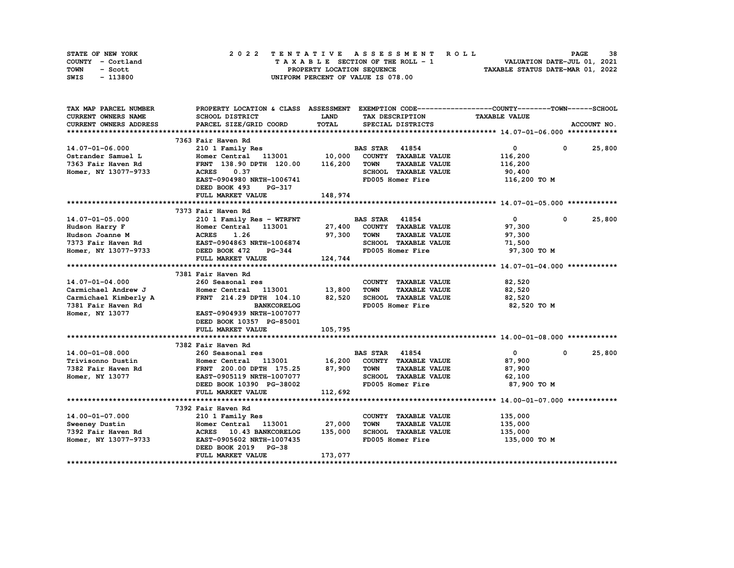STATE OF NEW YORK
COUNTY - Cortland
TOWN - Scott
SWIS - 113800

2 0 2 2 T E N T A T I V E A S S E S S M E N T R O L L
T A X A B L E SECTION OF THE ROLL - 1
PROPERTY LOCATION SEQUENCE
UNIFORM PERCENT OF VALUE IS 078.00

VALUATION DATE-JUL 01, 2021
TAXABLE STATUS DATE-MAR 01, 2022

```
TAX MAP PARCEL NUMBER          PROPERTY LOCATION & CLASS  ASSESSMENT  EXEMPTION CODE------------------COUNTY--------TOWN------SCHOOL
CURRENT OWNERS NAME            SCHOOL DISTRICT               LAND       TAX DESCRIPTION              TAXABLE VALUE
CURRENT OWNERS ADDRESS         PARCEL SIZE/GRID COORD        TOTAL      SPECIAL DISTRICTS                                      ACCOUNT NO.
******************************************************************************************************* 14.07-01-06.000 ************
                               7363 Fair Haven Rd
14.07-01-06.000                210 1 Family Res                          BAS STAR  41854                   0           0      25,800
Ostrander Samuel L             Homer Central   113001       10,000      COUNTY  TAXABLE VALUE          116,200
7363 Fair Haven Rd             FRNT  138.90 DPTH  120.00   116,200      TOWN    TAXABLE VALUE          116,200
Homer, NY 13077-9733           ACRES    0.37                            SCHOOL  TAXABLE VALUE           90,400
                               EAST-0904980 NRTH-1006741                FD005 Homer Fire               116,200 TO M
                               DEED BOOK 493    PG-317
                               FULL MARKET VALUE           148,974
******************************************************************************************************* 14.07-01-05.000 ************
                               7373 Fair Haven Rd
14.07-01-05.000                210 1 Family Res - WTRFNT                 BAS STAR  41854                   0           0      25,800
Hudson Harry F                 Homer Central   113001       27,400      COUNTY  TAXABLE VALUE           97,300
Hudson Joanne M                ACRES    1.26                97,300      TOWN    TAXABLE VALUE           97,300
7373 Fair Haven Rd             EAST-0904863 NRTH-1006874                SCHOOL  TAXABLE VALUE           71,500
Homer, NY 13077-9733           DEED BOOK 472    PG-344                  FD005 Homer Fire                97,300 TO M
                               FULL MARKET VALUE           124,744
******************************************************************************************************* 14.07-01-04.000 ************
                               7381 Fair Haven Rd
14.07-01-04.000                260 Seasonal res                         COUNTY  TAXABLE VALUE           82,520
Carmichael Andrew J            Homer Central   113001       13,800      TOWN    TAXABLE VALUE           82,520
Carmichael Kimberly A          FRNT  214.29 DPTH  104.10    82,520      SCHOOL  TAXABLE VALUE           82,520
7381 Fair Haven Rd                              BANKCORELOG             FD005 Homer Fire                82,520 TO M
Homer, NY 13077                EAST-0904939 NRTH-1007077
                               DEED BOOK 10357  PG-85001
                               FULL MARKET VALUE           105,795
******************************************************************************************************* 14.00-01-08.000 ************
                               7382 Fair Haven Rd
14.00-01-08.000                260 Seasonal res                          BAS STAR  41854                   0           0      25,800
Trivisonno Dustin              Homer Central   113001       16,200      COUNTY  TAXABLE VALUE           87,900
7382 Fair Haven Rd             FRNT  200.00 DPTH  175.25    87,900      TOWN    TAXABLE VALUE           87,900
Homer, NY 13077                EAST-0905119 NRTH-1007077                SCHOOL  TAXABLE VALUE           62,100
                               DEED BOOK 10390  PG-38002                FD005 Homer Fire                87,900 TO M
                               FULL MARKET VALUE           112,692
******************************************************************************************************* 14.00-01-07.000 ************
                               7392 Fair Haven Rd
14.00-01-07.000                210 1 Family Res                         COUNTY  TAXABLE VALUE          135,000
Sweeney Dustin                 Homer Central   113001       27,000      TOWN    TAXABLE VALUE          135,000
7392 Fair Haven Rd             ACRES   10.43 BANKCORELOG   135,000      SCHOOL  TAXABLE VALUE          135,000
Homer, NY 13077-9733           EAST-0905602 NRTH-1007435                FD005 Homer Fire               135,000 TO M
                               DEED BOOK 2019   PG-38
                               FULL MARKET VALUE           173,077
************************************************************************************************************************************
```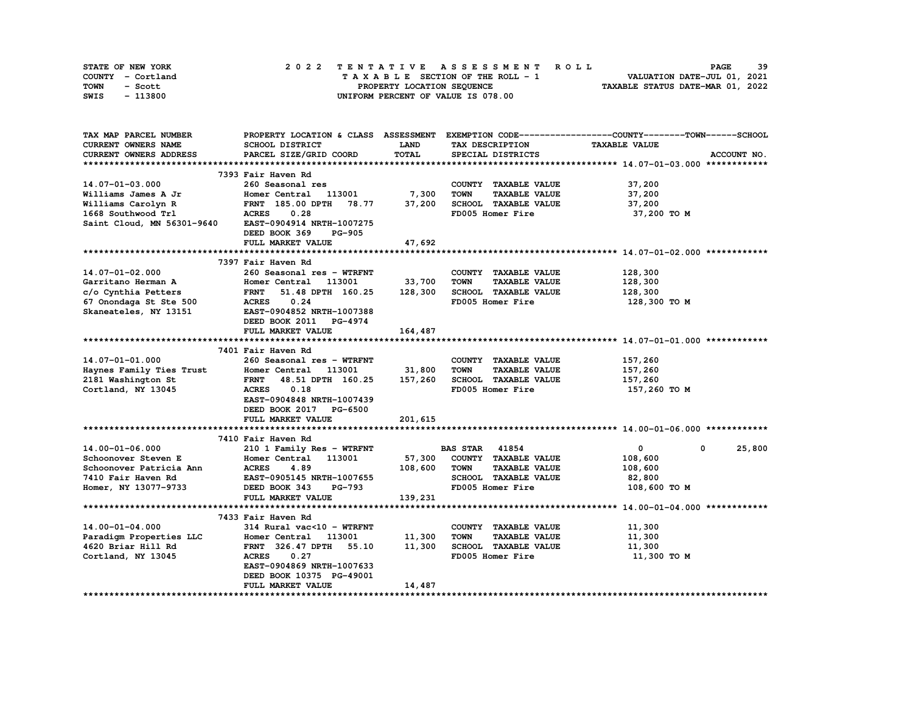STATE OF NEW YORK — 2022 TENTATIVE ASSESSMENT ROLL
COUNTY - Cortland — TAXABLE SECTION OF THE ROLL - 1 — VALUATION DATE-JUL 01, 2021
TOWN - Scott — PROPERTY LOCATION SEQUENCE — TAXABLE STATUS DATE-MAR 01, 2022
SWIS - 113800 — UNIFORM PERCENT OF VALUE IS 078.00

| TAX MAP PARCEL NUMBER / CURRENT OWNERS NAME / CURRENT OWNERS ADDRESS | PROPERTY LOCATION & CLASS / SCHOOL DISTRICT / PARCEL SIZE/GRID COORD | ASSESSMENT LAND / TOTAL | EXEMPTION CODE / TAX DESCRIPTION / SPECIAL DISTRICTS | TAXABLE VALUE (COUNTY / TOWN / SCHOOL) | ACCOUNT NO. |
|---|---|---|---|---|---|
| **14.07-01-03.000** | 7393 Fair Haven Rd | | | | |
| 14.07-01-03.000 | 260 Seasonal res | | COUNTY TAXABLE VALUE | 37,200 | |
| Williams James A Jr | Homer Central 113001 | 7,300 | TOWN TAXABLE VALUE | 37,200 | |
| Williams Carolyn R | FRNT 185.00 DPTH 78.77 | 37,200 | SCHOOL TAXABLE VALUE | 37,200 | |
| 1668 Southwood Trl | ACRES 0.28 | | FD005 Homer Fire | 37,200 TO M | |
| Saint Cloud, MN 56301-9640 | EAST-0904914 NRTH-1007275 | | | | |
| | DEED BOOK 369 PG-905 | | | | |
| | FULL MARKET VALUE | 47,692 | | | |
| **14.07-01-02.000** | 7397 Fair Haven Rd | | | | |
| 14.07-01-02.000 | 260 Seasonal res - WTRFNT | | COUNTY TAXABLE VALUE | 128,300 | |
| Garritano Herman A | Homer Central 113001 | 33,700 | TOWN TAXABLE VALUE | 128,300 | |
| c/o Cynthia Petters | FRNT 51.48 DPTH 160.25 | 128,300 | SCHOOL TAXABLE VALUE | 128,300 | |
| 67 Onondaga St Ste 500 | ACRES 0.24 | | FD005 Homer Fire | 128,300 TO M | |
| Skaneateles, NY 13151 | EAST-0904852 NRTH-1007388 | | | | |
| | DEED BOOK 2011 PG-4974 | | | | |
| | FULL MARKET VALUE | 164,487 | | | |
| **14.07-01-01.000** | 7401 Fair Haven Rd | | | | |
| 14.07-01-01.000 | 260 Seasonal res - WTRFNT | | COUNTY TAXABLE VALUE | 157,260 | |
| Haynes Family Ties Trust | Homer Central 113001 | 31,800 | TOWN TAXABLE VALUE | 157,260 | |
| 2181 Washington St | FRNT 48.51 DPTH 160.25 | 157,260 | SCHOOL TAXABLE VALUE | 157,260 | |
| Cortland, NY 13045 | ACRES 0.18 | | FD005 Homer Fire | 157,260 TO M | |
| | EAST-0904848 NRTH-1007439 | | | | |
| | DEED BOOK 2017 PG-6500 | | | | |
| | FULL MARKET VALUE | 201,615 | | | |
| **14.00-01-06.000** | 7410 Fair Haven Rd | | | | |
| 14.00-01-06.000 | 210 1 Family Res - WTRFNT | | BAS STAR 41854 | 0 / 0 / 25,800 | |
| Schoonover Steven E | Homer Central 113001 | 57,300 | COUNTY TAXABLE VALUE | 108,600 | |
| Schoonover Patricia Ann | ACRES 4.89 | 108,600 | TOWN TAXABLE VALUE | 108,600 | |
| 7410 Fair Haven Rd | EAST-0905145 NRTH-1007655 | | SCHOOL TAXABLE VALUE | 82,800 | |
| Homer, NY 13077-9733 | DEED BOOK 343 PG-793 | | FD005 Homer Fire | 108,600 TO M | |
| | FULL MARKET VALUE | 139,231 | | | |
| **14.00-01-04.000** | 7433 Fair Haven Rd | | | | |
| 14.00-01-04.000 | 314 Rural vac<10 - WTRFNT | | COUNTY TAXABLE VALUE | 11,300 | |
| Paradigm Properties LLC | Homer Central 113001 | 11,300 | TOWN TAXABLE VALUE | 11,300 | |
| 4620 Briar Hill Rd | FRNT 326.47 DPTH 55.10 | 11,300 | SCHOOL TAXABLE VALUE | 11,300 | |
| Cortland, NY 13045 | ACRES 0.27 | | FD005 Homer Fire | 11,300 TO M | |
| | EAST-0904869 NRTH-1007633 | | | | |
| | DEED BOOK 10375 PG-49001 | | | | |
| | FULL MARKET VALUE | 14,487 | | | |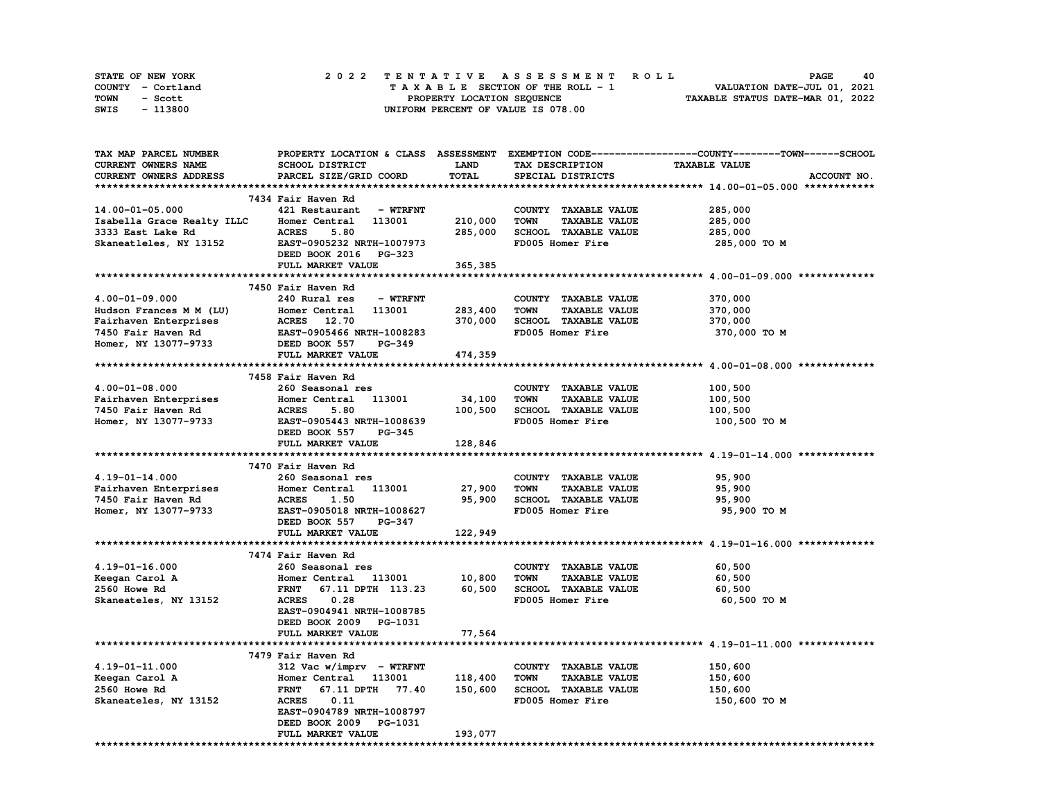STATE OF NEW YORK — 2022 TENTATIVE ASSESSMENT ROLL

COUNTY - Cortland — TAXABLE SECTION OF THE ROLL - 1 — VALUATION DATE-JUL 01, 2021

TOWN - Scott — PROPERTY LOCATION SEQUENCE — TAXABLE STATUS DATE-MAR 01, 2022

SWIS - 113800 — UNIFORM PERCENT OF VALUE IS 078.00

| TAX MAP PARCEL NUMBER / CURRENT OWNERS NAME / CURRENT OWNERS ADDRESS | PROPERTY LOCATION & CLASS / SCHOOL DISTRICT / PARCEL SIZE/GRID COORD | ASSESSMENT LAND / TOTAL | EXEMPTION CODE / TAX DESCRIPTION / SPECIAL DISTRICTS | TAXABLE VALUE (COUNTY / TOWN / SCHOOL) | ACCOUNT NO. |
|---|---|---|---|---|---|
| **14.00-01-05.000** | 7434 Fair Haven Rd | | | | |
| 14.00-01-05.000 | 421 Restaurant - WTRFNT | | COUNTY TAXABLE VALUE | 285,000 | |
| Isabella Grace Realty ILLC | Homer Central 113001 | 210,000 | TOWN TAXABLE VALUE | 285,000 | |
| 3333 East Lake Rd | ACRES 5.80 | 285,000 | SCHOOL TAXABLE VALUE | 285,000 | |
| Skaneatleles, NY 13152 | EAST-0905232 NRTH-1007973 | | FD005 Homer Fire | 285,000 TO M | |
| | DEED BOOK 2016 PG-323 | | | | |
| | FULL MARKET VALUE | 365,385 | | | |
| **4.00-01-09.000** | 7450 Fair Haven Rd | | | | |
| 4.00-01-09.000 | 240 Rural res - WTRFNT | | COUNTY TAXABLE VALUE | 370,000 | |
| Hudson Frances M M (LU) | Homer Central 113001 | 283,400 | TOWN TAXABLE VALUE | 370,000 | |
| Fairhaven Enterprises | ACRES 12.70 | 370,000 | SCHOOL TAXABLE VALUE | 370,000 | |
| 7450 Fair Haven Rd | EAST-0905466 NRTH-1008283 | | FD005 Homer Fire | 370,000 TO M | |
| Homer, NY 13077-9733 | DEED BOOK 557 PG-349 | | | | |
| | FULL MARKET VALUE | 474,359 | | | |
| **4.00-01-08.000** | 7458 Fair Haven Rd | | | | |
| 4.00-01-08.000 | 260 Seasonal res | | COUNTY TAXABLE VALUE | 100,500 | |
| Fairhaven Enterprises | Homer Central 113001 | 34,100 | TOWN TAXABLE VALUE | 100,500 | |
| 7450 Fair Haven Rd | ACRES 5.80 | 100,500 | SCHOOL TAXABLE VALUE | 100,500 | |
| Homer, NY 13077-9733 | EAST-0905443 NRTH-1008639 | | FD005 Homer Fire | 100,500 TO M | |
| | DEED BOOK 557 PG-345 | | | | |
| | FULL MARKET VALUE | 128,846 | | | |
| **4.19-01-14.000** | 7470 Fair Haven Rd | | | | |
| 4.19-01-14.000 | 260 Seasonal res | | COUNTY TAXABLE VALUE | 95,900 | |
| Fairhaven Enterprises | Homer Central 113001 | 27,900 | TOWN TAXABLE VALUE | 95,900 | |
| 7450 Fair Haven Rd | ACRES 1.50 | 95,900 | SCHOOL TAXABLE VALUE | 95,900 | |
| Homer, NY 13077-9733 | EAST-0905018 NRTH-1008627 | | FD005 Homer Fire | 95,900 TO M | |
| | DEED BOOK 557 PG-347 | | | | |
| | FULL MARKET VALUE | 122,949 | | | |
| **4.19-01-16.000** | 7474 Fair Haven Rd | | | | |
| 4.19-01-16.000 | 260 Seasonal res | | COUNTY TAXABLE VALUE | 60,500 | |
| Keegan Carol A | Homer Central 113001 | 10,800 | TOWN TAXABLE VALUE | 60,500 | |
| 2560 Howe Rd | FRNT 67.11 DPTH 113.23 | 60,500 | SCHOOL TAXABLE VALUE | 60,500 | |
| Skaneateles, NY 13152 | ACRES 0.28 | | FD005 Homer Fire | 60,500 TO M | |
| | EAST-0904941 NRTH-1008785 | | | | |
| | DEED BOOK 2009 PG-1031 | | | | |
| | FULL MARKET VALUE | 77,564 | | | |
| **4.19-01-11.000** | 7479 Fair Haven Rd | | | | |
| 4.19-01-11.000 | 312 Vac w/imprv - WTRFNT | | COUNTY TAXABLE VALUE | 150,600 | |
| Keegan Carol A | Homer Central 113001 | 118,400 | TOWN TAXABLE VALUE | 150,600 | |
| 2560 Howe Rd | FRNT 67.11 DPTH 77.40 | 150,600 | SCHOOL TAXABLE VALUE | 150,600 | |
| Skaneateles, NY 13152 | ACRES 0.11 | | FD005 Homer Fire | 150,600 TO M | |
| | EAST-0904789 NRTH-1008797 | | | | |
| | DEED BOOK 2009 PG-1031 | | | | |
| | FULL MARKET VALUE | 193,077 | | | |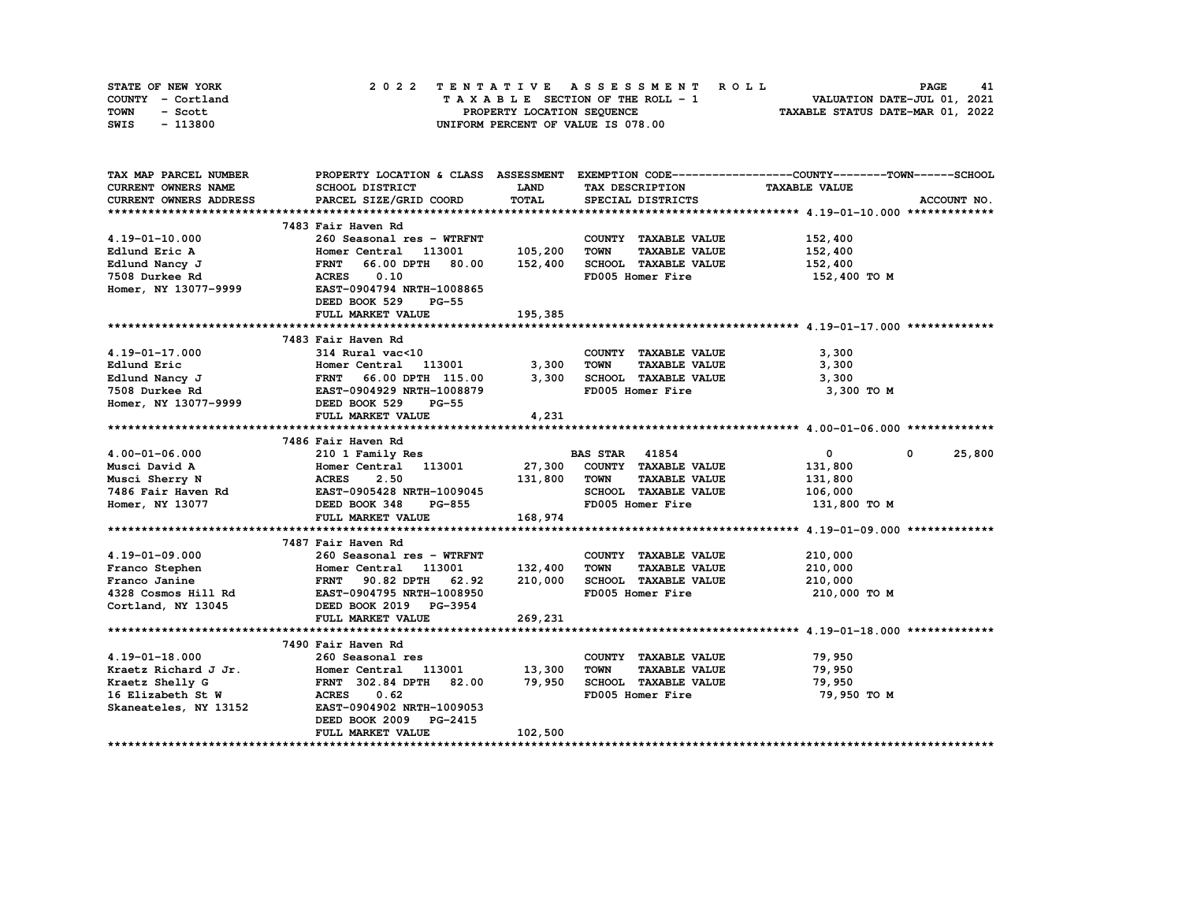STATE OF NEW YORK
COUNTY - Cortland
TOWN - Scott
SWIS - 113800

# 2022 TENTATIVE ASSESSMENT ROLL

TAXABLE SECTION OF THE ROLL - 1
PROPERTY LOCATION SEQUENCE
UNIFORM PERCENT OF VALUE IS 078.00

VALUATION DATE-JUL 01, 2021
TAXABLE STATUS DATE-MAR 01, 2022

| TAX MAP PARCEL NUMBER / CURRENT OWNERS NAME / CURRENT OWNERS ADDRESS | PROPERTY LOCATION & CLASS / SCHOOL DISTRICT / PARCEL SIZE/GRID COORD | ASSESSMENT LAND / TOTAL | EXEMPTION CODE / TAX DESCRIPTION / SPECIAL DISTRICTS | COUNTY / TOWN / SCHOOL TAXABLE VALUE | ACCOUNT NO. |
|---|---|---|---|---|---|
| **4.19-01-10.000** | 7483 Fair Haven Rd | | | | |
| 4.19-01-10.000 | 260 Seasonal res - WTRFNT | | COUNTY TAXABLE VALUE | 152,400 | |
| Edlund Eric A | Homer Central 113001 | 105,200 | TOWN TAXABLE VALUE | 152,400 | |
| Edlund Nancy J | FRNT 66.00 DPTH 80.00 | 152,400 | SCHOOL TAXABLE VALUE | 152,400 | |
| 7508 Durkee Rd | ACRES 0.10 | | FD005 Homer Fire | 152,400 TO M | |
| Homer, NY 13077-9999 | EAST-0904794 NRTH-1008865 | | | | |
| | DEED BOOK 529 PG-55 | | | | |
| | FULL MARKET VALUE | 195,385 | | | |
| **4.19-01-17.000** | 7483 Fair Haven Rd | | | | |
| 4.19-01-17.000 | 314 Rural vac<10 | | COUNTY TAXABLE VALUE | 3,300 | |
| Edlund Eric | Homer Central 113001 | 3,300 | TOWN TAXABLE VALUE | 3,300 | |
| Edlund Nancy J | FRNT 66.00 DPTH 115.00 | 3,300 | SCHOOL TAXABLE VALUE | 3,300 | |
| 7508 Durkee Rd | EAST-0904929 NRTH-1008879 | | FD005 Homer Fire | 3,300 TO M | |
| Homer, NY 13077-9999 | DEED BOOK 529 PG-55 | | | | |
| | FULL MARKET VALUE | 4,231 | | | |
| **4.00-01-06.000** | 7486 Fair Haven Rd | | | | |
| 4.00-01-06.000 | 210 1 Family Res | | BAS STAR 41854 | 0 0 25,800 | |
| Musci David A | Homer Central 113001 | 27,300 | COUNTY TAXABLE VALUE | 131,800 | |
| Musci Sherry N | ACRES 2.50 | 131,800 | TOWN TAXABLE VALUE | 131,800 | |
| 7486 Fair Haven Rd | EAST-0905428 NRTH-1009045 | | SCHOOL TAXABLE VALUE | 106,000 | |
| Homer, NY 13077 | DEED BOOK 348 PG-855 | | FD005 Homer Fire | 131,800 TO M | |
| | FULL MARKET VALUE | 168,974 | | | |
| **4.19-01-09.000** | 7487 Fair Haven Rd | | | | |
| 4.19-01-09.000 | 260 Seasonal res - WTRFNT | | COUNTY TAXABLE VALUE | 210,000 | |
| Franco Stephen | Homer Central 113001 | 132,400 | TOWN TAXABLE VALUE | 210,000 | |
| Franco Janine | FRNT 90.82 DPTH 62.92 | 210,000 | SCHOOL TAXABLE VALUE | 210,000 | |
| 4328 Cosmos Hill Rd | EAST-0904795 NRTH-1008950 | | FD005 Homer Fire | 210,000 TO M | |
| Cortland, NY 13045 | DEED BOOK 2019 PG-3954 | | | | |
| | FULL MARKET VALUE | 269,231 | | | |
| **4.19-01-18.000** | 7490 Fair Haven Rd | | | | |
| 4.19-01-18.000 | 260 Seasonal res | | COUNTY TAXABLE VALUE | 79,950 | |
| Kraetz Richard J Jr. | Homer Central 113001 | 13,300 | TOWN TAXABLE VALUE | 79,950 | |
| Kraetz Shelly G | FRNT 302.84 DPTH 82.00 | 79,950 | SCHOOL TAXABLE VALUE | 79,950 | |
| 16 Elizabeth St W | ACRES 0.62 | | FD005 Homer Fire | 79,950 TO M | |
| Skaneateles, NY 13152 | EAST-0904902 NRTH-1009053 | | | | |
| | DEED BOOK 2009 PG-2415 | | | | |
| | FULL MARKET VALUE | 102,500 | | | |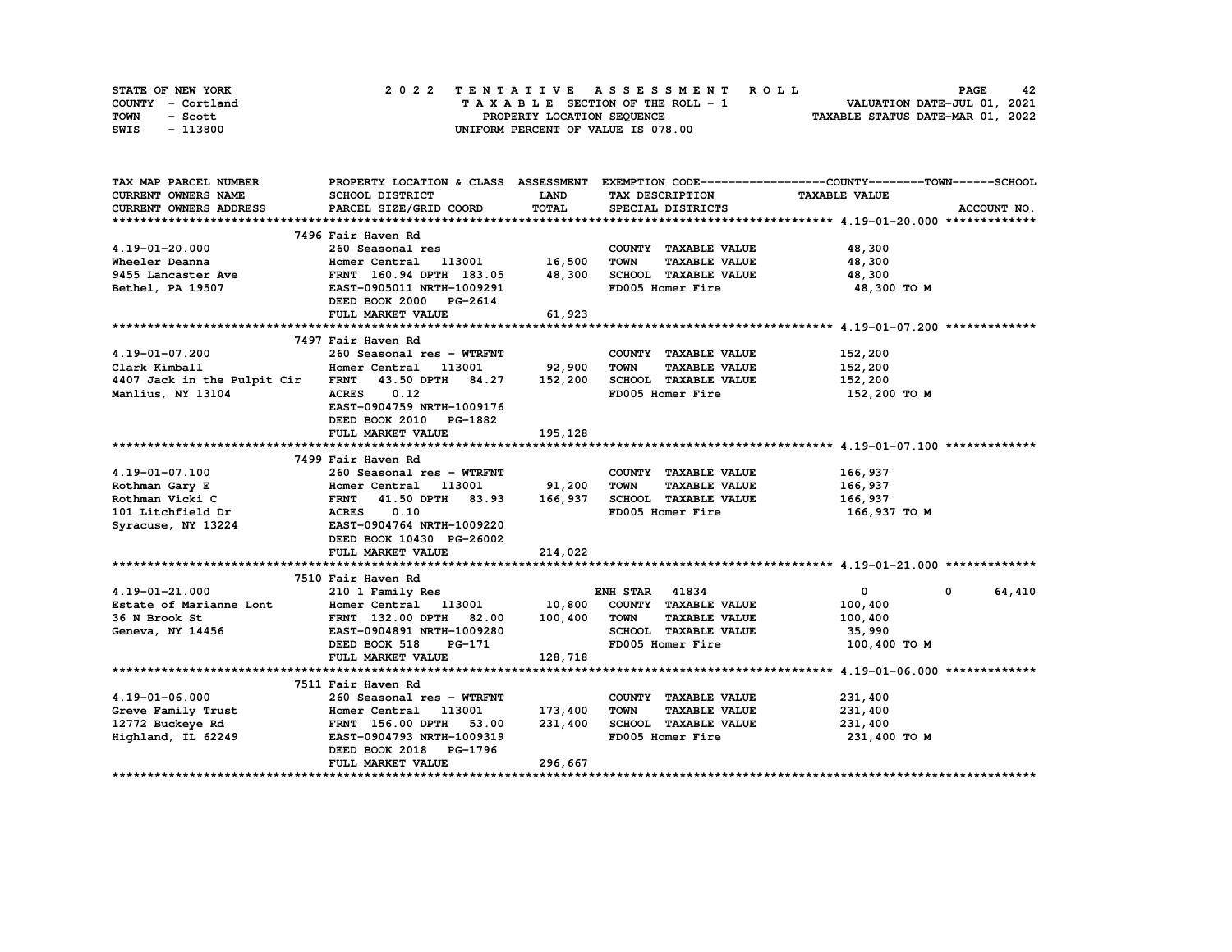STATE OF NEW YORK | 2 0 2 2 T E N T A T I V E A S S E S S M E N T R O L L | PAGE 42
COUNTY - Cortland | T A X A B L E SECTION OF THE ROLL - 1 | VALUATION DATE-JUL 01, 2021
TOWN - Scott | PROPERTY LOCATION SEQUENCE | TAXABLE STATUS DATE-MAR 01, 2022
SWIS - 113800 | UNIFORM PERCENT OF VALUE IS 078.00

| TAX MAP PARCEL NUMBER / CURRENT OWNERS NAME / CURRENT OWNERS ADDRESS | PROPERTY LOCATION & CLASS / SCHOOL DISTRICT / PARCEL SIZE/GRID COORD | ASSESSMENT LAND / TOTAL | EXEMPTION CODE / TAX DESCRIPTION / SPECIAL DISTRICTS | COUNTY | TOWN | SCHOOL / TAXABLE VALUE |
|---|---|---|---|---|---|---|
| **4.19-01-20.000** | 7496 Fair Haven Rd | | | | | |
| 4.19-01-20.000 | 260 Seasonal res | | COUNTY TAXABLE VALUE | 48,300 | | |
| Wheeler Deanna | Homer Central 113001 | 16,500 | TOWN TAXABLE VALUE | | 48,300 | |
| 9455 Lancaster Ave | FRNT 160.94 DPTH 183.05 | 48,300 | SCHOOL TAXABLE VALUE | | | 48,300 |
| Bethel, PA 19507 | EAST-0905011 NRTH-1009291 | | FD005 Homer Fire | 48,300 TO M | | |
| | DEED BOOK 2000 PG-2614 | | | | | |
| | FULL MARKET VALUE | 61,923 | | | | |
| **4.19-01-07.200** | 7497 Fair Haven Rd | | | | | |
| 4.19-01-07.200 | 260 Seasonal res - WTRFNT | | COUNTY TAXABLE VALUE | 152,200 | | |
| Clark Kimball | Homer Central 113001 | 92,900 | TOWN TAXABLE VALUE | | 152,200 | |
| 4407 Jack in the Pulpit Cir | FRNT 43.50 DPTH 84.27 | 152,200 | SCHOOL TAXABLE VALUE | | | 152,200 |
| Manlius, NY 13104 | ACRES 0.12 | | FD005 Homer Fire | 152,200 TO M | | |
| | EAST-0904759 NRTH-1009176 | | | | | |
| | DEED BOOK 2010 PG-1882 | | | | | |
| | FULL MARKET VALUE | 195,128 | | | | |
| **4.19-01-07.100** | 7499 Fair Haven Rd | | | | | |
| 4.19-01-07.100 | 260 Seasonal res - WTRFNT | | COUNTY TAXABLE VALUE | 166,937 | | |
| Rothman Gary E | Homer Central 113001 | 91,200 | TOWN TAXABLE VALUE | | 166,937 | |
| Rothman Vicki C | FRNT 41.50 DPTH 83.93 | 166,937 | SCHOOL TAXABLE VALUE | | | 166,937 |
| 101 Litchfield Dr | ACRES 0.10 | | FD005 Homer Fire | 166,937 TO M | | |
| Syracuse, NY 13224 | EAST-0904764 NRTH-1009220 | | | | | |
| | DEED BOOK 10430 PG-26002 | | | | | |
| | FULL MARKET VALUE | 214,022 | | | | |
| **4.19-01-21.000** | 7510 Fair Haven Rd | | | | | |
| 4.19-01-21.000 | 210 1 Family Res | | ENH STAR 41834 | 0 | 0 | 64,410 |
| Estate of Marianne Lont | Homer Central 113001 | 10,800 | COUNTY TAXABLE VALUE | 100,400 | | |
| 36 N Brook St | FRNT 132.00 DPTH 82.00 | 100,400 | TOWN TAXABLE VALUE | | 100,400 | |
| Geneva, NY 14456 | EAST-0904891 NRTH-1009280 | | SCHOOL TAXABLE VALUE | | | 35,990 |
| | DEED BOOK 518 PG-171 | | FD005 Homer Fire | 100,400 TO M | | |
| | FULL MARKET VALUE | 128,718 | | | | |
| **4.19-01-06.000** | 7511 Fair Haven Rd | | | | | |
| 4.19-01-06.000 | 260 Seasonal res - WTRFNT | | COUNTY TAXABLE VALUE | 231,400 | | |
| Greve Family Trust | Homer Central 113001 | 173,400 | TOWN TAXABLE VALUE | | 231,400 | |
| 12772 Buckeye Rd | FRNT 156.00 DPTH 53.00 | 231,400 | SCHOOL TAXABLE VALUE | | | 231,400 |
| Highland, IL 62249 | EAST-0904793 NRTH-1009319 | | FD005 Homer Fire | 231,400 TO M | | |
| | DEED BOOK 2018 PG-1796 | | | | | |
| | FULL MARKET VALUE | 296,667 | | | | |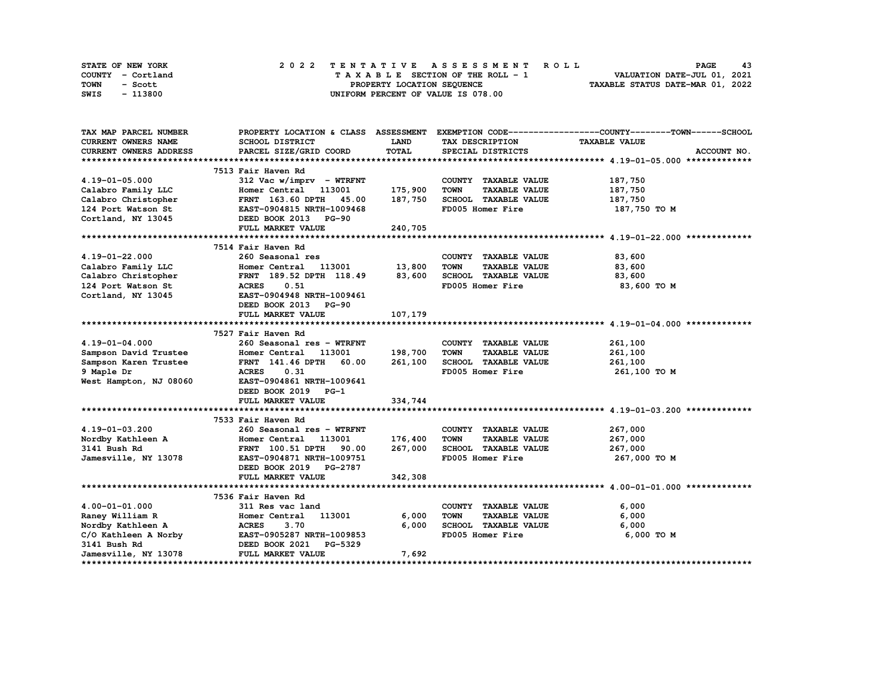STATE OF NEW YORK
COUNTY - Cortland
TOWN - Scott
SWIS - 113800

2 0 2 2 T E N T A T I V E A S S E S S M E N T R O L L
T A X A B L E SECTION OF THE ROLL - 1
PROPERTY LOCATION SEQUENCE
UNIFORM PERCENT OF VALUE IS 078.00

VALUATION DATE-JUL 01, 2021
TAXABLE STATUS DATE-MAR 01, 2022

| TAX MAP PARCEL NUMBER<br>CURRENT OWNERS NAME<br>CURRENT OWNERS ADDRESS | PROPERTY LOCATION & CLASS<br>SCHOOL DISTRICT<br>PARCEL SIZE/GRID COORD | ASSESSMENT<br>LAND<br>TOTAL | EXEMPTION CODE-----COUNTY-----TOWN-----SCHOOL<br>TAX DESCRIPTION<br>SPECIAL DISTRICTS | TAXABLE VALUE | ACCOUNT NO. |
|---|---|---|---|---|---|
| **4.19-01-05.000** | 7513 Fair Haven Rd | | | | |
| 4.19-01-05.000 | 312 Vac w/imprv - WTRFNT | | COUNTY TAXABLE VALUE | 187,750 | |
| Calabro Family LLC | Homer Central 113001 | 175,900 | TOWN TAXABLE VALUE | 187,750 | |
| Calabro Christopher | FRNT 163.60 DPTH 45.00 | 187,750 | SCHOOL TAXABLE VALUE | 187,750 | |
| 124 Port Watson St | EAST-0904815 NRTH-1009468 | | FD005 Homer Fire | 187,750 TO M | |
| Cortland, NY 13045 | DEED BOOK 2013 PG-90 | | | | |
| | FULL MARKET VALUE | 240,705 | | | |
| **4.19-01-22.000** | 7514 Fair Haven Rd | | | | |
| 4.19-01-22.000 | 260 Seasonal res | | COUNTY TAXABLE VALUE | 83,600 | |
| Calabro Family LLC | Homer Central 113001 | 13,800 | TOWN TAXABLE VALUE | 83,600 | |
| Calabro Christopher | FRNT 189.52 DPTH 118.49 | 83,600 | SCHOOL TAXABLE VALUE | 83,600 | |
| 124 Port Watson St | ACRES 0.51 | | FD005 Homer Fire | 83,600 TO M | |
| Cortland, NY 13045 | EAST-0904948 NRTH-1009461 | | | | |
| | DEED BOOK 2013 PG-90 | | | | |
| | FULL MARKET VALUE | 107,179 | | | |
| **4.19-01-04.000** | 7527 Fair Haven Rd | | | | |
| 4.19-01-04.000 | 260 Seasonal res - WTRFNT | | COUNTY TAXABLE VALUE | 261,100 | |
| Sampson David Trustee | Homer Central 113001 | 198,700 | TOWN TAXABLE VALUE | 261,100 | |
| Sampson Karen Trustee | FRNT 141.46 DPTH 60.00 | 261,100 | SCHOOL TAXABLE VALUE | 261,100 | |
| 9 Maple Dr | ACRES 0.31 | | FD005 Homer Fire | 261,100 TO M | |
| West Hampton, NJ 08060 | EAST-0904861 NRTH-1009641 | | | | |
| | DEED BOOK 2019 PG-1 | | | | |
| | FULL MARKET VALUE | 334,744 | | | |
| **4.19-01-03.200** | 7533 Fair Haven Rd | | | | |
| 4.19-01-03.200 | 260 Seasonal res - WTRFNT | | COUNTY TAXABLE VALUE | 267,000 | |
| Nordby Kathleen A | Homer Central 113001 | 176,400 | TOWN TAXABLE VALUE | 267,000 | |
| 3141 Bush Rd | FRNT 100.51 DPTH 90.00 | 267,000 | SCHOOL TAXABLE VALUE | 267,000 | |
| Jamesville, NY 13078 | EAST-0904871 NRTH-1009751 | | FD005 Homer Fire | 267,000 TO M | |
| | DEED BOOK 2019 PG-2787 | | | | |
| | FULL MARKET VALUE | 342,308 | | | |
| **4.00-01-01.000** | 7536 Fair Haven Rd | | | | |
| 4.00-01-01.000 | 311 Res vac land | | COUNTY TAXABLE VALUE | 6,000 | |
| Raney William R | Homer Central 113001 | 6,000 | TOWN TAXABLE VALUE | 6,000 | |
| Nordby Kathleen A | ACRES 3.70 | 6,000 | SCHOOL TAXABLE VALUE | 6,000 | |
| C/O Kathleen A Norby | EAST-0905287 NRTH-1009853 | | FD005 Homer Fire | 6,000 TO M | |
| 3141 Bush Rd | DEED BOOK 2021 PG-5329 | | | | |
| Jamesville, NY 13078 | FULL MARKET VALUE | 7,692 | | | |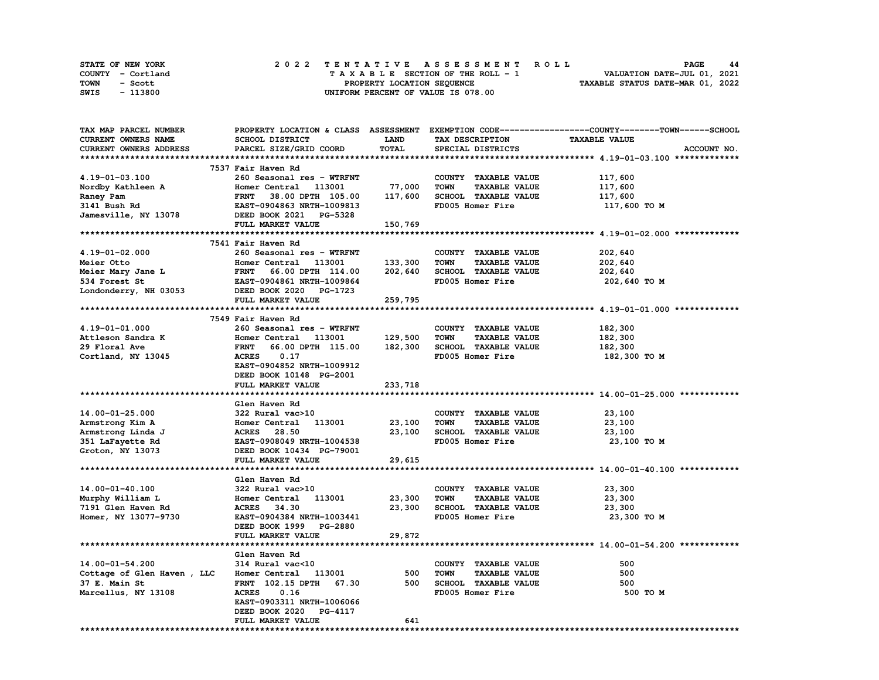STATE OF NEW YORK — 2022 TENTATIVE ASSESSMENT ROLL
COUNTY - Cortland — TAXABLE SECTION OF THE ROLL - 1 — VALUATION DATE-JUL 01, 2021
TOWN - Scott — PROPERTY LOCATION SEQUENCE — TAXABLE STATUS DATE-MAR 01, 2022
SWIS - 113800 — UNIFORM PERCENT OF VALUE IS 078.00

| TAX MAP PARCEL NUMBER / CURRENT OWNERS NAME / CURRENT OWNERS ADDRESS | PROPERTY LOCATION & CLASS / SCHOOL DISTRICT / PARCEL SIZE/GRID COORD | ASSESSMENT LAND / TOTAL | EXEMPTION CODE / TAX DESCRIPTION / SPECIAL DISTRICTS | TAXABLE VALUE (COUNTY--TOWN--SCHOOL) | ACCOUNT NO. |
|---|---|---|---|---|---|
| **4.19-01-03.100** | 7537 Fair Haven Rd | | | | |
| 4.19-01-03.100 | 260 Seasonal res - WTRFNT | | COUNTY TAXABLE VALUE | 117,600 | |
| Nordby Kathleen A | Homer Central 113001 | 77,000 | TOWN TAXABLE VALUE | 117,600 | |
| Raney Pam | FRNT 38.00 DPTH 105.00 | 117,600 | SCHOOL TAXABLE VALUE | 117,600 | |
| 3141 Bush Rd | EAST-0904863 NRTH-1009813 | | FD005 Homer Fire | 117,600 TO M | |
| Jamesville, NY 13078 | DEED BOOK 2021 PG-5328 | | | | |
| | FULL MARKET VALUE | 150,769 | | | |
| **4.19-01-02.000** | 7541 Fair Haven Rd | | | | |
| 4.19-01-02.000 | 260 Seasonal res - WTRFNT | | COUNTY TAXABLE VALUE | 202,640 | |
| Meier Otto | Homer Central 113001 | 133,300 | TOWN TAXABLE VALUE | 202,640 | |
| Meier Mary Jane L | FRNT 66.00 DPTH 114.00 | 202,640 | SCHOOL TAXABLE VALUE | 202,640 | |
| 534 Forest St | EAST-0904861 NRTH-1009864 | | FD005 Homer Fire | 202,640 TO M | |
| Londonderry, NH 03053 | DEED BOOK 2020 PG-1723 | | | | |
| | FULL MARKET VALUE | 259,795 | | | |
| **4.19-01-01.000** | 7549 Fair Haven Rd | | | | |
| 4.19-01-01.000 | 260 Seasonal res - WTRFNT | | COUNTY TAXABLE VALUE | 182,300 | |
| Attleson Sandra K | Homer Central 113001 | 129,500 | TOWN TAXABLE VALUE | 182,300 | |
| 29 Floral Ave | FRNT 66.00 DPTH 115.00 | 182,300 | SCHOOL TAXABLE VALUE | 182,300 | |
| Cortland, NY 13045 | ACRES 0.17 | | FD005 Homer Fire | 182,300 TO M | |
| | EAST-0904852 NRTH-1009912 | | | | |
| | DEED BOOK 10148 PG-2001 | | | | |
| | FULL MARKET VALUE | 233,718 | | | |
| **14.00-01-25.000** | Glen Haven Rd | | | | |
| 14.00-01-25.000 | 322 Rural vac>10 | | COUNTY TAXABLE VALUE | 23,100 | |
| Armstrong Kim A | Homer Central 113001 | 23,100 | TOWN TAXABLE VALUE | 23,100 | |
| Armstrong Linda J | ACRES 28.50 | 23,100 | SCHOOL TAXABLE VALUE | 23,100 | |
| 351 LaFayette Rd | EAST-0908049 NRTH-1004538 | | FD005 Homer Fire | 23,100 TO M | |
| Groton, NY 13073 | DEED BOOK 10434 PG-79001 | | | | |
| | FULL MARKET VALUE | 29,615 | | | |
| **14.00-01-40.100** | Glen Haven Rd | | | | |
| 14.00-01-40.100 | 322 Rural vac>10 | | COUNTY TAXABLE VALUE | 23,300 | |
| Murphy William L | Homer Central 113001 | 23,300 | TOWN TAXABLE VALUE | 23,300 | |
| 7191 Glen Haven Rd | ACRES 34.30 | 23,300 | SCHOOL TAXABLE VALUE | 23,300 | |
| Homer, NY 13077-9730 | EAST-0904384 NRTH-1003441 | | FD005 Homer Fire | 23,300 TO M | |
| | DEED BOOK 1999 PG-2880 | | | | |
| | FULL MARKET VALUE | 29,872 | | | |
| **14.00-01-54.200** | Glen Haven Rd | | | | |
| 14.00-01-54.200 | 314 Rural vac<10 | | COUNTY TAXABLE VALUE | 500 | |
| Cottage of Glen Haven , LLC | Homer Central 113001 | 500 | TOWN TAXABLE VALUE | 500 | |
| 37 E. Main St | FRNT 102.15 DPTH 67.30 | 500 | SCHOOL TAXABLE VALUE | 500 | |
| Marcellus, NY 13108 | ACRES 0.16 | | FD005 Homer Fire | 500 TO M | |
| | EAST-0903311 NRTH-1006066 | | | | |
| | DEED BOOK 2020 PG-4117 | | | | |
| | FULL MARKET VALUE | 641 | | | |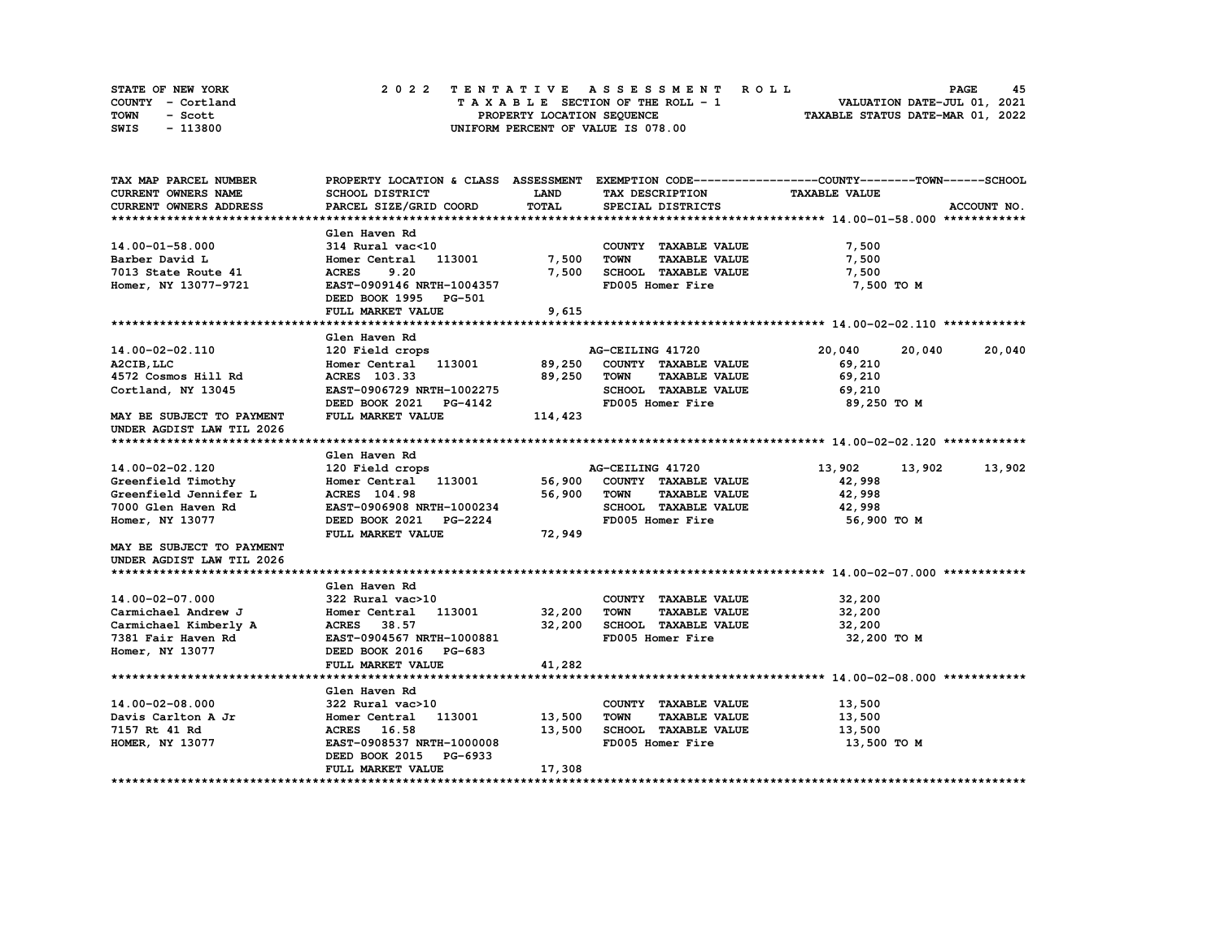STATE OF NEW YORK
COUNTY - Cortland
TOWN - Scott
SWIS - 113800

# 2022 TENTATIVE ASSESSMENT ROLL

TAXABLE SECTION OF THE ROLL - 1
PROPERTY LOCATION SEQUENCE
UNIFORM PERCENT OF VALUE IS 078.00

VALUATION DATE-JUL 01, 2021
TAXABLE STATUS DATE-MAR 01, 2022

| TAX MAP PARCEL NUMBER / CURRENT OWNERS NAME / CURRENT OWNERS ADDRESS | PROPERTY LOCATION & CLASS / SCHOOL DISTRICT / PARCEL SIZE/GRID COORD | ASSESSMENT LAND / TOTAL | EXEMPTION CODE / TAX DESCRIPTION / SPECIAL DISTRICTS | COUNTY | TOWN | SCHOOL / TAXABLE VALUE / ACCOUNT NO. |
|---|---|---|---|---|---|---|
| **14.00-01-58.000** | Glen Haven Rd | | | | | |
| 14.00-01-58.000 | 314 Rural vac<10 | | COUNTY TAXABLE VALUE | 7,500 | | |
| Barber David L | Homer Central 113001 | 7,500 | TOWN TAXABLE VALUE | 7,500 | | |
| 7013 State Route 41 | ACRES 9.20 | 7,500 | SCHOOL TAXABLE VALUE | 7,500 | | |
| Homer, NY 13077-9721 | EAST-0909146 NRTH-1004357 | | FD005 Homer Fire | 7,500 TO M | | |
| | DEED BOOK 1995 PG-501 | | | | | |
| | FULL MARKET VALUE | 9,615 | | | | |
| **14.00-02-02.110** | Glen Haven Rd | | | | | |
| 14.00-02-02.110 | 120 Field crops | | AG-CEILING 41720 | 20,040 | 20,040 | 20,040 |
| A2CIB,LLC | Homer Central 113001 | 89,250 | COUNTY TAXABLE VALUE | 69,210 | | |
| 4572 Cosmos Hill Rd | ACRES 103.33 | 89,250 | TOWN TAXABLE VALUE | 69,210 | | |
| Cortland, NY 13045 | EAST-0906729 NRTH-1002275 | | SCHOOL TAXABLE VALUE | 69,210 | | |
| | DEED BOOK 2021 PG-4142 | | FD005 Homer Fire | 89,250 TO M | | |
| MAY BE SUBJECT TO PAYMENT | FULL MARKET VALUE | 114,423 | | | | |
| UNDER AGDIST LAW TIL 2026 | | | | | | |
| **14.00-02-02.120** | Glen Haven Rd | | | | | |
| 14.00-02-02.120 | 120 Field crops | | AG-CEILING 41720 | 13,902 | 13,902 | 13,902 |
| Greenfield Timothy | Homer Central 113001 | 56,900 | COUNTY TAXABLE VALUE | 42,998 | | |
| Greenfield Jennifer L | ACRES 104.98 | 56,900 | TOWN TAXABLE VALUE | 42,998 | | |
| 7000 Glen Haven Rd | EAST-0906908 NRTH-1000234 | | SCHOOL TAXABLE VALUE | 42,998 | | |
| Homer, NY 13077 | DEED BOOK 2021 PG-2224 | | FD005 Homer Fire | 56,900 TO M | | |
| | FULL MARKET VALUE | 72,949 | | | | |
| MAY BE SUBJECT TO PAYMENT | | | | | | |
| UNDER AGDIST LAW TIL 2026 | | | | | | |
| **14.00-02-07.000** | Glen Haven Rd | | | | | |
| 14.00-02-07.000 | 322 Rural vac>10 | | COUNTY TAXABLE VALUE | 32,200 | | |
| Carmichael Andrew J | Homer Central 113001 | 32,200 | TOWN TAXABLE VALUE | 32,200 | | |
| Carmichael Kimberly A | ACRES 38.57 | 32,200 | SCHOOL TAXABLE VALUE | 32,200 | | |
| 7381 Fair Haven Rd | EAST-0904567 NRTH-1000881 | | FD005 Homer Fire | 32,200 TO M | | |
| Homer, NY 13077 | DEED BOOK 2016 PG-683 | | | | | |
| | FULL MARKET VALUE | 41,282 | | | | |
| **14.00-02-08.000** | Glen Haven Rd | | | | | |
| 14.00-02-08.000 | 322 Rural vac>10 | | COUNTY TAXABLE VALUE | 13,500 | | |
| Davis Carlton A Jr | Homer Central 113001 | 13,500 | TOWN TAXABLE VALUE | 13,500 | | |
| 7157 Rt 41 Rd | ACRES 16.58 | 13,500 | SCHOOL TAXABLE VALUE | 13,500 | | |
| HOMER, NY 13077 | EAST-0908537 NRTH-1000008 | | FD005 Homer Fire | 13,500 TO M | | |
| | DEED BOOK 2015 PG-6933 | | | | | |
| | FULL MARKET VALUE | 17,308 | | | | |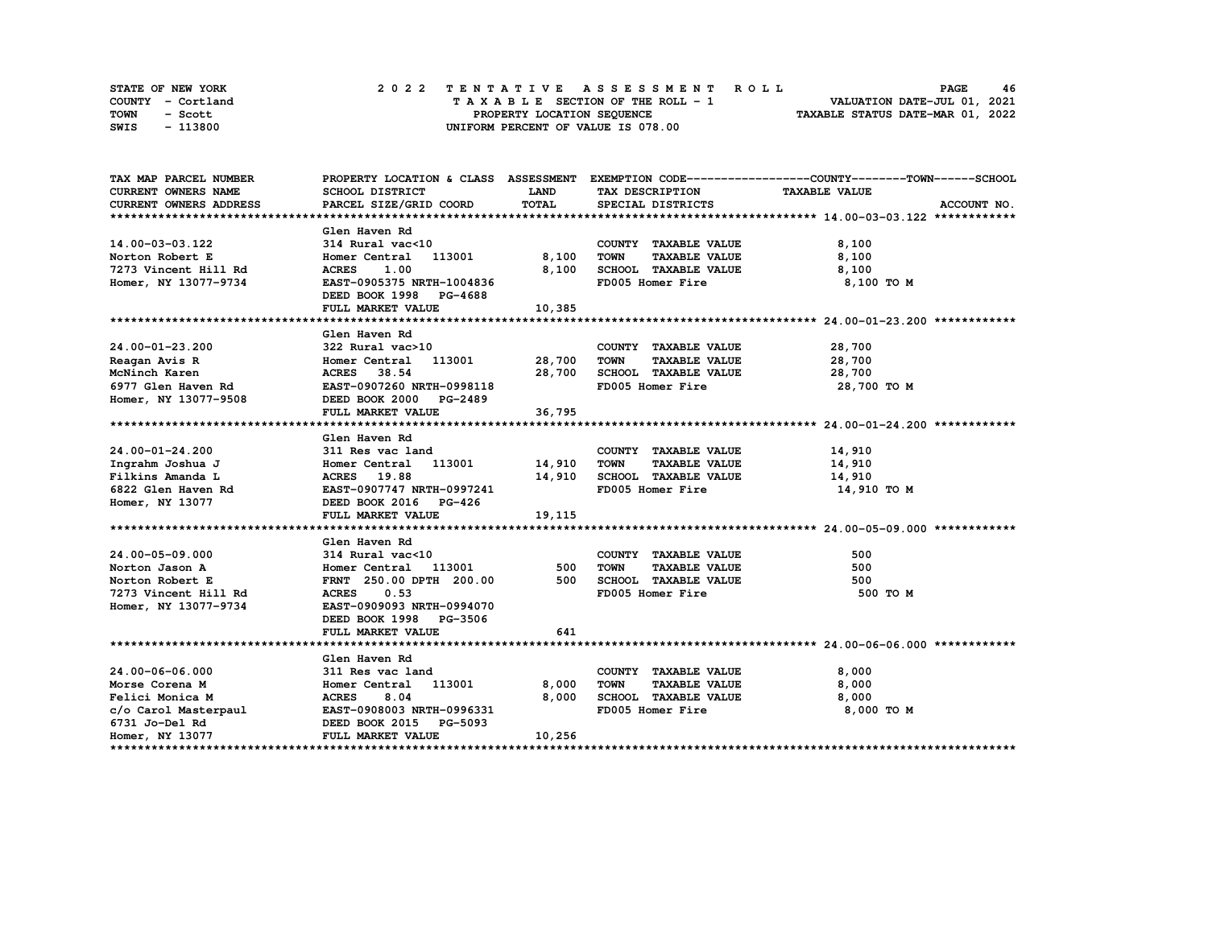STATE OF NEW YORK
COUNTY - Cortland
TOWN - Scott
SWIS - 113800

# 2022 TENTATIVE ASSESSMENT ROLL

TAXABLE SECTION OF THE ROLL - 1
PROPERTY LOCATION SEQUENCE
UNIFORM PERCENT OF VALUE IS 078.00

VALUATION DATE-JUL 01, 2021
TAXABLE STATUS DATE-MAR 01, 2022

| TAX MAP PARCEL NUMBER / CURRENT OWNERS NAME / CURRENT OWNERS ADDRESS | PROPERTY LOCATION & CLASS / SCHOOL DISTRICT / PARCEL SIZE/GRID COORD | ASSESSMENT LAND / TOTAL | EXEMPTION CODE / TAX DESCRIPTION / SPECIAL DISTRICTS | TAXABLE VALUE (COUNTY--TOWN--SCHOOL) | ACCOUNT NO. |
|---|---|---|---|---|---|
| **14.00-03-03.122** | Glen Haven Rd | | | | |
| 14.00-03-03.122 | 314 Rural vac<10 | | COUNTY TAXABLE VALUE | 8,100 | |
| Norton Robert E | Homer Central 113001 | 8,100 | TOWN TAXABLE VALUE | 8,100 | |
| 7273 Vincent Hill Rd | ACRES 1.00 | 8,100 | SCHOOL TAXABLE VALUE | 8,100 | |
| Homer, NY 13077-9734 | EAST-0905375 NRTH-1004836 | | FD005 Homer Fire | 8,100 TO M | |
| | DEED BOOK 1998 PG-4688 | | | | |
| | FULL MARKET VALUE | 10,385 | | | |
| **24.00-01-23.200** | Glen Haven Rd | | | | |
| 24.00-01-23.200 | 322 Rural vac>10 | | COUNTY TAXABLE VALUE | 28,700 | |
| Reagan Avis R | Homer Central 113001 | 28,700 | TOWN TAXABLE VALUE | 28,700 | |
| McNinch Karen | ACRES 38.54 | 28,700 | SCHOOL TAXABLE VALUE | 28,700 | |
| 6977 Glen Haven Rd | EAST-0907260 NRTH-0998118 | | FD005 Homer Fire | 28,700 TO M | |
| Homer, NY 13077-9508 | DEED BOOK 2000 PG-2489 | | | | |
| | FULL MARKET VALUE | 36,795 | | | |
| **24.00-01-24.200** | Glen Haven Rd | | | | |
| 24.00-01-24.200 | 311 Res vac land | | COUNTY TAXABLE VALUE | 14,910 | |
| Ingrahm Joshua J | Homer Central 113001 | 14,910 | TOWN TAXABLE VALUE | 14,910 | |
| Filkins Amanda L | ACRES 19.88 | 14,910 | SCHOOL TAXABLE VALUE | 14,910 | |
| 6822 Glen Haven Rd | EAST-0907747 NRTH-0997241 | | FD005 Homer Fire | 14,910 TO M | |
| Homer, NY 13077 | DEED BOOK 2016 PG-426 | | | | |
| | FULL MARKET VALUE | 19,115 | | | |
| **24.00-05-09.000** | Glen Haven Rd | | | | |
| 24.00-05-09.000 | 314 Rural vac<10 | | COUNTY TAXABLE VALUE | 500 | |
| Norton Jason A | Homer Central 113001 | 500 | TOWN TAXABLE VALUE | 500 | |
| Norton Robert E | FRNT 250.00 DPTH 200.00 | 500 | SCHOOL TAXABLE VALUE | 500 | |
| 7273 Vincent Hill Rd | ACRES 0.53 | | FD005 Homer Fire | 500 TO M | |
| Homer, NY 13077-9734 | EAST-0909093 NRTH-0994070 | | | | |
| | DEED BOOK 1998 PG-3506 | | | | |
| | FULL MARKET VALUE | 641 | | | |
| **24.00-06-06.000** | Glen Haven Rd | | | | |
| 24.00-06-06.000 | 311 Res vac land | | COUNTY TAXABLE VALUE | 8,000 | |
| Morse Corena M | Homer Central 113001 | 8,000 | TOWN TAXABLE VALUE | 8,000 | |
| Felici Monica M | ACRES 8.04 | 8,000 | SCHOOL TAXABLE VALUE | 8,000 | |
| c/o Carol Masterpaul | EAST-0908003 NRTH-0996331 | | FD005 Homer Fire | 8,000 TO M | |
| 6731 Jo-Del Rd | DEED BOOK 2015 PG-5093 | | | | |
| Homer, NY 13077 | FULL MARKET VALUE | 10,256 | | | |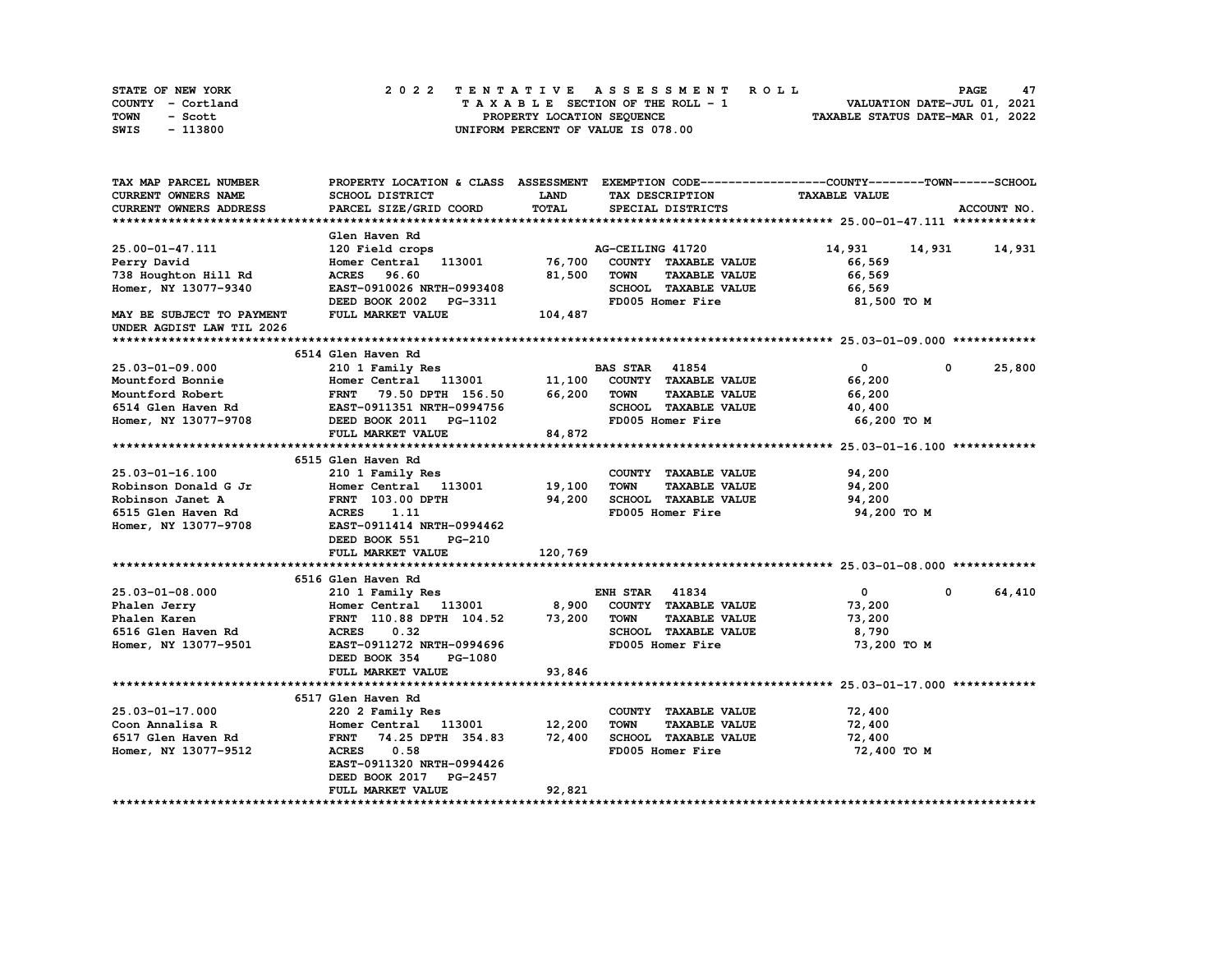STATE OF NEW YORK — COUNTY - Cortland — TOWN - Scott — SWIS - 113800

**2022 TENTATIVE ASSESSMENT ROLL**
TAXABLE SECTION OF THE ROLL - 1
PROPERTY LOCATION SEQUENCE
UNIFORM PERCENT OF VALUE IS 078.00

VALUATION DATE-JUL 01, 2021
TAXABLE STATUS DATE-MAR 01, 2022

| TAX MAP PARCEL NUMBER / CURRENT OWNERS NAME / CURRENT OWNERS ADDRESS | PROPERTY LOCATION & CLASS / SCHOOL DISTRICT / PARCEL SIZE/GRID COORD | ASSESSMENT LAND | TOTAL | EXEMPTION CODE / TAX DESCRIPTION / SPECIAL DISTRICTS | COUNTY | TOWN | SCHOOL | ACCOUNT NO. |
|---|---|---|---|---|---|---|---|---|
| **25.00-01-47.111** | Glen Haven Rd | | | | | | | |
| 25.00-01-47.111 | 120 Field crops | | | AG-CEILING 41720 | 14,931 | 14,931 | 14,931 | |
| Perry David | Homer Central 113001 | 76,700 | | COUNTY TAXABLE VALUE | 66,569 | | | |
| 738 Houghton Hill Rd | ACRES 96.60 | | 81,500 | TOWN TAXABLE VALUE | | 66,569 | | |
| Homer, NY 13077-9340 | EAST-0910026 NRTH-0993408 | | | SCHOOL TAXABLE VALUE | | | 66,569 | |
| | DEED BOOK 2002 PG-3311 | | | FD005 Homer Fire | 81,500 TO M | | | |
| MAY BE SUBJECT TO PAYMENT UNDER AGDIST LAW TIL 2026 | FULL MARKET VALUE | | 104,487 | | | | | |
| **25.03-01-09.000** | 6514 Glen Haven Rd | | | | | | | |
| 25.03-01-09.000 | 210 1 Family Res | | | BAS STAR 41854 | 0 | 0 | 25,800 | |
| Mountford Bonnie | Homer Central 113001 | 11,100 | | COUNTY TAXABLE VALUE | 66,200 | | | |
| Mountford Robert | FRNT 79.50 DPTH 156.50 | | 66,200 | TOWN TAXABLE VALUE | | 66,200 | | |
| 6514 Glen Haven Rd | EAST-0911351 NRTH-0994756 | | | SCHOOL TAXABLE VALUE | | | 40,400 | |
| Homer, NY 13077-9708 | DEED BOOK 2011 PG-1102 | | | FD005 Homer Fire | 66,200 TO M | | | |
| | FULL MARKET VALUE | | 84,872 | | | | | |
| **25.03-01-16.100** | 6515 Glen Haven Rd | | | | | | | |
| 25.03-01-16.100 | 210 1 Family Res | | | COUNTY TAXABLE VALUE | 94,200 | | | |
| Robinson Donald G Jr | Homer Central 113001 | 19,100 | | TOWN TAXABLE VALUE | | 94,200 | | |
| Robinson Janet A | FRNT 103.00 DPTH | | 94,200 | SCHOOL TAXABLE VALUE | | | 94,200 | |
| 6515 Glen Haven Rd | ACRES 1.11 | | | FD005 Homer Fire | 94,200 TO M | | | |
| Homer, NY 13077-9708 | EAST-0911414 NRTH-0994462 | | | | | | | |
| | DEED BOOK 551 PG-210 | | | | | | | |
| | FULL MARKET VALUE | | 120,769 | | | | | |
| **25.03-01-08.000** | 6516 Glen Haven Rd | | | | | | | |
| 25.03-01-08.000 | 210 1 Family Res | | | ENH STAR 41834 | 0 | 0 | 64,410 | |
| Phalen Jerry | Homer Central 113001 | 8,900 | | COUNTY TAXABLE VALUE | 73,200 | | | |
| Phalen Karen | FRNT 110.88 DPTH 104.52 | | 73,200 | TOWN TAXABLE VALUE | | 73,200 | | |
| 6516 Glen Haven Rd | ACRES 0.32 | | | SCHOOL TAXABLE VALUE | | | 8,790 | |
| Homer, NY 13077-9501 | EAST-0911272 NRTH-0994696 | | | FD005 Homer Fire | 73,200 TO M | | | |
| | DEED BOOK 354 PG-1080 | | | | | | | |
| | FULL MARKET VALUE | | 93,846 | | | | | |
| **25.03-01-17.000** | 6517 Glen Haven Rd | | | | | | | |
| 25.03-01-17.000 | 220 2 Family Res | | | COUNTY TAXABLE VALUE | 72,400 | | | |
| Coon Annalisa R | Homer Central 113001 | 12,200 | | TOWN TAXABLE VALUE | | 72,400 | | |
| 6517 Glen Haven Rd | FRNT 74.25 DPTH 354.83 | | 72,400 | SCHOOL TAXABLE VALUE | | | 72,400 | |
| Homer, NY 13077-9512 | ACRES 0.58 | | | FD005 Homer Fire | 72,400 TO M | | | |
| | EAST-0911320 NRTH-0994426 | | | | | | | |
| | DEED BOOK 2017 PG-2457 | | | | | | | |
| | FULL MARKET VALUE | | 92,821 | | | | | |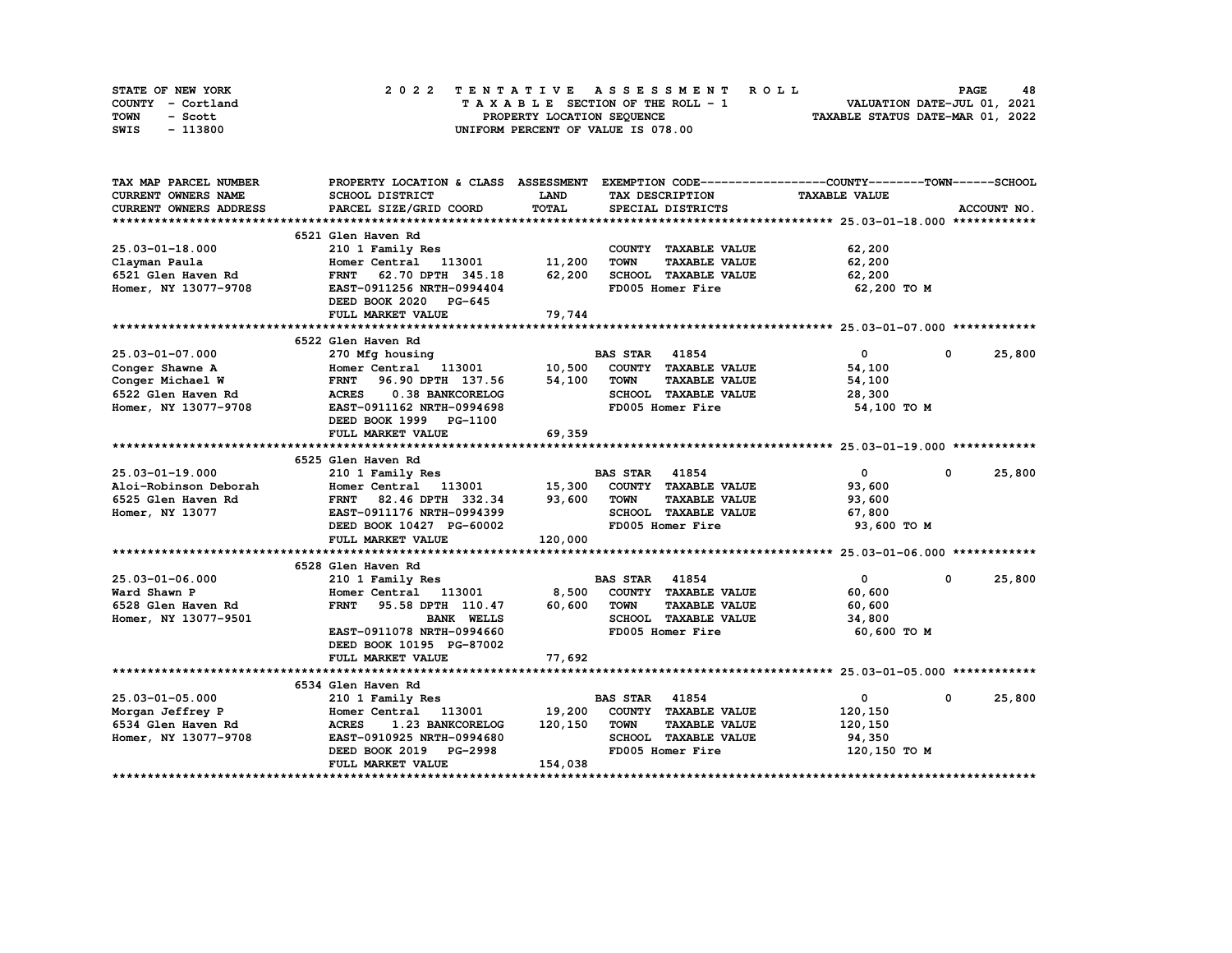STATE OF NEW YORK
COUNTY - Cortland
TOWN - Scott
SWIS - 113800

2022 TENTATIVE ASSESSMENT ROLL
TAXABLE SECTION OF THE ROLL - 1
PROPERTY LOCATION SEQUENCE
UNIFORM PERCENT OF VALUE IS 078.00

VALUATION DATE-JUL 01, 2021
TAXABLE STATUS DATE-MAR 01, 2022

| TAX MAP PARCEL NUMBER / CURRENT OWNERS NAME / CURRENT OWNERS ADDRESS | PROPERTY LOCATION & CLASS / SCHOOL DISTRICT / PARCEL SIZE/GRID COORD | ASSESSMENT LAND / TOTAL | EXEMPTION CODE / TAX DESCRIPTION / SPECIAL DISTRICTS | COUNTY | TOWN | SCHOOL / TAXABLE VALUE |
|---|---|---|---|---|---|---|
| **25.03-01-18.000** | 6521 Glen Haven Rd | | | | | |
| 25.03-01-18.000 | 210 1 Family Res | | COUNTY TAXABLE VALUE | 62,200 | | |
| Clayman Paula | Homer Central 113001 | 11,200 | TOWN TAXABLE VALUE | 62,200 | | |
| 6521 Glen Haven Rd | FRNT 62.70 DPTH 345.18 | 62,200 | SCHOOL TAXABLE VALUE | 62,200 | | |
| Homer, NY 13077-9708 | EAST-0911256 NRTH-0994404 | | FD005 Homer Fire | 62,200 TO M | | |
| | DEED BOOK 2020 PG-645 | | | | | |
| | FULL MARKET VALUE | 79,744 | | | | |
| **25.03-01-07.000** | 6522 Glen Haven Rd | | | | | |
| 25.03-01-07.000 | 270 Mfg housing | | BAS STAR 41854 | 0 | 0 | 25,800 |
| Conger Shawne A | Homer Central 113001 | 10,500 | COUNTY TAXABLE VALUE | 54,100 | | |
| Conger Michael W | FRNT 96.90 DPTH 137.56 | 54,100 | TOWN TAXABLE VALUE | 54,100 | | |
| 6522 Glen Haven Rd | ACRES 0.38 BANKCORELOG | | SCHOOL TAXABLE VALUE | 28,300 | | |
| Homer, NY 13077-9708 | EAST-0911162 NRTH-0994698 | | FD005 Homer Fire | 54,100 TO M | | |
| | DEED BOOK 1999 PG-1100 | | | | | |
| | FULL MARKET VALUE | 69,359 | | | | |
| **25.03-01-19.000** | 6525 Glen Haven Rd | | | | | |
| 25.03-01-19.000 | 210 1 Family Res | | BAS STAR 41854 | 0 | 0 | 25,800 |
| Aloi-Robinson Deborah | Homer Central 113001 | 15,300 | COUNTY TAXABLE VALUE | 93,600 | | |
| 6525 Glen Haven Rd | FRNT 82.46 DPTH 332.34 | 93,600 | TOWN TAXABLE VALUE | 93,600 | | |
| Homer, NY 13077 | EAST-0911176 NRTH-0994399 | | SCHOOL TAXABLE VALUE | 67,800 | | |
| | DEED BOOK 10427 PG-60002 | | FD005 Homer Fire | 93,600 TO M | | |
| | FULL MARKET VALUE | 120,000 | | | | |
| **25.03-01-06.000** | 6528 Glen Haven Rd | | | | | |
| 25.03-01-06.000 | 210 1 Family Res | | BAS STAR 41854 | 0 | 0 | 25,800 |
| Ward Shawn P | Homer Central 113001 | 8,500 | COUNTY TAXABLE VALUE | 60,600 | | |
| 6528 Glen Haven Rd | FRNT 95.58 DPTH 110.47 | 60,600 | TOWN TAXABLE VALUE | 60,600 | | |
| Homer, NY 13077-9501 | BANK WELLS | | SCHOOL TAXABLE VALUE | 34,800 | | |
| | EAST-0911078 NRTH-0994660 | | FD005 Homer Fire | 60,600 TO M | | |
| | DEED BOOK 10195 PG-87002 | | | | | |
| | FULL MARKET VALUE | 77,692 | | | | |
| **25.03-01-05.000** | 6534 Glen Haven Rd | | | | | |
| 25.03-01-05.000 | 210 1 Family Res | | BAS STAR 41854 | 0 | 0 | 25,800 |
| Morgan Jeffrey P | Homer Central 113001 | 19,200 | COUNTY TAXABLE VALUE | 120,150 | | |
| 6534 Glen Haven Rd | ACRES 1.23 BANKCORELOG | 120,150 | TOWN TAXABLE VALUE | 120,150 | | |
| Homer, NY 13077-9708 | EAST-0910925 NRTH-0994680 | | SCHOOL TAXABLE VALUE | 94,350 | | |
| | DEED BOOK 2019 PG-2998 | | FD005 Homer Fire | 120,150 TO M | | |
| | FULL MARKET VALUE | 154,038 | | | | |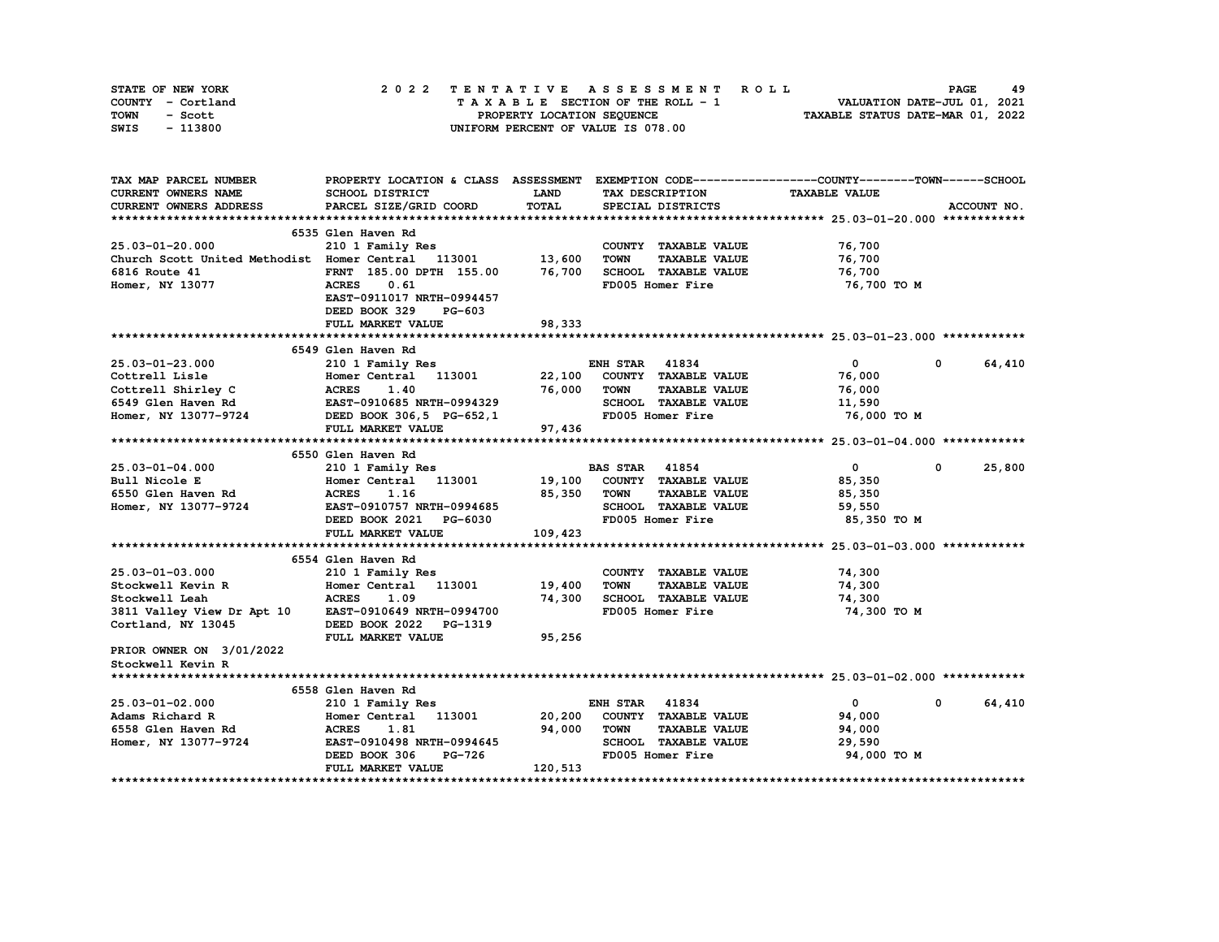STATE OF NEW YORK | COUNTY - Cortland | TOWN - Scott | SWIS - 113800

**2022 TENTATIVE ASSESSMENT ROLL**
TAXABLE SECTION OF THE ROLL - 1
PROPERTY LOCATION SEQUENCE
UNIFORM PERCENT OF VALUE IS 078.00

VALUATION DATE-JUL 01, 2021
TAXABLE STATUS DATE-MAR 01, 2022

| TAX MAP PARCEL NUMBER / CURRENT OWNERS NAME / CURRENT OWNERS ADDRESS | PROPERTY LOCATION & CLASS / SCHOOL DISTRICT / PARCEL SIZE/GRID COORD | ASSESSMENT LAND / TOTAL | EXEMPTION CODE / TAX DESCRIPTION / SPECIAL DISTRICTS | COUNTY | TOWN | SCHOOL / TAXABLE VALUE |
|---|---|---|---|---|---|---|
| **25.03-01-20.000** | 6535 Glen Haven Rd | | | | | |
| 25.03-01-20.000 | 210 1 Family Res | | COUNTY TAXABLE VALUE | 76,700 | | |
| Church Scott United Methodist | Homer Central 113001 | 13,600 | TOWN TAXABLE VALUE | | 76,700 | |
| 6816 Route 41 | FRNT 185.00 DPTH 155.00 | 76,700 | SCHOOL TAXABLE VALUE | | | 76,700 |
| Homer, NY 13077 | ACRES 0.61 | | FD005 Homer Fire | 76,700 TO M | | |
| | EAST-0911017 NRTH-0994457 | | | | | |
| | DEED BOOK 329 PG-603 | | | | | |
| | FULL MARKET VALUE | 98,333 | | | | |
| **25.03-01-23.000** | 6549 Glen Haven Rd | | | | | |
| 25.03-01-23.000 | 210 1 Family Res | | ENH STAR 41834 | 0 | 0 | 64,410 |
| Cottrell Lisle | Homer Central 113001 | 22,100 | COUNTY TAXABLE VALUE | 76,000 | | |
| Cottrell Shirley C | ACRES 1.40 | 76,000 | TOWN TAXABLE VALUE | | 76,000 | |
| 6549 Glen Haven Rd | EAST-0910685 NRTH-0994329 | | SCHOOL TAXABLE VALUE | | | 11,590 |
| Homer, NY 13077-9724 | DEED BOOK 306,5 PG-652,1 | | FD005 Homer Fire | 76,000 TO M | | |
| | FULL MARKET VALUE | 97,436 | | | | |
| **25.03-01-04.000** | 6550 Glen Haven Rd | | | | | |
| 25.03-01-04.000 | 210 1 Family Res | | BAS STAR 41854 | 0 | 0 | 25,800 |
| Bull Nicole E | Homer Central 113001 | 19,100 | COUNTY TAXABLE VALUE | 85,350 | | |
| 6550 Glen Haven Rd | ACRES 1.16 | 85,350 | TOWN TAXABLE VALUE | | 85,350 | |
| Homer, NY 13077-9724 | EAST-0910757 NRTH-0994685 | | SCHOOL TAXABLE VALUE | | | 59,550 |
| | DEED BOOK 2021 PG-6030 | | FD005 Homer Fire | 85,350 TO M | | |
| | FULL MARKET VALUE | 109,423 | | | | |
| **25.03-01-03.000** | 6554 Glen Haven Rd | | | | | |
| 25.03-01-03.000 | 210 1 Family Res | | COUNTY TAXABLE VALUE | 74,300 | | |
| Stockwell Kevin R | Homer Central 113001 | 19,400 | TOWN TAXABLE VALUE | | 74,300 | |
| Stockwell Leah | ACRES 1.09 | 74,300 | SCHOOL TAXABLE VALUE | | | 74,300 |
| 3811 Valley View Dr Apt 10 | EAST-0910649 NRTH-0994700 | | FD005 Homer Fire | 74,300 TO M | | |
| Cortland, NY 13045 | DEED BOOK 2022 PG-1319 | | | | | |
| | FULL MARKET VALUE | 95,256 | | | | |
| PRIOR OWNER ON 3/01/2022 | | | | | | |
| Stockwell Kevin R | | | | | | |
| **25.03-01-02.000** | 6558 Glen Haven Rd | | | | | |
| 25.03-01-02.000 | 210 1 Family Res | | ENH STAR 41834 | 0 | 0 | 64,410 |
| Adams Richard R | Homer Central 113001 | 20,200 | COUNTY TAXABLE VALUE | 94,000 | | |
| 6558 Glen Haven Rd | ACRES 1.81 | 94,000 | TOWN TAXABLE VALUE | | 94,000 | |
| Homer, NY 13077-9724 | EAST-0910498 NRTH-0994645 | | SCHOOL TAXABLE VALUE | | | 29,590 |
| | DEED BOOK 306 PG-726 | | FD005 Homer Fire | 94,000 TO M | | |
| | FULL MARKET VALUE | 120,513 | | | | |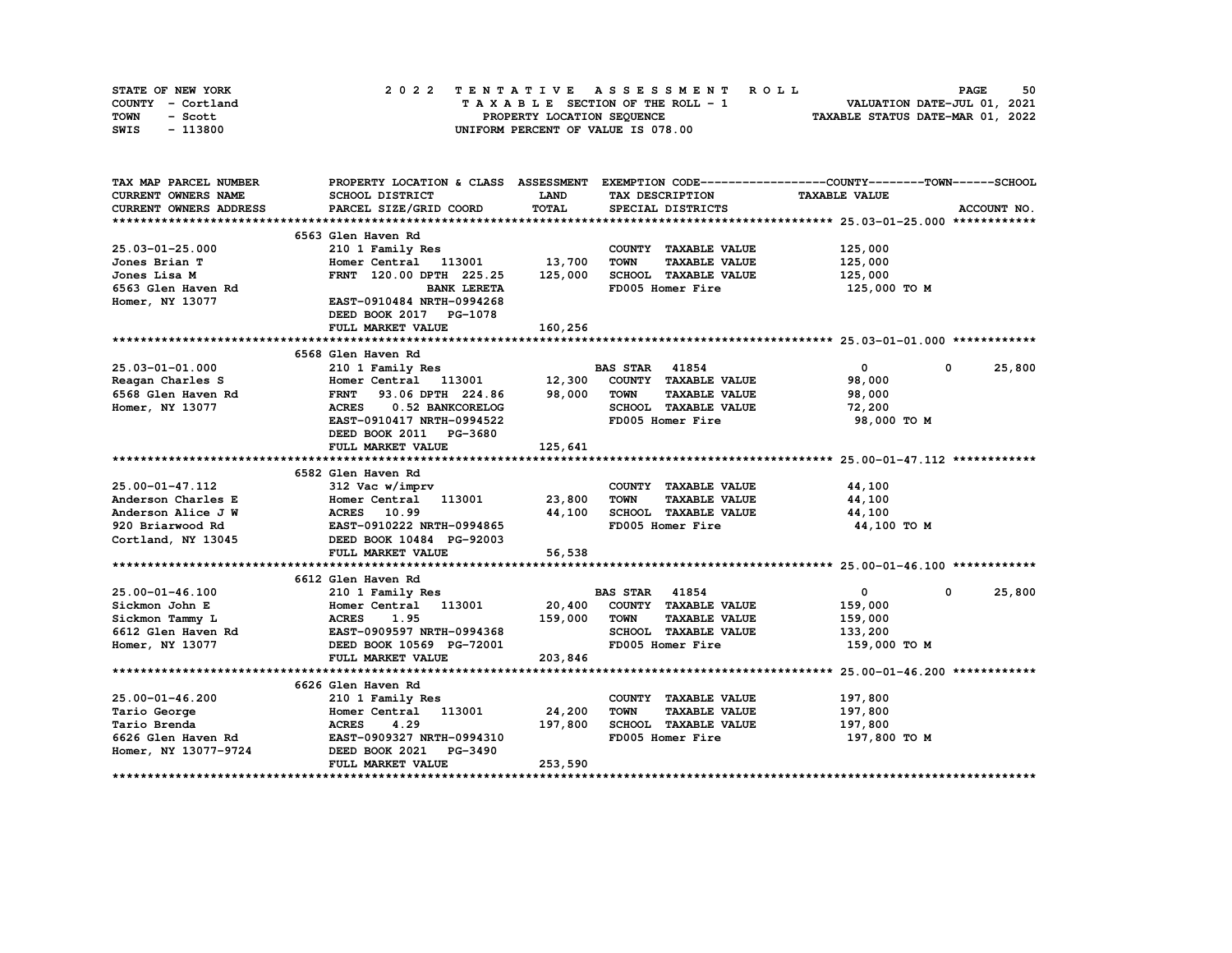STATE OF NEW YORK
COUNTY - Cortland
TOWN - Scott
SWIS - 113800

2022 TENTATIVE ASSESSMENT ROLL
TAXABLE SECTION OF THE ROLL - 1
PROPERTY LOCATION SEQUENCE
UNIFORM PERCENT OF VALUE IS 078.00

VALUATION DATE-JUL 01, 2021
TAXABLE STATUS DATE-MAR 01, 2022

| TAX MAP PARCEL NUMBER / CURRENT OWNERS NAME / CURRENT OWNERS ADDRESS | PROPERTY LOCATION & CLASS / SCHOOL DISTRICT / PARCEL SIZE/GRID COORD | ASSESSMENT LAND / TOTAL | EXEMPTION CODE / TAX DESCRIPTION / SPECIAL DISTRICTS | COUNTY | TOWN | SCHOOL / TAXABLE VALUE / ACCOUNT NO. |
|---|---|---|---|---|---|---|
| **25.03-01-25.000** | 6563 Glen Haven Rd | | | | | |
| 25.03-01-25.000 | 210 1 Family Res | | COUNTY TAXABLE VALUE | 125,000 | | |
| Jones Brian T | Homer Central 113001 | 13,700 | TOWN TAXABLE VALUE | | 125,000 | |
| Jones Lisa M | FRNT 120.00 DPTH 225.25 | 125,000 | SCHOOL TAXABLE VALUE | | | 125,000 |
| 6563 Glen Haven Rd | BANK LERETA | | FD005 Homer Fire | 125,000 TO M | | |
| Homer, NY 13077 | EAST-0910484 NRTH-0994268 | | | | | |
| | DEED BOOK 2017 PG-1078 | | | | | |
| | FULL MARKET VALUE | 160,256 | | | | |
| **25.03-01-01.000** | 6568 Glen Haven Rd | | | | | |
| 25.03-01-01.000 | 210 1 Family Res | | BAS STAR 41854 | 0 | 0 | 25,800 |
| Reagan Charles S | Homer Central 113001 | 12,300 | COUNTY TAXABLE VALUE | 98,000 | | |
| 6568 Glen Haven Rd | FRNT 93.06 DPTH 224.86 | 98,000 | TOWN TAXABLE VALUE | | 98,000 | |
| Homer, NY 13077 | ACRES 0.52 BANKCORELOG | | SCHOOL TAXABLE VALUE | | | 72,200 |
| | EAST-0910417 NRTH-0994522 | | FD005 Homer Fire | 98,000 TO M | | |
| | DEED BOOK 2011 PG-3680 | | | | | |
| | FULL MARKET VALUE | 125,641 | | | | |
| **25.00-01-47.112** | 6582 Glen Haven Rd | | | | | |
| 25.00-01-47.112 | 312 Vac w/imprv | | COUNTY TAXABLE VALUE | 44,100 | | |
| Anderson Charles E | Homer Central 113001 | 23,800 | TOWN TAXABLE VALUE | | 44,100 | |
| Anderson Alice J W | ACRES 10.99 | 44,100 | SCHOOL TAXABLE VALUE | | | 44,100 |
| 920 Briarwood Rd | EAST-0910222 NRTH-0994865 | | FD005 Homer Fire | 44,100 TO M | | |
| Cortland, NY 13045 | DEED BOOK 10484 PG-92003 | | | | | |
| | FULL MARKET VALUE | 56,538 | | | | |
| **25.00-01-46.100** | 6612 Glen Haven Rd | | | | | |
| 25.00-01-46.100 | 210 1 Family Res | | BAS STAR 41854 | 0 | 0 | 25,800 |
| Sickmon John E | Homer Central 113001 | 20,400 | COUNTY TAXABLE VALUE | 159,000 | | |
| Sickmon Tammy L | ACRES 1.95 | 159,000 | TOWN TAXABLE VALUE | | 159,000 | |
| 6612 Glen Haven Rd | EAST-0909597 NRTH-0994368 | | SCHOOL TAXABLE VALUE | | | 133,200 |
| Homer, NY 13077 | DEED BOOK 10569 PG-72001 | | FD005 Homer Fire | 159,000 TO M | | |
| | FULL MARKET VALUE | 203,846 | | | | |
| **25.00-01-46.200** | 6626 Glen Haven Rd | | | | | |
| 25.00-01-46.200 | 210 1 Family Res | | COUNTY TAXABLE VALUE | 197,800 | | |
| Tario George | Homer Central 113001 | 24,200 | TOWN TAXABLE VALUE | | 197,800 | |
| Tario Brenda | ACRES 4.29 | 197,800 | SCHOOL TAXABLE VALUE | | | 197,800 |
| 6626 Glen Haven Rd | EAST-0909327 NRTH-0994310 | | FD005 Homer Fire | 197,800 TO M | | |
| Homer, NY 13077-9724 | DEED BOOK 2021 PG-3490 | | | | | |
| | FULL MARKET VALUE | 253,590 | | | | |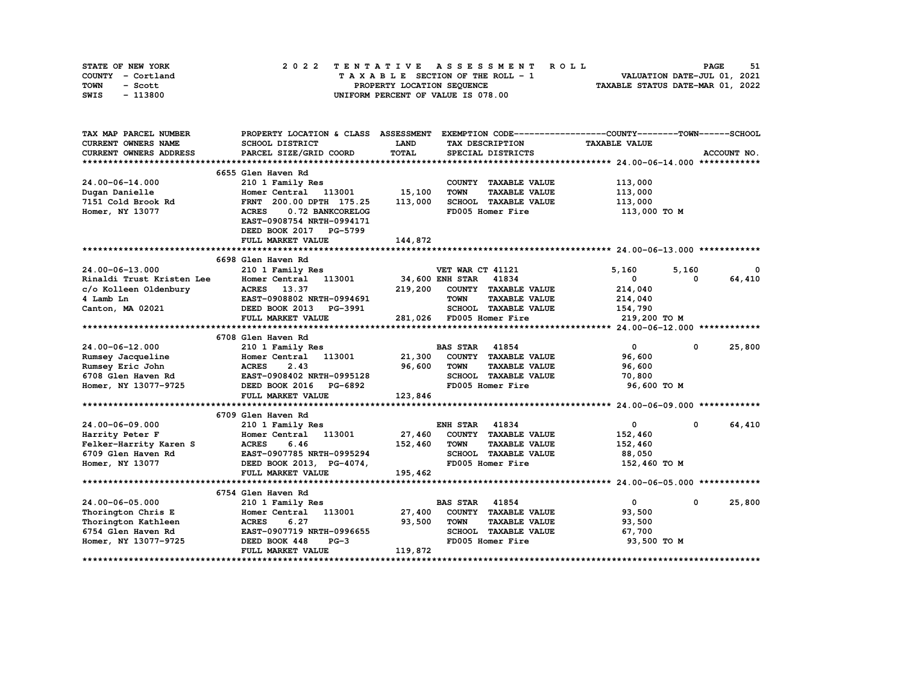STATE OF NEW YORK
COUNTY - Cortland
TOWN - Scott
SWIS - 113800

# 2022 TENTATIVE ASSESSMENT ROLL

TAXABLE SECTION OF THE ROLL - 1
PROPERTY LOCATION SEQUENCE
UNIFORM PERCENT OF VALUE IS 078.00

VALUATION DATE-JUL 01, 2021
TAXABLE STATUS DATE-MAR 01, 2022

| TAX MAP PARCEL NUMBER / CURRENT OWNERS NAME / CURRENT OWNERS ADDRESS | PROPERTY LOCATION & CLASS / SCHOOL DISTRICT / PARCEL SIZE/GRID COORD | ASSESSMENT LAND / TOTAL | EXEMPTION CODE / TAX DESCRIPTION / SPECIAL DISTRICTS | COUNTY | TOWN | SCHOOL / TAXABLE VALUE |
|---|---|---|---|---|---|---|
| **24.00-06-14.000** | 6655 Glen Haven Rd | | | | | |
| 24.00-06-14.000 | 210 1 Family Res | | COUNTY TAXABLE VALUE | 113,000 | | |
| Dugan Danielle | Homer Central 113001 | 15,100 | TOWN TAXABLE VALUE | 113,000 | | |
| 7151 Cold Brook Rd | FRNT 200.00 DPTH 175.25 | 113,000 | SCHOOL TAXABLE VALUE | 113,000 | | |
| Homer, NY 13077 | ACRES 0.72 BANKCORELOG | | FD005 Homer Fire | 113,000 TO M | | |
| | EAST-0908754 NRTH-0994171 | | | | | |
| | DEED BOOK 2017 PG-5799 | | | | | |
| | FULL MARKET VALUE | 144,872 | | | | |
| **24.00-06-13.000** | 6698 Glen Haven Rd | | | | | |
| 24.00-06-13.000 | 210 1 Family Res | | VET WAR CT 41121 | 5,160 | 5,160 | 0 |
| Rinaldi Trust Kristen Lee | Homer Central 113001 | 34,600 | ENH STAR 41834 | 0 | 0 | 64,410 |
| c/o Kolleen Oldenbury | ACRES 13.37 | 219,200 | COUNTY TAXABLE VALUE | 214,040 | | |
| 4 Lamb Ln | EAST-0908802 NRTH-0994691 | | TOWN TAXABLE VALUE | 214,040 | | |
| Canton, MA 02021 | DEED BOOK 2013 PG-3991 | | SCHOOL TAXABLE VALUE | 154,790 | | |
| | FULL MARKET VALUE | 281,026 | FD005 Homer Fire | 219,200 TO M | | |
| **24.00-06-12.000** | 6708 Glen Haven Rd | | | | | |
| 24.00-06-12.000 | 210 1 Family Res | | BAS STAR 41854 | 0 | 0 | 25,800 |
| Rumsey Jacqueline | Homer Central 113001 | 21,300 | COUNTY TAXABLE VALUE | 96,600 | | |
| Rumsey Eric John | ACRES 2.43 | 96,600 | TOWN TAXABLE VALUE | 96,600 | | |
| 6708 Glen Haven Rd | EAST-0908402 NRTH-0995128 | | SCHOOL TAXABLE VALUE | 70,800 | | |
| Homer, NY 13077-9725 | DEED BOOK 2016 PG-6892 | | FD005 Homer Fire | 96,600 TO M | | |
| | FULL MARKET VALUE | 123,846 | | | | |
| **24.00-06-09.000** | 6709 Glen Haven Rd | | | | | |
| 24.00-06-09.000 | 210 1 Family Res | | ENH STAR 41834 | 0 | 0 | 64,410 |
| Harrity Peter F | Homer Central 113001 | 27,460 | COUNTY TAXABLE VALUE | 152,460 | | |
| Felker-Harrity Karen S | ACRES 6.46 | 152,460 | TOWN TAXABLE VALUE | 152,460 | | |
| 6709 Glen Haven Rd | EAST-0907785 NRTH-0995294 | | SCHOOL TAXABLE VALUE | 88,050 | | |
| Homer, NY 13077 | DEED BOOK 2013, PG-4074, | | FD005 Homer Fire | 152,460 TO M | | |
| | FULL MARKET VALUE | 195,462 | | | | |
| **24.00-06-05.000** | 6754 Glen Haven Rd | | | | | |
| 24.00-06-05.000 | 210 1 Family Res | | BAS STAR 41854 | 0 | 0 | 25,800 |
| Thorington Chris E | Homer Central 113001 | 27,400 | COUNTY TAXABLE VALUE | 93,500 | | |
| Thorington Kathleen | ACRES 6.27 | 93,500 | TOWN TAXABLE VALUE | 93,500 | | |
| 6754 Glen Haven Rd | EAST-0907719 NRTH-0996655 | | SCHOOL TAXABLE VALUE | 67,700 | | |
| Homer, NY 13077-9725 | DEED BOOK 448 PG-3 | | FD005 Homer Fire | 93,500 TO M | | |
| | FULL MARKET VALUE | 119,872 | | | | |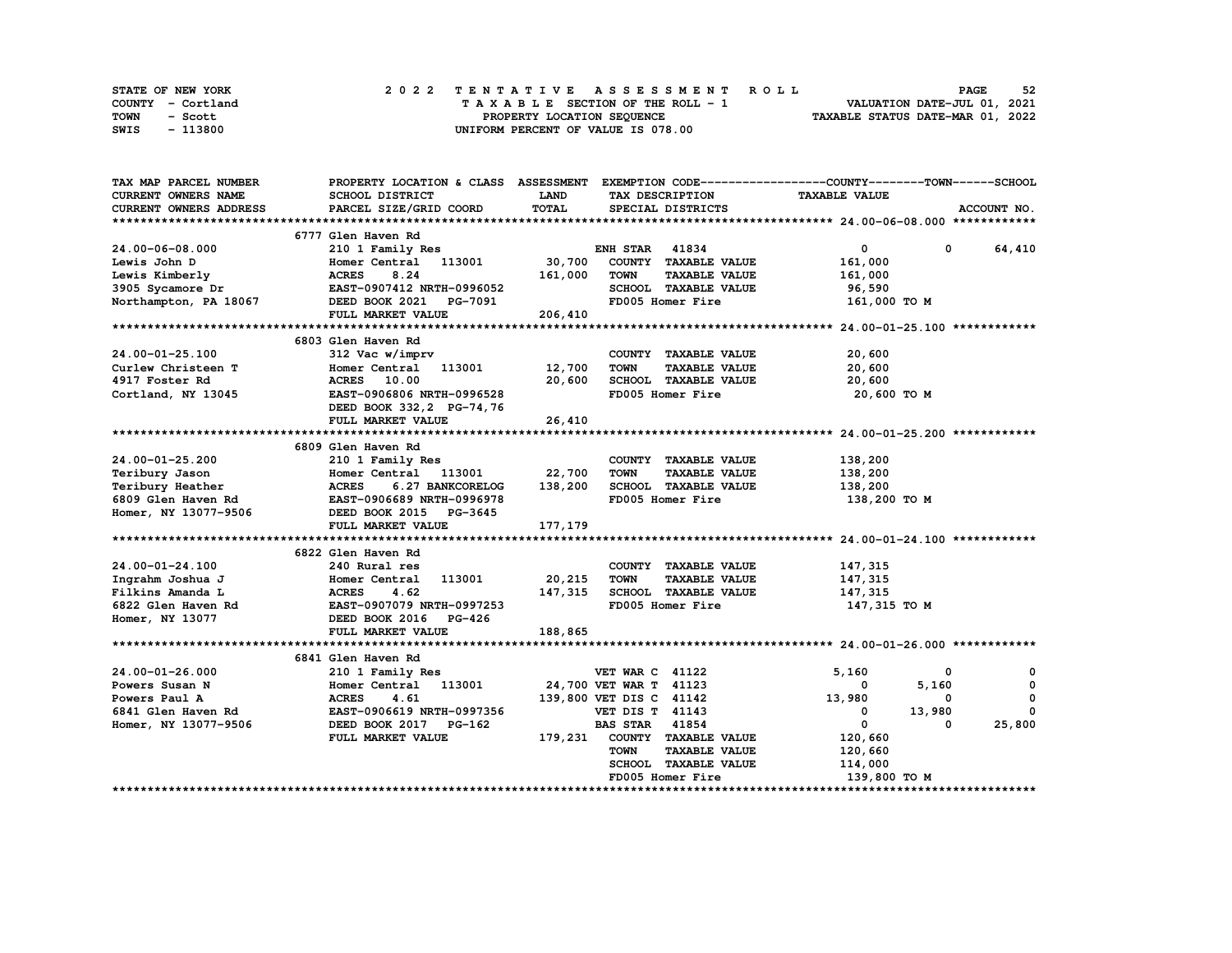STATE OF NEW YORK — COUNTY - Cortland — TOWN - Scott — SWIS - 113800

**2022 TENTATIVE ASSESSMENT ROLL**
TAXABLE SECTION OF THE ROLL - 1
PROPERTY LOCATION SEQUENCE
UNIFORM PERCENT OF VALUE IS 078.00

VALUATION DATE-JUL 01, 2021
TAXABLE STATUS DATE-MAR 01, 2022

| TAX MAP PARCEL NUMBER / CURRENT OWNERS NAME / CURRENT OWNERS ADDRESS | PROPERTY LOCATION & CLASS / SCHOOL DISTRICT / PARCEL SIZE/GRID COORD | ASSESSMENT LAND / TOTAL | EXEMPTION CODE / TAX DESCRIPTION / SPECIAL DISTRICTS | COUNTY TAXABLE VALUE | TOWN | SCHOOL |
|---|---|---|---|---|---|---|
| **24.00-06-08.000** | 6777 Glen Haven Rd | | | | | |
| 24.00-06-08.000 | 210 1 Family Res | | ENH STAR 41834 | 0 | 0 | 64,410 |
| Lewis John D | Homer Central 113001 | 30,700 | COUNTY TAXABLE VALUE | 161,000 | | |
| Lewis Kimberly | ACRES 8.24 | 161,000 | TOWN TAXABLE VALUE | 161,000 | | |
| 3905 Sycamore Dr | EAST-0907412 NRTH-0996052 | | SCHOOL TAXABLE VALUE | 96,590 | | |
| Northampton, PA 18067 | DEED BOOK 2021 PG-7091 | | FD005 Homer Fire | 161,000 TO M | | |
| | FULL MARKET VALUE | 206,410 | | | | |
| **24.00-01-25.100** | 6803 Glen Haven Rd | | | | | |
| 24.00-01-25.100 | 312 Vac w/imprv | | COUNTY TAXABLE VALUE | 20,600 | | |
| Curlew Christeen T | Homer Central 113001 | 12,700 | TOWN TAXABLE VALUE | 20,600 | | |
| 4917 Foster Rd | ACRES 10.00 | 20,600 | SCHOOL TAXABLE VALUE | 20,600 | | |
| Cortland, NY 13045 | EAST-0906806 NRTH-0996528 | | FD005 Homer Fire | 20,600 TO M | | |
| | DEED BOOK 332,2 PG-74,76 | | | | | |
| | FULL MARKET VALUE | 26,410 | | | | |
| **24.00-01-25.200** | 6809 Glen Haven Rd | | | | | |
| 24.00-01-25.200 | 210 1 Family Res | | COUNTY TAXABLE VALUE | 138,200 | | |
| Teribury Jason | Homer Central 113001 | 22,700 | TOWN TAXABLE VALUE | 138,200 | | |
| Teribury Heather | ACRES 6.27 BANKCORELOG | 138,200 | SCHOOL TAXABLE VALUE | 138,200 | | |
| 6809 Glen Haven Rd | EAST-0906689 NRTH-0996978 | | FD005 Homer Fire | 138,200 TO M | | |
| Homer, NY 13077-9506 | DEED BOOK 2015 PG-3645 | | | | | |
| | FULL MARKET VALUE | 177,179 | | | | |
| **24.00-01-24.100** | 6822 Glen Haven Rd | | | | | |
| 24.00-01-24.100 | 240 Rural res | | COUNTY TAXABLE VALUE | 147,315 | | |
| Ingrahm Joshua J | Homer Central 113001 | 20,215 | TOWN TAXABLE VALUE | 147,315 | | |
| Filkins Amanda L | ACRES 4.62 | 147,315 | SCHOOL TAXABLE VALUE | 147,315 | | |
| 6822 Glen Haven Rd | EAST-0907079 NRTH-0997253 | | FD005 Homer Fire | 147,315 TO M | | |
| Homer, NY 13077 | DEED BOOK 2016 PG-426 | | | | | |
| | FULL MARKET VALUE | 188,865 | | | | |
| **24.00-01-26.000** | 6841 Glen Haven Rd | | | | | |
| 24.00-01-26.000 | 210 1 Family Res | | VET WAR C 41122 | 5,160 | 0 | 0 |
| Powers Susan N | Homer Central 113001 | 24,700 | VET WAR T 41123 | 0 | 5,160 | 0 |
| Powers Paul A | ACRES 4.61 | 139,800 | VET DIS C 41142 | 13,980 | 0 | 0 |
| 6841 Glen Haven Rd | EAST-0906619 NRTH-0997356 | | VET DIS T 41143 | 0 | 13,980 | 0 |
| Homer, NY 13077-9506 | DEED BOOK 2017 PG-162 | | BAS STAR 41854 | 0 | 0 | 25,800 |
| | FULL MARKET VALUE | 179,231 | COUNTY TAXABLE VALUE | 120,660 | | |
| | | | TOWN TAXABLE VALUE | 120,660 | | |
| | | | SCHOOL TAXABLE VALUE | 114,000 | | |
| | | | FD005 Homer Fire | 139,800 TO M | | |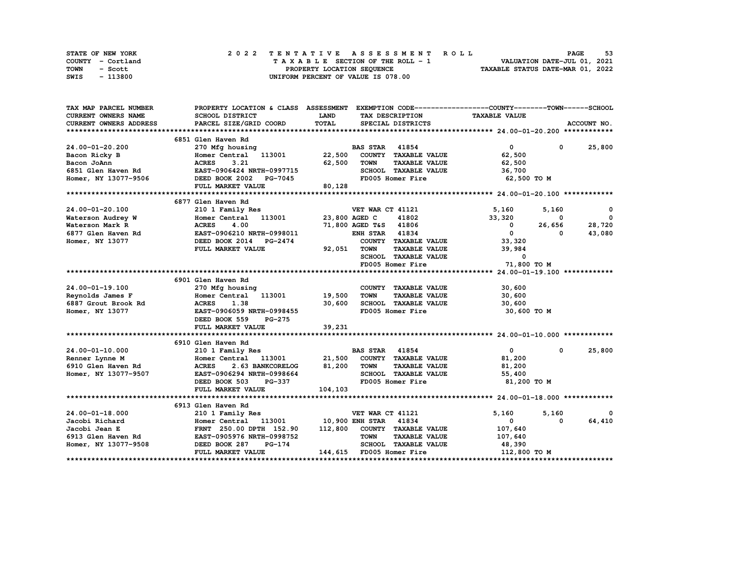STATE OF NEW YORK
COUNTY - Cortland
TOWN - Scott
SWIS - 113800

2 0 2 2 T E N T A T I V E A S S E S S M E N T R O L L
T A X A B L E SECTION OF THE ROLL - 1
PROPERTY LOCATION SEQUENCE
UNIFORM PERCENT OF VALUE IS 078.00

VALUATION DATE-JUL 01, 2021
TAXABLE STATUS DATE-MAR 01, 2022

| TAX MAP PARCEL NUMBER / CURRENT OWNERS NAME / CURRENT OWNERS ADDRESS | PROPERTY LOCATION & CLASS / SCHOOL DISTRICT / PARCEL SIZE/GRID COORD | ASSESSMENT LAND / TOTAL | EXEMPTION CODE / TAX DESCRIPTION / SPECIAL DISTRICTS | COUNTY TAXABLE VALUE | TOWN | SCHOOL | ACCOUNT NO. |
|---|---|---|---|---|---|---|---|
| **24.00-01-20.200** | 6851 Glen Haven Rd | | | | | | |
| 24.00-01-20.200 | 270 Mfg housing | | BAS STAR 41854 | 0 | 0 | 25,800 | |
| Bacon Ricky B | Homer Central 113001 | 22,500 | COUNTY TAXABLE VALUE | 62,500 | | | |
| Bacon JoAnn | ACRES 3.21 | 62,500 | TOWN TAXABLE VALUE | 62,500 | | | |
| 6851 Glen Haven Rd | EAST-0906424 NRTH-0997715 | | SCHOOL TAXABLE VALUE | 36,700 | | | |
| Homer, NY 13077-9506 | DEED BOOK 2002 PG-7045 | | FD005 Homer Fire | 62,500 TO M | | | |
| | FULL MARKET VALUE | 80,128 | | | | | |
| **24.00-01-20.100** | 6877 Glen Haven Rd | | | | | | |
| 24.00-01-20.100 | 210 1 Family Res | | VET WAR CT 41121 | 5,160 | 5,160 | 0 | |
| Waterson Audrey W | Homer Central 113001 | 23,800 | AGED C 41802 | 33,320 | 0 | 0 | |
| Waterson Mark R | ACRES 4.00 | 71,800 | AGED T&S 41806 | 0 | 26,656 | 28,720 | |
| 6877 Glen Haven Rd | EAST-0906210 NRTH-0998011 | | ENH STAR 41834 | 0 | 0 | 43,080 | |
| Homer, NY 13077 | DEED BOOK 2014 PG-2474 | | COUNTY TAXABLE VALUE | 33,320 | | | |
| | FULL MARKET VALUE | 92,051 | TOWN TAXABLE VALUE | 39,984 | | | |
| | | | SCHOOL TAXABLE VALUE | 0 | | | |
| | | | FD005 Homer Fire | 71,800 TO M | | | |
| **24.00-01-19.100** | 6901 Glen Haven Rd | | | | | | |
| 24.00-01-19.100 | 270 Mfg housing | | COUNTY TAXABLE VALUE | 30,600 | | | |
| Reynolds James F | Homer Central 113001 | 19,500 | TOWN TAXABLE VALUE | 30,600 | | | |
| 6887 Grout Brook Rd | ACRES 1.38 | 30,600 | SCHOOL TAXABLE VALUE | 30,600 | | | |
| Homer, NY 13077 | EAST-0906059 NRTH-0998455 | | FD005 Homer Fire | 30,600 TO M | | | |
| | DEED BOOK 559 PG-275 | | | | | | |
| | FULL MARKET VALUE | 39,231 | | | | | |
| **24.00-01-10.000** | 6910 Glen Haven Rd | | | | | | |
| 24.00-01-10.000 | 210 1 Family Res | | BAS STAR 41854 | 0 | 0 | 25,800 | |
| Renner Lynne M | Homer Central 113001 | 21,500 | COUNTY TAXABLE VALUE | 81,200 | | | |
| 6910 Glen Haven Rd | ACRES 2.63 BANKCORELOG | 81,200 | TOWN TAXABLE VALUE | 81,200 | | | |
| Homer, NY 13077-9507 | EAST-0906294 NRTH-0998664 | | SCHOOL TAXABLE VALUE | 55,400 | | | |
| | DEED BOOK 503 PG-337 | | FD005 Homer Fire | 81,200 TO M | | | |
| | FULL MARKET VALUE | 104,103 | | | | | |
| **24.00-01-18.000** | 6913 Glen Haven Rd | | | | | | |
| 24.00-01-18.000 | 210 1 Family Res | | VET WAR CT 41121 | 5,160 | 5,160 | 0 | |
| Jacobi Richard | Homer Central 113001 | 10,900 | ENH STAR 41834 | 0 | 0 | 64,410 | |
| Jacobi Jean E | FRNT 250.00 DPTH 152.90 | 112,800 | COUNTY TAXABLE VALUE | 107,640 | | | |
| 6913 Glen Haven Rd | EAST-0905976 NRTH-0998752 | | TOWN TAXABLE VALUE | 107,640 | | | |
| Homer, NY 13077-9508 | DEED BOOK 287 PG-174 | | SCHOOL TAXABLE VALUE | 48,390 | | | |
| | FULL MARKET VALUE | 144,615 | FD005 Homer Fire | 112,800 TO M | | | |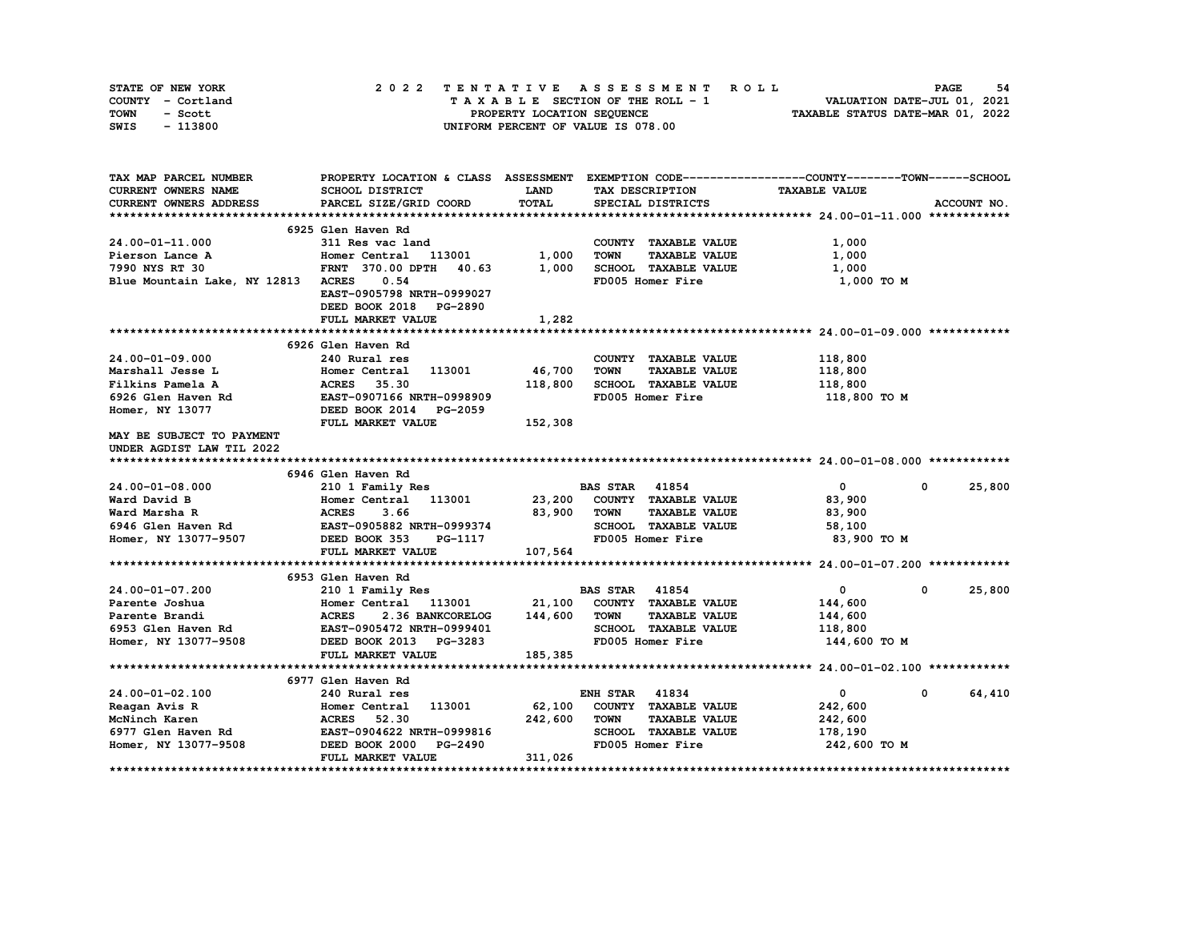STATE OF NEW YORK | 2022 TENTATIVE ASSESSMENT ROLL | VALUATION DATE-JUL 01, 2021
COUNTY - Cortland | TAXABLE SECTION OF THE ROLL - 1 | TAXABLE STATUS DATE-MAR 01, 2022
TOWN - Scott | PROPERTY LOCATION SEQUENCE
SWIS - 113800 | UNIFORM PERCENT OF VALUE IS 078.00

| TAX MAP PARCEL NUMBER / CURRENT OWNERS NAME / CURRENT OWNERS ADDRESS | PROPERTY LOCATION & CLASS / SCHOOL DISTRICT / PARCEL SIZE/GRID COORD | ASSESSMENT LAND / TOTAL | EXEMPTION CODE / TAX DESCRIPTION / SPECIAL DISTRICTS | COUNTY / TAXABLE VALUE | TOWN | SCHOOL |
|---|---|---|---|---|---|---|
| | 6925 Glen Haven Rd | | | | | |
| 24.00-01-11.000 | 311 Res vac land | | COUNTY TAXABLE VALUE | 1,000 | | |
| Pierson Lance A | Homer Central 113001 | 1,000 | TOWN TAXABLE VALUE | 1,000 | | |
| 7990 NYS RT 30 | FRNT 370.00 DPTH 40.63 | 1,000 | SCHOOL TAXABLE VALUE | 1,000 | | |
| Blue Mountain Lake, NY 12813 | ACRES 0.54 | | FD005 Homer Fire | 1,000 TO M | | |
| | EAST-0905798 NRTH-0999027 | | | | | |
| | DEED BOOK 2018 PG-2890 | | | | | |
| | FULL MARKET VALUE | 1,282 | | | | |
| | 6926 Glen Haven Rd | | | | | |
| 24.00-01-09.000 | 240 Rural res | | COUNTY TAXABLE VALUE | 118,800 | | |
| Marshall Jesse L | Homer Central 113001 | 46,700 | TOWN TAXABLE VALUE | 118,800 | | |
| Filkins Pamela A | ACRES 35.30 | 118,800 | SCHOOL TAXABLE VALUE | 118,800 | | |
| 6926 Glen Haven Rd | EAST-0907166 NRTH-0998909 | | FD005 Homer Fire | 118,800 TO M | | |
| Homer, NY 13077 | DEED BOOK 2014 PG-2059 | | | | | |
| | FULL MARKET VALUE | 152,308 | | | | |
| MAY BE SUBJECT TO PAYMENT UNDER AGDIST LAW TIL 2022 | | | | | | |
| | 6946 Glen Haven Rd | | | | | |
| 24.00-01-08.000 | 210 1 Family Res | | BAS STAR 41854 | 0 | 0 | 25,800 |
| Ward David B | Homer Central 113001 | 23,200 | COUNTY TAXABLE VALUE | 83,900 | | |
| Ward Marsha R | ACRES 3.66 | 83,900 | TOWN TAXABLE VALUE | 83,900 | | |
| 6946 Glen Haven Rd | EAST-0905882 NRTH-0999374 | | SCHOOL TAXABLE VALUE | 58,100 | | |
| Homer, NY 13077-9507 | DEED BOOK 353 PG-1117 | | FD005 Homer Fire | 83,900 TO M | | |
| | FULL MARKET VALUE | 107,564 | | | | |
| | 6953 Glen Haven Rd | | | | | |
| 24.00-01-07.200 | 210 1 Family Res | | BAS STAR 41854 | 0 | 0 | 25,800 |
| Parente Joshua | Homer Central 113001 | 21,100 | COUNTY TAXABLE VALUE | 144,600 | | |
| Parente Brandi | ACRES 2.36 BANKCORELOG | 144,600 | TOWN TAXABLE VALUE | 144,600 | | |
| 6953 Glen Haven Rd | EAST-0905472 NRTH-0999401 | | SCHOOL TAXABLE VALUE | 118,800 | | |
| Homer, NY 13077-9508 | DEED BOOK 2013 PG-3283 | | FD005 Homer Fire | 144,600 TO M | | |
| | FULL MARKET VALUE | 185,385 | | | | |
| | 6977 Glen Haven Rd | | | | | |
| 24.00-01-02.100 | 240 Rural res | | ENH STAR 41834 | 0 | 0 | 64,410 |
| Reagan Avis R | Homer Central 113001 | 62,100 | COUNTY TAXABLE VALUE | 242,600 | | |
| McNinch Karen | ACRES 52.30 | 242,600 | TOWN TAXABLE VALUE | 242,600 | | |
| 6977 Glen Haven Rd | EAST-0904622 NRTH-0999816 | | SCHOOL TAXABLE VALUE | 178,190 | | |
| Homer, NY 13077-9508 | DEED BOOK 2000 PG-2490 | | FD005 Homer Fire | 242,600 TO M | | |
| | FULL MARKET VALUE | 311,026 | | | | |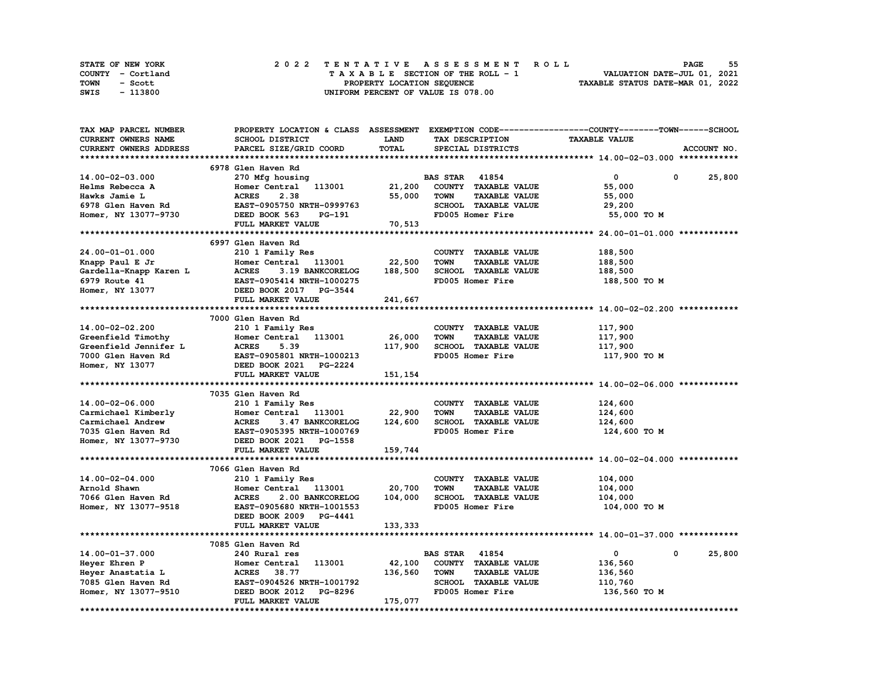STATE OF NEW YORK — 2022 TENTATIVE ASSESSMENT ROLL — PAGE 55
COUNTY - Cortland — TAXABLE SECTION OF THE ROLL - 1 — VALUATION DATE-JUL 01, 2021
TOWN - Scott — PROPERTY LOCATION SEQUENCE — TAXABLE STATUS DATE-MAR 01, 2022
SWIS - 113800 — UNIFORM PERCENT OF VALUE IS 078.00

| TAX MAP PARCEL NUMBER / CURRENT OWNERS NAME / CURRENT OWNERS ADDRESS | PROPERTY LOCATION & CLASS / SCHOOL DISTRICT / PARCEL SIZE/GRID COORD | ASSESSMENT LAND / TOTAL | EXEMPTION CODE / TAX DESCRIPTION / SPECIAL DISTRICTS | COUNTY | TOWN | SCHOOL / TAXABLE VALUE |
|---|---|---|---|---|---|---|
| **14.00-02-03.000** | 6978 Glen Haven Rd | | | | | |
| 14.00-02-03.000 | 270 Mfg housing | | BAS STAR 41854 | 0 | 0 | 25,800 |
| Helms Rebecca A | Homer Central 113001 | 21,200 | COUNTY TAXABLE VALUE | 55,000 | | |
| Hawks Jamie L | ACRES 2.38 | 55,000 | TOWN TAXABLE VALUE | 55,000 | | |
| 6978 Glen Haven Rd | EAST-0905750 NRTH-0999763 | | SCHOOL TAXABLE VALUE | 29,200 | | |
| Homer, NY 13077-9730 | DEED BOOK 563 PG-191 | | FD005 Homer Fire | 55,000 TO M | | |
| | FULL MARKET VALUE | 70,513 | | | | |
| **24.00-01-01.000** | 6997 Glen Haven Rd | | | | | |
| 24.00-01-01.000 | 210 1 Family Res | | COUNTY TAXABLE VALUE | 188,500 | | |
| Knapp Paul E Jr | Homer Central 113001 | 22,500 | TOWN TAXABLE VALUE | 188,500 | | |
| Gardella-Knapp Karen L | ACRES 3.19 BANKCORELOG | 188,500 | SCHOOL TAXABLE VALUE | 188,500 | | |
| 6979 Route 41 | EAST-0905414 NRTH-1000275 | | FD005 Homer Fire | 188,500 TO M | | |
| Homer, NY 13077 | DEED BOOK 2017 PG-3544 | | | | | |
| | FULL MARKET VALUE | 241,667 | | | | |
| **14.00-02-02.200** | 7000 Glen Haven Rd | | | | | |
| 14.00-02-02.200 | 210 1 Family Res | | COUNTY TAXABLE VALUE | 117,900 | | |
| Greenfield Timothy | Homer Central 113001 | 26,000 | TOWN TAXABLE VALUE | 117,900 | | |
| Greenfield Jennifer L | ACRES 5.39 | 117,900 | SCHOOL TAXABLE VALUE | 117,900 | | |
| 7000 Glen Haven Rd | EAST-0905801 NRTH-1000213 | | FD005 Homer Fire | 117,900 TO M | | |
| Homer, NY 13077 | DEED BOOK 2021 PG-2224 | | | | | |
| | FULL MARKET VALUE | 151,154 | | | | |
| **14.00-02-06.000** | 7035 Glen Haven Rd | | | | | |
| 14.00-02-06.000 | 210 1 Family Res | | COUNTY TAXABLE VALUE | 124,600 | | |
| Carmichael Kimberly | Homer Central 113001 | 22,900 | TOWN TAXABLE VALUE | 124,600 | | |
| Carmichael Andrew | ACRES 3.47 BANKCORELOG | 124,600 | SCHOOL TAXABLE VALUE | 124,600 | | |
| 7035 Glen Haven Rd | EAST-0905395 NRTH-1000769 | | FD005 Homer Fire | 124,600 TO M | | |
| Homer, NY 13077-9730 | DEED BOOK 2021 PG-1558 | | | | | |
| | FULL MARKET VALUE | 159,744 | | | | |
| **14.00-02-04.000** | 7066 Glen Haven Rd | | | | | |
| 14.00-02-04.000 | 210 1 Family Res | | COUNTY TAXABLE VALUE | 104,000 | | |
| Arnold Shawn | Homer Central 113001 | 20,700 | TOWN TAXABLE VALUE | 104,000 | | |
| 7066 Glen Haven Rd | ACRES 2.00 BANKCORELOG | 104,000 | SCHOOL TAXABLE VALUE | 104,000 | | |
| Homer, NY 13077-9518 | EAST-0905680 NRTH-1001553 | | FD005 Homer Fire | 104,000 TO M | | |
| | DEED BOOK 2009 PG-4441 | | | | | |
| | FULL MARKET VALUE | 133,333 | | | | |
| **14.00-01-37.000** | 7085 Glen Haven Rd | | | | | |
| 14.00-01-37.000 | 240 Rural res | | BAS STAR 41854 | 0 | 0 | 25,800 |
| Heyer Ehren P | Homer Central 113001 | 42,100 | COUNTY TAXABLE VALUE | 136,560 | | |
| Heyer Anastatia L | ACRES 38.77 | 136,560 | TOWN TAXABLE VALUE | 136,560 | | |
| 7085 Glen Haven Rd | EAST-0904526 NRTH-1001792 | | SCHOOL TAXABLE VALUE | 110,760 | | |
| Homer, NY 13077-9510 | DEED BOOK 2012 PG-8296 | | FD005 Homer Fire | 136,560 TO M | | |
| | FULL MARKET VALUE | 175,077 | | | | |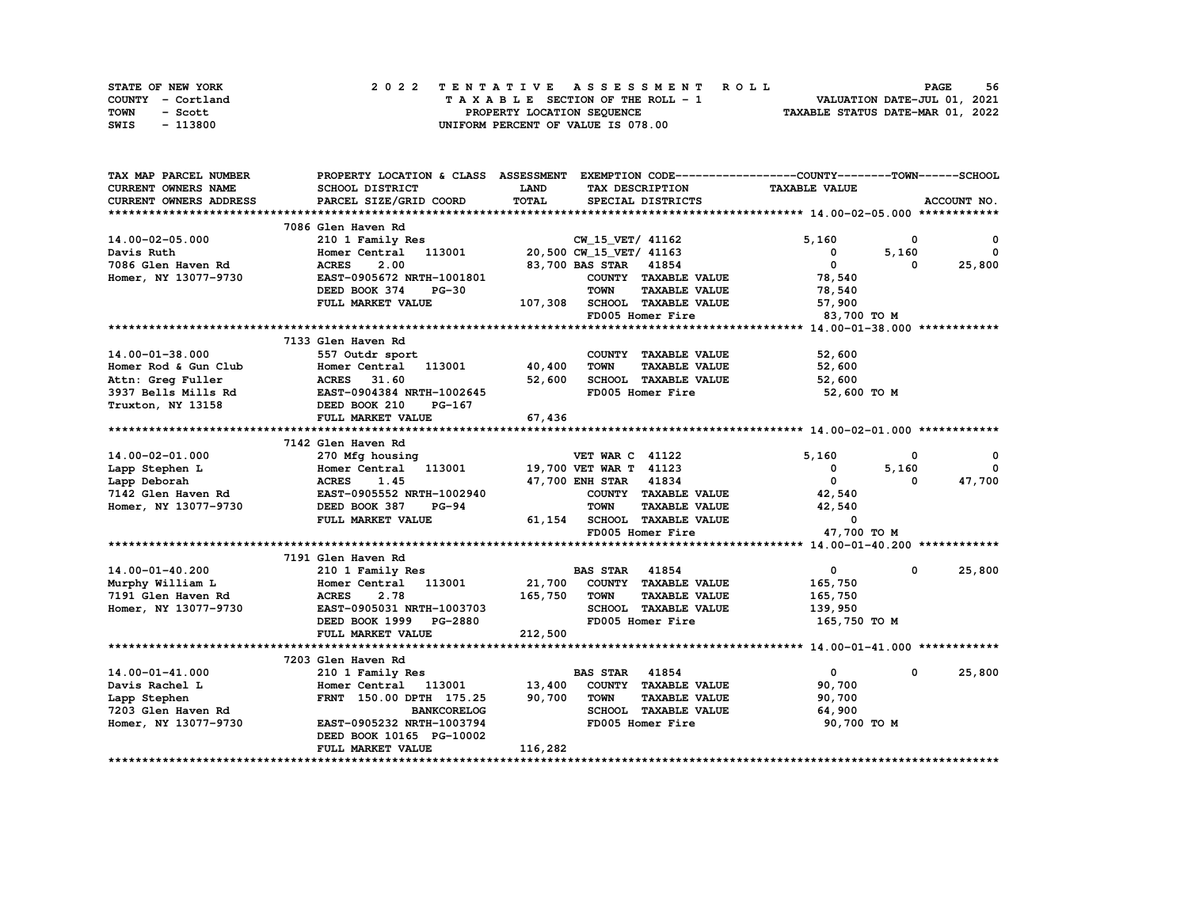STATE OF NEW YORK — COUNTY - Cortland — TOWN - Scott — SWIS - 113800

**2022 TENTATIVE ASSESSMENT ROLL**
TAXABLE SECTION OF THE ROLL - 1
PROPERTY LOCATION SEQUENCE
UNIFORM PERCENT OF VALUE IS 078.00

VALUATION DATE-JUL 01, 2021
TAXABLE STATUS DATE-MAR 01, 2022

| TAX MAP PARCEL NUMBER / CURRENT OWNERS NAME / CURRENT OWNERS ADDRESS | PROPERTY LOCATION & CLASS / SCHOOL DISTRICT / PARCEL SIZE/GRID COORD | ASSESSMENT LAND | TOTAL | EXEMPTION CODE / TAX DESCRIPTION / SPECIAL DISTRICTS | COUNTY TAXABLE VALUE | TOWN | SCHOOL / ACCOUNT NO. |
|---|---|---|---|---|---|---|---|
| **14.00-02-05.000** | 7086 Glen Haven Rd | | | | | | |
| 14.00-02-05.000 | 210 1 Family Res | | | CW_15_VET/ 41162 | 5,160 | 0 | 0 |
| Davis Ruth | Homer Central 113001 | 20,500 | | CW_15_VET/ 41163 | 0 | 5,160 | 0 |
| 7086 Glen Haven Rd | ACRES 2.00 | | 83,700 | BAS STAR 41854 | 0 | 0 | 25,800 |
| Homer, NY 13077-9730 | EAST-0905672 NRTH-1001801 | | | COUNTY TAXABLE VALUE | 78,540 | | |
| | DEED BOOK 374 PG-30 | | | TOWN TAXABLE VALUE | 78,540 | | |
| | FULL MARKET VALUE | | 107,308 | SCHOOL TAXABLE VALUE | 57,900 | | |
| | | | | FD005 Homer Fire | 83,700 TO M | | |
| **14.00-01-38.000** | 7133 Glen Haven Rd | | | | | | |
| 14.00-01-38.000 | 557 Outdr sport | | | COUNTY TAXABLE VALUE | 52,600 | | |
| Homer Rod & Gun Club | Homer Central 113001 | 40,400 | | TOWN TAXABLE VALUE | 52,600 | | |
| Attn: Greg Fuller | ACRES 31.60 | | 52,600 | SCHOOL TAXABLE VALUE | 52,600 | | |
| 3937 Bells Mills Rd | EAST-0904384 NRTH-1002645 | | | FD005 Homer Fire | 52,600 TO M | | |
| Truxton, NY 13158 | DEED BOOK 210 PG-167 | | | | | | |
| | FULL MARKET VALUE | | 67,436 | | | | |
| **14.00-02-01.000** | 7142 Glen Haven Rd | | | | | | |
| 14.00-02-01.000 | 270 Mfg housing | | | VET WAR C 41122 | 5,160 | 0 | 0 |
| Lapp Stephen L | Homer Central 113001 | 19,700 | | VET WAR T 41123 | 0 | 5,160 | 0 |
| Lapp Deborah | ACRES 1.45 | | 47,700 | ENH STAR 41834 | 0 | 0 | 47,700 |
| 7142 Glen Haven Rd | EAST-0905552 NRTH-1002940 | | | COUNTY TAXABLE VALUE | 42,540 | | |
| Homer, NY 13077-9730 | DEED BOOK 387 PG-94 | | | TOWN TAXABLE VALUE | 42,540 | | |
| | FULL MARKET VALUE | | 61,154 | SCHOOL TAXABLE VALUE | 0 | | |
| | | | | FD005 Homer Fire | 47,700 TO M | | |
| **14.00-01-40.200** | 7191 Glen Haven Rd | | | | | | |
| 14.00-01-40.200 | 210 1 Family Res | | | BAS STAR 41854 | 0 | 0 | 25,800 |
| Murphy William L | Homer Central 113001 | 21,700 | | COUNTY TAXABLE VALUE | 165,750 | | |
| 7191 Glen Haven Rd | ACRES 2.78 | | 165,750 | TOWN TAXABLE VALUE | 165,750 | | |
| Homer, NY 13077-9730 | EAST-0905031 NRTH-1003703 | | | SCHOOL TAXABLE VALUE | 139,950 | | |
| | DEED BOOK 1999 PG-2880 | | | FD005 Homer Fire | 165,750 TO M | | |
| | FULL MARKET VALUE | | 212,500 | | | | |
| **14.00-01-41.000** | 7203 Glen Haven Rd | | | | | | |
| 14.00-01-41.000 | 210 1 Family Res | | | BAS STAR 41854 | 0 | 0 | 25,800 |
| Davis Rachel L | Homer Central 113001 | 13,400 | | COUNTY TAXABLE VALUE | 90,700 | | |
| Lapp Stephen | FRNT 150.00 DPTH 175.25 | | 90,700 | TOWN TAXABLE VALUE | 90,700 | | |
| 7203 Glen Haven Rd | BANKCORELOG | | | SCHOOL TAXABLE VALUE | 64,900 | | |
| Homer, NY 13077-9730 | EAST-0905232 NRTH-1003794 | | | FD005 Homer Fire | 90,700 TO M | | |
| | DEED BOOK 10165 PG-10002 | | | | | | |
| | FULL MARKET VALUE | | 116,282 | | | | |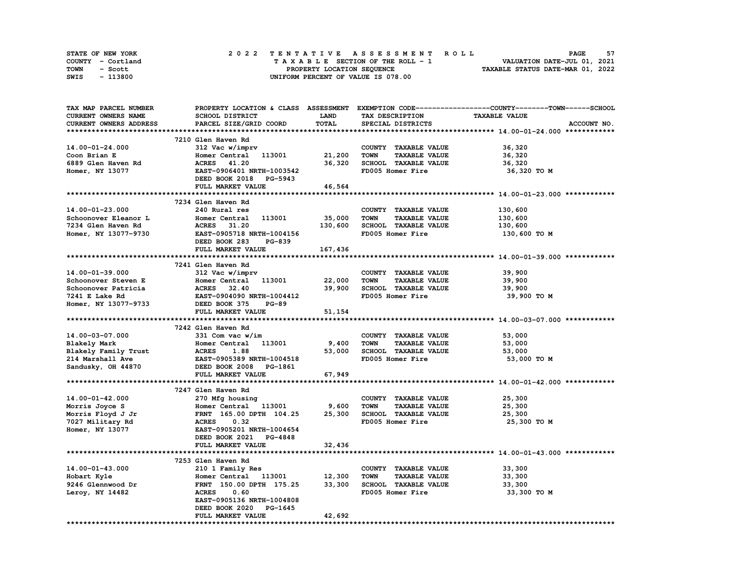STATE OF NEW YORK | COUNTY - Cortland | TOWN - Scott | SWIS - 113800

**2022 TENTATIVE ASSESSMENT ROLL**
TAXABLE SECTION OF THE ROLL - 1
PROPERTY LOCATION SEQUENCE
UNIFORM PERCENT OF VALUE IS 078.00

VALUATION DATE-JUL 01, 2021
TAXABLE STATUS DATE-MAR 01, 2022

| TAX MAP PARCEL NUMBER / CURRENT OWNERS NAME / CURRENT OWNERS ADDRESS | PROPERTY LOCATION & CLASS / SCHOOL DISTRICT / PARCEL SIZE/GRID COORD | ASSESSMENT LAND | TOTAL | EXEMPTION CODE / TAX DESCRIPTION / SPECIAL DISTRICTS | TAXABLE VALUE (COUNTY / TOWN / SCHOOL) |
|---|---|---|---|---|---|
| **14.00-01-24.000** | 7210 Glen Haven Rd | | | | |
| 14.00-01-24.000 | 312 Vac w/imprv | | | COUNTY TAXABLE VALUE | 36,320 |
| Coon Brian E | Homer Central 113001 | 21,200 | | TOWN TAXABLE VALUE | 36,320 |
| 6889 Glen Haven Rd | ACRES 41.20 | | 36,320 | SCHOOL TAXABLE VALUE | 36,320 |
| Homer, NY 13077 | EAST-0906401 NRTH-1003542 | | | FD005 Homer Fire | 36,320 TO M |
| | DEED BOOK 2018 PG-5943 | | | | |
| | FULL MARKET VALUE | | 46,564 | | |
| **14.00-01-23.000** | 7234 Glen Haven Rd | | | | |
| 14.00-01-23.000 | 240 Rural res | | | COUNTY TAXABLE VALUE | 130,600 |
| Schoonover Eleanor L | Homer Central 113001 | 35,000 | | TOWN TAXABLE VALUE | 130,600 |
| 7234 Glen Haven Rd | ACRES 31.20 | | 130,600 | SCHOOL TAXABLE VALUE | 130,600 |
| Homer, NY 13077-9730 | EAST-0905718 NRTH-1004156 | | | FD005 Homer Fire | 130,600 TO M |
| | DEED BOOK 283 PG-839 | | | | |
| | FULL MARKET VALUE | | 167,436 | | |
| **14.00-01-39.000** | 7241 Glen Haven Rd | | | | |
| 14.00-01-39.000 | 312 Vac w/imprv | | | COUNTY TAXABLE VALUE | 39,900 |
| Schoonover Steven E | Homer Central 113001 | 22,000 | | TOWN TAXABLE VALUE | 39,900 |
| Schoonover Patricia | ACRES 32.40 | | 39,900 | SCHOOL TAXABLE VALUE | 39,900 |
| 7241 E Lake Rd | EAST-0904090 NRTH-1004412 | | | FD005 Homer Fire | 39,900 TO M |
| Homer, NY 13077-9733 | DEED BOOK 375 PG-89 | | | | |
| | FULL MARKET VALUE | | 51,154 | | |
| **14.00-03-07.000** | 7242 Glen Haven Rd | | | | |
| 14.00-03-07.000 | 331 Com vac w/im | | | COUNTY TAXABLE VALUE | 53,000 |
| Blakely Mark | Homer Central 113001 | 9,400 | | TOWN TAXABLE VALUE | 53,000 |
| Blakely Family Trust | ACRES 1.88 | | 53,000 | SCHOOL TAXABLE VALUE | 53,000 |
| 214 Marshall Ave | EAST-0905389 NRTH-1004518 | | | FD005 Homer Fire | 53,000 TO M |
| Sandusky, OH 44870 | DEED BOOK 2008 PG-1861 | | | | |
| | FULL MARKET VALUE | | 67,949 | | |
| **14.00-01-42.000** | 7247 Glen Haven Rd | | | | |
| 14.00-01-42.000 | 270 Mfg housing | | | COUNTY TAXABLE VALUE | 25,300 |
| Morris Joyce S | Homer Central 113001 | 9,600 | | TOWN TAXABLE VALUE | 25,300 |
| Morris Floyd J Jr | FRNT 165.00 DPTH 104.25 | | 25,300 | SCHOOL TAXABLE VALUE | 25,300 |
| 7027 Military Rd | ACRES 0.32 | | | FD005 Homer Fire | 25,300 TO M |
| Homer, NY 13077 | EAST-0905201 NRTH-1004654 | | | | |
| | DEED BOOK 2021 PG-4848 | | | | |
| | FULL MARKET VALUE | | 32,436 | | |
| **14.00-01-43.000** | 7253 Glen Haven Rd | | | | |
| 14.00-01-43.000 | 210 1 Family Res | | | COUNTY TAXABLE VALUE | 33,300 |
| Hobart Kyle | Homer Central 113001 | 12,300 | | TOWN TAXABLE VALUE | 33,300 |
| 9246 Glennwood Dr | FRNT 150.00 DPTH 175.25 | | 33,300 | SCHOOL TAXABLE VALUE | 33,300 |
| Leroy, NY 14482 | ACRES 0.60 | | | FD005 Homer Fire | 33,300 TO M |
| | EAST-0905136 NRTH-1004808 | | | | |
| | DEED BOOK 2020 PG-1645 | | | | |
| | FULL MARKET VALUE | | 42,692 | | |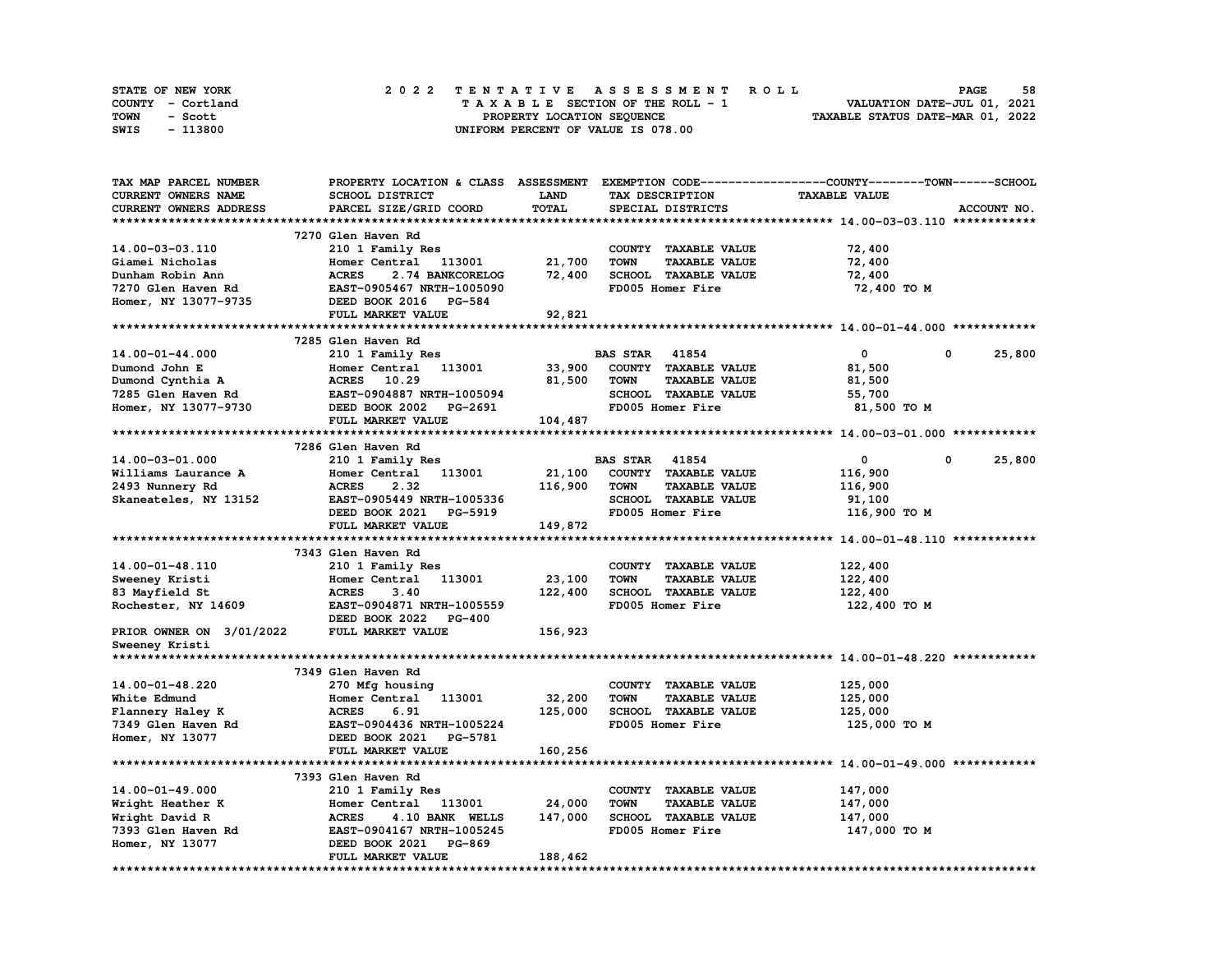STATE OF NEW YORK | COUNTY - Cortland | TOWN - Scott | SWIS - 113800

**2022 TENTATIVE ASSESSMENT ROLL**
TAXABLE SECTION OF THE ROLL - 1
PROPERTY LOCATION SEQUENCE
UNIFORM PERCENT OF VALUE IS 078.00

VALUATION DATE-JUL 01, 2021
TAXABLE STATUS DATE-MAR 01, 2022

| TAX MAP PARCEL NUMBER / CURRENT OWNERS NAME / CURRENT OWNERS ADDRESS | PROPERTY LOCATION & CLASS / SCHOOL DISTRICT / PARCEL SIZE/GRID COORD | ASSESSMENT LAND / TOTAL | EXEMPTION CODE / TAX DESCRIPTION / SPECIAL DISTRICTS | COUNTY | TOWN | SCHOOL / TAXABLE VALUE |
|---|---|---|---|---|---|---|
| **14.00-03-03.110** | 7270 Glen Haven Rd | | | | | |
| 14.00-03-03.110 | 210 1 Family Res | | COUNTY TAXABLE VALUE | 72,400 | | |
| Giamei Nicholas | Homer Central 113001 | 21,700 | TOWN TAXABLE VALUE | 72,400 | | |
| Dunham Robin Ann | ACRES 2.74 BANKCORELOG | 72,400 | SCHOOL TAXABLE VALUE | 72,400 | | |
| 7270 Glen Haven Rd | EAST-0905467 NRTH-1005090 | | FD005 Homer Fire | 72,400 TO M | | |
| Homer, NY 13077-9735 | DEED BOOK 2016 PG-584 | | | | | |
| | FULL MARKET VALUE | 92,821 | | | | |
| **14.00-01-44.000** | 7285 Glen Haven Rd | | | | | |
| 14.00-01-44.000 | 210 1 Family Res | | BAS STAR 41854 | 0 | 0 | 25,800 |
| Dumond John E | Homer Central 113001 | 33,900 | COUNTY TAXABLE VALUE | 81,500 | | |
| Dumond Cynthia A | ACRES 10.29 | 81,500 | TOWN TAXABLE VALUE | 81,500 | | |
| 7285 Glen Haven Rd | EAST-0904887 NRTH-1005094 | | SCHOOL TAXABLE VALUE | 55,700 | | |
| Homer, NY 13077-9730 | DEED BOOK 2002 PG-2691 | | FD005 Homer Fire | 81,500 TO M | | |
| | FULL MARKET VALUE | 104,487 | | | | |
| **14.00-03-01.000** | 7286 Glen Haven Rd | | | | | |
| 14.00-03-01.000 | 210 1 Family Res | | BAS STAR 41854 | 0 | 0 | 25,800 |
| Williams Laurance A | Homer Central 113001 | 21,100 | COUNTY TAXABLE VALUE | 116,900 | | |
| 2493 Nunnery Rd | ACRES 2.32 | 116,900 | TOWN TAXABLE VALUE | 116,900 | | |
| Skaneateles, NY 13152 | EAST-0905449 NRTH-1005336 | | SCHOOL TAXABLE VALUE | 91,100 | | |
| | DEED BOOK 2021 PG-5919 | | FD005 Homer Fire | 116,900 TO M | | |
| | FULL MARKET VALUE | 149,872 | | | | |
| **14.00-01-48.110** | 7343 Glen Haven Rd | | | | | |
| 14.00-01-48.110 | 210 1 Family Res | | COUNTY TAXABLE VALUE | 122,400 | | |
| Sweeney Kristi | Homer Central 113001 | 23,100 | TOWN TAXABLE VALUE | 122,400 | | |
| 83 Mayfield St | ACRES 3.40 | 122,400 | SCHOOL TAXABLE VALUE | 122,400 | | |
| Rochester, NY 14609 | EAST-0904871 NRTH-1005559 | | FD005 Homer Fire | 122,400 TO M | | |
| | DEED BOOK 2022 PG-400 | | | | | |
| PRIOR OWNER ON 3/01/2022 | FULL MARKET VALUE | 156,923 | | | | |
| Sweeney Kristi | | | | | | |
| **14.00-01-48.220** | 7349 Glen Haven Rd | | | | | |
| 14.00-01-48.220 | 270 Mfg housing | | COUNTY TAXABLE VALUE | 125,000 | | |
| White Edmund | Homer Central 113001 | 32,200 | TOWN TAXABLE VALUE | 125,000 | | |
| Flannery Haley K | ACRES 6.91 | 125,000 | SCHOOL TAXABLE VALUE | 125,000 | | |
| 7349 Glen Haven Rd | EAST-0904436 NRTH-1005224 | | FD005 Homer Fire | 125,000 TO M | | |
| Homer, NY 13077 | DEED BOOK 2021 PG-5781 | | | | | |
| | FULL MARKET VALUE | 160,256 | | | | |
| **14.00-01-49.000** | 7393 Glen Haven Rd | | | | | |
| 14.00-01-49.000 | 210 1 Family Res | | COUNTY TAXABLE VALUE | 147,000 | | |
| Wright Heather K | Homer Central 113001 | 24,000 | TOWN TAXABLE VALUE | 147,000 | | |
| Wright David R | ACRES 4.10 BANK WELLS | 147,000 | SCHOOL TAXABLE VALUE | 147,000 | | |
| 7393 Glen Haven Rd | EAST-0904167 NRTH-1005245 | | FD005 Homer Fire | 147,000 TO M | | |
| Homer, NY 13077 | DEED BOOK 2021 PG-869 | | | | | |
| | FULL MARKET VALUE | 188,462 | | | | |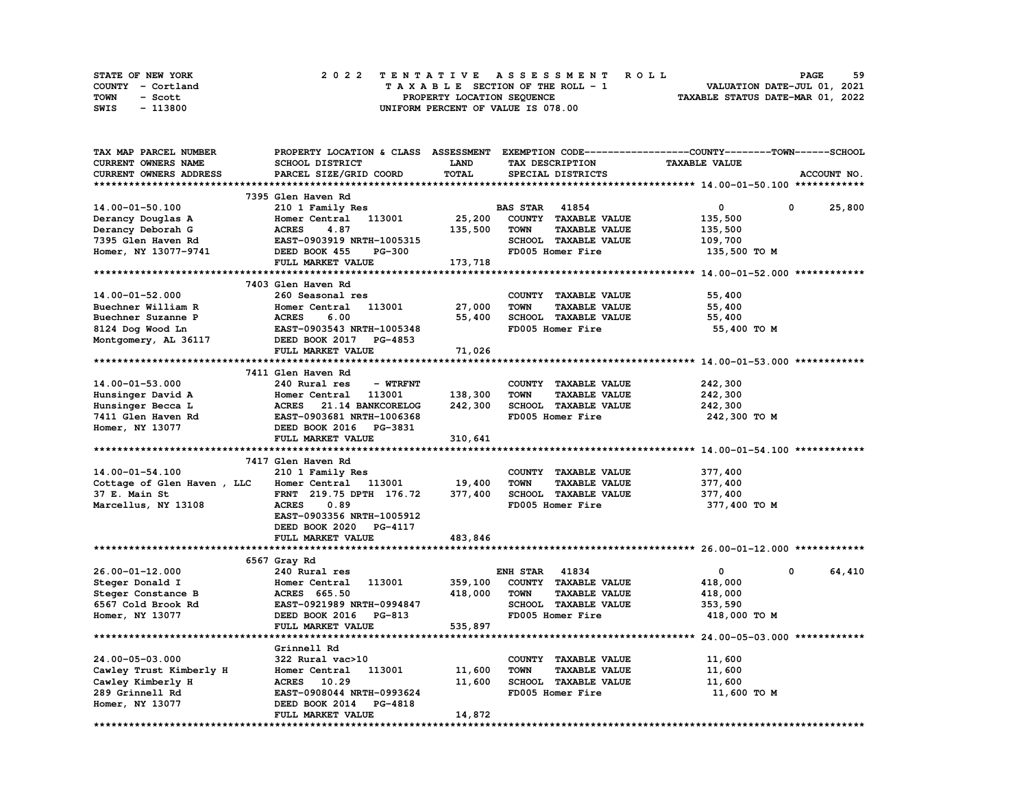STATE OF NEW YORK
COUNTY - Cortland
TOWN - Scott
SWIS - 113800

2022 TENTATIVE ASSESSMENT ROLL
TAXABLE SECTION OF THE ROLL - 1
PROPERTY LOCATION SEQUENCE
UNIFORM PERCENT OF VALUE IS 078.00

VALUATION DATE-JUL 01, 2021
TAXABLE STATUS DATE-MAR 01, 2022

| TAX MAP PARCEL NUMBER / CURRENT OWNERS NAME / CURRENT OWNERS ADDRESS | PROPERTY LOCATION & CLASS / SCHOOL DISTRICT / PARCEL SIZE/GRID COORD | ASSESSMENT LAND / TOTAL | EXEMPTION CODE / TAX DESCRIPTION / SPECIAL DISTRICTS | COUNTY | TOWN | SCHOOL / ACCOUNT NO. |
|---|---|---|---|---|---|---|
| **14.00-01-50.100** | 7395 Glen Haven Rd | | | | | |
| 14.00-01-50.100 | 210 1 Family Res | | BAS STAR 41854 | 0 | 0 | 25,800 |
| Derancy Douglas A | Homer Central 113001 | 25,200 | COUNTY TAXABLE VALUE | 135,500 | | |
| Derancy Deborah G | ACRES 4.87 | 135,500 | TOWN TAXABLE VALUE | | 135,500 | |
| 7395 Glen Haven Rd | EAST-0903919 NRTH-1005315 | | SCHOOL TAXABLE VALUE | | | 109,700 |
| Homer, NY 13077-9741 | DEED BOOK 455 PG-300 | | FD005 Homer Fire | 135,500 TO M | | |
| | FULL MARKET VALUE | 173,718 | | | | |
| **14.00-01-52.000** | 7403 Glen Haven Rd | | | | | |
| 14.00-01-52.000 | 260 Seasonal res | | COUNTY TAXABLE VALUE | 55,400 | | |
| Buechner William R | Homer Central 113001 | 27,000 | TOWN TAXABLE VALUE | | 55,400 | |
| Buechner Suzanne P | ACRES 6.00 | 55,400 | SCHOOL TAXABLE VALUE | | | 55,400 |
| 8124 Dog Wood Ln | EAST-0903543 NRTH-1005348 | | FD005 Homer Fire | 55,400 TO M | | |
| Montgomery, AL 36117 | DEED BOOK 2017 PG-4853 | | | | | |
| | FULL MARKET VALUE | 71,026 | | | | |
| **14.00-01-53.000** | 7411 Glen Haven Rd | | | | | |
| 14.00-01-53.000 | 240 Rural res - WTRFNT | | COUNTY TAXABLE VALUE | 242,300 | | |
| Hunsinger David A | Homer Central 113001 | 138,300 | TOWN TAXABLE VALUE | | 242,300 | |
| Hunsinger Becca L | ACRES 21.14 BANKCORELOG | 242,300 | SCHOOL TAXABLE VALUE | | | 242,300 |
| 7411 Glen Haven Rd | EAST-0903681 NRTH-1006368 | | FD005 Homer Fire | 242,300 TO M | | |
| Homer, NY 13077 | DEED BOOK 2016 PG-3831 | | | | | |
| | FULL MARKET VALUE | 310,641 | | | | |
| **14.00-01-54.100** | 7417 Glen Haven Rd | | | | | |
| 14.00-01-54.100 | 210 1 Family Res | | COUNTY TAXABLE VALUE | 377,400 | | |
| Cottage of Glen Haven , LLC | Homer Central 113001 | 19,400 | TOWN TAXABLE VALUE | | 377,400 | |
| 37 E. Main St | FRNT 219.75 DPTH 176.72 | 377,400 | SCHOOL TAXABLE VALUE | | | 377,400 |
| Marcellus, NY 13108 | ACRES 0.89 | | FD005 Homer Fire | 377,400 TO M | | |
| | EAST-0903356 NRTH-1005912 | | | | | |
| | DEED BOOK 2020 PG-4117 | | | | | |
| | FULL MARKET VALUE | 483,846 | | | | |
| **26.00-01-12.000** | 6567 Gray Rd | | | | | |
| 26.00-01-12.000 | 240 Rural res | | ENH STAR 41834 | 0 | 0 | 64,410 |
| Steger Donald I | Homer Central 113001 | 359,100 | COUNTY TAXABLE VALUE | 418,000 | | |
| Steger Constance B | ACRES 665.50 | 418,000 | TOWN TAXABLE VALUE | | 418,000 | |
| 6567 Cold Brook Rd | EAST-0921989 NRTH-0994847 | | SCHOOL TAXABLE VALUE | | | 353,590 |
| Homer, NY 13077 | DEED BOOK 2016 PG-813 | | FD005 Homer Fire | 418,000 TO M | | |
| | FULL MARKET VALUE | 535,897 | | | | |
| **24.00-05-03.000** | Grinnell Rd | | | | | |
| 24.00-05-03.000 | 322 Rural vac>10 | | COUNTY TAXABLE VALUE | 11,600 | | |
| Cawley Trust Kimberly H | Homer Central 113001 | 11,600 | TOWN TAXABLE VALUE | | 11,600 | |
| Cawley Kimberly H | ACRES 10.29 | 11,600 | SCHOOL TAXABLE VALUE | | | 11,600 |
| 289 Grinnell Rd | EAST-0908044 NRTH-0993624 | | FD005 Homer Fire | 11,600 TO M | | |
| Homer, NY 13077 | DEED BOOK 2014 PG-4818 | | | | | |
| | FULL MARKET VALUE | 14,872 | | | | |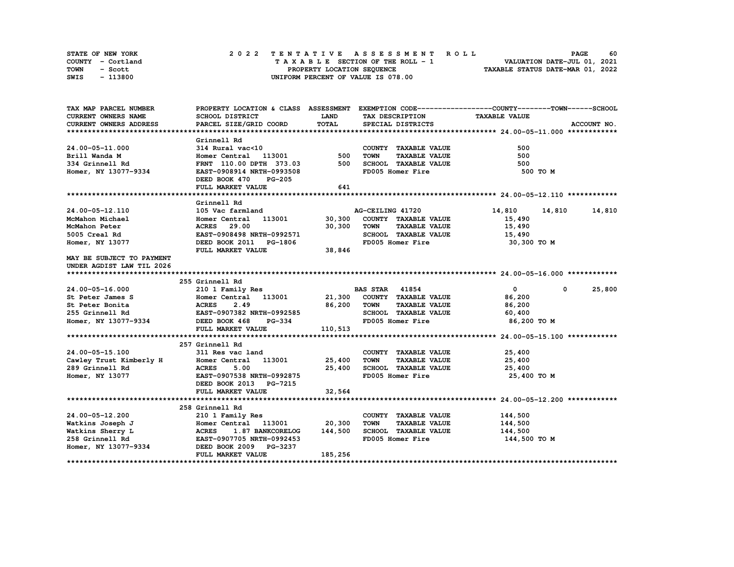STATE OF NEW YORK — COUNTY - Cortland — TOWN - Scott — SWIS - 113800

**2022 TENTATIVE ASSESSMENT ROLL**
TAXABLE SECTION OF THE ROLL - 1
PROPERTY LOCATION SEQUENCE
UNIFORM PERCENT OF VALUE IS 078.00

VALUATION DATE-JUL 01, 2021
TAXABLE STATUS DATE-MAR 01, 2022

| TAX MAP PARCEL NUMBER / CURRENT OWNERS NAME / CURRENT OWNERS ADDRESS | PROPERTY LOCATION & CLASS / SCHOOL DISTRICT / PARCEL SIZE/GRID COORD | ASSESSMENT LAND / TOTAL | EXEMPTION CODE / TAX DESCRIPTION / SPECIAL DISTRICTS | COUNTY TAXABLE VALUE | TOWN | SCHOOL | ACCOUNT NO. |
|---|---|---|---|---|---|---|---|
| **24.00-05-11.000** | Grinnell Rd | | | | | | |
| 24.00-05-11.000 | 314 Rural vac<10 | | COUNTY TAXABLE VALUE | 500 | | | |
| Brill Wanda M | Homer Central 113001 | 500 | TOWN TAXABLE VALUE | 500 | | | |
| 334 Grinnell Rd | FRNT 110.00 DPTH 373.03 | 500 | SCHOOL TAXABLE VALUE | 500 | | | |
| Homer, NY 13077-9334 | EAST-0908914 NRTH-0993508 | | FD005 Homer Fire | 500 TO M | | | |
| | DEED BOOK 470 PG-205 | | | | | | |
| | FULL MARKET VALUE | 641 | | | | | |
| **24.00-05-12.110** | Grinnell Rd | | | | | | |
| 24.00-05-12.110 | 105 Vac farmland | | AG-CEILING 41720 | 14,810 | 14,810 | 14,810 | |
| McMahon Michael | Homer Central 113001 | 30,300 | COUNTY TAXABLE VALUE | 15,490 | | | |
| McMahon Peter | ACRES 29.00 | 30,300 | TOWN TAXABLE VALUE | 15,490 | | | |
| 5005 Creal Rd | EAST-0908498 NRTH-0992571 | | SCHOOL TAXABLE VALUE | 15,490 | | | |
| Homer, NY 13077 | DEED BOOK 2011 PG-1806 | | FD005 Homer Fire | 30,300 TO M | | | |
| | FULL MARKET VALUE | 38,846 | | | | | |
| MAY BE SUBJECT TO PAYMENT UNDER AGDIST LAW TIL 2026 | | | | | | | |
| **24.00-05-16.000** | 255 Grinnell Rd | | | | | | |
| 24.00-05-16.000 | 210 1 Family Res | | BAS STAR 41854 | 0 | 0 | 25,800 | |
| St Peter James S | Homer Central 113001 | 21,300 | COUNTY TAXABLE VALUE | 86,200 | | | |
| St Peter Bonita | ACRES 2.49 | 86,200 | TOWN TAXABLE VALUE | 86,200 | | | |
| 255 Grinnell Rd | EAST-0907382 NRTH-0992585 | | SCHOOL TAXABLE VALUE | 60,400 | | | |
| Homer, NY 13077-9334 | DEED BOOK 468 PG-334 | | FD005 Homer Fire | 86,200 TO M | | | |
| | FULL MARKET VALUE | 110,513 | | | | | |
| **24.00-05-15.100** | 257 Grinnell Rd | | | | | | |
| 24.00-05-15.100 | 311 Res vac land | | COUNTY TAXABLE VALUE | 25,400 | | | |
| Cawley Trust Kimberly H | Homer Central 113001 | 25,400 | TOWN TAXABLE VALUE | 25,400 | | | |
| 289 Grinnell Rd | ACRES 5.00 | 25,400 | SCHOOL TAXABLE VALUE | 25,400 | | | |
| Homer, NY 13077 | EAST-0907538 NRTH-0992875 | | FD005 Homer Fire | 25,400 TO M | | | |
| | DEED BOOK 2013 PG-7215 | | | | | | |
| | FULL MARKET VALUE | 32,564 | | | | | |
| **24.00-05-12.200** | 258 Grinnell Rd | | | | | | |
| 24.00-05-12.200 | 210 1 Family Res | | COUNTY TAXABLE VALUE | 144,500 | | | |
| Watkins Joseph J | Homer Central 113001 | 20,300 | TOWN TAXABLE VALUE | 144,500 | | | |
| Watkins Sherry L | ACRES 1.87 BANKCORELOG | 144,500 | SCHOOL TAXABLE VALUE | 144,500 | | | |
| 258 Grinnell Rd | EAST-0907705 NRTH-0992453 | | FD005 Homer Fire | 144,500 TO M | | | |
| Homer, NY 13077-9334 | DEED BOOK 2009 PG-3237 | | | | | | |
| | FULL MARKET VALUE | 185,256 | | | | | |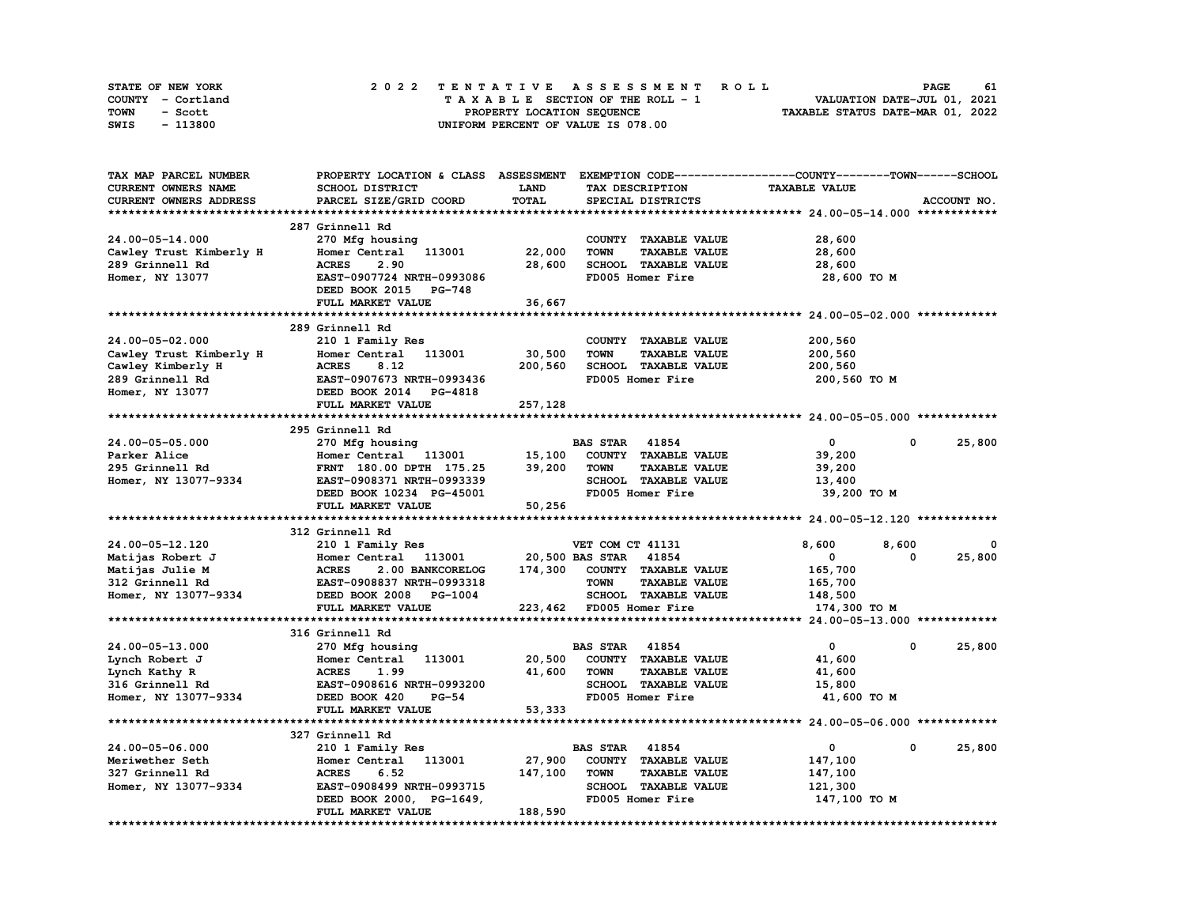STATE OF NEW YORK
COUNTY - Cortland
TOWN - Scott
SWIS - 113800

2022 TENTATIVE ASSESSMENT ROLL
TAXABLE SECTION OF THE ROLL - 1
PROPERTY LOCATION SEQUENCE
UNIFORM PERCENT OF VALUE IS 078.00

VALUATION DATE-JUL 01, 2021
TAXABLE STATUS DATE-MAR 01, 2022

| TAX MAP PARCEL NUMBER / CURRENT OWNERS NAME / CURRENT OWNERS ADDRESS | PROPERTY LOCATION & CLASS / SCHOOL DISTRICT / PARCEL SIZE/GRID COORD | ASSESSMENT LAND / TOTAL | EXEMPTION CODE / TAX DESCRIPTION / SPECIAL DISTRICTS | COUNTY TAXABLE VALUE | TOWN | SCHOOL |
|---|---|---|---|---|---|---|
| **24.00-05-14.000** | 287 Grinnell Rd | | | | | |
| 24.00-05-14.000 | 270 Mfg housing | | COUNTY TAXABLE VALUE | 28,600 | | |
| Cawley Trust Kimberly H | Homer Central 113001 | 22,000 | TOWN TAXABLE VALUE | 28,600 | | |
| 289 Grinnell Rd | ACRES 2.90 | 28,600 | SCHOOL TAXABLE VALUE | 28,600 | | |
| Homer, NY 13077 | EAST-0907724 NRTH-0993086 | | FD005 Homer Fire | 28,600 TO M | | |
| | DEED BOOK 2015 PG-748 | | | | | |
| | FULL MARKET VALUE | 36,667 | | | | |
| **24.00-05-02.000** | 289 Grinnell Rd | | | | | |
| 24.00-05-02.000 | 210 1 Family Res | | COUNTY TAXABLE VALUE | 200,560 | | |
| Cawley Trust Kimberly H | Homer Central 113001 | 30,500 | TOWN TAXABLE VALUE | 200,560 | | |
| Cawley Kimberly H | ACRES 8.12 | 200,560 | SCHOOL TAXABLE VALUE | 200,560 | | |
| 289 Grinnell Rd | EAST-0907673 NRTH-0993436 | | FD005 Homer Fire | 200,560 TO M | | |
| Homer, NY 13077 | DEED BOOK 2014 PG-4818 | | | | | |
| | FULL MARKET VALUE | 257,128 | | | | |
| **24.00-05-05.000** | 295 Grinnell Rd | | | | | |
| 24.00-05-05.000 | 270 Mfg housing | | BAS STAR 41854 | 0 | 0 | 25,800 |
| Parker Alice | Homer Central 113001 | 15,100 | COUNTY TAXABLE VALUE | 39,200 | | |
| 295 Grinnell Rd | FRNT 180.00 DPTH 175.25 | 39,200 | TOWN TAXABLE VALUE | 39,200 | | |
| Homer, NY 13077-9334 | EAST-0908371 NRTH-0993339 | | SCHOOL TAXABLE VALUE | 13,400 | | |
| | DEED BOOK 10234 PG-45001 | | FD005 Homer Fire | 39,200 TO M | | |
| | FULL MARKET VALUE | 50,256 | | | | |
| **24.00-05-12.120** | 312 Grinnell Rd | | | | | |
| 24.00-05-12.120 | 210 1 Family Res | | VET COM CT 41131 | 8,600 | 8,600 | 0 |
| Matijas Robert J | Homer Central 113001 | 20,500 | BAS STAR 41854 | 0 | 0 | 25,800 |
| Matijas Julie M | ACRES 2.00 BANKCORELOG | 174,300 | COUNTY TAXABLE VALUE | 165,700 | | |
| 312 Grinnell Rd | EAST-0908837 NRTH-0993318 | | TOWN TAXABLE VALUE | 165,700 | | |
| Homer, NY 13077-9334 | DEED BOOK 2008 PG-1004 | | SCHOOL TAXABLE VALUE | 148,500 | | |
| | FULL MARKET VALUE | 223,462 | FD005 Homer Fire | 174,300 TO M | | |
| **24.00-05-13.000** | 316 Grinnell Rd | | | | | |
| 24.00-05-13.000 | 270 Mfg housing | | BAS STAR 41854 | 0 | 0 | 25,800 |
| Lynch Robert J | Homer Central 113001 | 20,500 | COUNTY TAXABLE VALUE | 41,600 | | |
| Lynch Kathy R | ACRES 1.99 | 41,600 | TOWN TAXABLE VALUE | 41,600 | | |
| 316 Grinnell Rd | EAST-0908616 NRTH-0993200 | | SCHOOL TAXABLE VALUE | 15,800 | | |
| Homer, NY 13077-9334 | DEED BOOK 420 PG-54 | | FD005 Homer Fire | 41,600 TO M | | |
| | FULL MARKET VALUE | 53,333 | | | | |
| **24.00-05-06.000** | 327 Grinnell Rd | | | | | |
| 24.00-05-06.000 | 210 1 Family Res | | BAS STAR 41854 | 0 | 0 | 25,800 |
| Meriwether Seth | Homer Central 113001 | 27,900 | COUNTY TAXABLE VALUE | 147,100 | | |
| 327 Grinnell Rd | ACRES 6.52 | 147,100 | TOWN TAXABLE VALUE | 147,100 | | |
| Homer, NY 13077-9334 | EAST-0908499 NRTH-0993715 | | SCHOOL TAXABLE VALUE | 121,300 | | |
| | DEED BOOK 2000, PG-1649, | | FD005 Homer Fire | 147,100 TO M | | |
| | FULL MARKET VALUE | 188,590 | | | | |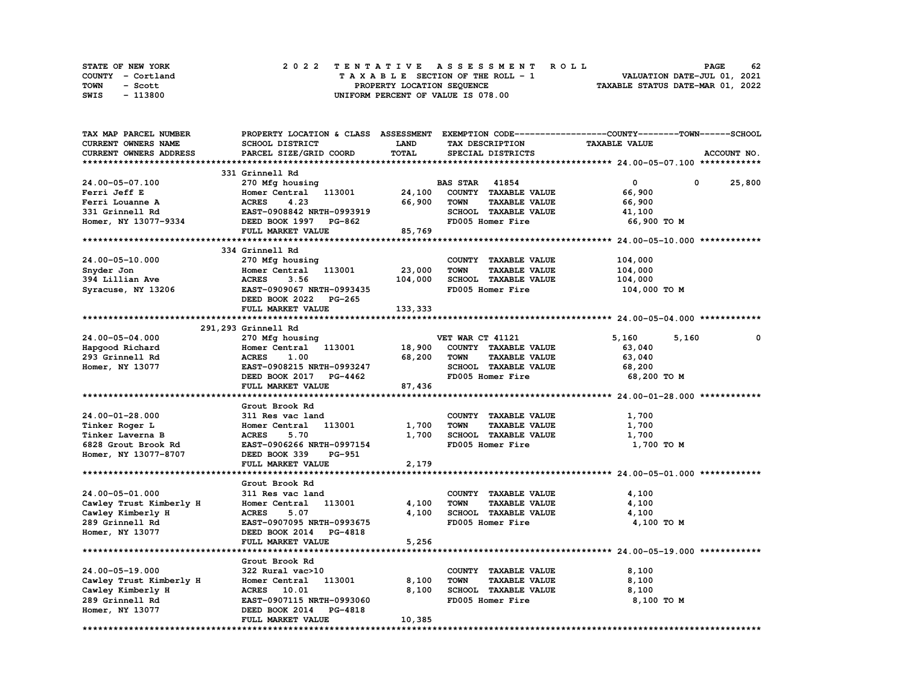STATE OF NEW YORK — 2022 TENTATIVE ASSESSMENT ROLL
COUNTY - Cortland — TAXABLE SECTION OF THE ROLL - 1 — VALUATION DATE-JUL 01, 2021
TOWN - Scott — PROPERTY LOCATION SEQUENCE — TAXABLE STATUS DATE-MAR 01, 2022
SWIS - 113800 — UNIFORM PERCENT OF VALUE IS 078.00

| TAX MAP PARCEL NUMBER / CURRENT OWNERS NAME / CURRENT OWNERS ADDRESS | PROPERTY LOCATION & CLASS / SCHOOL DISTRICT / PARCEL SIZE/GRID COORD | ASSESSMENT LAND / TOTAL | EXEMPTION CODE / TAX DESCRIPTION / SPECIAL DISTRICTS | COUNTY TAXABLE VALUE | TOWN | SCHOOL |
|---|---|---|---|---|---|---|
| **24.00-05-07.100** | 331 Grinnell Rd | | | | | |
| 24.00-05-07.100 | 270 Mfg housing | | BAS STAR 41854 | 0 | 0 | 25,800 |
| Ferri Jeff E | Homer Central 113001 | 24,100 | COUNTY TAXABLE VALUE | 66,900 | | |
| Ferri Louanne A | ACRES 4.23 | 66,900 | TOWN TAXABLE VALUE | 66,900 | | |
| 331 Grinnell Rd | EAST-0908842 NRTH-0993919 | | SCHOOL TAXABLE VALUE | 41,100 | | |
| Homer, NY 13077-9334 | DEED BOOK 1997 PG-862 | | FD005 Homer Fire | 66,900 TO M | | |
| | FULL MARKET VALUE | 85,769 | | | | |
| **24.00-05-10.000** | 334 Grinnell Rd | | | | | |
| 24.00-05-10.000 | 270 Mfg housing | | COUNTY TAXABLE VALUE | 104,000 | | |
| Snyder Jon | Homer Central 113001 | 23,000 | TOWN TAXABLE VALUE | 104,000 | | |
| 394 Lillian Ave | ACRES 3.56 | 104,000 | SCHOOL TAXABLE VALUE | 104,000 | | |
| Syracuse, NY 13206 | EAST-0909067 NRTH-0993435 | | FD005 Homer Fire | 104,000 TO M | | |
| | DEED BOOK 2022 PG-265 | | | | | |
| | FULL MARKET VALUE | 133,333 | | | | |
| **24.00-05-04.000** | 291,293 Grinnell Rd | | | | | |
| 24.00-05-04.000 | 270 Mfg housing | | VET WAR CT 41121 | 5,160 | 5,160 | 0 |
| Hapgood Richard | Homer Central 113001 | 18,900 | COUNTY TAXABLE VALUE | 63,040 | | |
| 293 Grinnell Rd | ACRES 1.00 | 68,200 | TOWN TAXABLE VALUE | 63,040 | | |
| Homer, NY 13077 | EAST-0908215 NRTH-0993247 | | SCHOOL TAXABLE VALUE | 68,200 | | |
| | DEED BOOK 2017 PG-4462 | | FD005 Homer Fire | 68,200 TO M | | |
| | FULL MARKET VALUE | 87,436 | | | | |
| **24.00-01-28.000** | Grout Brook Rd | | | | | |
| 24.00-01-28.000 | 311 Res vac land | | COUNTY TAXABLE VALUE | 1,700 | | |
| Tinker Roger L | Homer Central 113001 | 1,700 | TOWN TAXABLE VALUE | 1,700 | | |
| Tinker Laverna B | ACRES 5.70 | 1,700 | SCHOOL TAXABLE VALUE | 1,700 | | |
| 6828 Grout Brook Rd | EAST-0906266 NRTH-0997154 | | FD005 Homer Fire | 1,700 TO M | | |
| Homer, NY 13077-8707 | DEED BOOK 339 PG-951 | | | | | |
| | FULL MARKET VALUE | 2,179 | | | | |
| **24.00-05-01.000** | Grout Brook Rd | | | | | |
| 24.00-05-01.000 | 311 Res vac land | | COUNTY TAXABLE VALUE | 4,100 | | |
| Cawley Trust Kimberly H | Homer Central 113001 | 4,100 | TOWN TAXABLE VALUE | 4,100 | | |
| Cawley Kimberly H | ACRES 5.07 | 4,100 | SCHOOL TAXABLE VALUE | 4,100 | | |
| 289 Grinnell Rd | EAST-0907095 NRTH-0993675 | | FD005 Homer Fire | 4,100 TO M | | |
| Homer, NY 13077 | DEED BOOK 2014 PG-4818 | | | | | |
| | FULL MARKET VALUE | 5,256 | | | | |
| **24.00-05-19.000** | Grout Brook Rd | | | | | |
| 24.00-05-19.000 | 322 Rural vac>10 | | COUNTY TAXABLE VALUE | 8,100 | | |
| Cawley Trust Kimberly H | Homer Central 113001 | 8,100 | TOWN TAXABLE VALUE | 8,100 | | |
| Cawley Kimberly H | ACRES 10.01 | 8,100 | SCHOOL TAXABLE VALUE | 8,100 | | |
| 289 Grinnell Rd | EAST-0907115 NRTH-0993060 | | FD005 Homer Fire | 8,100 TO M | | |
| Homer, NY 13077 | DEED BOOK 2014 PG-4818 | | | | | |
| | FULL MARKET VALUE | 10,385 | | | | |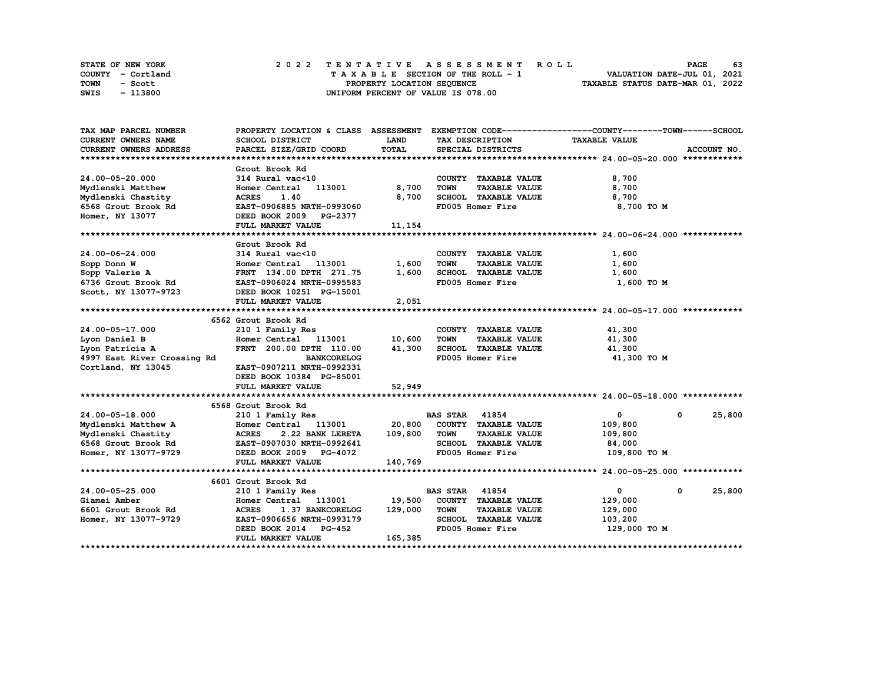STATE OF NEW YORK
COUNTY - Cortland
TOWN - Scott
SWIS - 113800

# 2022 TENTATIVE ASSESSMENT ROLL
TAXABLE SECTION OF THE ROLL - 1
PROPERTY LOCATION SEQUENCE
UNIFORM PERCENT OF VALUE IS 078.00

VALUATION DATE-JUL 01, 2021
TAXABLE STATUS DATE-MAR 01, 2022

| TAX MAP PARCEL NUMBER<br>CURRENT OWNERS NAME<br>CURRENT OWNERS ADDRESS | PROPERTY LOCATION & CLASS<br>SCHOOL DISTRICT<br>PARCEL SIZE/GRID COORD | ASSESSMENT<br>LAND<br>TOTAL | EXEMPTION CODE<br>TAX DESCRIPTION<br>SPECIAL DISTRICTS | COUNTY / TOWN<br>TAXABLE VALUE | SCHOOL<br>ACCOUNT NO. |
|---|---|---|---|---|---|
| **24.00-05-20.000** | Grout Brook Rd | | | | |
| 24.00-05-20.000 | 314 Rural vac<10 | | COUNTY TAXABLE VALUE | 8,700 | |
| Mydlenski Matthew | Homer Central 113001 | 8,700 | TOWN TAXABLE VALUE | 8,700 | |
| Mydlenski Chastity | ACRES 1.40 | 8,700 | SCHOOL TAXABLE VALUE | 8,700 | |
| 6568 Grout Brook Rd | EAST-0906885 NRTH-0993060 | | FD005 Homer Fire | 8,700 TO M | |
| Homer, NY 13077 | DEED BOOK 2009 PG-2377 | | | | |
| | FULL MARKET VALUE | 11,154 | | | |
| **24.00-06-24.000** | Grout Brook Rd | | | | |
| 24.00-06-24.000 | 314 Rural vac<10 | | COUNTY TAXABLE VALUE | 1,600 | |
| Sopp Donn W | Homer Central 113001 | 1,600 | TOWN TAXABLE VALUE | 1,600 | |
| Sopp Valerie A | FRNT 134.00 DPTH 271.75 | 1,600 | SCHOOL TAXABLE VALUE | 1,600 | |
| 6736 Grout Brook Rd | EAST-0906024 NRTH-0995583 | | FD005 Homer Fire | 1,600 TO M | |
| Scott, NY 13077-9723 | DEED BOOK 10251 PG-15001 | | | | |
| | FULL MARKET VALUE | 2,051 | | | |
| **24.00-05-17.000** | 6562 Grout Brook Rd | | | | |
| 24.00-05-17.000 | 210 1 Family Res | | COUNTY TAXABLE VALUE | 41,300 | |
| Lyon Daniel B | Homer Central 113001 | 10,600 | TOWN TAXABLE VALUE | 41,300 | |
| Lyon Patricia A | FRNT 200.00 DPTH 110.00 | 41,300 | SCHOOL TAXABLE VALUE | 41,300 | |
| 4997 East River Crossing Rd | BANKCORELOG | | FD005 Homer Fire | 41,300 TO M | |
| Cortland, NY 13045 | EAST-0907211 NRTH-0992331 | | | | |
| | DEED BOOK 10384 PG-85001 | | | | |
| | FULL MARKET VALUE | 52,949 | | | |
| **24.00-05-18.000** | 6568 Grout Brook Rd | | | | |
| 24.00-05-18.000 | 210 1 Family Res | | BAS STAR 41854 | 0 / 0 | 25,800 |
| Mydlenski Matthew A | Homer Central 113001 | 20,800 | COUNTY TAXABLE VALUE | 109,800 | |
| Mydlenski Chastity | ACRES 2.22 BANK LERETA | 109,800 | TOWN TAXABLE VALUE | 109,800 | |
| 6568 Grout Brook Rd | EAST-0907030 NRTH-0992641 | | SCHOOL TAXABLE VALUE | 84,000 | |
| Homer, NY 13077-9729 | DEED BOOK 2009 PG-4072 | | FD005 Homer Fire | 109,800 TO M | |
| | FULL MARKET VALUE | 140,769 | | | |
| **24.00-05-25.000** | 6601 Grout Brook Rd | | | | |
| 24.00-05-25.000 | 210 1 Family Res | | BAS STAR 41854 | 0 / 0 | 25,800 |
| Giamei Amber | Homer Central 113001 | 19,500 | COUNTY TAXABLE VALUE | 129,000 | |
| 6601 Grout Brook Rd | ACRES 1.37 BANKCORELOG | 129,000 | TOWN TAXABLE VALUE | 129,000 | |
| Homer, NY 13077-9729 | EAST-0906656 NRTH-0993179 | | SCHOOL TAXABLE VALUE | 103,200 | |
| | DEED BOOK 2014 PG-452 | | FD005 Homer Fire | 129,000 TO M | |
| | FULL MARKET VALUE | 165,385 | | | |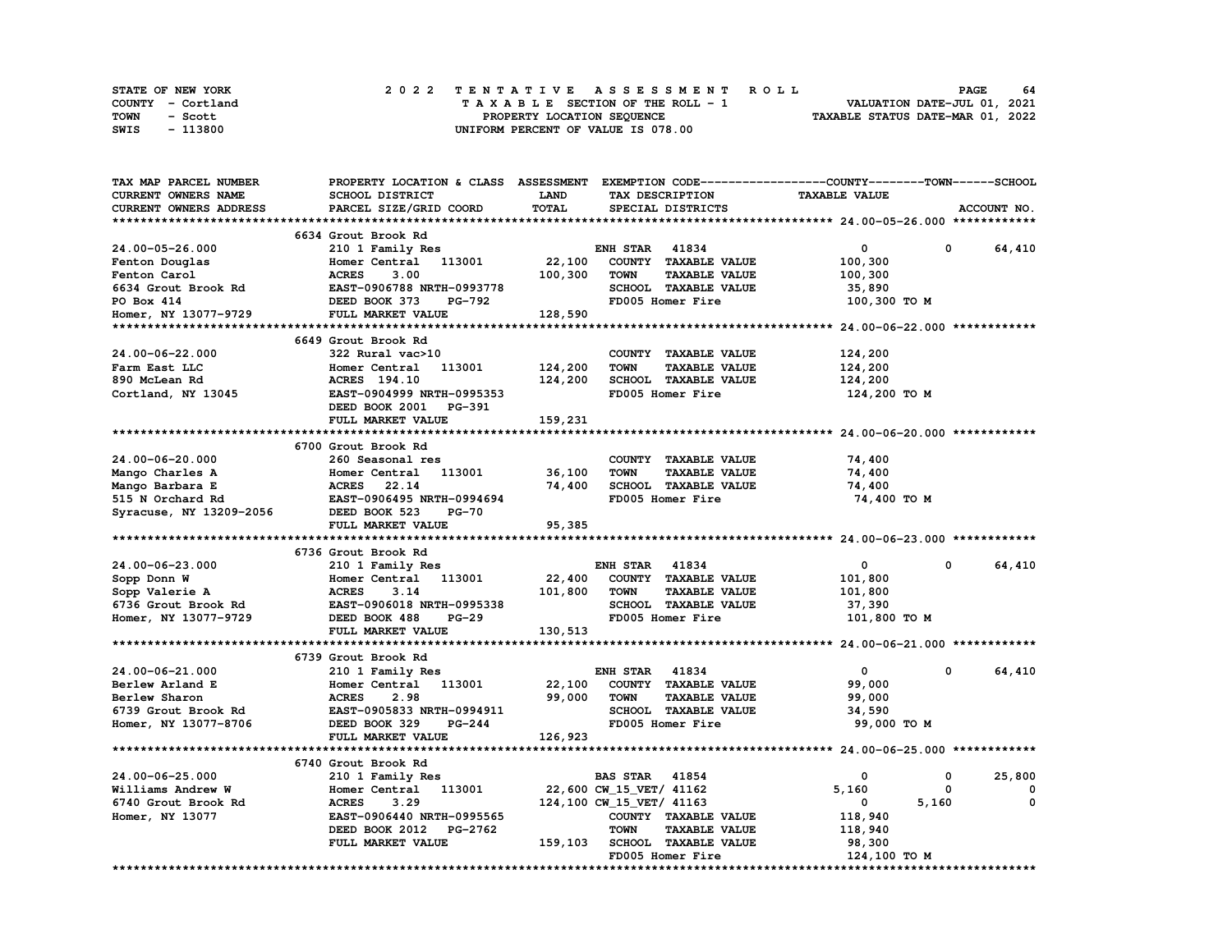STATE OF NEW YORK — COUNTY - Cortland — TOWN - Scott — SWIS - 113800

2 0 2 2 TENTATIVE ASSESSMENT ROLL — TAXABLE SECTION OF THE ROLL - 1 — PROPERTY LOCATION SEQUENCE — UNIFORM PERCENT OF VALUE IS 078.00

VALUATION DATE-JUL 01, 2021 — TAXABLE STATUS DATE-MAR 01, 2022

| TAX MAP PARCEL NUMBER / CURRENT OWNERS NAME / CURRENT OWNERS ADDRESS | PROPERTY LOCATION & CLASS / SCHOOL DISTRICT / PARCEL SIZE/GRID COORD | ASSESSMENT LAND / TOTAL | EXEMPTION CODE / TAX DESCRIPTION / SPECIAL DISTRICTS | COUNTY TAXABLE VALUE | TOWN | SCHOOL |
|---|---|---|---|---|---|---|
| **24.00-05-26.000** | 6634 Grout Brook Rd | | | | | |
| 24.00-05-26.000 | 210 1 Family Res | | ENH STAR 41834 | 0 | 0 | 64,410 |
| Fenton Douglas | Homer Central 113001 | 22,100 | COUNTY TAXABLE VALUE | 100,300 | | |
| Fenton Carol | ACRES 3.00 | 100,300 | TOWN TAXABLE VALUE | 100,300 | | |
| 6634 Grout Brook Rd | EAST-0906788 NRTH-0993778 | | SCHOOL TAXABLE VALUE | 35,890 | | |
| PO Box 414 | DEED BOOK 373 PG-792 | | FD005 Homer Fire | 100,300 TO M | | |
| Homer, NY 13077-9729 | FULL MARKET VALUE | 128,590 | | | | |
| **24.00-06-22.000** | 6649 Grout Brook Rd | | | | | |
| 24.00-06-22.000 | 322 Rural vac>10 | | COUNTY TAXABLE VALUE | 124,200 | | |
| Farm East LLC | Homer Central 113001 | 124,200 | TOWN TAXABLE VALUE | 124,200 | | |
| 890 McLean Rd | ACRES 194.10 | 124,200 | SCHOOL TAXABLE VALUE | 124,200 | | |
| Cortland, NY 13045 | EAST-0904999 NRTH-0995353 | | FD005 Homer Fire | 124,200 TO M | | |
| | DEED BOOK 2001 PG-391 | | | | | |
| | FULL MARKET VALUE | 159,231 | | | | |
| **24.00-06-20.000** | 6700 Grout Brook Rd | | | | | |
| 24.00-06-20.000 | 260 Seasonal res | | COUNTY TAXABLE VALUE | 74,400 | | |
| Mango Charles A | Homer Central 113001 | 36,100 | TOWN TAXABLE VALUE | 74,400 | | |
| Mango Barbara E | ACRES 22.14 | 74,400 | SCHOOL TAXABLE VALUE | 74,400 | | |
| 515 N Orchard Rd | EAST-0906495 NRTH-0994694 | | FD005 Homer Fire | 74,400 TO M | | |
| Syracuse, NY 13209-2056 | DEED BOOK 523 PG-70 | | | | | |
| | FULL MARKET VALUE | 95,385 | | | | |
| **24.00-06-23.000** | 6736 Grout Brook Rd | | | | | |
| 24.00-06-23.000 | 210 1 Family Res | | ENH STAR 41834 | 0 | 0 | 64,410 |
| Sopp Donn W | Homer Central 113001 | 22,400 | COUNTY TAXABLE VALUE | 101,800 | | |
| Sopp Valerie A | ACRES 3.14 | 101,800 | TOWN TAXABLE VALUE | 101,800 | | |
| 6736 Grout Brook Rd | EAST-0906018 NRTH-0995338 | | SCHOOL TAXABLE VALUE | 37,390 | | |
| Homer, NY 13077-9729 | DEED BOOK 488 PG-29 | | FD005 Homer Fire | 101,800 TO M | | |
| | FULL MARKET VALUE | 130,513 | | | | |
| **24.00-06-21.000** | 6739 Grout Brook Rd | | | | | |
| 24.00-06-21.000 | 210 1 Family Res | | ENH STAR 41834 | 0 | 0 | 64,410 |
| Berlew Arland E | Homer Central 113001 | 22,100 | COUNTY TAXABLE VALUE | 99,000 | | |
| Berlew Sharon | ACRES 2.98 | 99,000 | TOWN TAXABLE VALUE | 99,000 | | |
| 6739 Grout Brook Rd | EAST-0905833 NRTH-0994911 | | SCHOOL TAXABLE VALUE | 34,590 | | |
| Homer, NY 13077-8706 | DEED BOOK 329 PG-244 | | FD005 Homer Fire | 99,000 TO M | | |
| | FULL MARKET VALUE | 126,923 | | | | |
| **24.00-06-25.000** | 6740 Grout Brook Rd | | | | | |
| 24.00-06-25.000 | 210 1 Family Res | | BAS STAR 41854 | 0 | 0 | 25,800 |
| Williams Andrew W | Homer Central 113001 | 22,600 | CW_15_VET/ 41162 | 5,160 | 0 | 0 |
| 6740 Grout Brook Rd | ACRES 3.29 | 124,100 | CW_15_VET/ 41163 | 0 | 5,160 | 0 |
| Homer, NY 13077 | EAST-0906440 NRTH-0995565 | | COUNTY TAXABLE VALUE | 118,940 | | |
| | DEED BOOK 2012 PG-2762 | | TOWN TAXABLE VALUE | 118,940 | | |
| | FULL MARKET VALUE | 159,103 | SCHOOL TAXABLE VALUE | 98,300 | | |
| | | | FD005 Homer Fire | 124,100 TO M | | |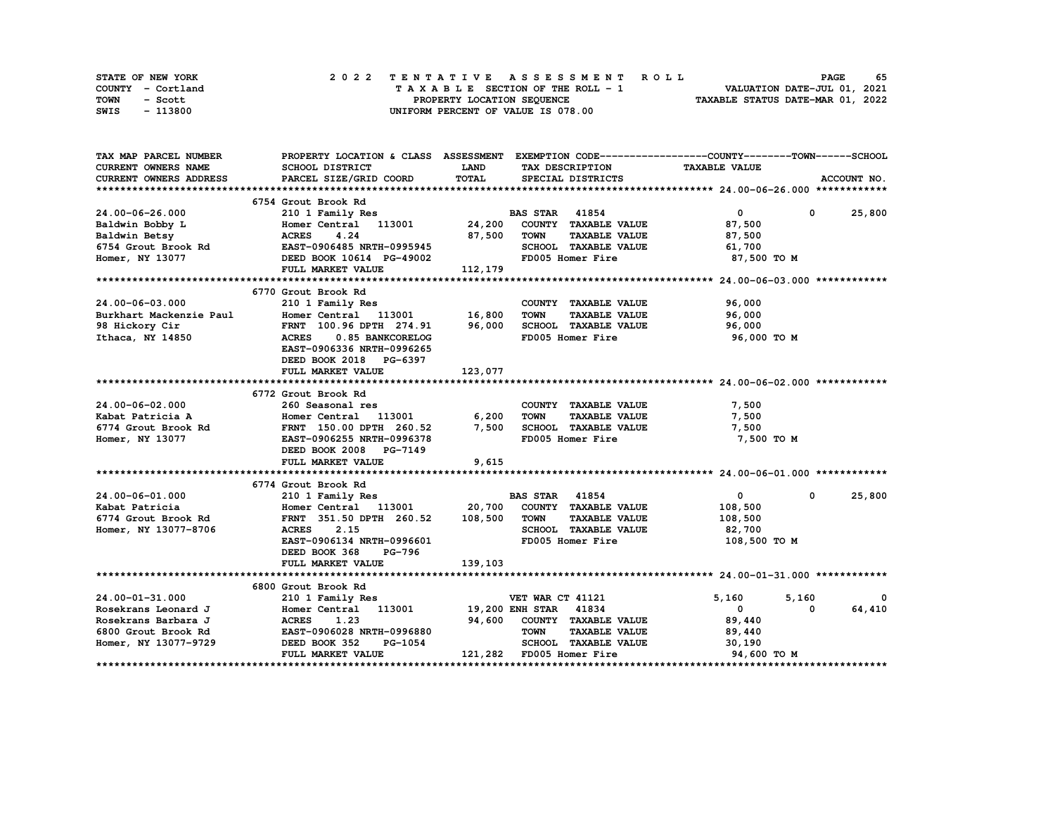STATE OF NEW YORK | COUNTY - Cortland | TOWN - Scott | SWIS - 113800

# 2022 TENTATIVE ASSESSMENT ROLL

TAXABLE SECTION OF THE ROLL - 1
PROPERTY LOCATION SEQUENCE
UNIFORM PERCENT OF VALUE IS 078.00

VALUATION DATE-JUL 01, 2021
TAXABLE STATUS DATE-MAR 01, 2022

| TAX MAP PARCEL NUMBER / CURRENT OWNERS NAME / CURRENT OWNERS ADDRESS | PROPERTY LOCATION & CLASS / SCHOOL DISTRICT / PARCEL SIZE/GRID COORD | ASSESSMENT LAND / TOTAL | EXEMPTION CODE / TAX DESCRIPTION / SPECIAL DISTRICTS | COUNTY TAXABLE VALUE | TOWN | SCHOOL |
|---|---|---|---|---|---|---|
| **24.00-06-26.000** | 6754 Grout Brook Rd | | | | | |
| 24.00-06-26.000 | 210 1 Family Res | | BAS STAR 41854 | 0 | 0 | 25,800 |
| Baldwin Bobby L | Homer Central 113001 | 24,200 | COUNTY TAXABLE VALUE | 87,500 | | |
| Baldwin Betsy | ACRES 4.24 | 87,500 | TOWN TAXABLE VALUE | 87,500 | | |
| 6754 Grout Brook Rd | EAST-0906485 NRTH-0995945 | | SCHOOL TAXABLE VALUE | 61,700 | | |
| Homer, NY 13077 | DEED BOOK 10614 PG-49002 | | FD005 Homer Fire | 87,500 TO M | | |
| | FULL MARKET VALUE | 112,179 | | | | |
| **24.00-06-03.000** | 6770 Grout Brook Rd | | | | | |
| 24.00-06-03.000 | 210 1 Family Res | | COUNTY TAXABLE VALUE | 96,000 | | |
| Burkhart Mackenzie Paul | Homer Central 113001 | 16,800 | TOWN TAXABLE VALUE | 96,000 | | |
| 98 Hickory Cir | FRNT 100.96 DPTH 274.91 | 96,000 | SCHOOL TAXABLE VALUE | 96,000 | | |
| Ithaca, NY 14850 | ACRES 0.85 BANKCORELOG | | FD005 Homer Fire | 96,000 TO M | | |
| | EAST-0906336 NRTH-0996265 | | | | | |
| | DEED BOOK 2018 PG-6397 | | | | | |
| | FULL MARKET VALUE | 123,077 | | | | |
| **24.00-06-02.000** | 6772 Grout Brook Rd | | | | | |
| 24.00-06-02.000 | 260 Seasonal res | | COUNTY TAXABLE VALUE | 7,500 | | |
| Kabat Patricia A | Homer Central 113001 | 6,200 | TOWN TAXABLE VALUE | 7,500 | | |
| 6774 Grout Brook Rd | FRNT 150.00 DPTH 260.52 | 7,500 | SCHOOL TAXABLE VALUE | 7,500 | | |
| Homer, NY 13077 | EAST-0906255 NRTH-0996378 | | FD005 Homer Fire | 7,500 TO M | | |
| | DEED BOOK 2008 PG-7149 | | | | | |
| | FULL MARKET VALUE | 9,615 | | | | |
| **24.00-06-01.000** | 6774 Grout Brook Rd | | | | | |
| 24.00-06-01.000 | 210 1 Family Res | | BAS STAR 41854 | 0 | 0 | 25,800 |
| Kabat Patricia | Homer Central 113001 | 20,700 | COUNTY TAXABLE VALUE | 108,500 | | |
| 6774 Grout Brook Rd | FRNT 351.50 DPTH 260.52 | 108,500 | TOWN TAXABLE VALUE | 108,500 | | |
| Homer, NY 13077-8706 | ACRES 2.15 | | SCHOOL TAXABLE VALUE | 82,700 | | |
| | EAST-0906134 NRTH-0996601 | | FD005 Homer Fire | 108,500 TO M | | |
| | DEED BOOK 368 PG-796 | | | | | |
| | FULL MARKET VALUE | 139,103 | | | | |
| **24.00-01-31.000** | 6800 Grout Brook Rd | | | | | |
| 24.00-01-31.000 | 210 1 Family Res | | VET WAR CT 41121 | 5,160 | 5,160 | 0 |
| Rosekrans Leonard J | Homer Central 113001 | 19,200 | ENH STAR 41834 | 0 | 0 | 64,410 |
| Rosekrans Barbara J | ACRES 1.23 | 94,600 | COUNTY TAXABLE VALUE | 89,440 | | |
| 6800 Grout Brook Rd | EAST-0906028 NRTH-0996880 | | TOWN TAXABLE VALUE | 89,440 | | |
| Homer, NY 13077-9729 | DEED BOOK 352 PG-1054 | | SCHOOL TAXABLE VALUE | 30,190 | | |
| | FULL MARKET VALUE | 121,282 | FD005 Homer Fire | 94,600 TO M | | |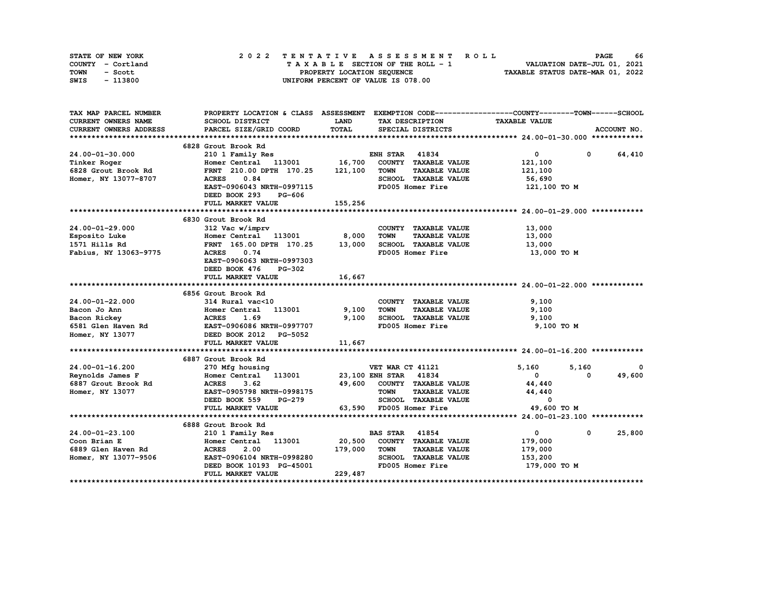STATE OF NEW YORK
COUNTY - Cortland
TOWN - Scott
SWIS - 113800

2022 TENTATIVE ASSESSMENT ROLL
TAXABLE SECTION OF THE ROLL - 1
PROPERTY LOCATION SEQUENCE
UNIFORM PERCENT OF VALUE IS 078.00

VALUATION DATE-JUL 01, 2021
TAXABLE STATUS DATE-MAR 01, 2022

| TAX MAP PARCEL NUMBER<br>CURRENT OWNERS NAME<br>CURRENT OWNERS ADDRESS | PROPERTY LOCATION & CLASS<br>SCHOOL DISTRICT<br>PARCEL SIZE/GRID COORD | ASSESSMENT<br>LAND<br>TOTAL | EXEMPTION CODE<br>TAX DESCRIPTION<br>SPECIAL DISTRICTS | COUNTY<br>TAXABLE VALUE | TOWN | SCHOOL<br>ACCOUNT NO. |
|---|---|---|---|---|---|---|
| **24.00-01-30.000** | 6828 Grout Brook Rd | | | | | |
| 24.00-01-30.000 | 210 1 Family Res | | ENH STAR 41834 | 0 | 0 | 64,410 |
| Tinker Roger | Homer Central 113001 | 16,700 | COUNTY TAXABLE VALUE | 121,100 | | |
| 6828 Grout Brook Rd | FRNT 210.00 DPTH 170.25 | 121,100 | TOWN TAXABLE VALUE | 121,100 | | |
| Homer, NY 13077-8707 | ACRES 0.84 | | SCHOOL TAXABLE VALUE | 56,690 | | |
| | EAST-0906043 NRTH-0997115 | | FD005 Homer Fire | 121,100 TO M | | |
| | DEED BOOK 293 PG-606 | | | | | |
| | FULL MARKET VALUE | 155,256 | | | | |
| **24.00-01-29.000** | 6830 Grout Brook Rd | | | | | |
| 24.00-01-29.000 | 312 Vac w/imprv | | COUNTY TAXABLE VALUE | 13,000 | | |
| Esposito Luke | Homer Central 113001 | 8,000 | TOWN TAXABLE VALUE | 13,000 | | |
| 1571 Hills Rd | FRNT 165.00 DPTH 170.25 | 13,000 | SCHOOL TAXABLE VALUE | 13,000 | | |
| Fabius, NY 13063-9775 | ACRES 0.74 | | FD005 Homer Fire | 13,000 TO M | | |
| | EAST-0906063 NRTH-0997303 | | | | | |
| | DEED BOOK 476 PG-302 | | | | | |
| | FULL MARKET VALUE | 16,667 | | | | |
| **24.00-01-22.000** | 6856 Grout Brook Rd | | | | | |
| 24.00-01-22.000 | 314 Rural vac<10 | | COUNTY TAXABLE VALUE | 9,100 | | |
| Bacon Jo Ann | Homer Central 113001 | 9,100 | TOWN TAXABLE VALUE | 9,100 | | |
| Bacon Rickey | ACRES 1.69 | 9,100 | SCHOOL TAXABLE VALUE | 9,100 | | |
| 6581 Glen Haven Rd | EAST-0906086 NRTH-0997707 | | FD005 Homer Fire | 9,100 TO M | | |
| Homer, NY 13077 | DEED BOOK 2012 PG-5052 | | | | | |
| | FULL MARKET VALUE | 11,667 | | | | |
| **24.00-01-16.200** | 6887 Grout Brook Rd | | | | | |
| 24.00-01-16.200 | 270 Mfg housing | | VET WAR CT 41121 | 5,160 | 5,160 | 0 |
| Reynolds James F | Homer Central 113001 | 23,100 | ENH STAR 41834 | 0 | 0 | 49,600 |
| 6887 Grout Brook Rd | ACRES 3.62 | 49,600 | COUNTY TAXABLE VALUE | 44,440 | | |
| Homer, NY 13077 | EAST-0905798 NRTH-0998175 | | TOWN TAXABLE VALUE | 44,440 | | |
| | DEED BOOK 559 PG-279 | | SCHOOL TAXABLE VALUE | 0 | | |
| | FULL MARKET VALUE | 63,590 | FD005 Homer Fire | 49,600 TO M | | |
| **24.00-01-23.100** | 6888 Grout Brook Rd | | | | | |
| 24.00-01-23.100 | 210 1 Family Res | | BAS STAR 41854 | 0 | 0 | 25,800 |
| Coon Brian E | Homer Central 113001 | 20,500 | COUNTY TAXABLE VALUE | 179,000 | | |
| 6889 Glen Haven Rd | ACRES 2.00 | 179,000 | TOWN TAXABLE VALUE | 179,000 | | |
| Homer, NY 13077-9506 | EAST-0906104 NRTH-0998280 | | SCHOOL TAXABLE VALUE | 153,200 | | |
| | DEED BOOK 10193 PG-45001 | | FD005 Homer Fire | 179,000 TO M | | |
| | FULL MARKET VALUE | 229,487 | | | | |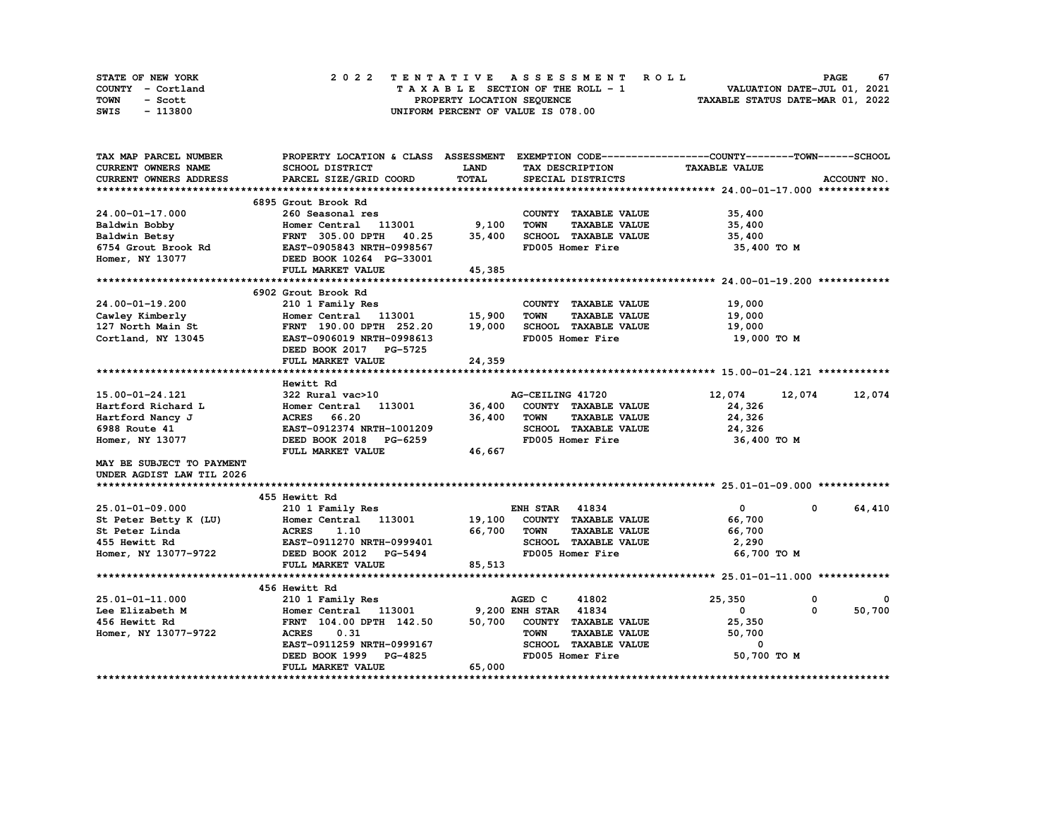STATE OF NEW YORK — 2022 TENTATIVE ASSESSMENT ROLL — PAGE 67
COUNTY - Cortland — TAXABLE SECTION OF THE ROLL - 1 — VALUATION DATE-JUL 01, 2021
TOWN - Scott — PROPERTY LOCATION SEQUENCE — TAXABLE STATUS DATE-MAR 01, 2022
SWIS - 113800 — UNIFORM PERCENT OF VALUE IS 078.00

| TAX MAP PARCEL NUMBER / CURRENT OWNERS NAME / CURRENT OWNERS ADDRESS | PROPERTY LOCATION & CLASS / SCHOOL DISTRICT / PARCEL SIZE/GRID COORD | ASSESSMENT LAND / TOTAL | EXEMPTION CODE / TAX DESCRIPTION / SPECIAL DISTRICTS | COUNTY TAXABLE VALUE | TOWN | SCHOOL |
|---|---|---|---|---|---|---|
| **24.00-01-17.000** | 6895 Grout Brook Rd | | | | | |
| 24.00-01-17.000 | 260 Seasonal res | | COUNTY TAXABLE VALUE | 35,400 | | |
| Baldwin Bobby | Homer Central 113001 | 9,100 | TOWN TAXABLE VALUE | 35,400 | | |
| Baldwin Betsy | FRNT 305.00 DPTH 40.25 | 35,400 | SCHOOL TAXABLE VALUE | 35,400 | | |
| 6754 Grout Brook Rd | EAST-0905843 NRTH-0998567 | | FD005 Homer Fire | 35,400 TO M | | |
| Homer, NY 13077 | DEED BOOK 10264 PG-33001 | | | | | |
| | FULL MARKET VALUE | 45,385 | | | | |
| **24.00-01-19.200** | 6902 Grout Brook Rd | | | | | |
| 24.00-01-19.200 | 210 1 Family Res | | COUNTY TAXABLE VALUE | 19,000 | | |
| Cawley Kimberly | Homer Central 113001 | 15,900 | TOWN TAXABLE VALUE | 19,000 | | |
| 127 North Main St | FRNT 190.00 DPTH 252.20 | 19,000 | SCHOOL TAXABLE VALUE | 19,000 | | |
| Cortland, NY 13045 | EAST-0906019 NRTH-0998613 | | FD005 Homer Fire | 19,000 TO M | | |
| | DEED BOOK 2017 PG-5725 | | | | | |
| | FULL MARKET VALUE | 24,359 | | | | |
| **15.00-01-24.121** | Hewitt Rd | | | | | |
| 15.00-01-24.121 | 322 Rural vac>10 | | AG-CEILING 41720 | 12,074 | 12,074 | 12,074 |
| Hartford Richard L | Homer Central 113001 | 36,400 | COUNTY TAXABLE VALUE | 24,326 | | |
| Hartford Nancy J | ACRES 66.20 | 36,400 | TOWN TAXABLE VALUE | 24,326 | | |
| 6988 Route 41 | EAST-0912374 NRTH-1001209 | | SCHOOL TAXABLE VALUE | 24,326 | | |
| Homer, NY 13077 | DEED BOOK 2018 PG-6259 | | FD005 Homer Fire | 36,400 TO M | | |
| | FULL MARKET VALUE | 46,667 | | | | |
| MAY BE SUBJECT TO PAYMENT UNDER AGDIST LAW TIL 2026 | | | | | | |
| **25.01-01-09.000** | 455 Hewitt Rd | | | | | |
| 25.01-01-09.000 | 210 1 Family Res | | ENH STAR 41834 | 0 | 0 | 64,410 |
| St Peter Betty K (LU) | Homer Central 113001 | 19,100 | COUNTY TAXABLE VALUE | 66,700 | | |
| St Peter Linda | ACRES 1.10 | 66,700 | TOWN TAXABLE VALUE | 66,700 | | |
| 455 Hewitt Rd | EAST-0911270 NRTH-0999401 | | SCHOOL TAXABLE VALUE | 2,290 | | |
| Homer, NY 13077-9722 | DEED BOOK 2012 PG-5494 | | FD005 Homer Fire | 66,700 TO M | | |
| | FULL MARKET VALUE | 85,513 | | | | |
| **25.01-01-11.000** | 456 Hewitt Rd | | | | | |
| 25.01-01-11.000 | 210 1 Family Res | | AGED C 41802 | 25,350 | 0 | 0 |
| Lee Elizabeth M | Homer Central 113001 | 9,200 | ENH STAR 41834 | 0 | 0 | 50,700 |
| 456 Hewitt Rd | FRNT 104.00 DPTH 142.50 | 50,700 | COUNTY TAXABLE VALUE | 25,350 | | |
| Homer, NY 13077-9722 | ACRES 0.31 | | TOWN TAXABLE VALUE | 50,700 | | |
| | EAST-0911259 NRTH-0999167 | | SCHOOL TAXABLE VALUE | 0 | | |
| | DEED BOOK 1999 PG-4825 | | FD005 Homer Fire | 50,700 TO M | | |
| | FULL MARKET VALUE | 65,000 | | | | |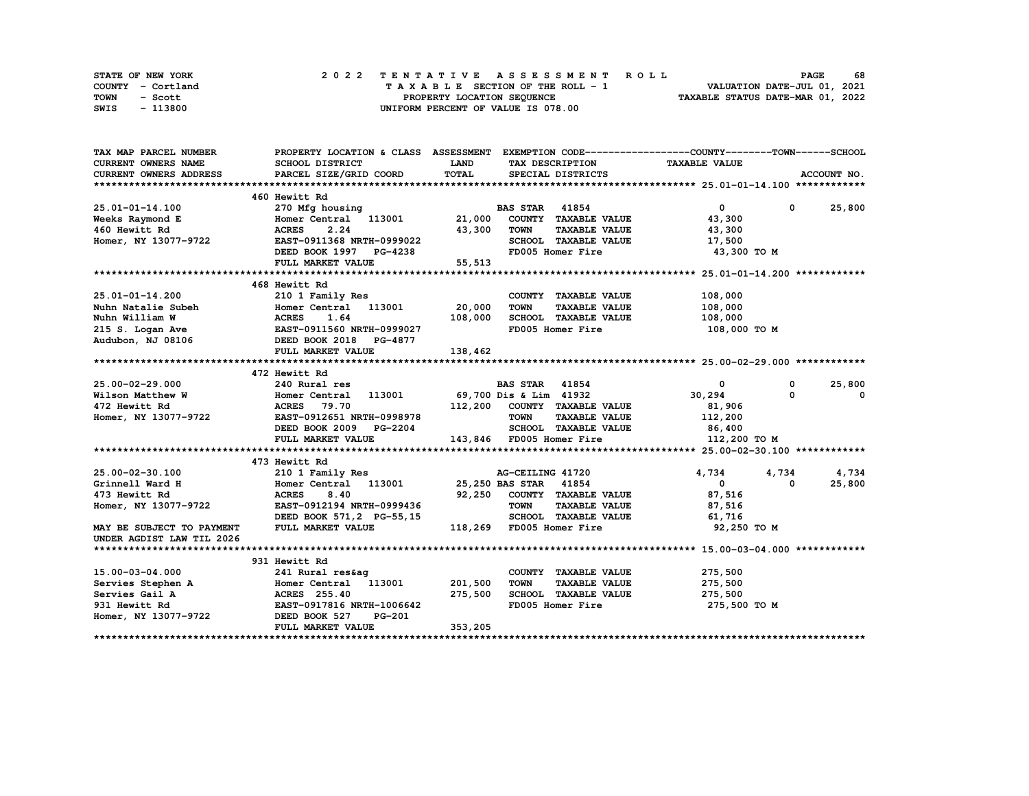STATE OF NEW YORK
COUNTY - Cortland
TOWN - Scott
SWIS - 113800

2 0 2 2 TENTATIVE ASSESSMENT ROLL
TAXABLE SECTION OF THE ROLL - 1
PROPERTY LOCATION SEQUENCE
UNIFORM PERCENT OF VALUE IS 078.00

VALUATION DATE-JUL 01, 2021
TAXABLE STATUS DATE-MAR 01, 2022

| TAX MAP PARCEL NUMBER<br>CURRENT OWNERS NAME<br>CURRENT OWNERS ADDRESS | PROPERTY LOCATION & CLASS<br>SCHOOL DISTRICT<br>PARCEL SIZE/GRID COORD | ASSESSMENT<br>LAND<br>TOTAL | EXEMPTION CODE<br>TAX DESCRIPTION<br>SPECIAL DISTRICTS | COUNTY<br>TAXABLE VALUE | TOWN | SCHOOL<br>ACCOUNT NO. |
|---|---|---|---|---|---|---|
| **25.01-01-14.100** | 460 Hewitt Rd | | | | | |
| 25.01-01-14.100 | 270 Mfg housing | | BAS STAR 41854 | 0 | 0 | 25,800 |
| Weeks Raymond E | Homer Central 113001 | 21,000 | COUNTY TAXABLE VALUE | 43,300 | | |
| 460 Hewitt Rd | ACRES 2.24 | 43,300 | TOWN TAXABLE VALUE | 43,300 | | |
| Homer, NY 13077-9722 | EAST-0911368 NRTH-0999022 | | SCHOOL TAXABLE VALUE | 17,500 | | |
| | DEED BOOK 1997 PG-4238 | | FD005 Homer Fire | 43,300 TO M | | |
| | FULL MARKET VALUE | 55,513 | | | | |
| **25.01-01-14.200** | 468 Hewitt Rd | | | | | |
| 25.01-01-14.200 | 210 1 Family Res | | COUNTY TAXABLE VALUE | 108,000 | | |
| Nuhn Natalie Subeh | Homer Central 113001 | 20,000 | TOWN TAXABLE VALUE | 108,000 | | |
| Nuhn William W | ACRES 1.64 | 108,000 | SCHOOL TAXABLE VALUE | 108,000 | | |
| 215 S. Logan Ave | EAST-0911560 NRTH-0999027 | | FD005 Homer Fire | 108,000 TO M | | |
| Audubon, NJ 08106 | DEED BOOK 2018 PG-4877 | | | | | |
| | FULL MARKET VALUE | 138,462 | | | | |
| **25.00-02-29.000** | 472 Hewitt Rd | | | | | |
| 25.00-02-29.000 | 240 Rural res | | BAS STAR 41854 | 0 | 0 | 25,800 |
| Wilson Matthew W | Homer Central 113001 | 69,700 | Dis & Lim 41932 | 30,294 | 0 | 0 |
| 472 Hewitt Rd | ACRES 79.70 | 112,200 | COUNTY TAXABLE VALUE | 81,906 | | |
| Homer, NY 13077-9722 | EAST-0912651 NRTH-0998978 | | TOWN TAXABLE VALUE | 112,200 | | |
| | DEED BOOK 2009 PG-2204 | | SCHOOL TAXABLE VALUE | 86,400 | | |
| | FULL MARKET VALUE | 143,846 | FD005 Homer Fire | 112,200 TO M | | |
| **25.00-02-30.100** | 473 Hewitt Rd | | | | | |
| 25.00-02-30.100 | 210 1 Family Res | | AG-CEILING 41720 | 4,734 | 4,734 | 4,734 |
| Grinnell Ward H | Homer Central 113001 | 25,250 | BAS STAR 41854 | 0 | 0 | 25,800 |
| 473 Hewitt Rd | ACRES 8.40 | 92,250 | COUNTY TAXABLE VALUE | 87,516 | | |
| Homer, NY 13077-9722 | EAST-0912194 NRTH-0999436 | | TOWN TAXABLE VALUE | 87,516 | | |
| | DEED BOOK 571,2 PG-55,15 | | SCHOOL TAXABLE VALUE | 61,716 | | |
| MAY BE SUBJECT TO PAYMENT | FULL MARKET VALUE | 118,269 | FD005 Homer Fire | 92,250 TO M | | |
| UNDER AGDIST LAW TIL 2026 | | | | | | |
| **15.00-03-04.000** | 931 Hewitt Rd | | | | | |
| 15.00-03-04.000 | 241 Rural res&ag | | COUNTY TAXABLE VALUE | 275,500 | | |
| Servies Stephen A | Homer Central 113001 | 201,500 | TOWN TAXABLE VALUE | 275,500 | | |
| Servies Gail A | ACRES 255.40 | 275,500 | SCHOOL TAXABLE VALUE | 275,500 | | |
| 931 Hewitt Rd | EAST-0917816 NRTH-1006642 | | FD005 Homer Fire | 275,500 TO M | | |
| Homer, NY 13077-9722 | DEED BOOK 527 PG-201 | | | | | |
| | FULL MARKET VALUE | 353,205 | | | | |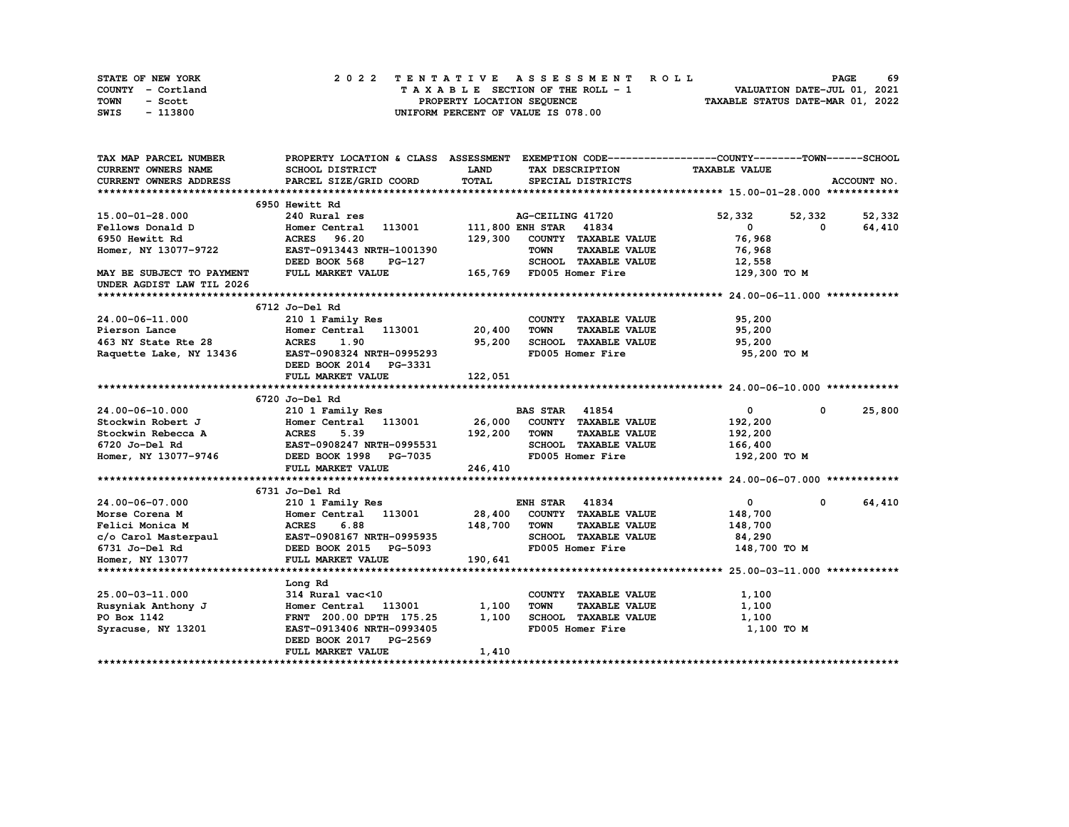STATE OF NEW YORK
COUNTY - Cortland
TOWN - Scott
SWIS - 113800

2022 TENTATIVE ASSESSMENT ROLL
TAXABLE SECTION OF THE ROLL - 1
PROPERTY LOCATION SEQUENCE
UNIFORM PERCENT OF VALUE IS 078.00

VALUATION DATE-JUL 01, 2021
TAXABLE STATUS DATE-MAR 01, 2022

| TAX MAP PARCEL NUMBER / CURRENT OWNERS NAME / CURRENT OWNERS ADDRESS | PROPERTY LOCATION & CLASS / SCHOOL DISTRICT / PARCEL SIZE/GRID COORD | ASSESSMENT LAND / TOTAL | EXEMPTION CODE / TAX DESCRIPTION / SPECIAL DISTRICTS | COUNTY TAXABLE VALUE | TOWN | SCHOOL / ACCOUNT NO. |
|---|---|---|---|---|---|---|
| **15.00-01-28.000** | 6950 Hewitt Rd | | | | | |
| 15.00-01-28.000 | 240 Rural res | | AG-CEILING 41720 | 52,332 | 52,332 | 52,332 |
| Fellows Donald D | Homer Central 113001 | 111,800 | ENH STAR 41834 | 0 | 0 | 64,410 |
| 6950 Hewitt Rd | ACRES 96.20 | 129,300 | COUNTY TAXABLE VALUE | 76,968 | | |
| Homer, NY 13077-9722 | EAST-0913443 NRTH-1001390 | | TOWN TAXABLE VALUE | 76,968 | | |
| | DEED BOOK 568 PG-127 | | SCHOOL TAXABLE VALUE | 12,558 | | |
| MAY BE SUBJECT TO PAYMENT UNDER AGDIST LAW TIL 2026 | FULL MARKET VALUE | 165,769 | FD005 Homer Fire | 129,300 TO M | | |
| **24.00-06-11.000** | 6712 Jo-Del Rd | | | | | |
| 24.00-06-11.000 | 210 1 Family Res | | COUNTY TAXABLE VALUE | 95,200 | | |
| Pierson Lance | Homer Central 113001 | 20,400 | TOWN TAXABLE VALUE | 95,200 | | |
| 463 NY State Rte 28 | ACRES 1.90 | 95,200 | SCHOOL TAXABLE VALUE | 95,200 | | |
| Raquette Lake, NY 13436 | EAST-0908324 NRTH-0995293 | | FD005 Homer Fire | 95,200 TO M | | |
| | DEED BOOK 2014 PG-3331 | | | | | |
| | FULL MARKET VALUE | 122,051 | | | | |
| **24.00-06-10.000** | 6720 Jo-Del Rd | | | | | |
| 24.00-06-10.000 | 210 1 Family Res | | BAS STAR 41854 | 0 | 0 | 25,800 |
| Stockwin Robert J | Homer Central 113001 | 26,000 | COUNTY TAXABLE VALUE | 192,200 | | |
| Stockwin Rebecca A | ACRES 5.39 | 192,200 | TOWN TAXABLE VALUE | 192,200 | | |
| 6720 Jo-Del Rd | EAST-0908247 NRTH-0995531 | | SCHOOL TAXABLE VALUE | 166,400 | | |
| Homer, NY 13077-9746 | DEED BOOK 1998 PG-7035 | | FD005 Homer Fire | 192,200 TO M | | |
| | FULL MARKET VALUE | 246,410 | | | | |
| **24.00-06-07.000** | 6731 Jo-Del Rd | | | | | |
| 24.00-06-07.000 | 210 1 Family Res | | ENH STAR 41834 | 0 | 0 | 64,410 |
| Morse Corena M | Homer Central 113001 | 28,400 | COUNTY TAXABLE VALUE | 148,700 | | |
| Felici Monica M | ACRES 6.88 | 148,700 | TOWN TAXABLE VALUE | 148,700 | | |
| c/o Carol Masterpaul | EAST-0908167 NRTH-0995935 | | SCHOOL TAXABLE VALUE | 84,290 | | |
| 6731 Jo-Del Rd | DEED BOOK 2015 PG-5093 | | FD005 Homer Fire | 148,700 TO M | | |
| Homer, NY 13077 | FULL MARKET VALUE | 190,641 | | | | |
| **25.00-03-11.000** | Long Rd | | | | | |
| 25.00-03-11.000 | 314 Rural vac<10 | | COUNTY TAXABLE VALUE | 1,100 | | |
| Rusyniak Anthony J | Homer Central 113001 | 1,100 | TOWN TAXABLE VALUE | 1,100 | | |
| PO Box 1142 | FRNT 200.00 DPTH 175.25 | 1,100 | SCHOOL TAXABLE VALUE | 1,100 | | |
| Syracuse, NY 13201 | EAST-0913406 NRTH-0993405 | | FD005 Homer Fire | 1,100 TO M | | |
| | DEED BOOK 2017 PG-2569 | | | | | |
| | FULL MARKET VALUE | 1,410 | | | | |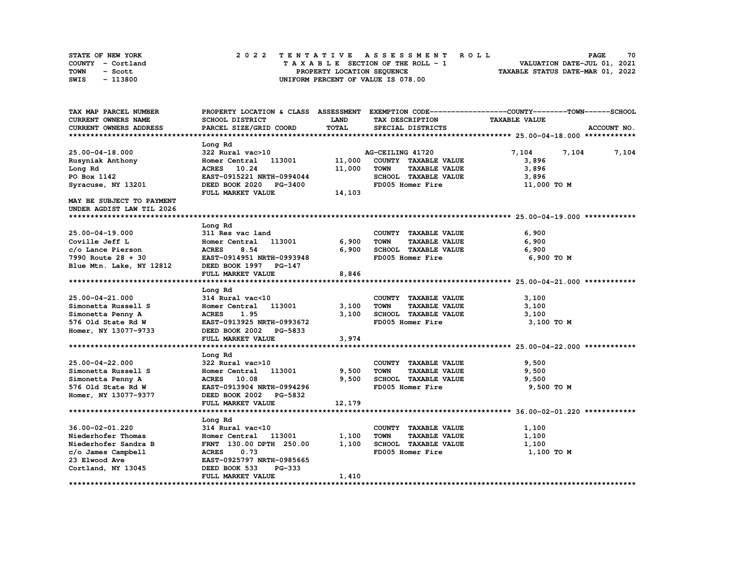STATE OF NEW YORK
COUNTY - Cortland
TOWN - Scott
SWIS - 113800

# 2022 TENTATIVE ASSESSMENT ROLL

TAXABLE SECTION OF THE ROLL - 1
PROPERTY LOCATION SEQUENCE
UNIFORM PERCENT OF VALUE IS 078.00

VALUATION DATE-JUL 01, 2021
TAXABLE STATUS DATE-MAR 01, 2022

| TAX MAP PARCEL NUMBER / CURRENT OWNERS NAME / CURRENT OWNERS ADDRESS | PROPERTY LOCATION & CLASS / SCHOOL DISTRICT / PARCEL SIZE/GRID COORD | ASSESSMENT LAND / TOTAL | EXEMPTION CODE / TAX DESCRIPTION / SPECIAL DISTRICTS | COUNTY | TOWN | SCHOOL / TAXABLE VALUE / ACCOUNT NO. |
|---|---|---|---|---|---|---|
| **25.00-04-18.000** | Long Rd | | | | | |
| 25.00-04-18.000 | 322 Rural vac>10 | | AG-CEILING 41720 | 7,104 | 7,104 | 7,104 |
| Rusyniak Anthony | Homer Central 113001 | 11,000 | COUNTY TAXABLE VALUE | 3,896 | | |
| Long Rd | ACRES 10.24 | 11,000 | TOWN TAXABLE VALUE | 3,896 | | |
| PO Box 1142 | EAST-0915221 NRTH-0994044 | | SCHOOL TAXABLE VALUE | 3,896 | | |
| Syracuse, NY 13201 | DEED BOOK 2020 PG-3400 | | FD005 Homer Fire | 11,000 TO M | | |
| | FULL MARKET VALUE | 14,103 | | | | |
| MAY BE SUBJECT TO PAYMENT | | | | | | |
| UNDER AGDIST LAW TIL 2026 | | | | | | |
| **25.00-04-19.000** | Long Rd | | | | | |
| 25.00-04-19.000 | 311 Res vac land | | COUNTY TAXABLE VALUE | 6,900 | | |
| Coville Jeff L | Homer Central 113001 | 6,900 | TOWN TAXABLE VALUE | 6,900 | | |
| c/o Lance Pierson | ACRES 8.54 | 6,900 | SCHOOL TAXABLE VALUE | 6,900 | | |
| 7990 Route 28 + 30 | EAST-0914951 NRTH-0993948 | | FD005 Homer Fire | 6,900 TO M | | |
| Blue Mtn. Lake, NY 12812 | DEED BOOK 1997 PG-147 | | | | | |
| | FULL MARKET VALUE | 8,846 | | | | |
| **25.00-04-21.000** | Long Rd | | | | | |
| 25.00-04-21.000 | 314 Rural vac<10 | | COUNTY TAXABLE VALUE | 3,100 | | |
| Simonetta Russell S | Homer Central 113001 | 3,100 | TOWN TAXABLE VALUE | 3,100 | | |
| Simonetta Penny A | ACRES 1.95 | 3,100 | SCHOOL TAXABLE VALUE | 3,100 | | |
| 576 Old State Rd W | EAST-0913925 NRTH-0993672 | | FD005 Homer Fire | 3,100 TO M | | |
| Homer, NY 13077-9733 | DEED BOOK 2002 PG-5833 | | | | | |
| | FULL MARKET VALUE | 3,974 | | | | |
| **25.00-04-22.000** | Long Rd | | | | | |
| 25.00-04-22.000 | 322 Rural vac>10 | | COUNTY TAXABLE VALUE | 9,500 | | |
| Simonetta Russell S | Homer Central 113001 | 9,500 | TOWN TAXABLE VALUE | 9,500 | | |
| Simonetta Penny A | ACRES 10.08 | 9,500 | SCHOOL TAXABLE VALUE | 9,500 | | |
| 576 Old State Rd W | EAST-0913904 NRTH-0994296 | | FD005 Homer Fire | 9,500 TO M | | |
| Homer, NY 13077-9377 | DEED BOOK 2002 PG-5832 | | | | | |
| | FULL MARKET VALUE | 12,179 | | | | |
| **36.00-02-01.220** | Long Rd | | | | | |
| 36.00-02-01.220 | 314 Rural vac<10 | | COUNTY TAXABLE VALUE | 1,100 | | |
| Niederhofer Thomas | Homer Central 113001 | 1,100 | TOWN TAXABLE VALUE | 1,100 | | |
| Niederhofer Sandra B | FRNT 130.00 DPTH 250.00 | 1,100 | SCHOOL TAXABLE VALUE | 1,100 | | |
| c/o James Campbell | ACRES 0.73 | | FD005 Homer Fire | 1,100 TO M | | |
| 23 Elwood Ave | EAST-0925797 NRTH-0985665 | | | | | |
| Cortland, NY 13045 | DEED BOOK 533 PG-333 | | | | | |
| | FULL MARKET VALUE | 1,410 | | | | |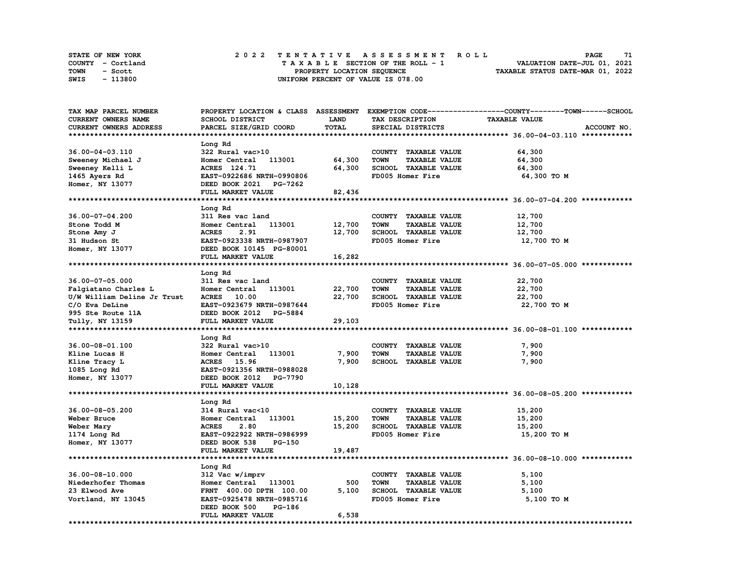STATE OF NEW YORK | 2022 TENTATIVE ASSESSMENT ROLL | VALUATION DATE-JUL 01, 2021
COUNTY - Cortland | TAXABLE SECTION OF THE ROLL - 1 | TAXABLE STATUS DATE-MAR 01, 2022
TOWN - Scott | PROPERTY LOCATION SEQUENCE
SWIS - 113800 | UNIFORM PERCENT OF VALUE IS 078.00

| TAX MAP PARCEL NUMBER / CURRENT OWNERS NAME / CURRENT OWNERS ADDRESS | PROPERTY LOCATION & CLASS / SCHOOL DISTRICT / PARCEL SIZE/GRID COORD | ASSESSMENT LAND / TOTAL | EXEMPTION CODE / TAX DESCRIPTION / SPECIAL DISTRICTS | COUNTY--------TOWN------SCHOOL TAXABLE VALUE | ACCOUNT NO. |
|---|---|---|---|---|---|
| **36.00-04-03.110** | Long Rd | | | | |
| 36.00-04-03.110 | 322 Rural vac>10 | | COUNTY TAXABLE VALUE | 64,300 | |
| Sweeney Michael J | Homer Central 113001 | 64,300 | TOWN TAXABLE VALUE | 64,300 | |
| Sweeney Kelli L | ACRES 124.71 | 64,300 | SCHOOL TAXABLE VALUE | 64,300 | |
| 1465 Ayers Rd | EAST-0922686 NRTH-0990806 | | FD005 Homer Fire | 64,300 TO M | |
| Homer, NY 13077 | DEED BOOK 2021 PG-7262 | | | | |
| | FULL MARKET VALUE | 82,436 | | | |
| **36.00-07-04.200** | Long Rd | | | | |
| 36.00-07-04.200 | 311 Res vac land | | COUNTY TAXABLE VALUE | 12,700 | |
| Stone Todd M | Homer Central 113001 | 12,700 | TOWN TAXABLE VALUE | 12,700 | |
| Stone Amy J | ACRES 2.91 | 12,700 | SCHOOL TAXABLE VALUE | 12,700 | |
| 31 Hudson St | EAST-0923338 NRTH-0987907 | | FD005 Homer Fire | 12,700 TO M | |
| Homer, NY 13077 | DEED BOOK 10145 PG-80001 | | | | |
| | FULL MARKET VALUE | 16,282 | | | |
| **36.00-07-05.000** | Long Rd | | | | |
| 36.00-07-05.000 | 311 Res vac land | | COUNTY TAXABLE VALUE | 22,700 | |
| Falgiatano Charles L | Homer Central 113001 | 22,700 | TOWN TAXABLE VALUE | 22,700 | |
| U/W William Deline Jr Trust | ACRES 10.00 | 22,700 | SCHOOL TAXABLE VALUE | 22,700 | |
| C/O Eva DeLine | EAST-0923679 NRTH-0987644 | | FD005 Homer Fire | 22,700 TO M | |
| 995 Ste Route 11A | DEED BOOK 2012 PG-5884 | | | | |
| Tully, NY 13159 | FULL MARKET VALUE | 29,103 | | | |
| **36.00-08-01.100** | Long Rd | | | | |
| 36.00-08-01.100 | 322 Rural vac>10 | | COUNTY TAXABLE VALUE | 7,900 | |
| Kline Lucas H | Homer Central 113001 | 7,900 | TOWN TAXABLE VALUE | 7,900 | |
| Kline Tracy L | ACRES 15.96 | 7,900 | SCHOOL TAXABLE VALUE | 7,900 | |
| 1085 Long Rd | EAST-0921356 NRTH-0988028 | | | | |
| Homer, NY 13077 | DEED BOOK 2012 PG-7790 | | | | |
| | FULL MARKET VALUE | 10,128 | | | |
| **36.00-08-05.200** | Long Rd | | | | |
| 36.00-08-05.200 | 314 Rural vac<10 | | COUNTY TAXABLE VALUE | 15,200 | |
| Weber Bruce | Homer Central 113001 | 15,200 | TOWN TAXABLE VALUE | 15,200 | |
| Weber Mary | ACRES 2.80 | 15,200 | SCHOOL TAXABLE VALUE | 15,200 | |
| 1174 Long Rd | EAST-0922922 NRTH-0986999 | | FD005 Homer Fire | 15,200 TO M | |
| Homer, NY 13077 | DEED BOOK 538 PG-150 | | | | |
| | FULL MARKET VALUE | 19,487 | | | |
| **36.00-08-10.000** | Long Rd | | | | |
| 36.00-08-10.000 | 312 Vac w/imprv | | COUNTY TAXABLE VALUE | 5,100 | |
| Niederhofer Thomas | Homer Central 113001 | 500 | TOWN TAXABLE VALUE | 5,100 | |
| 23 Elwood Ave | FRNT 400.00 DPTH 100.00 | 5,100 | SCHOOL TAXABLE VALUE | 5,100 | |
| Vortland, NY 13045 | EAST-0925478 NRTH-0985716 | | FD005 Homer Fire | 5,100 TO M | |
| | DEED BOOK 500 PG-186 | | | | |
| | FULL MARKET VALUE | 6,538 | | | |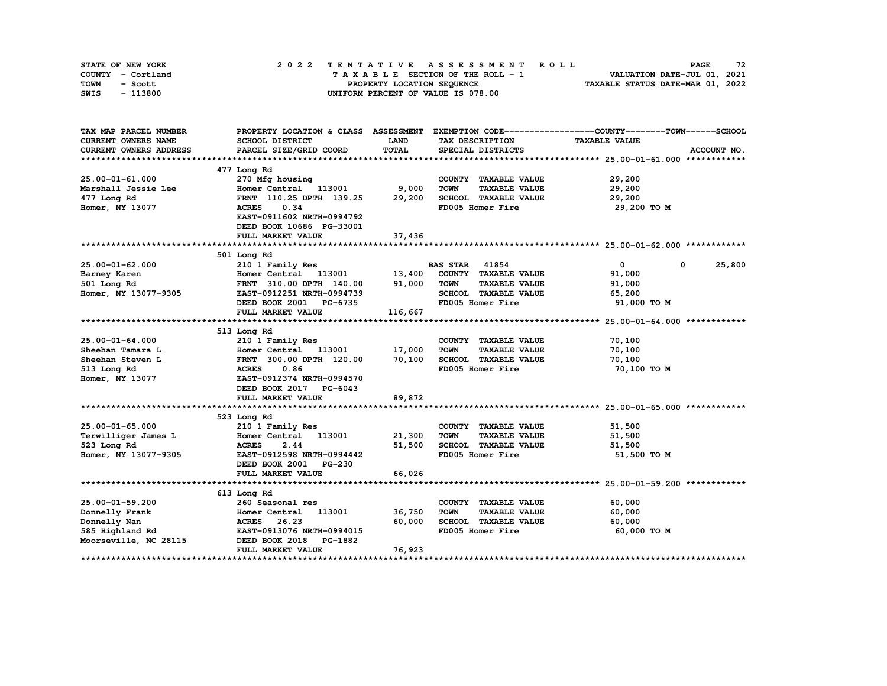STATE OF NEW YORK — COUNTY - Cortland — TOWN - Scott — SWIS - 113800

**2022 TENTATIVE ASSESSMENT ROLL**
TAXABLE SECTION OF THE ROLL - 1
PROPERTY LOCATION SEQUENCE
UNIFORM PERCENT OF VALUE IS 078.00

VALUATION DATE-JUL 01, 2021
TAXABLE STATUS DATE-MAR 01, 2022

| TAX MAP PARCEL NUMBER / CURRENT OWNERS NAME / CURRENT OWNERS ADDRESS | PROPERTY LOCATION & CLASS / SCHOOL DISTRICT / PARCEL SIZE/GRID COORD | ASSESSMENT LAND | TOTAL | EXEMPTION CODE / TAX DESCRIPTION / SPECIAL DISTRICTS | COUNTY | TOWN | SCHOOL (TAXABLE VALUE) |
|---|---|---|---|---|---|---|---|
| **25.00-01-61.000** | 477 Long Rd | | | | | | |
| 25.00-01-61.000 | 270 Mfg housing | | | COUNTY TAXABLE VALUE | 29,200 | | |
| Marshall Jessie Lee | Homer Central 113001 | 9,000 | | TOWN TAXABLE VALUE | | 29,200 | |
| 477 Long Rd | FRNT 110.25 DPTH 139.25 | | 29,200 | SCHOOL TAXABLE VALUE | | | 29,200 |
| Homer, NY 13077 | ACRES 0.34 | | | FD005 Homer Fire | 29,200 TO M | | |
| | EAST-0911602 NRTH-0994792 | | | | | | |
| | DEED BOOK 10686 PG-33001 | | | | | | |
| | FULL MARKET VALUE | | 37,436 | | | | |
| **25.00-01-62.000** | 501 Long Rd | | | | | | |
| 25.00-01-62.000 | 210 1 Family Res | | | BAS STAR 41854 | 0 | 0 | 25,800 |
| Barney Karen | Homer Central 113001 | 13,400 | | COUNTY TAXABLE VALUE | 91,000 | | |
| 501 Long Rd | FRNT 310.00 DPTH 140.00 | | 91,000 | TOWN TAXABLE VALUE | | 91,000 | |
| Homer, NY 13077-9305 | EAST-0912251 NRTH-0994739 | | | SCHOOL TAXABLE VALUE | | | 65,200 |
| | DEED BOOK 2001 PG-6735 | | | FD005 Homer Fire | 91,000 TO M | | |
| | FULL MARKET VALUE | | 116,667 | | | | |
| **25.00-01-64.000** | 513 Long Rd | | | | | | |
| 25.00-01-64.000 | 210 1 Family Res | | | COUNTY TAXABLE VALUE | 70,100 | | |
| Sheehan Tamara L | Homer Central 113001 | 17,000 | | TOWN TAXABLE VALUE | | 70,100 | |
| Sheehan Steven L | FRNT 300.00 DPTH 120.00 | | 70,100 | SCHOOL TAXABLE VALUE | | | 70,100 |
| 513 Long Rd | ACRES 0.86 | | | FD005 Homer Fire | 70,100 TO M | | |
| Homer, NY 13077 | EAST-0912374 NRTH-0994570 | | | | | | |
| | DEED BOOK 2017 PG-6043 | | | | | | |
| | FULL MARKET VALUE | | 89,872 | | | | |
| **25.00-01-65.000** | 523 Long Rd | | | | | | |
| 25.00-01-65.000 | 210 1 Family Res | | | COUNTY TAXABLE VALUE | 51,500 | | |
| Terwilliger James L | Homer Central 113001 | 21,300 | | TOWN TAXABLE VALUE | | 51,500 | |
| 523 Long Rd | ACRES 2.44 | | 51,500 | SCHOOL TAXABLE VALUE | | | 51,500 |
| Homer, NY 13077-9305 | EAST-0912598 NRTH-0994442 | | | FD005 Homer Fire | 51,500 TO M | | |
| | DEED BOOK 2001 PG-230 | | | | | | |
| | FULL MARKET VALUE | | 66,026 | | | | |
| **25.00-01-59.200** | 613 Long Rd | | | | | | |
| 25.00-01-59.200 | 260 Seasonal res | | | COUNTY TAXABLE VALUE | 60,000 | | |
| Donnelly Frank | Homer Central 113001 | 36,750 | | TOWN TAXABLE VALUE | | 60,000 | |
| Donnelly Nan | ACRES 26.23 | | 60,000 | SCHOOL TAXABLE VALUE | | | 60,000 |
| 585 Highland Rd | EAST-0913076 NRTH-0994015 | | | FD005 Homer Fire | 60,000 TO M | | |
| Moorseville, NC 28115 | DEED BOOK 2018 PG-1882 | | | | | | |
| | FULL MARKET VALUE | | 76,923 | | | | |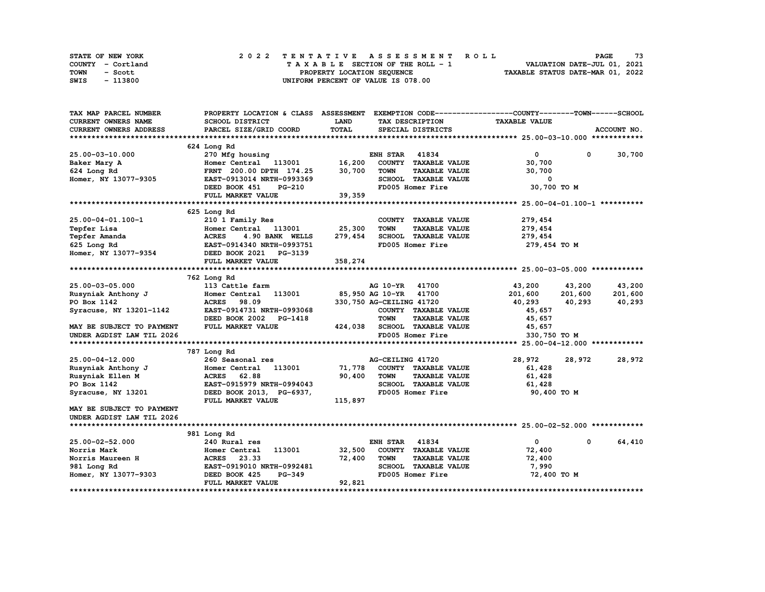STATE OF NEW YORK
COUNTY - Cortland
TOWN - Scott
SWIS - 113800

2022 TENTATIVE ASSESSMENT ROLL
TAXABLE SECTION OF THE ROLL - 1
PROPERTY LOCATION SEQUENCE
UNIFORM PERCENT OF VALUE IS 078.00

VALUATION DATE-JUL 01, 2021
TAXABLE STATUS DATE-MAR 01, 2022

| TAX MAP PARCEL NUMBER / CURRENT OWNERS NAME / CURRENT OWNERS ADDRESS | PROPERTY LOCATION & CLASS / SCHOOL DISTRICT / PARCEL SIZE/GRID COORD | ASSESSMENT LAND / TOTAL | EXEMPTION CODE / TAX DESCRIPTION / SPECIAL DISTRICTS | COUNTY TAXABLE VALUE | TOWN | SCHOOL | ACCOUNT NO. |
|---|---|---|---|---|---|---|---|
| **25.00-03-10.000** | 624 Long Rd | | | | | | |
| 25.00-03-10.000 | 270 Mfg housing | | ENH STAR 41834 | 0 | 0 | 30,700 | |
| Baker Mary A | Homer Central 113001 | 16,200 | COUNTY TAXABLE VALUE | 30,700 | | | |
| 624 Long Rd | FRNT 200.00 DPTH 174.25 | 30,700 | TOWN TAXABLE VALUE | 30,700 | | | |
| Homer, NY 13077-9305 | EAST-0913014 NRTH-0993369 | | SCHOOL TAXABLE VALUE | 0 | | | |
| | DEED BOOK 451 PG-210 | | FD005 Homer Fire | 30,700 TO M | | | |
| | FULL MARKET VALUE | 39,359 | | | | | |
| **25.00-04-01.100-1** | 625 Long Rd | | | | | | |
| 25.00-04-01.100-1 | 210 1 Family Res | | COUNTY TAXABLE VALUE | 279,454 | | | |
| Tepfer Lisa | Homer Central 113001 | 25,300 | TOWN TAXABLE VALUE | 279,454 | | | |
| Tepfer Amanda | ACRES 4.90 BANK WELLS | 279,454 | SCHOOL TAXABLE VALUE | 279,454 | | | |
| 625 Long Rd | EAST-0914340 NRTH-0993751 | | FD005 Homer Fire | 279,454 TO M | | | |
| Homer, NY 13077-9354 | DEED BOOK 2021 PG-3139 | | | | | | |
| | FULL MARKET VALUE | 358,274 | | | | | |
| **25.00-03-05.000** | 762 Long Rd | | | | | | |
| 25.00-03-05.000 | 113 Cattle farm | | AG 10-YR 41700 | 43,200 | 43,200 | 43,200 | |
| Rusyniak Anthony J | Homer Central 113001 | 85,950 | AG 10-YR 41700 | 201,600 | 201,600 | 201,600 | |
| PO Box 1142 | ACRES 98.09 | 330,750 | AG-CEILING 41720 | 40,293 | 40,293 | 40,293 | |
| Syracuse, NY 13201-1142 | EAST-0914731 NRTH-0993068 | | COUNTY TAXABLE VALUE | 45,657 | | | |
| | DEED BOOK 2002 PG-1418 | | TOWN TAXABLE VALUE | 45,657 | | | |
| MAY BE SUBJECT TO PAYMENT | FULL MARKET VALUE | 424,038 | SCHOOL TAXABLE VALUE | 45,657 | | | |
| UNDER AGDIST LAW TIL 2026 | | | FD005 Homer Fire | 330,750 TO M | | | |
| **25.00-04-12.000** | 787 Long Rd | | | | | | |
| 25.00-04-12.000 | 260 Seasonal res | | AG-CEILING 41720 | 28,972 | 28,972 | 28,972 | |
| Rusyniak Anthony J | Homer Central 113001 | 71,778 | COUNTY TAXABLE VALUE | 61,428 | | | |
| Rusyniak Ellen M | ACRES 62.88 | 90,400 | TOWN TAXABLE VALUE | 61,428 | | | |
| PO Box 1142 | EAST-0915979 NRTH-0994043 | | SCHOOL TAXABLE VALUE | 61,428 | | | |
| Syracuse, NY 13201 | DEED BOOK 2013, PG-6937, | | FD005 Homer Fire | 90,400 TO M | | | |
| | FULL MARKET VALUE | 115,897 | | | | | |
| MAY BE SUBJECT TO PAYMENT | | | | | | | |
| UNDER AGDIST LAW TIL 2026 | | | | | | | |
| **25.00-02-52.000** | 981 Long Rd | | | | | | |
| 25.00-02-52.000 | 240 Rural res | | ENH STAR 41834 | 0 | 0 | 64,410 | |
| Norris Mark | Homer Central 113001 | 32,500 | COUNTY TAXABLE VALUE | 72,400 | | | |
| Norris Maureen H | ACRES 23.33 | 72,400 | TOWN TAXABLE VALUE | 72,400 | | | |
| 981 Long Rd | EAST-0919010 NRTH-0992481 | | SCHOOL TAXABLE VALUE | 7,990 | | | |
| Homer, NY 13077-9303 | DEED BOOK 425 PG-349 | | FD005 Homer Fire | 72,400 TO M | | | |
| | FULL MARKET VALUE | 92,821 | | | | | |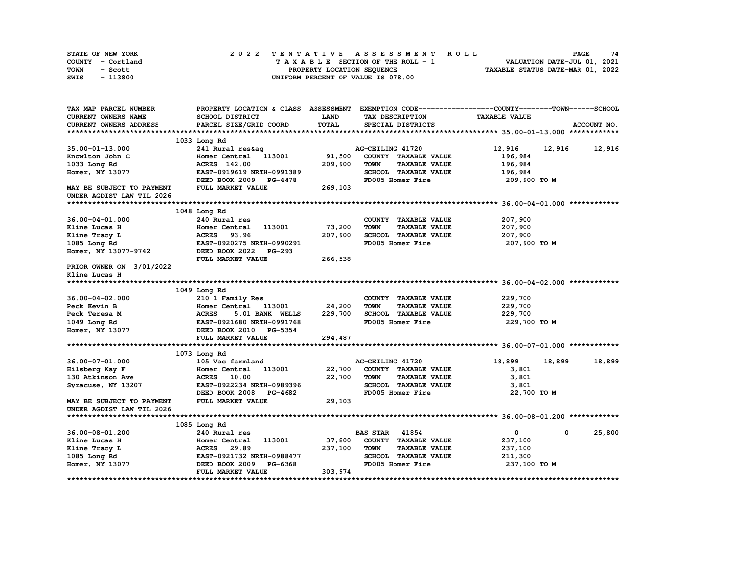STATE OF NEW YORK | 2 0 2 2 T E N T A T I V E A S S E S S M E N T R O L L | PAGE 74
COUNTY - Cortland | T A X A B L E SECTION OF THE ROLL - 1 | VALUATION DATE-JUL 01, 2021
TOWN - Scott | PROPERTY LOCATION SEQUENCE | TAXABLE STATUS DATE-MAR 01, 2022
SWIS - 113800 | UNIFORM PERCENT OF VALUE IS 078.00

| TAX MAP PARCEL NUMBER / CURRENT OWNERS NAME / CURRENT OWNERS ADDRESS | PROPERTY LOCATION & CLASS / SCHOOL DISTRICT / PARCEL SIZE/GRID COORD | ASSESSMENT LAND / TOTAL | EXEMPTION CODE / TAX DESCRIPTION / SPECIAL DISTRICTS | COUNTY TAXABLE VALUE | TOWN | SCHOOL | ACCOUNT NO. |
|---|---|---|---|---|---|---|---|
| | 1033 Long Rd | | | | | | 35.00-01-13.000 |
| 35.00-01-13.000 | 241 Rural res&ag | | AG-CEILING 41720 | 12,916 | 12,916 | 12,916 | |
| Knowlton John C | Homer Central 113001 | 91,500 | COUNTY TAXABLE VALUE | 196,984 | | | |
| 1033 Long Rd | ACRES 142.00 | 209,900 | TOWN TAXABLE VALUE | 196,984 | | | |
| Homer, NY 13077 | EAST-0919619 NRTH-0991389 | | SCHOOL TAXABLE VALUE | 196,984 | | | |
| | DEED BOOK 2009 PG-4478 | | FD005 Homer Fire | 209,900 TO M | | | |
| MAY BE SUBJECT TO PAYMENT | FULL MARKET VALUE | 269,103 | | | | | |
| UNDER AGDIST LAW TIL 2026 | | | | | | | |
| | 1048 Long Rd | | | | | | 36.00-04-01.000 |
| 36.00-04-01.000 | 240 Rural res | | COUNTY TAXABLE VALUE | 207,900 | | | |
| Kline Lucas H | Homer Central 113001 | 73,200 | TOWN TAXABLE VALUE | 207,900 | | | |
| Kline Tracy L | ACRES 93.96 | 207,900 | SCHOOL TAXABLE VALUE | 207,900 | | | |
| 1085 Long Rd | EAST-0920275 NRTH-0990291 | | FD005 Homer Fire | 207,900 TO M | | | |
| Homer, NY 13077-9742 | DEED BOOK 2022 PG-293 | | | | | | |
| | FULL MARKET VALUE | 266,538 | | | | | |
| PRIOR OWNER ON 3/01/2022 | | | | | | | |
| Kline Lucas H | | | | | | | |
| | 1049 Long Rd | | | | | | 36.00-04-02.000 |
| 36.00-04-02.000 | 210 1 Family Res | | COUNTY TAXABLE VALUE | 229,700 | | | |
| Peck Kevin B | Homer Central 113001 | 24,200 | TOWN TAXABLE VALUE | 229,700 | | | |
| Peck Teresa M | ACRES 5.01 BANK WELLS | 229,700 | SCHOOL TAXABLE VALUE | 229,700 | | | |
| 1049 Long Rd | EAST-0921680 NRTH-0991768 | | FD005 Homer Fire | 229,700 TO M | | | |
| Homer, NY 13077 | DEED BOOK 2010 PG-5354 | | | | | | |
| | FULL MARKET VALUE | 294,487 | | | | | |
| | 1073 Long Rd | | | | | | 36.00-07-01.000 |
| 36.00-07-01.000 | 105 Vac farmland | | AG-CEILING 41720 | 18,899 | 18,899 | 18,899 | |
| Hilsberg Kay F | Homer Central 113001 | 22,700 | COUNTY TAXABLE VALUE | 3,801 | | | |
| 130 Atkinson Ave | ACRES 10.00 | 22,700 | TOWN TAXABLE VALUE | 3,801 | | | |
| Syracuse, NY 13207 | EAST-0922234 NRTH-0989396 | | SCHOOL TAXABLE VALUE | 3,801 | | | |
| | DEED BOOK 2008 PG-4682 | | FD005 Homer Fire | 22,700 TO M | | | |
| MAY BE SUBJECT TO PAYMENT | FULL MARKET VALUE | 29,103 | | | | | |
| UNDER AGDIST LAW TIL 2026 | | | | | | | |
| | 1085 Long Rd | | | | | | 36.00-08-01.200 |
| 36.00-08-01.200 | 240 Rural res | | BAS STAR 41854 | 0 | 0 | 25,800 | |
| Kline Lucas H | Homer Central 113001 | 37,800 | COUNTY TAXABLE VALUE | 237,100 | | | |
| Kline Tracy L | ACRES 29.89 | 237,100 | TOWN TAXABLE VALUE | 237,100 | | | |
| 1085 Long Rd | EAST-0921732 NRTH-0988477 | | SCHOOL TAXABLE VALUE | 211,300 | | | |
| Homer, NY 13077 | DEED BOOK 2009 PG-6368 | | FD005 Homer Fire | 237,100 TO M | | | |
| | FULL MARKET VALUE | 303,974 | | | | | |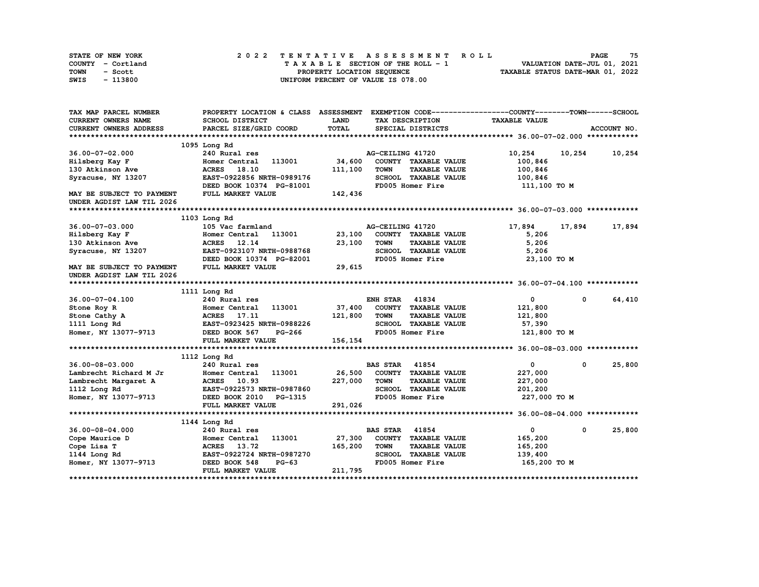STATE OF NEW YORK
COUNTY - Cortland
TOWN - Scott
SWIS - 113800

# 2022 TENTATIVE ASSESSMENT ROLL

TAXABLE SECTION OF THE ROLL - 1
PROPERTY LOCATION SEQUENCE
UNIFORM PERCENT OF VALUE IS 078.00

VALUATION DATE-JUL 01, 2021
TAXABLE STATUS DATE-MAR 01, 2022

| TAX MAP PARCEL NUMBER / CURRENT OWNERS NAME / CURRENT OWNERS ADDRESS | PROPERTY LOCATION & CLASS / SCHOOL DISTRICT / PARCEL SIZE/GRID COORD | ASSESSMENT LAND / TOTAL | EXEMPTION CODE / TAX DESCRIPTION / SPECIAL DISTRICTS | COUNTY TAXABLE VALUE | TOWN | SCHOOL / ACCOUNT NO. |
|---|---|---|---|---|---|---|
| **36.00-07-02.000** | 1095 Long Rd | | | | | |
| 36.00-07-02.000 | 240 Rural res | | AG-CEILING 41720 | 10,254 | 10,254 | 10,254 |
| Hilsberg Kay F | Homer Central 113001 | 34,600 | COUNTY TAXABLE VALUE | 100,846 | | |
| 130 Atkinson Ave | ACRES 18.10 | 111,100 | TOWN TAXABLE VALUE | 100,846 | | |
| Syracuse, NY 13207 | EAST-0922856 NRTH-0989176 | | SCHOOL TAXABLE VALUE | 100,846 | | |
| | DEED BOOK 10374 PG-81001 | | FD005 Homer Fire | 111,100 TO M | | |
| MAY BE SUBJECT TO PAYMENT | FULL MARKET VALUE | 142,436 | | | | |
| UNDER AGDIST LAW TIL 2026 | | | | | | |
| **36.00-07-03.000** | 1103 Long Rd | | | | | |
| 36.00-07-03.000 | 105 Vac farmland | | AG-CEILING 41720 | 17,894 | 17,894 | 17,894 |
| Hilsberg Kay F | Homer Central 113001 | 23,100 | COUNTY TAXABLE VALUE | 5,206 | | |
| 130 Atkinson Ave | ACRES 12.14 | 23,100 | TOWN TAXABLE VALUE | 5,206 | | |
| Syracuse, NY 13207 | EAST-0923107 NRTH-0988768 | | SCHOOL TAXABLE VALUE | 5,206 | | |
| | DEED BOOK 10374 PG-82001 | | FD005 Homer Fire | 23,100 TO M | | |
| MAY BE SUBJECT TO PAYMENT | FULL MARKET VALUE | 29,615 | | | | |
| UNDER AGDIST LAW TIL 2026 | | | | | | |
| **36.00-07-04.100** | 1111 Long Rd | | | | | |
| 36.00-07-04.100 | 240 Rural res | | ENH STAR 41834 | 0 | 0 | 64,410 |
| Stone Roy R | Homer Central 113001 | 37,400 | COUNTY TAXABLE VALUE | 121,800 | | |
| Stone Cathy A | ACRES 17.11 | 121,800 | TOWN TAXABLE VALUE | 121,800 | | |
| 1111 Long Rd | EAST-0923425 NRTH-0988226 | | SCHOOL TAXABLE VALUE | 57,390 | | |
| Homer, NY 13077-9713 | DEED BOOK 567 PG-266 | | FD005 Homer Fire | 121,800 TO M | | |
| | FULL MARKET VALUE | 156,154 | | | | |
| **36.00-08-03.000** | 1112 Long Rd | | | | | |
| 36.00-08-03.000 | 240 Rural res | | BAS STAR 41854 | 0 | 0 | 25,800 |
| Lambrecht Richard M Jr | Homer Central 113001 | 26,500 | COUNTY TAXABLE VALUE | 227,000 | | |
| Lambrecht Margaret A | ACRES 10.93 | 227,000 | TOWN TAXABLE VALUE | 227,000 | | |
| 1112 Long Rd | EAST-0922573 NRTH-0987860 | | SCHOOL TAXABLE VALUE | 201,200 | | |
| Homer, NY 13077-9713 | DEED BOOK 2010 PG-1315 | | FD005 Homer Fire | 227,000 TO M | | |
| | FULL MARKET VALUE | 291,026 | | | | |
| **36.00-08-04.000** | 1144 Long Rd | | | | | |
| 36.00-08-04.000 | 240 Rural res | | BAS STAR 41854 | 0 | 0 | 25,800 |
| Cope Maurice D | Homer Central 113001 | 27,300 | COUNTY TAXABLE VALUE | 165,200 | | |
| Cope Lisa T | ACRES 13.72 | 165,200 | TOWN TAXABLE VALUE | 165,200 | | |
| 1144 Long Rd | EAST-0922724 NRTH-0987270 | | SCHOOL TAXABLE VALUE | 139,400 | | |
| Homer, NY 13077-9713 | DEED BOOK 548 PG-63 | | FD005 Homer Fire | 165,200 TO M | | |
| | FULL MARKET VALUE | 211,795 | | | | |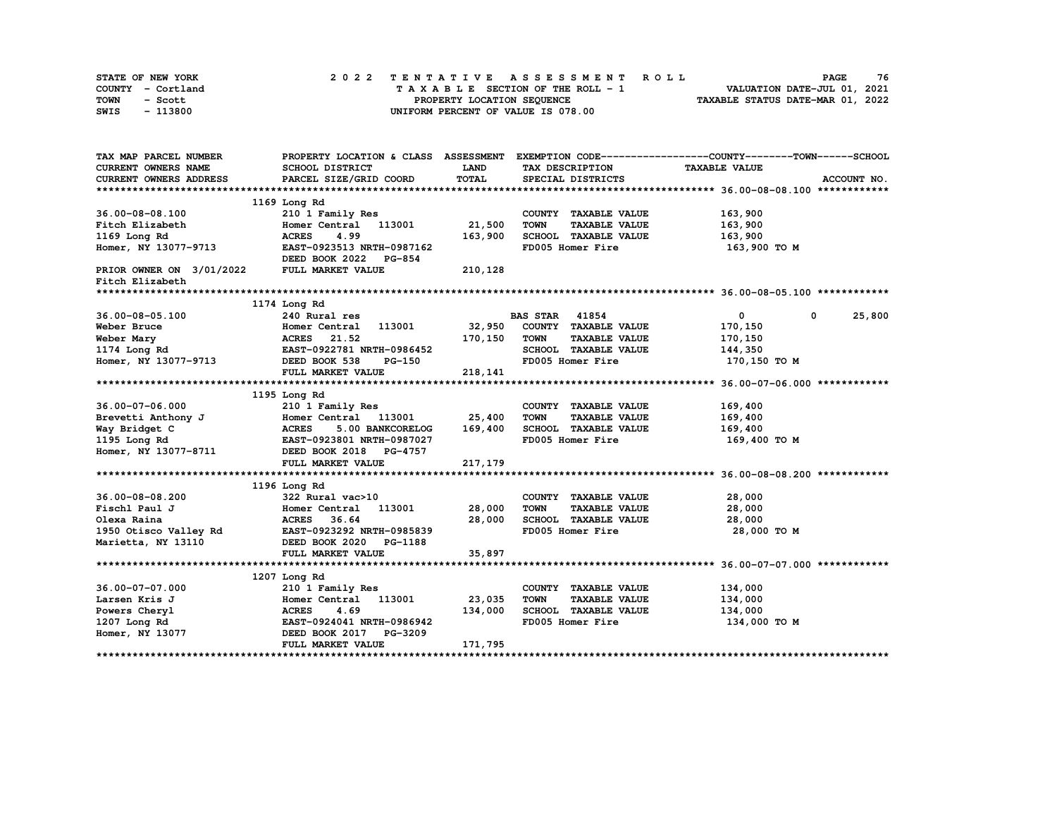STATE OF NEW YORK
COUNTY - Cortland
TOWN - Scott
SWIS - 113800

2 0 2 2 T E N T A T I V E A S S E S S M E N T R O L L
T A X A B L E SECTION OF THE ROLL - 1
PROPERTY LOCATION SEQUENCE
UNIFORM PERCENT OF VALUE IS 078.00

VALUATION DATE-JUL 01, 2021
TAXABLE STATUS DATE-MAR 01, 2022

| TAX MAP PARCEL NUMBER / CURRENT OWNERS NAME / CURRENT OWNERS ADDRESS | PROPERTY LOCATION & CLASS / SCHOOL DISTRICT / PARCEL SIZE/GRID COORD | ASSESSMENT LAND / TOTAL | EXEMPTION CODE / TAX DESCRIPTION / SPECIAL DISTRICTS | COUNTY / TOWN / SCHOOL TAXABLE VALUE | ACCOUNT NO. |
|---|---|---|---|---|---|
| **36.00-08-08.100** | 1169 Long Rd | | | | |
| 36.00-08-08.100 | 210 1 Family Res | | COUNTY TAXABLE VALUE | 163,900 | |
| Fitch Elizabeth | Homer Central 113001 | 21,500 | TOWN TAXABLE VALUE | 163,900 | |
| 1169 Long Rd | ACRES 4.99 | 163,900 | SCHOOL TAXABLE VALUE | 163,900 | |
| Homer, NY 13077-9713 | EAST-0923513 NRTH-0987162 | | FD005 Homer Fire | 163,900 TO M | |
| | DEED BOOK 2022 PG-854 | | | | |
| PRIOR OWNER ON 3/01/2022 | FULL MARKET VALUE | 210,128 | | | |
| Fitch Elizabeth | | | | | |
| **36.00-08-05.100** | 1174 Long Rd | | | | |
| 36.00-08-05.100 | 240 Rural res | | BAS STAR 41854 | 0 0 25,800 | |
| Weber Bruce | Homer Central 113001 | 32,950 | COUNTY TAXABLE VALUE | 170,150 | |
| Weber Mary | ACRES 21.52 | 170,150 | TOWN TAXABLE VALUE | 170,150 | |
| 1174 Long Rd | EAST-0922781 NRTH-0986452 | | SCHOOL TAXABLE VALUE | 144,350 | |
| Homer, NY 13077-9713 | DEED BOOK 538 PG-150 | | FD005 Homer Fire | 170,150 TO M | |
| | FULL MARKET VALUE | 218,141 | | | |
| **36.00-07-06.000** | 1195 Long Rd | | | | |
| 36.00-07-06.000 | 210 1 Family Res | | COUNTY TAXABLE VALUE | 169,400 | |
| Brevetti Anthony J | Homer Central 113001 | 25,400 | TOWN TAXABLE VALUE | 169,400 | |
| Way Bridget C | ACRES 5.00 BANKCORELOG | 169,400 | SCHOOL TAXABLE VALUE | 169,400 | |
| 1195 Long Rd | EAST-0923801 NRTH-0987027 | | FD005 Homer Fire | 169,400 TO M | |
| Homer, NY 13077-8711 | DEED BOOK 2018 PG-4757 | | | | |
| | FULL MARKET VALUE | 217,179 | | | |
| **36.00-08-08.200** | 1196 Long Rd | | | | |
| 36.00-08-08.200 | 322 Rural vac>10 | | COUNTY TAXABLE VALUE | 28,000 | |
| Fischl Paul J | Homer Central 113001 | 28,000 | TOWN TAXABLE VALUE | 28,000 | |
| Olexa Raina | ACRES 36.64 | 28,000 | SCHOOL TAXABLE VALUE | 28,000 | |
| 1950 Otisco Valley Rd | EAST-0923292 NRTH-0985839 | | FD005 Homer Fire | 28,000 TO M | |
| Marietta, NY 13110 | DEED BOOK 2020 PG-1188 | | | | |
| | FULL MARKET VALUE | 35,897 | | | |
| **36.00-07-07.000** | 1207 Long Rd | | | | |
| 36.00-07-07.000 | 210 1 Family Res | | COUNTY TAXABLE VALUE | 134,000 | |
| Larsen Kris J | Homer Central 113001 | 23,035 | TOWN TAXABLE VALUE | 134,000 | |
| Powers Cheryl | ACRES 4.69 | 134,000 | SCHOOL TAXABLE VALUE | 134,000 | |
| 1207 Long Rd | EAST-0924041 NRTH-0986942 | | FD005 Homer Fire | 134,000 TO M | |
| Homer, NY 13077 | DEED BOOK 2017 PG-3209 | | | | |
| | FULL MARKET VALUE | 171,795 | | | |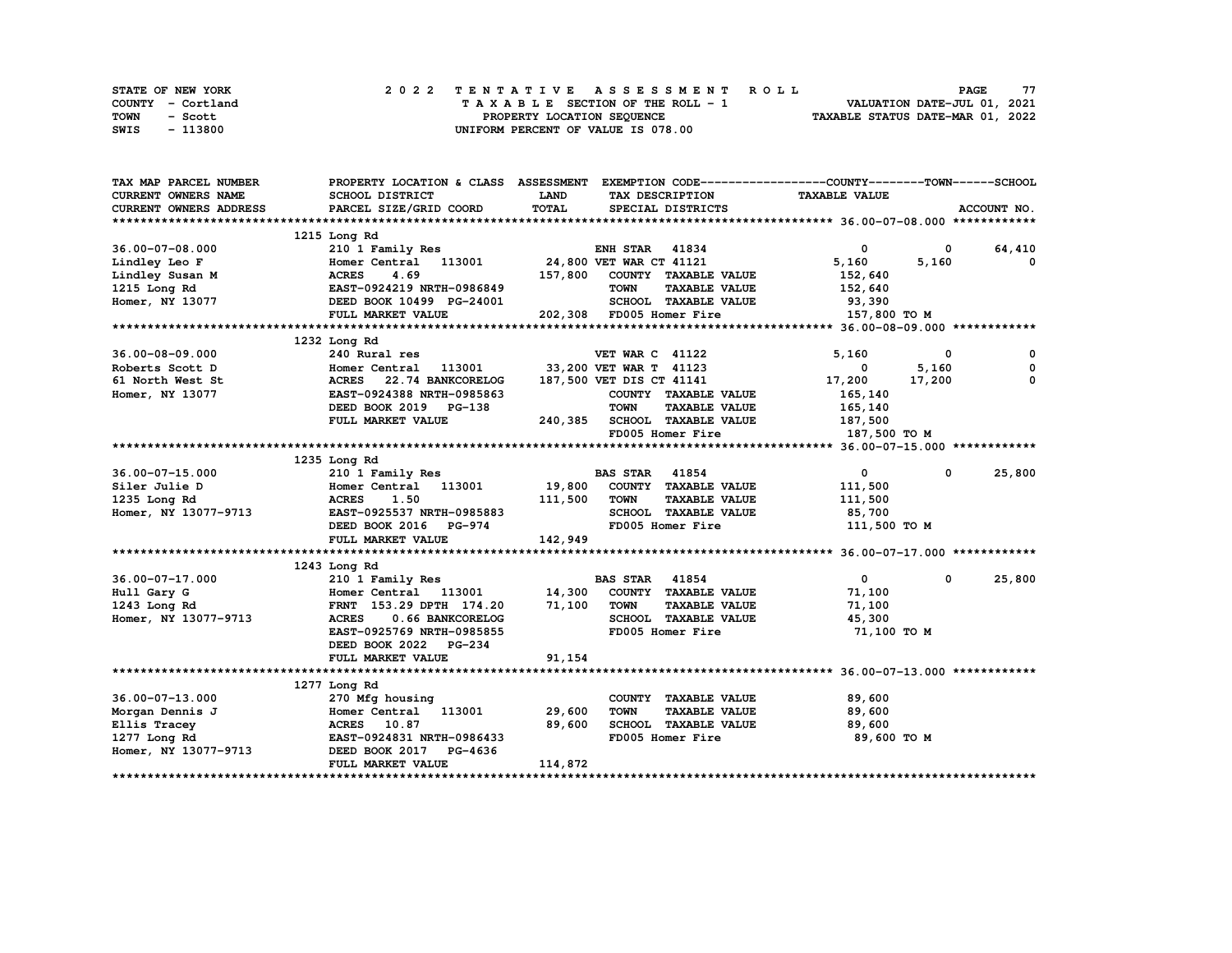STATE OF NEW YORK 2 0 2 2 T E N T A T I V E A S S E S S M E N T R O L L
COUNTY - Cortland T A X A B L E SECTION OF THE ROLL - 1 VALUATION DATE-JUL 01, 2021
TOWN - Scott PROPERTY LOCATION SEQUENCE TAXABLE STATUS DATE-MAR 01, 2022
SWIS - 113800 UNIFORM PERCENT OF VALUE IS 078.00

| TAX MAP PARCEL NUMBER<br>CURRENT OWNERS NAME<br>CURRENT OWNERS ADDRESS | PROPERTY LOCATION & CLASS<br>SCHOOL DISTRICT<br>PARCEL SIZE/GRID COORD | ASSESSMENT<br>LAND<br>TOTAL | EXEMPTION CODE<br>TAX DESCRIPTION<br>SPECIAL DISTRICTS | COUNTY<br>TAXABLE VALUE | TOWN | SCHOOL<br>ACCOUNT NO. |
|---|---|---|---|---|---|---|
| **36.00-07-08.000** | 1215 Long Rd | | | | | |
| 36.00-07-08.000 | 210 1 Family Res | | ENH STAR 41834 | 0 | 0 | 64,410 |
| Lindley Leo F | Homer Central 113001 | 24,800 | VET WAR CT 41121 | 5,160 | 5,160 | 0 |
| Lindley Susan M | ACRES 4.69 | 157,800 | COUNTY TAXABLE VALUE | 152,640 | | |
| 1215 Long Rd | EAST-0924219 NRTH-0986849 | | TOWN TAXABLE VALUE | 152,640 | | |
| Homer, NY 13077 | DEED BOOK 10499 PG-24001 | | SCHOOL TAXABLE VALUE | 93,390 | | |
| | FULL MARKET VALUE | 202,308 | FD005 Homer Fire | 157,800 TO M | | |
| **36.00-08-09.000** | 1232 Long Rd | | | | | |
| 36.00-08-09.000 | 240 Rural res | | VET WAR C 41122 | 5,160 | 0 | 0 |
| Roberts Scott D | Homer Central 113001 | 33,200 | VET WAR T 41123 | 0 | 5,160 | 0 |
| 61 North West St | ACRES 22.74 BANKCORELOG | 187,500 | VET DIS CT 41141 | 17,200 | 17,200 | 0 |
| Homer, NY 13077 | EAST-0924388 NRTH-0985863 | | COUNTY TAXABLE VALUE | 165,140 | | |
| | DEED BOOK 2019 PG-138 | | TOWN TAXABLE VALUE | 165,140 | | |
| | FULL MARKET VALUE | 240,385 | SCHOOL TAXABLE VALUE | 187,500 | | |
| | | | FD005 Homer Fire | 187,500 TO M | | |
| **36.00-07-15.000** | 1235 Long Rd | | | | | |
| 36.00-07-15.000 | 210 1 Family Res | | BAS STAR 41854 | 0 | 0 | 25,800 |
| Siler Julie D | Homer Central 113001 | 19,800 | COUNTY TAXABLE VALUE | 111,500 | | |
| 1235 Long Rd | ACRES 1.50 | 111,500 | TOWN TAXABLE VALUE | 111,500 | | |
| Homer, NY 13077-9713 | EAST-0925537 NRTH-0985883 | | SCHOOL TAXABLE VALUE | 85,700 | | |
| | DEED BOOK 2016 PG-974 | | FD005 Homer Fire | 111,500 TO M | | |
| | FULL MARKET VALUE | 142,949 | | | | |
| **36.00-07-17.000** | 1243 Long Rd | | | | | |
| 36.00-07-17.000 | 210 1 Family Res | | BAS STAR 41854 | 0 | 0 | 25,800 |
| Hull Gary G | Homer Central 113001 | 14,300 | COUNTY TAXABLE VALUE | 71,100 | | |
| 1243 Long Rd | FRNT 153.29 DPTH 174.20 | 71,100 | TOWN TAXABLE VALUE | 71,100 | | |
| Homer, NY 13077-9713 | ACRES 0.66 BANKCORELOG | | SCHOOL TAXABLE VALUE | 45,300 | | |
| | EAST-0925769 NRTH-0985855 | | FD005 Homer Fire | 71,100 TO M | | |
| | DEED BOOK 2022 PG-234 | | | | | |
| | FULL MARKET VALUE | 91,154 | | | | |
| **36.00-07-13.000** | 1277 Long Rd | | | | | |
| 36.00-07-13.000 | 270 Mfg housing | | COUNTY TAXABLE VALUE | 89,600 | | |
| Morgan Dennis J | Homer Central 113001 | 29,600 | TOWN TAXABLE VALUE | 89,600 | | |
| Ellis Tracey | ACRES 10.87 | 89,600 | SCHOOL TAXABLE VALUE | 89,600 | | |
| 1277 Long Rd | EAST-0924831 NRTH-0986433 | | FD005 Homer Fire | 89,600 TO M | | |
| Homer, NY 13077-9713 | DEED BOOK 2017 PG-4636 | | | | | |
| | FULL MARKET VALUE | 114,872 | | | | |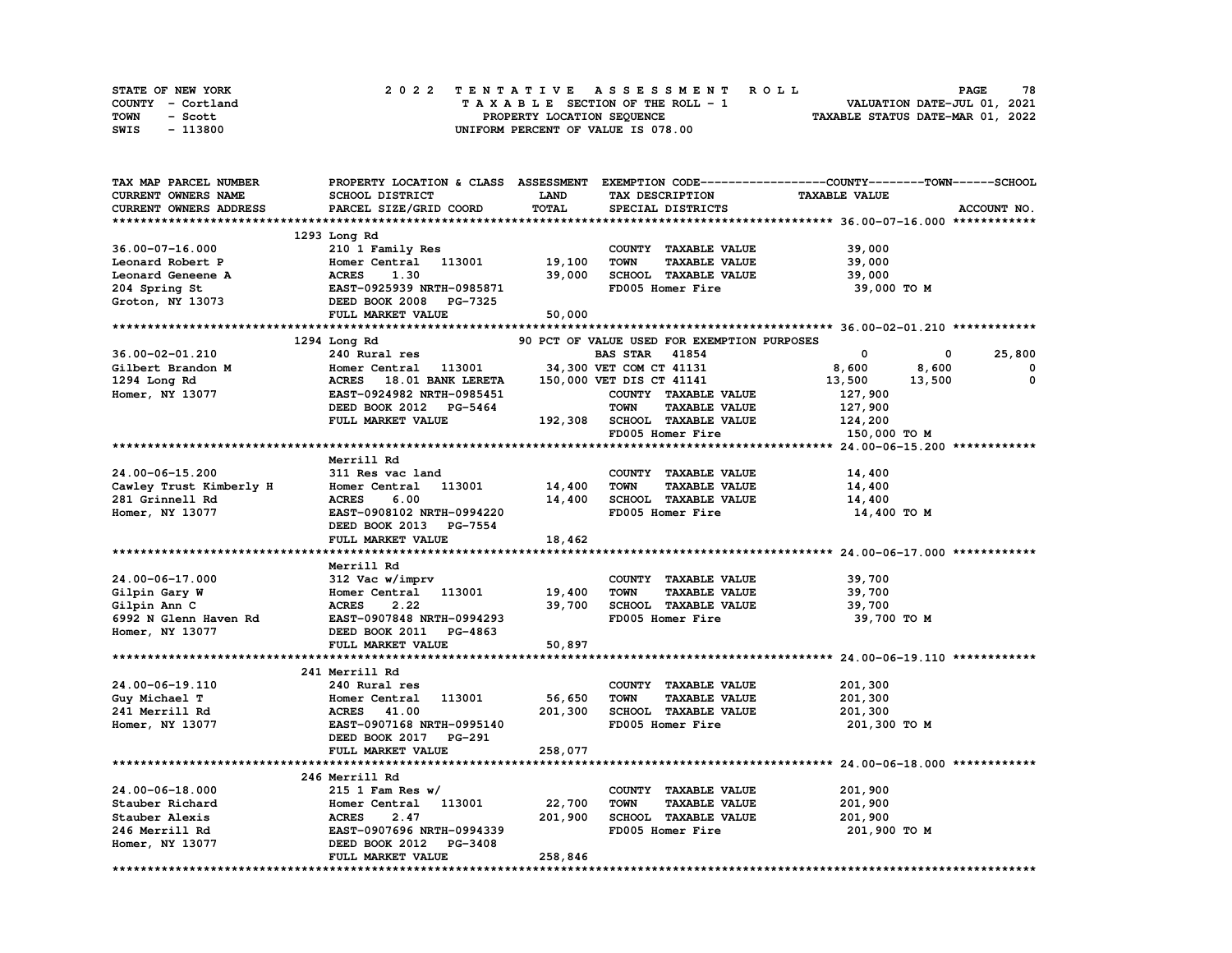STATE OF NEW YORK
COUNTY - Cortland
TOWN - Scott
SWIS - 113800

2022 TENTATIVE ASSESSMENT ROLL
TAXABLE SECTION OF THE ROLL - 1
PROPERTY LOCATION SEQUENCE
UNIFORM PERCENT OF VALUE IS 078.00

VALUATION DATE-JUL 01, 2021
TAXABLE STATUS DATE-MAR 01, 2022

| TAX MAP PARCEL NUMBER / CURRENT OWNERS NAME / CURRENT OWNERS ADDRESS | PROPERTY LOCATION & CLASS / SCHOOL DISTRICT / PARCEL SIZE/GRID COORD | ASSESSMENT LAND / TOTAL | EXEMPTION CODE / TAX DESCRIPTION / SPECIAL DISTRICTS | COUNTY | TOWN | SCHOOL |
|---|---|---|---|---|---|---|
| **36.00-07-16.000** | 1293 Long Rd | | | | | |
| 36.00-07-16.000 | 210 1 Family Res | | COUNTY TAXABLE VALUE | 39,000 | | |
| Leonard Robert P | Homer Central 113001 | 19,100 | TOWN TAXABLE VALUE | | 39,000 | |
| Leonard Geneene A | ACRES 1.30 | 39,000 | SCHOOL TAXABLE VALUE | | | 39,000 |
| 204 Spring St | EAST-0925939 NRTH-0985871 | | FD005 Homer Fire | 39,000 TO M | | |
| Groton, NY 13073 | DEED BOOK 2008 PG-7325 | | | | | |
| | FULL MARKET VALUE | 50,000 | | | | |
| **36.00-02-01.210** | 1294 Long Rd | | 90 PCT OF VALUE USED FOR EXEMPTION PURPOSES | | | |
| 36.00-02-01.210 | 240 Rural res | | BAS STAR 41854 | 0 | 0 | 25,800 |
| Gilbert Brandon M | Homer Central 113001 | 34,300 | VET COM CT 41131 | 8,600 | 8,600 | 0 |
| 1294 Long Rd | ACRES 18.01 BANK LERETA | 150,000 | VET DIS CT 41141 | 13,500 | 13,500 | 0 |
| Homer, NY 13077 | EAST-0924982 NRTH-0985451 | | COUNTY TAXABLE VALUE | 127,900 | | |
| | DEED BOOK 2012 PG-5464 | | TOWN TAXABLE VALUE | | 127,900 | |
| | FULL MARKET VALUE | 192,308 | SCHOOL TAXABLE VALUE | | | 124,200 |
| | | | FD005 Homer Fire | 150,000 TO M | | |
| **24.00-06-15.200** | Merrill Rd | | | | | |
| 24.00-06-15.200 | 311 Res vac land | | COUNTY TAXABLE VALUE | 14,400 | | |
| Cawley Trust Kimberly H | Homer Central 113001 | 14,400 | TOWN TAXABLE VALUE | | 14,400 | |
| 281 Grinnell Rd | ACRES 6.00 | 14,400 | SCHOOL TAXABLE VALUE | | | 14,400 |
| Homer, NY 13077 | EAST-0908102 NRTH-0994220 | | FD005 Homer Fire | 14,400 TO M | | |
| | DEED BOOK 2013 PG-7554 | | | | | |
| | FULL MARKET VALUE | 18,462 | | | | |
| **24.00-06-17.000** | Merrill Rd | | | | | |
| 24.00-06-17.000 | 312 Vac w/imprv | | COUNTY TAXABLE VALUE | 39,700 | | |
| Gilpin Gary W | Homer Central 113001 | 19,400 | TOWN TAXABLE VALUE | | 39,700 | |
| Gilpin Ann C | ACRES 2.22 | 39,700 | SCHOOL TAXABLE VALUE | | | 39,700 |
| 6992 N Glenn Haven Rd | EAST-0907848 NRTH-0994293 | | FD005 Homer Fire | 39,700 TO M | | |
| Homer, NY 13077 | DEED BOOK 2011 PG-4863 | | | | | |
| | FULL MARKET VALUE | 50,897 | | | | |
| **24.00-06-19.110** | 241 Merrill Rd | | | | | |
| 24.00-06-19.110 | 240 Rural res | | COUNTY TAXABLE VALUE | 201,300 | | |
| Guy Michael T | Homer Central 113001 | 56,650 | TOWN TAXABLE VALUE | | 201,300 | |
| 241 Merrill Rd | ACRES 41.00 | 201,300 | SCHOOL TAXABLE VALUE | | | 201,300 |
| Homer, NY 13077 | EAST-0907168 NRTH-0995140 | | FD005 Homer Fire | 201,300 TO M | | |
| | DEED BOOK 2017 PG-291 | | | | | |
| | FULL MARKET VALUE | 258,077 | | | | |
| **24.00-06-18.000** | 246 Merrill Rd | | | | | |
| 24.00-06-18.000 | 215 1 Fam Res w/ | | COUNTY TAXABLE VALUE | 201,900 | | |
| Stauber Richard | Homer Central 113001 | 22,700 | TOWN TAXABLE VALUE | | 201,900 | |
| Stauber Alexis | ACRES 2.47 | 201,900 | SCHOOL TAXABLE VALUE | | | 201,900 |
| 246 Merrill Rd | EAST-0907696 NRTH-0994339 | | FD005 Homer Fire | 201,900 TO M | | |
| Homer, NY 13077 | DEED BOOK 2012 PG-3408 | | | | | |
| | FULL MARKET VALUE | 258,846 | | | | |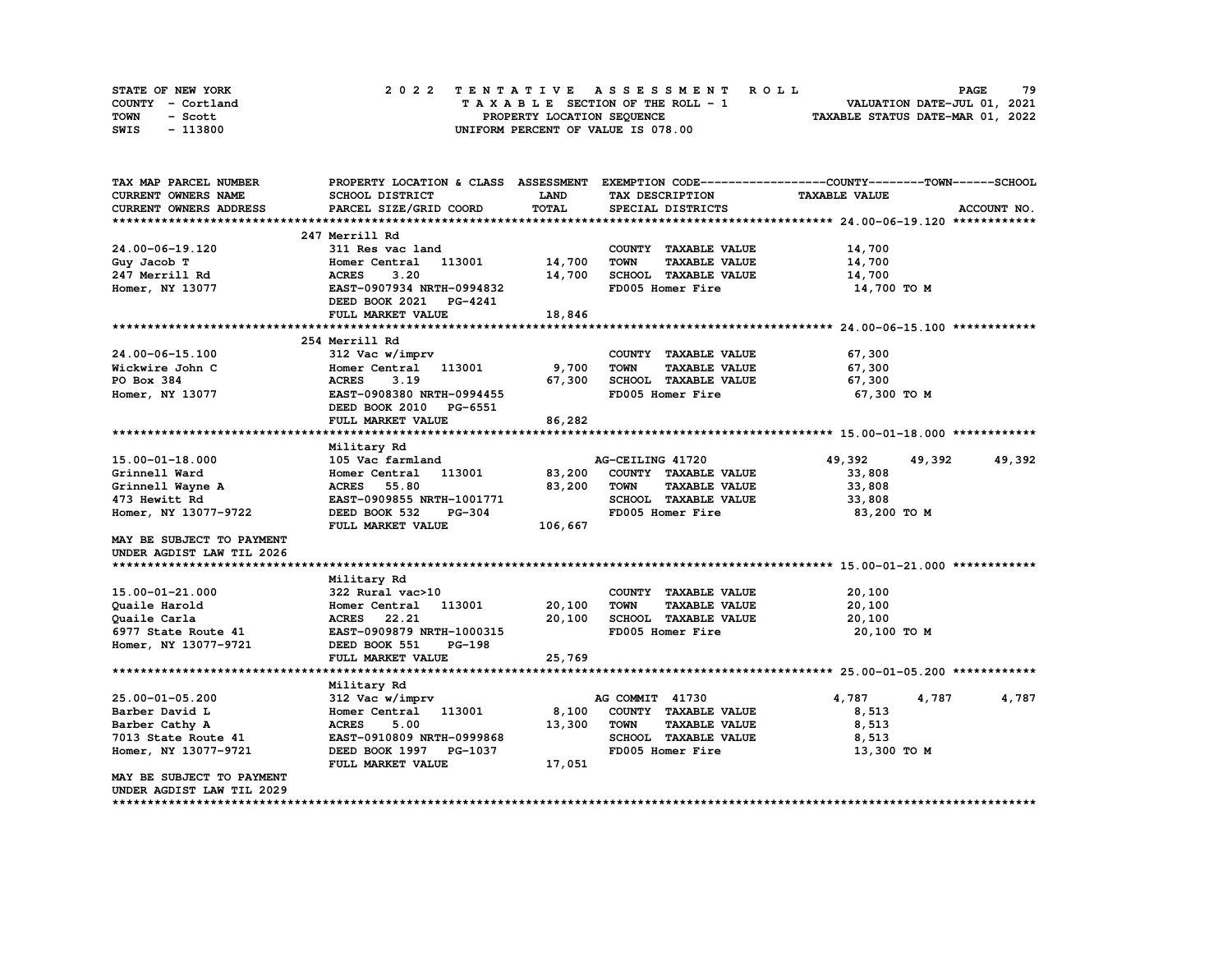STATE OF NEW YORK
COUNTY - Cortland
TOWN - Scott
SWIS - 113800

2022 TENTATIVE ASSESSMENT ROLL
TAXABLE SECTION OF THE ROLL - 1
PROPERTY LOCATION SEQUENCE
UNIFORM PERCENT OF VALUE IS 078.00

VALUATION DATE-JUL 01, 2021
TAXABLE STATUS DATE-MAR 01, 2022

| TAX MAP PARCEL NUMBER / CURRENT OWNERS NAME / CURRENT OWNERS ADDRESS | PROPERTY LOCATION & CLASS / SCHOOL DISTRICT / PARCEL SIZE/GRID COORD | ASSESSMENT LAND / TOTAL | EXEMPTION CODE / TAX DESCRIPTION / SPECIAL DISTRICTS | COUNTY | TOWN | SCHOOL |
|---|---|---|---|---|---|---|
| **24.00-06-19.120** | 247 Merrill Rd | | | | | |
| 24.00-06-19.120 | 311 Res vac land | | COUNTY TAXABLE VALUE | 14,700 | | |
| Guy Jacob T | Homer Central 113001 | 14,700 | TOWN TAXABLE VALUE | 14,700 | | |
| 247 Merrill Rd | ACRES 3.20 | 14,700 | SCHOOL TAXABLE VALUE | 14,700 | | |
| Homer, NY 13077 | EAST-0907934 NRTH-0994832 | | FD005 Homer Fire | 14,700 TO M | | |
| | DEED BOOK 2021 PG-4241 | | | | | |
| | FULL MARKET VALUE | 18,846 | | | | |
| **24.00-06-15.100** | 254 Merrill Rd | | | | | |
| 24.00-06-15.100 | 312 Vac w/imprv | | COUNTY TAXABLE VALUE | 67,300 | | |
| Wickwire John C | Homer Central 113001 | 9,700 | TOWN TAXABLE VALUE | 67,300 | | |
| PO Box 384 | ACRES 3.19 | 67,300 | SCHOOL TAXABLE VALUE | 67,300 | | |
| Homer, NY 13077 | EAST-0908380 NRTH-0994455 | | FD005 Homer Fire | 67,300 TO M | | |
| | DEED BOOK 2010 PG-6551 | | | | | |
| | FULL MARKET VALUE | 86,282 | | | | |
| **15.00-01-18.000** | Military Rd | | | | | |
| 15.00-01-18.000 | 105 Vac farmland | | AG-CEILING 41720 | 49,392 | 49,392 | 49,392 |
| Grinnell Ward | Homer Central 113001 | 83,200 | COUNTY TAXABLE VALUE | 33,808 | | |
| Grinnell Wayne A | ACRES 55.80 | 83,200 | TOWN TAXABLE VALUE | 33,808 | | |
| 473 Hewitt Rd | EAST-0909855 NRTH-1001771 | | SCHOOL TAXABLE VALUE | 33,808 | | |
| Homer, NY 13077-9722 | DEED BOOK 532 PG-304 | | FD005 Homer Fire | 83,200 TO M | | |
| | FULL MARKET VALUE | 106,667 | | | | |
| MAY BE SUBJECT TO PAYMENT UNDER AGDIST LAW TIL 2026 | | | | | | |
| **15.00-01-21.000** | Military Rd | | | | | |
| 15.00-01-21.000 | 322 Rural vac>10 | | COUNTY TAXABLE VALUE | 20,100 | | |
| Quaile Harold | Homer Central 113001 | 20,100 | TOWN TAXABLE VALUE | 20,100 | | |
| Quaile Carla | ACRES 22.21 | 20,100 | SCHOOL TAXABLE VALUE | 20,100 | | |
| 6977 State Route 41 | EAST-0909879 NRTH-1000315 | | FD005 Homer Fire | 20,100 TO M | | |
| Homer, NY 13077-9721 | DEED BOOK 551 PG-198 | | | | | |
| | FULL MARKET VALUE | 25,769 | | | | |
| **25.00-01-05.200** | Military Rd | | | | | |
| 25.00-01-05.200 | 312 Vac w/imprv | | AG COMMIT 41730 | 4,787 | 4,787 | 4,787 |
| Barber David L | Homer Central 113001 | 8,100 | COUNTY TAXABLE VALUE | 8,513 | | |
| Barber Cathy A | ACRES 5.00 | 13,300 | TOWN TAXABLE VALUE | 8,513 | | |
| 7013 State Route 41 | EAST-0910809 NRTH-0999868 | | SCHOOL TAXABLE VALUE | 8,513 | | |
| Homer, NY 13077-9721 | DEED BOOK 1997 PG-1037 | | FD005 Homer Fire | 13,300 TO M | | |
| | FULL MARKET VALUE | 17,051 | | | | |
| MAY BE SUBJECT TO PAYMENT UNDER AGDIST LAW TIL 2029 | | | | | | |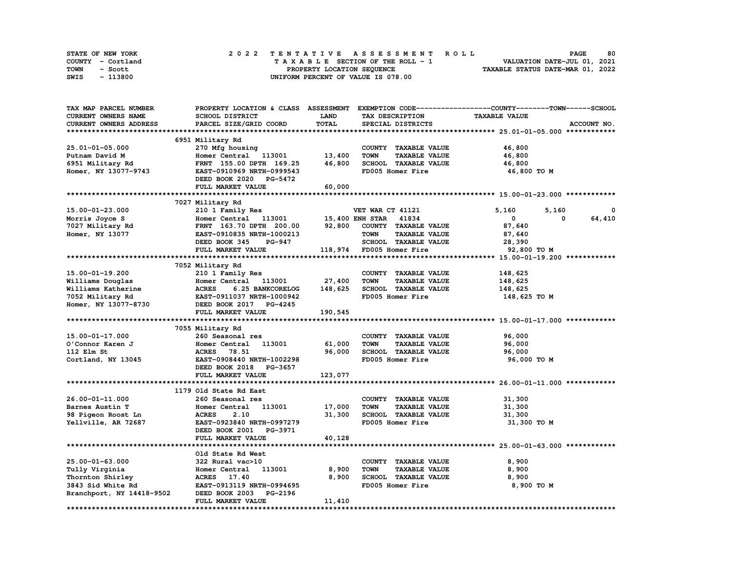STATE OF NEW YORK
COUNTY - Cortland
TOWN - Scott
SWIS - 113800

2 0 2 2 T E N T A T I V E A S S E S S M E N T R O L L
T A X A B L E SECTION OF THE ROLL - 1
PROPERTY LOCATION SEQUENCE
UNIFORM PERCENT OF VALUE IS 078.00

VALUATION DATE-JUL 01, 2021
TAXABLE STATUS DATE-MAR 01, 2022

| TAX MAP PARCEL NUMBER / CURRENT OWNERS NAME / CURRENT OWNERS ADDRESS | PROPERTY LOCATION & CLASS / SCHOOL DISTRICT / PARCEL SIZE/GRID COORD | ASSESSMENT LAND | TOTAL | EXEMPTION CODE / TAX DESCRIPTION / SPECIAL DISTRICTS | COUNTY TAXABLE VALUE | TOWN | SCHOOL | ACCOUNT NO. |
|---|---|---|---|---|---|---|---|---|
| **25.01-01-05.000** | 6951 Military Rd | | | | | | | |
| 25.01-01-05.000 | 270 Mfg housing | | | COUNTY TAXABLE VALUE | 46,800 | | | |
| Putnam David M | Homer Central 113001 | 13,400 | | TOWN TAXABLE VALUE | 46,800 | | | |
| 6951 Military Rd | FRNT 155.00 DPTH 169.25 | | 46,800 | SCHOOL TAXABLE VALUE | 46,800 | | | |
| Homer, NY 13077-9743 | EAST-0910969 NRTH-0999543 | | | FD005 Homer Fire | 46,800 TO M | | | |
| | DEED BOOK 2020 PG-5472 | | | | | | | |
| | FULL MARKET VALUE | | 60,000 | | | | | |
| **15.00-01-23.000** | 7027 Military Rd | | | | | | | |
| 15.00-01-23.000 | 210 1 Family Res | | | VET WAR CT 41121 | 5,160 | 5,160 | 0 | |
| Morris Joyce S | Homer Central 113001 | 15,400 | | ENH STAR 41834 | 0 | 0 | 64,410 | |
| 7027 Military Rd | FRNT 163.70 DPTH 200.00 | | 92,800 | COUNTY TAXABLE VALUE | 87,640 | | | |
| Homer, NY 13077 | EAST-0910835 NRTH-1000213 | | | TOWN TAXABLE VALUE | 87,640 | | | |
| | DEED BOOK 345 PG-947 | | | SCHOOL TAXABLE VALUE | 28,390 | | | |
| | FULL MARKET VALUE | | 118,974 | FD005 Homer Fire | 92,800 TO M | | | |
| **15.00-01-19.200** | 7052 Military Rd | | | | | | | |
| 15.00-01-19.200 | 210 1 Family Res | | | COUNTY TAXABLE VALUE | 148,625 | | | |
| Williams Douglas | Homer Central 113001 | 27,400 | | TOWN TAXABLE VALUE | 148,625 | | | |
| Williams Katherine | ACRES 6.25 BANKCORELOG | | 148,625 | SCHOOL TAXABLE VALUE | 148,625 | | | |
| 7052 Military Rd | EAST-0911037 NRTH-1000942 | | | FD005 Homer Fire | 148,625 TO M | | | |
| Homer, NY 13077-8730 | DEED BOOK 2017 PG-4245 | | | | | | | |
| | FULL MARKET VALUE | | 190,545 | | | | | |
| **15.00-01-17.000** | 7055 Military Rd | | | | | | | |
| 15.00-01-17.000 | 260 Seasonal res | | | COUNTY TAXABLE VALUE | 96,000 | | | |
| O'Connor Karen J | Homer Central 113001 | 61,000 | | TOWN TAXABLE VALUE | 96,000 | | | |
| 112 Elm St | ACRES 78.51 | | 96,000 | SCHOOL TAXABLE VALUE | 96,000 | | | |
| Cortland, NY 13045 | EAST-0908440 NRTH-1002298 | | | FD005 Homer Fire | 96,000 TO M | | | |
| | DEED BOOK 2018 PG-3657 | | | | | | | |
| | FULL MARKET VALUE | | 123,077 | | | | | |
| **26.00-01-11.000** | 1179 Old State Rd East | | | | | | | |
| 26.00-01-11.000 | 260 Seasonal res | | | COUNTY TAXABLE VALUE | 31,300 | | | |
| Barnes Austin T | Homer Central 113001 | 17,000 | | TOWN TAXABLE VALUE | 31,300 | | | |
| 98 Pigeon Roost Ln | ACRES 2.10 | | 31,300 | SCHOOL TAXABLE VALUE | 31,300 | | | |
| Yellville, AR 72687 | EAST-0923840 NRTH-0997279 | | | FD005 Homer Fire | 31,300 TO M | | | |
| | DEED BOOK 2001 PG-3971 | | | | | | | |
| | FULL MARKET VALUE | | 40,128 | | | | | |
| **25.00-01-63.000** | Old State Rd West | | | | | | | |
| 25.00-01-63.000 | 322 Rural vac>10 | | | COUNTY TAXABLE VALUE | 8,900 | | | |
| Tully Virginia | Homer Central 113001 | 8,900 | | TOWN TAXABLE VALUE | 8,900 | | | |
| Thornton Shirley | ACRES 17.40 | | 8,900 | SCHOOL TAXABLE VALUE | 8,900 | | | |
| 3843 Sid White Rd | EAST-0913119 NRTH-0994695 | | | FD005 Homer Fire | 8,900 TO M | | | |
| Branchport, NY 14418-9502 | DEED BOOK 2003 PG-2196 | | | | | | | |
| | FULL MARKET VALUE | | 11,410 | | | | | |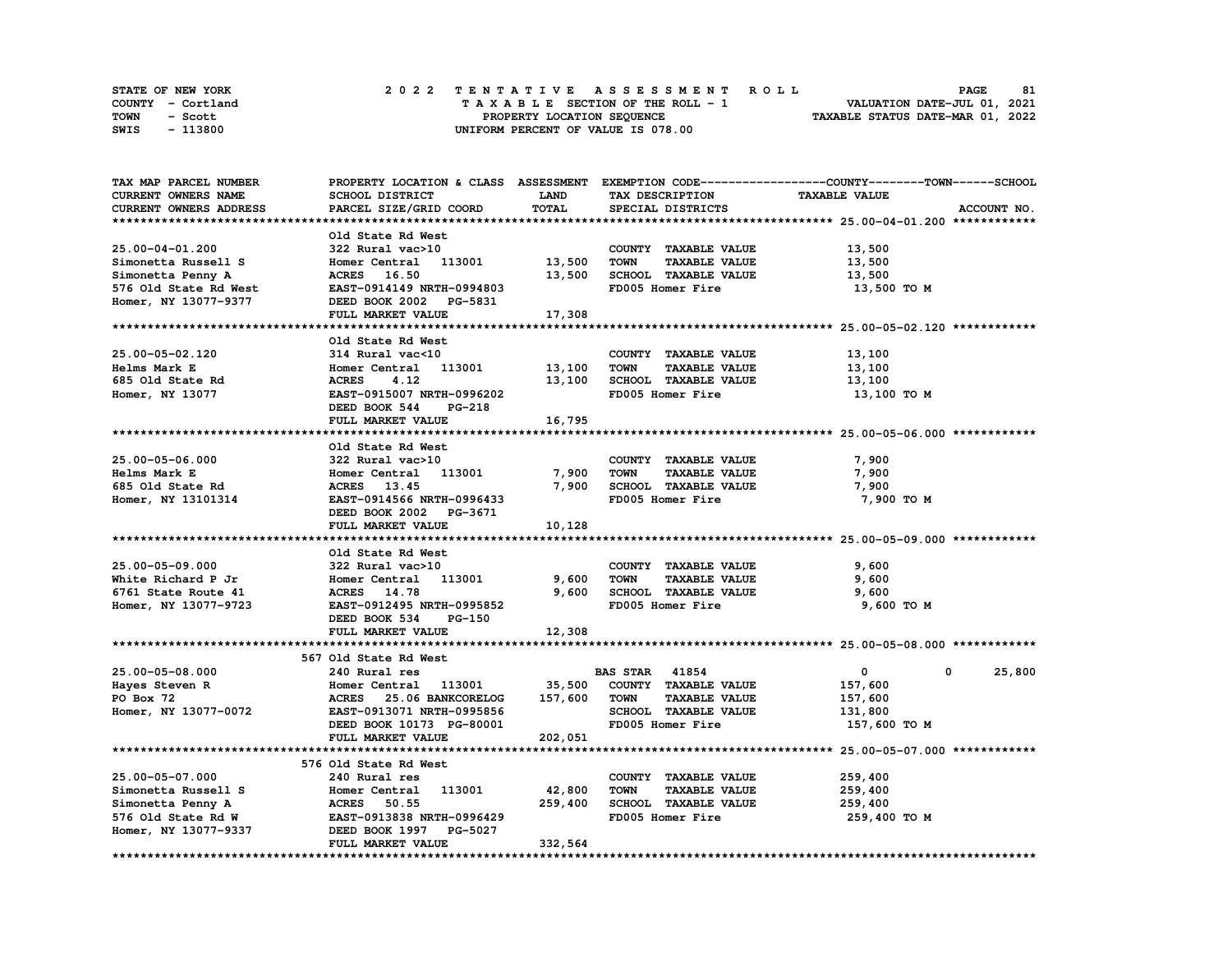STATE OF NEW YORK — 2022 TENTATIVE ASSESSMENT ROLL
COUNTY - Cortland — TAXABLE SECTION OF THE ROLL - 1 — VALUATION DATE-JUL 01, 2021
TOWN - Scott — PROPERTY LOCATION SEQUENCE — TAXABLE STATUS DATE-MAR 01, 2022
SWIS - 113800 — UNIFORM PERCENT OF VALUE IS 078.00

| TAX MAP PARCEL NUMBER / CURRENT OWNERS NAME / CURRENT OWNERS ADDRESS | PROPERTY LOCATION & CLASS / SCHOOL DISTRICT / PARCEL SIZE/GRID COORD | ASSESSMENT LAND | TOTAL | EXEMPTION CODE / TAX DESCRIPTION / SPECIAL DISTRICTS | COUNTY / TOWN / SCHOOL TAXABLE VALUE | ACCOUNT NO. |
|---|---|---|---|---|---|---|
| **25.00-04-01.200** | Old State Rd West | | | | | |
| 25.00-04-01.200 | 322 Rural vac>10 | | | COUNTY TAXABLE VALUE | 13,500 | |
| Simonetta Russell S | Homer Central 113001 | 13,500 | | TOWN TAXABLE VALUE | 13,500 | |
| Simonetta Penny A | ACRES 16.50 | | 13,500 | SCHOOL TAXABLE VALUE | 13,500 | |
| 576 Old State Rd West | EAST-0914149 NRTH-0994803 | | | FD005 Homer Fire | 13,500 TO M | |
| Homer, NY 13077-9377 | DEED BOOK 2002 PG-5831 | | | | | |
| | FULL MARKET VALUE | | 17,308 | | | |
| **25.00-05-02.120** | Old State Rd West | | | | | |
| 25.00-05-02.120 | 314 Rural vac<10 | | | COUNTY TAXABLE VALUE | 13,100 | |
| Helms Mark E | Homer Central 113001 | 13,100 | | TOWN TAXABLE VALUE | 13,100 | |
| 685 Old State Rd | ACRES 4.12 | | 13,100 | SCHOOL TAXABLE VALUE | 13,100 | |
| Homer, NY 13077 | EAST-0915007 NRTH-0996202 | | | FD005 Homer Fire | 13,100 TO M | |
| | DEED BOOK 544 PG-218 | | | | | |
| | FULL MARKET VALUE | | 16,795 | | | |
| **25.00-05-06.000** | Old State Rd West | | | | | |
| 25.00-05-06.000 | 322 Rural vac>10 | | | COUNTY TAXABLE VALUE | 7,900 | |
| Helms Mark E | Homer Central 113001 | 7,900 | | TOWN TAXABLE VALUE | 7,900 | |
| 685 Old State Rd | ACRES 13.45 | | 7,900 | SCHOOL TAXABLE VALUE | 7,900 | |
| Homer, NY 13101314 | EAST-0914566 NRTH-0996433 | | | FD005 Homer Fire | 7,900 TO M | |
| | DEED BOOK 2002 PG-3671 | | | | | |
| | FULL MARKET VALUE | | 10,128 | | | |
| **25.00-05-09.000** | Old State Rd West | | | | | |
| 25.00-05-09.000 | 322 Rural vac>10 | | | COUNTY TAXABLE VALUE | 9,600 | |
| White Richard P Jr | Homer Central 113001 | 9,600 | | TOWN TAXABLE VALUE | 9,600 | |
| 6761 State Route 41 | ACRES 14.78 | | 9,600 | SCHOOL TAXABLE VALUE | 9,600 | |
| Homer, NY 13077-9723 | EAST-0912495 NRTH-0995852 | | | FD005 Homer Fire | 9,600 TO M | |
| | DEED BOOK 534 PG-150 | | | | | |
| | FULL MARKET VALUE | | 12,308 | | | |
| **25.00-05-08.000** | 567 Old State Rd West | | | | | |
| 25.00-05-08.000 | 240 Rural res | | | BAS STAR 41854 | 0 / 0 / 25,800 | |
| Hayes Steven R | Homer Central 113001 | 35,500 | | COUNTY TAXABLE VALUE | 157,600 | |
| PO Box 72 | ACRES 25.06 BANKCORELOG | | 157,600 | TOWN TAXABLE VALUE | 157,600 | |
| Homer, NY 13077-0072 | EAST-0913071 NRTH-0995856 | | | SCHOOL TAXABLE VALUE | 131,800 | |
| | DEED BOOK 10173 PG-80001 | | | FD005 Homer Fire | 157,600 TO M | |
| | FULL MARKET VALUE | | 202,051 | | | |
| **25.00-05-07.000** | 576 Old State Rd West | | | | | |
| 25.00-05-07.000 | 240 Rural res | | | COUNTY TAXABLE VALUE | 259,400 | |
| Simonetta Russell S | Homer Central 113001 | 42,800 | | TOWN TAXABLE VALUE | 259,400 | |
| Simonetta Penny A | ACRES 50.55 | | 259,400 | SCHOOL TAXABLE VALUE | 259,400 | |
| 576 Old State Rd W | EAST-0913838 NRTH-0996429 | | | FD005 Homer Fire | 259,400 TO M | |
| Homer, NY 13077-9337 | DEED BOOK 1997 PG-5027 | | | | | |
| | FULL MARKET VALUE | | 332,564 | | | |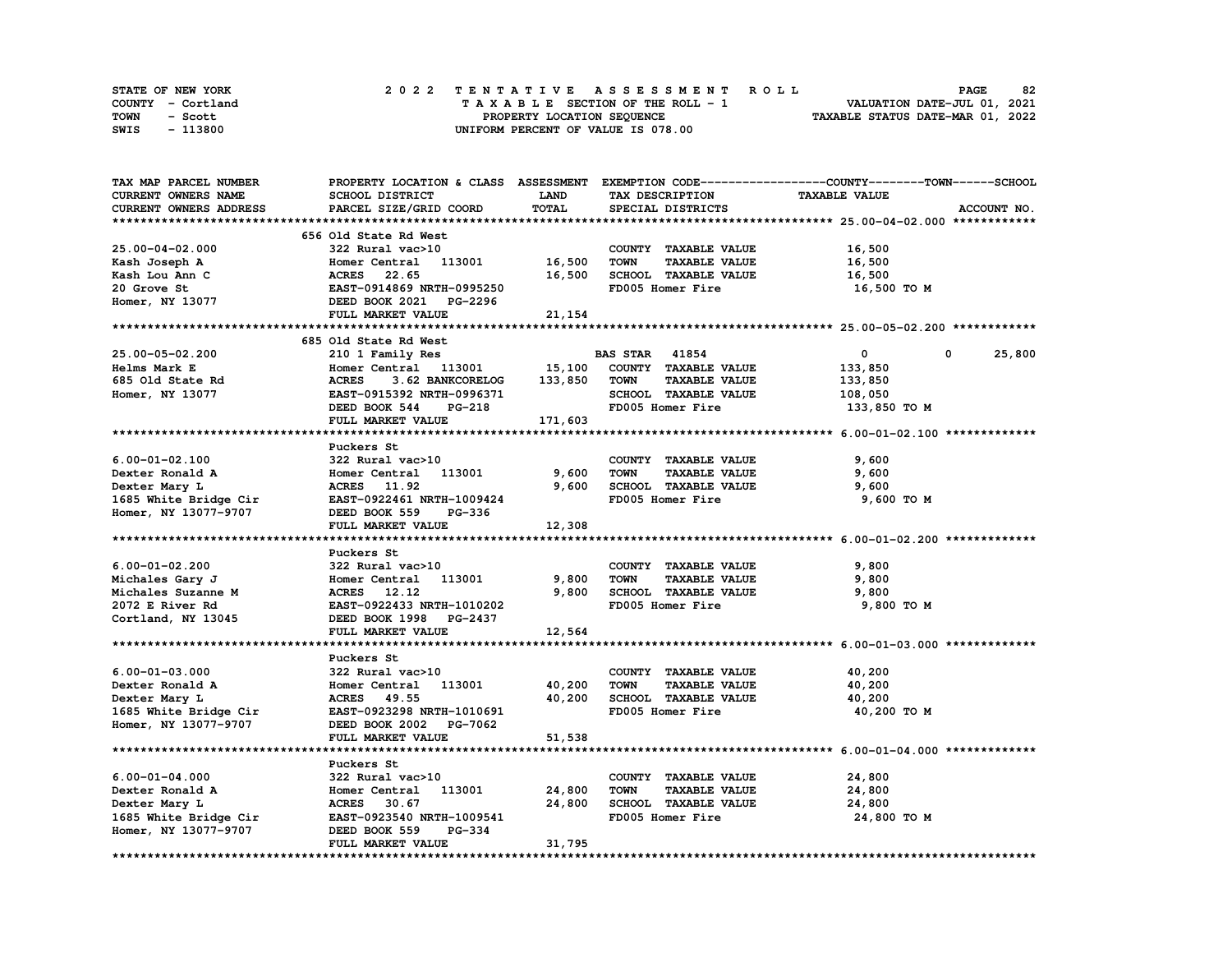STATE OF NEW YORK | 2022 TENTATIVE ASSESSMENT ROLL
COUNTY - Cortland | TAXABLE SECTION OF THE ROLL - 1 | VALUATION DATE-JUL 01, 2021
TOWN - Scott | PROPERTY LOCATION SEQUENCE | TAXABLE STATUS DATE-MAR 01, 2022
SWIS - 113800 | UNIFORM PERCENT OF VALUE IS 078.00

| TAX MAP PARCEL NUMBER / CURRENT OWNERS NAME / CURRENT OWNERS ADDRESS | PROPERTY LOCATION & CLASS / SCHOOL DISTRICT / PARCEL SIZE/GRID COORD | ASSESSMENT LAND / TOTAL | EXEMPTION CODE / TAX DESCRIPTION / SPECIAL DISTRICTS | COUNTY | TOWN | SCHOOL / TAXABLE VALUE | ACCOUNT NO. |
|---|---|---|---|---|---|---|---|
| **25.00-04-02.000** | 656 Old State Rd West | | | | | | |
| 25.00-04-02.000 | 322 Rural vac>10 | | COUNTY TAXABLE VALUE | 16,500 | | | |
| Kash Joseph A | Homer Central 113001 | 16,500 | TOWN TAXABLE VALUE | 16,500 | | | |
| Kash Lou Ann C | ACRES 22.65 | 16,500 | SCHOOL TAXABLE VALUE | 16,500 | | | |
| 20 Grove St | EAST-0914869 NRTH-0995250 | | FD005 Homer Fire | 16,500 TO M | | | |
| Homer, NY 13077 | DEED BOOK 2021 PG-2296 | | | | | | |
| | FULL MARKET VALUE | 21,154 | | | | | |
| **25.00-05-02.200** | 685 Old State Rd West | | | | | | |
| 25.00-05-02.200 | 210 1 Family Res | | BAS STAR 41854 | 0 | 0 | 25,800 | |
| Helms Mark E | Homer Central 113001 | 15,100 | COUNTY TAXABLE VALUE | 133,850 | | | |
| 685 Old State Rd | ACRES 3.62 BANKCORELOG | 133,850 | TOWN TAXABLE VALUE | 133,850 | | | |
| Homer, NY 13077 | EAST-0915392 NRTH-0996371 | | SCHOOL TAXABLE VALUE | 108,050 | | | |
| | DEED BOOK 544 PG-218 | | FD005 Homer Fire | 133,850 TO M | | | |
| | FULL MARKET VALUE | 171,603 | | | | | |
| **6.00-01-02.100** | Puckers St | | | | | | |
| 6.00-01-02.100 | 322 Rural vac>10 | | COUNTY TAXABLE VALUE | 9,600 | | | |
| Dexter Ronald A | Homer Central 113001 | 9,600 | TOWN TAXABLE VALUE | 9,600 | | | |
| Dexter Mary L | ACRES 11.92 | 9,600 | SCHOOL TAXABLE VALUE | 9,600 | | | |
| 1685 White Bridge Cir | EAST-0922461 NRTH-1009424 | | FD005 Homer Fire | 9,600 TO M | | | |
| Homer, NY 13077-9707 | DEED BOOK 559 PG-336 | | | | | | |
| | FULL MARKET VALUE | 12,308 | | | | | |
| **6.00-01-02.200** | Puckers St | | | | | | |
| 6.00-01-02.200 | 322 Rural vac>10 | | COUNTY TAXABLE VALUE | 9,800 | | | |
| Michales Gary J | Homer Central 113001 | 9,800 | TOWN TAXABLE VALUE | 9,800 | | | |
| Michales Suzanne M | ACRES 12.12 | 9,800 | SCHOOL TAXABLE VALUE | 9,800 | | | |
| 2072 E River Rd | EAST-0922433 NRTH-1010202 | | FD005 Homer Fire | 9,800 TO M | | | |
| Cortland, NY 13045 | DEED BOOK 1998 PG-2437 | | | | | | |
| | FULL MARKET VALUE | 12,564 | | | | | |
| **6.00-01-03.000** | Puckers St | | | | | | |
| 6.00-01-03.000 | 322 Rural vac>10 | | COUNTY TAXABLE VALUE | 40,200 | | | |
| Dexter Ronald A | Homer Central 113001 | 40,200 | TOWN TAXABLE VALUE | 40,200 | | | |
| Dexter Mary L | ACRES 49.55 | 40,200 | SCHOOL TAXABLE VALUE | 40,200 | | | |
| 1685 White Bridge Cir | EAST-0923298 NRTH-1010691 | | FD005 Homer Fire | 40,200 TO M | | | |
| Homer, NY 13077-9707 | DEED BOOK 2002 PG-7062 | | | | | | |
| | FULL MARKET VALUE | 51,538 | | | | | |
| **6.00-01-04.000** | Puckers St | | | | | | |
| 6.00-01-04.000 | 322 Rural vac>10 | | COUNTY TAXABLE VALUE | 24,800 | | | |
| Dexter Ronald A | Homer Central 113001 | 24,800 | TOWN TAXABLE VALUE | 24,800 | | | |
| Dexter Mary L | ACRES 30.67 | 24,800 | SCHOOL TAXABLE VALUE | 24,800 | | | |
| 1685 White Bridge Cir | EAST-0923540 NRTH-1009541 | | FD005 Homer Fire | 24,800 TO M | | | |
| Homer, NY 13077-9707 | DEED BOOK 559 PG-334 | | | | | | |
| | FULL MARKET VALUE | 31,795 | | | | | |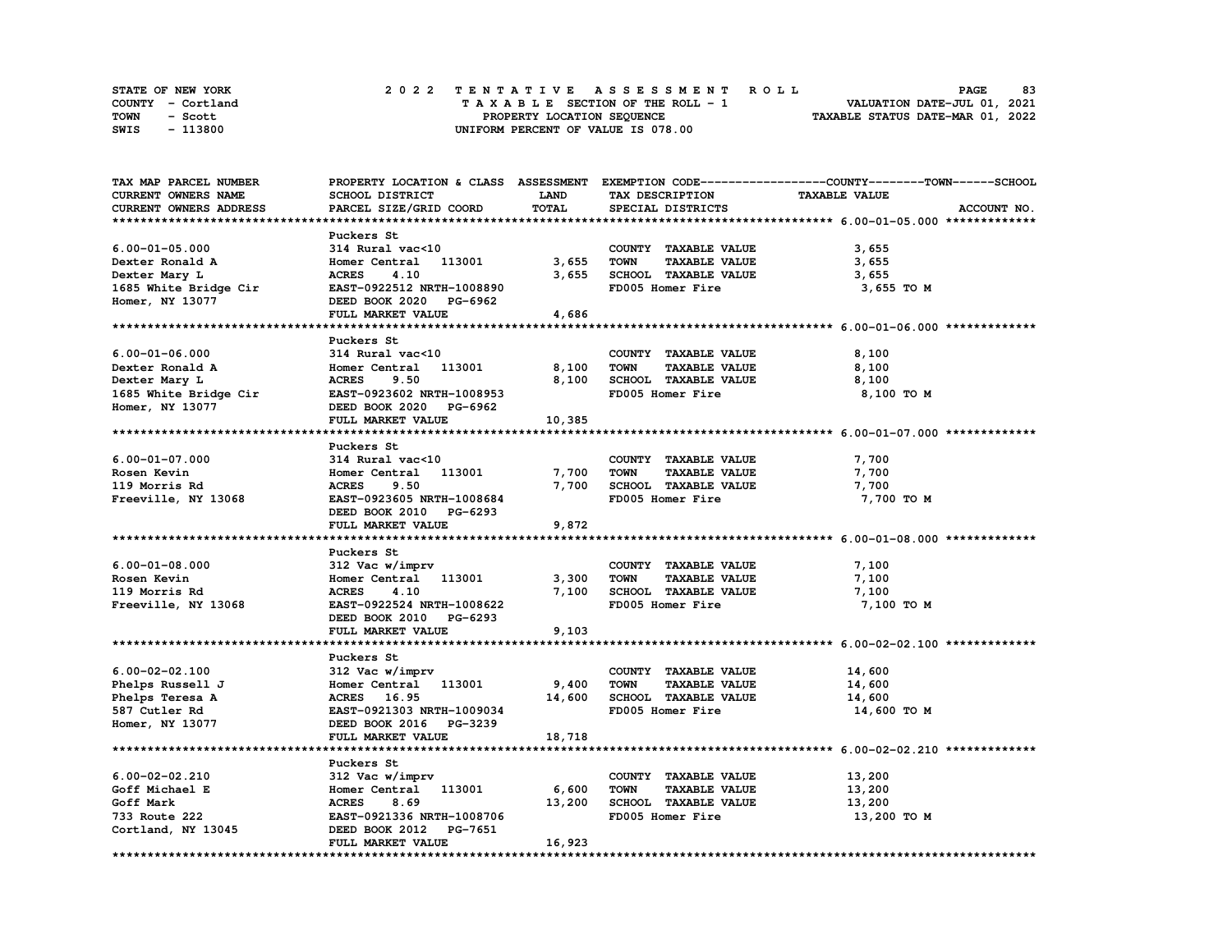STATE OF NEW YORK — 2022 TENTATIVE ASSESSMENT ROLL
COUNTY - Cortland — TAXABLE SECTION OF THE ROLL - 1 — VALUATION DATE-JUL 01, 2021
TOWN - Scott — PROPERTY LOCATION SEQUENCE — TAXABLE STATUS DATE-MAR 01, 2022
SWIS - 113800 — UNIFORM PERCENT OF VALUE IS 078.00

| TAX MAP PARCEL NUMBER / CURRENT OWNERS NAME / CURRENT OWNERS ADDRESS | PROPERTY LOCATION & CLASS / SCHOOL DISTRICT / PARCEL SIZE/GRID COORD | ASSESSMENT LAND / TOTAL | EXEMPTION CODE / TAX DESCRIPTION / SPECIAL DISTRICTS | COUNTY--------TOWN------SCHOOL TAXABLE VALUE | ACCOUNT NO. |
|---|---|---|---|---|---|
| **6.00-01-05.000** | Puckers St | | | | |
| 6.00-01-05.000 | 314 Rural vac<10 | | COUNTY TAXABLE VALUE | 3,655 | |
| Dexter Ronald A | Homer Central 113001 | 3,655 | TOWN TAXABLE VALUE | 3,655 | |
| Dexter Mary L | ACRES 4.10 | 3,655 | SCHOOL TAXABLE VALUE | 3,655 | |
| 1685 White Bridge Cir | EAST-0922512 NRTH-1008890 | | FD005 Homer Fire | 3,655 TO M | |
| Homer, NY 13077 | DEED BOOK 2020 PG-6962 | | | | |
| | FULL MARKET VALUE | 4,686 | | | |
| **6.00-01-06.000** | Puckers St | | | | |
| 6.00-01-06.000 | 314 Rural vac<10 | | COUNTY TAXABLE VALUE | 8,100 | |
| Dexter Ronald A | Homer Central 113001 | 8,100 | TOWN TAXABLE VALUE | 8,100 | |
| Dexter Mary L | ACRES 9.50 | 8,100 | SCHOOL TAXABLE VALUE | 8,100 | |
| 1685 White Bridge Cir | EAST-0923602 NRTH-1008953 | | FD005 Homer Fire | 8,100 TO M | |
| Homer, NY 13077 | DEED BOOK 2020 PG-6962 | | | | |
| | FULL MARKET VALUE | 10,385 | | | |
| **6.00-01-07.000** | Puckers St | | | | |
| 6.00-01-07.000 | 314 Rural vac<10 | | COUNTY TAXABLE VALUE | 7,700 | |
| Rosen Kevin | Homer Central 113001 | 7,700 | TOWN TAXABLE VALUE | 7,700 | |
| 119 Morris Rd | ACRES 9.50 | 7,700 | SCHOOL TAXABLE VALUE | 7,700 | |
| Freeville, NY 13068 | EAST-0923605 NRTH-1008684 | | FD005 Homer Fire | 7,700 TO M | |
| | DEED BOOK 2010 PG-6293 | | | | |
| | FULL MARKET VALUE | 9,872 | | | |
| **6.00-01-08.000** | Puckers St | | | | |
| 6.00-01-08.000 | 312 Vac w/imprv | | COUNTY TAXABLE VALUE | 7,100 | |
| Rosen Kevin | Homer Central 113001 | 3,300 | TOWN TAXABLE VALUE | 7,100 | |
| 119 Morris Rd | ACRES 4.10 | 7,100 | SCHOOL TAXABLE VALUE | 7,100 | |
| Freeville, NY 13068 | EAST-0922524 NRTH-1008622 | | FD005 Homer Fire | 7,100 TO M | |
| | DEED BOOK 2010 PG-6293 | | | | |
| | FULL MARKET VALUE | 9,103 | | | |
| **6.00-02-02.100** | Puckers St | | | | |
| 6.00-02-02.100 | 312 Vac w/imprv | | COUNTY TAXABLE VALUE | 14,600 | |
| Phelps Russell J | Homer Central 113001 | 9,400 | TOWN TAXABLE VALUE | 14,600 | |
| Phelps Teresa A | ACRES 16.95 | 14,600 | SCHOOL TAXABLE VALUE | 14,600 | |
| 587 Cutler Rd | EAST-0921303 NRTH-1009034 | | FD005 Homer Fire | 14,600 TO M | |
| Homer, NY 13077 | DEED BOOK 2016 PG-3239 | | | | |
| | FULL MARKET VALUE | 18,718 | | | |
| **6.00-02-02.210** | Puckers St | | | | |
| 6.00-02-02.210 | 312 Vac w/imprv | | COUNTY TAXABLE VALUE | 13,200 | |
| Goff Michael E | Homer Central 113001 | 6,600 | TOWN TAXABLE VALUE | 13,200 | |
| Goff Mark | ACRES 8.69 | 13,200 | SCHOOL TAXABLE VALUE | 13,200 | |
| 733 Route 222 | EAST-0921336 NRTH-1008706 | | FD005 Homer Fire | 13,200 TO M | |
| Cortland, NY 13045 | DEED BOOK 2012 PG-7651 | | | | |
| | FULL MARKET VALUE | 16,923 | | | |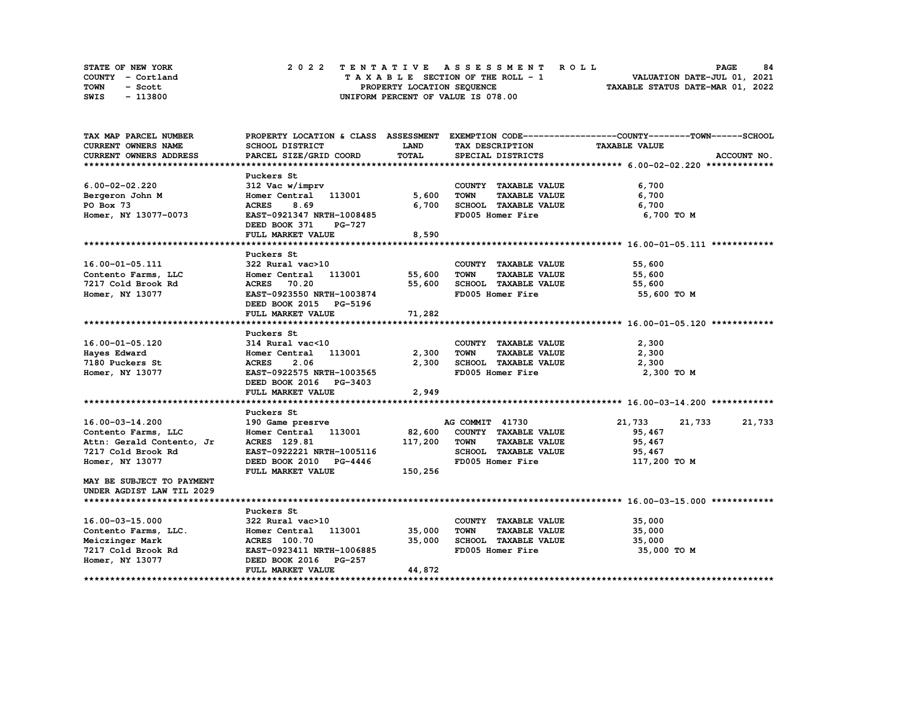STATE OF NEW YORK
COUNTY - Cortland
TOWN - Scott
SWIS - 113800

2 0 2 2 T E N T A T I V E A S S E S S M E N T R O L L
T A X A B L E SECTION OF THE ROLL - 1
PROPERTY LOCATION SEQUENCE
UNIFORM PERCENT OF VALUE IS 078.00

VALUATION DATE-JUL 01, 2021
TAXABLE STATUS DATE-MAR 01, 2022

| TAX MAP PARCEL NUMBER<br>CURRENT OWNERS NAME<br>CURRENT OWNERS ADDRESS | PROPERTY LOCATION & CLASS<br>SCHOOL DISTRICT<br>PARCEL SIZE/GRID COORD | ASSESSMENT<br>LAND<br>TOTAL | EXEMPTION CODE<br>TAX DESCRIPTION<br>SPECIAL DISTRICTS | COUNTY<br>TAXABLE VALUE | TOWN | SCHOOL<br>ACCOUNT NO. |
|---|---|---|---|---|---|---|
| **6.00-02-02.220** | | | | | | |
| | Puckers St | | | | | |
| 6.00-02-02.220 | 312 Vac w/imprv | | COUNTY TAXABLE VALUE | 6,700 | | |
| Bergeron John M | Homer Central 113001 | 5,600 | TOWN TAXABLE VALUE | 6,700 | | |
| PO Box 73 | ACRES 8.69 | 6,700 | SCHOOL TAXABLE VALUE | 6,700 | | |
| Homer, NY 13077-0073 | EAST-0921347 NRTH-1008485 | | FD005 Homer Fire | 6,700 TO M | | |
| | DEED BOOK 371 PG-727 | | | | | |
| | FULL MARKET VALUE | 8,590 | | | | |
| **16.00-01-05.111** | | | | | | |
| | Puckers St | | | | | |
| 16.00-01-05.111 | 322 Rural vac>10 | | COUNTY TAXABLE VALUE | 55,600 | | |
| Contento Farms, LLC | Homer Central 113001 | 55,600 | TOWN TAXABLE VALUE | 55,600 | | |
| 7217 Cold Brook Rd | ACRES 70.20 | 55,600 | SCHOOL TAXABLE VALUE | 55,600 | | |
| Homer, NY 13077 | EAST-0923550 NRTH-1003874 | | FD005 Homer Fire | 55,600 TO M | | |
| | DEED BOOK 2015 PG-5196 | | | | | |
| | FULL MARKET VALUE | 71,282 | | | | |
| **16.00-01-05.120** | | | | | | |
| | Puckers St | | | | | |
| 16.00-01-05.120 | 314 Rural vac<10 | | COUNTY TAXABLE VALUE | 2,300 | | |
| Hayes Edward | Homer Central 113001 | 2,300 | TOWN TAXABLE VALUE | 2,300 | | |
| 7180 Puckers St | ACRES 2.06 | 2,300 | SCHOOL TAXABLE VALUE | 2,300 | | |
| Homer, NY 13077 | EAST-0922575 NRTH-1003565 | | FD005 Homer Fire | 2,300 TO M | | |
| | DEED BOOK 2016 PG-3403 | | | | | |
| | FULL MARKET VALUE | 2,949 | | | | |
| **16.00-03-14.200** | | | | | | |
| | Puckers St | | | | | |
| 16.00-03-14.200 | 190 Game presrve | | AG COMMIT 41730 | 21,733 | 21,733 | 21,733 |
| Contento Farms, LLC | Homer Central 113001 | 82,600 | COUNTY TAXABLE VALUE | 95,467 | | |
| Attn: Gerald Contento, Jr | ACRES 129.81 | 117,200 | TOWN TAXABLE VALUE | 95,467 | | |
| 7217 Cold Brook Rd | EAST-0922221 NRTH-1005116 | | SCHOOL TAXABLE VALUE | 95,467 | | |
| Homer, NY 13077 | DEED BOOK 2010 PG-4446 | | FD005 Homer Fire | 117,200 TO M | | |
| | FULL MARKET VALUE | 150,256 | | | | |
| MAY BE SUBJECT TO PAYMENT<br>UNDER AGDIST LAW TIL 2029 | | | | | | |
| **16.00-03-15.000** | | | | | | |
| | Puckers St | | | | | |
| 16.00-03-15.000 | 322 Rural vac>10 | | COUNTY TAXABLE VALUE | 35,000 | | |
| Contento Farms, LLC. | Homer Central 113001 | 35,000 | TOWN TAXABLE VALUE | 35,000 | | |
| Meiczinger Mark | ACRES 100.70 | 35,000 | SCHOOL TAXABLE VALUE | 35,000 | | |
| 7217 Cold Brook Rd | EAST-0923411 NRTH-1006885 | | FD005 Homer Fire | 35,000 TO M | | |
| Homer, NY 13077 | DEED BOOK 2016 PG-257 | | | | | |
| | FULL MARKET VALUE | 44,872 | | | | |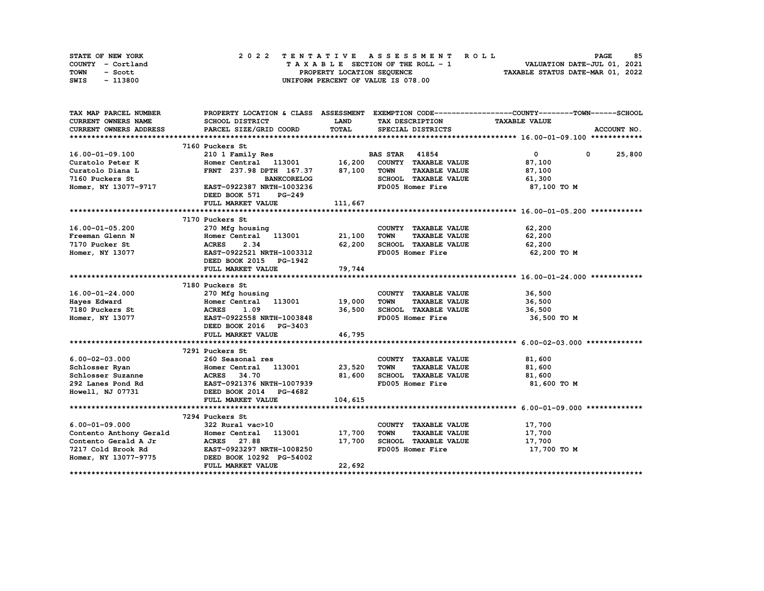STATE OF NEW YORK
COUNTY - Cortland
TOWN - Scott
SWIS - 113800

# 2022 TENTATIVE ASSESSMENT ROLL

TAXABLE SECTION OF THE ROLL - 1
PROPERTY LOCATION SEQUENCE
UNIFORM PERCENT OF VALUE IS 078.00

VALUATION DATE-JUL 01, 2021
TAXABLE STATUS DATE-MAR 01, 2022

| TAX MAP PARCEL NUMBER / CURRENT OWNERS NAME / CURRENT OWNERS ADDRESS | PROPERTY LOCATION & CLASS / SCHOOL DISTRICT / PARCEL SIZE/GRID COORD | ASSESSMENT LAND / TOTAL | EXEMPTION CODE / TAX DESCRIPTION / SPECIAL DISTRICTS | COUNTY | TOWN | SCHOOL TAXABLE VALUE / ACCOUNT NO. |
|---|---|---|---|---|---|---|
| **16.00-01-09.100** | 7160 Puckers St | | | | | |
| 16.00-01-09.100 | 210 1 Family Res | | BAS STAR 41854 | 0 | 0 | 25,800 |
| Curatolo Peter K | Homer Central 113001 | 16,200 | COUNTY TAXABLE VALUE | 87,100 | | |
| Curatolo Diana L | FRNT 237.98 DPTH 167.37 | 87,100 | TOWN TAXABLE VALUE | | 87,100 | |
| 7160 Puckers St | BANKCORELOG | | SCHOOL TAXABLE VALUE | | | 61,300 |
| Homer, NY 13077-9717 | EAST-0922387 NRTH-1003236 | | FD005 Homer Fire | 87,100 TO M | | |
| | DEED BOOK 571 PG-249 | | | | | |
| | FULL MARKET VALUE | 111,667 | | | | |
| **16.00-01-05.200** | 7170 Puckers St | | | | | |
| 16.00-01-05.200 | 270 Mfg housing | | COUNTY TAXABLE VALUE | 62,200 | | |
| Freeman Glenn N | Homer Central 113001 | 21,100 | TOWN TAXABLE VALUE | | 62,200 | |
| 7170 Pucker St | ACRES 2.34 | 62,200 | SCHOOL TAXABLE VALUE | | | 62,200 |
| Homer, NY 13077 | EAST-0922521 NRTH-1003312 | | FD005 Homer Fire | 62,200 TO M | | |
| | DEED BOOK 2015 PG-1942 | | | | | |
| | FULL MARKET VALUE | 79,744 | | | | |
| **16.00-01-24.000** | 7180 Puckers St | | | | | |
| 16.00-01-24.000 | 270 Mfg housing | | COUNTY TAXABLE VALUE | 36,500 | | |
| Hayes Edward | Homer Central 113001 | 19,000 | TOWN TAXABLE VALUE | | 36,500 | |
| 7180 Puckers St | ACRES 1.09 | 36,500 | SCHOOL TAXABLE VALUE | | | 36,500 |
| Homer, NY 13077 | EAST-0922558 NRTH-1003848 | | FD005 Homer Fire | 36,500 TO M | | |
| | DEED BOOK 2016 PG-3403 | | | | | |
| | FULL MARKET VALUE | 46,795 | | | | |
| **6.00-02-03.000** | 7291 Puckers St | | | | | |
| 6.00-02-03.000 | 260 Seasonal res | | COUNTY TAXABLE VALUE | 81,600 | | |
| Schlosser Ryan | Homer Central 113001 | 23,520 | TOWN TAXABLE VALUE | | 81,600 | |
| Schlosser Suzanne | ACRES 34.70 | 81,600 | SCHOOL TAXABLE VALUE | | | 81,600 |
| 292 Lanes Pond Rd | EAST-0921376 NRTH-1007939 | | FD005 Homer Fire | 81,600 TO M | | |
| Howell, NJ 07731 | DEED BOOK 2014 PG-4682 | | | | | |
| | FULL MARKET VALUE | 104,615 | | | | |
| **6.00-01-09.000** | 7294 Puckers St | | | | | |
| 6.00-01-09.000 | 322 Rural vac>10 | | COUNTY TAXABLE VALUE | 17,700 | | |
| Contento Anthony Gerald | Homer Central 113001 | 17,700 | TOWN TAXABLE VALUE | | 17,700 | |
| Contento Gerald A Jr | ACRES 27.88 | 17,700 | SCHOOL TAXABLE VALUE | | | 17,700 |
| 7217 Cold Brook Rd | EAST-0923297 NRTH-1008250 | | FD005 Homer Fire | 17,700 TO M | | |
| Homer, NY 13077-9775 | DEED BOOK 10292 PG-54002 | | | | | |
| | FULL MARKET VALUE | 22,692 | | | | |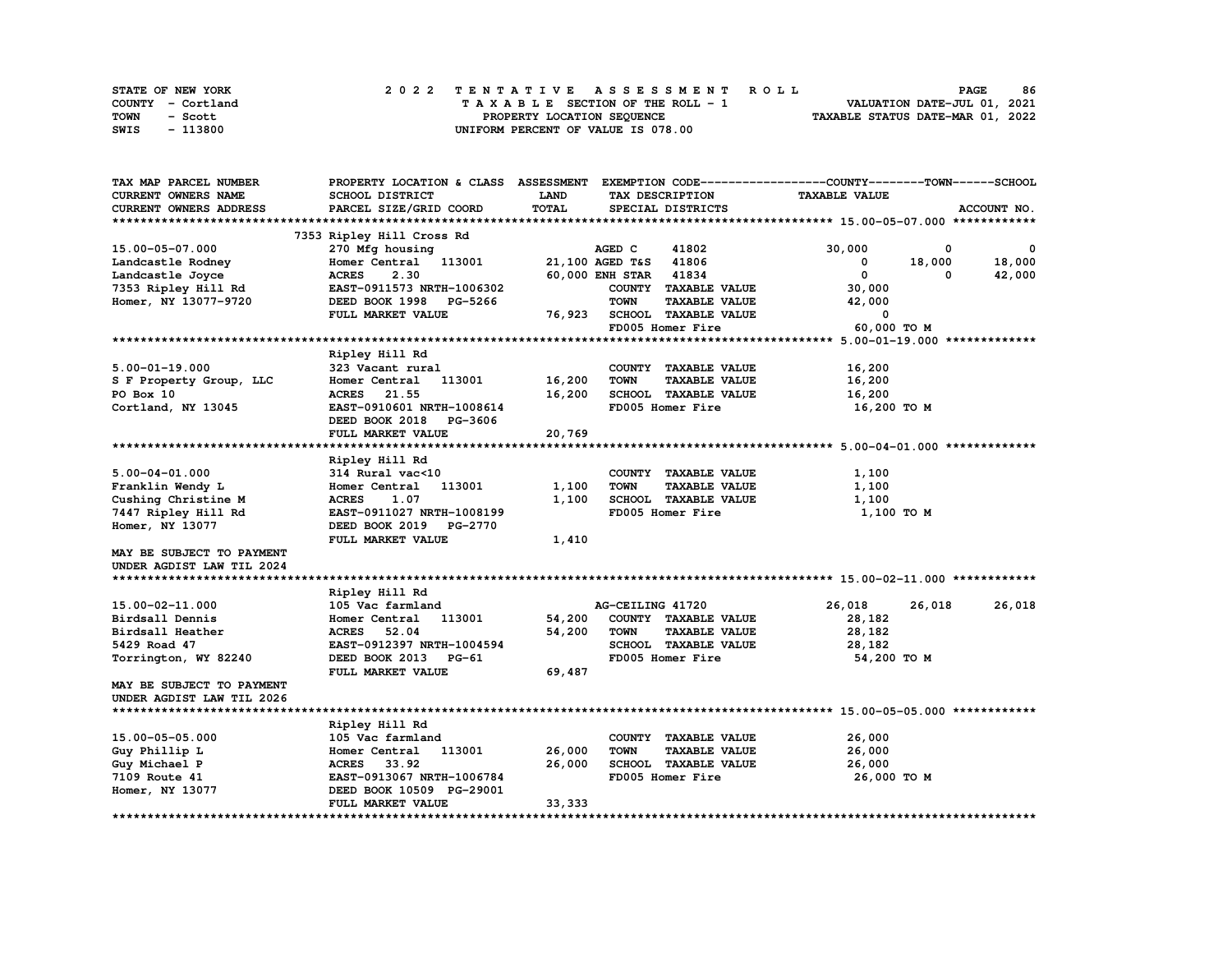STATE OF NEW YORK
COUNTY - Cortland
TOWN - Scott
SWIS - 113800

2022 TENTATIVE ASSESSMENT ROLL
TAXABLE SECTION OF THE ROLL - 1
PROPERTY LOCATION SEQUENCE
UNIFORM PERCENT OF VALUE IS 078.00

VALUATION DATE-JUL 01, 2021
TAXABLE STATUS DATE-MAR 01, 2022

```
TAX MAP PARCEL NUMBER        PROPERTY LOCATION & CLASS  ASSESSMENT  EXEMPTION CODE------------------COUNTY--------TOWN------SCHOOL
CURRENT OWNERS NAME          SCHOOL DISTRICT               LAND      TAX DESCRIPTION            TAXABLE VALUE
CURRENT OWNERS ADDRESS       PARCEL SIZE/GRID COORD        TOTAL     SPECIAL DISTRICTS                                   ACCOUNT NO.
******************************************************************************************************* 15.00-05-07.000 ************
                             7353 Ripley Hill Cross Rd
15.00-05-07.000              270 Mfg housing                    AGED C      41802             30,000          0           0
Landcastle Rodney            Homer Central  113001        21,100 AGED T&S   41806                  0     18,000      18,000
Landcastle Joyce             ACRES     2.30               60,000 ENH STAR   41834                  0          0      42,000
7353 Ripley Hill Rd          EAST-0911573 NRTH-1006302          COUNTY  TAXABLE VALUE          30,000
Homer, NY 13077-9720         DEED BOOK 1998   PG-5266           TOWN    TAXABLE VALUE          42,000
                             FULL MARKET VALUE            76,923 SCHOOL  TAXABLE VALUE               0
                                                                 FD005 Homer Fire               60,000 TO M
******************************************************************************************************* 5.00-01-19.000 *************
                             Ripley Hill Rd
5.00-01-19.000               323 Vacant rural                   COUNTY  TAXABLE VALUE          16,200
S F Property Group, LLC      Homer Central  113001        16,200 TOWN    TAXABLE VALUE          16,200
PO Box 10                    ACRES    21.55               16,200 SCHOOL  TAXABLE VALUE          16,200
Cortland, NY 13045           EAST-0910601 NRTH-1008614          FD005 Homer Fire               16,200 TO M
                             DEED BOOK 2018   PG-3606
                             FULL MARKET VALUE            20,769
******************************************************************************************************* 5.00-04-01.000 *************
                             Ripley Hill Rd
5.00-04-01.000               314 Rural vac<10                   COUNTY  TAXABLE VALUE           1,100
Franklin Wendy L             Homer Central  113001         1,100 TOWN    TAXABLE VALUE           1,100
Cushing Christine M          ACRES     1.07                1,100 SCHOOL  TAXABLE VALUE           1,100
7447 Ripley Hill Rd          EAST-0911027 NRTH-1008199          FD005 Homer Fire                1,100 TO M
Homer, NY 13077              DEED BOOK 2019   PG-2770
                             FULL MARKET VALUE             1,410
MAY BE SUBJECT TO PAYMENT
UNDER AGDIST LAW TIL 2024
******************************************************************************************************* 15.00-02-11.000 ************
                             Ripley Hill Rd
15.00-02-11.000              105 Vac farmland                   AG-CEILING 41720              26,018     26,018      26,018
Birdsall Dennis              Homer Central  113001        54,200 COUNTY  TAXABLE VALUE          28,182
Birdsall Heather             ACRES    52.04               54,200 TOWN    TAXABLE VALUE          28,182
5429 Road 47                 EAST-0912397 NRTH-1004594          SCHOOL  TAXABLE VALUE          28,182
Torrington, WY 82240         DEED BOOK 2013   PG-61             FD005 Homer Fire               54,200 TO M
                             FULL MARKET VALUE            69,487
MAY BE SUBJECT TO PAYMENT
UNDER AGDIST LAW TIL 2026
******************************************************************************************************* 15.00-05-05.000 ************
                             Ripley Hill Rd
15.00-05-05.000              105 Vac farmland                   COUNTY  TAXABLE VALUE          26,000
Guy Phillip L                Homer Central  113001        26,000 TOWN    TAXABLE VALUE          26,000
Guy Michael P                ACRES    33.92               26,000 SCHOOL  TAXABLE VALUE          26,000
7109 Route 41                EAST-0913067 NRTH-1006784          FD005 Homer Fire               26,000 TO M
Homer, NY 13077              DEED BOOK 10509  PG-29001
                             FULL MARKET VALUE            33,333
************************************************************************************************************************************
```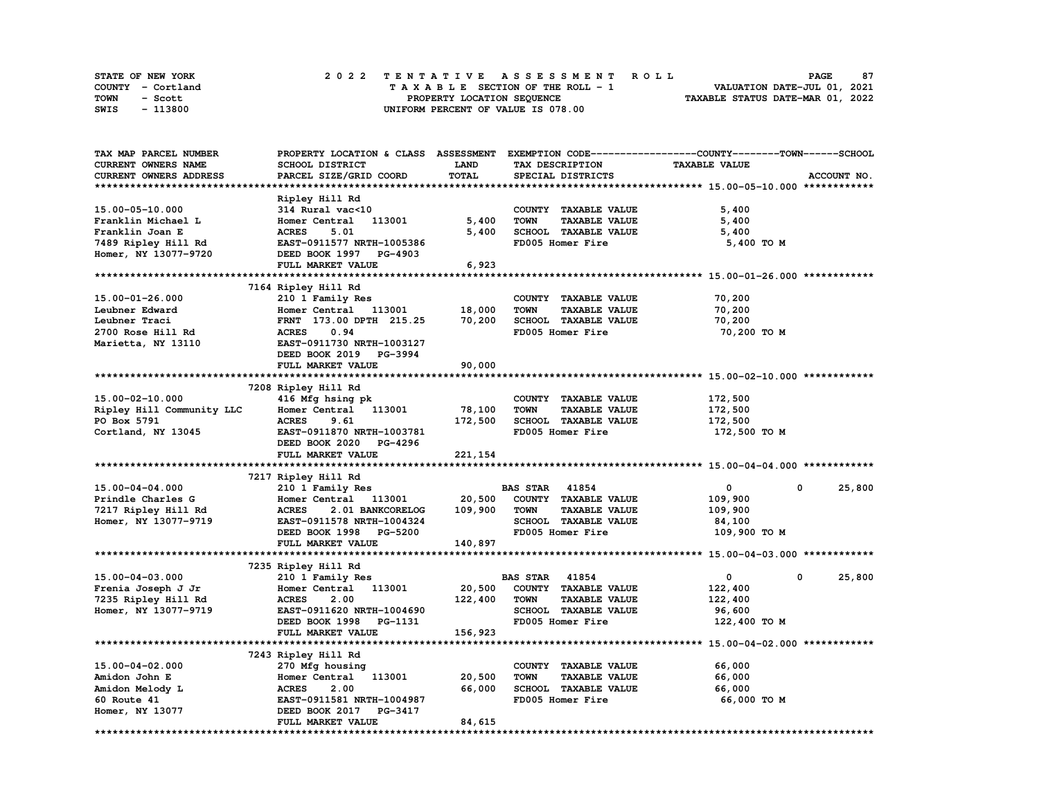STATE OF NEW YORK — 2022 TENTATIVE ASSESSMENT ROLL
COUNTY - Cortland — TAXABLE SECTION OF THE ROLL - 1 — VALUATION DATE-JUL 01, 2021
TOWN - Scott — PROPERTY LOCATION SEQUENCE — TAXABLE STATUS DATE-MAR 01, 2022
SWIS - 113800 — UNIFORM PERCENT OF VALUE IS 078.00

| TAX MAP PARCEL NUMBER / CURRENT OWNERS NAME / CURRENT OWNERS ADDRESS | PROPERTY LOCATION & CLASS / SCHOOL DISTRICT / PARCEL SIZE/GRID COORD | ASSESSMENT LAND / TOTAL | EXEMPTION CODE / TAX DESCRIPTION / SPECIAL DISTRICTS | COUNTY / TOWN / SCHOOL TAXABLE VALUE | ACCOUNT NO. |
|---|---|---|---|---|---|
| **15.00-05-10.000** | Ripley Hill Rd | | | | |
| 15.00-05-10.000 | 314 Rural vac<10 | | COUNTY TAXABLE VALUE | 5,400 | |
| Franklin Michael L | Homer Central 113001 | 5,400 | TOWN TAXABLE VALUE | 5,400 | |
| Franklin Joan E | ACRES 5.01 | 5,400 | SCHOOL TAXABLE VALUE | 5,400 | |
| 7489 Ripley Hill Rd | EAST-0911577 NRTH-1005386 | | FD005 Homer Fire | 5,400 TO M | |
| Homer, NY 13077-9720 | DEED BOOK 1997 PG-4903 | | | | |
| | FULL MARKET VALUE | 6,923 | | | |
| **15.00-01-26.000** | 7164 Ripley Hill Rd | | | | |
| 15.00-01-26.000 | 210 1 Family Res | | COUNTY TAXABLE VALUE | 70,200 | |
| Leubner Edward | Homer Central 113001 | 18,000 | TOWN TAXABLE VALUE | 70,200 | |
| Leubner Traci | FRNT 173.00 DPTH 215.25 | 70,200 | SCHOOL TAXABLE VALUE | 70,200 | |
| 2700 Rose Hill Rd | ACRES 0.94 | | FD005 Homer Fire | 70,200 TO M | |
| Marietta, NY 13110 | EAST-0911730 NRTH-1003127 | | | | |
| | DEED BOOK 2019 PG-3994 | | | | |
| | FULL MARKET VALUE | 90,000 | | | |
| **15.00-02-10.000** | 7208 Ripley Hill Rd | | | | |
| 15.00-02-10.000 | 416 Mfg hsing pk | | COUNTY TAXABLE VALUE | 172,500 | |
| Ripley Hill Community LLC | Homer Central 113001 | 78,100 | TOWN TAXABLE VALUE | 172,500 | |
| PO Box 5791 | ACRES 9.61 | 172,500 | SCHOOL TAXABLE VALUE | 172,500 | |
| Cortland, NY 13045 | EAST-0911870 NRTH-1003781 | | FD005 Homer Fire | 172,500 TO M | |
| | DEED BOOK 2020 PG-4296 | | | | |
| | FULL MARKET VALUE | 221,154 | | | |
| **15.00-04-04.000** | 7217 Ripley Hill Rd | | | | |
| 15.00-04-04.000 | 210 1 Family Res | | BAS STAR 41854 | 0 0 25,800 | |
| Prindle Charles G | Homer Central 113001 | 20,500 | COUNTY TAXABLE VALUE | 109,900 | |
| 7217 Ripley Hill Rd | ACRES 2.01 BANKCORELOG | 109,900 | TOWN TAXABLE VALUE | 109,900 | |
| Homer, NY 13077-9719 | EAST-0911578 NRTH-1004324 | | SCHOOL TAXABLE VALUE | 84,100 | |
| | DEED BOOK 1998 PG-5200 | | FD005 Homer Fire | 109,900 TO M | |
| | FULL MARKET VALUE | 140,897 | | | |
| **15.00-04-03.000** | 7235 Ripley Hill Rd | | | | |
| 15.00-04-03.000 | 210 1 Family Res | | BAS STAR 41854 | 0 0 25,800 | |
| Frenia Joseph J Jr | Homer Central 113001 | 20,500 | COUNTY TAXABLE VALUE | 122,400 | |
| 7235 Ripley Hill Rd | ACRES 2.00 | 122,400 | TOWN TAXABLE VALUE | 122,400 | |
| Homer, NY 13077-9719 | EAST-0911620 NRTH-1004690 | | SCHOOL TAXABLE VALUE | 96,600 | |
| | DEED BOOK 1998 PG-1131 | | FD005 Homer Fire | 122,400 TO M | |
| | FULL MARKET VALUE | 156,923 | | | |
| **15.00-04-02.000** | 7243 Ripley Hill Rd | | | | |
| 15.00-04-02.000 | 270 Mfg housing | | COUNTY TAXABLE VALUE | 66,000 | |
| Amidon John E | Homer Central 113001 | 20,500 | TOWN TAXABLE VALUE | 66,000 | |
| Amidon Melody L | ACRES 2.00 | 66,000 | SCHOOL TAXABLE VALUE | 66,000 | |
| 60 Route 41 | EAST-0911581 NRTH-1004987 | | FD005 Homer Fire | 66,000 TO M | |
| Homer, NY 13077 | DEED BOOK 2017 PG-3417 | | | | |
| | FULL MARKET VALUE | 84,615 | | | |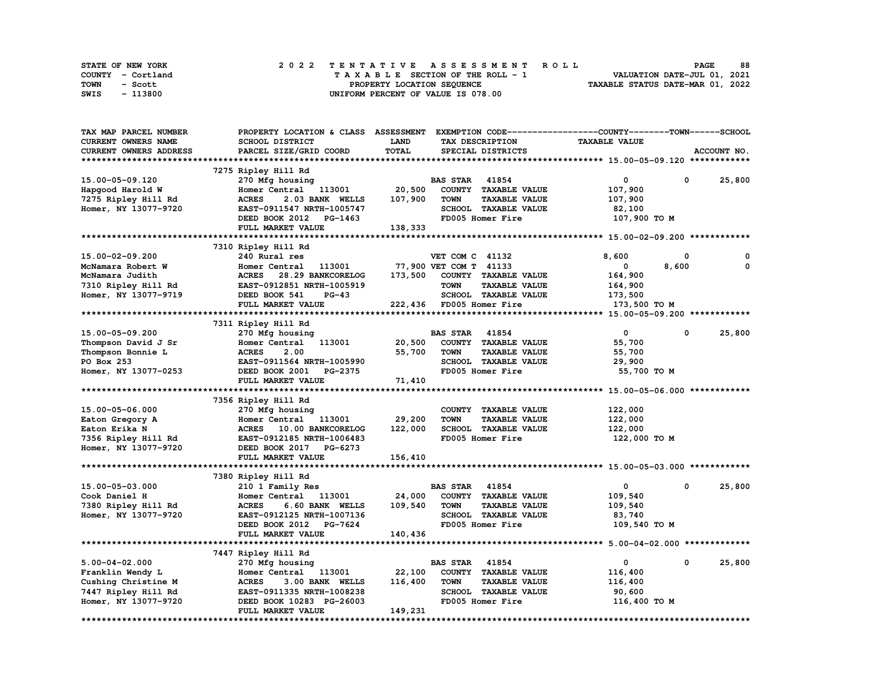STATE OF NEW YORK
COUNTY - Cortland
TOWN - Scott
SWIS - 113800

2022 TENTATIVE ASSESSMENT ROLL
TAXABLE SECTION OF THE ROLL - 1
PROPERTY LOCATION SEQUENCE
UNIFORM PERCENT OF VALUE IS 078.00

VALUATION DATE-JUL 01, 2021
TAXABLE STATUS DATE-MAR 01, 2022

```
TAX MAP PARCEL NUMBER     PROPERTY LOCATION & CLASS  ASSESSMENT  EXEMPTION CODE------------------COUNTY--------TOWN------SCHOOL
CURRENT OWNERS NAME       SCHOOL DISTRICT              LAND       TAX DESCRIPTION            TAXABLE VALUE
CURRENT OWNERS ADDRESS    PARCEL SIZE/GRID COORD       TOTAL      SPECIAL DISTRICTS                                   ACCOUNT NO.
******************************************************************************************** 15.00-05-09.120 ************
                          7275 Ripley Hill Rd
15.00-05-09.120           270 Mfg housing                         BAS STAR   41854              0             0      25,800
Hapgood Harold W          Homer Central   113001       20,500     COUNTY  TAXABLE VALUE         107,900
7275 Ripley Hill Rd       ACRES     2.03 BANK  WELLS  107,900     TOWN    TAXABLE VALUE         107,900
Homer, NY 13077-9720      EAST-0911547 NRTH-1005747               SCHOOL  TAXABLE VALUE          82,100
                          DEED BOOK 2012   PG-1463                FD005 Homer Fire              107,900 TO M
                          FULL MARKET VALUE           138,333
******************************************************************************************** 15.00-02-09.200 ************
                          7310 Ripley Hill Rd
15.00-02-09.200           240 Rural res                           VET COM C  41132           8,600             0           0
McNamara Robert W         Homer Central   113001       77,900 VET COM T  41133                  0         8,600           0
McNamara Judith           ACRES    28.29 BANKCORELOG  173,500     COUNTY  TAXABLE VALUE         164,900
7310 Ripley Hill Rd       EAST-0912851 NRTH-1005919               TOWN    TAXABLE VALUE         164,900
Homer, NY 13077-9719      DEED BOOK 541    PG-43                  SCHOOL  TAXABLE VALUE         173,500
                          FULL MARKET VALUE           222,436     FD005 Homer Fire              173,500 TO M
******************************************************************************************** 15.00-05-09.200 ************
                          7311 Ripley Hill Rd
15.00-05-09.200           270 Mfg housing                         BAS STAR   41854              0             0      25,800
Thompson David J Sr       Homer Central   113001       20,500     COUNTY  TAXABLE VALUE          55,700
Thompson Bonnie L         ACRES     2.00               55,700     TOWN    TAXABLE VALUE          55,700
PO Box 253                EAST-0911564 NRTH-1005990               SCHOOL  TAXABLE VALUE          29,900
Homer, NY 13077-0253      DEED BOOK 2001   PG-2375                FD005 Homer Fire               55,700 TO M
                          FULL MARKET VALUE            71,410
******************************************************************************************** 15.00-05-06.000 ************
                          7356 Ripley Hill Rd
15.00-05-06.000           270 Mfg housing                         COUNTY  TAXABLE VALUE         122,000
Eaton Gregory A           Homer Central   113001       29,200     TOWN    TAXABLE VALUE         122,000
Eaton Erika N             ACRES    10.00 BANKCORELOG  122,000     SCHOOL  TAXABLE VALUE         122,000
7356 Ripley Hill Rd       EAST-0912185 NRTH-1006483               FD005 Homer Fire              122,000 TO M
Homer, NY 13077-9720      DEED BOOK 2017   PG-6273
                          FULL MARKET VALUE           156,410
******************************************************************************************** 15.00-05-03.000 ************
                          7380 Ripley Hill Rd
15.00-05-03.000           210 1 Family Res                        BAS STAR   41854              0             0      25,800
Cook Daniel H             Homer Central   113001       24,000     COUNTY  TAXABLE VALUE         109,540
7380 Ripley Hill Rd       ACRES     6.60 BANK  WELLS  109,540     TOWN    TAXABLE VALUE         109,540
Homer, NY 13077-9720      EAST-0912125 NRTH-1007136               SCHOOL  TAXABLE VALUE          83,740
                          DEED BOOK 2012   PG-7624                FD005 Homer Fire              109,540 TO M
                          FULL MARKET VALUE           140,436
******************************************************************************************** 5.00-04-02.000 *************
                          7447 Ripley Hill Rd
5.00-04-02.000            270 Mfg housing                         BAS STAR   41854              0             0      25,800
Franklin Wendy L          Homer Central   113001       22,100     COUNTY  TAXABLE VALUE         116,400
Cushing Christine M       ACRES     3.00 BANK  WELLS  116,400     TOWN    TAXABLE VALUE         116,400
7447 Ripley Hill Rd       EAST-0911335 NRTH-1008238               SCHOOL  TAXABLE VALUE          90,600
Homer, NY 13077-9720      DEED BOOK 10283  PG-26003               FD005 Homer Fire              116,400 TO M
                          FULL MARKET VALUE           149,231
****************************************************************************************************************************
```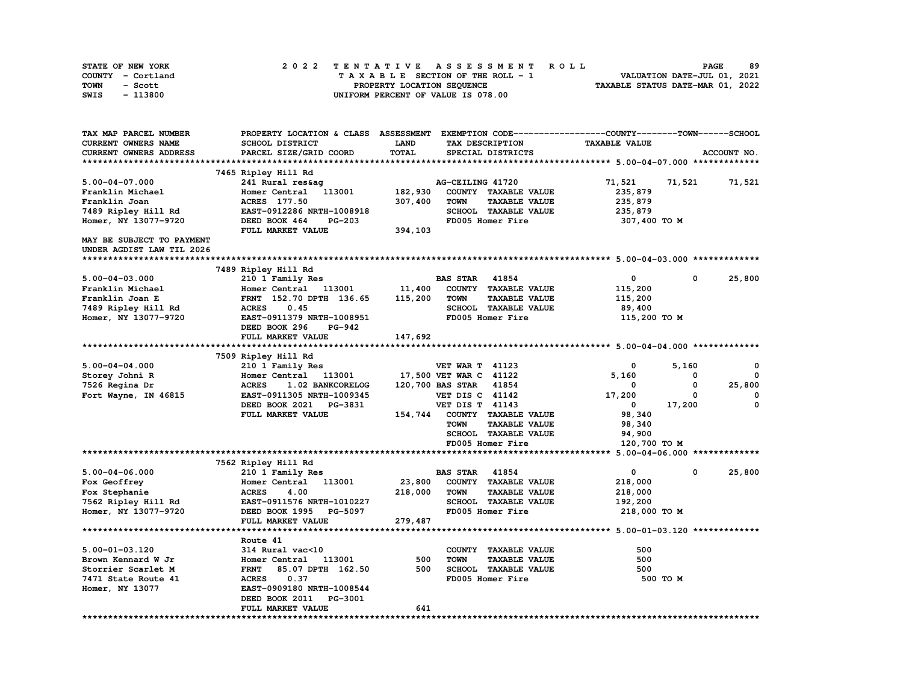STATE OF NEW YORK
COUNTY - Cortland
TOWN - Scott
SWIS - 113800

2022 TENTATIVE ASSESSMENT ROLL
TAXABLE SECTION OF THE ROLL - 1
PROPERTY LOCATION SEQUENCE
UNIFORM PERCENT OF VALUE IS 078.00

VALUATION DATE-JUL 01, 2021
TAXABLE STATUS DATE-MAR 01, 2022

| TAX MAP PARCEL NUMBER / CURRENT OWNERS NAME / CURRENT OWNERS ADDRESS | PROPERTY LOCATION & CLASS / SCHOOL DISTRICT / PARCEL SIZE/GRID COORD | ASSESSMENT LAND / TOTAL | EXEMPTION CODE / TAX DESCRIPTION / SPECIAL DISTRICTS | COUNTY TAXABLE VALUE | TOWN | SCHOOL | ACCOUNT NO. |
|---|---|---|---|---|---|---|---|
| **5.00-04-07.000** | 7465 Ripley Hill Rd | | | | | | |
| 5.00-04-07.000 | 241 Rural res&ag | | AG-CEILING 41720 | 71,521 | 71,521 | 71,521 | |
| Franklin Michael | Homer Central 113001 | 182,930 | COUNTY TAXABLE VALUE | 235,879 | | | |
| Franklin Joan | ACRES 177.50 | 307,400 | TOWN TAXABLE VALUE | 235,879 | | | |
| 7489 Ripley Hill Rd | EAST-0912286 NRTH-1008918 | | SCHOOL TAXABLE VALUE | 235,879 | | | |
| Homer, NY 13077-9720 | DEED BOOK 464 PG-203 | | FD005 Homer Fire | 307,400 TO M | | | |
| | FULL MARKET VALUE | 394,103 | | | | | |
| MAY BE SUBJECT TO PAYMENT | | | | | | | |
| UNDER AGDIST LAW TIL 2026 | | | | | | | |
| **5.00-04-03.000** | 7489 Ripley Hill Rd | | | | | | |
| 5.00-04-03.000 | 210 1 Family Res | | BAS STAR 41854 | 0 | 0 | 25,800 | |
| Franklin Michael | Homer Central 113001 | 11,400 | COUNTY TAXABLE VALUE | 115,200 | | | |
| Franklin Joan E | FRNT 152.70 DPTH 136.65 | 115,200 | TOWN TAXABLE VALUE | 115,200 | | | |
| 7489 Ripley Hill Rd | ACRES 0.45 | | SCHOOL TAXABLE VALUE | 89,400 | | | |
| Homer, NY 13077-9720 | EAST-0911379 NRTH-1008951 | | FD005 Homer Fire | 115,200 TO M | | | |
| | DEED BOOK 296 PG-942 | | | | | | |
| | FULL MARKET VALUE | 147,692 | | | | | |
| **5.00-04-04.000** | 7509 Ripley Hill Rd | | | | | | |
| 5.00-04-04.000 | 210 1 Family Res | | VET WAR T 41123 | 0 | 5,160 | 0 | |
| Storey Johni R | Homer Central 113001 | 17,500 | VET WAR C 41122 | 5,160 | 0 | 0 | |
| 7526 Regina Dr | ACRES 1.02 BANKCORELOG | 120,700 | BAS STAR 41854 | 0 | 0 | 25,800 | |
| Fort Wayne, IN 46815 | EAST-0911305 NRTH-1009345 | | VET DIS C 41142 | 17,200 | 0 | 0 | |
| | DEED BOOK 2021 PG-3831 | | VET DIS T 41143 | 0 | 17,200 | 0 | |
| | FULL MARKET VALUE | 154,744 | COUNTY TAXABLE VALUE | 98,340 | | | |
| | | | TOWN TAXABLE VALUE | 98,340 | | | |
| | | | SCHOOL TAXABLE VALUE | 94,900 | | | |
| | | | FD005 Homer Fire | 120,700 TO M | | | |
| **5.00-04-06.000** | 7562 Ripley Hill Rd | | | | | | |
| 5.00-04-06.000 | 210 1 Family Res | | BAS STAR 41854 | 0 | 0 | 25,800 | |
| Fox Geoffrey | Homer Central 113001 | 23,800 | COUNTY TAXABLE VALUE | 218,000 | | | |
| Fox Stephanie | ACRES 4.00 | 218,000 | TOWN TAXABLE VALUE | 218,000 | | | |
| 7562 Ripley Hill Rd | EAST-0911576 NRTH-1010227 | | SCHOOL TAXABLE VALUE | 192,200 | | | |
| Homer, NY 13077-9720 | DEED BOOK 1995 PG-5097 | | FD005 Homer Fire | 218,000 TO M | | | |
| | FULL MARKET VALUE | 279,487 | | | | | |
| **5.00-01-03.120** | Route 41 | | | | | | |
| 5.00-01-03.120 | 314 Rural vac<10 | | COUNTY TAXABLE VALUE | 500 | | | |
| Brown Kennard W Jr | Homer Central 113001 | 500 | TOWN TAXABLE VALUE | 500 | | | |
| Storrier Scarlet M | FRNT 85.07 DPTH 162.50 | 500 | SCHOOL TAXABLE VALUE | 500 | | | |
| 7471 State Route 41 | ACRES 0.37 | | FD005 Homer Fire | 500 TO M | | | |
| Homer, NY 13077 | EAST-0909180 NRTH-1008544 | | | | | | |
| | DEED BOOK 2011 PG-3001 | | | | | | |
| | FULL MARKET VALUE | 641 | | | | | |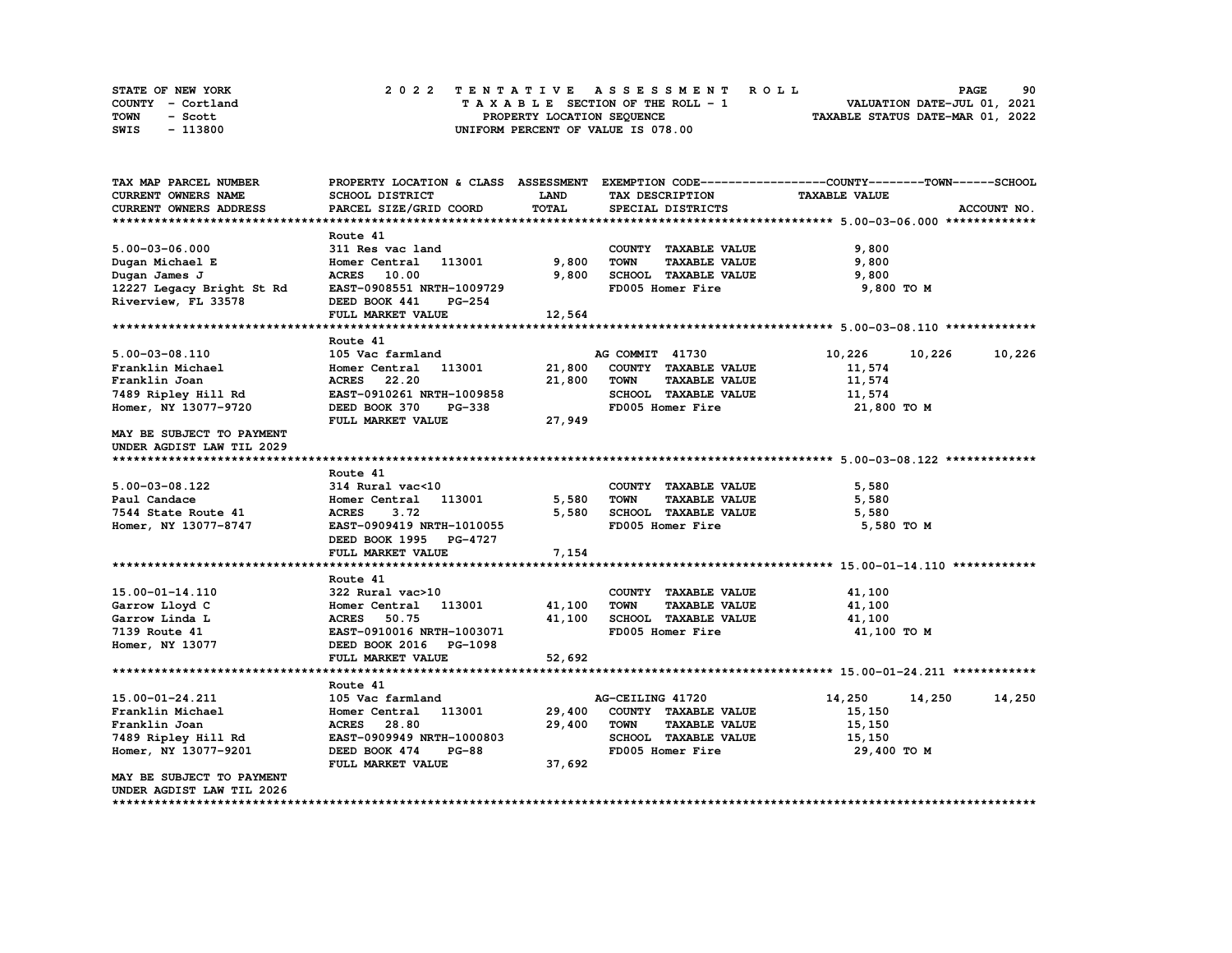STATE OF NEW YORK
COUNTY - Cortland
TOWN - Scott
SWIS - 113800

2022 TENTATIVE ASSESSMENT ROLL
TAXABLE SECTION OF THE ROLL - 1
PROPERTY LOCATION SEQUENCE
UNIFORM PERCENT OF VALUE IS 078.00

VALUATION DATE-JUL 01, 2021
TAXABLE STATUS DATE-MAR 01, 2022

| TAX MAP PARCEL NUMBER / CURRENT OWNERS NAME / CURRENT OWNERS ADDRESS | PROPERTY LOCATION & CLASS / SCHOOL DISTRICT / PARCEL SIZE/GRID COORD | ASSESSMENT LAND / TOTAL | EXEMPTION CODE / TAX DESCRIPTION / SPECIAL DISTRICTS | COUNTY TAXABLE VALUE | TOWN | SCHOOL / ACCOUNT NO. |
|---|---|---|---|---|---|---|
| **5.00-03-06.000** | | | | | | |
| | Route 41 | | | | | |
| 5.00-03-06.000 | 311 Res vac land | | COUNTY TAXABLE VALUE | 9,800 | | |
| Dugan Michael E | Homer Central 113001 | 9,800 | TOWN TAXABLE VALUE | 9,800 | | |
| Dugan James J | ACRES 10.00 | 9,800 | SCHOOL TAXABLE VALUE | 9,800 | | |
| 12227 Legacy Bright St Rd | EAST-0908551 NRTH-1009729 | | FD005 Homer Fire | 9,800 TO M | | |
| Riverview, FL 33578 | DEED BOOK 441 PG-254 | | | | | |
| | FULL MARKET VALUE | 12,564 | | | | |
| **5.00-03-08.110** | | | | | | |
| | Route 41 | | | | | |
| 5.00-03-08.110 | 105 Vac farmland | | AG COMMIT 41730 | 10,226 | 10,226 | 10,226 |
| Franklin Michael | Homer Central 113001 | 21,800 | COUNTY TAXABLE VALUE | 11,574 | | |
| Franklin Joan | ACRES 22.20 | 21,800 | TOWN TAXABLE VALUE | 11,574 | | |
| 7489 Ripley Hill Rd | EAST-0910261 NRTH-1009858 | | SCHOOL TAXABLE VALUE | 11,574 | | |
| Homer, NY 13077-9720 | DEED BOOK 370 PG-338 | | FD005 Homer Fire | 21,800 TO M | | |
| | FULL MARKET VALUE | 27,949 | | | | |
| MAY BE SUBJECT TO PAYMENT UNDER AGDIST LAW TIL 2029 | | | | | | |
| **5.00-03-08.122** | | | | | | |
| | Route 41 | | | | | |
| 5.00-03-08.122 | 314 Rural vac<10 | | COUNTY TAXABLE VALUE | 5,580 | | |
| Paul Candace | Homer Central 113001 | 5,580 | TOWN TAXABLE VALUE | 5,580 | | |
| 7544 State Route 41 | ACRES 3.72 | 5,580 | SCHOOL TAXABLE VALUE | 5,580 | | |
| Homer, NY 13077-8747 | EAST-0909419 NRTH-1010055 | | FD005 Homer Fire | 5,580 TO M | | |
| | DEED BOOK 1995 PG-4727 | | | | | |
| | FULL MARKET VALUE | 7,154 | | | | |
| **15.00-01-14.110** | | | | | | |
| | Route 41 | | | | | |
| 15.00-01-14.110 | 322 Rural vac>10 | | COUNTY TAXABLE VALUE | 41,100 | | |
| Garrow Lloyd C | Homer Central 113001 | 41,100 | TOWN TAXABLE VALUE | 41,100 | | |
| Garrow Linda L | ACRES 50.75 | 41,100 | SCHOOL TAXABLE VALUE | 41,100 | | |
| 7139 Route 41 | EAST-0910016 NRTH-1003071 | | FD005 Homer Fire | 41,100 TO M | | |
| Homer, NY 13077 | DEED BOOK 2016 PG-1098 | | | | | |
| | FULL MARKET VALUE | 52,692 | | | | |
| **15.00-01-24.211** | | | | | | |
| | Route 41 | | | | | |
| 15.00-01-24.211 | 105 Vac farmland | | AG-CEILING 41720 | 14,250 | 14,250 | 14,250 |
| Franklin Michael | Homer Central 113001 | 29,400 | COUNTY TAXABLE VALUE | 15,150 | | |
| Franklin Joan | ACRES 28.80 | 29,400 | TOWN TAXABLE VALUE | 15,150 | | |
| 7489 Ripley Hill Rd | EAST-0909949 NRTH-1000803 | | SCHOOL TAXABLE VALUE | 15,150 | | |
| Homer, NY 13077-9201 | DEED BOOK 474 PG-88 | | FD005 Homer Fire | 29,400 TO M | | |
| | FULL MARKET VALUE | 37,692 | | | | |
| MAY BE SUBJECT TO PAYMENT UNDER AGDIST LAW TIL 2026 | | | | | | |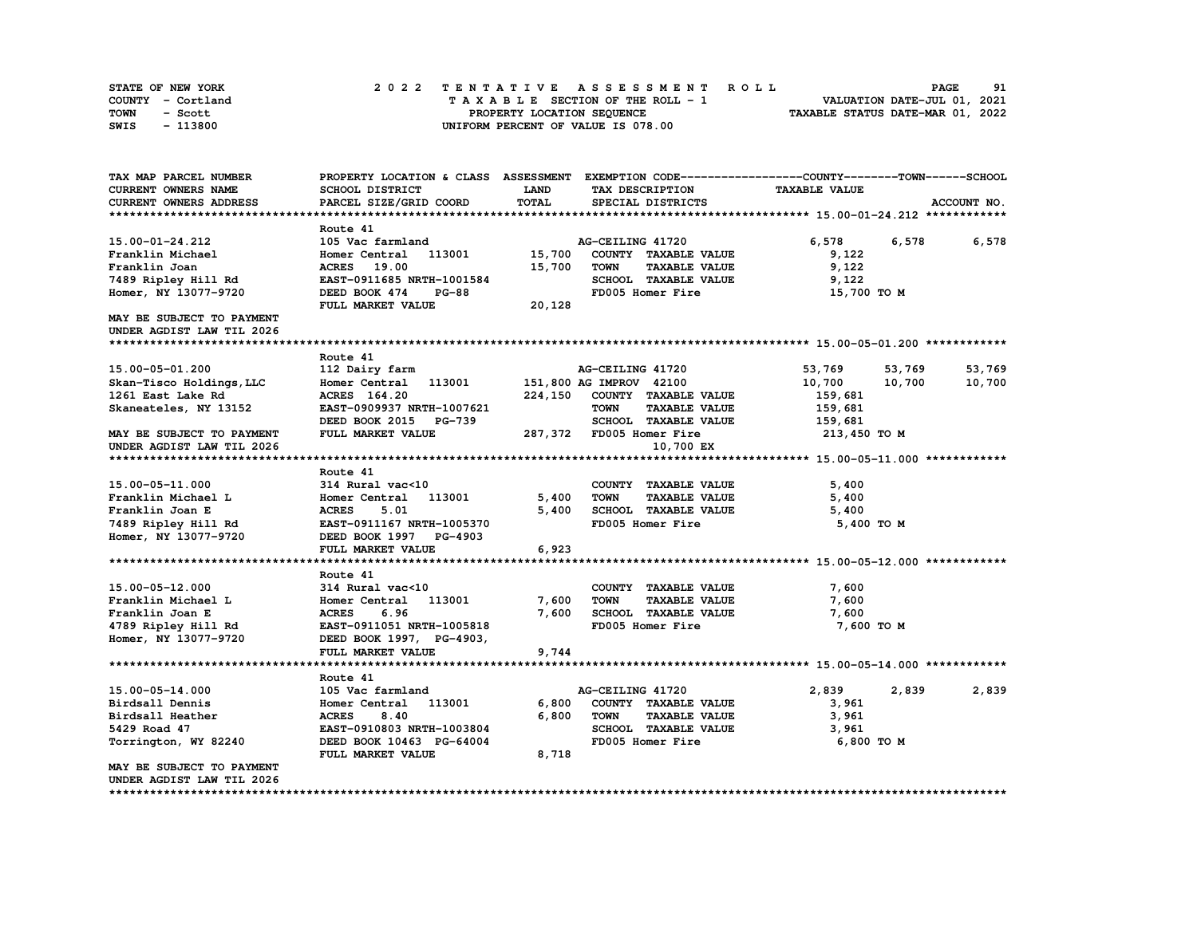STATE OF NEW YORK | COUNTY - Cortland | TOWN - Scott | SWIS - 113800

# 2022 TENTATIVE ASSESSMENT ROLL

TAXABLE SECTION OF THE ROLL - 1
PROPERTY LOCATION SEQUENCE
UNIFORM PERCENT OF VALUE IS 078.00

VALUATION DATE-JUL 01, 2021
TAXABLE STATUS DATE-MAR 01, 2022

| TAX MAP PARCEL NUMBER / CURRENT OWNERS NAME / CURRENT OWNERS ADDRESS | PROPERTY LOCATION & CLASS / SCHOOL DISTRICT / PARCEL SIZE/GRID COORD | ASSESSMENT LAND | TOTAL | EXEMPTION CODE / TAX DESCRIPTION / SPECIAL DISTRICTS | COUNTY TAXABLE VALUE | TOWN | SCHOOL | ACCOUNT NO. |
|---|---|---|---|---|---|---|---|---|
| **15.00-01-24.212** | Route 41 | | | | | | | |
| 15.00-01-24.212 | 105 Vac farmland | | | AG-CEILING 41720 | 6,578 | 6,578 | 6,578 | |
| Franklin Michael | Homer Central 113001 | 15,700 | | COUNTY TAXABLE VALUE | 9,122 | | | |
| Franklin Joan | ACRES 19.00 | | 15,700 | TOWN TAXABLE VALUE | 9,122 | | | |
| 7489 Ripley Hill Rd | EAST-0911685 NRTH-1001584 | | | SCHOOL TAXABLE VALUE | 9,122 | | | |
| Homer, NY 13077-9720 | DEED BOOK 474 PG-88 | | | FD005 Homer Fire | 15,700 TO M | | | |
| | FULL MARKET VALUE | | 20,128 | | | | | |
| MAY BE SUBJECT TO PAYMENT UNDER AGDIST LAW TIL 2026 | | | | | | | | |
| **15.00-05-01.200** | Route 41 | | | | | | | |
| 15.00-05-01.200 | 112 Dairy farm | | | AG-CEILING 41720 | 53,769 | 53,769 | 53,769 | |
| Skan-Tisco Holdings,LLC | Homer Central 113001 | 151,800 | | AG IMPROV 42100 | 10,700 | 10,700 | 10,700 | |
| 1261 East Lake Rd | ACRES 164.20 | | 224,150 | COUNTY TAXABLE VALUE | 159,681 | | | |
| Skaneateles, NY 13152 | EAST-0909937 NRTH-1007621 | | | TOWN TAXABLE VALUE | 159,681 | | | |
| | DEED BOOK 2015 PG-739 | | | SCHOOL TAXABLE VALUE | 159,681 | | | |
| MAY BE SUBJECT TO PAYMENT | FULL MARKET VALUE | | 287,372 | FD005 Homer Fire | 213,450 TO M | | | |
| UNDER AGDIST LAW TIL 2026 | | | | 10,700 EX | | | | |
| **15.00-05-11.000** | Route 41 | | | | | | | |
| 15.00-05-11.000 | 314 Rural vac<10 | | | COUNTY TAXABLE VALUE | 5,400 | | | |
| Franklin Michael L | Homer Central 113001 | 5,400 | | TOWN TAXABLE VALUE | 5,400 | | | |
| Franklin Joan E | ACRES 5.01 | | 5,400 | SCHOOL TAXABLE VALUE | 5,400 | | | |
| 7489 Ripley Hill Rd | EAST-0911167 NRTH-1005370 | | | FD005 Homer Fire | 5,400 TO M | | | |
| Homer, NY 13077-9720 | DEED BOOK 1997 PG-4903 | | | | | | | |
| | FULL MARKET VALUE | | 6,923 | | | | | |
| **15.00-05-12.000** | Route 41 | | | | | | | |
| 15.00-05-12.000 | 314 Rural vac<10 | | | COUNTY TAXABLE VALUE | 7,600 | | | |
| Franklin Michael L | Homer Central 113001 | 7,600 | | TOWN TAXABLE VALUE | 7,600 | | | |
| Franklin Joan E | ACRES 6.96 | | 7,600 | SCHOOL TAXABLE VALUE | 7,600 | | | |
| 4789 Ripley Hill Rd | EAST-0911051 NRTH-1005818 | | | FD005 Homer Fire | 7,600 TO M | | | |
| Homer, NY 13077-9720 | DEED BOOK 1997, PG-4903, | | | | | | | |
| | FULL MARKET VALUE | | 9,744 | | | | | |
| **15.00-05-14.000** | Route 41 | | | | | | | |
| 15.00-05-14.000 | 105 Vac farmland | | | AG-CEILING 41720 | 2,839 | 2,839 | 2,839 | |
| Birdsall Dennis | Homer Central 113001 | 6,800 | | COUNTY TAXABLE VALUE | 3,961 | | | |
| Birdsall Heather | ACRES 8.40 | | 6,800 | TOWN TAXABLE VALUE | 3,961 | | | |
| 5429 Road 47 | EAST-0910803 NRTH-1003804 | | | SCHOOL TAXABLE VALUE | 3,961 | | | |
| Torrington, WY 82240 | DEED BOOK 10463 PG-64004 | | | FD005 Homer Fire | 6,800 TO M | | | |
| | FULL MARKET VALUE | | 8,718 | | | | | |
| MAY BE SUBJECT TO PAYMENT UNDER AGDIST LAW TIL 2026 | | | | | | | | |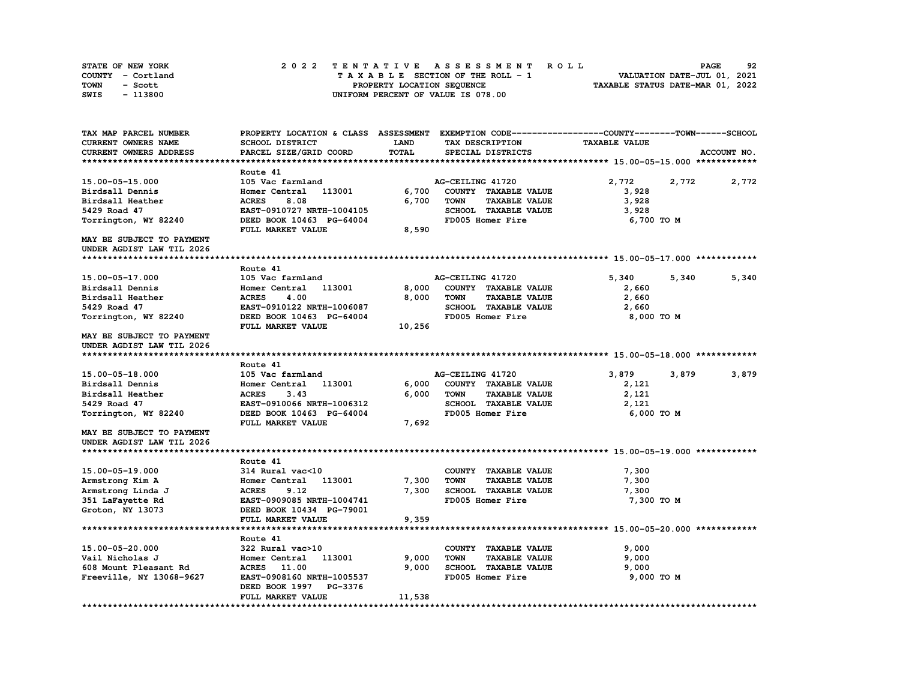STATE OF NEW YORK
COUNTY - Cortland
TOWN - Scott
SWIS - 113800

# 2022 TENTATIVE ASSESSMENT ROLL

TAXABLE SECTION OF THE ROLL - 1
PROPERTY LOCATION SEQUENCE
UNIFORM PERCENT OF VALUE IS 078.00

VALUATION DATE-JUL 01, 2021
TAXABLE STATUS DATE-MAR 01, 2022

| TAX MAP PARCEL NUMBER / CURRENT OWNERS NAME / CURRENT OWNERS ADDRESS | PROPERTY LOCATION & CLASS / SCHOOL DISTRICT / PARCEL SIZE/GRID COORD | ASSESSMENT LAND | ASSESSMENT TOTAL | EXEMPTION CODE / TAX DESCRIPTION / SPECIAL DISTRICTS | COUNTY TAXABLE VALUE | TOWN | SCHOOL |
|---|---|---|---|---|---|---|---|
| **15.00-05-15.000** | Route 41 | | | | | | |
| 15.00-05-15.000 | 105 Vac farmland | | | AG-CEILING 41720 | 2,772 | 2,772 | 2,772 |
| Birdsall Dennis | Homer Central 113001 | 6,700 | | COUNTY TAXABLE VALUE | 3,928 | | |
| Birdsall Heather | ACRES 8.08 | | 6,700 | TOWN TAXABLE VALUE | 3,928 | | |
| 5429 Road 47 | EAST-0910727 NRTH-1004105 | | | SCHOOL TAXABLE VALUE | 3,928 | | |
| Torrington, WY 82240 | DEED BOOK 10463 PG-64004 | | | FD005 Homer Fire | 6,700 TO M | | |
| | FULL MARKET VALUE | | 8,590 | | | | |
| MAY BE SUBJECT TO PAYMENT UNDER AGDIST LAW TIL 2026 | | | | | | | |
| **15.00-05-17.000** | Route 41 | | | | | | |
| 15.00-05-17.000 | 105 Vac farmland | | | AG-CEILING 41720 | 5,340 | 5,340 | 5,340 |
| Birdsall Dennis | Homer Central 113001 | 8,000 | | COUNTY TAXABLE VALUE | 2,660 | | |
| Birdsall Heather | ACRES 4.00 | | 8,000 | TOWN TAXABLE VALUE | 2,660 | | |
| 5429 Road 47 | EAST-0910122 NRTH-1006087 | | | SCHOOL TAXABLE VALUE | 2,660 | | |
| Torrington, WY 82240 | DEED BOOK 10463 PG-64004 | | | FD005 Homer Fire | 8,000 TO M | | |
| | FULL MARKET VALUE | | 10,256 | | | | |
| MAY BE SUBJECT TO PAYMENT UNDER AGDIST LAW TIL 2026 | | | | | | | |
| **15.00-05-18.000** | Route 41 | | | | | | |
| 15.00-05-18.000 | 105 Vac farmland | | | AG-CEILING 41720 | 3,879 | 3,879 | 3,879 |
| Birdsall Dennis | Homer Central 113001 | 6,000 | | COUNTY TAXABLE VALUE | 2,121 | | |
| Birdsall Heather | ACRES 3.43 | | 6,000 | TOWN TAXABLE VALUE | 2,121 | | |
| 5429 Road 47 | EAST-0910066 NRTH-1006312 | | | SCHOOL TAXABLE VALUE | 2,121 | | |
| Torrington, WY 82240 | DEED BOOK 10463 PG-64004 | | | FD005 Homer Fire | 6,000 TO M | | |
| | FULL MARKET VALUE | | 7,692 | | | | |
| MAY BE SUBJECT TO PAYMENT UNDER AGDIST LAW TIL 2026 | | | | | | | |
| **15.00-05-19.000** | Route 41 | | | | | | |
| 15.00-05-19.000 | 314 Rural vac<10 | | | COUNTY TAXABLE VALUE | 7,300 | | |
| Armstrong Kim A | Homer Central 113001 | 7,300 | | TOWN TAXABLE VALUE | 7,300 | | |
| Armstrong Linda J | ACRES 9.12 | | 7,300 | SCHOOL TAXABLE VALUE | 7,300 | | |
| 351 LaFayette Rd | EAST-0909085 NRTH-1004741 | | | FD005 Homer Fire | 7,300 TO M | | |
| Groton, NY 13073 | DEED BOOK 10434 PG-79001 | | | | | | |
| | FULL MARKET VALUE | | 9,359 | | | | |
| **15.00-05-20.000** | Route 41 | | | | | | |
| 15.00-05-20.000 | 322 Rural vac>10 | | | COUNTY TAXABLE VALUE | 9,000 | | |
| Vail Nicholas J | Homer Central 113001 | 9,000 | | TOWN TAXABLE VALUE | 9,000 | | |
| 608 Mount Pleasant Rd | ACRES 11.00 | | 9,000 | SCHOOL TAXABLE VALUE | 9,000 | | |
| Freeville, NY 13068-9627 | EAST-0908160 NRTH-1005537 | | | FD005 Homer Fire | 9,000 TO M | | |
| | DEED BOOK 1997 PG-3376 | | | | | | |
| | FULL MARKET VALUE | | 11,538 | | | | |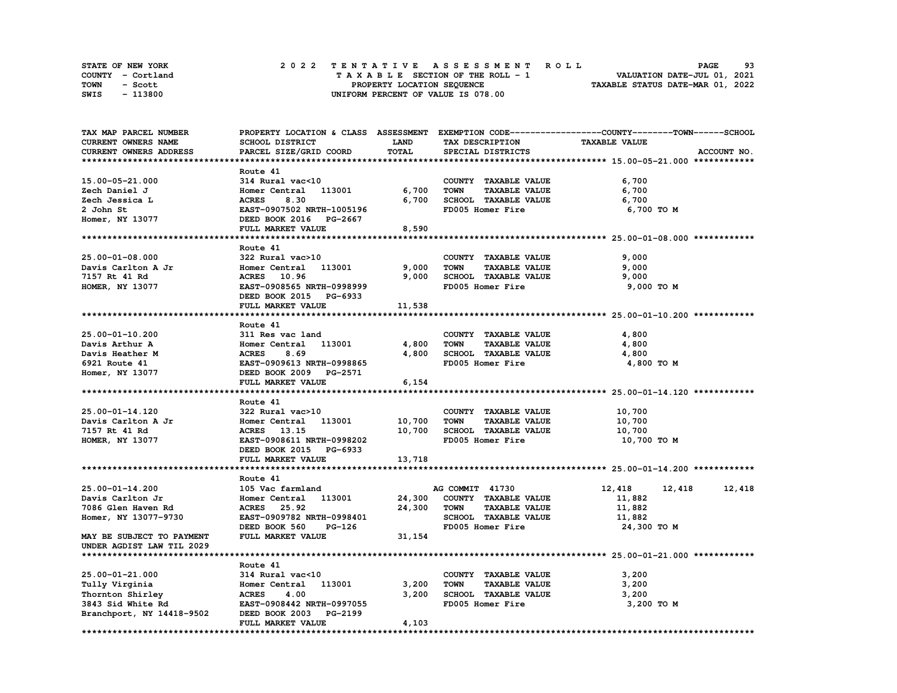STATE OF NEW YORK | COUNTY - Cortland | TOWN - Scott | SWIS - 113800

# 2022 TENTATIVE ASSESSMENT ROLL

TAXABLE SECTION OF THE ROLL - 1
PROPERTY LOCATION SEQUENCE
UNIFORM PERCENT OF VALUE IS 078.00

VALUATION DATE-JUL 01, 2021
TAXABLE STATUS DATE-MAR 01, 2022

| TAX MAP PARCEL NUMBER / CURRENT OWNERS NAME / CURRENT OWNERS ADDRESS | PROPERTY LOCATION & CLASS / SCHOOL DISTRICT / PARCEL SIZE/GRID COORD | ASSESSMENT LAND / TOTAL | EXEMPTION CODE / TAX DESCRIPTION / SPECIAL DISTRICTS | COUNTY | TOWN | SCHOOL TAXABLE VALUE / ACCOUNT NO. |
|---|---|---|---|---|---|---|
| **15.00-05-21.000** | Route 41 | | | | | |
| 15.00-05-21.000 | 314 Rural vac<10 | | COUNTY TAXABLE VALUE | 6,700 | | |
| Zech Daniel J | Homer Central 113001 | 6,700 | TOWN TAXABLE VALUE | 6,700 | | |
| Zech Jessica L | ACRES 8.30 | 6,700 | SCHOOL TAXABLE VALUE | 6,700 | | |
| 2 John St | EAST-0907502 NRTH-1005196 | | FD005 Homer Fire | 6,700 TO M | | |
| Homer, NY 13077 | DEED BOOK 2016 PG-2667 | | | | | |
| | FULL MARKET VALUE | 8,590 | | | | |
| **25.00-01-08.000** | Route 41 | | | | | |
| 25.00-01-08.000 | 322 Rural vac>10 | | COUNTY TAXABLE VALUE | 9,000 | | |
| Davis Carlton A Jr | Homer Central 113001 | 9,000 | TOWN TAXABLE VALUE | 9,000 | | |
| 7157 Rt 41 Rd | ACRES 10.96 | 9,000 | SCHOOL TAXABLE VALUE | 9,000 | | |
| HOMER, NY 13077 | EAST-0908565 NRTH-0998999 | | FD005 Homer Fire | 9,000 TO M | | |
| | DEED BOOK 2015 PG-6933 | | | | | |
| | FULL MARKET VALUE | 11,538 | | | | |
| **25.00-01-10.200** | Route 41 | | | | | |
| 25.00-01-10.200 | 311 Res vac land | | COUNTY TAXABLE VALUE | 4,800 | | |
| Davis Arthur A | Homer Central 113001 | 4,800 | TOWN TAXABLE VALUE | 4,800 | | |
| Davis Heather M | ACRES 8.69 | 4,800 | SCHOOL TAXABLE VALUE | 4,800 | | |
| 6921 Route 41 | EAST-0909613 NRTH-0998865 | | FD005 Homer Fire | 4,800 TO M | | |
| Homer, NY 13077 | DEED BOOK 2009 PG-2571 | | | | | |
| | FULL MARKET VALUE | 6,154 | | | | |
| **25.00-01-14.120** | Route 41 | | | | | |
| 25.00-01-14.120 | 322 Rural vac>10 | | COUNTY TAXABLE VALUE | 10,700 | | |
| Davis Carlton A Jr | Homer Central 113001 | 10,700 | TOWN TAXABLE VALUE | 10,700 | | |
| 7157 Rt 41 Rd | ACRES 13.15 | 10,700 | SCHOOL TAXABLE VALUE | 10,700 | | |
| HOMER, NY 13077 | EAST-0908611 NRTH-0998202 | | FD005 Homer Fire | 10,700 TO M | | |
| | DEED BOOK 2015 PG-6933 | | | | | |
| | FULL MARKET VALUE | 13,718 | | | | |
| **25.00-01-14.200** | Route 41 | | | | | |
| 25.00-01-14.200 | 105 Vac farmland | | AG COMMIT 41730 | 12,418 | 12,418 | 12,418 |
| Davis Carlton Jr | Homer Central 113001 | 24,300 | COUNTY TAXABLE VALUE | 11,882 | | |
| 7086 Glen Haven Rd | ACRES 25.92 | 24,300 | TOWN TAXABLE VALUE | 11,882 | | |
| Homer, NY 13077-9730 | EAST-0909782 NRTH-0998401 | | SCHOOL TAXABLE VALUE | 11,882 | | |
| | DEED BOOK 560 PG-126 | | FD005 Homer Fire | 24,300 TO M | | |
| MAY BE SUBJECT TO PAYMENT | FULL MARKET VALUE | 31,154 | | | | |
| UNDER AGDIST LAW TIL 2029 | | | | | | |
| **25.00-01-21.000** | Route 41 | | | | | |
| 25.00-01-21.000 | 314 Rural vac<10 | | COUNTY TAXABLE VALUE | 3,200 | | |
| Tully Virginia | Homer Central 113001 | 3,200 | TOWN TAXABLE VALUE | 3,200 | | |
| Thornton Shirley | ACRES 4.00 | 3,200 | SCHOOL TAXABLE VALUE | 3,200 | | |
| 3843 Sid White Rd | EAST-0908442 NRTH-0997055 | | FD005 Homer Fire | 3,200 TO M | | |
| Branchport, NY 14418-9502 | DEED BOOK 2003 PG-2199 | | | | | |
| | FULL MARKET VALUE | 4,103 | | | | |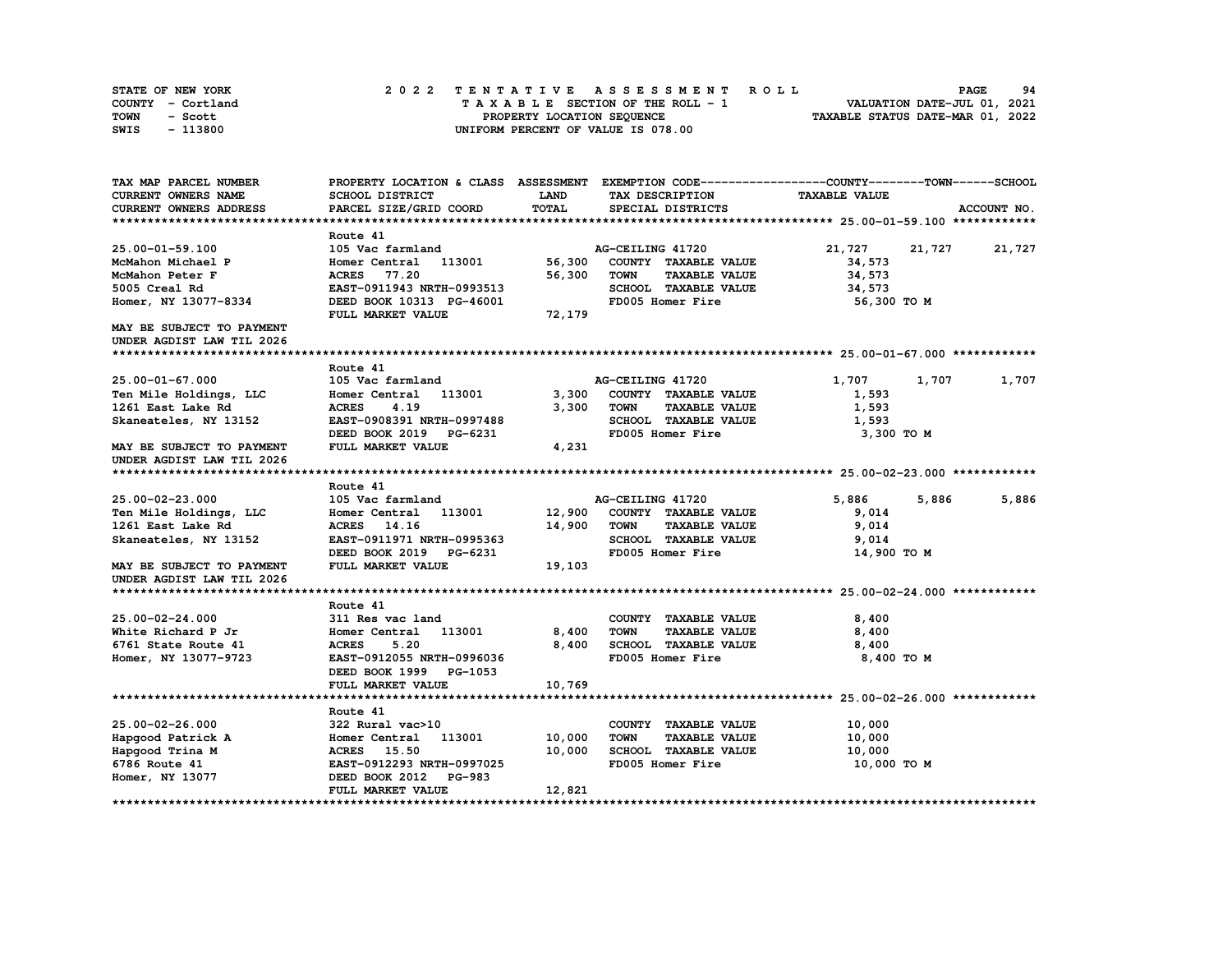STATE OF NEW YORK · COUNTY - Cortland · TOWN - Scott · SWIS - 113800

**2022 TENTATIVE ASSESSMENT ROLL**
TAXABLE SECTION OF THE ROLL - 1
PROPERTY LOCATION SEQUENCE
UNIFORM PERCENT OF VALUE IS 078.00

VALUATION DATE-JUL 01, 2021
TAXABLE STATUS DATE-MAR 01, 2022

| TAX MAP PARCEL NUMBER / CURRENT OWNERS NAME / CURRENT OWNERS ADDRESS | PROPERTY LOCATION & CLASS / SCHOOL DISTRICT / PARCEL SIZE/GRID COORD | ASSESSMENT LAND | TOTAL | EXEMPTION CODE / TAX DESCRIPTION / SPECIAL DISTRICTS | COUNTY TAXABLE VALUE | TOWN | SCHOOL |
|---|---|---|---|---|---|---|---|
| **25.00-01-59.100** | Route 41 | | | | | | |
| 25.00-01-59.100 | 105 Vac farmland | | | AG-CEILING 41720 | 21,727 | 21,727 | 21,727 |
| McMahon Michael P | Homer Central 113001 | 56,300 | | COUNTY TAXABLE VALUE | 34,573 | | |
| McMahon Peter F | ACRES 77.20 | | 56,300 | TOWN TAXABLE VALUE | 34,573 | | |
| 5005 Creal Rd | EAST-0911943 NRTH-0993513 | | | SCHOOL TAXABLE VALUE | 34,573 | | |
| Homer, NY 13077-8334 | DEED BOOK 10313 PG-46001 | | | FD005 Homer Fire | 56,300 TO M | | |
| | FULL MARKET VALUE | | 72,179 | | | | |
| MAY BE SUBJECT TO PAYMENT UNDER AGDIST LAW TIL 2026 | | | | | | | |
| **25.00-01-67.000** | Route 41 | | | | | | |
| 25.00-01-67.000 | 105 Vac farmland | | | AG-CEILING 41720 | 1,707 | 1,707 | 1,707 |
| Ten Mile Holdings, LLC | Homer Central 113001 | 3,300 | | COUNTY TAXABLE VALUE | 1,593 | | |
| 1261 East Lake Rd | ACRES 4.19 | | 3,300 | TOWN TAXABLE VALUE | 1,593 | | |
| Skaneateles, NY 13152 | EAST-0908391 NRTH-0997488 | | | SCHOOL TAXABLE VALUE | 1,593 | | |
| | DEED BOOK 2019 PG-6231 | | | FD005 Homer Fire | 3,300 TO M | | |
| MAY BE SUBJECT TO PAYMENT UNDER AGDIST LAW TIL 2026 | FULL MARKET VALUE | | 4,231 | | | | |
| **25.00-02-23.000** | Route 41 | | | | | | |
| 25.00-02-23.000 | 105 Vac farmland | | | AG-CEILING 41720 | 5,886 | 5,886 | 5,886 |
| Ten Mile Holdings, LLC | Homer Central 113001 | 12,900 | | COUNTY TAXABLE VALUE | 9,014 | | |
| 1261 East Lake Rd | ACRES 14.16 | | 14,900 | TOWN TAXABLE VALUE | 9,014 | | |
| Skaneateles, NY 13152 | EAST-0911971 NRTH-0995363 | | | SCHOOL TAXABLE VALUE | 9,014 | | |
| | DEED BOOK 2019 PG-6231 | | | FD005 Homer Fire | 14,900 TO M | | |
| MAY BE SUBJECT TO PAYMENT UNDER AGDIST LAW TIL 2026 | FULL MARKET VALUE | | 19,103 | | | | |
| **25.00-02-24.000** | Route 41 | | | | | | |
| 25.00-02-24.000 | 311 Res vac land | | | COUNTY TAXABLE VALUE | 8,400 | | |
| White Richard P Jr | Homer Central 113001 | 8,400 | | TOWN TAXABLE VALUE | 8,400 | | |
| 6761 State Route 41 | ACRES 5.20 | | 8,400 | SCHOOL TAXABLE VALUE | 8,400 | | |
| Homer, NY 13077-9723 | EAST-0912055 NRTH-0996036 | | | FD005 Homer Fire | 8,400 TO M | | |
| | DEED BOOK 1999 PG-1053 | | | | | | |
| | FULL MARKET VALUE | | 10,769 | | | | |
| **25.00-02-26.000** | Route 41 | | | | | | |
| 25.00-02-26.000 | 322 Rural vac>10 | | | COUNTY TAXABLE VALUE | 10,000 | | |
| Hapgood Patrick A | Homer Central 113001 | 10,000 | | TOWN TAXABLE VALUE | 10,000 | | |
| Hapgood Trina M | ACRES 15.50 | | 10,000 | SCHOOL TAXABLE VALUE | 10,000 | | |
| 6786 Route 41 | EAST-0912293 NRTH-0997025 | | | FD005 Homer Fire | 10,000 TO M | | |
| Homer, NY 13077 | DEED BOOK 2012 PG-983 | | | | | | |
| | FULL MARKET VALUE | | 12,821 | | | | |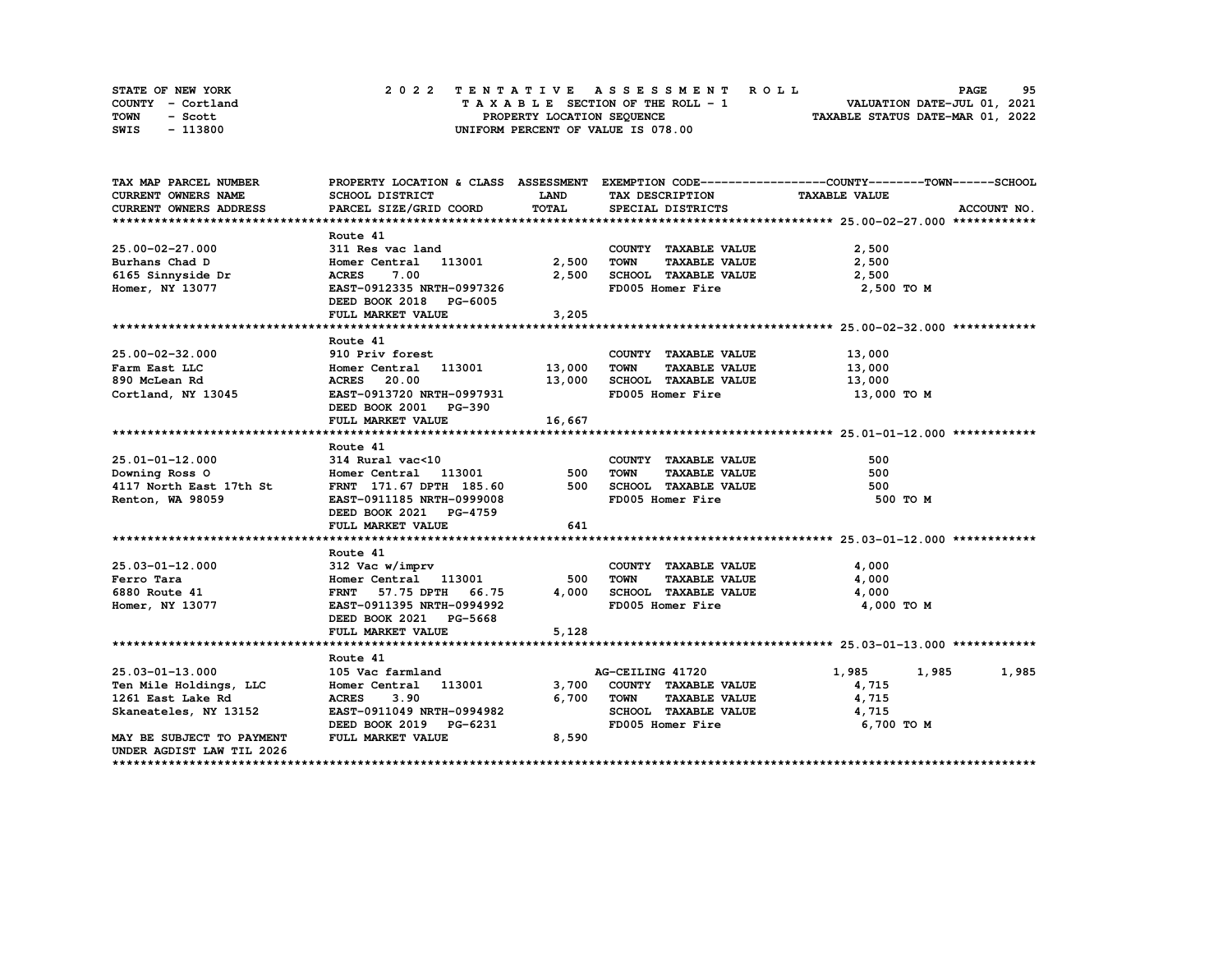STATE OF NEW YORK
COUNTY - Cortland
TOWN - Scott
SWIS - 113800

# 2022 TENTATIVE ASSESSMENT ROLL
TAXABLE SECTION OF THE ROLL - 1
PROPERTY LOCATION SEQUENCE
UNIFORM PERCENT OF VALUE IS 078.00

VALUATION DATE-JUL 01, 2021
TAXABLE STATUS DATE-MAR 01, 2022

| TAX MAP PARCEL NUMBER / CURRENT OWNERS NAME / CURRENT OWNERS ADDRESS | PROPERTY LOCATION & CLASS / SCHOOL DISTRICT / PARCEL SIZE/GRID COORD | ASSESSMENT LAND | ASSESSMENT TOTAL | EXEMPTION CODE / TAX DESCRIPTION / SPECIAL DISTRICTS | COUNTY TAXABLE VALUE | TOWN | SCHOOL |
|---|---|---|---|---|---|---|---|
| **25.00-02-27.000** | Route 41 | | | | | | |
| 25.00-02-27.000 | 311 Res vac land | | | COUNTY TAXABLE VALUE | 2,500 | | |
| Burhans Chad D | Homer Central 113001 | 2,500 | | TOWN TAXABLE VALUE | 2,500 | | |
| 6165 Sinnyside Dr | ACRES 7.00 | | 2,500 | SCHOOL TAXABLE VALUE | 2,500 | | |
| Homer, NY 13077 | EAST-0912335 NRTH-0997326 | | | FD005 Homer Fire | 2,500 TO M | | |
| | DEED BOOK 2018 PG-6005 | | | | | | |
| | FULL MARKET VALUE | | 3,205 | | | | |
| **25.00-02-32.000** | Route 41 | | | | | | |
| 25.00-02-32.000 | 910 Priv forest | | | COUNTY TAXABLE VALUE | 13,000 | | |
| Farm East LLC | Homer Central 113001 | 13,000 | | TOWN TAXABLE VALUE | 13,000 | | |
| 890 McLean Rd | ACRES 20.00 | | 13,000 | SCHOOL TAXABLE VALUE | 13,000 | | |
| Cortland, NY 13045 | EAST-0913720 NRTH-0997931 | | | FD005 Homer Fire | 13,000 TO M | | |
| | DEED BOOK 2001 PG-390 | | | | | | |
| | FULL MARKET VALUE | | 16,667 | | | | |
| **25.01-01-12.000** | Route 41 | | | | | | |
| 25.01-01-12.000 | 314 Rural vac<10 | | | COUNTY TAXABLE VALUE | 500 | | |
| Downing Ross O | Homer Central 113001 | 500 | | TOWN TAXABLE VALUE | 500 | | |
| 4117 North East 17th St | FRNT 171.67 DPTH 185.60 | | 500 | SCHOOL TAXABLE VALUE | 500 | | |
| Renton, WA 98059 | EAST-0911185 NRTH-0999008 | | | FD005 Homer Fire | 500 TO M | | |
| | DEED BOOK 2021 PG-4759 | | | | | | |
| | FULL MARKET VALUE | | 641 | | | | |
| **25.03-01-12.000** | Route 41 | | | | | | |
| 25.03-01-12.000 | 312 Vac w/imprv | | | COUNTY TAXABLE VALUE | 4,000 | | |
| Ferro Tara | Homer Central 113001 | 500 | | TOWN TAXABLE VALUE | 4,000 | | |
| 6880 Route 41 | FRNT 57.75 DPTH 66.75 | | 4,000 | SCHOOL TAXABLE VALUE | 4,000 | | |
| Homer, NY 13077 | EAST-0911395 NRTH-0994992 | | | FD005 Homer Fire | 4,000 TO M | | |
| | DEED BOOK 2021 PG-5668 | | | | | | |
| | FULL MARKET VALUE | | 5,128 | | | | |
| **25.03-01-13.000** | Route 41 | | | | | | |
| 25.03-01-13.000 | 105 Vac farmland | | | AG-CEILING 41720 | 1,985 | 1,985 | 1,985 |
| Ten Mile Holdings, LLC | Homer Central 113001 | 3,700 | | COUNTY TAXABLE VALUE | 4,715 | | |
| 1261 East Lake Rd | ACRES 3.90 | | 6,700 | TOWN TAXABLE VALUE | 4,715 | | |
| Skaneateles, NY 13152 | EAST-0911049 NRTH-0994982 | | | SCHOOL TAXABLE VALUE | 4,715 | | |
| | DEED BOOK 2019 PG-6231 | | | FD005 Homer Fire | 6,700 TO M | | |
| MAY BE SUBJECT TO PAYMENT | FULL MARKET VALUE | | 8,590 | | | | |
| UNDER AGDIST LAW TIL 2026 | | | | | | | |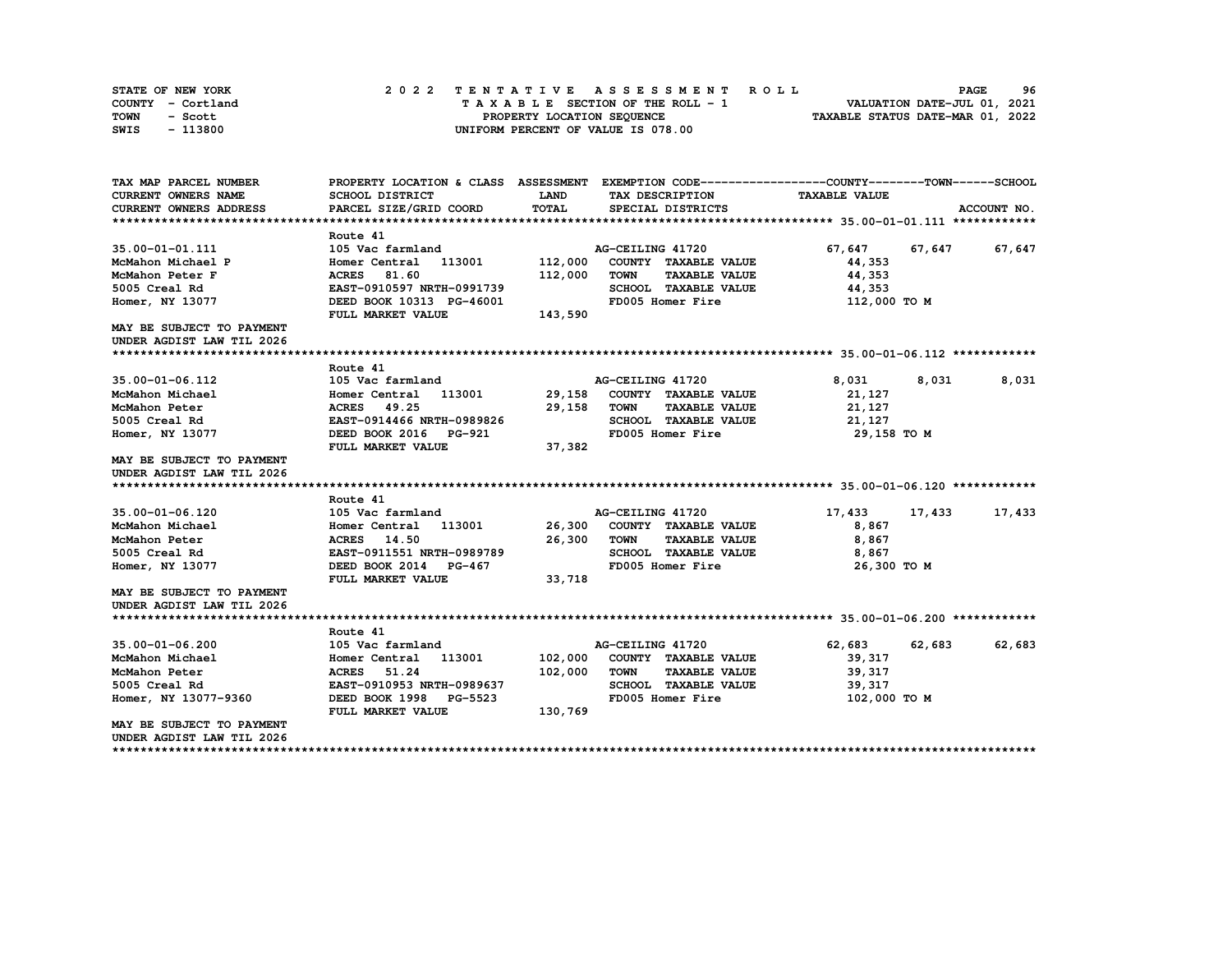STATE OF NEW YORK
COUNTY - Cortland
TOWN - Scott
SWIS - 113800

2022 TENTATIVE ASSESSMENT ROLL
TAXABLE SECTION OF THE ROLL - 1
PROPERTY LOCATION SEQUENCE
UNIFORM PERCENT OF VALUE IS 078.00

VALUATION DATE-JUL 01, 2021
TAXABLE STATUS DATE-MAR 01, 2022

| TAX MAP PARCEL NUMBER / CURRENT OWNERS NAME / CURRENT OWNERS ADDRESS | PROPERTY LOCATION & CLASS / SCHOOL DISTRICT / PARCEL SIZE/GRID COORD | ASSESSMENT LAND / TOTAL | EXEMPTION CODE / TAX DESCRIPTION / SPECIAL DISTRICTS | COUNTY | TOWN | SCHOOL |
|---|---|---|---|---|---|---|
| **35.00-01-01.111** | Route 41 | | | | | |
| 35.00-01-01.111 | 105 Vac farmland | | AG-CEILING 41720 | 67,647 | 67,647 | 67,647 |
| McMahon Michael P | Homer Central 113001 | 112,000 | COUNTY TAXABLE VALUE | 44,353 | | |
| McMahon Peter F | ACRES 81.60 | 112,000 | TOWN TAXABLE VALUE | 44,353 | | |
| 5005 Creal Rd | EAST-0910597 NRTH-0991739 | | SCHOOL TAXABLE VALUE | 44,353 | | |
| Homer, NY 13077 | DEED BOOK 10313 PG-46001 | | FD005 Homer Fire | 112,000 TO M | | |
| | FULL MARKET VALUE | 143,590 | | | | |
| MAY BE SUBJECT TO PAYMENT UNDER AGDIST LAW TIL 2026 | | | | | | |
| **35.00-01-06.112** | Route 41 | | | | | |
| 35.00-01-06.112 | 105 Vac farmland | | AG-CEILING 41720 | 8,031 | 8,031 | 8,031 |
| McMahon Michael | Homer Central 113001 | 29,158 | COUNTY TAXABLE VALUE | 21,127 | | |
| McMahon Peter | ACRES 49.25 | 29,158 | TOWN TAXABLE VALUE | 21,127 | | |
| 5005 Creal Rd | EAST-0914466 NRTH-0989826 | | SCHOOL TAXABLE VALUE | 21,127 | | |
| Homer, NY 13077 | DEED BOOK 2016 PG-921 | | FD005 Homer Fire | 29,158 TO M | | |
| | FULL MARKET VALUE | 37,382 | | | | |
| MAY BE SUBJECT TO PAYMENT UNDER AGDIST LAW TIL 2026 | | | | | | |
| **35.00-01-06.120** | Route 41 | | | | | |
| 35.00-01-06.120 | 105 Vac farmland | | AG-CEILING 41720 | 17,433 | 17,433 | 17,433 |
| McMahon Michael | Homer Central 113001 | 26,300 | COUNTY TAXABLE VALUE | 8,867 | | |
| McMahon Peter | ACRES 14.50 | 26,300 | TOWN TAXABLE VALUE | 8,867 | | |
| 5005 Creal Rd | EAST-0911551 NRTH-0989789 | | SCHOOL TAXABLE VALUE | 8,867 | | |
| Homer, NY 13077 | DEED BOOK 2014 PG-467 | | FD005 Homer Fire | 26,300 TO M | | |
| | FULL MARKET VALUE | 33,718 | | | | |
| MAY BE SUBJECT TO PAYMENT UNDER AGDIST LAW TIL 2026 | | | | | | |
| **35.00-01-06.200** | Route 41 | | | | | |
| 35.00-01-06.200 | 105 Vac farmland | | AG-CEILING 41720 | 62,683 | 62,683 | 62,683 |
| McMahon Michael | Homer Central 113001 | 102,000 | COUNTY TAXABLE VALUE | 39,317 | | |
| McMahon Peter | ACRES 51.24 | 102,000 | TOWN TAXABLE VALUE | 39,317 | | |
| 5005 Creal Rd | EAST-0910953 NRTH-0989637 | | SCHOOL TAXABLE VALUE | 39,317 | | |
| Homer, NY 13077-9360 | DEED BOOK 1998 PG-5523 | | FD005 Homer Fire | 102,000 TO M | | |
| | FULL MARKET VALUE | 130,769 | | | | |
| MAY BE SUBJECT TO PAYMENT UNDER AGDIST LAW TIL 2026 | | | | | | |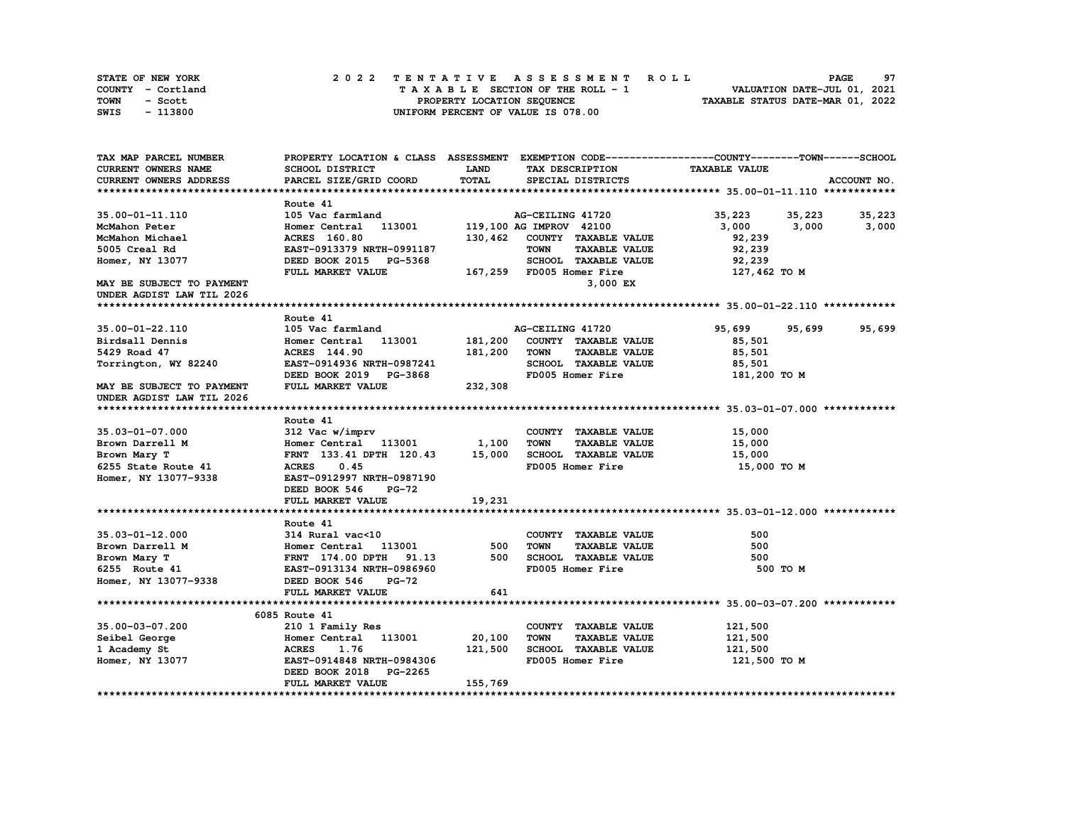STATE OF NEW YORK
COUNTY - Cortland
TOWN - Scott
SWIS - 113800

# 2022 TENTATIVE ASSESSMENT ROLL

TAXABLE SECTION OF THE ROLL - 1
PROPERTY LOCATION SEQUENCE
UNIFORM PERCENT OF VALUE IS 078.00

VALUATION DATE-JUL 01, 2021
TAXABLE STATUS DATE-MAR 01, 2022

| TAX MAP PARCEL NUMBER / CURRENT OWNERS NAME / CURRENT OWNERS ADDRESS | PROPERTY LOCATION & CLASS / SCHOOL DISTRICT / PARCEL SIZE/GRID COORD | ASSESSMENT LAND / TOTAL | EXEMPTION CODE / TAX DESCRIPTION / SPECIAL DISTRICTS | COUNTY TAXABLE VALUE | TOWN | SCHOOL / ACCOUNT NO. |
|---|---|---|---|---|---|---|
| **35.00-01-11.110** | Route 41 | | | | | |
| 35.00-01-11.110 | 105 Vac farmland | | AG-CEILING 41720 | 35,223 | 35,223 | 35,223 |
| McMahon Peter | Homer Central 113001 | 119,100 | AG IMPROV 42100 | 3,000 | 3,000 | 3,000 |
| McMahon Michael | ACRES 160.80 | 130,462 | COUNTY TAXABLE VALUE | 92,239 | | |
| 5005 Creal Rd | EAST-0913379 NRTH-0991187 | | TOWN TAXABLE VALUE | 92,239 | | |
| Homer, NY 13077 | DEED BOOK 2015 PG-5368 | | SCHOOL TAXABLE VALUE | 92,239 | | |
| | FULL MARKET VALUE | 167,259 | FD005 Homer Fire | 127,462 TO M | | |
| MAY BE SUBJECT TO PAYMENT | | | 3,000 EX | | | |
| UNDER AGDIST LAW TIL 2026 | | | | | | |
| **35.00-01-22.110** | Route 41 | | | | | |
| 35.00-01-22.110 | 105 Vac farmland | | AG-CEILING 41720 | 95,699 | 95,699 | 95,699 |
| Birdsall Dennis | Homer Central 113001 | 181,200 | COUNTY TAXABLE VALUE | 85,501 | | |
| 5429 Road 47 | ACRES 144.90 | 181,200 | TOWN TAXABLE VALUE | 85,501 | | |
| Torrington, WY 82240 | EAST-0914936 NRTH-0987241 | | SCHOOL TAXABLE VALUE | 85,501 | | |
| | DEED BOOK 2019 PG-3868 | | FD005 Homer Fire | 181,200 TO M | | |
| MAY BE SUBJECT TO PAYMENT | FULL MARKET VALUE | 232,308 | | | | |
| UNDER AGDIST LAW TIL 2026 | | | | | | |
| **35.03-01-07.000** | Route 41 | | | | | |
| 35.03-01-07.000 | 312 Vac w/imprv | | COUNTY TAXABLE VALUE | 15,000 | | |
| Brown Darrell M | Homer Central 113001 | 1,100 | TOWN TAXABLE VALUE | 15,000 | | |
| Brown Mary T | FRNT 133.41 DPTH 120.43 | 15,000 | SCHOOL TAXABLE VALUE | 15,000 | | |
| 6255 State Route 41 | ACRES 0.45 | | FD005 Homer Fire | 15,000 TO M | | |
| Homer, NY 13077-9338 | EAST-0912997 NRTH-0987190 | | | | | |
| | DEED BOOK 546 PG-72 | | | | | |
| | FULL MARKET VALUE | 19,231 | | | | |
| **35.03-01-12.000** | Route 41 | | | | | |
| 35.03-01-12.000 | 314 Rural vac<10 | | COUNTY TAXABLE VALUE | 500 | | |
| Brown Darrell M | Homer Central 113001 | 500 | TOWN TAXABLE VALUE | 500 | | |
| Brown Mary T | FRNT 174.00 DPTH 91.13 | 500 | SCHOOL TAXABLE VALUE | 500 | | |
| 6255 Route 41 | EAST-0913134 NRTH-0986960 | | FD005 Homer Fire | 500 TO M | | |
| Homer, NY 13077-9338 | DEED BOOK 546 PG-72 | | | | | |
| | FULL MARKET VALUE | 641 | | | | |
| **35.00-03-07.200** | 6085 Route 41 | | | | | |
| 35.00-03-07.200 | 210 1 Family Res | | COUNTY TAXABLE VALUE | 121,500 | | |
| Seibel George | Homer Central 113001 | 20,100 | TOWN TAXABLE VALUE | 121,500 | | |
| 1 Academy St | ACRES 1.76 | 121,500 | SCHOOL TAXABLE VALUE | 121,500 | | |
| Homer, NY 13077 | EAST-0914848 NRTH-0984306 | | FD005 Homer Fire | 121,500 TO M | | |
| | DEED BOOK 2018 PG-2265 | | | | | |
| | FULL MARKET VALUE | 155,769 | | | | |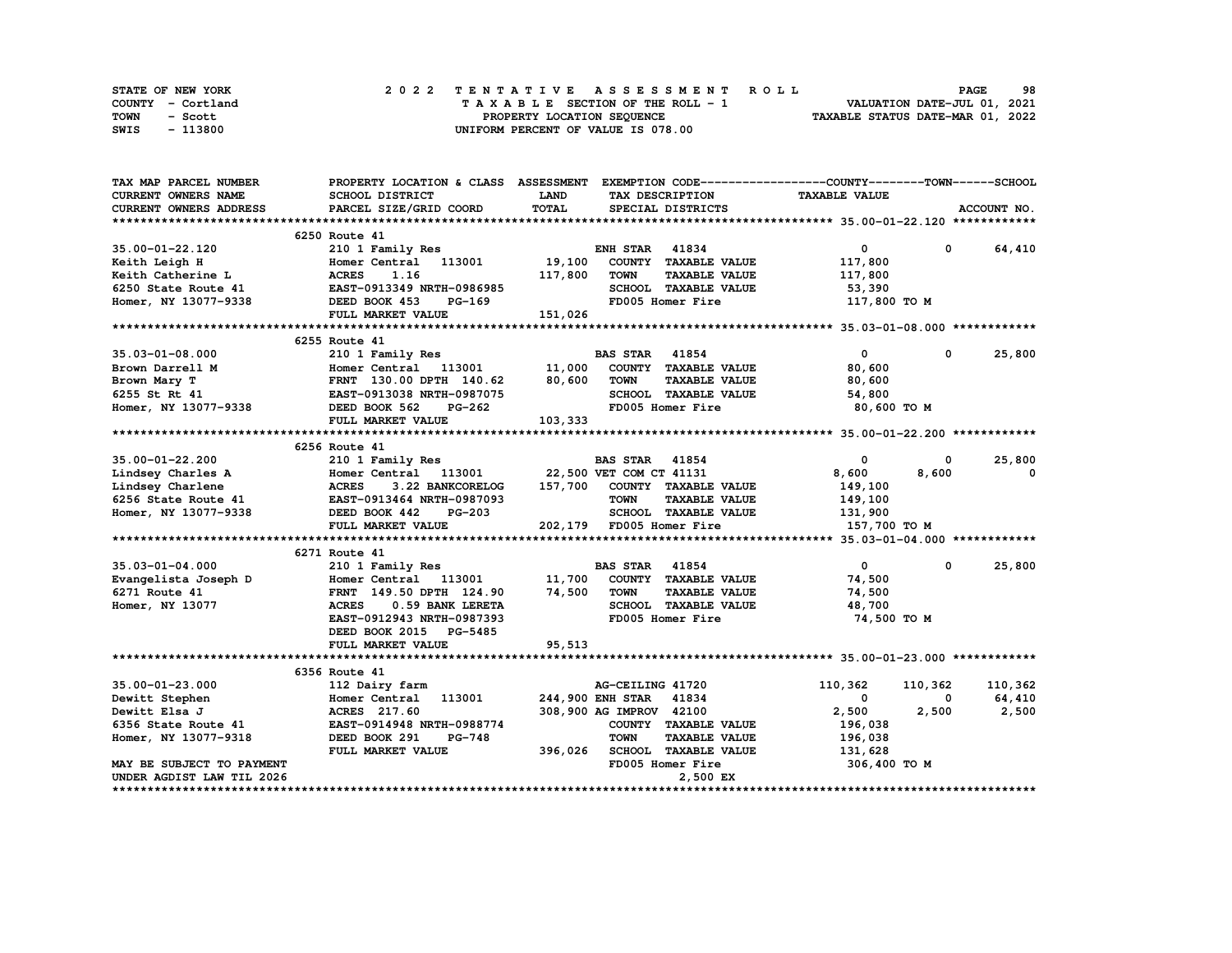STATE OF NEW YORK — COUNTY - Cortland — TOWN - Scott — SWIS - 113800

**2022 TENTATIVE ASSESSMENT ROLL**
TAXABLE SECTION OF THE ROLL - 1
PROPERTY LOCATION SEQUENCE
UNIFORM PERCENT OF VALUE IS 078.00

VALUATION DATE-JUL 01, 2021
TAXABLE STATUS DATE-MAR 01, 2022

| TAX MAP PARCEL NUMBER / CURRENT OWNERS NAME / CURRENT OWNERS ADDRESS | PROPERTY LOCATION & CLASS / SCHOOL DISTRICT / PARCEL SIZE/GRID COORD | ASSESSMENT LAND / TOTAL | EXEMPTION CODE / TAX DESCRIPTION / SPECIAL DISTRICTS | COUNTY TAXABLE VALUE | TOWN | SCHOOL / ACCOUNT NO. |
|---|---|---|---|---|---|---|
| **35.00-01-22.120** | 6250 Route 41 | | | | | |
| 35.00-01-22.120 | 210 1 Family Res | | ENH STAR 41834 | 0 | 0 | 64,410 |
| Keith Leigh H | Homer Central 113001 | 19,100 | COUNTY TAXABLE VALUE | 117,800 | | |
| Keith Catherine L | ACRES 1.16 | 117,800 | TOWN TAXABLE VALUE | 117,800 | | |
| 6250 State Route 41 | EAST-0913349 NRTH-0986985 | | SCHOOL TAXABLE VALUE | 53,390 | | |
| Homer, NY 13077-9338 | DEED BOOK 453 PG-169 | | FD005 Homer Fire | 117,800 TO M | | |
| | FULL MARKET VALUE | 151,026 | | | | |
| **35.03-01-08.000** | 6255 Route 41 | | | | | |
| 35.03-01-08.000 | 210 1 Family Res | | BAS STAR 41854 | 0 | 0 | 25,800 |
| Brown Darrell M | Homer Central 113001 | 11,000 | COUNTY TAXABLE VALUE | 80,600 | | |
| Brown Mary T | FRNT 130.00 DPTH 140.62 | 80,600 | TOWN TAXABLE VALUE | 80,600 | | |
| 6255 St Rt 41 | EAST-0913038 NRTH-0987075 | | SCHOOL TAXABLE VALUE | 54,800 | | |
| Homer, NY 13077-9338 | DEED BOOK 562 PG-262 | | FD005 Homer Fire | 80,600 TO M | | |
| | FULL MARKET VALUE | 103,333 | | | | |
| **35.00-01-22.200** | 6256 Route 41 | | | | | |
| 35.00-01-22.200 | 210 1 Family Res | | BAS STAR 41854 | 0 | 0 | 25,800 |
| Lindsey Charles A | Homer Central 113001 | 22,500 | VET COM CT 41131 | 8,600 | 8,600 | 0 |
| Lindsey Charlene | ACRES 3.22 BANKCORELOG | 157,700 | COUNTY TAXABLE VALUE | 149,100 | | |
| 6256 State Route 41 | EAST-0913464 NRTH-0987093 | | TOWN TAXABLE VALUE | 149,100 | | |
| Homer, NY 13077-9338 | DEED BOOK 442 PG-203 | | SCHOOL TAXABLE VALUE | 131,900 | | |
| | FULL MARKET VALUE | 202,179 | FD005 Homer Fire | 157,700 TO M | | |
| **35.03-01-04.000** | 6271 Route 41 | | | | | |
| 35.03-01-04.000 | 210 1 Family Res | | BAS STAR 41854 | 0 | 0 | 25,800 |
| Evangelista Joseph D | Homer Central 113001 | 11,700 | COUNTY TAXABLE VALUE | 74,500 | | |
| 6271 Route 41 | FRNT 149.50 DPTH 124.90 | 74,500 | TOWN TAXABLE VALUE | 74,500 | | |
| Homer, NY 13077 | ACRES 0.59 BANK LERETA | | SCHOOL TAXABLE VALUE | 48,700 | | |
| | EAST-0912943 NRTH-0987393 | | FD005 Homer Fire | 74,500 TO M | | |
| | DEED BOOK 2015 PG-5485 | | | | | |
| | FULL MARKET VALUE | 95,513 | | | | |
| **35.00-01-23.000** | 6356 Route 41 | | | | | |
| 35.00-01-23.000 | 112 Dairy farm | | AG-CEILING 41720 | 110,362 | 110,362 | 110,362 |
| Dewitt Stephen | Homer Central 113001 | 244,900 | ENH STAR 41834 | 0 | 0 | 64,410 |
| Dewitt Elsa J | ACRES 217.60 | 308,900 | AG IMPROV 42100 | 2,500 | 2,500 | 2,500 |
| 6356 State Route 41 | EAST-0914948 NRTH-0988774 | | COUNTY TAXABLE VALUE | 196,038 | | |
| Homer, NY 13077-9318 | DEED BOOK 291 PG-748 | | TOWN TAXABLE VALUE | 196,038 | | |
| | FULL MARKET VALUE | 396,026 | SCHOOL TAXABLE VALUE | 131,628 | | |
| MAY BE SUBJECT TO PAYMENT | | | FD005 Homer Fire | 306,400 TO M | | |
| UNDER AGDIST LAW TIL 2026 | | | 2,500 EX | | | |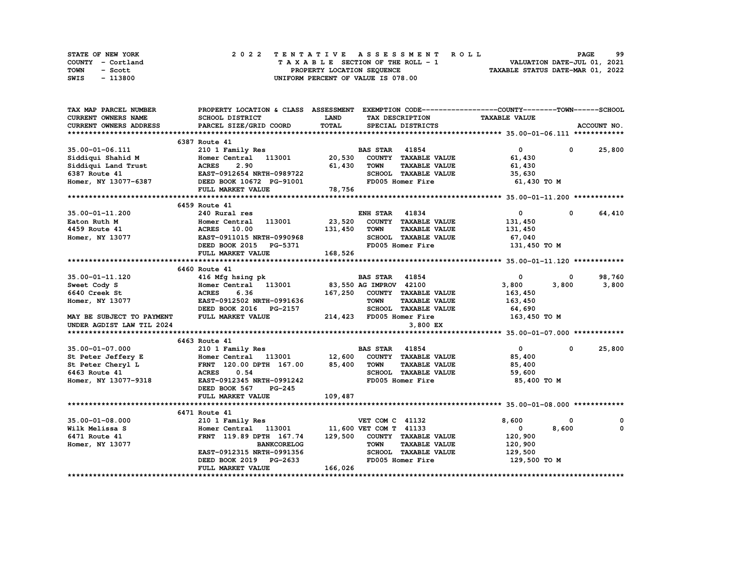STATE OF NEW YORK
COUNTY - Cortland
TOWN - Scott
SWIS - 113800

2022 TENTATIVE ASSESSMENT ROLL
TAXABLE SECTION OF THE ROLL - 1
PROPERTY LOCATION SEQUENCE
UNIFORM PERCENT OF VALUE IS 078.00

VALUATION DATE-JUL 01, 2021
TAXABLE STATUS DATE-MAR 01, 2022

```
TAX MAP PARCEL NUMBER      PROPERTY LOCATION & CLASS  ASSESSMENT  EXEMPTION CODE------------------COUNTY--------TOWN------SCHOOL
CURRENT OWNERS NAME        SCHOOL DISTRICT             LAND       TAX DESCRIPTION              TAXABLE VALUE
CURRENT OWNERS ADDRESS     PARCEL SIZE/GRID COORD      TOTAL      SPECIAL DISTRICTS                                      ACCOUNT NO.
******************************************************************************************************* 35.00-01-06.111 ************
                           6387 Route 41
35.00-01-06.111            210 1 Family Res                       BAS STAR  41854                  0           0     25,800
Siddiqui Shahid M          Homer Central   113001      20,530     COUNTY  TAXABLE VALUE         61,430
Siddiqui Land Trust        ACRES    2.90               61,430     TOWN    TAXABLE VALUE         61,430
6387 Route 41              EAST-0912654 NRTH-0989722              SCHOOL  TAXABLE VALUE         35,630
Homer, NY 13077-6387       DEED BOOK 10672 PG-91001               FD005 Homer Fire              61,430 TO M
                           FULL MARKET VALUE           78,756
******************************************************************************************************* 35.00-01-11.200 ************
                           6459 Route 41
35.00-01-11.200            240 Rural res                          ENH STAR  41834                  0           0     64,410
Eaton Ruth M               Homer Central   113001      23,520     COUNTY  TAXABLE VALUE        131,450
4459 Route 41              ACRES   10.00              131,450     TOWN    TAXABLE VALUE        131,450
Homer, NY 13077            EAST-0911015 NRTH-0990968              SCHOOL  TAXABLE VALUE         67,040
                           DEED BOOK 2015   PG-5371               FD005 Homer Fire             131,450 TO M
                           FULL MARKET VALUE          168,526
******************************************************************************************************* 35.00-01-11.120 ************
                           6460 Route 41
35.00-01-11.120            416 Mfg hsing pk                       BAS STAR  41854                  0           0     98,760
Sweet Cody S               Homer Central   113001      83,550 AG IMPROV 42100              3,800       3,800      3,800
6640 Creek St              ACRES    6.36              167,250     COUNTY  TAXABLE VALUE        163,450
Homer, NY 13077            EAST-0912502 NRTH-0991636              TOWN    TAXABLE VALUE        163,450
                           DEED BOOK 2016   PG-2157               SCHOOL  TAXABLE VALUE         64,690
MAY BE SUBJECT TO PAYMENT  FULL MARKET VALUE          214,423     FD005 Homer Fire             163,450 TO M
UNDER AGDIST LAW TIL 2024                                              3,800 EX
******************************************************************************************************* 35.00-01-07.000 ************
                           6463 Route 41
35.00-01-07.000            210 1 Family Res                       BAS STAR  41854                  0           0     25,800
St Peter Jeffery E         Homer Central   113001      12,600     COUNTY  TAXABLE VALUE         85,400
St Peter Cheryl L          FRNT 120.00 DPTH 167.00     85,400     TOWN    TAXABLE VALUE         85,400
6463 Route 41              ACRES    0.54                          SCHOOL  TAXABLE VALUE         59,600
Homer, NY 13077-9318       EAST-0912345 NRTH-0991242              FD005 Homer Fire              85,400 TO M
                           DEED BOOK 567    PG-245
                           FULL MARKET VALUE          109,487
******************************************************************************************************* 35.00-01-08.000 ************
                           6471 Route 41
35.00-01-08.000            210 1 Family Res                       VET COM C 41132              8,600           0          0
Wilk Melissa S             Homer Central   113001      11,600 VET COM T 41133                  0       8,600          0
6471 Route 41              FRNT 119.89 DPTH 167.74    129,500     COUNTY  TAXABLE VALUE        120,900
Homer, NY 13077                          BANKCORELOG              TOWN    TAXABLE VALUE        120,900
                           EAST-0912315 NRTH-0991356              SCHOOL  TAXABLE VALUE        129,500
                           DEED BOOK 2019   PG-2633               FD005 Homer Fire             129,500 TO M
                           FULL MARKET VALUE          166,026
************************************************************************************************************************************
```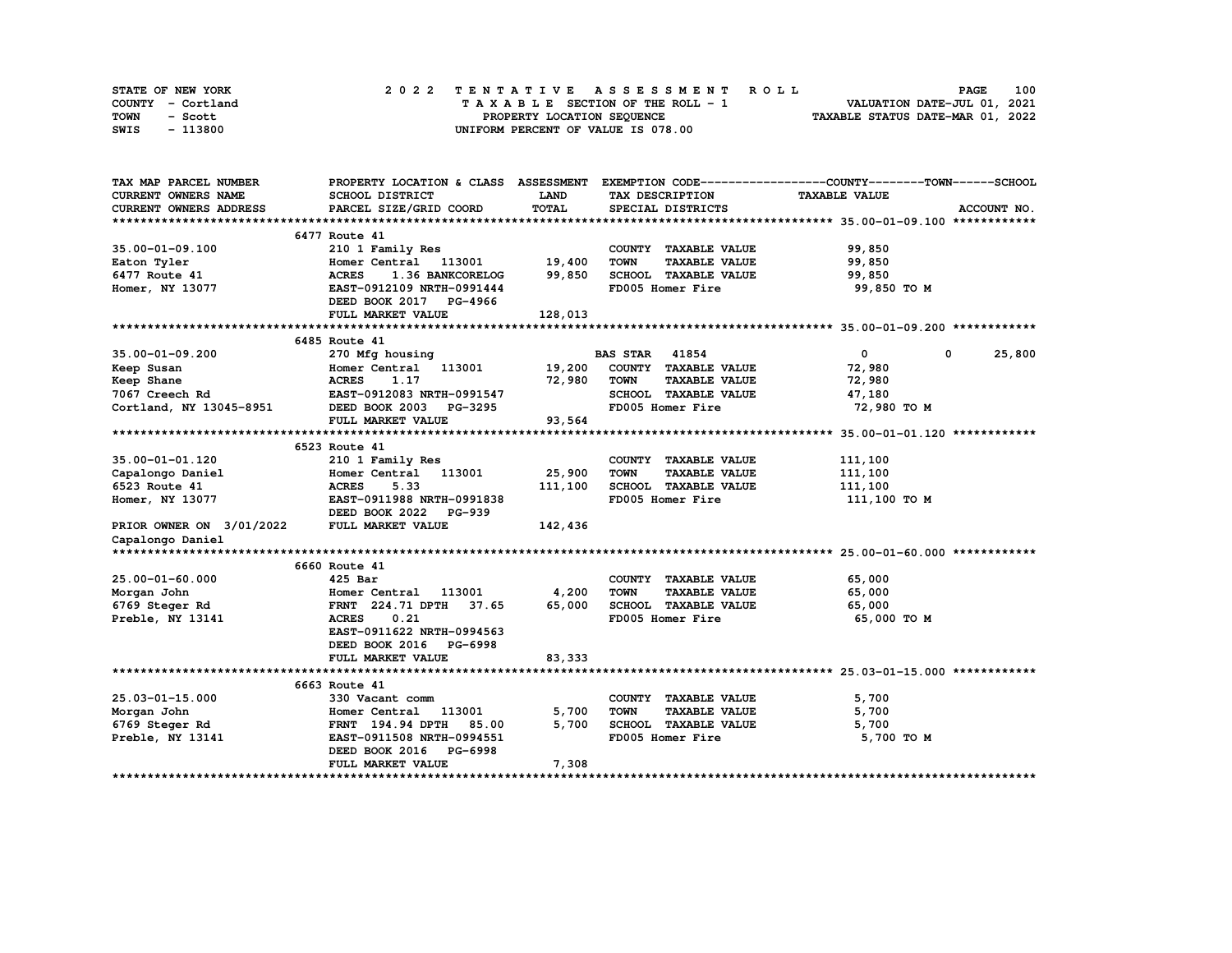STATE OF NEW YORK
COUNTY - Cortland
TOWN - Scott
SWIS - 113800

2 0 2 2 TENTATIVE ASSESSMENT ROLL
TAXABLE SECTION OF THE ROLL - 1
PROPERTY LOCATION SEQUENCE
UNIFORM PERCENT OF VALUE IS 078.00

VALUATION DATE-JUL 01, 2021
TAXABLE STATUS DATE-MAR 01, 2022

| TAX MAP PARCEL NUMBER<br>CURRENT OWNERS NAME<br>CURRENT OWNERS ADDRESS | PROPERTY LOCATION & CLASS<br>SCHOOL DISTRICT<br>PARCEL SIZE/GRID COORD | ASSESSMENT<br>LAND<br>TOTAL | EXEMPTION CODE<br>TAX DESCRIPTION<br>SPECIAL DISTRICTS | COUNTY<br>TAXABLE VALUE | TOWN | SCHOOL<br>ACCOUNT NO. |
|---|---|---|---|---|---|---|
| **35.00-01-09.100** | 6477 Route 41 | | | | | |
| 35.00-01-09.100 | 210 1 Family Res | | COUNTY TAXABLE VALUE | 99,850 | | |
| Eaton Tyler | Homer Central 113001 | 19,400 | TOWN TAXABLE VALUE | 99,850 | | |
| 6477 Route 41 | ACRES 1.36 BANKCORELOG | 99,850 | SCHOOL TAXABLE VALUE | 99,850 | | |
| Homer, NY 13077 | EAST-0912109 NRTH-0991444 | | FD005 Homer Fire | 99,850 TO M | | |
| | DEED BOOK 2017 PG-4966 | | | | | |
| | FULL MARKET VALUE | 128,013 | | | | |
| **35.00-01-09.200** | 6485 Route 41 | | | | | |
| 35.00-01-09.200 | 270 Mfg housing | | BAS STAR 41854 | 0 | 0 | 25,800 |
| Keep Susan | Homer Central 113001 | 19,200 | COUNTY TAXABLE VALUE | 72,980 | | |
| Keep Shane | ACRES 1.17 | 72,980 | TOWN TAXABLE VALUE | 72,980 | | |
| 7067 Creech Rd | EAST-0912083 NRTH-0991547 | | SCHOOL TAXABLE VALUE | 47,180 | | |
| Cortland, NY 13045-8951 | DEED BOOK 2003 PG-3295 | | FD005 Homer Fire | 72,980 TO M | | |
| | FULL MARKET VALUE | 93,564 | | | | |
| **35.00-01-01.120** | 6523 Route 41 | | | | | |
| 35.00-01-01.120 | 210 1 Family Res | | COUNTY TAXABLE VALUE | 111,100 | | |
| Capalongo Daniel | Homer Central 113001 | 25,900 | TOWN TAXABLE VALUE | 111,100 | | |
| 6523 Route 41 | ACRES 5.33 | 111,100 | SCHOOL TAXABLE VALUE | 111,100 | | |
| Homer, NY 13077 | EAST-0911988 NRTH-0991838 | | FD005 Homer Fire | 111,100 TO M | | |
| | DEED BOOK 2022 PG-939 | | | | | |
| PRIOR OWNER ON 3/01/2022 | FULL MARKET VALUE | 142,436 | | | | |
| Capalongo Daniel | | | | | | |
| **25.00-01-60.000** | 6660 Route 41 | | | | | |
| 25.00-01-60.000 | 425 Bar | | COUNTY TAXABLE VALUE | 65,000 | | |
| Morgan John | Homer Central 113001 | 4,200 | TOWN TAXABLE VALUE | 65,000 | | |
| 6769 Steger Rd | FRNT 224.71 DPTH 37.65 | 65,000 | SCHOOL TAXABLE VALUE | 65,000 | | |
| Preble, NY 13141 | ACRES 0.21 | | FD005 Homer Fire | 65,000 TO M | | |
| | EAST-0911622 NRTH-0994563 | | | | | |
| | DEED BOOK 2016 PG-6998 | | | | | |
| | FULL MARKET VALUE | 83,333 | | | | |
| **25.03-01-15.000** | 6663 Route 41 | | | | | |
| 25.03-01-15.000 | 330 Vacant comm | | COUNTY TAXABLE VALUE | 5,700 | | |
| Morgan John | Homer Central 113001 | 5,700 | TOWN TAXABLE VALUE | 5,700 | | |
| 6769 Steger Rd | FRNT 194.94 DPTH 85.00 | 5,700 | SCHOOL TAXABLE VALUE | 5,700 | | |
| Preble, NY 13141 | EAST-0911508 NRTH-0994551 | | FD005 Homer Fire | 5,700 TO M | | |
| | DEED BOOK 2016 PG-6998 | | | | | |
| | FULL MARKET VALUE | 7,308 | | | | |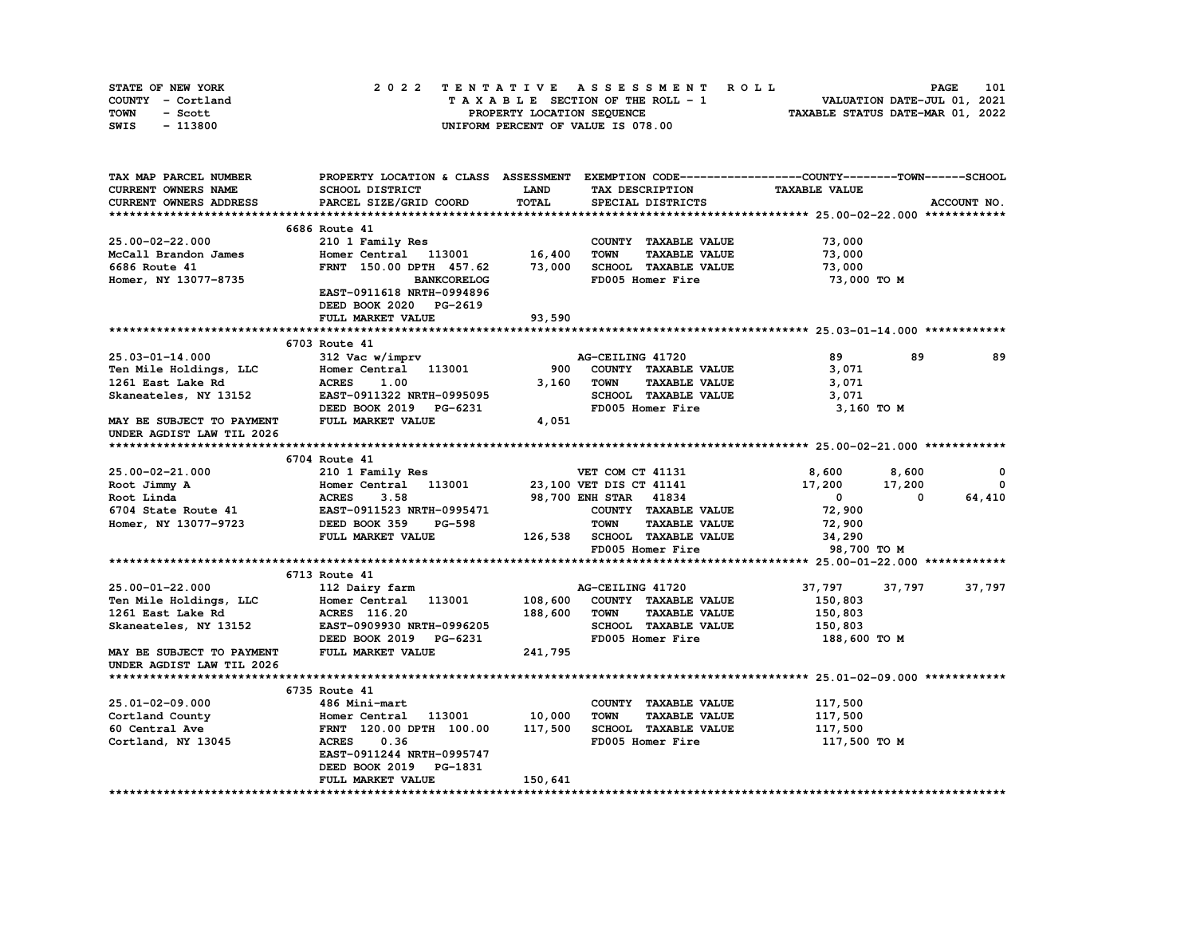STATE OF NEW YORK
COUNTY - Cortland
TOWN - Scott
SWIS - 113800

# 2022 TENTATIVE ASSESSMENT ROLL

TAXABLE SECTION OF THE ROLL - 1
PROPERTY LOCATION SEQUENCE
UNIFORM PERCENT OF VALUE IS 078.00

VALUATION DATE-JUL 01, 2021
TAXABLE STATUS DATE-MAR 01, 2022

| TAX MAP PARCEL NUMBER / CURRENT OWNERS NAME / CURRENT OWNERS ADDRESS | PROPERTY LOCATION & CLASS / SCHOOL DISTRICT / PARCEL SIZE/GRID COORD | ASSESSMENT LAND / TOTAL | EXEMPTION CODE / TAX DESCRIPTION / SPECIAL DISTRICTS | COUNTY TAXABLE VALUE | TOWN | SCHOOL |
|---|---|---|---|---|---|---|
| **25.00-02-22.000** | 6686 Route 41 | | | | | |
| 25.00-02-22.000 | 210 1 Family Res | | COUNTY TAXABLE VALUE | 73,000 | | |
| McCall Brandon James | Homer Central 113001 | 16,400 | TOWN TAXABLE VALUE | 73,000 | | |
| 6686 Route 41 | FRNT 150.00 DPTH 457.62 | 73,000 | SCHOOL TAXABLE VALUE | 73,000 | | |
| Homer, NY 13077-8735 | BANKCORELOG | | FD005 Homer Fire | 73,000 TO M | | |
| | EAST-0911618 NRTH-0994896 | | | | | |
| | DEED BOOK 2020 PG-2619 | | | | | |
| | FULL MARKET VALUE | 93,590 | | | | |
| **25.03-01-14.000** | 6703 Route 41 | | | | | |
| 25.03-01-14.000 | 312 Vac w/imprv | | AG-CEILING 41720 | 89 | 89 | 89 |
| Ten Mile Holdings, LLC | Homer Central 113001 | 900 | COUNTY TAXABLE VALUE | 3,071 | | |
| 1261 East Lake Rd | ACRES 1.00 | 3,160 | TOWN TAXABLE VALUE | 3,071 | | |
| Skaneateles, NY 13152 | EAST-0911322 NRTH-0995095 | | SCHOOL TAXABLE VALUE | 3,071 | | |
| | DEED BOOK 2019 PG-6231 | | FD005 Homer Fire | 3,160 TO M | | |
| MAY BE SUBJECT TO PAYMENT | FULL MARKET VALUE | 4,051 | | | | |
| UNDER AGDIST LAW TIL 2026 | | | | | | |
| **25.00-02-21.000** | 6704 Route 41 | | | | | |
| 25.00-02-21.000 | 210 1 Family Res | | VET COM CT 41131 | 8,600 | 8,600 | 0 |
| Root Jimmy A | Homer Central 113001 | 23,100 | VET DIS CT 41141 | 17,200 | 17,200 | 0 |
| Root Linda | ACRES 3.58 | 98,700 | ENH STAR 41834 | 0 | 0 | 64,410 |
| 6704 State Route 41 | EAST-0911523 NRTH-0995471 | | COUNTY TAXABLE VALUE | 72,900 | | |
| Homer, NY 13077-9723 | DEED BOOK 359 PG-598 | | TOWN TAXABLE VALUE | 72,900 | | |
| | FULL MARKET VALUE | 126,538 | SCHOOL TAXABLE VALUE | 34,290 | | |
| | | | FD005 Homer Fire | 98,700 TO M | | |
| **25.00-01-22.000** | 6713 Route 41 | | | | | |
| 25.00-01-22.000 | 112 Dairy farm | | AG-CEILING 41720 | 37,797 | 37,797 | 37,797 |
| Ten Mile Holdings, LLC | Homer Central 113001 | 108,600 | COUNTY TAXABLE VALUE | 150,803 | | |
| 1261 East Lake Rd | ACRES 116.20 | 188,600 | TOWN TAXABLE VALUE | 150,803 | | |
| Skaneateles, NY 13152 | EAST-0909930 NRTH-0996205 | | SCHOOL TAXABLE VALUE | 150,803 | | |
| | DEED BOOK 2019 PG-6231 | | FD005 Homer Fire | 188,600 TO M | | |
| MAY BE SUBJECT TO PAYMENT | FULL MARKET VALUE | 241,795 | | | | |
| UNDER AGDIST LAW TIL 2026 | | | | | | |
| **25.01-02-09.000** | 6735 Route 41 | | | | | |
| 25.01-02-09.000 | 486 Mini-mart | | COUNTY TAXABLE VALUE | 117,500 | | |
| Cortland County | Homer Central 113001 | 10,000 | TOWN TAXABLE VALUE | 117,500 | | |
| 60 Central Ave | FRNT 120.00 DPTH 100.00 | 117,500 | SCHOOL TAXABLE VALUE | 117,500 | | |
| Cortland, NY 13045 | ACRES 0.36 | | FD005 Homer Fire | 117,500 TO M | | |
| | EAST-0911244 NRTH-0995747 | | | | | |
| | DEED BOOK 2019 PG-1831 | | | | | |
| | FULL MARKET VALUE | 150,641 | | | | |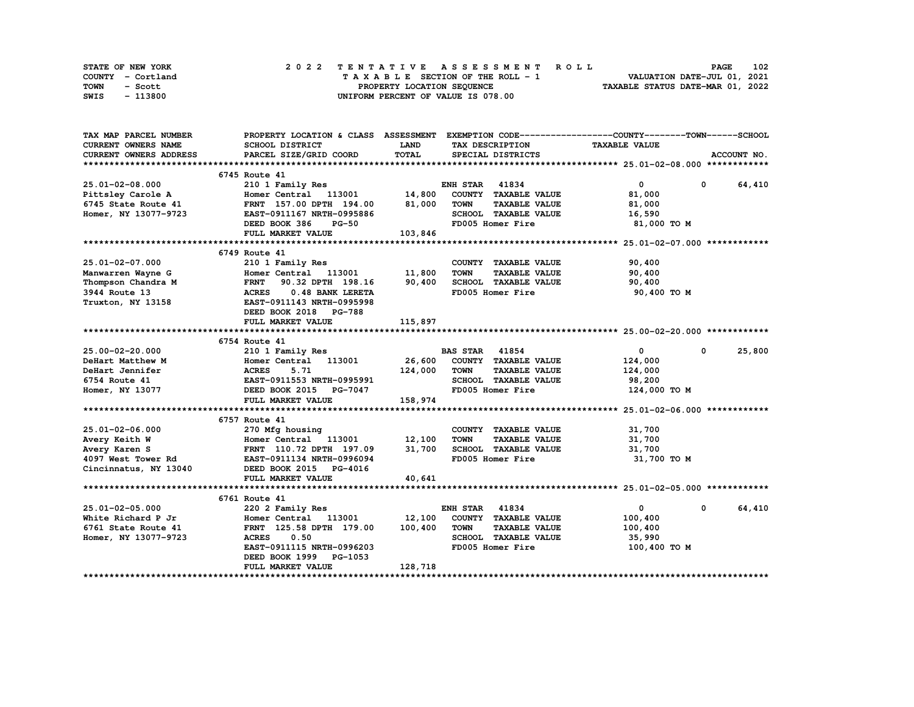STATE OF NEW YORK
COUNTY - Cortland
TOWN - Scott
SWIS - 113800

2022 TENTATIVE ASSESSMENT ROLL
TAXABLE SECTION OF THE ROLL - 1
PROPERTY LOCATION SEQUENCE
UNIFORM PERCENT OF VALUE IS 078.00

VALUATION DATE-JUL 01, 2021
TAXABLE STATUS DATE-MAR 01, 2022

| TAX MAP PARCEL NUMBER<br>CURRENT OWNERS NAME<br>CURRENT OWNERS ADDRESS | PROPERTY LOCATION & CLASS<br>SCHOOL DISTRICT<br>PARCEL SIZE/GRID COORD | ASSESSMENT<br>LAND<br>TOTAL | EXEMPTION CODE<br>TAX DESCRIPTION<br>SPECIAL DISTRICTS | COUNTY--------TOWN------SCHOOL<br>TAXABLE VALUE | ACCOUNT NO. |
|---|---|---|---|---|---|
| ******** 25.01-02-08.000 ******** | | | | | |
| | 6745 Route 41 | | | | |
| 25.01-02-08.000 | 210 1 Family Res | | ENH STAR 41834 | 0 0 64,410 | |
| Pittsley Carole A | Homer Central 113001 | 14,800 | COUNTY TAXABLE VALUE | 81,000 | |
| 6745 State Route 41 | FRNT 157.00 DPTH 194.00 | 81,000 | TOWN TAXABLE VALUE | 81,000 | |
| Homer, NY 13077-9723 | EAST-0911167 NRTH-0995886 | | SCHOOL TAXABLE VALUE | 16,590 | |
| | DEED BOOK 386 PG-50 | | FD005 Homer Fire | 81,000 TO M | |
| | FULL MARKET VALUE | 103,846 | | | |
| ******** 25.01-02-07.000 ******** | | | | | |
| | 6749 Route 41 | | | | |
| 25.01-02-07.000 | 210 1 Family Res | | COUNTY TAXABLE VALUE | 90,400 | |
| Manwarren Wayne G | Homer Central 113001 | 11,800 | TOWN TAXABLE VALUE | 90,400 | |
| Thompson Chandra M | FRNT 90.32 DPTH 198.16 | 90,400 | SCHOOL TAXABLE VALUE | 90,400 | |
| 3944 Route 13 | ACRES 0.48 BANK LERETA | | FD005 Homer Fire | 90,400 TO M | |
| Truxton, NY 13158 | EAST-0911143 NRTH-0995998 | | | | |
| | DEED BOOK 2018 PG-788 | | | | |
| | FULL MARKET VALUE | 115,897 | | | |
| ******** 25.00-02-20.000 ******** | | | | | |
| | 6754 Route 41 | | | | |
| 25.00-02-20.000 | 210 1 Family Res | | BAS STAR 41854 | 0 0 25,800 | |
| DeHart Matthew M | Homer Central 113001 | 26,600 | COUNTY TAXABLE VALUE | 124,000 | |
| DeHart Jennifer | ACRES 5.71 | 124,000 | TOWN TAXABLE VALUE | 124,000 | |
| 6754 Route 41 | EAST-0911553 NRTH-0995991 | | SCHOOL TAXABLE VALUE | 98,200 | |
| Homer, NY 13077 | DEED BOOK 2015 PG-7047 | | FD005 Homer Fire | 124,000 TO M | |
| | FULL MARKET VALUE | 158,974 | | | |
| ******** 25.01-02-06.000 ******** | | | | | |
| | 6757 Route 41 | | | | |
| 25.01-02-06.000 | 270 Mfg housing | | COUNTY TAXABLE VALUE | 31,700 | |
| Avery Keith W | Homer Central 113001 | 12,100 | TOWN TAXABLE VALUE | 31,700 | |
| Avery Karen S | FRNT 110.72 DPTH 197.09 | 31,700 | SCHOOL TAXABLE VALUE | 31,700 | |
| 4097 West Tower Rd | EAST-0911134 NRTH-0996094 | | FD005 Homer Fire | 31,700 TO M | |
| Cincinnatus, NY 13040 | DEED BOOK 2015 PG-4016 | | | | |
| | FULL MARKET VALUE | 40,641 | | | |
| ******** 25.01-02-05.000 ******** | | | | | |
| | 6761 Route 41 | | | | |
| 25.01-02-05.000 | 220 2 Family Res | | ENH STAR 41834 | 0 0 64,410 | |
| White Richard P Jr | Homer Central 113001 | 12,100 | COUNTY TAXABLE VALUE | 100,400 | |
| 6761 State Route 41 | FRNT 125.58 DPTH 179.00 | 100,400 | TOWN TAXABLE VALUE | 100,400 | |
| Homer, NY 13077-9723 | ACRES 0.50 | | SCHOOL TAXABLE VALUE | 35,990 | |
| | EAST-0911115 NRTH-0996203 | | FD005 Homer Fire | 100,400 TO M | |
| | DEED BOOK 1999 PG-1053 | | | | |
| | FULL MARKET VALUE | 128,718 | | | |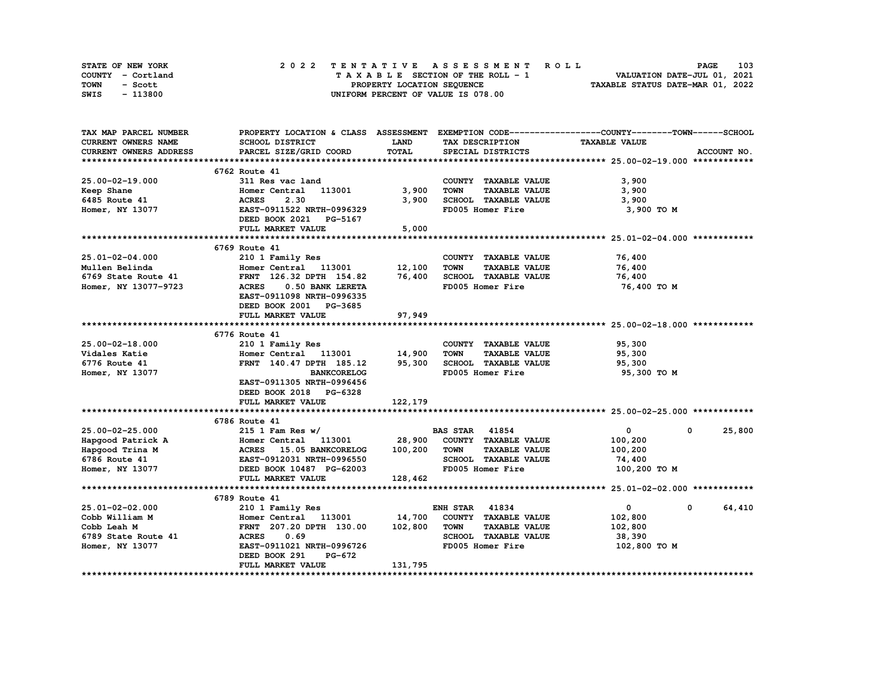STATE OF NEW YORK
COUNTY - Cortland
TOWN - Scott
SWIS - 113800

2022 TENTATIVE ASSESSMENT ROLL
TAXABLE SECTION OF THE ROLL - 1
PROPERTY LOCATION SEQUENCE
UNIFORM PERCENT OF VALUE IS 078.00

VALUATION DATE-JUL 01, 2021
TAXABLE STATUS DATE-MAR 01, 2022

| TAX MAP PARCEL NUMBER / CURRENT OWNERS NAME / CURRENT OWNERS ADDRESS | PROPERTY LOCATION & CLASS / SCHOOL DISTRICT / PARCEL SIZE/GRID COORD | ASSESSMENT LAND / TOTAL | EXEMPTION CODE / TAX DESCRIPTION / SPECIAL DISTRICTS | COUNTY TAXABLE VALUE | TOWN | SCHOOL |
|---|---|---|---|---|---|---|
| **25.00-02-19.000** | 6762 Route 41 | | | | | |
| 25.00-02-19.000 | 311 Res vac land | | COUNTY TAXABLE VALUE | 3,900 | | |
| Keep Shane | Homer Central 113001 | 3,900 | TOWN TAXABLE VALUE | 3,900 | | |
| 6485 Route 41 | ACRES 2.30 | 3,900 | SCHOOL TAXABLE VALUE | 3,900 | | |
| Homer, NY 13077 | EAST-0911522 NRTH-0996329 | | FD005 Homer Fire | 3,900 TO M | | |
| | DEED BOOK 2021 PG-5167 | | | | | |
| | FULL MARKET VALUE | 5,000 | | | | |
| **25.01-02-04.000** | 6769 Route 41 | | | | | |
| 25.01-02-04.000 | 210 1 Family Res | | COUNTY TAXABLE VALUE | 76,400 | | |
| Mullen Belinda | Homer Central 113001 | 12,100 | TOWN TAXABLE VALUE | 76,400 | | |
| 6769 State Route 41 | FRNT 126.32 DPTH 154.82 | 76,400 | SCHOOL TAXABLE VALUE | 76,400 | | |
| Homer, NY 13077-9723 | ACRES 0.50 BANK LERETA | | FD005 Homer Fire | 76,400 TO M | | |
| | EAST-0911098 NRTH-0996335 | | | | | |
| | DEED BOOK 2001 PG-3685 | | | | | |
| | FULL MARKET VALUE | 97,949 | | | | |
| **25.00-02-18.000** | 6776 Route 41 | | | | | |
| 25.00-02-18.000 | 210 1 Family Res | | COUNTY TAXABLE VALUE | 95,300 | | |
| Vidales Katie | Homer Central 113001 | 14,900 | TOWN TAXABLE VALUE | 95,300 | | |
| 6776 Route 41 | FRNT 140.47 DPTH 185.12 | 95,300 | SCHOOL TAXABLE VALUE | 95,300 | | |
| Homer, NY 13077 | BANKCORELOG | | FD005 Homer Fire | 95,300 TO M | | |
| | EAST-0911305 NRTH-0996456 | | | | | |
| | DEED BOOK 2018 PG-6328 | | | | | |
| | FULL MARKET VALUE | 122,179 | | | | |
| **25.00-02-25.000** | 6786 Route 41 | | | | | |
| 25.00-02-25.000 | 215 1 Fam Res w/ | | BAS STAR 41854 | 0 | 0 | 25,800 |
| Hapgood Patrick A | Homer Central 113001 | 28,900 | COUNTY TAXABLE VALUE | 100,200 | | |
| Hapgood Trina M | ACRES 15.05 BANKCORELOG | 100,200 | TOWN TAXABLE VALUE | 100,200 | | |
| 6786 Route 41 | EAST-0912031 NRTH-0996550 | | SCHOOL TAXABLE VALUE | 74,400 | | |
| Homer, NY 13077 | DEED BOOK 10487 PG-62003 | | FD005 Homer Fire | 100,200 TO M | | |
| | FULL MARKET VALUE | 128,462 | | | | |
| **25.01-02-02.000** | 6789 Route 41 | | | | | |
| 25.01-02-02.000 | 210 1 Family Res | | ENH STAR 41834 | 0 | 0 | 64,410 |
| Cobb William M | Homer Central 113001 | 14,700 | COUNTY TAXABLE VALUE | 102,800 | | |
| Cobb Leah M | FRNT 207.20 DPTH 130.00 | 102,800 | TOWN TAXABLE VALUE | 102,800 | | |
| 6789 State Route 41 | ACRES 0.69 | | SCHOOL TAXABLE VALUE | 38,390 | | |
| Homer, NY 13077 | EAST-0911021 NRTH-0996726 | | FD005 Homer Fire | 102,800 TO M | | |
| | DEED BOOK 291 PG-672 | | | | | |
| | FULL MARKET VALUE | 131,795 | | | | |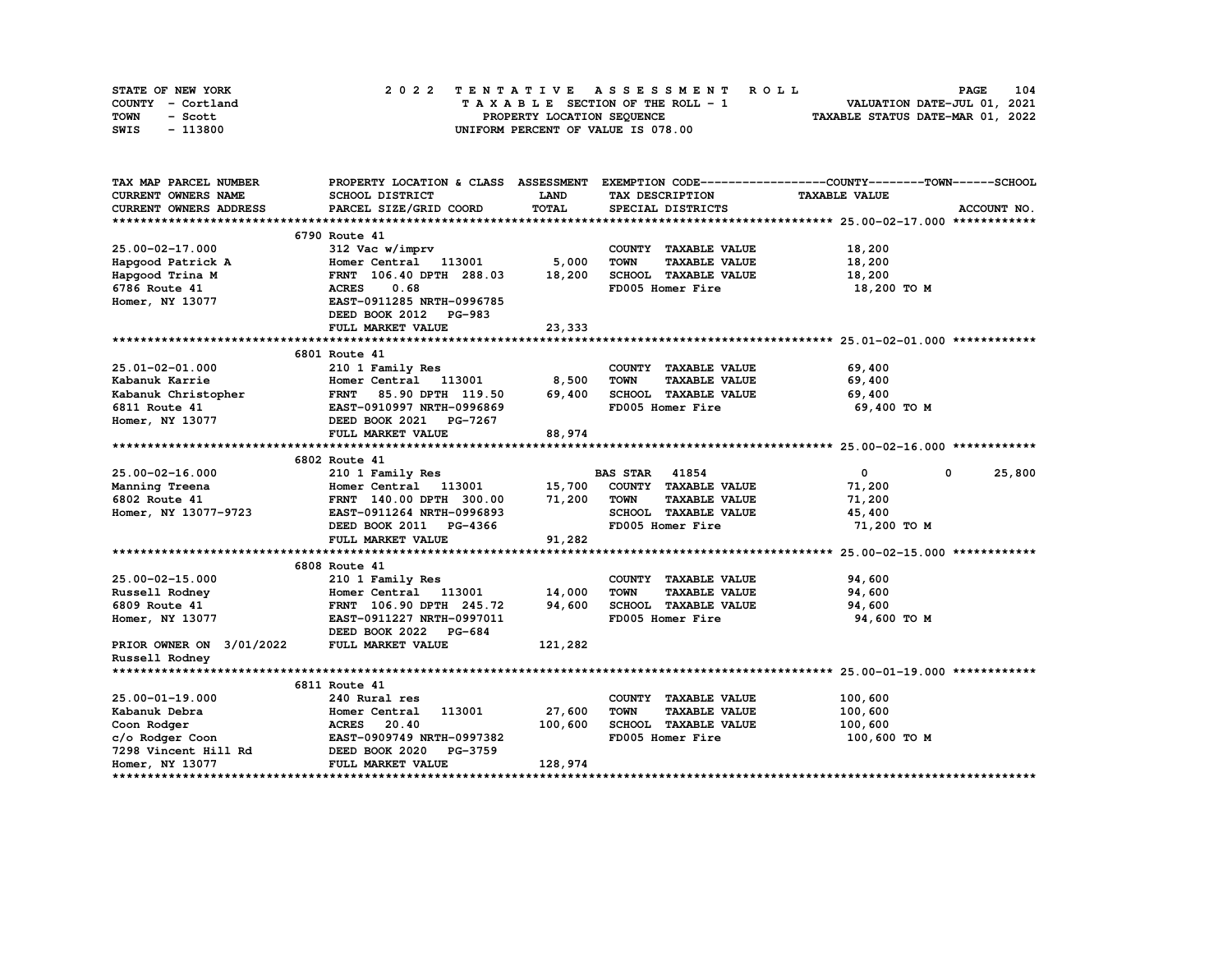STATE OF NEW YORK
COUNTY - Cortland
TOWN - Scott
SWIS - 113800

# 2022 TENTATIVE ASSESSMENT ROLL

TAXABLE SECTION OF THE ROLL - 1
PROPERTY LOCATION SEQUENCE
UNIFORM PERCENT OF VALUE IS 078.00

VALUATION DATE-JUL 01, 2021
TAXABLE STATUS DATE-MAR 01, 2022

| TAX MAP PARCEL NUMBER<br>CURRENT OWNERS NAME<br>CURRENT OWNERS ADDRESS | PROPERTY LOCATION & CLASS<br>SCHOOL DISTRICT<br>PARCEL SIZE/GRID COORD | ASSESSMENT<br>LAND<br>TOTAL | EXEMPTION CODE<br>TAX DESCRIPTION<br>SPECIAL DISTRICTS | COUNTY | TOWN | SCHOOL<br>TAXABLE VALUE<br>ACCOUNT NO. |
|---|---|---|---|---|---|---|
| **25.00-02-17.000** | 6790 Route 41 | | | | | |
| 25.00-02-17.000 | 312 Vac w/imprv | | COUNTY TAXABLE VALUE | 18,200 | | |
| Hapgood Patrick A | Homer Central 113001 | 5,000 | TOWN TAXABLE VALUE | | 18,200 | |
| Hapgood Trina M | FRNT 106.40 DPTH 288.03 | 18,200 | SCHOOL TAXABLE VALUE | | | 18,200 |
| 6786 Route 41 | ACRES 0.68 | | FD005 Homer Fire | 18,200 TO M | | |
| Homer, NY 13077 | EAST-0911285 NRTH-0996785 | | | | | |
| | DEED BOOK 2012 PG-983 | | | | | |
| | FULL MARKET VALUE | 23,333 | | | | |
| **25.01-02-01.000** | 6801 Route 41 | | | | | |
| 25.01-02-01.000 | 210 1 Family Res | | COUNTY TAXABLE VALUE | 69,400 | | |
| Kabanuk Karrie | Homer Central 113001 | 8,500 | TOWN TAXABLE VALUE | | 69,400 | |
| Kabanuk Christopher | FRNT 85.90 DPTH 119.50 | 69,400 | SCHOOL TAXABLE VALUE | | | 69,400 |
| 6811 Route 41 | EAST-0910997 NRTH-0996869 | | FD005 Homer Fire | 69,400 TO M | | |
| Homer, NY 13077 | DEED BOOK 2021 PG-7267 | | | | | |
| | FULL MARKET VALUE | 88,974 | | | | |
| **25.00-02-16.000** | 6802 Route 41 | | | | | |
| 25.00-02-16.000 | 210 1 Family Res | | BAS STAR 41854 | 0 | 0 | 25,800 |
| Manning Treena | Homer Central 113001 | 15,700 | COUNTY TAXABLE VALUE | 71,200 | | |
| 6802 Route 41 | FRNT 140.00 DPTH 300.00 | 71,200 | TOWN TAXABLE VALUE | | 71,200 | |
| Homer, NY 13077-9723 | EAST-0911264 NRTH-0996893 | | SCHOOL TAXABLE VALUE | | | 45,400 |
| | DEED BOOK 2011 PG-4366 | | FD005 Homer Fire | 71,200 TO M | | |
| | FULL MARKET VALUE | 91,282 | | | | |
| **25.00-02-15.000** | 6808 Route 41 | | | | | |
| 25.00-02-15.000 | 210 1 Family Res | | COUNTY TAXABLE VALUE | 94,600 | | |
| Russell Rodney | Homer Central 113001 | 14,000 | TOWN TAXABLE VALUE | | 94,600 | |
| 6809 Route 41 | FRNT 106.90 DPTH 245.72 | 94,600 | SCHOOL TAXABLE VALUE | | | 94,600 |
| Homer, NY 13077 | EAST-0911227 NRTH-0997011 | | FD005 Homer Fire | 94,600 TO M | | |
| | DEED BOOK 2022 PG-684 | | | | | |
| PRIOR OWNER ON 3/01/2022 | FULL MARKET VALUE | 121,282 | | | | |
| Russell Rodney | | | | | | |
| **25.00-01-19.000** | 6811 Route 41 | | | | | |
| 25.00-01-19.000 | 240 Rural res | | COUNTY TAXABLE VALUE | 100,600 | | |
| Kabanuk Debra | Homer Central 113001 | 27,600 | TOWN TAXABLE VALUE | | 100,600 | |
| Coon Rodger | ACRES 20.40 | 100,600 | SCHOOL TAXABLE VALUE | | | 100,600 |
| c/o Rodger Coon | EAST-0909749 NRTH-0997382 | | FD005 Homer Fire | 100,600 TO M | | |
| 7298 Vincent Hill Rd | DEED BOOK 2020 PG-3759 | | | | | |
| Homer, NY 13077 | FULL MARKET VALUE | 128,974 | | | | |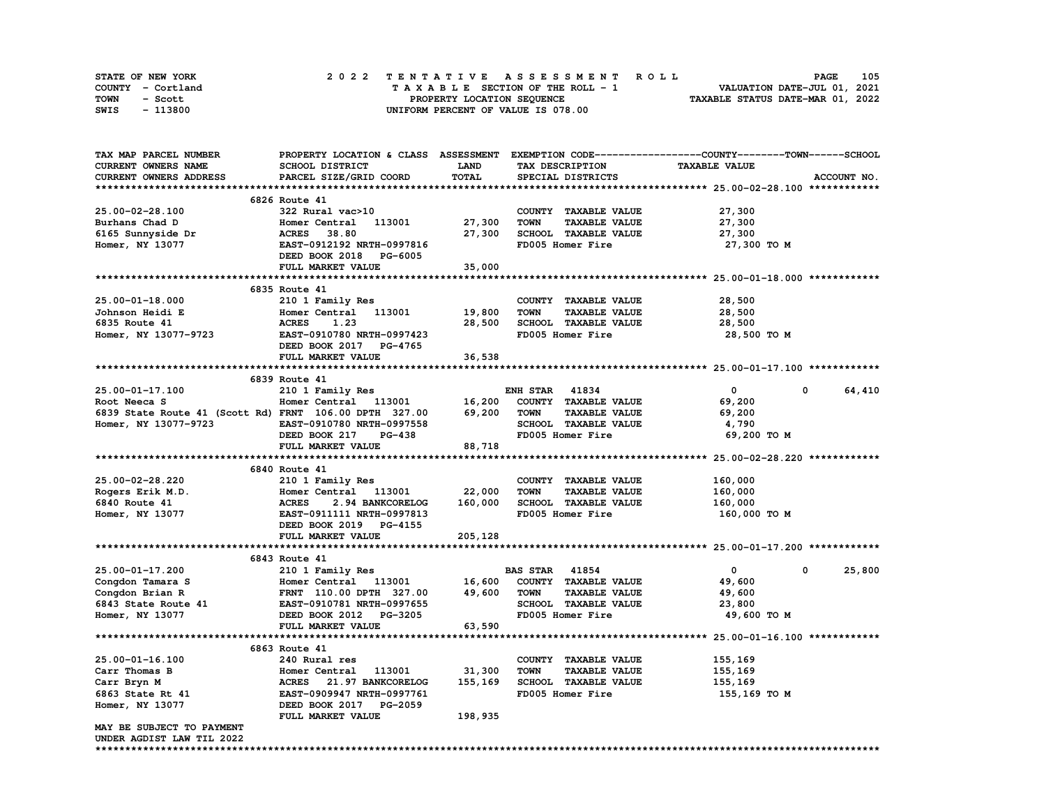STATE OF NEW YORK — 2022 TENTATIVE ASSESSMENT ROLL
COUNTY - Cortland — TAXABLE SECTION OF THE ROLL - 1 — VALUATION DATE-JUL 01, 2021
TOWN - Scott — PROPERTY LOCATION SEQUENCE — TAXABLE STATUS DATE-MAR 01, 2022
SWIS - 113800 — UNIFORM PERCENT OF VALUE IS 078.00

| TAX MAP PARCEL NUMBER / CURRENT OWNERS NAME / CURRENT OWNERS ADDRESS | PROPERTY LOCATION & CLASS / SCHOOL DISTRICT / PARCEL SIZE/GRID COORD | ASSESSMENT LAND / TOTAL | EXEMPTION CODE / TAX DESCRIPTION / SPECIAL DISTRICTS | COUNTY / TOWN TAXABLE VALUE | SCHOOL / ACCOUNT NO. |
|---|---|---|---|---|---|
| **25.00-02-28.100** | 6826 Route 41 | | | | |
| 25.00-02-28.100 | 322 Rural vac>10 | | COUNTY TAXABLE VALUE | 27,300 | |
| Burhans Chad D | Homer Central 113001 | 27,300 | TOWN TAXABLE VALUE | 27,300 | |
| 6165 Sunnyside Dr | ACRES 38.80 | 27,300 | SCHOOL TAXABLE VALUE | 27,300 | |
| Homer, NY 13077 | EAST-0912192 NRTH-0997816 | | FD005 Homer Fire | 27,300 TO M | |
| | DEED BOOK 2018 PG-6005 | | | | |
| | FULL MARKET VALUE | 35,000 | | | |
| **25.00-01-18.000** | 6835 Route 41 | | | | |
| 25.00-01-18.000 | 210 1 Family Res | | COUNTY TAXABLE VALUE | 28,500 | |
| Johnson Heidi E | Homer Central 113001 | 19,800 | TOWN TAXABLE VALUE | 28,500 | |
| 6835 Route 41 | ACRES 1.23 | 28,500 | SCHOOL TAXABLE VALUE | 28,500 | |
| Homer, NY 13077-9723 | EAST-0910780 NRTH-0997423 | | FD005 Homer Fire | 28,500 TO M | |
| | DEED BOOK 2017 PG-4765 | | | | |
| | FULL MARKET VALUE | 36,538 | | | |
| **25.00-01-17.100** | 6839 Route 41 | | | | |
| 25.00-01-17.100 | 210 1 Family Res | | ENH STAR 41834 | 0 0 | 64,410 |
| Root Neeca S | Homer Central 113001 | 16,200 | COUNTY TAXABLE VALUE | 69,200 | |
| 6839 State Route 41 (Scott Rd) | FRNT 106.00 DPTH 327.00 | 69,200 | TOWN TAXABLE VALUE | 69,200 | |
| Homer, NY 13077-9723 | EAST-0910780 NRTH-0997558 | | SCHOOL TAXABLE VALUE | 4,790 | |
| | DEED BOOK 217 PG-438 | | FD005 Homer Fire | 69,200 TO M | |
| | FULL MARKET VALUE | 88,718 | | | |
| **25.00-02-28.220** | 6840 Route 41 | | | | |
| 25.00-02-28.220 | 210 1 Family Res | | COUNTY TAXABLE VALUE | 160,000 | |
| Rogers Erik M.D. | Homer Central 113001 | 22,000 | TOWN TAXABLE VALUE | 160,000 | |
| 6840 Route 41 | ACRES 2.94 BANKCORELOG | 160,000 | SCHOOL TAXABLE VALUE | 160,000 | |
| Homer, NY 13077 | EAST-0911111 NRTH-0997813 | | FD005 Homer Fire | 160,000 TO M | |
| | DEED BOOK 2019 PG-4155 | | | | |
| | FULL MARKET VALUE | 205,128 | | | |
| **25.00-01-17.200** | 6843 Route 41 | | | | |
| 25.00-01-17.200 | 210 1 Family Res | | BAS STAR 41854 | 0 0 | 25,800 |
| Congdon Tamara S | Homer Central 113001 | 16,600 | COUNTY TAXABLE VALUE | 49,600 | |
| Congdon Brian R | FRNT 110.00 DPTH 327.00 | 49,600 | TOWN TAXABLE VALUE | 49,600 | |
| 6843 State Route 41 | EAST-0910781 NRTH-0997655 | | SCHOOL TAXABLE VALUE | 23,800 | |
| Homer, NY 13077 | DEED BOOK 2012 PG-3205 | | FD005 Homer Fire | 49,600 TO M | |
| | FULL MARKET VALUE | 63,590 | | | |
| **25.00-01-16.100** | 6863 Route 41 | | | | |
| 25.00-01-16.100 | 240 Rural res | | COUNTY TAXABLE VALUE | 155,169 | |
| Carr Thomas B | Homer Central 113001 | 31,300 | TOWN TAXABLE VALUE | 155,169 | |
| Carr Bryn M | ACRES 21.97 BANKCORELOG | 155,169 | SCHOOL TAXABLE VALUE | 155,169 | |
| 6863 State Rt 41 | EAST-0909947 NRTH-0997761 | | FD005 Homer Fire | 155,169 TO M | |
| Homer, NY 13077 | DEED BOOK 2017 PG-2059 | | | | |
| | FULL MARKET VALUE | 198,935 | | | |
| MAY BE SUBJECT TO PAYMENT UNDER AGDIST LAW TIL 2022 | | | | | |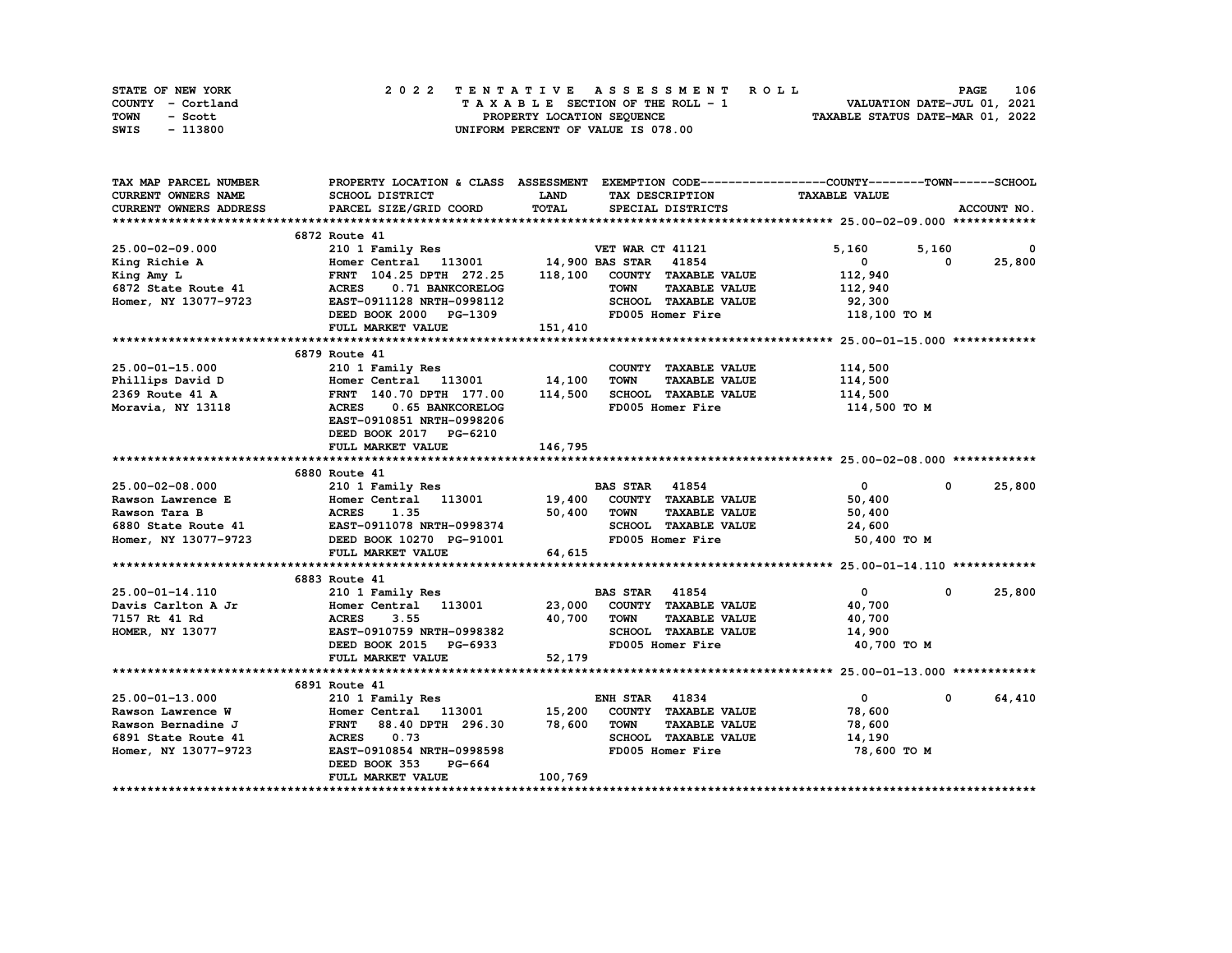STATE OF NEW YORK — COUNTY - Cortland — TOWN - Scott — SWIS - 113800

**2022 TENTATIVE ASSESSMENT ROLL**
TAXABLE SECTION OF THE ROLL - 1
PROPERTY LOCATION SEQUENCE
UNIFORM PERCENT OF VALUE IS 078.00

VALUATION DATE-JUL 01, 2021
TAXABLE STATUS DATE-MAR 01, 2022

| TAX MAP PARCEL NUMBER / CURRENT OWNERS NAME / CURRENT OWNERS ADDRESS | PROPERTY LOCATION & CLASS / SCHOOL DISTRICT / PARCEL SIZE/GRID COORD | ASSESSMENT LAND / TOTAL | EXEMPTION CODE / TAX DESCRIPTION / SPECIAL DISTRICTS | COUNTY TAXABLE VALUE | TOWN | SCHOOL |
|---|---|---|---|---|---|---|
| **25.00-02-09.000** | 6872 Route 41 | | | | | |
| 25.00-02-09.000 | 210 1 Family Res | | VET WAR CT 41121 | 5,160 | 5,160 | 0 |
| King Richie A | Homer Central 113001 | 14,900 | BAS STAR 41854 | 0 | 0 | 25,800 |
| King Amy L | FRNT 104.25 DPTH 272.25 | 118,100 | COUNTY TAXABLE VALUE | 112,940 | | |
| 6872 State Route 41 | ACRES 0.71 BANKCORELOG | | TOWN TAXABLE VALUE | 112,940 | | |
| Homer, NY 13077-9723 | EAST-0911128 NRTH-0998112 | | SCHOOL TAXABLE VALUE | 92,300 | | |
| | DEED BOOK 2000 PG-1309 | | FD005 Homer Fire | 118,100 TO M | | |
| | FULL MARKET VALUE | 151,410 | | | | |
| **25.00-01-15.000** | 6879 Route 41 | | | | | |
| 25.00-01-15.000 | 210 1 Family Res | | COUNTY TAXABLE VALUE | 114,500 | | |
| Phillips David D | Homer Central 113001 | 14,100 | TOWN TAXABLE VALUE | 114,500 | | |
| 2369 Route 41 A | FRNT 140.70 DPTH 177.00 | 114,500 | SCHOOL TAXABLE VALUE | 114,500 | | |
| Moravia, NY 13118 | ACRES 0.65 BANKCORELOG | | FD005 Homer Fire | 114,500 TO M | | |
| | EAST-0910851 NRTH-0998206 | | | | | |
| | DEED BOOK 2017 PG-6210 | | | | | |
| | FULL MARKET VALUE | 146,795 | | | | |
| **25.00-02-08.000** | 6880 Route 41 | | | | | |
| 25.00-02-08.000 | 210 1 Family Res | | BAS STAR 41854 | 0 | 0 | 25,800 |
| Rawson Lawrence E | Homer Central 113001 | 19,400 | COUNTY TAXABLE VALUE | 50,400 | | |
| Rawson Tara B | ACRES 1.35 | 50,400 | TOWN TAXABLE VALUE | 50,400 | | |
| 6880 State Route 41 | EAST-0911078 NRTH-0998374 | | SCHOOL TAXABLE VALUE | 24,600 | | |
| Homer, NY 13077-9723 | DEED BOOK 10270 PG-91001 | | FD005 Homer Fire | 50,400 TO M | | |
| | FULL MARKET VALUE | 64,615 | | | | |
| **25.00-01-14.110** | 6883 Route 41 | | | | | |
| 25.00-01-14.110 | 210 1 Family Res | | BAS STAR 41854 | 0 | 0 | 25,800 |
| Davis Carlton A Jr | Homer Central 113001 | 23,000 | COUNTY TAXABLE VALUE | 40,700 | | |
| 7157 Rt 41 Rd | ACRES 3.55 | 40,700 | TOWN TAXABLE VALUE | 40,700 | | |
| HOMER, NY 13077 | EAST-0910759 NRTH-0998382 | | SCHOOL TAXABLE VALUE | 14,900 | | |
| | DEED BOOK 2015 PG-6933 | | FD005 Homer Fire | 40,700 TO M | | |
| | FULL MARKET VALUE | 52,179 | | | | |
| **25.00-01-13.000** | 6891 Route 41 | | | | | |
| 25.00-01-13.000 | 210 1 Family Res | | ENH STAR 41834 | 0 | 0 | 64,410 |
| Rawson Lawrence W | Homer Central 113001 | 15,200 | COUNTY TAXABLE VALUE | 78,600 | | |
| Rawson Bernadine J | FRNT 88.40 DPTH 296.30 | 78,600 | TOWN TAXABLE VALUE | 78,600 | | |
| 6891 State Route 41 | ACRES 0.73 | | SCHOOL TAXABLE VALUE | 14,190 | | |
| Homer, NY 13077-9723 | EAST-0910854 NRTH-0998598 | | FD005 Homer Fire | 78,600 TO M | | |
| | DEED BOOK 353 PG-664 | | | | | |
| | FULL MARKET VALUE | 100,769 | | | | |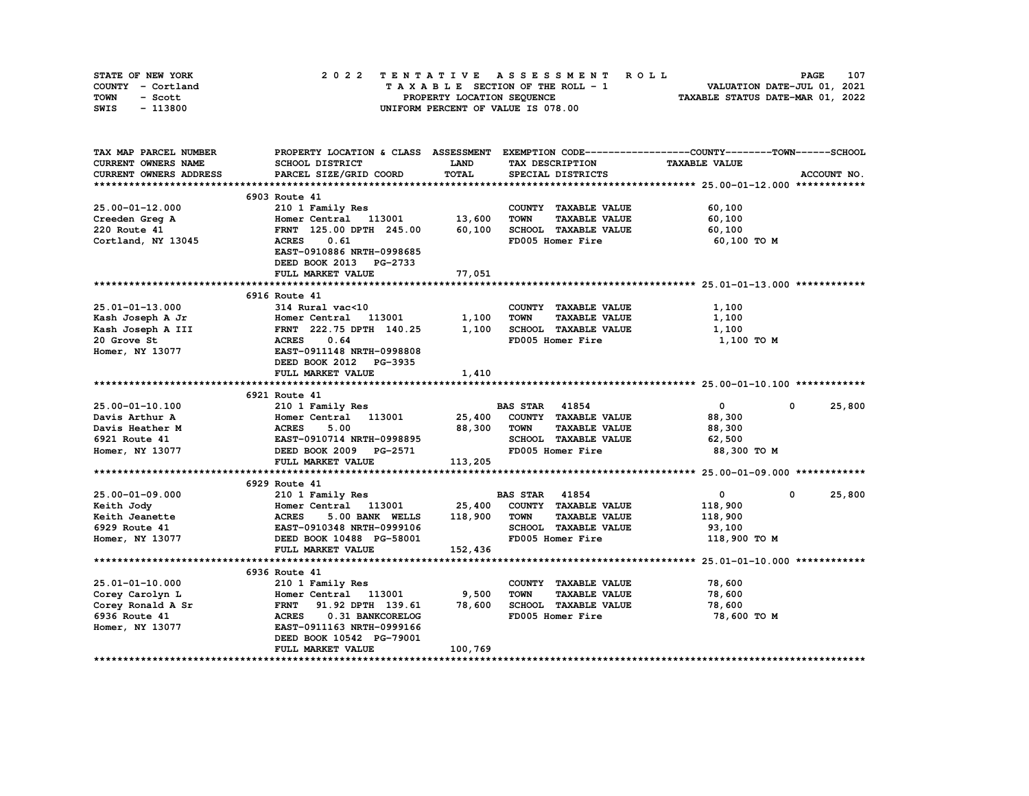STATE OF NEW YORK — 2022 TENTATIVE ASSESSMENT ROLL — PAGE 107
COUNTY - Cortland — TAXABLE SECTION OF THE ROLL - 1 — VALUATION DATE-JUL 01, 2021
TOWN - Scott — PROPERTY LOCATION SEQUENCE — TAXABLE STATUS DATE-MAR 01, 2022
SWIS - 113800 — UNIFORM PERCENT OF VALUE IS 078.00

| TAX MAP PARCEL NUMBER / CURRENT OWNERS NAME / CURRENT OWNERS ADDRESS | PROPERTY LOCATION & CLASS / SCHOOL DISTRICT / PARCEL SIZE/GRID COORD | ASSESSMENT LAND | TOTAL | EXEMPTION CODE / TAX DESCRIPTION / SPECIAL DISTRICTS | COUNTY / TAXABLE VALUE | TOWN | SCHOOL |
|---|---|---|---|---|---|---|---|
| **25.00-01-12.000** | 6903 Route 41 | | | | | | |
| 25.00-01-12.000 | 210 1 Family Res | | | COUNTY TAXABLE VALUE | 60,100 | | |
| Creeden Greg A | Homer Central 113001 | 13,600 | | TOWN TAXABLE VALUE | 60,100 | | |
| 220 Route 41 | FRNT 125.00 DPTH 245.00 | | 60,100 | SCHOOL TAXABLE VALUE | 60,100 | | |
| Cortland, NY 13045 | ACRES 0.61 | | | FD005 Homer Fire | 60,100 TO M | | |
| | EAST-0910886 NRTH-0998685 | | | | | | |
| | DEED BOOK 2013 PG-2733 | | | | | | |
| | FULL MARKET VALUE | | 77,051 | | | | |
| **25.01-01-13.000** | 6916 Route 41 | | | | | | |
| 25.01-01-13.000 | 314 Rural vac<10 | | | COUNTY TAXABLE VALUE | 1,100 | | |
| Kash Joseph A Jr | Homer Central 113001 | 1,100 | | TOWN TAXABLE VALUE | 1,100 | | |
| Kash Joseph A III | FRNT 222.75 DPTH 140.25 | | 1,100 | SCHOOL TAXABLE VALUE | 1,100 | | |
| 20 Grove St | ACRES 0.64 | | | FD005 Homer Fire | 1,100 TO M | | |
| Homer, NY 13077 | EAST-0911148 NRTH-0998808 | | | | | | |
| | DEED BOOK 2012 PG-3935 | | | | | | |
| | FULL MARKET VALUE | | 1,410 | | | | |
| **25.00-01-10.100** | 6921 Route 41 | | | | | | |
| 25.00-01-10.100 | 210 1 Family Res | | | BAS STAR 41854 | 0 | 0 | 25,800 |
| Davis Arthur A | Homer Central 113001 | 25,400 | | COUNTY TAXABLE VALUE | 88,300 | | |
| Davis Heather M | ACRES 5.00 | | 88,300 | TOWN TAXABLE VALUE | 88,300 | | |
| 6921 Route 41 | EAST-0910714 NRTH-0998895 | | | SCHOOL TAXABLE VALUE | 62,500 | | |
| Homer, NY 13077 | DEED BOOK 2009 PG-2571 | | | FD005 Homer Fire | 88,300 TO M | | |
| | FULL MARKET VALUE | | 113,205 | | | | |
| **25.00-01-09.000** | 6929 Route 41 | | | | | | |
| 25.00-01-09.000 | 210 1 Family Res | | | BAS STAR 41854 | 0 | 0 | 25,800 |
| Keith Jody | Homer Central 113001 | 25,400 | | COUNTY TAXABLE VALUE | 118,900 | | |
| Keith Jeanette | ACRES 5.00 BANK WELLS | | 118,900 | TOWN TAXABLE VALUE | 118,900 | | |
| 6929 Route 41 | EAST-0910348 NRTH-0999106 | | | SCHOOL TAXABLE VALUE | 93,100 | | |
| Homer, NY 13077 | DEED BOOK 10488 PG-58001 | | | FD005 Homer Fire | 118,900 TO M | | |
| | FULL MARKET VALUE | | 152,436 | | | | |
| **25.01-01-10.000** | 6936 Route 41 | | | | | | |
| 25.01-01-10.000 | 210 1 Family Res | | | COUNTY TAXABLE VALUE | 78,600 | | |
| Corey Carolyn L | Homer Central 113001 | 9,500 | | TOWN TAXABLE VALUE | 78,600 | | |
| Corey Ronald A Sr | FRNT 91.92 DPTH 139.61 | | 78,600 | SCHOOL TAXABLE VALUE | 78,600 | | |
| 6936 Route 41 | ACRES 0.31 BANKCORELOG | | | FD005 Homer Fire | 78,600 TO M | | |
| Homer, NY 13077 | EAST-0911163 NRTH-0999166 | | | | | | |
| | DEED BOOK 10542 PG-79001 | | | | | | |
| | FULL MARKET VALUE | | 100,769 | | | | |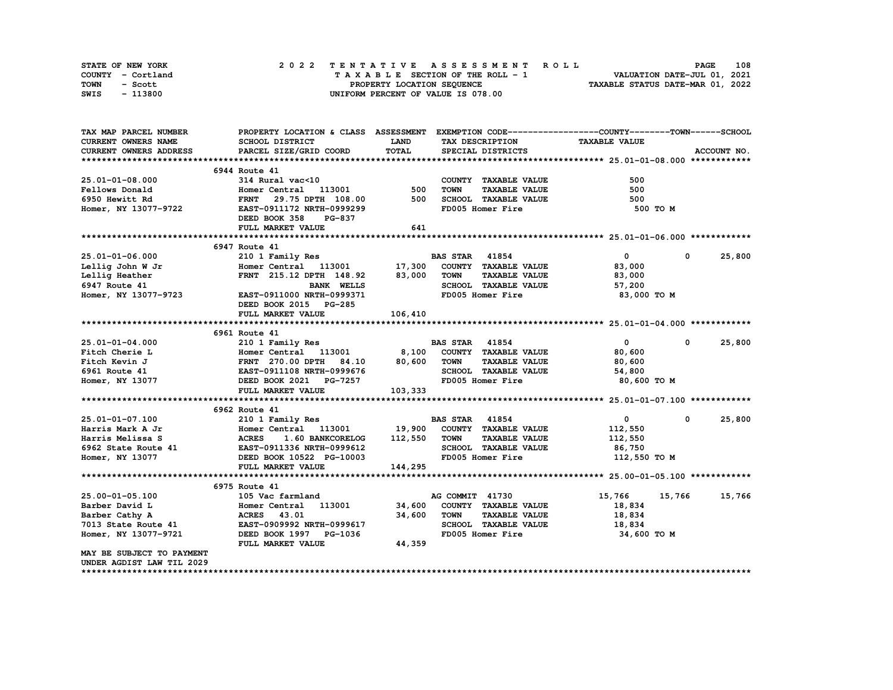STATE OF NEW YORK — COUNTY - Cortland — TOWN - Scott — SWIS - 113800

**2022 TENTATIVE ASSESSMENT ROLL**
TAXABLE SECTION OF THE ROLL - 1
PROPERTY LOCATION SEQUENCE
UNIFORM PERCENT OF VALUE IS 078.00

VALUATION DATE-JUL 01, 2021
TAXABLE STATUS DATE-MAR 01, 2022

| TAX MAP PARCEL NUMBER / CURRENT OWNERS NAME / CURRENT OWNERS ADDRESS | PROPERTY LOCATION & CLASS / SCHOOL DISTRICT / PARCEL SIZE/GRID COORD | ASSESSMENT LAND | TOTAL | EXEMPTION CODE / TAX DESCRIPTION / SPECIAL DISTRICTS | COUNTY | TOWN | SCHOOL / TAXABLE VALUE |
|---|---|---|---|---|---|---|---|
| **25.01-01-08.000** | 6944 Route 41 | | | | | | |
| 25.01-01-08.000 | 314 Rural vac<10 | | | COUNTY TAXABLE VALUE | 500 | | |
| Fellows Donald | Homer Central 113001 | 500 | | TOWN TAXABLE VALUE | | 500 | |
| 6950 Hewitt Rd | FRNT 29.75 DPTH 108.00 | | 500 | SCHOOL TAXABLE VALUE | | | 500 |
| Homer, NY 13077-9722 | EAST-0911172 NRTH-0999299 | | | FD005 Homer Fire | 500 TO M | | |
| | DEED BOOK 358 PG-837 | | | | | | |
| | FULL MARKET VALUE | | 641 | | | | |
| **25.01-01-06.000** | 6947 Route 41 | | | | | | |
| 25.01-01-06.000 | 210 1 Family Res | | | BAS STAR 41854 | 0 | 0 | 25,800 |
| Lellig John W Jr | Homer Central 113001 | 17,300 | | COUNTY TAXABLE VALUE | 83,000 | | |
| Lellig Heather | FRNT 215.12 DPTH 148.92 | | 83,000 | TOWN TAXABLE VALUE | | 83,000 | |
| 6947 Route 41 | BANK WELLS | | | SCHOOL TAXABLE VALUE | | | 57,200 |
| Homer, NY 13077-9723 | EAST-0911000 NRTH-0999371 | | | FD005 Homer Fire | 83,000 TO M | | |
| | DEED BOOK 2015 PG-285 | | | | | | |
| | FULL MARKET VALUE | | 106,410 | | | | |
| **25.01-01-04.000** | 6961 Route 41 | | | | | | |
| 25.01-01-04.000 | 210 1 Family Res | | | BAS STAR 41854 | 0 | 0 | 25,800 |
| Fitch Cherie L | Homer Central 113001 | 8,100 | | COUNTY TAXABLE VALUE | 80,600 | | |
| Fitch Kevin J | FRNT 270.00 DPTH 84.10 | | 80,600 | TOWN TAXABLE VALUE | | 80,600 | |
| 6961 Route 41 | EAST-0911108 NRTH-0999676 | | | SCHOOL TAXABLE VALUE | | | 54,800 |
| Homer, NY 13077 | DEED BOOK 2021 PG-7257 | | | FD005 Homer Fire | 80,600 TO M | | |
| | FULL MARKET VALUE | | 103,333 | | | | |
| **25.01-01-07.100** | 6962 Route 41 | | | | | | |
| 25.01-01-07.100 | 210 1 Family Res | | | BAS STAR 41854 | 0 | 0 | 25,800 |
| Harris Mark A Jr | Homer Central 113001 | 19,900 | | COUNTY TAXABLE VALUE | 112,550 | | |
| Harris Melissa S | ACRES 1.60 BANKCORELOG | | 112,550 | TOWN TAXABLE VALUE | | 112,550 | |
| 6962 State Route 41 | EAST-0911336 NRTH-0999612 | | | SCHOOL TAXABLE VALUE | | | 86,750 |
| Homer, NY 13077 | DEED BOOK 10522 PG-10003 | | | FD005 Homer Fire | 112,550 TO M | | |
| | FULL MARKET VALUE | | 144,295 | | | | |
| **25.00-01-05.100** | 6975 Route 41 | | | | | | |
| 25.00-01-05.100 | 105 Vac farmland | | | AG COMMIT 41730 | 15,766 | 15,766 | 15,766 |
| Barber David L | Homer Central 113001 | 34,600 | | COUNTY TAXABLE VALUE | 18,834 | | |
| Barber Cathy A | ACRES 43.01 | | 34,600 | TOWN TAXABLE VALUE | | 18,834 | |
| 7013 State Route 41 | EAST-0909992 NRTH-0999617 | | | SCHOOL TAXABLE VALUE | | | 18,834 |
| Homer, NY 13077-9721 | DEED BOOK 1997 PG-1036 | | | FD005 Homer Fire | 34,600 TO M | | |
| | FULL MARKET VALUE | | 44,359 | | | | |
| MAY BE SUBJECT TO PAYMENT | | | | | | | |
| UNDER AGDIST LAW TIL 2029 | | | | | | | |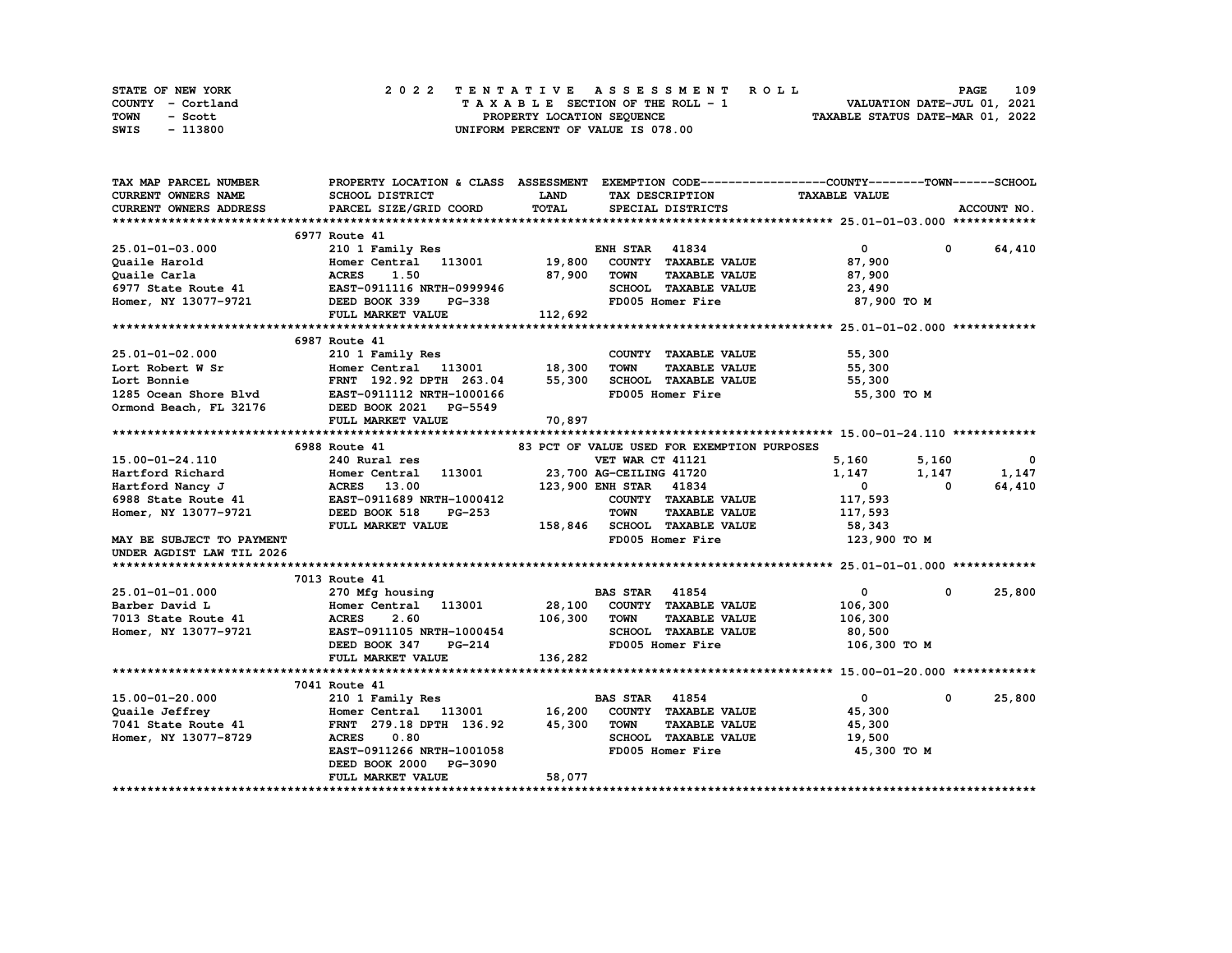STATE OF NEW YORK
COUNTY - Cortland
TOWN - Scott
SWIS - 113800

# 2022 TENTATIVE ASSESSMENT ROLL

TAXABLE SECTION OF THE ROLL - 1
PROPERTY LOCATION SEQUENCE
UNIFORM PERCENT OF VALUE IS 078.00

VALUATION DATE-JUL 01, 2021
TAXABLE STATUS DATE-MAR 01, 2022

| TAX MAP PARCEL NUMBER / CURRENT OWNERS NAME / CURRENT OWNERS ADDRESS | PROPERTY LOCATION & CLASS / SCHOOL DISTRICT / PARCEL SIZE/GRID COORD | ASSESSMENT LAND / TOTAL | EXEMPTION CODE / TAX DESCRIPTION / SPECIAL DISTRICTS | COUNTY TAXABLE VALUE | TOWN | SCHOOL |
|---|---|---|---|---|---|---|
| **25.01-01-03.000** | 6977 Route 41 | | | | | |
| 25.01-01-03.000 | 210 1 Family Res | | ENH STAR 41834 | 0 | 0 | 64,410 |
| Quaile Harold | Homer Central 113001 | 19,800 | COUNTY TAXABLE VALUE | 87,900 | | |
| Quaile Carla | ACRES 1.50 | 87,900 | TOWN TAXABLE VALUE | 87,900 | | |
| 6977 State Route 41 | EAST-0911116 NRTH-0999946 | | SCHOOL TAXABLE VALUE | 23,490 | | |
| Homer, NY 13077-9721 | DEED BOOK 339 PG-338 | | FD005 Homer Fire | 87,900 TO M | | |
| | FULL MARKET VALUE | 112,692 | | | | |
| **25.01-01-02.000** | 6987 Route 41 | | | | | |
| 25.01-01-02.000 | 210 1 Family Res | | COUNTY TAXABLE VALUE | 55,300 | | |
| Lort Robert W Sr | Homer Central 113001 | 18,300 | TOWN TAXABLE VALUE | 55,300 | | |
| Lort Bonnie | FRNT 192.92 DPTH 263.04 | 55,300 | SCHOOL TAXABLE VALUE | 55,300 | | |
| 1285 Ocean Shore Blvd | EAST-0911112 NRTH-1000166 | | FD005 Homer Fire | 55,300 TO M | | |
| Ormond Beach, FL 32176 | DEED BOOK 2021 PG-5549 | | | | | |
| | FULL MARKET VALUE | 70,897 | | | | |
| **15.00-01-24.110** | 6988 Route 41 | | 83 PCT OF VALUE USED FOR EXEMPTION PURPOSES | | | |
| 15.00-01-24.110 | 240 Rural res | | VET WAR CT 41121 | 5,160 | 5,160 | 0 |
| Hartford Richard | Homer Central 113001 | 23,700 | AG-CEILING 41720 | 1,147 | 1,147 | 1,147 |
| Hartford Nancy J | ACRES 13.00 | 123,900 | ENH STAR 41834 | 0 | 0 | 64,410 |
| 6988 State Route 41 | EAST-0911689 NRTH-1000412 | | COUNTY TAXABLE VALUE | 117,593 | | |
| Homer, NY 13077-9721 | DEED BOOK 518 PG-253 | | TOWN TAXABLE VALUE | 117,593 | | |
| | FULL MARKET VALUE | 158,846 | SCHOOL TAXABLE VALUE | 58,343 | | |
| MAY BE SUBJECT TO PAYMENT UNDER AGDIST LAW TIL 2026 | | | FD005 Homer Fire | 123,900 TO M | | |
| **25.01-01-01.000** | 7013 Route 41 | | | | | |
| 25.01-01-01.000 | 270 Mfg housing | | BAS STAR 41854 | 0 | 0 | 25,800 |
| Barber David L | Homer Central 113001 | 28,100 | COUNTY TAXABLE VALUE | 106,300 | | |
| 7013 State Route 41 | ACRES 2.60 | 106,300 | TOWN TAXABLE VALUE | 106,300 | | |
| Homer, NY 13077-9721 | EAST-0911105 NRTH-1000454 | | SCHOOL TAXABLE VALUE | 80,500 | | |
| | DEED BOOK 347 PG-214 | | FD005 Homer Fire | 106,300 TO M | | |
| | FULL MARKET VALUE | 136,282 | | | | |
| **15.00-01-20.000** | 7041 Route 41 | | | | | |
| 15.00-01-20.000 | 210 1 Family Res | | BAS STAR 41854 | 0 | 0 | 25,800 |
| Quaile Jeffrey | Homer Central 113001 | 16,200 | COUNTY TAXABLE VALUE | 45,300 | | |
| 7041 State Route 41 | FRNT 279.18 DPTH 136.92 | 45,300 | TOWN TAXABLE VALUE | 45,300 | | |
| Homer, NY 13077-8729 | ACRES 0.80 | | SCHOOL TAXABLE VALUE | 19,500 | | |
| | EAST-0911266 NRTH-1001058 | | FD005 Homer Fire | 45,300 TO M | | |
| | DEED BOOK 2000 PG-3090 | | | | | |
| | FULL MARKET VALUE | 58,077 | | | | |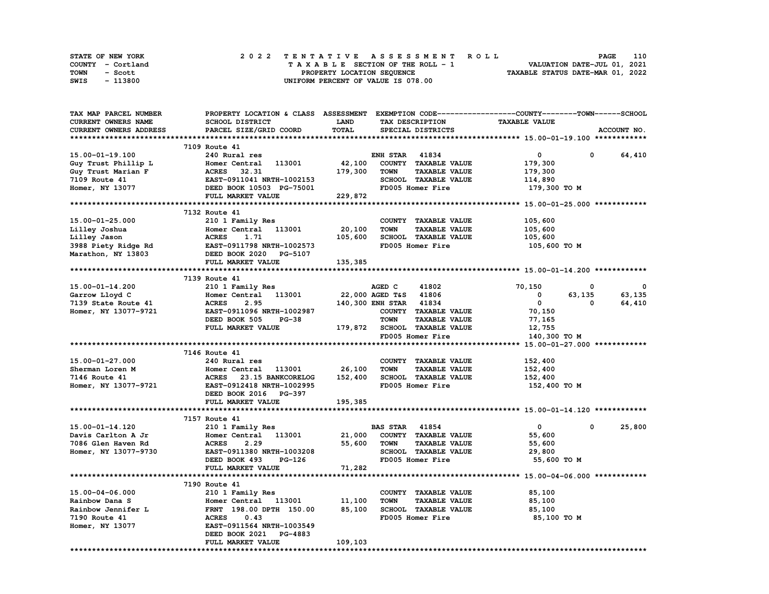STATE OF NEW YORK | COUNTY - Cortland | TOWN - Scott | SWIS - 113800

2022 TENTATIVE ASSESSMENT ROLL
TAXABLE SECTION OF THE ROLL - 1
PROPERTY LOCATION SEQUENCE
UNIFORM PERCENT OF VALUE IS 078.00

VALUATION DATE-JUL 01, 2021
TAXABLE STATUS DATE-MAR 01, 2022

| TAX MAP PARCEL NUMBER / CURRENT OWNERS NAME / CURRENT OWNERS ADDRESS | PROPERTY LOCATION & CLASS / SCHOOL DISTRICT / PARCEL SIZE/GRID COORD | ASSESSMENT LAND / TOTAL | EXEMPTION CODE / TAX DESCRIPTION / SPECIAL DISTRICTS | COUNTY TAXABLE VALUE | TOWN | SCHOOL |
|---|---|---|---|---|---|---|
| **15.00-01-19.100** | 7109 Route 41 | | | | | |
| 15.00-01-19.100 | 240 Rural res | | ENH STAR 41834 | 0 | 0 | 64,410 |
| Guy Trust Phillip L | Homer Central 113001 | 42,100 | COUNTY TAXABLE VALUE | 179,300 | | |
| Guy Trust Marian F | ACRES 32.31 | 179,300 | TOWN TAXABLE VALUE | 179,300 | | |
| 7109 Route 41 | EAST-0911041 NRTH-1002153 | | SCHOOL TAXABLE VALUE | 114,890 | | |
| Homer, NY 13077 | DEED BOOK 10503 PG-75001 | | FD005 Homer Fire | 179,300 TO M | | |
| | FULL MARKET VALUE | 229,872 | | | | |
| **15.00-01-25.000** | 7132 Route 41 | | | | | |
| 15.00-01-25.000 | 210 1 Family Res | | COUNTY TAXABLE VALUE | 105,600 | | |
| Lilley Joshua | Homer Central 113001 | 20,100 | TOWN TAXABLE VALUE | 105,600 | | |
| Lilley Jason | ACRES 1.71 | 105,600 | SCHOOL TAXABLE VALUE | 105,600 | | |
| 3988 Piety Ridge Rd | EAST-0911798 NRTH-1002573 | | FD005 Homer Fire | 105,600 TO M | | |
| Marathon, NY 13803 | DEED BOOK 2020 PG-5107 | | | | | |
| | FULL MARKET VALUE | 135,385 | | | | |
| **15.00-01-14.200** | 7139 Route 41 | | | | | |
| 15.00-01-14.200 | 210 1 Family Res | | AGED C 41802 | 70,150 | 0 | 0 |
| Garrow Lloyd C | Homer Central 113001 | 22,000 | AGED T&S 41806 | 0 | 63,135 | 63,135 |
| 7139 State Route 41 | ACRES 2.95 | 140,300 | ENH STAR 41834 | 0 | 0 | 64,410 |
| Homer, NY 13077-9721 | EAST-0911096 NRTH-1002987 | | COUNTY TAXABLE VALUE | 70,150 | | |
| | DEED BOOK 505 PG-38 | | TOWN TAXABLE VALUE | 77,165 | | |
| | FULL MARKET VALUE | 179,872 | SCHOOL TAXABLE VALUE | 12,755 | | |
| | | | FD005 Homer Fire | 140,300 TO M | | |
| **15.00-01-27.000** | 7146 Route 41 | | | | | |
| 15.00-01-27.000 | 240 Rural res | | COUNTY TAXABLE VALUE | 152,400 | | |
| Sherman Loren M | Homer Central 113001 | 26,100 | TOWN TAXABLE VALUE | 152,400 | | |
| 7146 Route 41 | ACRES 23.15 BANKCORELOG | 152,400 | SCHOOL TAXABLE VALUE | 152,400 | | |
| Homer, NY 13077-9721 | EAST-0912418 NRTH-1002995 | | FD005 Homer Fire | 152,400 TO M | | |
| | DEED BOOK 2016 PG-397 | | | | | |
| | FULL MARKET VALUE | 195,385 | | | | |
| **15.00-01-14.120** | 7157 Route 41 | | | | | |
| 15.00-01-14.120 | 210 1 Family Res | | BAS STAR 41854 | 0 | 0 | 25,800 |
| Davis Carlton A Jr | Homer Central 113001 | 21,000 | COUNTY TAXABLE VALUE | 55,600 | | |
| 7086 Glen Haven Rd | ACRES 2.29 | 55,600 | TOWN TAXABLE VALUE | 55,600 | | |
| Homer, NY 13077-9730 | EAST-0911380 NRTH-1003208 | | SCHOOL TAXABLE VALUE | 29,800 | | |
| | DEED BOOK 493 PG-126 | | FD005 Homer Fire | 55,600 TO M | | |
| | FULL MARKET VALUE | 71,282 | | | | |
| **15.00-04-06.000** | 7190 Route 41 | | | | | |
| 15.00-04-06.000 | 210 1 Family Res | | COUNTY TAXABLE VALUE | 85,100 | | |
| Rainbow Dana S | Homer Central 113001 | 11,100 | TOWN TAXABLE VALUE | 85,100 | | |
| Rainbow Jennifer L | FRNT 198.00 DPTH 150.00 | 85,100 | SCHOOL TAXABLE VALUE | 85,100 | | |
| 7190 Route 41 | ACRES 0.43 | | FD005 Homer Fire | 85,100 TO M | | |
| Homer, NY 13077 | EAST-0911564 NRTH-1003549 | | | | | |
| | DEED BOOK 2021 PG-4883 | | | | | |
| | FULL MARKET VALUE | 109,103 | | | | |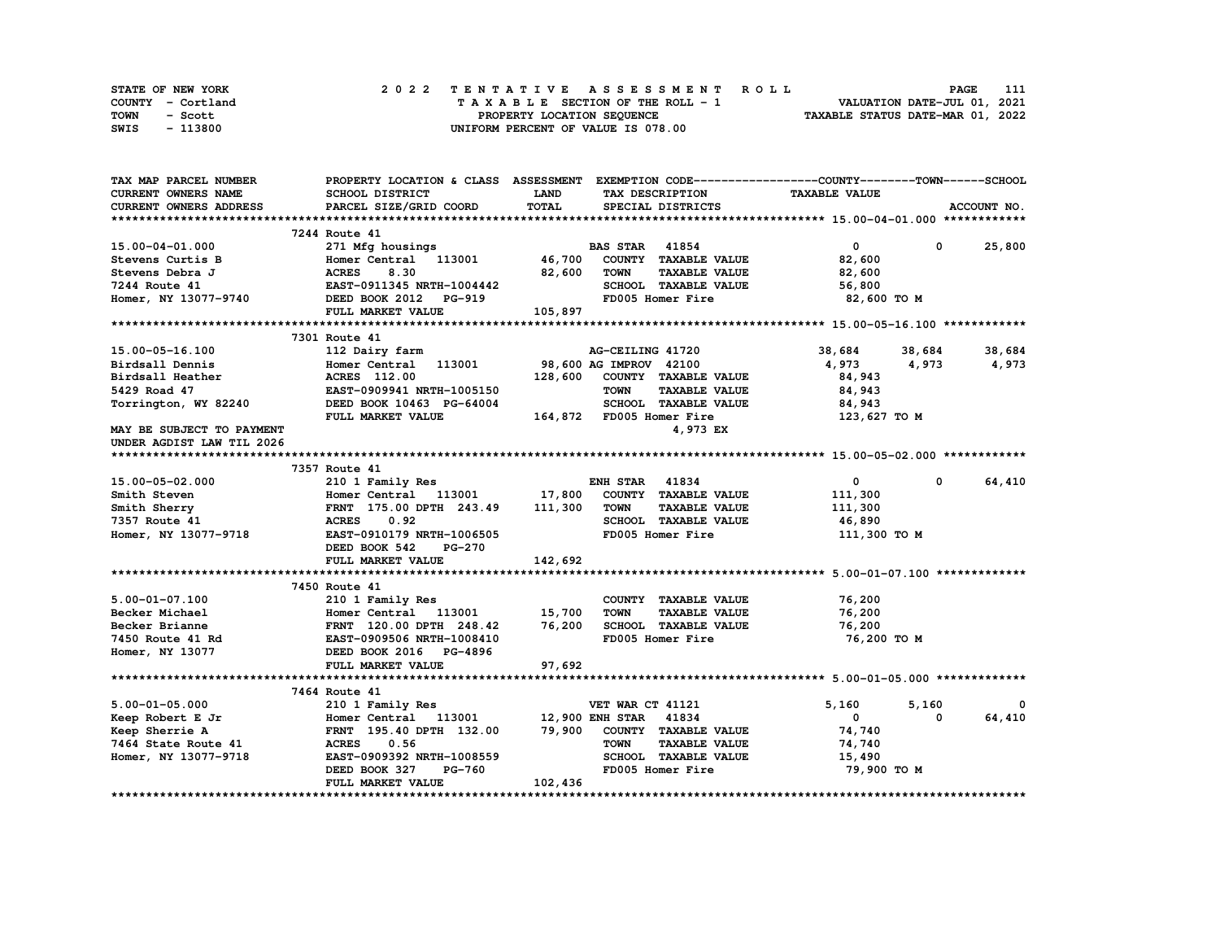STATE OF NEW YORK | COUNTY - Cortland | TOWN - Scott | SWIS - 113800

**2022 TENTATIVE ASSESSMENT ROLL**
TAXABLE SECTION OF THE ROLL - 1
PROPERTY LOCATION SEQUENCE
UNIFORM PERCENT OF VALUE IS 078.00

VALUATION DATE-JUL 01, 2021
TAXABLE STATUS DATE-MAR 01, 2022

| TAX MAP PARCEL NUMBER / CURRENT OWNERS NAME / CURRENT OWNERS ADDRESS | PROPERTY LOCATION & CLASS / SCHOOL DISTRICT / PARCEL SIZE/GRID COORD | ASSESSMENT LAND / TOTAL | EXEMPTION CODE / TAX DESCRIPTION / SPECIAL DISTRICTS | COUNTY TAXABLE VALUE | TOWN | SCHOOL |
|---|---|---|---|---|---|---|
| **15.00-04-01.000** | 7244 Route 41 | | | | | |
| 15.00-04-01.000 | 271 Mfg housings | | BAS STAR 41854 | 0 | 0 | 25,800 |
| Stevens Curtis B | Homer Central 113001 | 46,700 | COUNTY TAXABLE VALUE | 82,600 | | |
| Stevens Debra J | ACRES 8.30 | 82,600 | TOWN TAXABLE VALUE | 82,600 | | |
| 7244 Route 41 | EAST-0911345 NRTH-1004442 | | SCHOOL TAXABLE VALUE | 56,800 | | |
| Homer, NY 13077-9740 | DEED BOOK 2012 PG-919 | | FD005 Homer Fire | 82,600 TO M | | |
| | FULL MARKET VALUE | 105,897 | | | | |
| **15.00-05-16.100** | 7301 Route 41 | | | | | |
| 15.00-05-16.100 | 112 Dairy farm | | AG-CEILING 41720 | 38,684 | 38,684 | 38,684 |
| Birdsall Dennis | Homer Central 113001 | 98,600 | AG IMPROV 42100 | 4,973 | 4,973 | 4,973 |
| Birdsall Heather | ACRES 112.00 | 128,600 | COUNTY TAXABLE VALUE | 84,943 | | |
| 5429 Road 47 | EAST-0909941 NRTH-1005150 | | TOWN TAXABLE VALUE | 84,943 | | |
| Torrington, WY 82240 | DEED BOOK 10463 PG-64004 | | SCHOOL TAXABLE VALUE | 84,943 | | |
| | FULL MARKET VALUE | 164,872 | FD005 Homer Fire | 123,627 TO M | | |
| MAY BE SUBJECT TO PAYMENT | | | 4,973 EX | | | |
| UNDER AGDIST LAW TIL 2026 | | | | | | |
| **15.00-05-02.000** | 7357 Route 41 | | | | | |
| 15.00-05-02.000 | 210 1 Family Res | | ENH STAR 41834 | 0 | 0 | 64,410 |
| Smith Steven | Homer Central 113001 | 17,800 | COUNTY TAXABLE VALUE | 111,300 | | |
| Smith Sherry | FRNT 175.00 DPTH 243.49 | 111,300 | TOWN TAXABLE VALUE | 111,300 | | |
| 7357 Route 41 | ACRES 0.92 | | SCHOOL TAXABLE VALUE | 46,890 | | |
| Homer, NY 13077-9718 | EAST-0910179 NRTH-1006505 | | FD005 Homer Fire | 111,300 TO M | | |
| | DEED BOOK 542 PG-270 | | | | | |
| | FULL MARKET VALUE | 142,692 | | | | |
| **5.00-01-07.100** | 7450 Route 41 | | | | | |
| 5.00-01-07.100 | 210 1 Family Res | | COUNTY TAXABLE VALUE | 76,200 | | |
| Becker Michael | Homer Central 113001 | 15,700 | TOWN TAXABLE VALUE | 76,200 | | |
| Becker Brianne | FRNT 120.00 DPTH 248.42 | 76,200 | SCHOOL TAXABLE VALUE | 76,200 | | |
| 7450 Route 41 Rd | EAST-0909506 NRTH-1008410 | | FD005 Homer Fire | 76,200 TO M | | |
| Homer, NY 13077 | DEED BOOK 2016 PG-4896 | | | | | |
| | FULL MARKET VALUE | 97,692 | | | | |
| **5.00-01-05.000** | 7464 Route 41 | | | | | |
| 5.00-01-05.000 | 210 1 Family Res | | VET WAR CT 41121 | 5,160 | 5,160 | 0 |
| Keep Robert E Jr | Homer Central 113001 | 12,900 | ENH STAR 41834 | 0 | 0 | 64,410 |
| Keep Sherrie A | FRNT 195.40 DPTH 132.00 | 79,900 | COUNTY TAXABLE VALUE | 74,740 | | |
| 7464 State Route 41 | ACRES 0.56 | | TOWN TAXABLE VALUE | 74,740 | | |
| Homer, NY 13077-9718 | EAST-0909392 NRTH-1008559 | | SCHOOL TAXABLE VALUE | 15,490 | | |
| | DEED BOOK 327 PG-760 | | FD005 Homer Fire | 79,900 TO M | | |
| | FULL MARKET VALUE | 102,436 | | | | |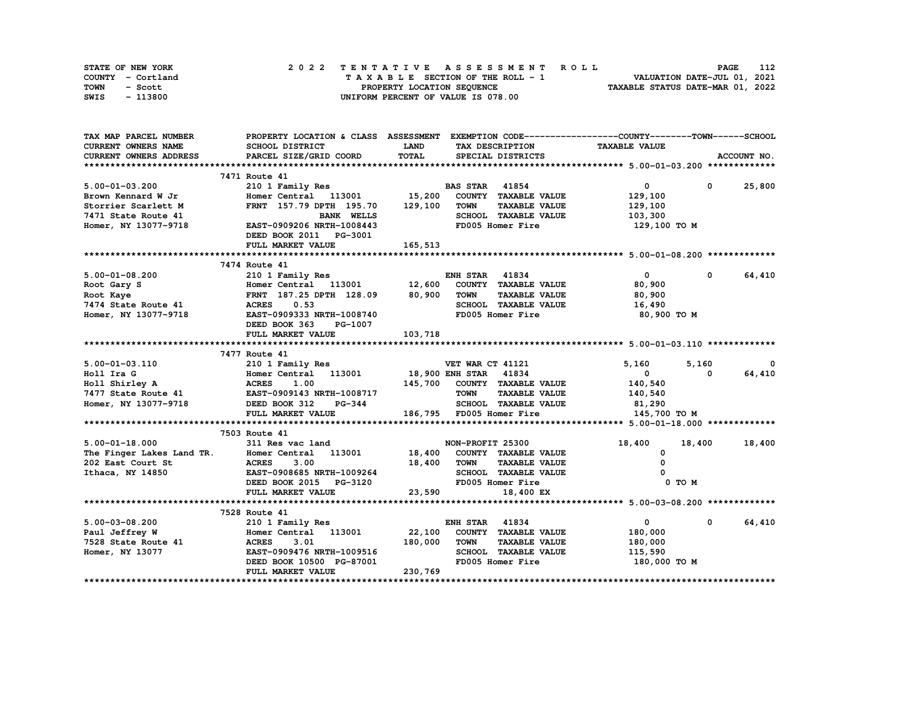STATE OF NEW YORK — 2022 TENTATIVE ASSESSMENT ROLL
COUNTY - Cortland — TAXABLE SECTION OF THE ROLL - 1 — VALUATION DATE-JUL 01, 2021
TOWN - Scott — PROPERTY LOCATION SEQUENCE — TAXABLE STATUS DATE-MAR 01, 2022
SWIS - 113800 — UNIFORM PERCENT OF VALUE IS 078.00

| TAX MAP PARCEL NUMBER / CURRENT OWNERS NAME / CURRENT OWNERS ADDRESS | PROPERTY LOCATION & CLASS / SCHOOL DISTRICT / PARCEL SIZE/GRID COORD | ASSESSMENT LAND / TOTAL | EXEMPTION CODE / TAX DESCRIPTION / SPECIAL DISTRICTS | COUNTY TAXABLE VALUE | TOWN | SCHOOL / ACCOUNT NO. |
|---|---|---|---|---|---|---|
| | 7471 Route 41 | | | | | |
| 5.00-01-03.200 | 210 1 Family Res | | BAS STAR 41854 | 0 | 0 | 25,800 |
| Brown Kennard W Jr | Homer Central 113001 | 15,200 | COUNTY TAXABLE VALUE | 129,100 | | |
| Storrier Scarlett M | FRNT 157.79 DPTH 195.70 | 129,100 | TOWN TAXABLE VALUE | 129,100 | | |
| 7471 State Route 41 | BANK WELLS | | SCHOOL TAXABLE VALUE | 103,300 | | |
| Homer, NY 13077-9718 | EAST-0909206 NRTH-1008443 | | FD005 Homer Fire | 129,100 TO M | | |
| | DEED BOOK 2011 PG-3001 | | | | | |
| | FULL MARKET VALUE | 165,513 | | | | |
| | 7474 Route 41 | | | | | |
| 5.00-01-08.200 | 210 1 Family Res | | ENH STAR 41834 | 0 | 0 | 64,410 |
| Root Gary S | Homer Central 113001 | 12,600 | COUNTY TAXABLE VALUE | 80,900 | | |
| Root Kaye | FRNT 187.25 DPTH 128.09 | 80,900 | TOWN TAXABLE VALUE | 80,900 | | |
| 7474 State Route 41 | ACRES 0.53 | | SCHOOL TAXABLE VALUE | 16,490 | | |
| Homer, NY 13077-9718 | EAST-0909333 NRTH-1008740 | | FD005 Homer Fire | 80,900 TO M | | |
| | DEED BOOK 363 PG-1007 | | | | | |
| | FULL MARKET VALUE | 103,718 | | | | |
| | 7477 Route 41 | | | | | |
| 5.00-01-03.110 | 210 1 Family Res | | VET WAR CT 41121 | 5,160 | 5,160 | 0 |
| Holl Ira G | Homer Central 113001 | 18,900 | ENH STAR 41834 | 0 | 0 | 64,410 |
| Holl Shirley A | ACRES 1.00 | 145,700 | COUNTY TAXABLE VALUE | 140,540 | | |
| 7477 State Route 41 | EAST-0909143 NRTH-1008717 | | TOWN TAXABLE VALUE | 140,540 | | |
| Homer, NY 13077-9718 | DEED BOOK 312 PG-344 | | SCHOOL TAXABLE VALUE | 81,290 | | |
| | FULL MARKET VALUE | 186,795 | FD005 Homer Fire | 145,700 TO M | | |
| | 7503 Route 41 | | | | | |
| 5.00-01-18.000 | 311 Res vac land | | NON-PROFIT 25300 | 18,400 | 18,400 | 18,400 |
| The Finger Lakes Land TR. | Homer Central 113001 | 18,400 | COUNTY TAXABLE VALUE | 0 | | |
| 202 East Court St | ACRES 3.00 | 18,400 | TOWN TAXABLE VALUE | 0 | | |
| Ithaca, NY 14850 | EAST-0908685 NRTH-1009264 | | SCHOOL TAXABLE VALUE | 0 | | |
| | DEED BOOK 2015 PG-3120 | | FD005 Homer Fire | 0 TO M | | |
| | FULL MARKET VALUE | 23,590 | 18,400 EX | | | |
| | 7528 Route 41 | | | | | |
| 5.00-03-08.200 | 210 1 Family Res | | ENH STAR 41834 | 0 | 0 | 64,410 |
| Paul Jeffrey W | Homer Central 113001 | 22,100 | COUNTY TAXABLE VALUE | 180,000 | | |
| 7528 State Route 41 | ACRES 3.01 | 180,000 | TOWN TAXABLE VALUE | 180,000 | | |
| Homer, NY 13077 | EAST-0909476 NRTH-1009516 | | SCHOOL TAXABLE VALUE | 115,590 | | |
| | DEED BOOK 10500 PG-87001 | | FD005 Homer Fire | 180,000 TO M | | |
| | FULL MARKET VALUE | 230,769 | | | | |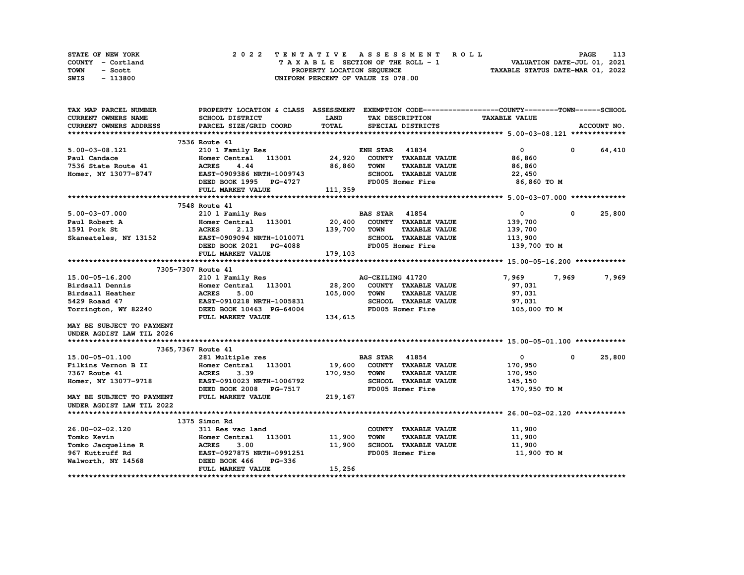STATE OF NEW YORK — 2022 TENTATIVE ASSESSMENT ROLL
COUNTY - Cortland — TAXABLE SECTION OF THE ROLL - 1 — VALUATION DATE-JUL 01, 2021
TOWN - Scott — PROPERTY LOCATION SEQUENCE — TAXABLE STATUS DATE-MAR 01, 2022
SWIS - 113800 — UNIFORM PERCENT OF VALUE IS 078.00

| TAX MAP PARCEL NUMBER / CURRENT OWNERS NAME / CURRENT OWNERS ADDRESS | PROPERTY LOCATION & CLASS / SCHOOL DISTRICT / PARCEL SIZE/GRID COORD | ASSESSMENT LAND / TOTAL | EXEMPTION CODE / TAX DESCRIPTION / SPECIAL DISTRICTS | COUNTY | TOWN | SCHOOL |
|---|---|---|---|---|---|---|
| **5.00-03-08.121** | 7536 Route 41 | | | | | |
| 5.00-03-08.121 | 210 1 Family Res | | ENH STAR 41834 | 0 | 0 | 64,410 |
| Paul Candace | Homer Central 113001 | 24,920 | COUNTY TAXABLE VALUE | 86,860 | | |
| 7536 State Route 41 | ACRES 4.44 | 86,860 | TOWN TAXABLE VALUE | | 86,860 | |
| Homer, NY 13077-8747 | EAST-0909386 NRTH-1009743 | | SCHOOL TAXABLE VALUE | | | 22,450 |
| | DEED BOOK 1995 PG-4727 | | FD005 Homer Fire | 86,860 TO M | | |
| | FULL MARKET VALUE | 111,359 | | | | |
| **5.00-03-07.000** | 7548 Route 41 | | | | | |
| 5.00-03-07.000 | 210 1 Family Res | | BAS STAR 41854 | 0 | 0 | 25,800 |
| Paul Robert A | Homer Central 113001 | 20,400 | COUNTY TAXABLE VALUE | 139,700 | | |
| 1591 Pork St | ACRES 2.13 | 139,700 | TOWN TAXABLE VALUE | | 139,700 | |
| Skaneateles, NY 13152 | EAST-0909094 NRTH-1010071 | | SCHOOL TAXABLE VALUE | | | 113,900 |
| | DEED BOOK 2021 PG-4088 | | FD005 Homer Fire | 139,700 TO M | | |
| | FULL MARKET VALUE | 179,103 | | | | |
| **15.00-05-16.200** | 7305-7307 Route 41 | | | | | |
| 15.00-05-16.200 | 210 1 Family Res | | AG-CEILING 41720 | 7,969 | 7,969 | 7,969 |
| Birdsall Dennis | Homer Central 113001 | 28,200 | COUNTY TAXABLE VALUE | 97,031 | | |
| Birdsall Heather | ACRES 5.00 | 105,000 | TOWN TAXABLE VALUE | | 97,031 | |
| 5429 Roaad 47 | EAST-0910218 NRTH-1005831 | | SCHOOL TAXABLE VALUE | | | 97,031 |
| Torrington, WY 82240 | DEED BOOK 10463 PG-64004 | | FD005 Homer Fire | 105,000 TO M | | |
| | FULL MARKET VALUE | 134,615 | | | | |
| MAY BE SUBJECT TO PAYMENT UNDER AGDIST LAW TIL 2026 | | | | | | |
| **15.00-05-01.100** | 7365,7367 Route 41 | | | | | |
| 15.00-05-01.100 | 281 Multiple res | | BAS STAR 41854 | 0 | 0 | 25,800 |
| Filkins Vernon B II | Homer Central 113001 | 19,600 | COUNTY TAXABLE VALUE | 170,950 | | |
| 7367 Route 41 | ACRES 3.39 | 170,950 | TOWN TAXABLE VALUE | | 170,950 | |
| Homer, NY 13077-9718 | EAST-0910023 NRTH-1006792 | | SCHOOL TAXABLE VALUE | | | 145,150 |
| | DEED BOOK 2008 PG-7517 | | FD005 Homer Fire | 170,950 TO M | | |
| MAY BE SUBJECT TO PAYMENT UNDER AGDIST LAW TIL 2022 | FULL MARKET VALUE | 219,167 | | | | |
| **26.00-02-02.120** | 1375 Simon Rd | | | | | |
| 26.00-02-02.120 | 311 Res vac land | | COUNTY TAXABLE VALUE | 11,900 | | |
| Tomko Kevin | Homer Central 113001 | 11,900 | TOWN TAXABLE VALUE | | 11,900 | |
| Tomko Jacqueline R | ACRES 3.00 | 11,900 | SCHOOL TAXABLE VALUE | | | 11,900 |
| 967 Kuttruff Rd | EAST-0927875 NRTH-0991251 | | FD005 Homer Fire | 11,900 TO M | | |
| Walworth, NY 14568 | DEED BOOK 466 PG-336 | | | | | |
| | FULL MARKET VALUE | 15,256 | | | | |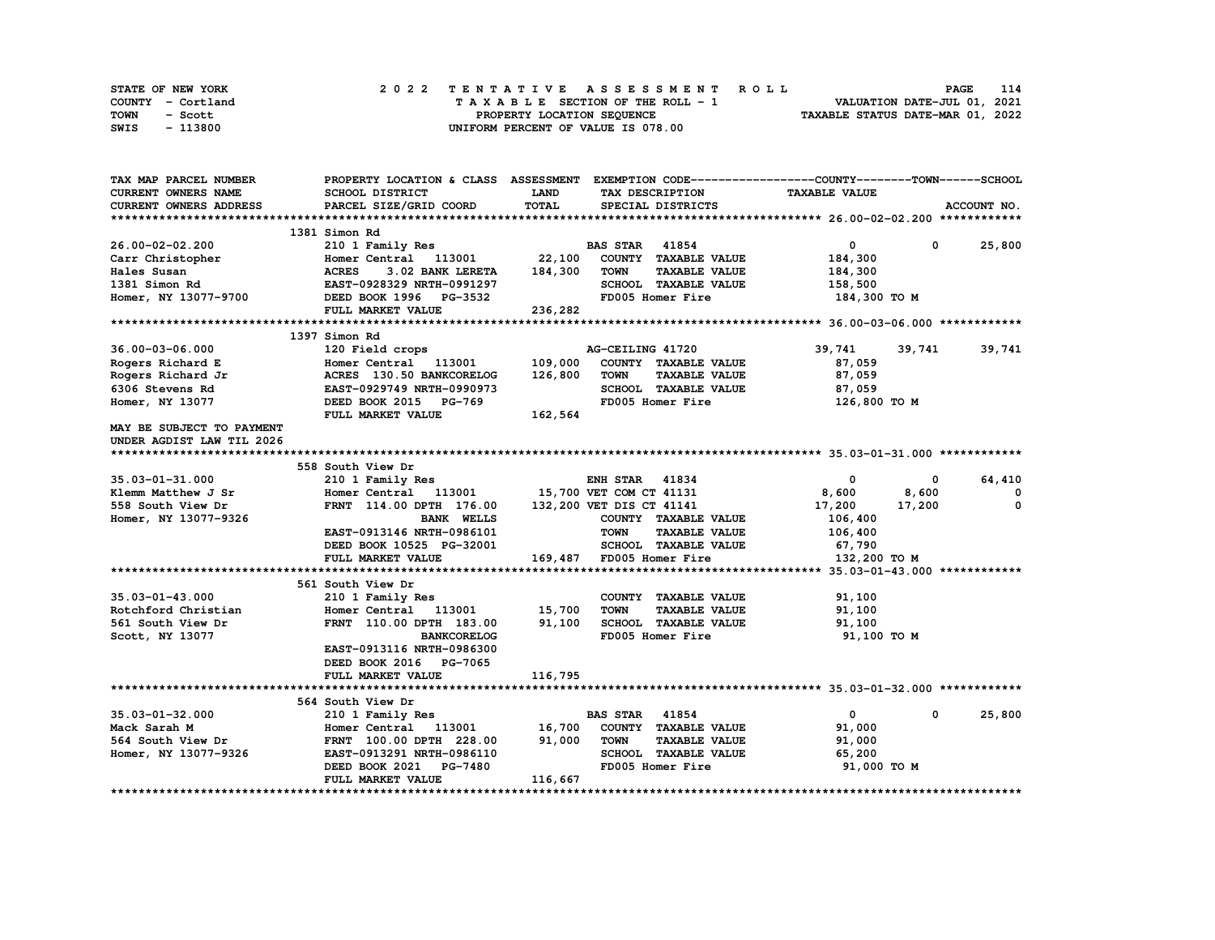STATE OF NEW YORK
COUNTY - Cortland
TOWN - Scott
SWIS - 113800

# 2022 TENTATIVE ASSESSMENT ROLL

TAXABLE SECTION OF THE ROLL - 1
PROPERTY LOCATION SEQUENCE
UNIFORM PERCENT OF VALUE IS 078.00

VALUATION DATE-JUL 01, 2021
TAXABLE STATUS DATE-MAR 01, 2022

```
TAX MAP PARCEL NUMBER      PROPERTY LOCATION & CLASS  ASSESSMENT  EXEMPTION CODE------------------COUNTY--------TOWN------SCHOOL
CURRENT OWNERS NAME        SCHOOL DISTRICT             LAND        TAX DESCRIPTION            TAXABLE VALUE
CURRENT OWNERS ADDRESS     PARCEL SIZE/GRID COORD      TOTAL       SPECIAL DISTRICTS                                        ACCOUNT NO.
******************************************************************************************** 26.00-02-02.200 ************
                           1381 Simon Rd
26.00-02-02.200            210 1 Family Res                        BAS STAR  41854             0             0       25,800
Carr Christopher           Homer Central  113001        22,100     COUNTY  TAXABLE VALUE      184,300
Hales Susan                ACRES    3.02 BANK LERETA   184,300     TOWN    TAXABLE VALUE      184,300
1381 Simon Rd              EAST-0928329 NRTH-0991297               SCHOOL  TAXABLE VALUE      158,500
Homer, NY 13077-9700       DEED BOOK 1996   PG-3532                FD005 Homer Fire            184,300 TO M
                           FULL MARKET VALUE           236,282
******************************************************************************************** 36.00-03-06.000 ************
                           1397 Simon Rd
36.00-03-06.000            120 Field crops                         AG-CEILING 41720          39,741        39,741      39,741
Rogers Richard E           Homer Central  113001       109,000     COUNTY  TAXABLE VALUE       87,059
Rogers Richard Jr          ACRES  130.50 BANKCORELOG   126,800     TOWN    TAXABLE VALUE       87,059
6306 Stevens Rd            EAST-0929749 NRTH-0990973               SCHOOL  TAXABLE VALUE       87,059
Homer, NY 13077            DEED BOOK 2015   PG-769                 FD005 Homer Fire            126,800 TO M
                           FULL MARKET VALUE           162,564
MAY BE SUBJECT TO PAYMENT
UNDER AGDIST LAW TIL 2026
******************************************************************************************** 35.03-01-31.000 ************
                           558 South View Dr
35.03-01-31.000            210 1 Family Res                        ENH STAR  41834             0             0       64,410
Klemm Matthew J Sr         Homer Central  113001        15,700 VET COM CT 41131            8,600         8,600            0
558 South View Dr          FRNT  114.00 DPTH  176.00   132,200 VET DIS CT 41141           17,200        17,200            0
Homer, NY 13077-9326                  BANK  WELLS                  COUNTY  TAXABLE VALUE      106,400
                           EAST-0913146 NRTH-0986101               TOWN    TAXABLE VALUE      106,400
                           DEED BOOK 10525 PG-32001                SCHOOL  TAXABLE VALUE       67,790
                           FULL MARKET VALUE           169,487     FD005 Homer Fire            132,200 TO M
******************************************************************************************** 35.03-01-43.000 ************
                           561 South View Dr
35.03-01-43.000            210 1 Family Res                        COUNTY  TAXABLE VALUE       91,100
Rotchford Christian        Homer Central  113001        15,700     TOWN    TAXABLE VALUE       91,100
561 South View Dr          FRNT  110.00 DPTH  183.00    91,100     SCHOOL  TAXABLE VALUE       91,100
Scott, NY 13077                       BANKCORELOG                  FD005 Homer Fire             91,100 TO M
                           EAST-0913116 NRTH-0986300
                           DEED BOOK 2016   PG-7065
                           FULL MARKET VALUE           116,795
******************************************************************************************** 35.03-01-32.000 ************
                           564 South View Dr
35.03-01-32.000            210 1 Family Res                        BAS STAR  41854             0             0       25,800
Mack Sarah M               Homer Central  113001        16,700     COUNTY  TAXABLE VALUE       91,000
564 South View Dr          FRNT  100.00 DPTH  228.00    91,000     TOWN    TAXABLE VALUE       91,000
Homer, NY 13077-9326       EAST-0913291 NRTH-0986110               SCHOOL  TAXABLE VALUE       65,200
                           DEED BOOK 2021   PG-7480                FD005 Homer Fire             91,000 TO M
                           FULL MARKET VALUE           116,667
****************************************************************************************************************************
```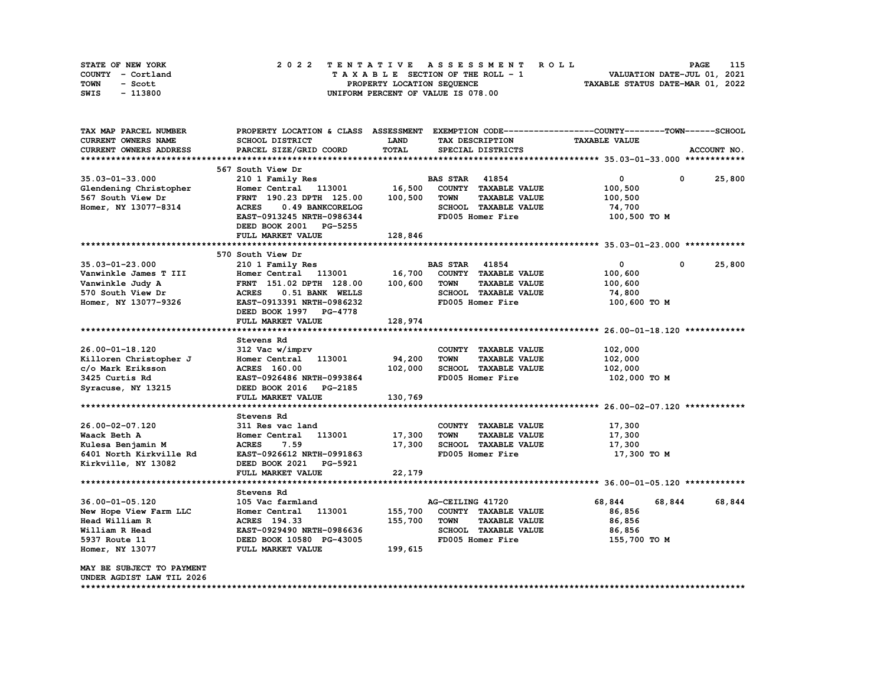STATE OF NEW YORK | COUNTY - Cortland | TOWN - Scott | SWIS - 113800

**2022 TENTATIVE ASSESSMENT ROLL**
TAXABLE SECTION OF THE ROLL - 1
PROPERTY LOCATION SEQUENCE
UNIFORM PERCENT OF VALUE IS 078.00

VALUATION DATE-JUL 01, 2021
TAXABLE STATUS DATE-MAR 01, 2022

| TAX MAP PARCEL NUMBER / CURRENT OWNERS NAME / CURRENT OWNERS ADDRESS | PROPERTY LOCATION & CLASS / SCHOOL DISTRICT / PARCEL SIZE/GRID COORD | ASSESSMENT LAND / TOTAL | EXEMPTION CODE / TAX DESCRIPTION / SPECIAL DISTRICTS | COUNTY | TOWN | SCHOOL |
|---|---|---|---|---|---|---|
| **35.03-01-33.000** | 567 South View Dr | | | | | |
| 35.03-01-33.000 | 210 1 Family Res | | BAS STAR 41854 | 0 | 0 | 25,800 |
| Glendening Christopher | Homer Central 113001 | 16,500 | COUNTY TAXABLE VALUE | 100,500 | | |
| 567 South View Dr | FRNT 190.23 DPTH 125.00 | 100,500 | TOWN TAXABLE VALUE | 100,500 | | |
| Homer, NY 13077-8314 | ACRES 0.49 BANKCORELOG | | SCHOOL TAXABLE VALUE | 74,700 | | |
| | EAST-0913245 NRTH-0986344 | | FD005 Homer Fire | 100,500 TO M | | |
| | DEED BOOK 2001 PG-5255 | | | | | |
| | FULL MARKET VALUE | 128,846 | | | | |
| **35.03-01-23.000** | 570 South View Dr | | | | | |
| 35.03-01-23.000 | 210 1 Family Res | | BAS STAR 41854 | 0 | 0 | 25,800 |
| Vanwinkle James T III | Homer Central 113001 | 16,700 | COUNTY TAXABLE VALUE | 100,600 | | |
| Vanwinkle Judy A | FRNT 151.02 DPTH 128.00 | 100,600 | TOWN TAXABLE VALUE | 100,600 | | |
| 570 South View Dr | ACRES 0.51 BANK WELLS | | SCHOOL TAXABLE VALUE | 74,800 | | |
| Homer, NY 13077-9326 | EAST-0913391 NRTH-0986232 | | FD005 Homer Fire | 100,600 TO M | | |
| | DEED BOOK 1997 PG-4778 | | | | | |
| | FULL MARKET VALUE | 128,974 | | | | |
| **26.00-01-18.120** | Stevens Rd | | | | | |
| 26.00-01-18.120 | 312 Vac w/imprv | | COUNTY TAXABLE VALUE | 102,000 | | |
| Killoren Christopher J | Homer Central 113001 | 94,200 | TOWN TAXABLE VALUE | 102,000 | | |
| c/o Mark Eriksson | ACRES 160.00 | 102,000 | SCHOOL TAXABLE VALUE | 102,000 | | |
| 3425 Curtis Rd | EAST-0926486 NRTH-0993864 | | FD005 Homer Fire | 102,000 TO M | | |
| Syracuse, NY 13215 | DEED BOOK 2016 PG-2185 | | | | | |
| | FULL MARKET VALUE | 130,769 | | | | |
| **26.00-02-07.120** | Stevens Rd | | | | | |
| 26.00-02-07.120 | 311 Res vac land | | COUNTY TAXABLE VALUE | 17,300 | | |
| Waack Beth A | Homer Central 113001 | 17,300 | TOWN TAXABLE VALUE | 17,300 | | |
| Kulesa Benjamin M | ACRES 7.59 | 17,300 | SCHOOL TAXABLE VALUE | 17,300 | | |
| 6401 North Kirkville Rd | EAST-0926612 NRTH-0991863 | | FD005 Homer Fire | 17,300 TO M | | |
| Kirkville, NY 13082 | DEED BOOK 2021 PG-5921 | | | | | |
| | FULL MARKET VALUE | 22,179 | | | | |
| **36.00-01-05.120** | Stevens Rd | | | | | |
| 36.00-01-05.120 | 105 Vac farmland | | AG-CEILING 41720 | 68,844 | 68,844 | 68,844 |
| New Hope View Farm LLC | Homer Central 113001 | 155,700 | COUNTY TAXABLE VALUE | 86,856 | | |
| Head William R | ACRES 194.33 | 155,700 | TOWN TAXABLE VALUE | 86,856 | | |
| William R Head | EAST-0929490 NRTH-0986636 | | SCHOOL TAXABLE VALUE | 86,856 | | |
| 5937 Route 11 | DEED BOOK 10580 PG-43005 | | FD005 Homer Fire | 155,700 TO M | | |
| Homer, NY 13077 | FULL MARKET VALUE | 199,615 | | | | |

MAY BE SUBJECT TO PAYMENT
UNDER AGDIST LAW TIL 2026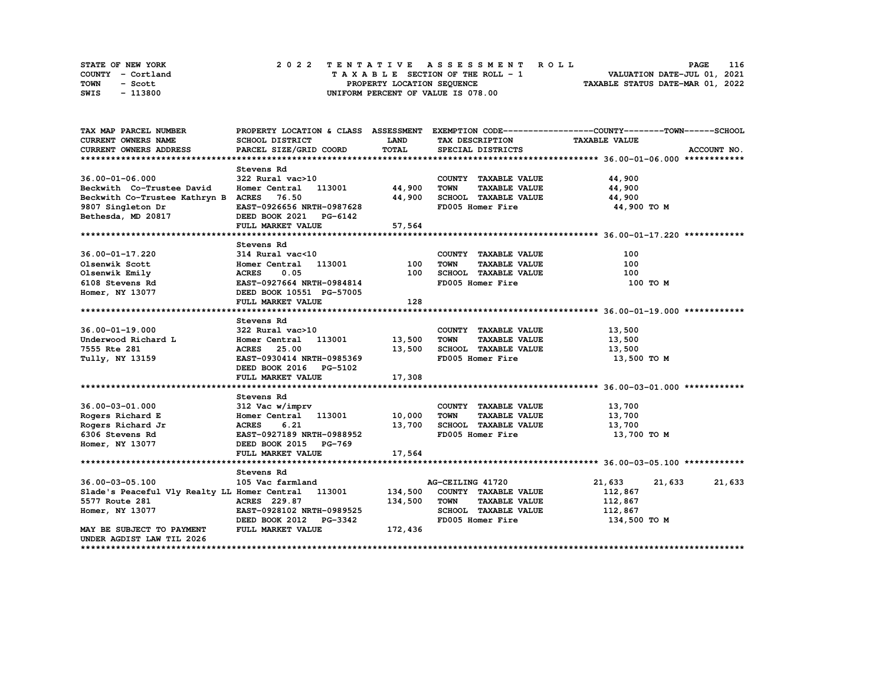STATE OF NEW YORK
COUNTY - Cortland
TOWN - Scott
SWIS - 113800

2022 TENTATIVE ASSESSMENT ROLL
TAXABLE SECTION OF THE ROLL - 1
PROPERTY LOCATION SEQUENCE
UNIFORM PERCENT OF VALUE IS 078.00

VALUATION DATE-JUL 01, 2021
TAXABLE STATUS DATE-MAR 01, 2022

| TAX MAP PARCEL NUMBER<br>CURRENT OWNERS NAME<br>CURRENT OWNERS ADDRESS | PROPERTY LOCATION & CLASS<br>SCHOOL DISTRICT<br>PARCEL SIZE/GRID COORD | ASSESSMENT<br>LAND<br>TOTAL | EXEMPTION CODE<br>TAX DESCRIPTION<br>SPECIAL DISTRICTS | COUNTY<br>TAXABLE VALUE | TOWN | SCHOOL<br>ACCOUNT NO. |
|---|---|---|---|---|---|---|
| **36.00-01-06.000** | Stevens Rd | | | | | |
| 36.00-01-06.000 | 322 Rural vac>10 | | COUNTY TAXABLE VALUE | 44,900 | | |
| Beckwith Co-Trustee David | Homer Central 113001 | 44,900 | TOWN TAXABLE VALUE | 44,900 | | |
| Beckwith Co-Trustee Kathryn B | ACRES 76.50 | 44,900 | SCHOOL TAXABLE VALUE | 44,900 | | |
| 9807 Singleton Dr | EAST-0926656 NRTH-0987628 | | FD005 Homer Fire | 44,900 TO M | | |
| Bethesda, MD 20817 | DEED BOOK 2021 PG-6142 | | | | | |
| | FULL MARKET VALUE | 57,564 | | | | |
| **36.00-01-17.220** | Stevens Rd | | | | | |
| 36.00-01-17.220 | 314 Rural vac<10 | | COUNTY TAXABLE VALUE | 100 | | |
| Olsenwik Scott | Homer Central 113001 | 100 | TOWN TAXABLE VALUE | 100 | | |
| Olsenwik Emily | ACRES 0.05 | 100 | SCHOOL TAXABLE VALUE | 100 | | |
| 6108 Stevens Rd | EAST-0927664 NRTH-0984814 | | FD005 Homer Fire | 100 TO M | | |
| Homer, NY 13077 | DEED BOOK 10551 PG-57005 | | | | | |
| | FULL MARKET VALUE | 128 | | | | |
| **36.00-01-19.000** | Stevens Rd | | | | | |
| 36.00-01-19.000 | 322 Rural vac>10 | | COUNTY TAXABLE VALUE | 13,500 | | |
| Underwood Richard L | Homer Central 113001 | 13,500 | TOWN TAXABLE VALUE | 13,500 | | |
| 7555 Rte 281 | ACRES 25.00 | 13,500 | SCHOOL TAXABLE VALUE | 13,500 | | |
| Tully, NY 13159 | EAST-0930414 NRTH-0985369 | | FD005 Homer Fire | 13,500 TO M | | |
| | DEED BOOK 2016 PG-5102 | | | | | |
| | FULL MARKET VALUE | 17,308 | | | | |
| **36.00-03-01.000** | Stevens Rd | | | | | |
| 36.00-03-01.000 | 312 Vac w/imprv | | COUNTY TAXABLE VALUE | 13,700 | | |
| Rogers Richard E | Homer Central 113001 | 10,000 | TOWN TAXABLE VALUE | 13,700 | | |
| Rogers Richard Jr | ACRES 6.21 | 13,700 | SCHOOL TAXABLE VALUE | 13,700 | | |
| 6306 Stevens Rd | EAST-0927189 NRTH-0988952 | | FD005 Homer Fire | 13,700 TO M | | |
| Homer, NY 13077 | DEED BOOK 2015 PG-769 | | | | | |
| | FULL MARKET VALUE | 17,564 | | | | |
| **36.00-03-05.100** | Stevens Rd | | | | | |
| 36.00-03-05.100 | 105 Vac farmland | | AG-CEILING 41720 | 21,633 | 21,633 | 21,633 |
| Slade's Peaceful Vly Realty LL | Homer Central 113001 | 134,500 | COUNTY TAXABLE VALUE | 112,867 | | |
| 5577 Route 281 | ACRES 229.87 | 134,500 | TOWN TAXABLE VALUE | 112,867 | | |
| Homer, NY 13077 | EAST-0928102 NRTH-0989525 | | SCHOOL TAXABLE VALUE | 112,867 | | |
| | DEED BOOK 2012 PG-3342 | | FD005 Homer Fire | 134,500 TO M | | |
| MAY BE SUBJECT TO PAYMENT | FULL MARKET VALUE | 172,436 | | | | |
| UNDER AGDIST LAW TIL 2026 | | | | | | |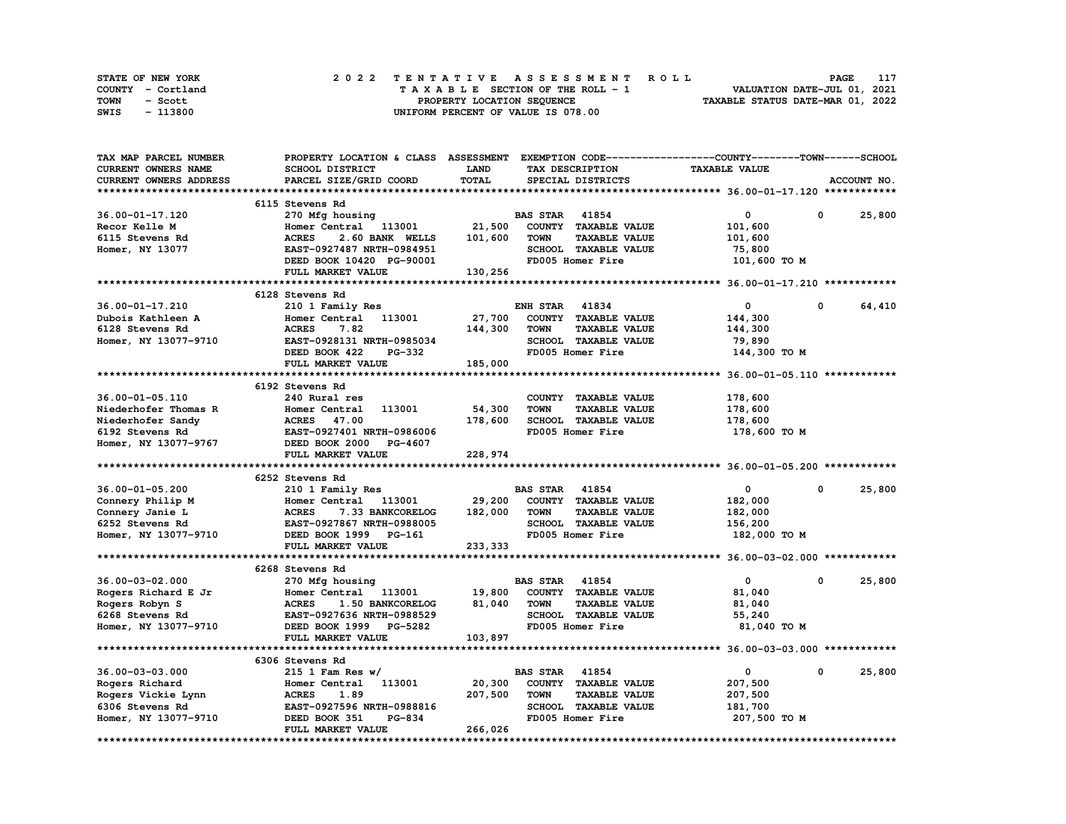STATE OF NEW YORK — COUNTY - Cortland — TOWN - Scott — SWIS - 113800

2 0 2 2 TENTATIVE ASSESSMENT ROLL
TAXABLE SECTION OF THE ROLL - 1
PROPERTY LOCATION SEQUENCE
UNIFORM PERCENT OF VALUE IS 078.00

VALUATION DATE-JUL 01, 2021
TAXABLE STATUS DATE-MAR 01, 2022

| TAX MAP PARCEL NUMBER / CURRENT OWNERS NAME / CURRENT OWNERS ADDRESS | PROPERTY LOCATION & CLASS / SCHOOL DISTRICT / PARCEL SIZE/GRID COORD | ASSESSMENT LAND / TOTAL | EXEMPTION CODE / TAX DESCRIPTION / SPECIAL DISTRICTS | COUNTY | TOWN | SCHOOL / ACCOUNT NO. |
|---|---|---|---|---|---|---|
| **36.00-01-17.120** | 6115 Stevens Rd | | | | | |
| 36.00-01-17.120 | 270 Mfg housing | | BAS STAR 41854 | 0 | 0 | 25,800 |
| Recor Kelle M | Homer Central 113001 | 21,500 | COUNTY TAXABLE VALUE | 101,600 | | |
| 6115 Stevens Rd | ACRES 2.60 BANK WELLS | 101,600 | TOWN TAXABLE VALUE | 101,600 | | |
| Homer, NY 13077 | EAST-0927487 NRTH-0984951 | | SCHOOL TAXABLE VALUE | 75,800 | | |
| | DEED BOOK 10420 PG-90001 | | FD005 Homer Fire | 101,600 TO M | | |
| | FULL MARKET VALUE | 130,256 | | | | |
| **36.00-01-17.210** | 6128 Stevens Rd | | | | | |
| 36.00-01-17.210 | 210 1 Family Res | | ENH STAR 41834 | 0 | 0 | 64,410 |
| Dubois Kathleen A | Homer Central 113001 | 27,700 | COUNTY TAXABLE VALUE | 144,300 | | |
| 6128 Stevens Rd | ACRES 7.82 | 144,300 | TOWN TAXABLE VALUE | 144,300 | | |
| Homer, NY 13077-9710 | EAST-0928131 NRTH-0985034 | | SCHOOL TAXABLE VALUE | 79,890 | | |
| | DEED BOOK 422 PG-332 | | FD005 Homer Fire | 144,300 TO M | | |
| | FULL MARKET VALUE | 185,000 | | | | |
| **36.00-01-05.110** | 6192 Stevens Rd | | | | | |
| 36.00-01-05.110 | 240 Rural res | | COUNTY TAXABLE VALUE | 178,600 | | |
| Niederhofer Thomas R | Homer Central 113001 | 54,300 | TOWN TAXABLE VALUE | 178,600 | | |
| Niederhofer Sandy | ACRES 47.00 | 178,600 | SCHOOL TAXABLE VALUE | 178,600 | | |
| 6192 Stevens Rd | EAST-0927401 NRTH-0986006 | | FD005 Homer Fire | 178,600 TO M | | |
| Homer, NY 13077-9767 | DEED BOOK 2000 PG-4607 | | | | | |
| | FULL MARKET VALUE | 228,974 | | | | |
| **36.00-01-05.200** | 6252 Stevens Rd | | | | | |
| 36.00-01-05.200 | 210 1 Family Res | | BAS STAR 41854 | 0 | 0 | 25,800 |
| Connery Philip M | Homer Central 113001 | 29,200 | COUNTY TAXABLE VALUE | 182,000 | | |
| Connery Janie L | ACRES 7.33 BANKCORELOG | 182,000 | TOWN TAXABLE VALUE | 182,000 | | |
| 6252 Stevens Rd | EAST-0927867 NRTH-0988005 | | SCHOOL TAXABLE VALUE | 156,200 | | |
| Homer, NY 13077-9710 | DEED BOOK 1999 PG-161 | | FD005 Homer Fire | 182,000 TO M | | |
| | FULL MARKET VALUE | 233,333 | | | | |
| **36.00-03-02.000** | 6268 Stevens Rd | | | | | |
| 36.00-03-02.000 | 270 Mfg housing | | BAS STAR 41854 | 0 | 0 | 25,800 |
| Rogers Richard E Jr | Homer Central 113001 | 19,800 | COUNTY TAXABLE VALUE | 81,040 | | |
| Rogers Robyn S | ACRES 1.50 BANKCORELOG | 81,040 | TOWN TAXABLE VALUE | 81,040 | | |
| 6268 Stevens Rd | EAST-0927636 NRTH-0988529 | | SCHOOL TAXABLE VALUE | 55,240 | | |
| Homer, NY 13077-9710 | DEED BOOK 1999 PG-5282 | | FD005 Homer Fire | 81,040 TO M | | |
| | FULL MARKET VALUE | 103,897 | | | | |
| **36.00-03-03.000** | 6306 Stevens Rd | | | | | |
| 36.00-03-03.000 | 215 1 Fam Res w/ | | BAS STAR 41854 | 0 | 0 | 25,800 |
| Rogers Richard | Homer Central 113001 | 20,300 | COUNTY TAXABLE VALUE | 207,500 | | |
| Rogers Vickie Lynn | ACRES 1.89 | 207,500 | TOWN TAXABLE VALUE | 207,500 | | |
| 6306 Stevens Rd | EAST-0927596 NRTH-0988816 | | SCHOOL TAXABLE VALUE | 181,700 | | |
| Homer, NY 13077-9710 | DEED BOOK 351 PG-834 | | FD005 Homer Fire | 207,500 TO M | | |
| | FULL MARKET VALUE | 266,026 | | | | |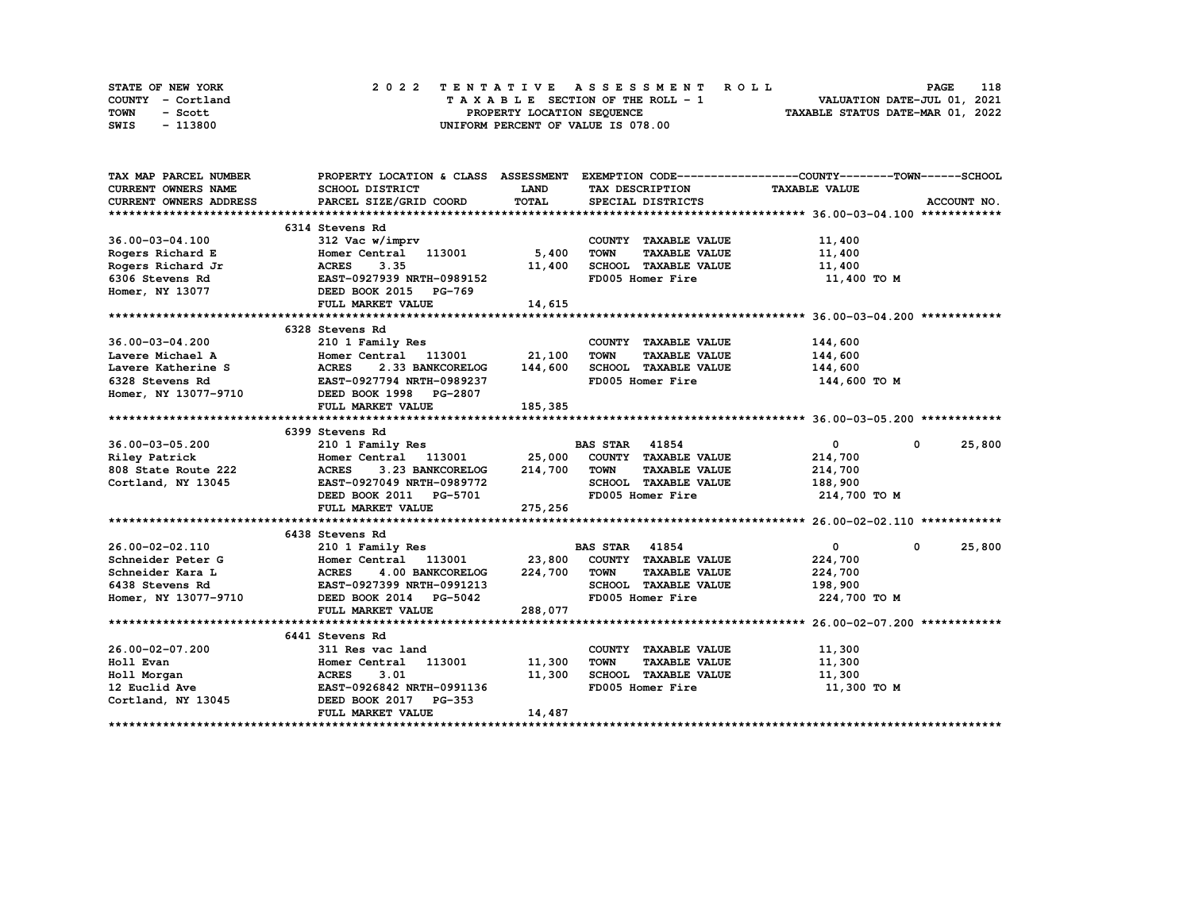STATE OF NEW YORK
COUNTY - Cortland
TOWN - Scott
SWIS - 113800

2022 TENTATIVE ASSESSMENT ROLL
TAXABLE SECTION OF THE ROLL - 1
PROPERTY LOCATION SEQUENCE
UNIFORM PERCENT OF VALUE IS 078.00

VALUATION DATE-JUL 01, 2021
TAXABLE STATUS DATE-MAR 01, 2022

| TAX MAP PARCEL NUMBER / CURRENT OWNERS NAME / CURRENT OWNERS ADDRESS | PROPERTY LOCATION & CLASS / SCHOOL DISTRICT / PARCEL SIZE/GRID COORD | ASSESSMENT LAND / TOTAL | EXEMPTION CODE / TAX DESCRIPTION / SPECIAL DISTRICTS | COUNTY TAXABLE VALUE | TOWN | SCHOOL / ACCOUNT NO. |
|---|---|---|---|---|---|---|
| **36.00-03-04.100** | 6314 Stevens Rd | | | | | |
| 36.00-03-04.100 | 312 Vac w/imprv | | COUNTY TAXABLE VALUE | 11,400 | | |
| Rogers Richard E | Homer Central 113001 | 5,400 | TOWN TAXABLE VALUE | 11,400 | | |
| Rogers Richard Jr | ACRES 3.35 | 11,400 | SCHOOL TAXABLE VALUE | 11,400 | | |
| 6306 Stevens Rd | EAST-0927939 NRTH-0989152 | | FD005 Homer Fire | 11,400 TO M | | |
| Homer, NY 13077 | DEED BOOK 2015 PG-769 | | | | | |
| | FULL MARKET VALUE | 14,615 | | | | |
| **36.00-03-04.200** | 6328 Stevens Rd | | | | | |
| 36.00-03-04.200 | 210 1 Family Res | | COUNTY TAXABLE VALUE | 144,600 | | |
| Lavere Michael A | Homer Central 113001 | 21,100 | TOWN TAXABLE VALUE | 144,600 | | |
| Lavere Katherine S | ACRES 2.33 BANKCORELOG | 144,600 | SCHOOL TAXABLE VALUE | 144,600 | | |
| 6328 Stevens Rd | EAST-0927794 NRTH-0989237 | | FD005 Homer Fire | 144,600 TO M | | |
| Homer, NY 13077-9710 | DEED BOOK 1998 PG-2807 | | | | | |
| | FULL MARKET VALUE | 185,385 | | | | |
| **36.00-03-05.200** | 6399 Stevens Rd | | | | | |
| 36.00-03-05.200 | 210 1 Family Res | | BAS STAR 41854 | 0 | 0 | 25,800 |
| Riley Patrick | Homer Central 113001 | 25,000 | COUNTY TAXABLE VALUE | 214,700 | | |
| 808 State Route 222 | ACRES 3.23 BANKCORELOG | 214,700 | TOWN TAXABLE VALUE | 214,700 | | |
| Cortland, NY 13045 | EAST-0927049 NRTH-0989772 | | SCHOOL TAXABLE VALUE | 188,900 | | |
| | DEED BOOK 2011 PG-5701 | | FD005 Homer Fire | 214,700 TO M | | |
| | FULL MARKET VALUE | 275,256 | | | | |
| **26.00-02-02.110** | 6438 Stevens Rd | | | | | |
| 26.00-02-02.110 | 210 1 Family Res | | BAS STAR 41854 | 0 | 0 | 25,800 |
| Schneider Peter G | Homer Central 113001 | 23,800 | COUNTY TAXABLE VALUE | 224,700 | | |
| Schneider Kara L | ACRES 4.00 BANKCORELOG | 224,700 | TOWN TAXABLE VALUE | 224,700 | | |
| 6438 Stevens Rd | EAST-0927399 NRTH-0991213 | | SCHOOL TAXABLE VALUE | 198,900 | | |
| Homer, NY 13077-9710 | DEED BOOK 2014 PG-5042 | | FD005 Homer Fire | 224,700 TO M | | |
| | FULL MARKET VALUE | 288,077 | | | | |
| **26.00-02-07.200** | 6441 Stevens Rd | | | | | |
| 26.00-02-07.200 | 311 Res vac land | | COUNTY TAXABLE VALUE | 11,300 | | |
| Holl Evan | Homer Central 113001 | 11,300 | TOWN TAXABLE VALUE | 11,300 | | |
| Holl Morgan | ACRES 3.01 | 11,300 | SCHOOL TAXABLE VALUE | 11,300 | | |
| 12 Euclid Ave | EAST-0926842 NRTH-0991136 | | FD005 Homer Fire | 11,300 TO M | | |
| Cortland, NY 13045 | DEED BOOK 2017 PG-353 | | | | | |
| | FULL MARKET VALUE | 14,487 | | | | |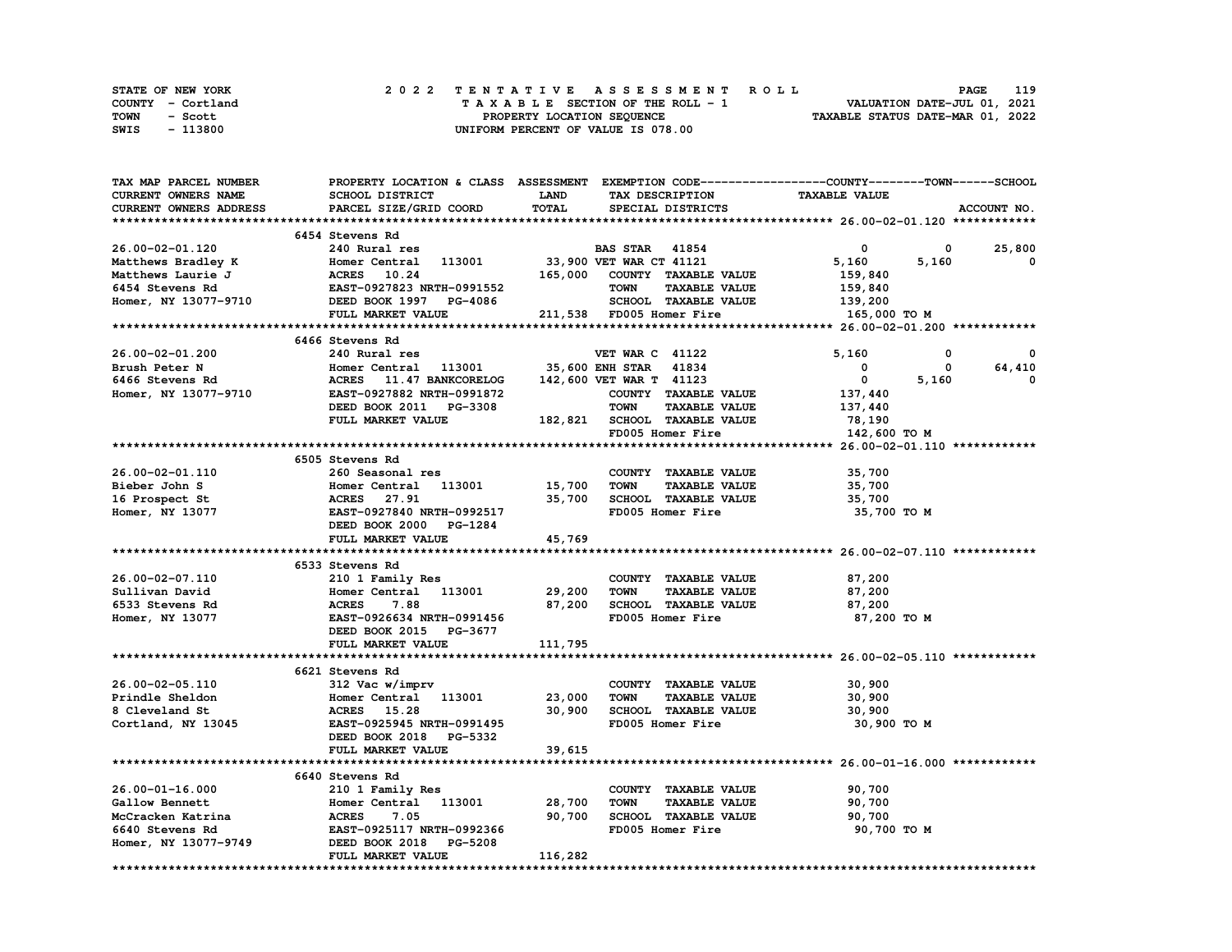STATE OF NEW YORK — 2022 TENTATIVE ASSESSMENT ROLL
COUNTY - Cortland — TAXABLE SECTION OF THE ROLL - 1 — VALUATION DATE-JUL 01, 2021
TOWN - Scott — PROPERTY LOCATION SEQUENCE — TAXABLE STATUS DATE-MAR 01, 2022
SWIS - 113800 — UNIFORM PERCENT OF VALUE IS 078.00

| TAX MAP PARCEL NUMBER / CURRENT OWNERS NAME / CURRENT OWNERS ADDRESS | PROPERTY LOCATION & CLASS / SCHOOL DISTRICT / PARCEL SIZE/GRID COORD | ASSESSMENT LAND / TOTAL | EXEMPTION CODE / TAX DESCRIPTION / SPECIAL DISTRICTS | COUNTY TAXABLE VALUE | TOWN | SCHOOL / ACCOUNT NO. |
|---|---|---|---|---|---|---|
| **26.00-02-01.120** | 6454 Stevens Rd | | | | | |
| 26.00-02-01.120 | 240 Rural res | | BAS STAR 41854 | 0 | 0 | 25,800 |
| Matthews Bradley K | Homer Central 113001 | 33,900 | VET WAR CT 41121 | 5,160 | 5,160 | 0 |
| Matthews Laurie J | ACRES 10.24 | 165,000 | COUNTY TAXABLE VALUE | 159,840 | | |
| 6454 Stevens Rd | EAST-0927823 NRTH-0991552 | | TOWN TAXABLE VALUE | 159,840 | | |
| Homer, NY 13077-9710 | DEED BOOK 1997 PG-4086 | | SCHOOL TAXABLE VALUE | 139,200 | | |
| | FULL MARKET VALUE | 211,538 | FD005 Homer Fire | 165,000 TO M | | |
| **26.00-02-01.200** | 6466 Stevens Rd | | | | | |
| 26.00-02-01.200 | 240 Rural res | | VET WAR C 41122 | 5,160 | 0 | 0 |
| Brush Peter N | Homer Central 113001 | 35,600 | ENH STAR 41834 | 0 | 0 | 64,410 |
| 6466 Stevens Rd | ACRES 11.47 BANKCORELOG | 142,600 | VET WAR T 41123 | 0 | 5,160 | 0 |
| Homer, NY 13077-9710 | EAST-0927882 NRTH-0991872 | | COUNTY TAXABLE VALUE | 137,440 | | |
| | DEED BOOK 2011 PG-3308 | | TOWN TAXABLE VALUE | 137,440 | | |
| | FULL MARKET VALUE | 182,821 | SCHOOL TAXABLE VALUE | 78,190 | | |
| | | | FD005 Homer Fire | 142,600 TO M | | |
| **26.00-02-01.110** | 6505 Stevens Rd | | | | | |
| 26.00-02-01.110 | 260 Seasonal res | | COUNTY TAXABLE VALUE | 35,700 | | |
| Bieber John S | Homer Central 113001 | 15,700 | TOWN TAXABLE VALUE | 35,700 | | |
| 16 Prospect St | ACRES 27.91 | 35,700 | SCHOOL TAXABLE VALUE | 35,700 | | |
| Homer, NY 13077 | EAST-0927840 NRTH-0992517 | | FD005 Homer Fire | 35,700 TO M | | |
| | DEED BOOK 2000 PG-1284 | | | | | |
| | FULL MARKET VALUE | 45,769 | | | | |
| **26.00-02-07.110** | 6533 Stevens Rd | | | | | |
| 26.00-02-07.110 | 210 1 Family Res | | COUNTY TAXABLE VALUE | 87,200 | | |
| Sullivan David | Homer Central 113001 | 29,200 | TOWN TAXABLE VALUE | 87,200 | | |
| 6533 Stevens Rd | ACRES 7.88 | 87,200 | SCHOOL TAXABLE VALUE | 87,200 | | |
| Homer, NY 13077 | EAST-0926634 NRTH-0991456 | | FD005 Homer Fire | 87,200 TO M | | |
| | DEED BOOK 2015 PG-3677 | | | | | |
| | FULL MARKET VALUE | 111,795 | | | | |
| **26.00-02-05.110** | 6621 Stevens Rd | | | | | |
| 26.00-02-05.110 | 312 Vac w/imprv | | COUNTY TAXABLE VALUE | 30,900 | | |
| Prindle Sheldon | Homer Central 113001 | 23,000 | TOWN TAXABLE VALUE | 30,900 | | |
| 8 Cleveland St | ACRES 15.28 | 30,900 | SCHOOL TAXABLE VALUE | 30,900 | | |
| Cortland, NY 13045 | EAST-0925945 NRTH-0991495 | | FD005 Homer Fire | 30,900 TO M | | |
| | DEED BOOK 2018 PG-5332 | | | | | |
| | FULL MARKET VALUE | 39,615 | | | | |
| **26.00-01-16.000** | 6640 Stevens Rd | | | | | |
| 26.00-01-16.000 | 210 1 Family Res | | COUNTY TAXABLE VALUE | 90,700 | | |
| Gallow Bennett | Homer Central 113001 | 28,700 | TOWN TAXABLE VALUE | 90,700 | | |
| McCracken Katrina | ACRES 7.05 | 90,700 | SCHOOL TAXABLE VALUE | 90,700 | | |
| 6640 Stevens Rd | EAST-0925117 NRTH-0992366 | | FD005 Homer Fire | 90,700 TO M | | |
| Homer, NY 13077-9749 | DEED BOOK 2018 PG-5208 | | | | | |
| | FULL MARKET VALUE | 116,282 | | | | |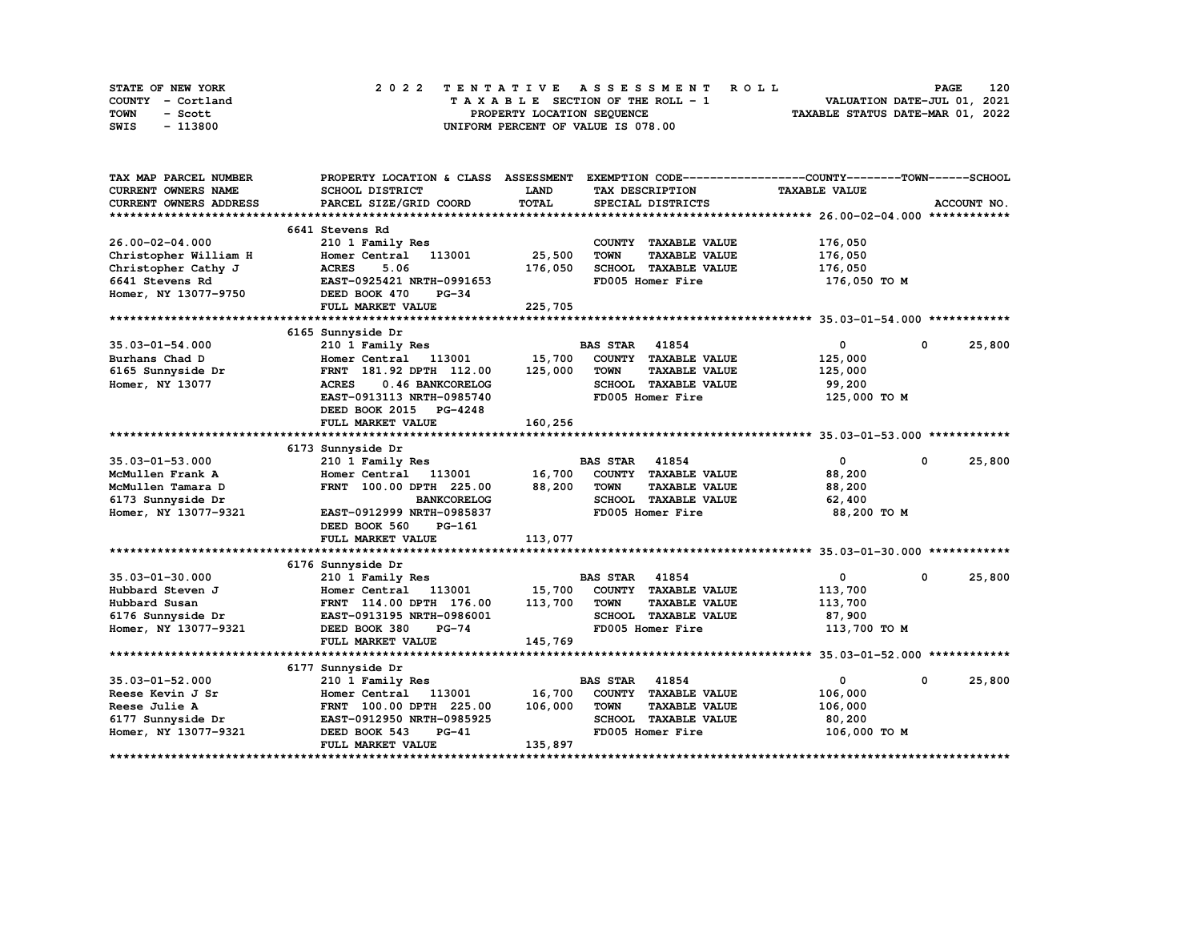STATE OF NEW YORK
COUNTY - Cortland
TOWN - Scott
SWIS - 113800

**2022 TENTATIVE ASSESSMENT ROLL**
TAXABLE SECTION OF THE ROLL - 1
PROPERTY LOCATION SEQUENCE
UNIFORM PERCENT OF VALUE IS 078.00

VALUATION DATE-JUL 01, 2021
TAXABLE STATUS DATE-MAR 01, 2022

| TAX MAP PARCEL NUMBER / CURRENT OWNERS NAME / CURRENT OWNERS ADDRESS | PROPERTY LOCATION & CLASS / SCHOOL DISTRICT / PARCEL SIZE/GRID COORD | ASSESSMENT LAND / TOTAL | EXEMPTION CODE / TAX DESCRIPTION / SPECIAL DISTRICTS | COUNTY / TOWN / TAXABLE VALUE | SCHOOL / ACCOUNT NO. |
|---|---|---|---|---|---|
| **26.00-02-04.000** | 6641 Stevens Rd | | | | |
| 26.00-02-04.000 | 210 1 Family Res | | COUNTY TAXABLE VALUE | 176,050 | |
| Christopher William H | Homer Central 113001 | 25,500 | TOWN TAXABLE VALUE | 176,050 | |
| Christopher Cathy J | ACRES 5.06 | 176,050 | SCHOOL TAXABLE VALUE | 176,050 | |
| 6641 Stevens Rd | EAST-0925421 NRTH-0991653 | | FD005 Homer Fire | 176,050 TO M | |
| Homer, NY 13077-9750 | DEED BOOK 470 PG-34 | | | | |
| | FULL MARKET VALUE | 225,705 | | | |
| **35.03-01-54.000** | 6165 Sunnyside Dr | | | | |
| 35.03-01-54.000 | 210 1 Family Res | | BAS STAR 41854 | 0 0 | 25,800 |
| Burhans Chad D | Homer Central 113001 | 15,700 | COUNTY TAXABLE VALUE | 125,000 | |
| 6165 Sunnyside Dr | FRNT 181.92 DPTH 112.00 | 125,000 | TOWN TAXABLE VALUE | 125,000 | |
| Homer, NY 13077 | ACRES 0.46 BANKCORELOG | | SCHOOL TAXABLE VALUE | 99,200 | |
| | EAST-0913113 NRTH-0985740 | | FD005 Homer Fire | 125,000 TO M | |
| | DEED BOOK 2015 PG-4248 | | | | |
| | FULL MARKET VALUE | 160,256 | | | |
| **35.03-01-53.000** | 6173 Sunnyside Dr | | | | |
| 35.03-01-53.000 | 210 1 Family Res | | BAS STAR 41854 | 0 0 | 25,800 |
| McMullen Frank A | Homer Central 113001 | 16,700 | COUNTY TAXABLE VALUE | 88,200 | |
| McMullen Tamara D | FRNT 100.00 DPTH 225.00 | 88,200 | TOWN TAXABLE VALUE | 88,200 | |
| 6173 Sunnyside Dr | BANKCORELOG | | SCHOOL TAXABLE VALUE | 62,400 | |
| Homer, NY 13077-9321 | EAST-0912999 NRTH-0985837 | | FD005 Homer Fire | 88,200 TO M | |
| | DEED BOOK 560 PG-161 | | | | |
| | FULL MARKET VALUE | 113,077 | | | |
| **35.03-01-30.000** | 6176 Sunnyside Dr | | | | |
| 35.03-01-30.000 | 210 1 Family Res | | BAS STAR 41854 | 0 0 | 25,800 |
| Hubbard Steven J | Homer Central 113001 | 15,700 | COUNTY TAXABLE VALUE | 113,700 | |
| Hubbard Susan | FRNT 114.00 DPTH 176.00 | 113,700 | TOWN TAXABLE VALUE | 113,700 | |
| 6176 Sunnyside Dr | EAST-0913195 NRTH-0986001 | | SCHOOL TAXABLE VALUE | 87,900 | |
| Homer, NY 13077-9321 | DEED BOOK 380 PG-74 | | FD005 Homer Fire | 113,700 TO M | |
| | FULL MARKET VALUE | 145,769 | | | |
| **35.03-01-52.000** | 6177 Sunnyside Dr | | | | |
| 35.03-01-52.000 | 210 1 Family Res | | BAS STAR 41854 | 0 0 | 25,800 |
| Reese Kevin J Sr | Homer Central 113001 | 16,700 | COUNTY TAXABLE VALUE | 106,000 | |
| Reese Julie A | FRNT 100.00 DPTH 225.00 | 106,000 | TOWN TAXABLE VALUE | 106,000 | |
| 6177 Sunnyside Dr | EAST-0912950 NRTH-0985925 | | SCHOOL TAXABLE VALUE | 80,200 | |
| Homer, NY 13077-9321 | DEED BOOK 543 PG-41 | | FD005 Homer Fire | 106,000 TO M | |
| | FULL MARKET VALUE | 135,897 | | | |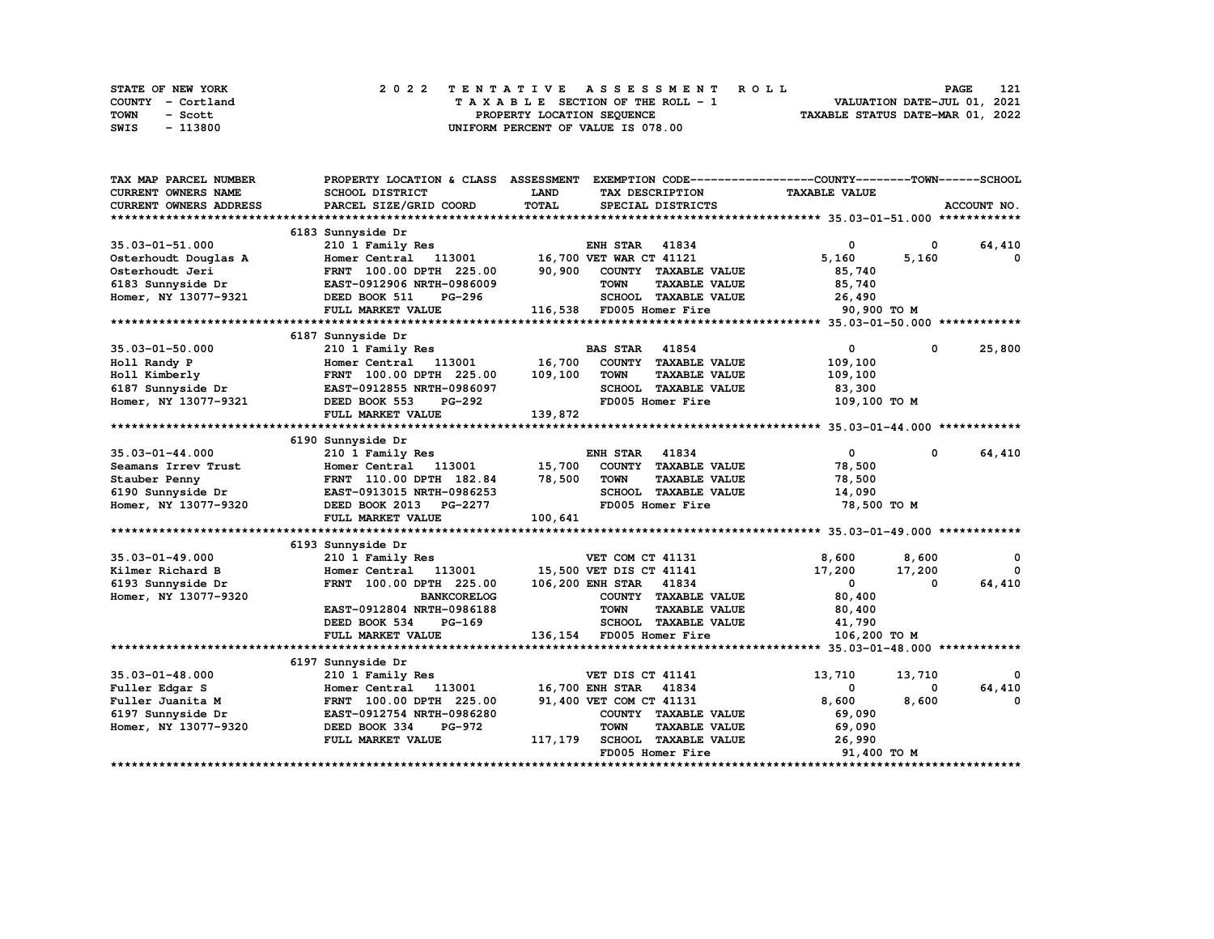STATE OF NEW YORK  
COUNTY - Cortland  
TOWN - Scott  
SWIS - 113800

2 0 2 2 T E N T A T I V E A S S E S S M E N T R O L L  
T A X A B L E SECTION OF THE ROLL - 1  
PROPERTY LOCATION SEQUENCE  
UNIFORM PERCENT OF VALUE IS 078.00

VALUATION DATE-JUL 01, 2021  
TAXABLE STATUS DATE-MAR 01, 2022

| TAX MAP PARCEL NUMBER / CURRENT OWNERS NAME / CURRENT OWNERS ADDRESS | PROPERTY LOCATION & CLASS / SCHOOL DISTRICT / PARCEL SIZE/GRID COORD | ASSESSMENT LAND / TOTAL | EXEMPTION CODE / TAX DESCRIPTION / SPECIAL DISTRICTS | COUNTY TAXABLE VALUE | TOWN | SCHOOL |
|---|---|---|---|---|---|---|
| **35.03-01-51.000** | 6183 Sunnyside Dr | | | | | |
| 35.03-01-51.000 | 210 1 Family Res | | ENH STAR 41834 | 0 | 0 | 64,410 |
| Osterhoudt Douglas A | Homer Central 113001 | 16,700 | VET WAR CT 41121 | 5,160 | 5,160 | 0 |
| Osterhoudt Jeri | FRNT 100.00 DPTH 225.00 | 90,900 | COUNTY TAXABLE VALUE | 85,740 | | |
| 6183 Sunnyside Dr | EAST-0912906 NRTH-0986009 | | TOWN TAXABLE VALUE | 85,740 | | |
| Homer, NY 13077-9321 | DEED BOOK 511 PG-296 | | SCHOOL TAXABLE VALUE | 26,490 | | |
| | FULL MARKET VALUE | 116,538 | FD005 Homer Fire | 90,900 TO M | | |
| **35.03-01-50.000** | 6187 Sunnyside Dr | | | | | |
| 35.03-01-50.000 | 210 1 Family Res | | BAS STAR 41854 | 0 | 0 | 25,800 |
| Holl Randy P | Homer Central 113001 | 16,700 | COUNTY TAXABLE VALUE | 109,100 | | |
| Holl Kimberly | FRNT 100.00 DPTH 225.00 | 109,100 | TOWN TAXABLE VALUE | 109,100 | | |
| 6187 Sunnyside Dr | EAST-0912855 NRTH-0986097 | | SCHOOL TAXABLE VALUE | 83,300 | | |
| Homer, NY 13077-9321 | DEED BOOK 553 PG-292 | | FD005 Homer Fire | 109,100 TO M | | |
| | FULL MARKET VALUE | 139,872 | | | | |
| **35.03-01-44.000** | 6190 Sunnyside Dr | | | | | |
| 35.03-01-44.000 | 210 1 Family Res | | ENH STAR 41834 | 0 | 0 | 64,410 |
| Seamans Irrev Trust | Homer Central 113001 | 15,700 | COUNTY TAXABLE VALUE | 78,500 | | |
| Stauber Penny | FRNT 110.00 DPTH 182.84 | 78,500 | TOWN TAXABLE VALUE | 78,500 | | |
| 6190 Sunnyside Dr | EAST-0913015 NRTH-0986253 | | SCHOOL TAXABLE VALUE | 14,090 | | |
| Homer, NY 13077-9320 | DEED BOOK 2013 PG-2277 | | FD005 Homer Fire | 78,500 TO M | | |
| | FULL MARKET VALUE | 100,641 | | | | |
| **35.03-01-49.000** | 6193 Sunnyside Dr | | | | | |
| 35.03-01-49.000 | 210 1 Family Res | | VET COM CT 41131 | 8,600 | 8,600 | 0 |
| Kilmer Richard B | Homer Central 113001 | 15,500 | VET DIS CT 41141 | 17,200 | 17,200 | 0 |
| 6193 Sunnyside Dr | FRNT 100.00 DPTH 225.00 | 106,200 | ENH STAR 41834 | 0 | 0 | 64,410 |
| Homer, NY 13077-9320 | BANKCORELOG | | COUNTY TAXABLE VALUE | 80,400 | | |
| | EAST-0912804 NRTH-0986188 | | TOWN TAXABLE VALUE | 80,400 | | |
| | DEED BOOK 534 PG-169 | | SCHOOL TAXABLE VALUE | 41,790 | | |
| | FULL MARKET VALUE | 136,154 | FD005 Homer Fire | 106,200 TO M | | |
| **35.03-01-48.000** | 6197 Sunnyside Dr | | | | | |
| 35.03-01-48.000 | 210 1 Family Res | | VET DIS CT 41141 | 13,710 | 13,710 | 0 |
| Fuller Edgar S | Homer Central 113001 | 16,700 | ENH STAR 41834 | 0 | 0 | 64,410 |
| Fuller Juanita M | FRNT 100.00 DPTH 225.00 | 91,400 | VET COM CT 41131 | 8,600 | 8,600 | 0 |
| 6197 Sunnyside Dr | EAST-0912754 NRTH-0986280 | | COUNTY TAXABLE VALUE | 69,090 | | |
| Homer, NY 13077-9320 | DEED BOOK 334 PG-972 | | TOWN TAXABLE VALUE | 69,090 | | |
| | FULL MARKET VALUE | 117,179 | SCHOOL TAXABLE VALUE | 26,990 | | |
| | | | FD005 Homer Fire | 91,400 TO M | | |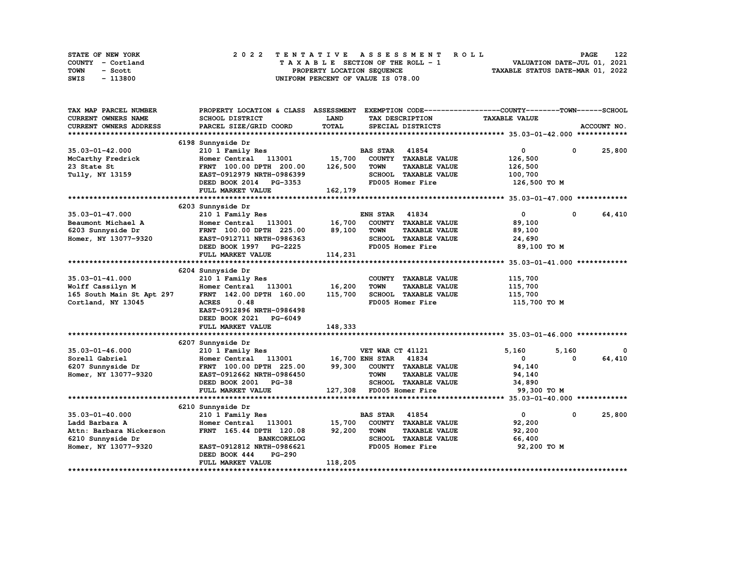STATE OF NEW YORK
COUNTY - Cortland
TOWN - Scott
SWIS - 113800

# 2022 TENTATIVE ASSESSMENT ROLL

TAXABLE SECTION OF THE ROLL - 1
PROPERTY LOCATION SEQUENCE
UNIFORM PERCENT OF VALUE IS 078.00

VALUATION DATE-JUL 01, 2021
TAXABLE STATUS DATE-MAR 01, 2022

| TAX MAP PARCEL NUMBER / CURRENT OWNERS NAME / CURRENT OWNERS ADDRESS | PROPERTY LOCATION & CLASS / SCHOOL DISTRICT / PARCEL SIZE/GRID COORD | ASSESSMENT LAND / TOTAL | EXEMPTION CODE / TAX DESCRIPTION / SPECIAL DISTRICTS | COUNTY | TOWN | SCHOOL |
|---|---|---|---|---|---|---|
| **35.03-01-42.000** | 6198 Sunnyside Dr | | | | | |
| 35.03-01-42.000 | 210 1 Family Res | | BAS STAR 41854 | 0 | 0 | 25,800 |
| McCarthy Fredrick | Homer Central 113001 | 15,700 | COUNTY TAXABLE VALUE | 126,500 | | |
| 23 State St | FRNT 100.00 DPTH 200.00 | 126,500 | TOWN TAXABLE VALUE | 126,500 | | |
| Tully, NY 13159 | EAST-0912979 NRTH-0986399 | | SCHOOL TAXABLE VALUE | 100,700 | | |
| | DEED BOOK 2014 PG-3353 | | FD005 Homer Fire | 126,500 TO M | | |
| | FULL MARKET VALUE | 162,179 | | | | |
| **35.03-01-47.000** | 6203 Sunnyside Dr | | | | | |
| 35.03-01-47.000 | 210 1 Family Res | | ENH STAR 41834 | 0 | 0 | 64,410 |
| Beaumont Michael A | Homer Central 113001 | 16,700 | COUNTY TAXABLE VALUE | 89,100 | | |
| 6203 Sunnyside Dr | FRNT 100.00 DPTH 225.00 | 89,100 | TOWN TAXABLE VALUE | 89,100 | | |
| Homer, NY 13077-9320 | EAST-0912711 NRTH-0986363 | | SCHOOL TAXABLE VALUE | 24,690 | | |
| | DEED BOOK 1997 PG-2225 | | FD005 Homer Fire | 89,100 TO M | | |
| | FULL MARKET VALUE | 114,231 | | | | |
| **35.03-01-41.000** | 6204 Sunnyside Dr | | | | | |
| 35.03-01-41.000 | 210 1 Family Res | | COUNTY TAXABLE VALUE | 115,700 | | |
| Wolff Cassilyn M | Homer Central 113001 | 16,200 | TOWN TAXABLE VALUE | 115,700 | | |
| 165 South Main St Apt 297 | FRNT 142.00 DPTH 160.00 | 115,700 | SCHOOL TAXABLE VALUE | 115,700 | | |
| Cortland, NY 13045 | ACRES 0.48 | | FD005 Homer Fire | 115,700 TO M | | |
| | EAST-0912896 NRTH-0986498 | | | | | |
| | DEED BOOK 2021 PG-6049 | | | | | |
| | FULL MARKET VALUE | 148,333 | | | | |
| **35.03-01-46.000** | 6207 Sunnyside Dr | | | | | |
| 35.03-01-46.000 | 210 1 Family Res | | VET WAR CT 41121 | 5,160 | 5,160 | 0 |
| Sorell Gabriel | Homer Central 113001 | 16,700 | ENH STAR 41834 | 0 | 0 | 64,410 |
| 6207 Sunnyside Dr | FRNT 100.00 DPTH 225.00 | 99,300 | COUNTY TAXABLE VALUE | 94,140 | | |
| Homer, NY 13077-9320 | EAST-0912662 NRTH-0986450 | | TOWN TAXABLE VALUE | 94,140 | | |
| | DEED BOOK 2001 PG-38 | | SCHOOL TAXABLE VALUE | 34,890 | | |
| | FULL MARKET VALUE | 127,308 | FD005 Homer Fire | 99,300 TO M | | |
| **35.03-01-40.000** | 6210 Sunnyside Dr | | | | | |
| 35.03-01-40.000 | 210 1 Family Res | | BAS STAR 41854 | 0 | 0 | 25,800 |
| Ladd Barbara A | Homer Central 113001 | 15,700 | COUNTY TAXABLE VALUE | 92,200 | | |
| Attn: Barbara Nickerson | FRNT 165.44 DPTH 120.08 | 92,200 | TOWN TAXABLE VALUE | 92,200 | | |
| 6210 Sunnyside Dr | BANKCORELOG | | SCHOOL TAXABLE VALUE | 66,400 | | |
| Homer, NY 13077-9320 | EAST-0912812 NRTH-0986621 | | FD005 Homer Fire | 92,200 TO M | | |
| | DEED BOOK 444 PG-290 | | | | | |
| | FULL MARKET VALUE | 118,205 | | | | |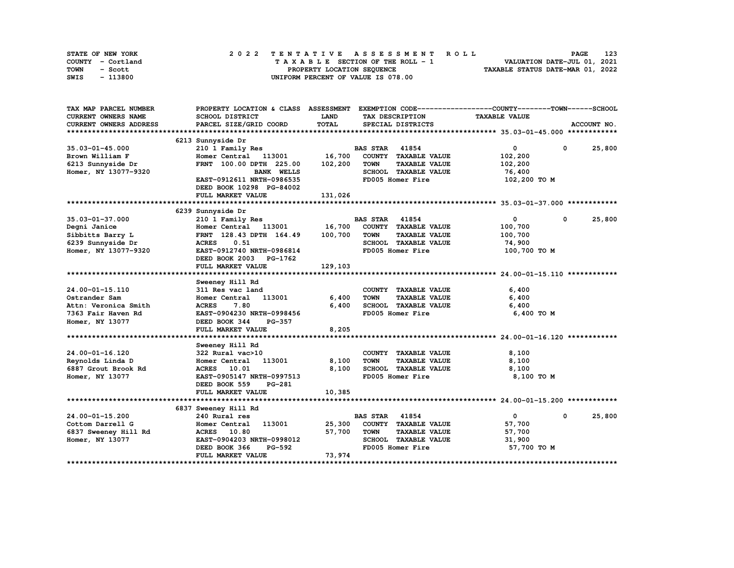STATE OF NEW YORK
COUNTY - Cortland
TOWN - Scott
SWIS - 113800

2022 TENTATIVE ASSESSMENT ROLL
TAXABLE SECTION OF THE ROLL - 1
PROPERTY LOCATION SEQUENCE
UNIFORM PERCENT OF VALUE IS 078.00

VALUATION DATE-JUL 01, 2021
TAXABLE STATUS DATE-MAR 01, 2022

| TAX MAP PARCEL NUMBER<br>CURRENT OWNERS NAME<br>CURRENT OWNERS ADDRESS | PROPERTY LOCATION & CLASS<br>SCHOOL DISTRICT<br>PARCEL SIZE/GRID COORD | ASSESSMENT<br>LAND<br>TOTAL | EXEMPTION CODE<br>TAX DESCRIPTION<br>SPECIAL DISTRICTS | COUNTY<br>TAXABLE VALUE | TOWN | SCHOOL<br>ACCOUNT NO. |
|---|---|---|---|---|---|---|
| **35.03-01-45.000** | 6213 Sunnyside Dr | | | | | |
| 35.03-01-45.000 | 210 1 Family Res | | BAS STAR 41854 | 0 | 0 | 25,800 |
| Brown William F | Homer Central 113001 | 16,700 | COUNTY TAXABLE VALUE | 102,200 | | |
| 6213 Sunnyside Dr | FRNT 100.00 DPTH 225.00 | 102,200 | TOWN TAXABLE VALUE | 102,200 | | |
| Homer, NY 13077-9320 | BANK WELLS | | SCHOOL TAXABLE VALUE | 76,400 | | |
| | EAST-0912611 NRTH-0986535 | | FD005 Homer Fire | 102,200 TO M | | |
| | DEED BOOK 10298 PG-84002 | | | | | |
| | FULL MARKET VALUE | 131,026 | | | | |
| **35.03-01-37.000** | 6239 Sunnyside Dr | | | | | |
| 35.03-01-37.000 | 210 1 Family Res | | BAS STAR 41854 | 0 | 0 | 25,800 |
| Degni Janice | Homer Central 113001 | 16,700 | COUNTY TAXABLE VALUE | 100,700 | | |
| Sibbitts Barry L | FRNT 128.43 DPTH 164.49 | 100,700 | TOWN TAXABLE VALUE | 100,700 | | |
| 6239 Sunnyside Dr | ACRES 0.51 | | SCHOOL TAXABLE VALUE | 74,900 | | |
| Homer, NY 13077-9320 | EAST-0912740 NRTH-0986814 | | FD005 Homer Fire | 100,700 TO M | | |
| | DEED BOOK 2003 PG-1762 | | | | | |
| | FULL MARKET VALUE | 129,103 | | | | |
| **24.00-01-15.110** | Sweeney Hill Rd | | | | | |
| 24.00-01-15.110 | 311 Res vac land | | COUNTY TAXABLE VALUE | 6,400 | | |
| Ostrander Sam | Homer Central 113001 | 6,400 | TOWN TAXABLE VALUE | 6,400 | | |
| Attn: Veronica Smith | ACRES 7.80 | 6,400 | SCHOOL TAXABLE VALUE | 6,400 | | |
| 7363 Fair Haven Rd | EAST-0904230 NRTH-0998456 | | FD005 Homer Fire | 6,400 TO M | | |
| Homer, NY 13077 | DEED BOOK 344 PG-357 | | | | | |
| | FULL MARKET VALUE | 8,205 | | | | |
| **24.00-01-16.120** | Sweeney Hill Rd | | | | | |
| 24.00-01-16.120 | 322 Rural vac>10 | | COUNTY TAXABLE VALUE | 8,100 | | |
| Reynolds Linda D | Homer Central 113001 | 8,100 | TOWN TAXABLE VALUE | 8,100 | | |
| 6887 Grout Brook Rd | ACRES 10.01 | 8,100 | SCHOOL TAXABLE VALUE | 8,100 | | |
| Homer, NY 13077 | EAST-0905147 NRTH-0997513 | | FD005 Homer Fire | 8,100 TO M | | |
| | DEED BOOK 559 PG-281 | | | | | |
| | FULL MARKET VALUE | 10,385 | | | | |
| **24.00-01-15.200** | 6837 Sweeney Hill Rd | | | | | |
| 24.00-01-15.200 | 240 Rural res | | BAS STAR 41854 | 0 | 0 | 25,800 |
| Cottom Darrell G | Homer Central 113001 | 25,300 | COUNTY TAXABLE VALUE | 57,700 | | |
| 6837 Sweeney Hill Rd | ACRES 10.80 | 57,700 | TOWN TAXABLE VALUE | 57,700 | | |
| Homer, NY 13077 | EAST-0904203 NRTH-0998012 | | SCHOOL TAXABLE VALUE | 31,900 | | |
| | DEED BOOK 366 PG-592 | | FD005 Homer Fire | 57,700 TO M | | |
| | FULL MARKET VALUE | 73,974 | | | | |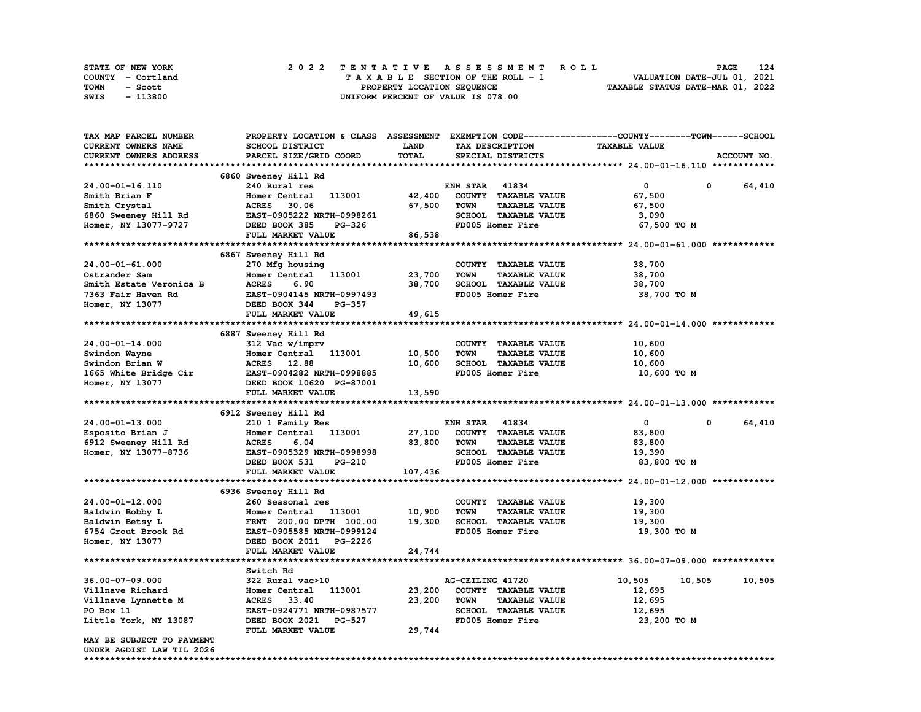STATE OF NEW YORK
COUNTY - Cortland
TOWN - Scott
SWIS - 113800

# 2022 TENTATIVE ASSESSMENT ROLL

TAXABLE SECTION OF THE ROLL - 1
PROPERTY LOCATION SEQUENCE
UNIFORM PERCENT OF VALUE IS 078.00

VALUATION DATE-JUL 01, 2021
TAXABLE STATUS DATE-MAR 01, 2022

| TAX MAP PARCEL NUMBER / CURRENT OWNERS NAME / CURRENT OWNERS ADDRESS | PROPERTY LOCATION & CLASS / SCHOOL DISTRICT / PARCEL SIZE/GRID COORD | ASSESSMENT LAND / TOTAL | EXEMPTION CODE / TAX DESCRIPTION / SPECIAL DISTRICTS | COUNTY TAXABLE VALUE | TOWN | SCHOOL |
|---|---|---|---|---|---|---|
| **24.00-01-16.110** | 6860 Sweeney Hill Rd | | | | | |
| 24.00-01-16.110 | 240 Rural res | | ENH STAR 41834 | 0 | 0 | 64,410 |
| Smith Brian F | Homer Central 113001 | 42,400 | COUNTY TAXABLE VALUE | 67,500 | | |
| Smith Crystal | ACRES 30.06 | 67,500 | TOWN TAXABLE VALUE | 67,500 | | |
| 6860 Sweeney Hill Rd | EAST-0905222 NRTH-0998261 | | SCHOOL TAXABLE VALUE | 3,090 | | |
| Homer, NY 13077-9727 | DEED BOOK 385 PG-326 | | FD005 Homer Fire | 67,500 TO M | | |
| | FULL MARKET VALUE | 86,538 | | | | |
| **24.00-01-61.000** | 6867 Sweeney Hill Rd | | | | | |
| 24.00-01-61.000 | 270 Mfg housing | | COUNTY TAXABLE VALUE | 38,700 | | |
| Ostrander Sam | Homer Central 113001 | 23,700 | TOWN TAXABLE VALUE | 38,700 | | |
| Smith Estate Veronica B | ACRES 6.90 | 38,700 | SCHOOL TAXABLE VALUE | 38,700 | | |
| 7363 Fair Haven Rd | EAST-0904145 NRTH-0997493 | | FD005 Homer Fire | 38,700 TO M | | |
| Homer, NY 13077 | DEED BOOK 344 PG-357 | | | | | |
| | FULL MARKET VALUE | 49,615 | | | | |
| **24.00-01-14.000** | 6887 Sweeney Hill Rd | | | | | |
| 24.00-01-14.000 | 312 Vac w/imprv | | COUNTY TAXABLE VALUE | 10,600 | | |
| Swindon Wayne | Homer Central 113001 | 10,500 | TOWN TAXABLE VALUE | 10,600 | | |
| Swindon Brian W | ACRES 12.88 | 10,600 | SCHOOL TAXABLE VALUE | 10,600 | | |
| 1665 White Bridge Cir | EAST-0904282 NRTH-0998885 | | FD005 Homer Fire | 10,600 TO M | | |
| Homer, NY 13077 | DEED BOOK 10620 PG-87001 | | | | | |
| | FULL MARKET VALUE | 13,590 | | | | |
| **24.00-01-13.000** | 6912 Sweeney Hill Rd | | | | | |
| 24.00-01-13.000 | 210 1 Family Res | | ENH STAR 41834 | 0 | 0 | 64,410 |
| Esposito Brian J | Homer Central 113001 | 27,100 | COUNTY TAXABLE VALUE | 83,800 | | |
| 6912 Sweeney Hill Rd | ACRES 6.04 | 83,800 | TOWN TAXABLE VALUE | 83,800 | | |
| Homer, NY 13077-8736 | EAST-0905329 NRTH-0998998 | | SCHOOL TAXABLE VALUE | 19,390 | | |
| | DEED BOOK 531 PG-210 | | FD005 Homer Fire | 83,800 TO M | | |
| | FULL MARKET VALUE | 107,436 | | | | |
| **24.00-01-12.000** | 6936 Sweeney Hill Rd | | | | | |
| 24.00-01-12.000 | 260 Seasonal res | | COUNTY TAXABLE VALUE | 19,300 | | |
| Baldwin Bobby L | Homer Central 113001 | 10,900 | TOWN TAXABLE VALUE | 19,300 | | |
| Baldwin Betsy L | FRNT 200.00 DPTH 100.00 | 19,300 | SCHOOL TAXABLE VALUE | 19,300 | | |
| 6754 Grout Brook Rd | EAST-0905585 NRTH-0999124 | | FD005 Homer Fire | 19,300 TO M | | |
| Homer, NY 13077 | DEED BOOK 2011 PG-2226 | | | | | |
| | FULL MARKET VALUE | 24,744 | | | | |
| **36.00-07-09.000** | Switch Rd | | | | | |
| 36.00-07-09.000 | 322 Rural vac>10 | | AG-CEILING 41720 | 10,505 | 10,505 | 10,505 |
| Villnave Richard | Homer Central 113001 | 23,200 | COUNTY TAXABLE VALUE | 12,695 | | |
| Villnave Lynnette M | ACRES 33.40 | 23,200 | TOWN TAXABLE VALUE | 12,695 | | |
| PO Box 11 | EAST-0924771 NRTH-0987577 | | SCHOOL TAXABLE VALUE | 12,695 | | |
| Little York, NY 13087 | DEED BOOK 2021 PG-527 | | FD005 Homer Fire | 23,200 TO M | | |
| | FULL MARKET VALUE | 29,744 | | | | |
| MAY BE SUBJECT TO PAYMENT UNDER AGDIST LAW TIL 2026 | | | | | | |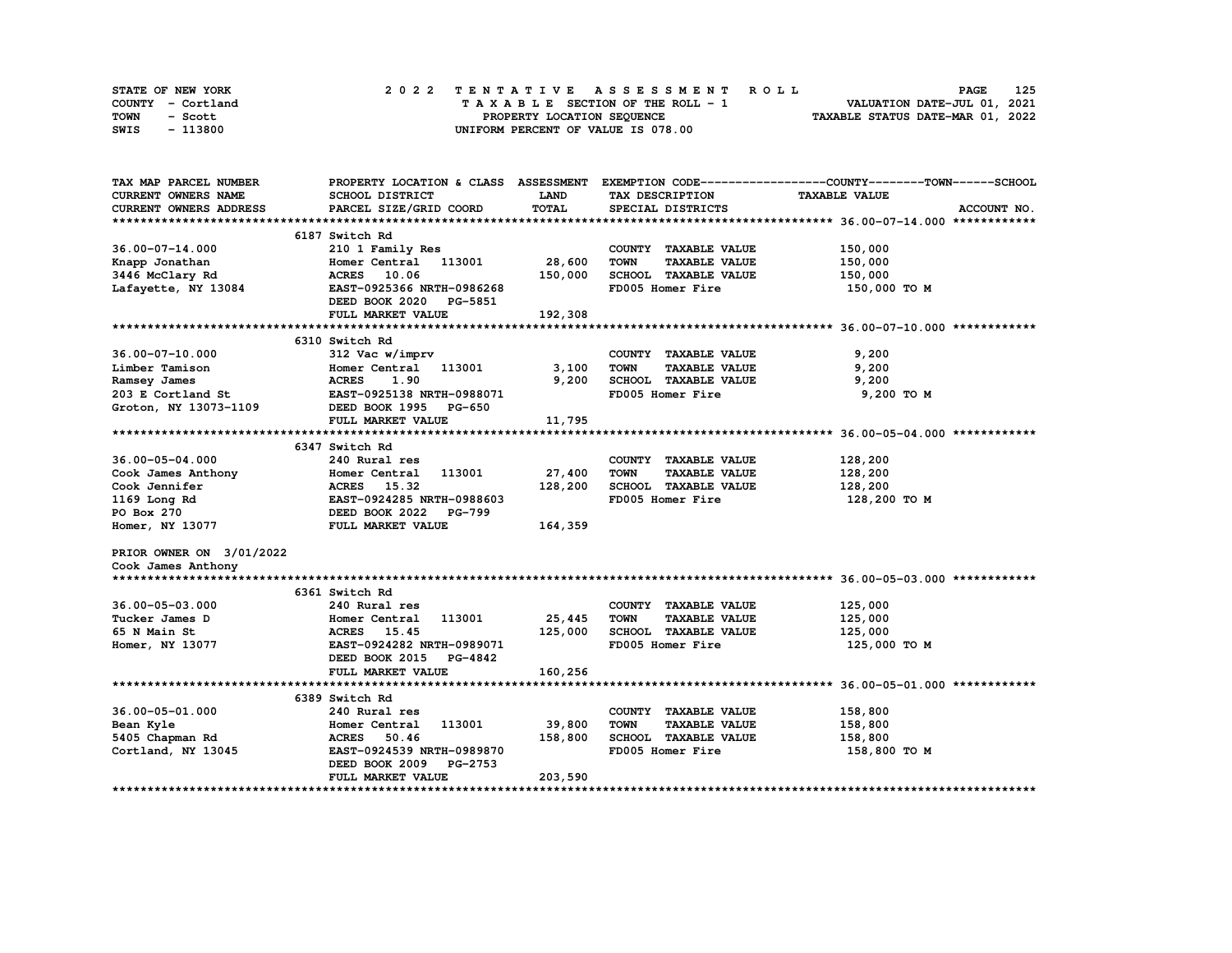STATE OF NEW YORK — 2022 TENTATIVE ASSESSMENT ROLL
COUNTY - Cortland — TAXABLE SECTION OF THE ROLL - 1 — VALUATION DATE-JUL 01, 2021
TOWN - Scott — PROPERTY LOCATION SEQUENCE — TAXABLE STATUS DATE-MAR 01, 2022
SWIS - 113800 — UNIFORM PERCENT OF VALUE IS 078.00

| TAX MAP PARCEL NUMBER / CURRENT OWNERS NAME / CURRENT OWNERS ADDRESS | PROPERTY LOCATION & CLASS / SCHOOL DISTRICT / PARCEL SIZE/GRID COORD | ASSESSMENT LAND | TOTAL | EXEMPTION CODE / TAX DESCRIPTION / SPECIAL DISTRICTS | TAXABLE VALUE (COUNTY / TOWN / SCHOOL) | ACCOUNT NO. |
|---|---|---|---|---|---|---|
| **36.00-07-14.000** | 6187 Switch Rd | | | | | |
| 36.00-07-14.000 | 210 1 Family Res | | | COUNTY TAXABLE VALUE | 150,000 | |
| Knapp Jonathan | Homer Central 113001 | 28,600 | | TOWN TAXABLE VALUE | 150,000 | |
| 3446 McClary Rd | ACRES 10.06 | | 150,000 | SCHOOL TAXABLE VALUE | 150,000 | |
| Lafayette, NY 13084 | EAST-0925366 NRTH-0986268 | | | FD005 Homer Fire | 150,000 TO M | |
| | DEED BOOK 2020 PG-5851 | | | | | |
| | FULL MARKET VALUE | | 192,308 | | | |
| **36.00-07-10.000** | 6310 Switch Rd | | | | | |
| 36.00-07-10.000 | 312 Vac w/imprv | | | COUNTY TAXABLE VALUE | 9,200 | |
| Limber Tamison | Homer Central 113001 | 3,100 | | TOWN TAXABLE VALUE | 9,200 | |
| Ramsey James | ACRES 1.90 | | 9,200 | SCHOOL TAXABLE VALUE | 9,200 | |
| 203 E Cortland St | EAST-0925138 NRTH-0988071 | | | FD005 Homer Fire | 9,200 TO M | |
| Groton, NY 13073-1109 | DEED BOOK 1995 PG-650 | | | | | |
| | FULL MARKET VALUE | | 11,795 | | | |
| **36.00-05-04.000** | 6347 Switch Rd | | | | | |
| 36.00-05-04.000 | 240 Rural res | | | COUNTY TAXABLE VALUE | 128,200 | |
| Cook James Anthony | Homer Central 113001 | 27,400 | | TOWN TAXABLE VALUE | 128,200 | |
| Cook Jennifer | ACRES 15.32 | | 128,200 | SCHOOL TAXABLE VALUE | 128,200 | |
| 1169 Long Rd | EAST-0924285 NRTH-0988603 | | | FD005 Homer Fire | 128,200 TO M | |
| PO Box 270 | DEED BOOK 2022 PG-799 | | | | | |
| Homer, NY 13077 | FULL MARKET VALUE | | 164,359 | | | |
| PRIOR OWNER ON 3/01/2022 | | | | | | |
| Cook James Anthony | | | | | | |
| **36.00-05-03.000** | 6361 Switch Rd | | | | | |
| 36.00-05-03.000 | 240 Rural res | | | COUNTY TAXABLE VALUE | 125,000 | |
| Tucker James D | Homer Central 113001 | 25,445 | | TOWN TAXABLE VALUE | 125,000 | |
| 65 N Main St | ACRES 15.45 | | 125,000 | SCHOOL TAXABLE VALUE | 125,000 | |
| Homer, NY 13077 | EAST-0924282 NRTH-0989071 | | | FD005 Homer Fire | 125,000 TO M | |
| | DEED BOOK 2015 PG-4842 | | | | | |
| | FULL MARKET VALUE | | 160,256 | | | |
| **36.00-05-01.000** | 6389 Switch Rd | | | | | |
| 36.00-05-01.000 | 240 Rural res | | | COUNTY TAXABLE VALUE | 158,800 | |
| Bean Kyle | Homer Central 113001 | 39,800 | | TOWN TAXABLE VALUE | 158,800 | |
| 5405 Chapman Rd | ACRES 50.46 | | 158,800 | SCHOOL TAXABLE VALUE | 158,800 | |
| Cortland, NY 13045 | EAST-0924539 NRTH-0989870 | | | FD005 Homer Fire | 158,800 TO M | |
| | DEED BOOK 2009 PG-2753 | | | | | |
| | FULL MARKET VALUE | | 203,590 | | | |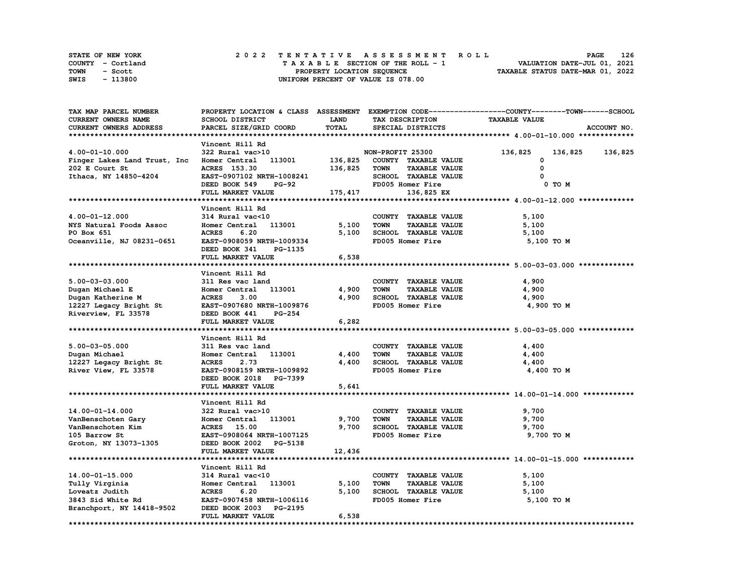STATE OF NEW YORK
COUNTY - Cortland
TOWN - Scott
SWIS - 113800

# 2022 TENTATIVE ASSESSMENT ROLL

TAXABLE SECTION OF THE ROLL - 1
PROPERTY LOCATION SEQUENCE
UNIFORM PERCENT OF VALUE IS 078.00

VALUATION DATE-JUL 01, 2021
TAXABLE STATUS DATE-MAR 01, 2022

| TAX MAP PARCEL NUMBER / CURRENT OWNERS NAME / CURRENT OWNERS ADDRESS | PROPERTY LOCATION & CLASS / SCHOOL DISTRICT / PARCEL SIZE/GRID COORD | ASSESSMENT LAND | TOTAL | EXEMPTION CODE / TAX DESCRIPTION / SPECIAL DISTRICTS | COUNTY | TOWN | SCHOOL / TAXABLE VALUE | ACCOUNT NO. |
|---|---|---|---|---|---|---|---|---|
| **4.00-01-10.000** | Vincent Hill Rd | | | | | | | |
| 4.00-01-10.000 | 322 Rural vac>10 | | | NON-PROFIT 25300 | 136,825 | 136,825 | 136,825 | |
| Finger Lakes Land Trust, Inc | Homer Central 113001 | 136,825 | | COUNTY TAXABLE VALUE | 0 | | | |
| 202 E Court St | ACRES 153.30 | | 136,825 | TOWN TAXABLE VALUE | | 0 | | |
| Ithaca, NY 14850-4204 | EAST-0907102 NRTH-1008241 | | | SCHOOL TAXABLE VALUE | | | 0 | |
| | DEED BOOK 549 PG-92 | | | FD005 Homer Fire | | | 0 TO M | |
| | FULL MARKET VALUE | | 175,417 | 136,825 EX | | | | |
| **4.00-01-12.000** | Vincent Hill Rd | | | | | | | |
| 4.00-01-12.000 | 314 Rural vac<10 | | | COUNTY TAXABLE VALUE | 5,100 | | | |
| NYS Natural Foods Assoc | Homer Central 113001 | 5,100 | | TOWN TAXABLE VALUE | | 5,100 | | |
| PO Box 651 | ACRES 6.20 | | 5,100 | SCHOOL TAXABLE VALUE | | | 5,100 | |
| Oceanville, NJ 08231-0651 | EAST-0908059 NRTH-1009334 | | | FD005 Homer Fire | | | 5,100 TO M | |
| | DEED BOOK 341 PG-1135 | | | | | | | |
| | FULL MARKET VALUE | | 6,538 | | | | | |
| **5.00-03-03.000** | Vincent Hill Rd | | | | | | | |
| 5.00-03-03.000 | 311 Res vac land | | | COUNTY TAXABLE VALUE | 4,900 | | | |
| Dugan Michael E | Homer Central 113001 | 4,900 | | TOWN TAXABLE VALUE | | 4,900 | | |
| Dugan Katherine M | ACRES 3.00 | | 4,900 | SCHOOL TAXABLE VALUE | | | 4,900 | |
| 12227 Legacy Bright St | EAST-0907680 NRTH-1009876 | | | FD005 Homer Fire | | | 4,900 TO M | |
| Riverview, FL 33578 | DEED BOOK 441 PG-254 | | | | | | | |
| | FULL MARKET VALUE | | 6,282 | | | | | |
| **5.00-03-05.000** | Vincent Hill Rd | | | | | | | |
| 5.00-03-05.000 | 311 Res vac land | | | COUNTY TAXABLE VALUE | 4,400 | | | |
| Dugan Michael | Homer Central 113001 | 4,400 | | TOWN TAXABLE VALUE | | 4,400 | | |
| 12227 Legacy Bright St | ACRES 2.73 | | 4,400 | SCHOOL TAXABLE VALUE | | | 4,400 | |
| River View, FL 33578 | EAST-0908159 NRTH-1009892 | | | FD005 Homer Fire | | | 4,400 TO M | |
| | DEED BOOK 2018 PG-7399 | | | | | | | |
| | FULL MARKET VALUE | | 5,641 | | | | | |
| **14.00-01-14.000** | Vincent Hill Rd | | | | | | | |
| 14.00-01-14.000 | 322 Rural vac>10 | | | COUNTY TAXABLE VALUE | 9,700 | | | |
| VanBenschoten Gary | Homer Central 113001 | 9,700 | | TOWN TAXABLE VALUE | | 9,700 | | |
| VanBenschoten Kim | ACRES 15.00 | | 9,700 | SCHOOL TAXABLE VALUE | | | 9,700 | |
| 105 Barrow St | EAST-0908064 NRTH-1007125 | | | FD005 Homer Fire | | | 9,700 TO M | |
| Groton, NY 13073-1305 | DEED BOOK 2002 PG-5138 | | | | | | | |
| | FULL MARKET VALUE | | 12,436 | | | | | |
| **14.00-01-15.000** | Vincent Hill Rd | | | | | | | |
| 14.00-01-15.000 | 314 Rural vac<10 | | | COUNTY TAXABLE VALUE | 5,100 | | | |
| Tully Virginia | Homer Central 113001 | 5,100 | | TOWN TAXABLE VALUE | | 5,100 | | |
| Loveatz Judith | ACRES 6.20 | | 5,100 | SCHOOL TAXABLE VALUE | | | 5,100 | |
| 3843 Sid White Rd | EAST-0907458 NRTH-1006116 | | | FD005 Homer Fire | | | 5,100 TO M | |
| Branchport, NY 14418-9502 | DEED BOOK 2003 PG-2195 | | | | | | | |
| | FULL MARKET VALUE | | 6,538 | | | | | |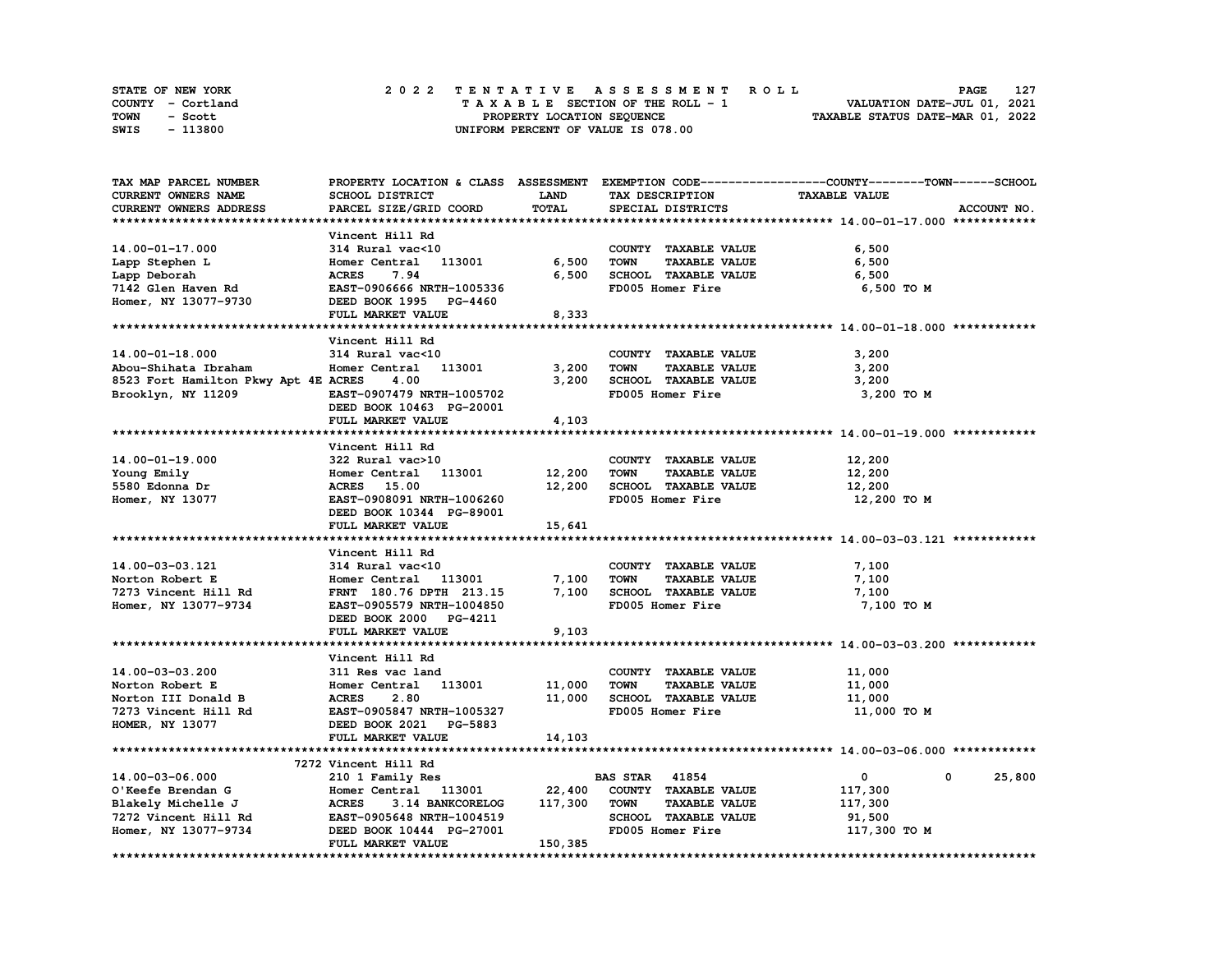STATE OF NEW YORK
COUNTY - Cortland
TOWN - Scott
SWIS - 113800

2 0 2 2 T E N T A T I V E A S S E S S M E N T R O L L
T A X A B L E SECTION OF THE ROLL - 1
PROPERTY LOCATION SEQUENCE
UNIFORM PERCENT OF VALUE IS 078.00

VALUATION DATE-JUL 01, 2021
TAXABLE STATUS DATE-MAR 01, 2022

| TAX MAP PARCEL NUMBER<br>CURRENT OWNERS NAME<br>CURRENT OWNERS ADDRESS | PROPERTY LOCATION & CLASS<br>SCHOOL DISTRICT<br>PARCEL SIZE/GRID COORD | ASSESSMENT<br>LAND<br>TOTAL | EXEMPTION CODE<br>TAX DESCRIPTION<br>SPECIAL DISTRICTS | COUNTY / TOWN / SCHOOL<br>TAXABLE VALUE | ACCOUNT NO. |
|---|---|---|---|---|---|
| **14.00-01-17.000** | Vincent Hill Rd | | | | |
| 14.00-01-17.000 | 314 Rural vac<10 | | COUNTY TAXABLE VALUE | 6,500 | |
| Lapp Stephen L | Homer Central 113001 | 6,500 | TOWN TAXABLE VALUE | 6,500 | |
| Lapp Deborah | ACRES 7.94 | 6,500 | SCHOOL TAXABLE VALUE | 6,500 | |
| 7142 Glen Haven Rd | EAST-0906666 NRTH-1005336 | | FD005 Homer Fire | 6,500 TO M | |
| Homer, NY 13077-9730 | DEED BOOK 1995 PG-4460 | | | | |
| | FULL MARKET VALUE | 8,333 | | | |
| **14.00-01-18.000** | Vincent Hill Rd | | | | |
| 14.00-01-18.000 | 314 Rural vac<10 | | COUNTY TAXABLE VALUE | 3,200 | |
| Abou-Shihata Ibraham | Homer Central 113001 | 3,200 | TOWN TAXABLE VALUE | 3,200 | |
| 8523 Fort Hamilton Pkwy Apt 4E | ACRES 4.00 | 3,200 | SCHOOL TAXABLE VALUE | 3,200 | |
| Brooklyn, NY 11209 | EAST-0907479 NRTH-1005702 | | FD005 Homer Fire | 3,200 TO M | |
| | DEED BOOK 10463 PG-20001 | | | | |
| | FULL MARKET VALUE | 4,103 | | | |
| **14.00-01-19.000** | Vincent Hill Rd | | | | |
| 14.00-01-19.000 | 322 Rural vac>10 | | COUNTY TAXABLE VALUE | 12,200 | |
| Young Emily | Homer Central 113001 | 12,200 | TOWN TAXABLE VALUE | 12,200 | |
| 5580 Edonna Dr | ACRES 15.00 | 12,200 | SCHOOL TAXABLE VALUE | 12,200 | |
| Homer, NY 13077 | EAST-0908091 NRTH-1006260 | | FD005 Homer Fire | 12,200 TO M | |
| | DEED BOOK 10344 PG-89001 | | | | |
| | FULL MARKET VALUE | 15,641 | | | |
| **14.00-03-03.121** | Vincent Hill Rd | | | | |
| 14.00-03-03.121 | 314 Rural vac<10 | | COUNTY TAXABLE VALUE | 7,100 | |
| Norton Robert E | Homer Central 113001 | 7,100 | TOWN TAXABLE VALUE | 7,100 | |
| 7273 Vincent Hill Rd | FRNT 180.76 DPTH 213.15 | 7,100 | SCHOOL TAXABLE VALUE | 7,100 | |
| Homer, NY 13077-9734 | EAST-0905579 NRTH-1004850 | | FD005 Homer Fire | 7,100 TO M | |
| | DEED BOOK 2000 PG-4211 | | | | |
| | FULL MARKET VALUE | 9,103 | | | |
| **14.00-03-03.200** | Vincent Hill Rd | | | | |
| 14.00-03-03.200 | 311 Res vac land | | COUNTY TAXABLE VALUE | 11,000 | |
| Norton Robert E | Homer Central 113001 | 11,000 | TOWN TAXABLE VALUE | 11,000 | |
| Norton III Donald B | ACRES 2.80 | 11,000 | SCHOOL TAXABLE VALUE | 11,000 | |
| 7273 Vincent Hill Rd | EAST-0905847 NRTH-1005327 | | FD005 Homer Fire | 11,000 TO M | |
| HOMER, NY 13077 | DEED BOOK 2021 PG-5883 | | | | |
| | FULL MARKET VALUE | 14,103 | | | |
| **14.00-03-06.000** | 7272 Vincent Hill Rd | | | | |
| 14.00-03-06.000 | 210 1 Family Res | | BAS STAR 41854 | 0 / 0 / 25,800 | |
| O'Keefe Brendan G | Homer Central 113001 | 22,400 | COUNTY TAXABLE VALUE | 117,300 | |
| Blakely Michelle J | ACRES 3.14 BANKCORELOG | 117,300 | TOWN TAXABLE VALUE | 117,300 | |
| 7272 Vincent Hill Rd | EAST-0905648 NRTH-1004519 | | SCHOOL TAXABLE VALUE | 91,500 | |
| Homer, NY 13077-9734 | DEED BOOK 10444 PG-27001 | | FD005 Homer Fire | 117,300 TO M | |
| | FULL MARKET VALUE | 150,385 | | | |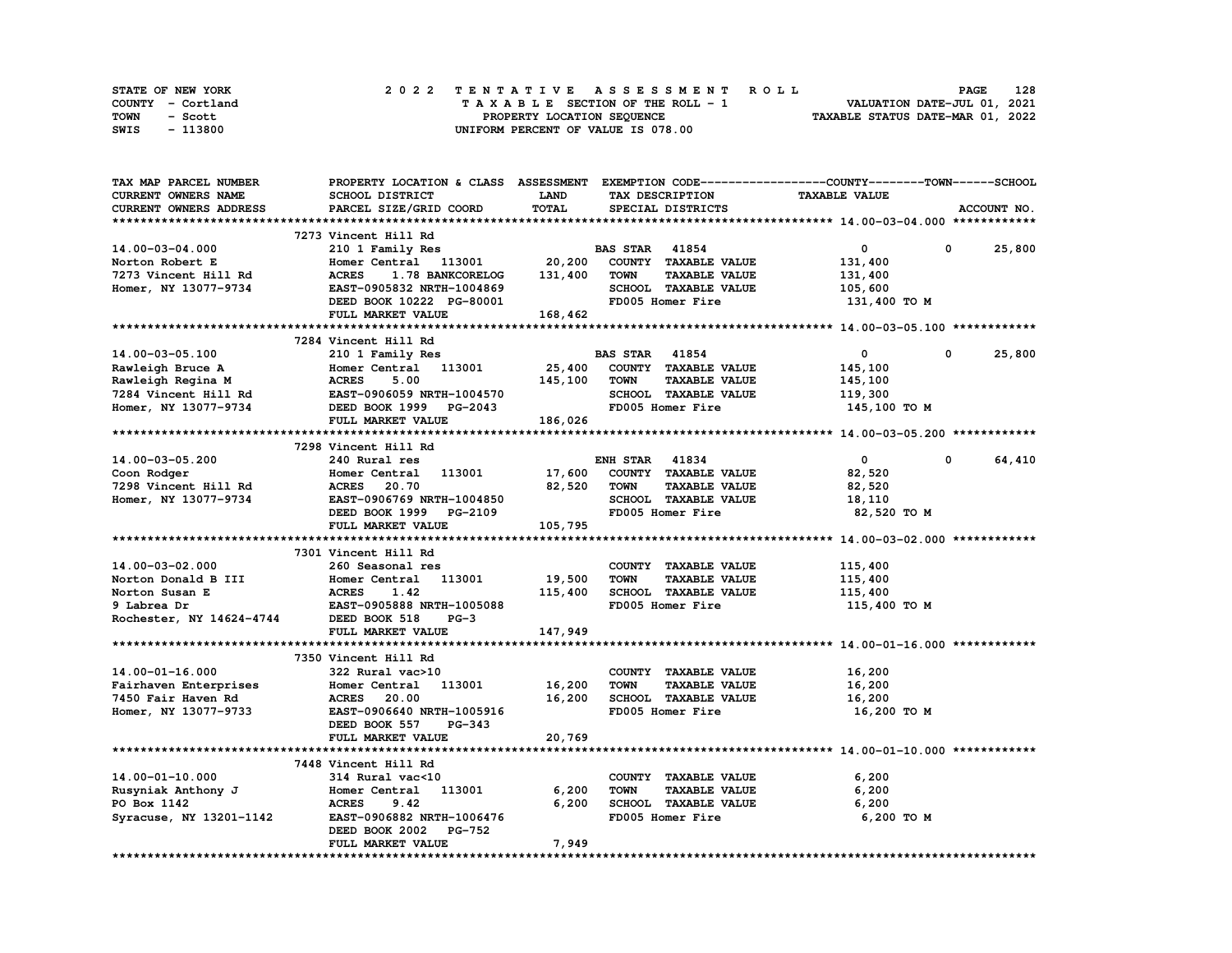STATE OF NEW YORK — 2022 TENTATIVE ASSESSMENT ROLL
COUNTY - Cortland — TAXABLE SECTION OF THE ROLL - 1 — VALUATION DATE-JUL 01, 2021
TOWN - Scott — PROPERTY LOCATION SEQUENCE — TAXABLE STATUS DATE-MAR 01, 2022
SWIS - 113800 — UNIFORM PERCENT OF VALUE IS 078.00

| TAX MAP PARCEL NUMBER / CURRENT OWNERS NAME / CURRENT OWNERS ADDRESS | PROPERTY LOCATION & CLASS / SCHOOL DISTRICT / PARCEL SIZE/GRID COORD | ASSESSMENT LAND / TOTAL | EXEMPTION CODE / TAX DESCRIPTION / SPECIAL DISTRICTS | COUNTY | TOWN | SCHOOL / TAXABLE VALUE | ACCOUNT NO. |
|---|---|---|---|---|---|---|---|
| **14.00-03-04.000** | 7273 Vincent Hill Rd | | | | | | |
| 14.00-03-04.000 | 210 1 Family Res | | BAS STAR 41854 | 0 | 0 | 25,800 | |
| Norton Robert E | Homer Central 113001 | 20,200 | COUNTY TAXABLE VALUE | 131,400 | | | |
| 7273 Vincent Hill Rd | ACRES 1.78 BANKCORELOG | 131,400 | TOWN TAXABLE VALUE | | 131,400 | | |
| Homer, NY 13077-9734 | EAST-0905832 NRTH-1004869 | | SCHOOL TAXABLE VALUE | | | 105,600 | |
| | DEED BOOK 10222 PG-80001 | | FD005 Homer Fire | 131,400 TO M | | | |
| | FULL MARKET VALUE | 168,462 | | | | | |
| **14.00-03-05.100** | 7284 Vincent Hill Rd | | | | | | |
| 14.00-03-05.100 | 210 1 Family Res | | BAS STAR 41854 | 0 | 0 | 25,800 | |
| Rawleigh Bruce A | Homer Central 113001 | 25,400 | COUNTY TAXABLE VALUE | 145,100 | | | |
| Rawleigh Regina M | ACRES 5.00 | 145,100 | TOWN TAXABLE VALUE | | 145,100 | | |
| 7284 Vincent Hill Rd | EAST-0906059 NRTH-1004570 | | SCHOOL TAXABLE VALUE | | | 119,300 | |
| Homer, NY 13077-9734 | DEED BOOK 1999 PG-2043 | | FD005 Homer Fire | 145,100 TO M | | | |
| | FULL MARKET VALUE | 186,026 | | | | | |
| **14.00-03-05.200** | 7298 Vincent Hill Rd | | | | | | |
| 14.00-03-05.200 | 240 Rural res | | ENH STAR 41834 | 0 | 0 | 64,410 | |
| Coon Rodger | Homer Central 113001 | 17,600 | COUNTY TAXABLE VALUE | 82,520 | | | |
| 7298 Vincent Hill Rd | ACRES 20.70 | 82,520 | TOWN TAXABLE VALUE | | 82,520 | | |
| Homer, NY 13077-9734 | EAST-0906769 NRTH-1004850 | | SCHOOL TAXABLE VALUE | | | 18,110 | |
| | DEED BOOK 1999 PG-2109 | | FD005 Homer Fire | 82,520 TO M | | | |
| | FULL MARKET VALUE | 105,795 | | | | | |
| **14.00-03-02.000** | 7301 Vincent Hill Rd | | | | | | |
| 14.00-03-02.000 | 260 Seasonal res | | COUNTY TAXABLE VALUE | 115,400 | | | |
| Norton Donald B III | Homer Central 113001 | 19,500 | TOWN TAXABLE VALUE | | 115,400 | | |
| Norton Susan E | ACRES 1.42 | 115,400 | SCHOOL TAXABLE VALUE | | | 115,400 | |
| 9 Labrea Dr | EAST-0905888 NRTH-1005088 | | FD005 Homer Fire | 115,400 TO M | | | |
| Rochester, NY 14624-4744 | DEED BOOK 518 PG-3 | | | | | | |
| | FULL MARKET VALUE | 147,949 | | | | | |
| **14.00-01-16.000** | 7350 Vincent Hill Rd | | | | | | |
| 14.00-01-16.000 | 322 Rural vac>10 | | COUNTY TAXABLE VALUE | 16,200 | | | |
| Fairhaven Enterprises | Homer Central 113001 | 16,200 | TOWN TAXABLE VALUE | | 16,200 | | |
| 7450 Fair Haven Rd | ACRES 20.00 | 16,200 | SCHOOL TAXABLE VALUE | | | 16,200 | |
| Homer, NY 13077-9733 | EAST-0906640 NRTH-1005916 | | FD005 Homer Fire | 16,200 TO M | | | |
| | DEED BOOK 557 PG-343 | | | | | | |
| | FULL MARKET VALUE | 20,769 | | | | | |
| **14.00-01-10.000** | 7448 Vincent Hill Rd | | | | | | |
| 14.00-01-10.000 | 314 Rural vac<10 | | COUNTY TAXABLE VALUE | 6,200 | | | |
| Rusyniak Anthony J | Homer Central 113001 | 6,200 | TOWN TAXABLE VALUE | | 6,200 | | |
| PO Box 1142 | ACRES 9.42 | 6,200 | SCHOOL TAXABLE VALUE | | | 6,200 | |
| Syracuse, NY 13201-1142 | EAST-0906882 NRTH-1006476 | | FD005 Homer Fire | 6,200 TO M | | | |
| | DEED BOOK 2002 PG-752 | | | | | | |
| | FULL MARKET VALUE | 7,949 | | | | | |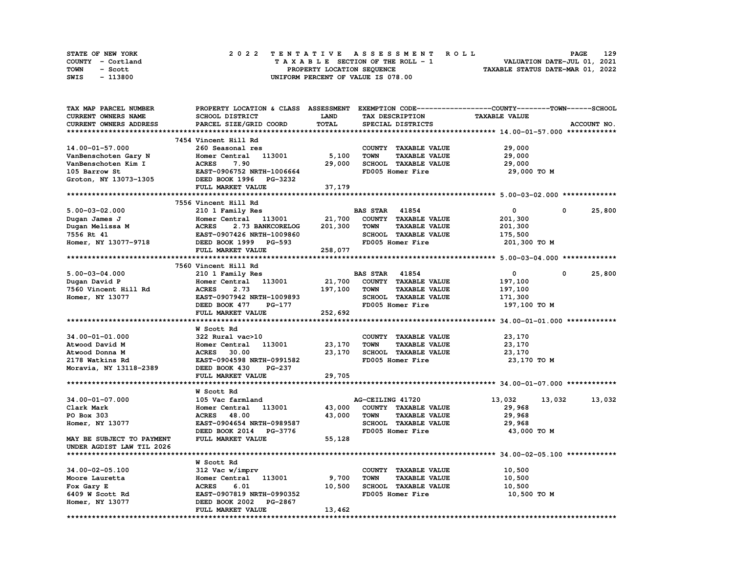STATE OF NEW YORK
COUNTY - Cortland
TOWN - Scott
SWIS - 113800

# 2022 TENTATIVE ASSESSMENT ROLL

TAXABLE SECTION OF THE ROLL - 1
PROPERTY LOCATION SEQUENCE
UNIFORM PERCENT OF VALUE IS 078.00

VALUATION DATE-JUL 01, 2021
TAXABLE STATUS DATE-MAR 01, 2022

| TAX MAP PARCEL NUMBER / CURRENT OWNERS NAME / CURRENT OWNERS ADDRESS | PROPERTY LOCATION & CLASS / SCHOOL DISTRICT / PARCEL SIZE/GRID COORD | ASSESSMENT LAND / TOTAL | EXEMPTION CODE / TAX DESCRIPTION / SPECIAL DISTRICTS | COUNTY | TOWN | SCHOOL / ACCOUNT NO. |
|---|---|---|---|---|---|---|
| **14.00-01-57.000** | 7454 Vincent Hill Rd | | | | | |
| 14.00-01-57.000 | 260 Seasonal res | | COUNTY TAXABLE VALUE | 29,000 | | |
| VanBenschoten Gary N | Homer Central 113001 | 5,100 | TOWN TAXABLE VALUE | 29,000 | | |
| VanBenschoten Kim I | ACRES 7.90 | 29,000 | SCHOOL TAXABLE VALUE | 29,000 | | |
| 105 Barrow St | EAST-0906752 NRTH-1006664 | | FD005 Homer Fire | 29,000 TO M | | |
| Groton, NY 13073-1305 | DEED BOOK 1996 PG-3232 | | | | | |
| | FULL MARKET VALUE | 37,179 | | | | |
| **5.00-03-02.000** | 7556 Vincent Hill Rd | | | | | |
| 5.00-03-02.000 | 210 1 Family Res | | BAS STAR 41854 | 0 | 0 | 25,800 |
| Dugan James J | Homer Central 113001 | 21,700 | COUNTY TAXABLE VALUE | 201,300 | | |
| Dugan Melissa M | ACRES 2.73 BANKCORELOG | 201,300 | TOWN TAXABLE VALUE | 201,300 | | |
| 7556 Rt 41 | EAST-0907426 NRTH-1009860 | | SCHOOL TAXABLE VALUE | 175,500 | | |
| Homer, NY 13077-9718 | DEED BOOK 1999 PG-593 | | FD005 Homer Fire | 201,300 TO M | | |
| | FULL MARKET VALUE | 258,077 | | | | |
| **5.00-03-04.000** | 7560 Vincent Hill Rd | | | | | |
| 5.00-03-04.000 | 210 1 Family Res | | BAS STAR 41854 | 0 | 0 | 25,800 |
| Dugan David P | Homer Central 113001 | 21,700 | COUNTY TAXABLE VALUE | 197,100 | | |
| 7560 Vincent Hill Rd | ACRES 2.73 | 197,100 | TOWN TAXABLE VALUE | 197,100 | | |
| Homer, NY 13077 | EAST-0907942 NRTH-1009893 | | SCHOOL TAXABLE VALUE | 171,300 | | |
| | DEED BOOK 477 PG-177 | | FD005 Homer Fire | 197,100 TO M | | |
| | FULL MARKET VALUE | 252,692 | | | | |
| **34.00-01-01.000** | W Scott Rd | | | | | |
| 34.00-01-01.000 | 322 Rural vac>10 | | COUNTY TAXABLE VALUE | 23,170 | | |
| Atwood David M | Homer Central 113001 | 23,170 | TOWN TAXABLE VALUE | 23,170 | | |
| Atwood Donna M | ACRES 30.00 | 23,170 | SCHOOL TAXABLE VALUE | 23,170 | | |
| 2178 Watkins Rd | EAST-0904598 NRTH-0991582 | | FD005 Homer Fire | 23,170 TO M | | |
| Moravia, NY 13118-2389 | DEED BOOK 430 PG-237 | | | | | |
| | FULL MARKET VALUE | 29,705 | | | | |
| **34.00-01-07.000** | W Scott Rd | | | | | |
| 34.00-01-07.000 | 105 Vac farmland | | AG-CEILING 41720 | 13,032 | 13,032 | 13,032 |
| Clark Mark | Homer Central 113001 | 43,000 | COUNTY TAXABLE VALUE | 29,968 | | |
| PO Box 303 | ACRES 48.00 | 43,000 | TOWN TAXABLE VALUE | 29,968 | | |
| Homer, NY 13077 | EAST-0904654 NRTH-0989587 | | SCHOOL TAXABLE VALUE | 29,968 | | |
| | DEED BOOK 2014 PG-3776 | | FD005 Homer Fire | 43,000 TO M | | |
| MAY BE SUBJECT TO PAYMENT | FULL MARKET VALUE | 55,128 | | | | |
| UNDER AGDIST LAW TIL 2026 | | | | | | |
| **34.00-02-05.100** | W Scott Rd | | | | | |
| 34.00-02-05.100 | 312 Vac w/imprv | | COUNTY TAXABLE VALUE | 10,500 | | |
| Moore Lauretta | Homer Central 113001 | 9,700 | TOWN TAXABLE VALUE | 10,500 | | |
| Fox Gary E | ACRES 6.01 | 10,500 | SCHOOL TAXABLE VALUE | 10,500 | | |
| 6409 W Scott Rd | EAST-0907819 NRTH-0990352 | | FD005 Homer Fire | 10,500 TO M | | |
| Homer, NY 13077 | DEED BOOK 2002 PG-2867 | | | | | |
| | FULL MARKET VALUE | 13,462 | | | | |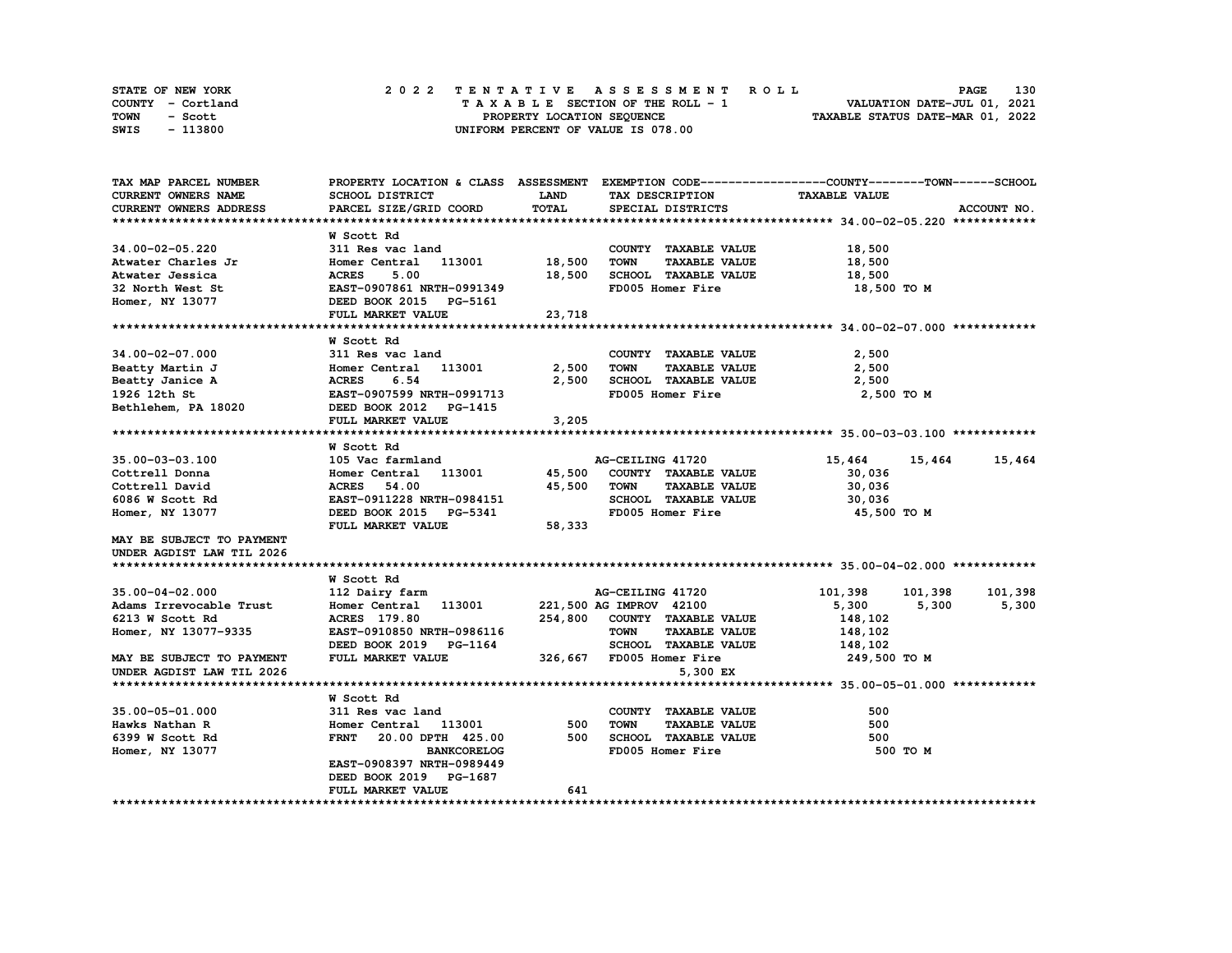STATE OF NEW YORK
COUNTY - Cortland
TOWN - Scott
SWIS - 113800

# 2022 TENTATIVE ASSESSMENT ROLL
TAXABLE SECTION OF THE ROLL - 1
PROPERTY LOCATION SEQUENCE
UNIFORM PERCENT OF VALUE IS 078.00

VALUATION DATE-JUL 01, 2021
TAXABLE STATUS DATE-MAR 01, 2022

| TAX MAP PARCEL NUMBER / CURRENT OWNERS NAME / CURRENT OWNERS ADDRESS | PROPERTY LOCATION & CLASS / SCHOOL DISTRICT / PARCEL SIZE/GRID COORD | ASSESSMENT LAND / TOTAL | EXEMPTION CODE / TAX DESCRIPTION / SPECIAL DISTRICTS | COUNTY TAXABLE VALUE | TOWN | SCHOOL |
|---|---|---|---|---|---|---|
| **34.00-02-05.220** | W Scott Rd | | | | | |
| 34.00-02-05.220 | 311 Res vac land | | COUNTY TAXABLE VALUE | 18,500 | | |
| Atwater Charles Jr | Homer Central 113001 | 18,500 | TOWN TAXABLE VALUE | 18,500 | | |
| Atwater Jessica | ACRES 5.00 | 18,500 | SCHOOL TAXABLE VALUE | 18,500 | | |
| 32 North West St | EAST-0907861 NRTH-0991349 | | FD005 Homer Fire | 18,500 TO M | | |
| Homer, NY 13077 | DEED BOOK 2015 PG-5161 | | | | | |
| | FULL MARKET VALUE | 23,718 | | | | |
| **34.00-02-07.000** | W Scott Rd | | | | | |
| 34.00-02-07.000 | 311 Res vac land | | COUNTY TAXABLE VALUE | 2,500 | | |
| Beatty Martin J | Homer Central 113001 | 2,500 | TOWN TAXABLE VALUE | 2,500 | | |
| Beatty Janice A | ACRES 6.54 | 2,500 | SCHOOL TAXABLE VALUE | 2,500 | | |
| 1926 12th St | EAST-0907599 NRTH-0991713 | | FD005 Homer Fire | 2,500 TO M | | |
| Bethlehem, PA 18020 | DEED BOOK 2012 PG-1415 | | | | | |
| | FULL MARKET VALUE | 3,205 | | | | |
| **35.00-03-03.100** | W Scott Rd | | | | | |
| 35.00-03-03.100 | 105 Vac farmland | | AG-CEILING 41720 | 15,464 | 15,464 | 15,464 |
| Cottrell Donna | Homer Central 113001 | 45,500 | COUNTY TAXABLE VALUE | 30,036 | | |
| Cottrell David | ACRES 54.00 | 45,500 | TOWN TAXABLE VALUE | 30,036 | | |
| 6086 W Scott Rd | EAST-0911228 NRTH-0984151 | | SCHOOL TAXABLE VALUE | 30,036 | | |
| Homer, NY 13077 | DEED BOOK 2015 PG-5341 | | FD005 Homer Fire | 45,500 TO M | | |
| | FULL MARKET VALUE | 58,333 | | | | |
| MAY BE SUBJECT TO PAYMENT UNDER AGDIST LAW TIL 2026 | | | | | | |
| **35.00-04-02.000** | W Scott Rd | | | | | |
| 35.00-04-02.000 | 112 Dairy farm | | AG-CEILING 41720 | 101,398 | 101,398 | 101,398 |
| Adams Irrevocable Trust | Homer Central 113001 | 221,500 | AG IMPROV 42100 | 5,300 | 5,300 | 5,300 |
| 6213 W Scott Rd | ACRES 179.80 | 254,800 | COUNTY TAXABLE VALUE | 148,102 | | |
| Homer, NY 13077-9335 | EAST-0910850 NRTH-0986116 | | TOWN TAXABLE VALUE | 148,102 | | |
| | DEED BOOK 2019 PG-1164 | | SCHOOL TAXABLE VALUE | 148,102 | | |
| MAY BE SUBJECT TO PAYMENT | FULL MARKET VALUE | 326,667 | FD005 Homer Fire | 249,500 TO M | | |
| UNDER AGDIST LAW TIL 2026 | | | 5,300 EX | | | |
| **35.00-05-01.000** | W Scott Rd | | | | | |
| 35.00-05-01.000 | 311 Res vac land | | COUNTY TAXABLE VALUE | 500 | | |
| Hawks Nathan R | Homer Central 113001 | 500 | TOWN TAXABLE VALUE | 500 | | |
| 6399 W Scott Rd | FRNT 20.00 DPTH 425.00 | 500 | SCHOOL TAXABLE VALUE | 500 | | |
| Homer, NY 13077 | BANKCORELOG | | FD005 Homer Fire | 500 TO M | | |
| | EAST-0908397 NRTH-0989449 | | | | | |
| | DEED BOOK 2019 PG-1687 | | | | | |
| | FULL MARKET VALUE | 641 | | | | |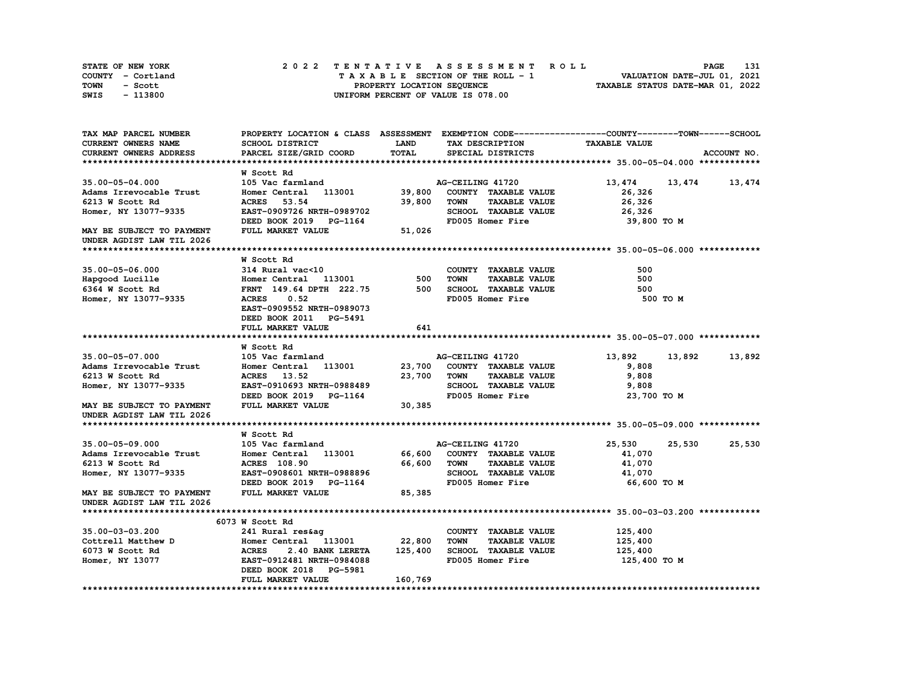STATE OF NEW YORK
COUNTY - Cortland
TOWN - Scott
SWIS - 113800

**2022 TENTATIVE ASSESSMENT ROLL**
TAXABLE SECTION OF THE ROLL - 1
PROPERTY LOCATION SEQUENCE
UNIFORM PERCENT OF VALUE IS 078.00

VALUATION DATE-JUL 01, 2021
TAXABLE STATUS DATE-MAR 01, 2022

```
TAX MAP PARCEL NUMBER          PROPERTY LOCATION & CLASS  ASSESSMENT  EXEMPTION CODE------------------COUNTY--------TOWN------SCHOOL
CURRENT OWNERS NAME            SCHOOL DISTRICT              LAND      TAX DESCRIPTION            TAXABLE VALUE
CURRENT OWNERS ADDRESS         PARCEL SIZE/GRID COORD       TOTAL     SPECIAL DISTRICTS                                     ACCOUNT NO.
******************************************************************************************************* 35.00-05-04.000 ************
                               W Scott Rd
35.00-05-04.000                105 Vac farmland                       AG-CEILING 41720            13,474      13,474      13,474
Adams Irrevocable Trust        Homer Central   113001       39,800    COUNTY  TAXABLE VALUE         26,326
6213 W Scott Rd                ACRES   53.54                39,800    TOWN    TAXABLE VALUE         26,326
Homer, NY 13077-9335           EAST-0909726 NRTH-0989702              SCHOOL  TAXABLE VALUE         26,326
                               DEED BOOK 2019   PG-1164               FD005 Homer Fire              39,800 TO M
MAY BE SUBJECT TO PAYMENT      FULL MARKET VALUE            51,026
UNDER AGDIST LAW TIL 2026
******************************************************************************************************* 35.00-05-06.000 ************
                               W Scott Rd
35.00-05-06.000                314 Rural vac<10                       COUNTY  TAXABLE VALUE            500
Hapgood Lucille                Homer Central   113001          500    TOWN    TAXABLE VALUE            500
6364 W Scott Rd                FRNT 149.64 DPTH 222.75         500    SCHOOL  TAXABLE VALUE            500
Homer, NY 13077-9335           ACRES    0.52                          FD005 Homer Fire                 500 TO M
                               EAST-0909552 NRTH-0989073
                               DEED BOOK 2011   PG-5491
                               FULL MARKET VALUE               641
******************************************************************************************************* 35.00-05-07.000 ************
                               W Scott Rd
35.00-05-07.000                105 Vac farmland                       AG-CEILING 41720            13,892      13,892      13,892
Adams Irrevocable Trust        Homer Central   113001       23,700    COUNTY  TAXABLE VALUE          9,808
6213 W Scott Rd                ACRES   13.52                23,700    TOWN    TAXABLE VALUE          9,808
Homer, NY 13077-9335           EAST-0910693 NRTH-0988489              SCHOOL  TAXABLE VALUE          9,808
                               DEED BOOK 2019   PG-1164               FD005 Homer Fire              23,700 TO M
MAY BE SUBJECT TO PAYMENT      FULL MARKET VALUE            30,385
UNDER AGDIST LAW TIL 2026
******************************************************************************************************* 35.00-05-09.000 ************
                               W Scott Rd
35.00-05-09.000                105 Vac farmland                       AG-CEILING 41720            25,530      25,530      25,530
Adams Irrevocable Trust        Homer Central   113001       66,600    COUNTY  TAXABLE VALUE         41,070
6213 W Scott Rd                ACRES  108.90                66,600    TOWN    TAXABLE VALUE         41,070
Homer, NY 13077-9335           EAST-0908601 NRTH-0988896              SCHOOL  TAXABLE VALUE         41,070
                               DEED BOOK 2019   PG-1164               FD005 Homer Fire              66,600 TO M
MAY BE SUBJECT TO PAYMENT      FULL MARKET VALUE            85,385
UNDER AGDIST LAW TIL 2026
******************************************************************************************************* 35.00-03-03.200 ************
                          6073 W Scott Rd
35.00-03-03.200                241 Rural res&ag                       COUNTY  TAXABLE VALUE        125,400
Cottrell Matthew D             Homer Central   113001       22,800    TOWN    TAXABLE VALUE        125,400
6073 W Scott Rd                ACRES    2.40 BANK LERETA   125,400    SCHOOL  TAXABLE VALUE        125,400
Homer, NY 13077                EAST-0912481 NRTH-0984088              FD005 Homer Fire             125,400 TO M
                               DEED BOOK 2018   PG-5981
                               FULL MARKET VALUE           160,769
************************************************************************************************************************************
```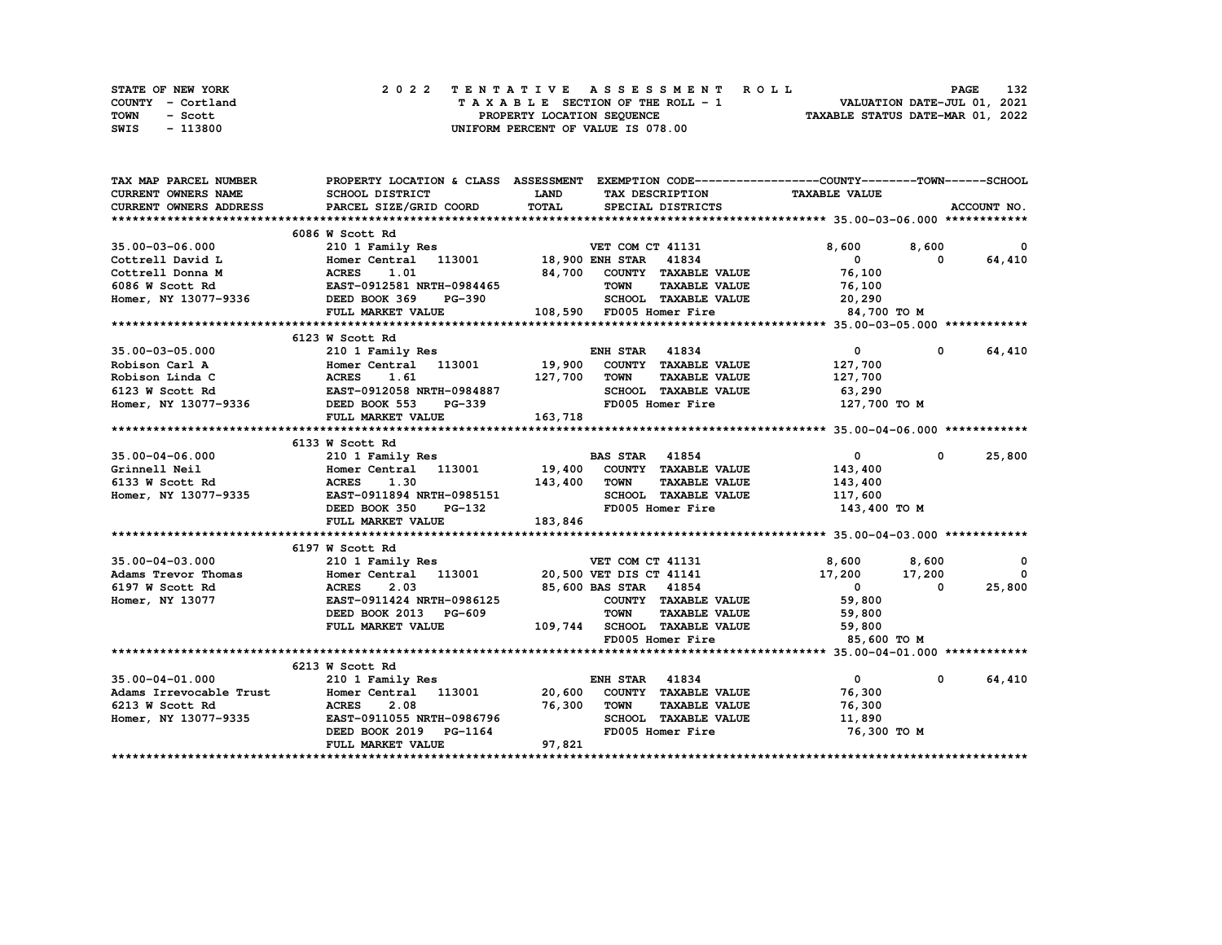STATE OF NEW YORK — 2022 TENTATIVE ASSESSMENT ROLL — PAGE 132
COUNTY - Cortland — TAXABLE SECTION OF THE ROLL - 1 — VALUATION DATE-JUL 01, 2021
TOWN - Scott — PROPERTY LOCATION SEQUENCE — TAXABLE STATUS DATE-MAR 01, 2022
SWIS - 113800 — UNIFORM PERCENT OF VALUE IS 078.00

| TAX MAP PARCEL NUMBER / CURRENT OWNERS NAME / CURRENT OWNERS ADDRESS | PROPERTY LOCATION & CLASS / SCHOOL DISTRICT / PARCEL SIZE/GRID COORD | ASSESSMENT LAND / TOTAL | EXEMPTION CODE / TAX DESCRIPTION / SPECIAL DISTRICTS | COUNTY TAXABLE VALUE | TOWN | SCHOOL | ACCOUNT NO. |
|---|---|---|---|---|---|---|---|
| **35.00-03-06.000** | 6086 W Scott Rd | | | | | | |
| 35.00-03-06.000 | 210 1 Family Res | | VET COM CT 41131 | 8,600 | 8,600 | 0 | |
| Cottrell David L | Homer Central 113001 | 18,900 | ENH STAR 41834 | 0 | 0 | 64,410 | |
| Cottrell Donna M | ACRES 1.01 | 84,700 | COUNTY TAXABLE VALUE | 76,100 | | | |
| 6086 W Scott Rd | EAST-0912581 NRTH-0984465 | | TOWN TAXABLE VALUE | 76,100 | | | |
| Homer, NY 13077-9336 | DEED BOOK 369 PG-390 | | SCHOOL TAXABLE VALUE | 20,290 | | | |
| | FULL MARKET VALUE | 108,590 | FD005 Homer Fire | 84,700 TO M | | | |
| **35.00-03-05.000** | 6123 W Scott Rd | | | | | | |
| 35.00-03-05.000 | 210 1 Family Res | | ENH STAR 41834 | 0 | 0 | 64,410 | |
| Robison Carl A | Homer Central 113001 | 19,900 | COUNTY TAXABLE VALUE | 127,700 | | | |
| Robison Linda C | ACRES 1.61 | 127,700 | TOWN TAXABLE VALUE | 127,700 | | | |
| 6123 W Scott Rd | EAST-0912058 NRTH-0984887 | | SCHOOL TAXABLE VALUE | 63,290 | | | |
| Homer, NY 13077-9336 | DEED BOOK 553 PG-339 | | FD005 Homer Fire | 127,700 TO M | | | |
| | FULL MARKET VALUE | 163,718 | | | | | |
| **35.00-04-06.000** | 6133 W Scott Rd | | | | | | |
| 35.00-04-06.000 | 210 1 Family Res | | BAS STAR 41854 | 0 | 0 | 25,800 | |
| Grinnell Neil | Homer Central 113001 | 19,400 | COUNTY TAXABLE VALUE | 143,400 | | | |
| 6133 W Scott Rd | ACRES 1.30 | 143,400 | TOWN TAXABLE VALUE | 143,400 | | | |
| Homer, NY 13077-9335 | EAST-0911894 NRTH-0985151 | | SCHOOL TAXABLE VALUE | 117,600 | | | |
| | DEED BOOK 350 PG-132 | | FD005 Homer Fire | 143,400 TO M | | | |
| | FULL MARKET VALUE | 183,846 | | | | | |
| **35.00-04-03.000** | 6197 W Scott Rd | | | | | | |
| 35.00-04-03.000 | 210 1 Family Res | | VET COM CT 41131 | 8,600 | 8,600 | 0 | |
| Adams Trevor Thomas | Homer Central 113001 | 20,500 | VET DIS CT 41141 | 17,200 | 17,200 | 0 | |
| 6197 W Scott Rd | ACRES 2.03 | 85,600 | BAS STAR 41854 | 0 | 0 | 25,800 | |
| Homer, NY 13077 | EAST-0911424 NRTH-0986125 | | COUNTY TAXABLE VALUE | 59,800 | | | |
| | DEED BOOK 2013 PG-609 | | TOWN TAXABLE VALUE | 59,800 | | | |
| | FULL MARKET VALUE | 109,744 | SCHOOL TAXABLE VALUE | 59,800 | | | |
| | | | FD005 Homer Fire | 85,600 TO M | | | |
| **35.00-04-01.000** | 6213 W Scott Rd | | | | | | |
| 35.00-04-01.000 | 210 1 Family Res | | ENH STAR 41834 | 0 | 0 | 64,410 | |
| Adams Irrevocable Trust | Homer Central 113001 | 20,600 | COUNTY TAXABLE VALUE | 76,300 | | | |
| 6213 W Scott Rd | ACRES 2.08 | 76,300 | TOWN TAXABLE VALUE | 76,300 | | | |
| Homer, NY 13077-9335 | EAST-0911055 NRTH-0986796 | | SCHOOL TAXABLE VALUE | 11,890 | | | |
| | DEED BOOK 2019 PG-1164 | | FD005 Homer Fire | 76,300 TO M | | | |
| | FULL MARKET VALUE | 97,821 | | | | | |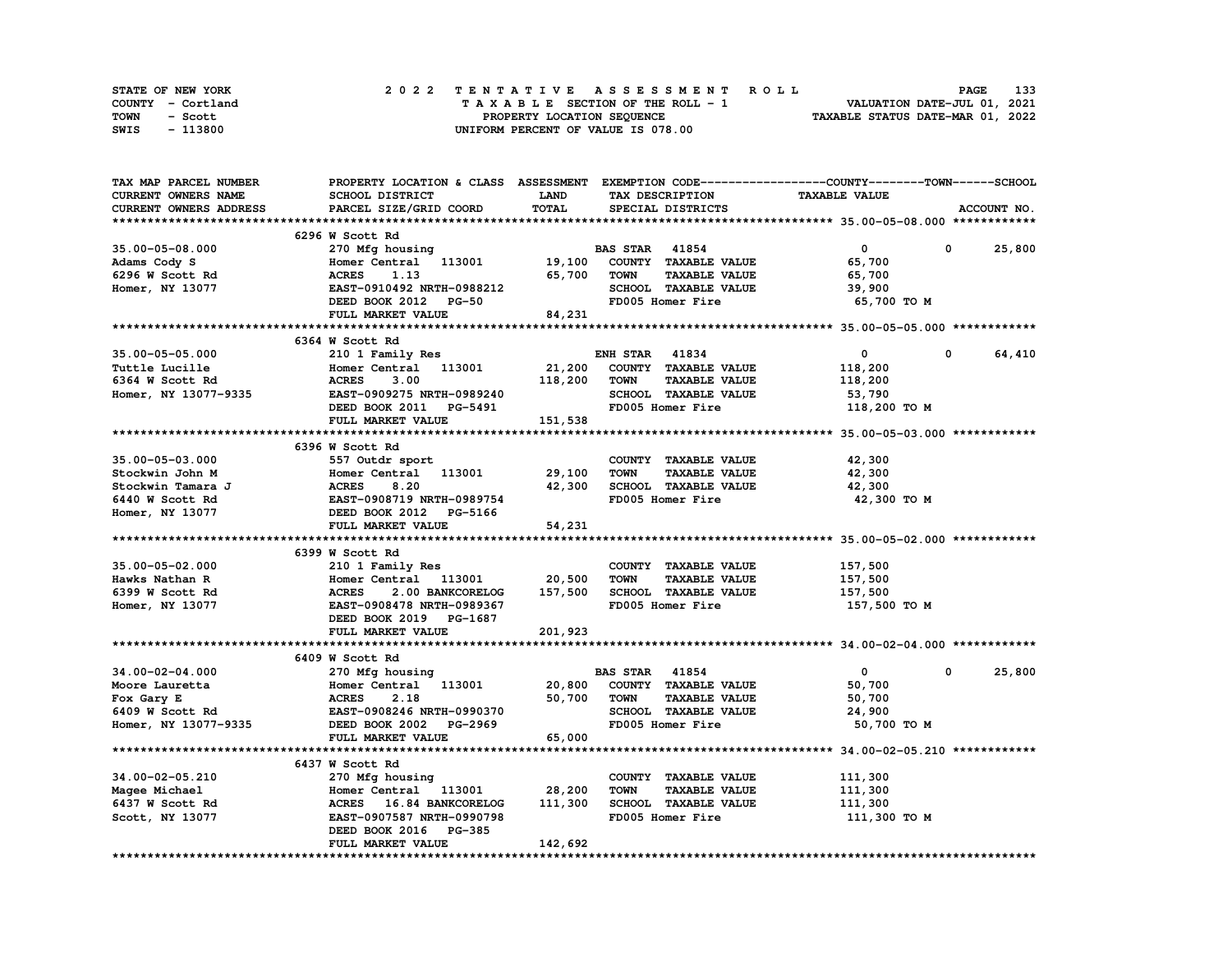STATE OF NEW YORK
COUNTY - Cortland
TOWN - Scott
SWIS - 113800

2022 TENTATIVE ASSESSMENT ROLL
TAXABLE SECTION OF THE ROLL - 1
PROPERTY LOCATION SEQUENCE
UNIFORM PERCENT OF VALUE IS 078.00

VALUATION DATE-JUL 01, 2021
TAXABLE STATUS DATE-MAR 01, 2022

| TAX MAP PARCEL NUMBER<br>CURRENT OWNERS NAME<br>CURRENT OWNERS ADDRESS | PROPERTY LOCATION & CLASS<br>SCHOOL DISTRICT<br>PARCEL SIZE/GRID COORD | ASSESSMENT<br>LAND<br>TOTAL | EXEMPTION CODE<br>TAX DESCRIPTION<br>SPECIAL DISTRICTS | COUNTY<br>TAXABLE VALUE | TOWN | SCHOOL<br>ACCOUNT NO. |
|---|---|---|---|---|---|---|
| | 6296 W Scott Rd | | | | | |
| 35.00-05-08.000 | 270 Mfg housing | | BAS STAR 41854 | 0 | 0 | 25,800 |
| Adams Cody S | Homer Central 113001 | 19,100 | COUNTY TAXABLE VALUE | 65,700 | | |
| 6296 W Scott Rd | ACRES 1.13 | 65,700 | TOWN TAXABLE VALUE | 65,700 | | |
| Homer, NY 13077 | EAST-0910492 NRTH-0988212 | | SCHOOL TAXABLE VALUE | 39,900 | | |
| | DEED BOOK 2012 PG-50 | | FD005 Homer Fire | 65,700 TO M | | |
| | FULL MARKET VALUE | 84,231 | | | | |
| | 6364 W Scott Rd | | | | | |
| 35.00-05-05.000 | 210 1 Family Res | | ENH STAR 41834 | 0 | 0 | 64,410 |
| Tuttle Lucille | Homer Central 113001 | 21,200 | COUNTY TAXABLE VALUE | 118,200 | | |
| 6364 W Scott Rd | ACRES 3.00 | 118,200 | TOWN TAXABLE VALUE | 118,200 | | |
| Homer, NY 13077-9335 | EAST-0909275 NRTH-0989240 | | SCHOOL TAXABLE VALUE | 53,790 | | |
| | DEED BOOK 2011 PG-5491 | | FD005 Homer Fire | 118,200 TO M | | |
| | FULL MARKET VALUE | 151,538 | | | | |
| | 6396 W Scott Rd | | | | | |
| 35.00-05-03.000 | 557 Outdr sport | | COUNTY TAXABLE VALUE | 42,300 | | |
| Stockwin John M | Homer Central 113001 | 29,100 | TOWN TAXABLE VALUE | 42,300 | | |
| Stockwin Tamara J | ACRES 8.20 | 42,300 | SCHOOL TAXABLE VALUE | 42,300 | | |
| 6440 W Scott Rd | EAST-0908719 NRTH-0989754 | | FD005 Homer Fire | 42,300 TO M | | |
| Homer, NY 13077 | DEED BOOK 2012 PG-5166 | | | | | |
| | FULL MARKET VALUE | 54,231 | | | | |
| | 6399 W Scott Rd | | | | | |
| 35.00-05-02.000 | 210 1 Family Res | | COUNTY TAXABLE VALUE | 157,500 | | |
| Hawks Nathan R | Homer Central 113001 | 20,500 | TOWN TAXABLE VALUE | 157,500 | | |
| 6399 W Scott Rd | ACRES 2.00 BANKCORELOG | 157,500 | SCHOOL TAXABLE VALUE | 157,500 | | |
| Homer, NY 13077 | EAST-0908478 NRTH-0989367 | | FD005 Homer Fire | 157,500 TO M | | |
| | DEED BOOK 2019 PG-1687 | | | | | |
| | FULL MARKET VALUE | 201,923 | | | | |
| | 6409 W Scott Rd | | | | | |
| 34.00-02-04.000 | 270 Mfg housing | | BAS STAR 41854 | 0 | 0 | 25,800 |
| Moore Lauretta | Homer Central 113001 | 20,800 | COUNTY TAXABLE VALUE | 50,700 | | |
| Fox Gary E | ACRES 2.18 | 50,700 | TOWN TAXABLE VALUE | 50,700 | | |
| 6409 W Scott Rd | EAST-0908246 NRTH-0990370 | | SCHOOL TAXABLE VALUE | 24,900 | | |
| Homer, NY 13077-9335 | DEED BOOK 2002 PG-2969 | | FD005 Homer Fire | 50,700 TO M | | |
| | FULL MARKET VALUE | 65,000 | | | | |
| | 6437 W Scott Rd | | | | | |
| 34.00-02-05.210 | 270 Mfg housing | | COUNTY TAXABLE VALUE | 111,300 | | |
| Magee Michael | Homer Central 113001 | 28,200 | TOWN TAXABLE VALUE | 111,300 | | |
| 6437 W Scott Rd | ACRES 16.84 BANKCORELOG | 111,300 | SCHOOL TAXABLE VALUE | 111,300 | | |
| Scott, NY 13077 | EAST-0907587 NRTH-0990798 | | FD005 Homer Fire | 111,300 TO M | | |
| | DEED BOOK 2016 PG-385 | | | | | |
| | FULL MARKET VALUE | 142,692 | | | | |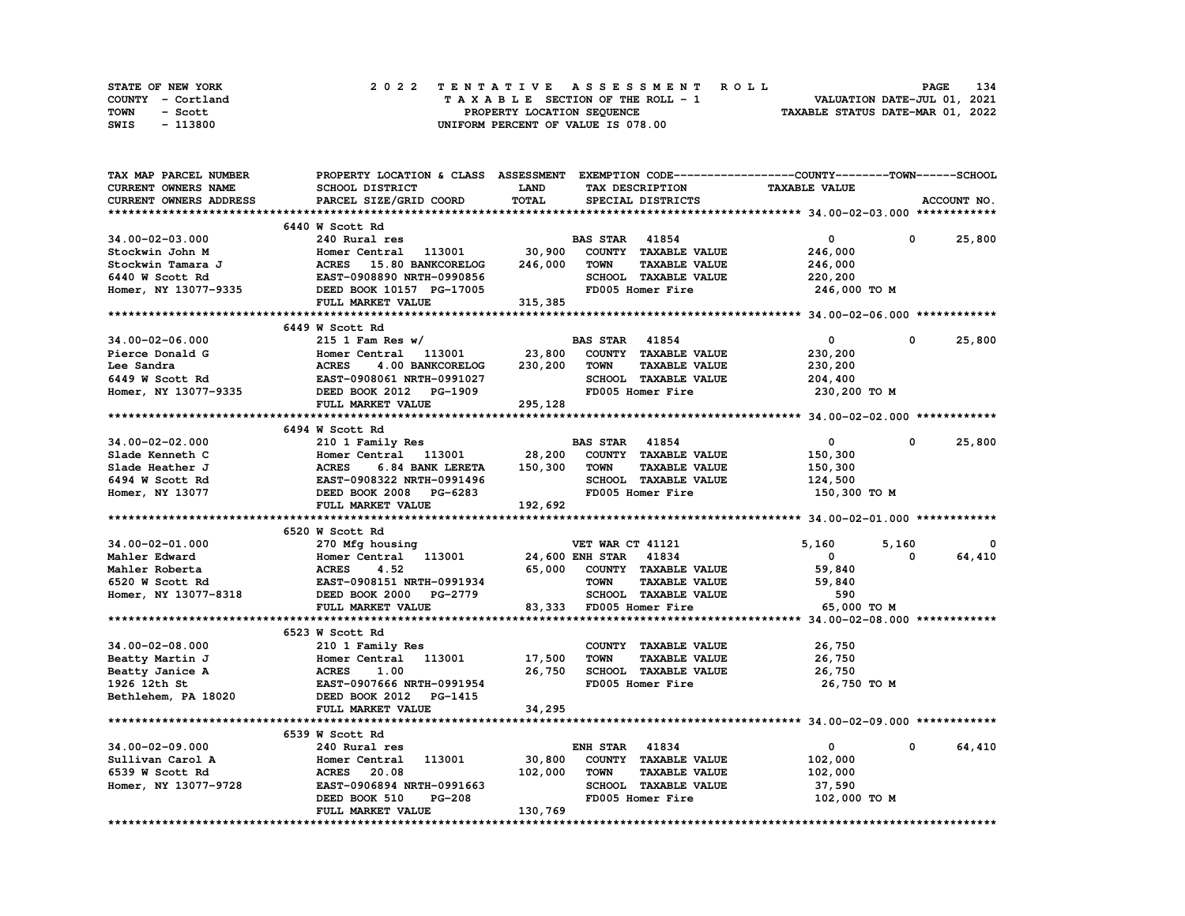STATE OF NEW YORK
COUNTY - Cortland
TOWN - Scott
SWIS - 113800

2 0 2 2 T E N T A T I V E A S S E S S M E N T R O L L
T A X A B L E SECTION OF THE ROLL - 1
PROPERTY LOCATION SEQUENCE
UNIFORM PERCENT OF VALUE IS 078.00

VALUATION DATE-JUL 01, 2021
TAXABLE STATUS DATE-MAR 01, 2022

| TAX MAP PARCEL NUMBER / CURRENT OWNERS NAME / CURRENT OWNERS ADDRESS | PROPERTY LOCATION & CLASS / SCHOOL DISTRICT / PARCEL SIZE/GRID COORD | ASSESSMENT LAND / TOTAL | EXEMPTION CODE / TAX DESCRIPTION / SPECIAL DISTRICTS | COUNTY TAXABLE VALUE | TOWN | SCHOOL / ACCOUNT NO. |
|---|---|---|---|---|---|---|
| **34.00-02-03.000** | 6440 W Scott Rd | | | | | |
| 34.00-02-03.000 | 240 Rural res | | BAS STAR 41854 | 0 | 0 | 25,800 |
| Stockwin John M | Homer Central 113001 | 30,900 | COUNTY TAXABLE VALUE | 246,000 | | |
| Stockwin Tamara J | ACRES 15.80 BANKCORELOG | 246,000 | TOWN TAXABLE VALUE | 246,000 | | |
| 6440 W Scott Rd | EAST-0908890 NRTH-0990856 | | SCHOOL TAXABLE VALUE | 220,200 | | |
| Homer, NY 13077-9335 | DEED BOOK 10157 PG-17005 | | FD005 Homer Fire | 246,000 TO M | | |
| | FULL MARKET VALUE | 315,385 | | | | |
| **34.00-02-06.000** | 6449 W Scott Rd | | | | | |
| 34.00-02-06.000 | 215 1 Fam Res w/ | | BAS STAR 41854 | 0 | 0 | 25,800 |
| Pierce Donald G | Homer Central 113001 | 23,800 | COUNTY TAXABLE VALUE | 230,200 | | |
| Lee Sandra | ACRES 4.00 BANKCORELOG | 230,200 | TOWN TAXABLE VALUE | 230,200 | | |
| 6449 W Scott Rd | EAST-0908061 NRTH-0991027 | | SCHOOL TAXABLE VALUE | 204,400 | | |
| Homer, NY 13077-9335 | DEED BOOK 2012 PG-1909 | | FD005 Homer Fire | 230,200 TO M | | |
| | FULL MARKET VALUE | 295,128 | | | | |
| **34.00-02-02.000** | 6494 W Scott Rd | | | | | |
| 34.00-02-02.000 | 210 1 Family Res | | BAS STAR 41854 | 0 | 0 | 25,800 |
| Slade Kenneth C | Homer Central 113001 | 28,200 | COUNTY TAXABLE VALUE | 150,300 | | |
| Slade Heather J | ACRES 6.84 BANK LERETA | 150,300 | TOWN TAXABLE VALUE | 150,300 | | |
| 6494 W Scott Rd | EAST-0908322 NRTH-0991496 | | SCHOOL TAXABLE VALUE | 124,500 | | |
| Homer, NY 13077 | DEED BOOK 2008 PG-6283 | | FD005 Homer Fire | 150,300 TO M | | |
| | FULL MARKET VALUE | 192,692 | | | | |
| **34.00-02-01.000** | 6520 W Scott Rd | | | | | |
| 34.00-02-01.000 | 270 Mfg housing | | VET WAR CT 41121 | 5,160 | 5,160 | 0 |
| Mahler Edward | Homer Central 113001 | 24,600 | ENH STAR 41834 | 0 | 0 | 64,410 |
| Mahler Roberta | ACRES 4.52 | 65,000 | COUNTY TAXABLE VALUE | 59,840 | | |
| 6520 W Scott Rd | EAST-0908151 NRTH-0991934 | | TOWN TAXABLE VALUE | 59,840 | | |
| Homer, NY 13077-8318 | DEED BOOK 2000 PG-2779 | | SCHOOL TAXABLE VALUE | 590 | | |
| | FULL MARKET VALUE | 83,333 | FD005 Homer Fire | 65,000 TO M | | |
| **34.00-02-08.000** | 6523 W Scott Rd | | | | | |
| 34.00-02-08.000 | 210 1 Family Res | | COUNTY TAXABLE VALUE | 26,750 | | |
| Beatty Martin J | Homer Central 113001 | 17,500 | TOWN TAXABLE VALUE | 26,750 | | |
| Beatty Janice A | ACRES 1.00 | 26,750 | SCHOOL TAXABLE VALUE | 26,750 | | |
| 1926 12th St | EAST-0907666 NRTH-0991954 | | FD005 Homer Fire | 26,750 TO M | | |
| Bethlehem, PA 18020 | DEED BOOK 2012 PG-1415 | | | | | |
| | FULL MARKET VALUE | 34,295 | | | | |
| **34.00-02-09.000** | 6539 W Scott Rd | | | | | |
| 34.00-02-09.000 | 240 Rural res | | ENH STAR 41834 | 0 | 0 | 64,410 |
| Sullivan Carol A | Homer Central 113001 | 30,800 | COUNTY TAXABLE VALUE | 102,000 | | |
| 6539 W Scott Rd | ACRES 20.08 | 102,000 | TOWN TAXABLE VALUE | 102,000 | | |
| Homer, NY 13077-9728 | EAST-0906894 NRTH-0991663 | | SCHOOL TAXABLE VALUE | 37,590 | | |
| | DEED BOOK 510 PG-208 | | FD005 Homer Fire | 102,000 TO M | | |
| | FULL MARKET VALUE | 130,769 | | | | |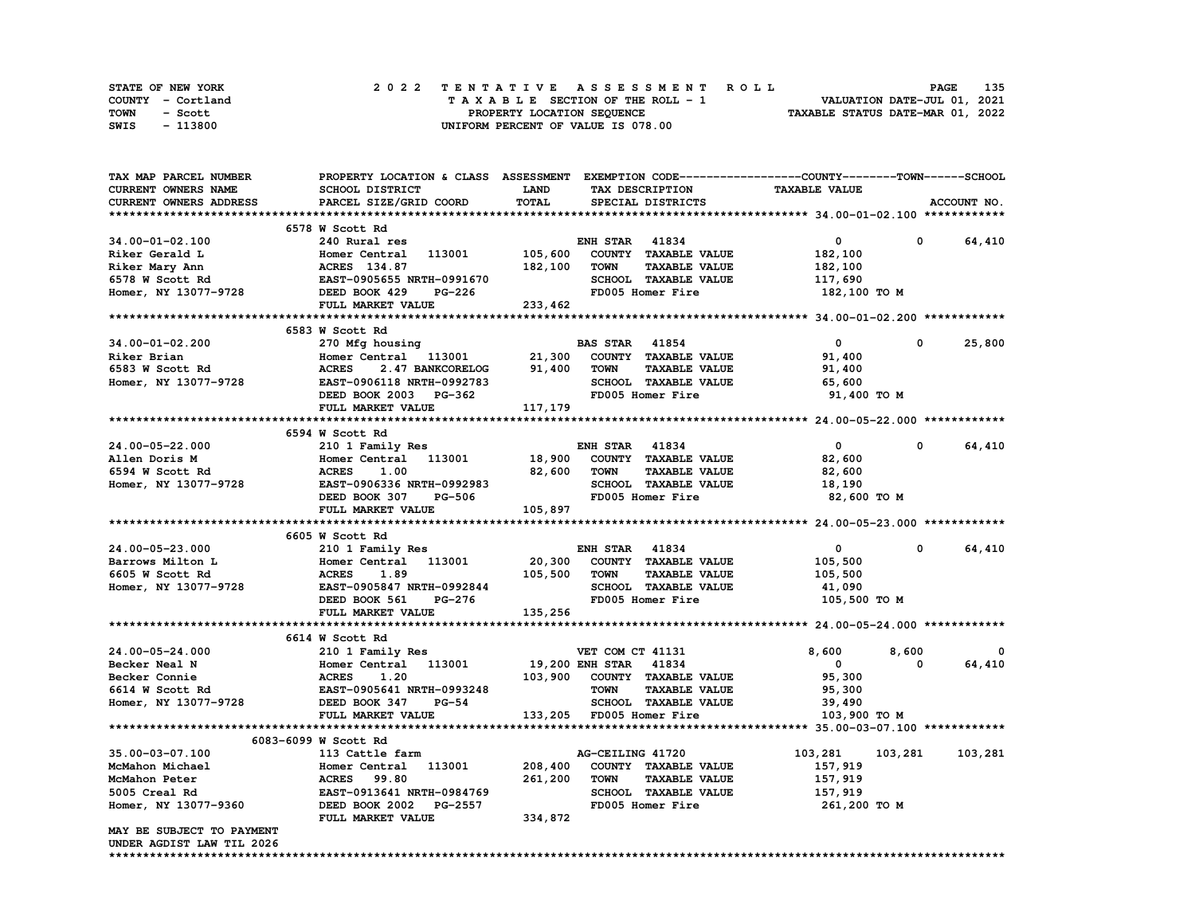STATE OF NEW YORK
COUNTY - Cortland
TOWN - Scott
SWIS - 113800

2022 TENTATIVE ASSESSMENT ROLL
TAXABLE SECTION OF THE ROLL - 1
PROPERTY LOCATION SEQUENCE
UNIFORM PERCENT OF VALUE IS 078.00

VALUATION DATE-JUL 01, 2021
TAXABLE STATUS DATE-MAR 01, 2022

| TAX MAP PARCEL NUMBER / CURRENT OWNERS NAME / CURRENT OWNERS ADDRESS | PROPERTY LOCATION & CLASS / SCHOOL DISTRICT / PARCEL SIZE/GRID COORD | ASSESSMENT LAND / TOTAL | EXEMPTION CODE / TAX DESCRIPTION / SPECIAL DISTRICTS | COUNTY | TOWN | SCHOOL / TAXABLE VALUE |
|---|---|---|---|---|---|---|
| **34.00-01-02.100** | 6578 W Scott Rd | | | | | |
| 34.00-01-02.100 | 240 Rural res | | ENH STAR 41834 | 0 | 0 | 64,410 |
| Riker Gerald L | Homer Central 113001 | 105,600 | COUNTY TAXABLE VALUE | 182,100 | | |
| Riker Mary Ann | ACRES 134.87 | 182,100 | TOWN TAXABLE VALUE | 182,100 | | |
| 6578 W Scott Rd | EAST-0905655 NRTH-0991670 | | SCHOOL TAXABLE VALUE | 117,690 | | |
| Homer, NY 13077-9728 | DEED BOOK 429 PG-226 | | FD005 Homer Fire | 182,100 TO M | | |
| | FULL MARKET VALUE | 233,462 | | | | |
| **34.00-01-02.200** | 6583 W Scott Rd | | | | | |
| 34.00-01-02.200 | 270 Mfg housing | | BAS STAR 41854 | 0 | 0 | 25,800 |
| Riker Brian | Homer Central 113001 | 21,300 | COUNTY TAXABLE VALUE | 91,400 | | |
| 6583 W Scott Rd | ACRES 2.47 BANKCORELOG | 91,400 | TOWN TAXABLE VALUE | 91,400 | | |
| Homer, NY 13077-9728 | EAST-0906118 NRTH-0992783 | | SCHOOL TAXABLE VALUE | 65,600 | | |
| | DEED BOOK 2003 PG-362 | | FD005 Homer Fire | 91,400 TO M | | |
| | FULL MARKET VALUE | 117,179 | | | | |
| **24.00-05-22.000** | 6594 W Scott Rd | | | | | |
| 24.00-05-22.000 | 210 1 Family Res | | ENH STAR 41834 | 0 | 0 | 64,410 |
| Allen Doris M | Homer Central 113001 | 18,900 | COUNTY TAXABLE VALUE | 82,600 | | |
| 6594 W Scott Rd | ACRES 1.00 | 82,600 | TOWN TAXABLE VALUE | 82,600 | | |
| Homer, NY 13077-9728 | EAST-0906336 NRTH-0992983 | | SCHOOL TAXABLE VALUE | 18,190 | | |
| | DEED BOOK 307 PG-506 | | FD005 Homer Fire | 82,600 TO M | | |
| | FULL MARKET VALUE | 105,897 | | | | |
| **24.00-05-23.000** | 6605 W Scott Rd | | | | | |
| 24.00-05-23.000 | 210 1 Family Res | | ENH STAR 41834 | 0 | 0 | 64,410 |
| Barrows Milton L | Homer Central 113001 | 20,300 | COUNTY TAXABLE VALUE | 105,500 | | |
| 6605 W Scott Rd | ACRES 1.89 | 105,500 | TOWN TAXABLE VALUE | 105,500 | | |
| Homer, NY 13077-9728 | EAST-0905847 NRTH-0992844 | | SCHOOL TAXABLE VALUE | 41,090 | | |
| | DEED BOOK 561 PG-276 | | FD005 Homer Fire | 105,500 TO M | | |
| | FULL MARKET VALUE | 135,256 | | | | |
| **24.00-05-24.000** | 6614 W Scott Rd | | | | | |
| 24.00-05-24.000 | 210 1 Family Res | | VET COM CT 41131 | 8,600 | 8,600 | 0 |
| Becker Neal N | Homer Central 113001 | 19,200 | ENH STAR 41834 | 0 | 0 | 64,410 |
| Becker Connie | ACRES 1.20 | 103,900 | COUNTY TAXABLE VALUE | 95,300 | | |
| 6614 W Scott Rd | EAST-0905641 NRTH-0993248 | | TOWN TAXABLE VALUE | 95,300 | | |
| Homer, NY 13077-9728 | DEED BOOK 347 PG-54 | | SCHOOL TAXABLE VALUE | 39,490 | | |
| | FULL MARKET VALUE | 133,205 | FD005 Homer Fire | 103,900 TO M | | |
| **35.00-03-07.100** | 6083-6099 W Scott Rd | | | | | |
| 35.00-03-07.100 | 113 Cattle farm | | AG-CEILING 41720 | 103,281 | 103,281 | 103,281 |
| McMahon Michael | Homer Central 113001 | 208,400 | COUNTY TAXABLE VALUE | 157,919 | | |
| McMahon Peter | ACRES 99.80 | 261,200 | TOWN TAXABLE VALUE | 157,919 | | |
| 5005 Creal Rd | EAST-0913641 NRTH-0984769 | | SCHOOL TAXABLE VALUE | 157,919 | | |
| Homer, NY 13077-9360 | DEED BOOK 2002 PG-2557 | | FD005 Homer Fire | 261,200 TO M | | |
| | FULL MARKET VALUE | 334,872 | | | | |
| MAY BE SUBJECT TO PAYMENT | | | | | | |
| UNDER AGDIST LAW TIL 2026 | | | | | | |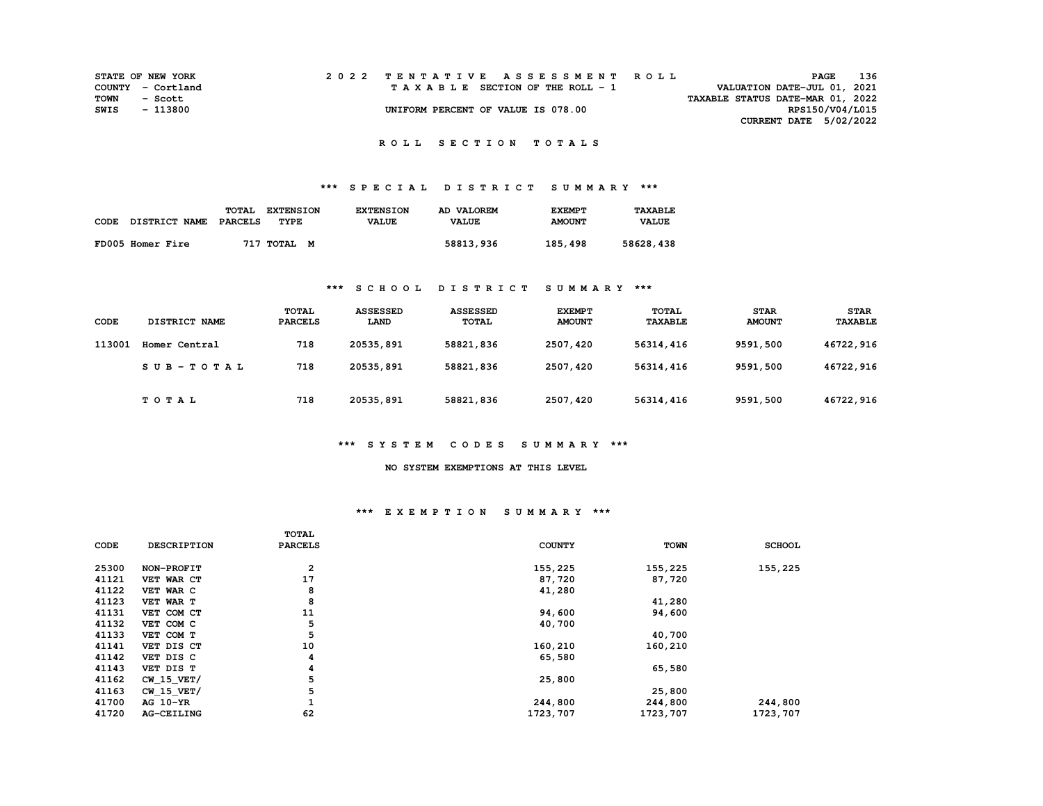STATE OF NEW YORK
COUNTY - Cortland
TOWN - Scott
SWIS - 113800

# 2022 TENTATIVE ASSESSMENT ROLL

TAXABLE SECTION OF THE ROLL - 1

UNIFORM PERCENT OF VALUE IS 078.00

VALUATION DATE-JUL 01, 2021
TAXABLE STATUS DATE-MAR 01, 2022
RPS150/V04/L015
CURRENT DATE 5/02/2022

## ROLL SECTION TOTALS

### *** SPECIAL DISTRICT SUMMARY ***

| CODE | DISTRICT NAME | TOTAL PARCELS | EXTENSION TYPE | EXTENSION VALUE | AD VALOREM VALUE | EXEMPT AMOUNT | TAXABLE VALUE |
|---|---|---|---|---|---|---|---|
| FD005 | Homer Fire | 717 | TOTAL M | | 58813,936 | 185,498 | 58628,438 |

### *** SCHOOL DISTRICT SUMMARY ***

| CODE | DISTRICT NAME | TOTAL PARCELS | ASSESSED LAND | ASSESSED TOTAL | EXEMPT AMOUNT | TOTAL TAXABLE | STAR AMOUNT | STAR TAXABLE |
|---|---|---|---|---|---|---|---|---|
| 113001 | Homer Central | 718 | 20535,891 | 58821,836 | 2507,420 | 56314,416 | 9591,500 | 46722,916 |
| | SUB-TOTAL | 718 | 20535,891 | 58821,836 | 2507,420 | 56314,416 | 9591,500 | 46722,916 |
| | TOTAL | 718 | 20535,891 | 58821,836 | 2507,420 | 56314,416 | 9591,500 | 46722,916 |

### *** SYSTEM CODES SUMMARY ***

NO SYSTEM EXEMPTIONS AT THIS LEVEL

### *** EXEMPTION SUMMARY ***

| CODE | DESCRIPTION | TOTAL PARCELS | COUNTY | TOWN | SCHOOL |
|---|---|---|---|---|---|
| 25300 | NON-PROFIT | 2 | 155,225 | 155,225 | 155,225 |
| 41121 | VET WAR CT | 17 | 87,720 | 87,720 | |
| 41122 | VET WAR C | 8 | 41,280 | | |
| 41123 | VET WAR T | 8 | | 41,280 | |
| 41131 | VET COM CT | 11 | 94,600 | 94,600 | |
| 41132 | VET COM C | 5 | 40,700 | | |
| 41133 | VET COM T | 5 | | 40,700 | |
| 41141 | VET DIS CT | 10 | 160,210 | 160,210 | |
| 41142 | VET DIS C | 4 | 65,580 | | |
| 41143 | VET DIS T | 4 | | 65,580 | |
| 41162 | CW_15_VET/ | 5 | 25,800 | | |
| 41163 | CW_15_VET/ | 5 | | 25,800 | |
| 41700 | AG 10-YR | 1 | 244,800 | 244,800 | 244,800 |
| 41720 | AG-CEILING | 62 | 1723,707 | 1723,707 | 1723,707 |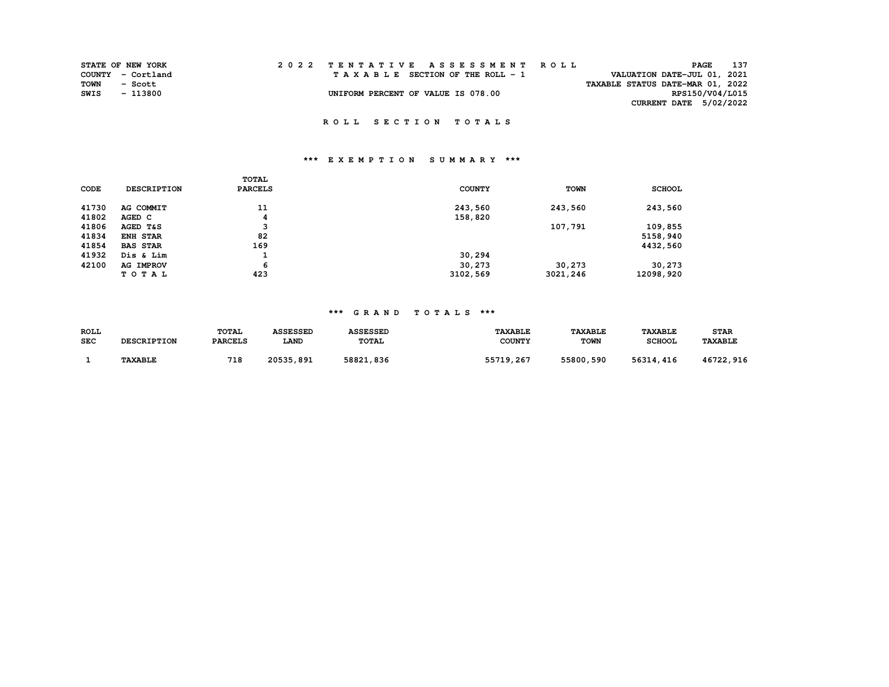STATE OF NEW YORK
COUNTY - Cortland
TOWN - Scott
SWIS - 113800

2022 TENTATIVE ASSESSMENT ROLL

TAXABLE SECTION OF THE ROLL - 1

UNIFORM PERCENT OF VALUE IS 078.00

VALUATION DATE-JUL 01, 2021
TAXABLE STATUS DATE-MAR 01, 2022
RPS150/V04/L015
CURRENT DATE 5/02/2022

## ROLL SECTION TOTALS

### *** EXEMPTION SUMMARY ***

| CODE | DESCRIPTION | TOTAL PARCELS | COUNTY | TOWN | SCHOOL |
|---|---|---|---|---|---|
| 41730 | AG COMMIT | 11 | 243,560 | 243,560 | 243,560 |
| 41802 | AGED C | 4 | 158,820 | | |
| 41806 | AGED T&S | 3 | | 107,791 | 109,855 |
| 41834 | ENH STAR | 82 | | | 5158,940 |
| 41854 | BAS STAR | 169 | | | 4432,560 |
| 41932 | Dis & Lim | 1 | 30,294 | | |
| 42100 | AG IMPROV | 6 | 30,273 | 30,273 | 30,273 |
| | TOTAL | 423 | 3102,569 | 3021,246 | 12098,920 |

### *** GRAND TOTALS ***

| ROLL SEC | DESCRIPTION | TOTAL PARCELS | ASSESSED LAND | ASSESSED TOTAL | TAXABLE COUNTY | TAXABLE TOWN | TAXABLE SCHOOL | STAR TAXABLE |
|---|---|---|---|---|---|---|---|---|
| 1 | TAXABLE | 718 | 20535,891 | 58821,836 | 55719,267 | 55800,590 | 56314,416 | 46722,916 |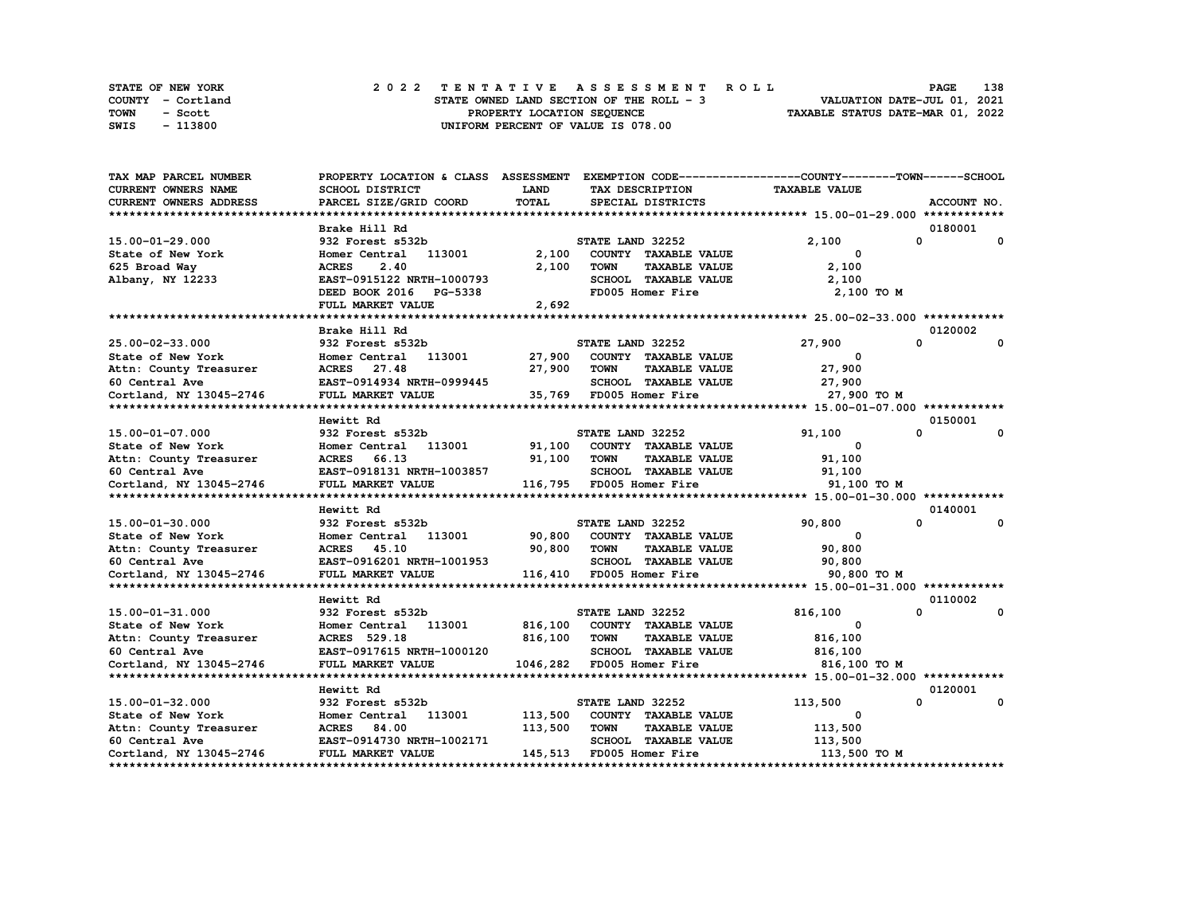STATE OF NEW YORK — 2022 TENTATIVE ASSESSMENT ROLL
COUNTY - Cortland — STATE OWNED LAND SECTION OF THE ROLL - 3 — VALUATION DATE-JUL 01, 2021
TOWN - Scott — PROPERTY LOCATION SEQUENCE — TAXABLE STATUS DATE-MAR 01, 2022
SWIS - 113800 — UNIFORM PERCENT OF VALUE IS 078.00

| TAX MAP PARCEL NUMBER / CURRENT OWNERS NAME / CURRENT OWNERS ADDRESS | PROPERTY LOCATION & CLASS / SCHOOL DISTRICT / PARCEL SIZE/GRID COORD | ASSESSMENT LAND / TOTAL | EXEMPTION CODE / TAX DESCRIPTION / SPECIAL DISTRICTS | COUNTY | TOWN | SCHOOL / TAXABLE VALUE | ACCOUNT NO. |
|---|---|---|---|---|---|---|---|
| | Brake Hill Rd | | | | | | 0180001 |
| 15.00-01-29.000 | 932 Forest s532b | | STATE LAND 32252 | 2,100 | 0 | 0 | |
| State of New York | Homer Central 113001 | 2,100 | COUNTY TAXABLE VALUE | 0 | | | |
| 625 Broad Way | ACRES 2.40 | 2,100 | TOWN TAXABLE VALUE | 2,100 | | | |
| Albany, NY 12233 | EAST-0915122 NRTH-1000793 | | SCHOOL TAXABLE VALUE | 2,100 | | | |
| | DEED BOOK 2016 PG-5338 | | FD005 Homer Fire | 2,100 TO M | | | |
| | FULL MARKET VALUE | 2,692 | | | | | |
| | Brake Hill Rd | | | | | | 0120002 |
| 25.00-02-33.000 | 932 Forest s532b | | STATE LAND 32252 | 27,900 | 0 | 0 | |
| State of New York | Homer Central 113001 | 27,900 | COUNTY TAXABLE VALUE | 0 | | | |
| Attn: County Treasurer | ACRES 27.48 | 27,900 | TOWN TAXABLE VALUE | 27,900 | | | |
| 60 Central Ave | EAST-0914934 NRTH-0999445 | | SCHOOL TAXABLE VALUE | 27,900 | | | |
| Cortland, NY 13045-2746 | FULL MARKET VALUE | 35,769 | FD005 Homer Fire | 27,900 TO M | | | |
| | Hewitt Rd | | | | | | 0150001 |
| 15.00-01-07.000 | 932 Forest s532b | | STATE LAND 32252 | 91,100 | 0 | 0 | |
| State of New York | Homer Central 113001 | 91,100 | COUNTY TAXABLE VALUE | 0 | | | |
| Attn: County Treasurer | ACRES 66.13 | 91,100 | TOWN TAXABLE VALUE | 91,100 | | | |
| 60 Central Ave | EAST-0918131 NRTH-1003857 | | SCHOOL TAXABLE VALUE | 91,100 | | | |
| Cortland, NY 13045-2746 | FULL MARKET VALUE | 116,795 | FD005 Homer Fire | 91,100 TO M | | | |
| | Hewitt Rd | | | | | | 0140001 |
| 15.00-01-30.000 | 932 Forest s532b | | STATE LAND 32252 | 90,800 | 0 | 0 | |
| State of New York | Homer Central 113001 | 90,800 | COUNTY TAXABLE VALUE | 0 | | | |
| Attn: County Treasurer | ACRES 45.10 | 90,800 | TOWN TAXABLE VALUE | 90,800 | | | |
| 60 Central Ave | EAST-0916201 NRTH-1001953 | | SCHOOL TAXABLE VALUE | 90,800 | | | |
| Cortland, NY 13045-2746 | FULL MARKET VALUE | 116,410 | FD005 Homer Fire | 90,800 TO M | | | |
| | Hewitt Rd | | | | | | 0110002 |
| 15.00-01-31.000 | 932 Forest s532b | | STATE LAND 32252 | 816,100 | 0 | 0 | |
| State of New York | Homer Central 113001 | 816,100 | COUNTY TAXABLE VALUE | 0 | | | |
| Attn: County Treasurer | ACRES 529.18 | 816,100 | TOWN TAXABLE VALUE | 816,100 | | | |
| 60 Central Ave | EAST-0917615 NRTH-1000120 | | SCHOOL TAXABLE VALUE | 816,100 | | | |
| Cortland, NY 13045-2746 | FULL MARKET VALUE | 1046,282 | FD005 Homer Fire | 816,100 TO M | | | |
| | Hewitt Rd | | | | | | 0120001 |
| 15.00-01-32.000 | 932 Forest s532b | | STATE LAND 32252 | 113,500 | 0 | 0 | |
| State of New York | Homer Central 113001 | 113,500 | COUNTY TAXABLE VALUE | 0 | | | |
| Attn: County Treasurer | ACRES 84.00 | 113,500 | TOWN TAXABLE VALUE | 113,500 | | | |
| 60 Central Ave | EAST-0914730 NRTH-1002171 | | SCHOOL TAXABLE VALUE | 113,500 | | | |
| Cortland, NY 13045-2746 | FULL MARKET VALUE | 145,513 | FD005 Homer Fire | 113,500 TO M | | | |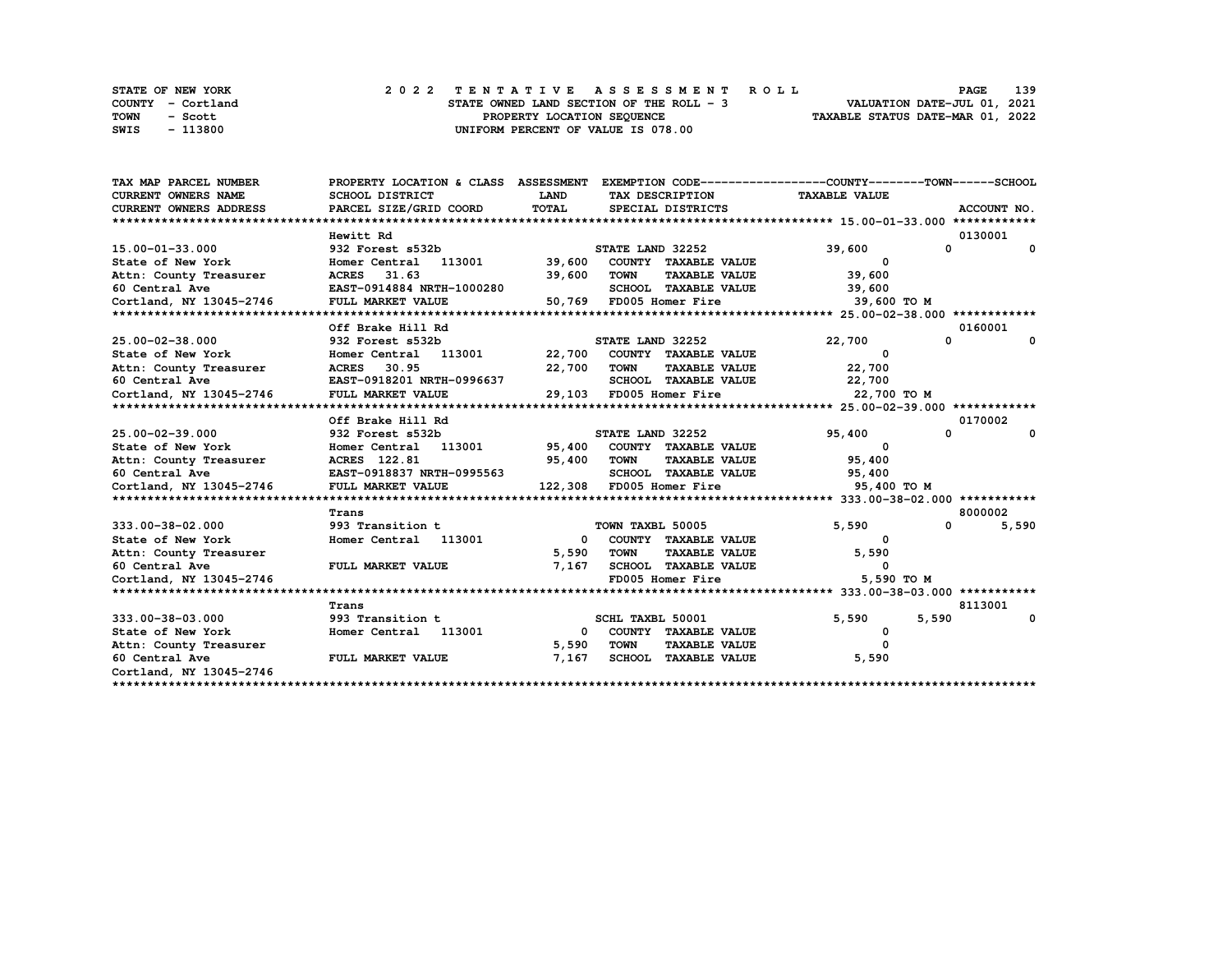STATE OF NEW YORK | 2022 TENTATIVE ASSESSMENT ROLL | PAGE 139
COUNTY - Cortland | STATE OWNED LAND SECTION OF THE ROLL - 3 | VALUATION DATE-JUL 01, 2021
TOWN - Scott | PROPERTY LOCATION SEQUENCE | TAXABLE STATUS DATE-MAR 01, 2022
SWIS - 113800 | UNIFORM PERCENT OF VALUE IS 078.00

| TAX MAP PARCEL NUMBER<br>CURRENT OWNERS NAME<br>CURRENT OWNERS ADDRESS | PROPERTY LOCATION & CLASS<br>SCHOOL DISTRICT<br>PARCEL SIZE/GRID COORD | ASSESSMENT<br>LAND<br>TOTAL | EXEMPTION CODE<br>TAX DESCRIPTION<br>SPECIAL DISTRICTS | COUNTY<br>TAXABLE VALUE | TOWN | SCHOOL<br>ACCOUNT NO. |
|---|---|---|---|---|---|---|
| **15.00-01-33.000** | Hewitt Rd | | | | | 0130001 |
| 15.00-01-33.000 | 932 Forest s532b | | STATE LAND 32252 | 39,600 | 0 | 0 |
| State of New York | Homer Central 113001 | 39,600 | COUNTY TAXABLE VALUE | 0 | | |
| Attn: County Treasurer | ACRES 31.63 | 39,600 | TOWN TAXABLE VALUE | 39,600 | | |
| 60 Central Ave | EAST-0914884 NRTH-1000280 | | SCHOOL TAXABLE VALUE | 39,600 | | |
| Cortland, NY 13045-2746 | FULL MARKET VALUE | 50,769 | FD005 Homer Fire | 39,600 TO M | | |
| **25.00-02-38.000** | Off Brake Hill Rd | | | | | 0160001 |
| 25.00-02-38.000 | 932 Forest s532b | | STATE LAND 32252 | 22,700 | 0 | 0 |
| State of New York | Homer Central 113001 | 22,700 | COUNTY TAXABLE VALUE | 0 | | |
| Attn: County Treasurer | ACRES 30.95 | 22,700 | TOWN TAXABLE VALUE | 22,700 | | |
| 60 Central Ave | EAST-0918201 NRTH-0996637 | | SCHOOL TAXABLE VALUE | 22,700 | | |
| Cortland, NY 13045-2746 | FULL MARKET VALUE | 29,103 | FD005 Homer Fire | 22,700 TO M | | |
| **25.00-02-39.000** | Off Brake Hill Rd | | | | | 0170002 |
| 25.00-02-39.000 | 932 Forest s532b | | STATE LAND 32252 | 95,400 | 0 | 0 |
| State of New York | Homer Central 113001 | 95,400 | COUNTY TAXABLE VALUE | 0 | | |
| Attn: County Treasurer | ACRES 122.81 | 95,400 | TOWN TAXABLE VALUE | 95,400 | | |
| 60 Central Ave | EAST-0918837 NRTH-0995563 | | SCHOOL TAXABLE VALUE | 95,400 | | |
| Cortland, NY 13045-2746 | FULL MARKET VALUE | 122,308 | FD005 Homer Fire | 95,400 TO M | | |
| **333.00-38-02.000** | Trans | | | | | 8000002 |
| 333.00-38-02.000 | 993 Transition t | | TOWN TAXBL 50005 | 5,590 | 0 | 5,590 |
| State of New York | Homer Central 113001 | 0 | COUNTY TAXABLE VALUE | 0 | | |
| Attn: County Treasurer | | 5,590 | TOWN TAXABLE VALUE | 5,590 | | |
| 60 Central Ave | FULL MARKET VALUE | 7,167 | SCHOOL TAXABLE VALUE | 0 | | |
| Cortland, NY 13045-2746 | | | FD005 Homer Fire | 5,590 TO M | | |
| **333.00-38-03.000** | Trans | | | | | 8113001 |
| 333.00-38-03.000 | 993 Transition t | | SCHL TAXBL 50001 | 5,590 | 5,590 | 0 |
| State of New York | Homer Central 113001 | 0 | COUNTY TAXABLE VALUE | 0 | | |
| Attn: County Treasurer | | 5,590 | TOWN TAXABLE VALUE | 0 | | |
| 60 Central Ave | FULL MARKET VALUE | 7,167 | SCHOOL TAXABLE VALUE | 5,590 | | |
| Cortland, NY 13045-2746 | | | | | | |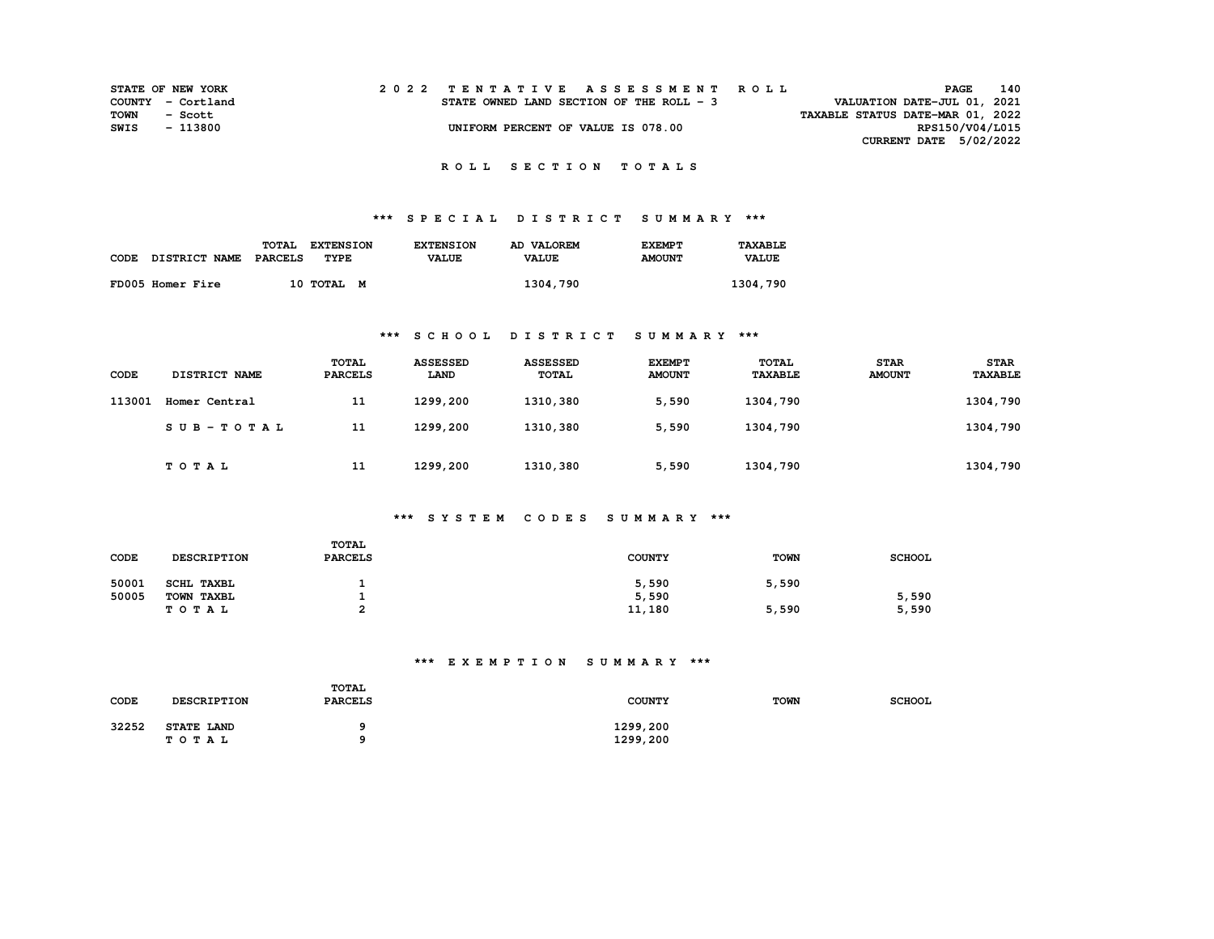STATE OF NEW YORK
COUNTY - Cortland
TOWN - Scott
SWIS - 113800

2 0 2 2 T E N T A T I V E A S S E S S M E N T R O L L
STATE OWNED LAND SECTION OF THE ROLL - 3
UNIFORM PERCENT OF VALUE IS 078.00

VALUATION DATE-JUL 01, 2021
TAXABLE STATUS DATE-MAR 01, 2022
RPS150/V04/L015
CURRENT DATE 5/02/2022

## R O L L S E C T I O N T O T A L S

### *** S P E C I A L D I S T R I C T S U M M A R Y ***

| CODE DISTRICT NAME | TOTAL PARCELS | EXTENSION TYPE | EXTENSION VALUE | AD VALOREM VALUE | EXEMPT AMOUNT | TAXABLE VALUE |
|---|---|---|---|---|---|---|
| FD005 Homer Fire | 10 | TOTAL M | | 1304,790 | | 1304,790 |

### *** S C H O O L D I S T R I C T S U M M A R Y ***

| CODE | DISTRICT NAME | TOTAL PARCELS | ASSESSED LAND | ASSESSED TOTAL | EXEMPT AMOUNT | TOTAL TAXABLE | STAR AMOUNT | STAR TAXABLE |
|---|---|---|---|---|---|---|---|---|
| 113001 | Homer Central | 11 | 1299,200 | 1310,380 | 5,590 | 1304,790 | | 1304,790 |
| | S U B - T O T A L | 11 | 1299,200 | 1310,380 | 5,590 | 1304,790 | | 1304,790 |
| | T O T A L | 11 | 1299,200 | 1310,380 | 5,590 | 1304,790 | | 1304,790 |

### *** S Y S T E M C O D E S S U M M A R Y ***

| CODE | DESCRIPTION | TOTAL PARCELS | COUNTY | TOWN | SCHOOL |
|---|---|---|---|---|---|
| 50001 | SCHL TAXBL | 1 | 5,590 | 5,590 | |
| 50005 | TOWN TAXBL | 1 | 5,590 | | 5,590 |
| | T O T A L | 2 | 11,180 | 5,590 | 5,590 |

### *** E X E M P T I O N S U M M A R Y ***

| CODE | DESCRIPTION | TOTAL PARCELS | COUNTY | TOWN | SCHOOL |
|---|---|---|---|---|---|
| 32252 | STATE LAND | 9 | 1299,200 | | |
| | T O T A L | 9 | 1299,200 | | |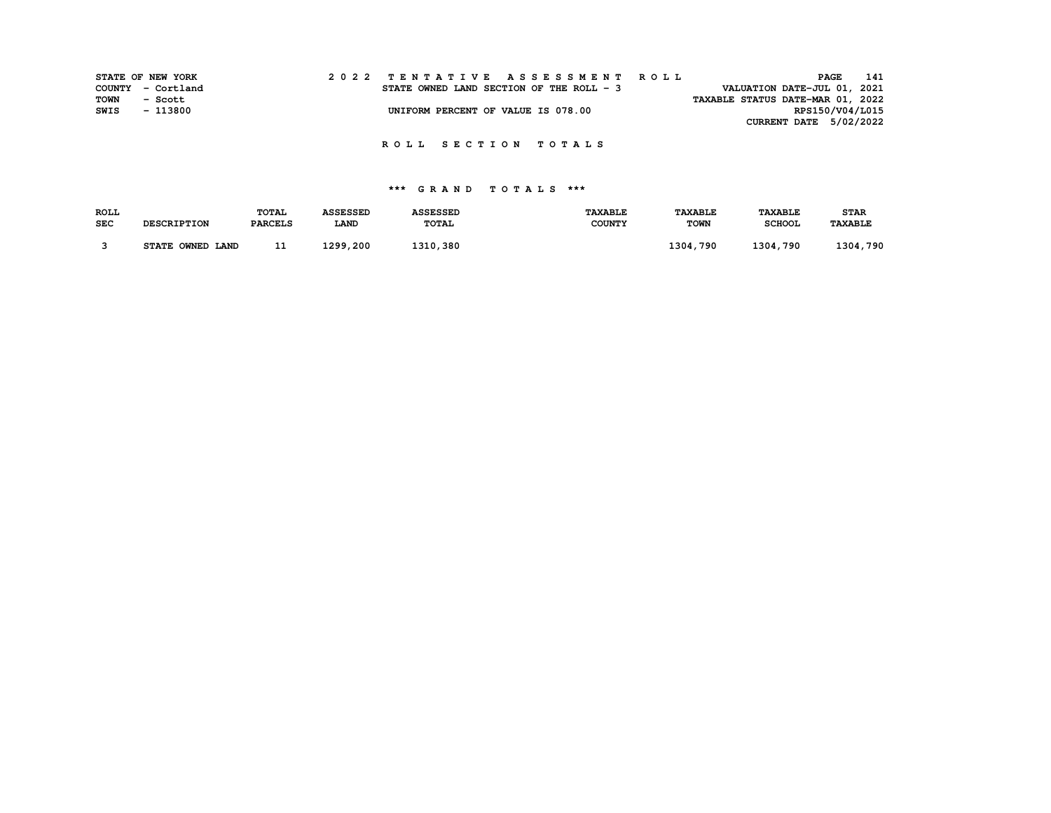STATE OF NEW YORK
COUNTY - Cortland
TOWN - Scott
SWIS - 113800

2 0 2 2 T E N T A T I V E A S S E S S M E N T R O L L

STATE OWNED LAND SECTION OF THE ROLL - 3

UNIFORM PERCENT OF VALUE IS 078.00

VALUATION DATE-JUL 01, 2021
TAXABLE STATUS DATE-MAR 01, 2022
RPS150/V04/L015
CURRENT DATE 5/02/2022

## R O L L S E C T I O N T O T A L S

### *** G R A N D T O T A L S ***

| ROLL SEC | DESCRIPTION | TOTAL PARCELS | ASSESSED LAND | ASSESSED TOTAL | TAXABLE COUNTY | TAXABLE TOWN | TAXABLE SCHOOL | STAR TAXABLE |
|---|---|---|---|---|---|---|---|---|
| 3 | STATE OWNED LAND | 11 | 1299,200 | 1310,380 | | 1304,790 | 1304,790 | 1304,790 |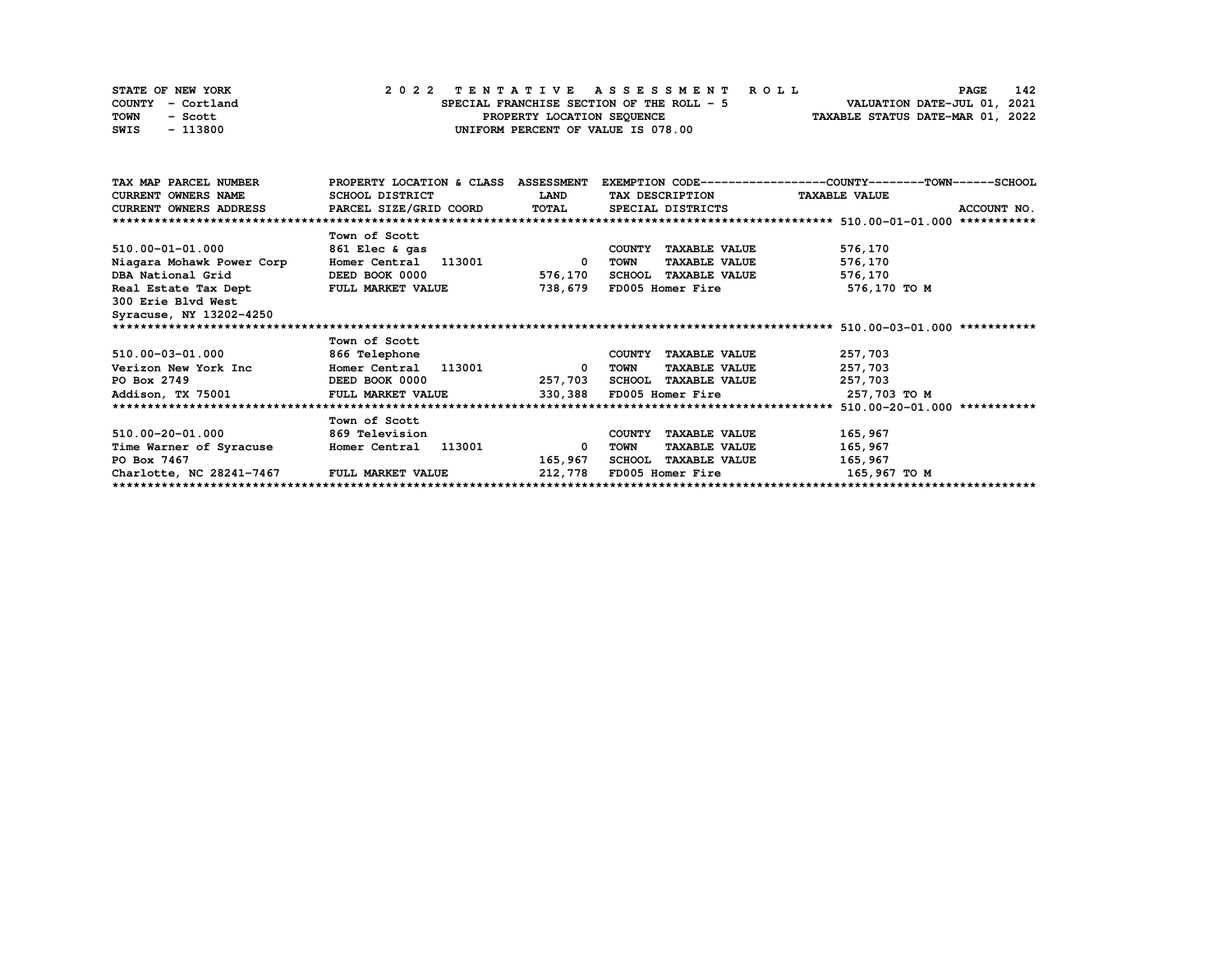STATE OF NEW YORK
COUNTY - Cortland
TOWN - Scott
SWIS - 113800

# 2022 TENTATIVE ASSESSMENT ROLL

SPECIAL FRANCHISE SECTION OF THE ROLL - 5
PROPERTY LOCATION SEQUENCE
UNIFORM PERCENT OF VALUE IS 078.00

VALUATION DATE-JUL 01, 2021
TAXABLE STATUS DATE-MAR 01, 2022

| TAX MAP PARCEL NUMBER / CURRENT OWNERS NAME / CURRENT OWNERS ADDRESS | PROPERTY LOCATION & CLASS / SCHOOL DISTRICT / PARCEL SIZE/GRID COORD | ASSESSMENT LAND / TOTAL | EXEMPTION CODE / TAX DESCRIPTION / SPECIAL DISTRICTS | COUNTY--TOWN--SCHOOL TAXABLE VALUE | ACCOUNT NO. |
|---|---|---|---|---|---|
| 510.00-01-01.000 | Town of Scott | | | | |
| | 861 Elec & gas | | COUNTY TAXABLE VALUE | 576,170 | |
| Niagara Mohawk Power Corp | Homer Central 113001 | 0 | TOWN TAXABLE VALUE | 576,170 | |
| DBA National Grid | DEED BOOK 0000 | 576,170 | SCHOOL TAXABLE VALUE | 576,170 | |
| Real Estate Tax Dept | FULL MARKET VALUE | 738,679 | FD005 Homer Fire | 576,170 TO M | |
| 300 Erie Blvd West | | | | | |
| Syracuse, NY 13202-4250 | | | | | |
| 510.00-03-01.000 | Town of Scott | | | | |
| | 866 Telephone | | COUNTY TAXABLE VALUE | 257,703 | |
| Verizon New York Inc | Homer Central 113001 | 0 | TOWN TAXABLE VALUE | 257,703 | |
| PO Box 2749 | DEED BOOK 0000 | 257,703 | SCHOOL TAXABLE VALUE | 257,703 | |
| Addison, TX 75001 | FULL MARKET VALUE | 330,388 | FD005 Homer Fire | 257,703 TO M | |
| 510.00-20-01.000 | Town of Scott | | | | |
| | 869 Television | | COUNTY TAXABLE VALUE | 165,967 | |
| Time Warner of Syracuse | Homer Central 113001 | 0 | TOWN TAXABLE VALUE | 165,967 | |
| PO Box 7467 | | 165,967 | SCHOOL TAXABLE VALUE | 165,967 | |
| Charlotte, NC 28241-7467 | FULL MARKET VALUE | 212,778 | FD005 Homer Fire | 165,967 TO M | |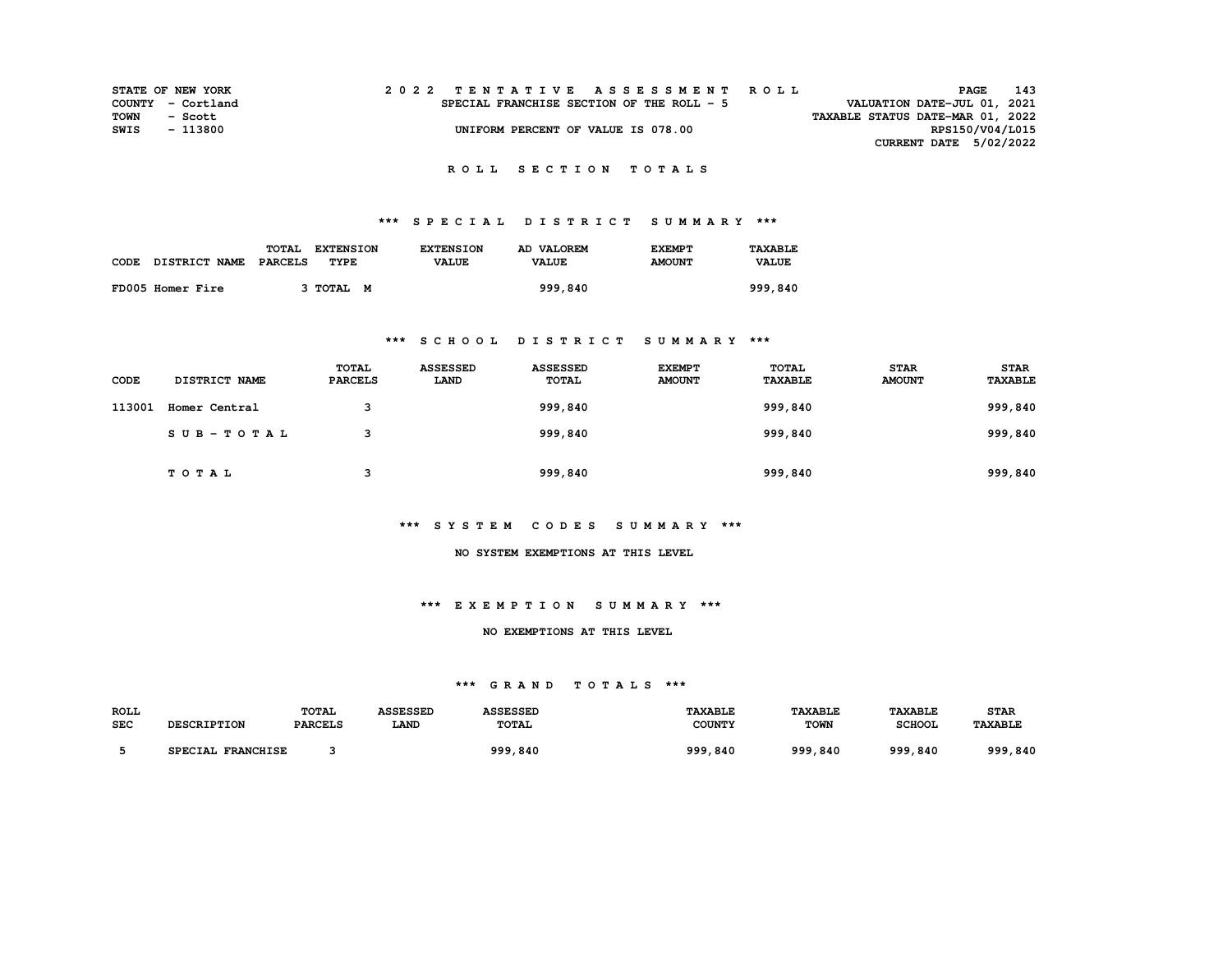STATE OF NEW YORK
COUNTY - Cortland
TOWN - Scott
SWIS - 113800

# 2022 TENTATIVE ASSESSMENT ROLL

SPECIAL FRANCHISE SECTION OF THE ROLL - 5

UNIFORM PERCENT OF VALUE IS 078.00

VALUATION DATE-JUL 01, 2021
TAXABLE STATUS DATE-MAR 01, 2022
RPS150/V04/L015
CURRENT DATE 5/02/2022

## ROLL SECTION TOTALS

### *** SPECIAL DISTRICT SUMMARY ***

| CODE | DISTRICT NAME | TOTAL PARCELS | EXTENSION TYPE | EXTENSION VALUE | AD VALOREM VALUE | EXEMPT AMOUNT | TAXABLE VALUE |
|---|---|---|---|---|---|---|---|
| FD005 | Homer Fire | 3 | TOTAL M | | 999,840 | | 999,840 |

### *** SCHOOL DISTRICT SUMMARY ***

| CODE | DISTRICT NAME | TOTAL PARCELS | ASSESSED LAND | ASSESSED TOTAL | EXEMPT AMOUNT | TOTAL TAXABLE | STAR AMOUNT | STAR TAXABLE |
|---|---|---|---|---|---|---|---|---|
| 113001 | Homer Central | 3 | | 999,840 | | 999,840 | | 999,840 |
| | SUB-TOTAL | 3 | | 999,840 | | 999,840 | | 999,840 |
| | TOTAL | 3 | | 999,840 | | 999,840 | | 999,840 |

### *** SYSTEM CODES SUMMARY ***

NO SYSTEM EXEMPTIONS AT THIS LEVEL

### *** EXEMPTION SUMMARY ***

NO EXEMPTIONS AT THIS LEVEL

### *** GRAND TOTALS ***

| ROLL SEC | DESCRIPTION | TOTAL PARCELS | ASSESSED LAND | ASSESSED TOTAL | TAXABLE COUNTY | TAXABLE TOWN | TAXABLE SCHOOL | STAR TAXABLE |
|---|---|---|---|---|---|---|---|---|
| 5 | SPECIAL FRANCHISE | 3 | | 999,840 | 999,840 | 999,840 | 999,840 | 999,840 |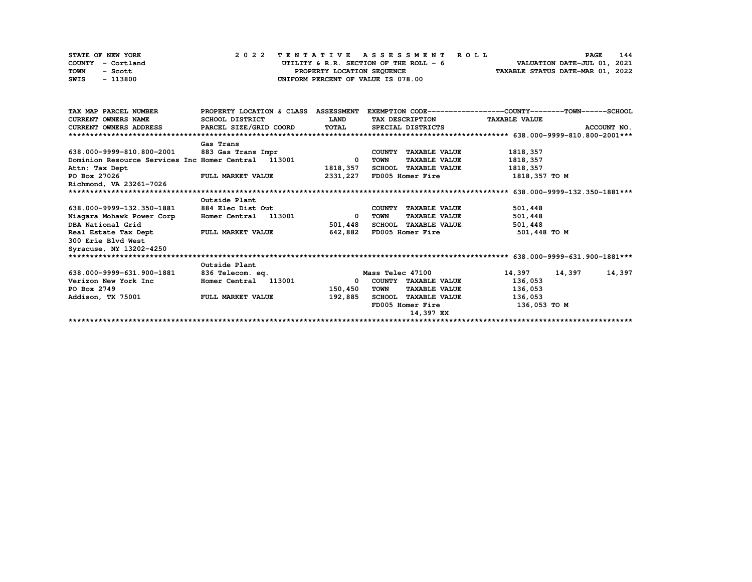STATE OF NEW YORK
COUNTY - Cortland
TOWN - Scott
SWIS - 113800

2 0 2 2 TENTATIVE ASSESSMENT ROLL
UTILITY & R.R. SECTION OF THE ROLL - 6
PROPERTY LOCATION SEQUENCE
UNIFORM PERCENT OF VALUE IS 078.00

VALUATION DATE-JUL 01, 2021
TAXABLE STATUS DATE-MAR 01, 2022

| TAX MAP PARCEL NUMBER / CURRENT OWNERS NAME / CURRENT OWNERS ADDRESS | PROPERTY LOCATION & CLASS / SCHOOL DISTRICT / PARCEL SIZE/GRID COORD | ASSESSMENT LAND / TOTAL | EXEMPTION CODE / TAX DESCRIPTION / SPECIAL DISTRICTS | COUNTY | TOWN | SCHOOL / TAXABLE VALUE / ACCOUNT NO. |
|---|---|---|---|---|---|---|
| **638.000-9999-810.800-2001** | | | | | | |
| | Gas Trans | | | | | |
| 638.000-9999-810.800-2001 | 883 Gas Trans Impr | | COUNTY TAXABLE VALUE | 1818,357 | | |
| Dominion Resource Services Inc | Homer Central 113001 | 0 | TOWN TAXABLE VALUE | 1818,357 | | |
| Attn: Tax Dept | | 1818,357 | SCHOOL TAXABLE VALUE | 1818,357 | | |
| PO Box 27026 | FULL MARKET VALUE | 2331,227 | FD005 Homer Fire | 1818,357 TO M | | |
| Richmond, VA 23261-7026 | | | | | | |
| **638.000-9999-132.350-1881** | | | | | | |
| | Outside Plant | | | | | |
| 638.000-9999-132.350-1881 | 884 Elec Dist Out | | COUNTY TAXABLE VALUE | 501,448 | | |
| Niagara Mohawk Power Corp | Homer Central 113001 | 0 | TOWN TAXABLE VALUE | 501,448 | | |
| DBA National Grid | | 501,448 | SCHOOL TAXABLE VALUE | 501,448 | | |
| Real Estate Tax Dept | FULL MARKET VALUE | 642,882 | FD005 Homer Fire | 501,448 TO M | | |
| 300 Erie Blvd West | | | | | | |
| Syracuse, NY 13202-4250 | | | | | | |
| **638.000-9999-631.900-1881** | | | | | | |
| | Outside Plant | | | | | |
| 638.000-9999-631.900-1881 | 836 Telecom. eq. | | Mass Telec 47100 | 14,397 | 14,397 | 14,397 |
| Verizon New York Inc | Homer Central 113001 | 0 | COUNTY TAXABLE VALUE | 136,053 | | |
| PO Box 2749 | | 150,450 | TOWN TAXABLE VALUE | 136,053 | | |
| Addison, TX 75001 | FULL MARKET VALUE | 192,885 | SCHOOL TAXABLE VALUE | 136,053 | | |
| | | | FD005 Homer Fire | 136,053 TO M | | |
| | | | 14,397 EX | | | |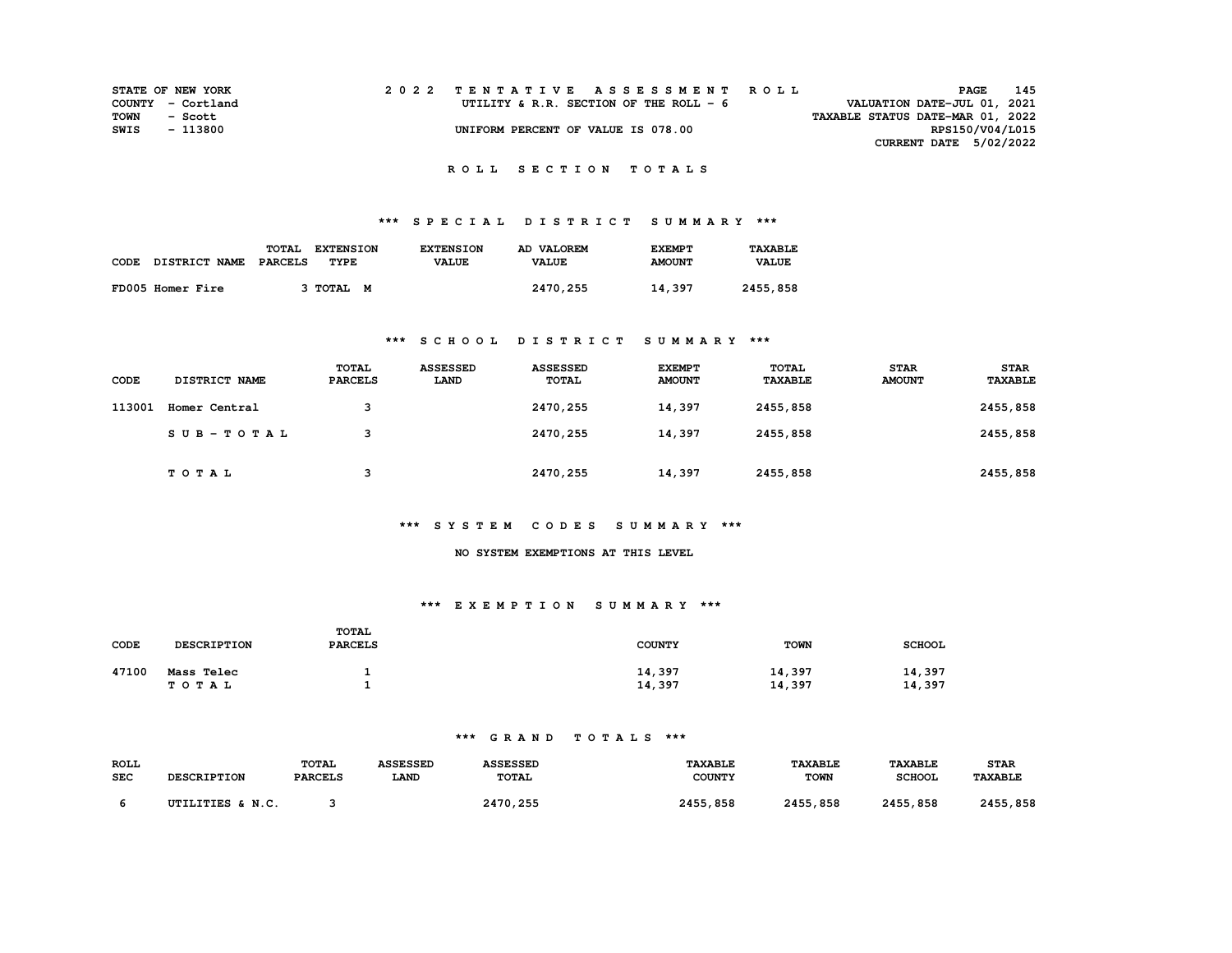STATE OF NEW YORK
COUNTY - Cortland
TOWN - Scott
SWIS - 113800

2022 TENTATIVE ASSESSMENT ROLL
UTILITY & R.R. SECTION OF THE ROLL - 6
UNIFORM PERCENT OF VALUE IS 078.00

VALUATION DATE-JUL 01, 2021
TAXABLE STATUS DATE-MAR 01, 2022
RPS150/V04/L015
CURRENT DATE 5/02/2022

## ROLL SECTION TOTALS

### *** SPECIAL DISTRICT SUMMARY ***

| CODE | DISTRICT NAME | TOTAL PARCELS | EXTENSION TYPE | EXTENSION VALUE | AD VALOREM VALUE | EXEMPT AMOUNT | TAXABLE VALUE |
|---|---|---|---|---|---|---|---|
| FD005 | Homer Fire | 3 | TOTAL M | | 2470,255 | 14,397 | 2455,858 |

### *** SCHOOL DISTRICT SUMMARY ***

| CODE | DISTRICT NAME | TOTAL PARCELS | ASSESSED LAND | ASSESSED TOTAL | EXEMPT AMOUNT | TOTAL TAXABLE | STAR AMOUNT | STAR TAXABLE |
|---|---|---|---|---|---|---|---|---|
| 113001 | Homer Central | 3 | | 2470,255 | 14,397 | 2455,858 | | 2455,858 |
| | SUB-TOTAL | 3 | | 2470,255 | 14,397 | 2455,858 | | 2455,858 |
| | TOTAL | 3 | | 2470,255 | 14,397 | 2455,858 | | 2455,858 |

### *** SYSTEM CODES SUMMARY ***

NO SYSTEM EXEMPTIONS AT THIS LEVEL

### *** EXEMPTION SUMMARY ***

| CODE | DESCRIPTION | TOTAL PARCELS | COUNTY | TOWN | SCHOOL |
|---|---|---|---|---|---|
| 47100 | Mass Telec | 1 | 14,397 | 14,397 | 14,397 |
| | TOTAL | 1 | 14,397 | 14,397 | 14,397 |

### *** GRAND TOTALS ***

| ROLL SEC | DESCRIPTION | TOTAL PARCELS | ASSESSED LAND | ASSESSED TOTAL | TAXABLE COUNTY | TAXABLE TOWN | TAXABLE SCHOOL | STAR TAXABLE |
|---|---|---|---|---|---|---|---|---|
| 6 | UTILITIES & N.C. | 3 | | 2470,255 | 2455,858 | 2455,858 | 2455,858 | 2455,858 |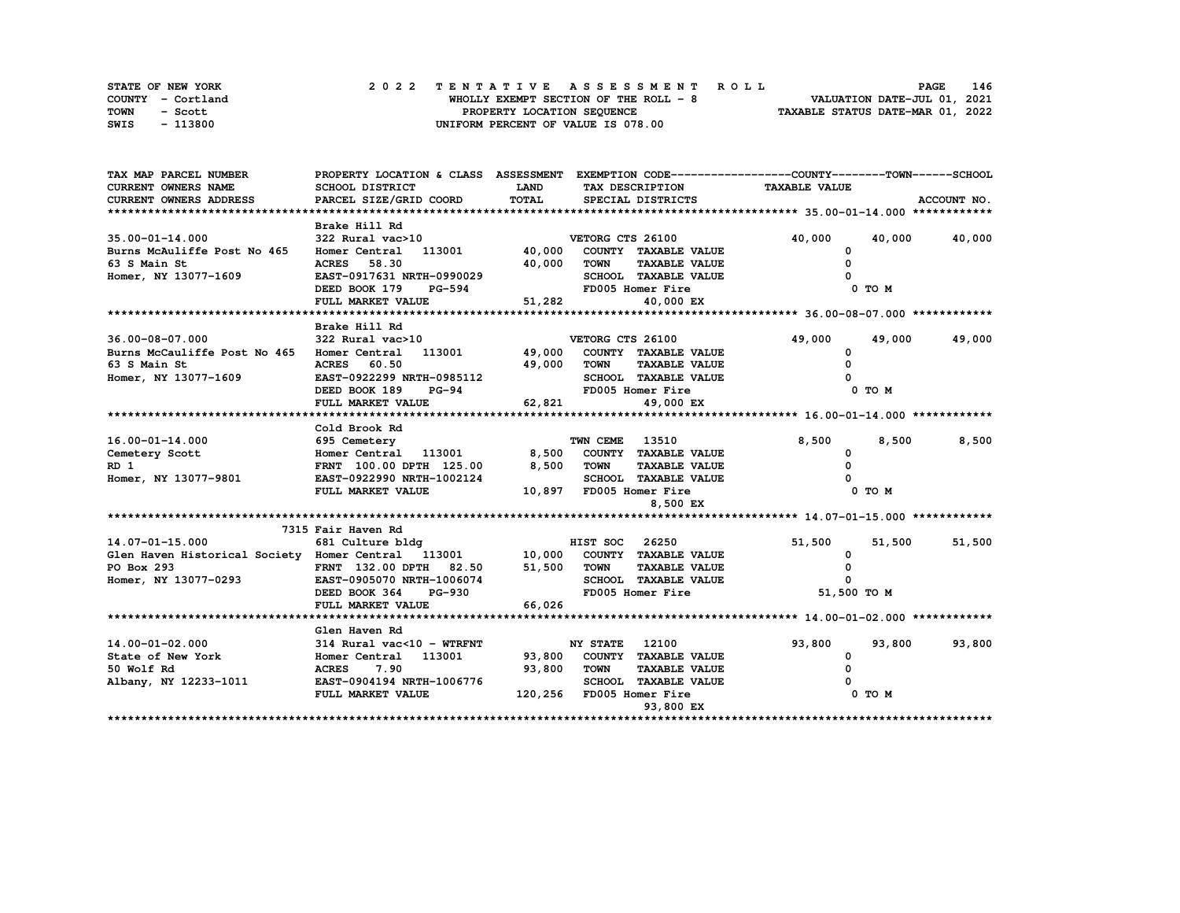STATE OF NEW YORK
COUNTY - Cortland
TOWN - Scott
SWIS - 113800

# 2022 TENTATIVE ASSESSMENT ROLL

WHOLLY EXEMPT SECTION OF THE ROLL - 8
PROPERTY LOCATION SEQUENCE
UNIFORM PERCENT OF VALUE IS 078.00

VALUATION DATE-JUL 01, 2021
TAXABLE STATUS DATE-MAR 01, 2022

| TAX MAP PARCEL NUMBER / CURRENT OWNERS NAME / CURRENT OWNERS ADDRESS | PROPERTY LOCATION & CLASS / SCHOOL DISTRICT / PARCEL SIZE/GRID COORD | ASSESSMENT LAND / TOTAL | EXEMPTION CODE / TAX DESCRIPTION / SPECIAL DISTRICTS | COUNTY TAXABLE VALUE | TOWN | SCHOOL |
|---|---|---|---|---|---|---|
| **35.00-01-14.000** | Brake Hill Rd | | | | | |
| 35.00-01-14.000 | 322 Rural vac>10 | | VETORG CTS 26100 | 40,000 | 40,000 | 40,000 |
| Burns McAuliffe Post No 465 | Homer Central 113001 | 40,000 | COUNTY TAXABLE VALUE | 0 | | |
| 63 S Main St | ACRES 58.30 | 40,000 | TOWN TAXABLE VALUE | 0 | | |
| Homer, NY 13077-1609 | EAST-0917631 NRTH-0990029 | | SCHOOL TAXABLE VALUE | 0 | | |
| | DEED BOOK 179 PG-594 | | FD005 Homer Fire | 0 TO M | | |
| | FULL MARKET VALUE | 51,282 | 40,000 EX | | | |
| **36.00-08-07.000** | Brake Hill Rd | | | | | |
| 36.00-08-07.000 | 322 Rural vac>10 | | VETORG CTS 26100 | 49,000 | 49,000 | 49,000 |
| Burns McCauliffe Post No 465 | Homer Central 113001 | 49,000 | COUNTY TAXABLE VALUE | 0 | | |
| 63 S Main St | ACRES 60.50 | 49,000 | TOWN TAXABLE VALUE | 0 | | |
| Homer, NY 13077-1609 | EAST-0922299 NRTH-0985112 | | SCHOOL TAXABLE VALUE | 0 | | |
| | DEED BOOK 189 PG-94 | | FD005 Homer Fire | 0 TO M | | |
| | FULL MARKET VALUE | 62,821 | 49,000 EX | | | |
| **16.00-01-14.000** | Cold Brook Rd | | | | | |
| 16.00-01-14.000 | 695 Cemetery | | TWN CEME 13510 | 8,500 | 8,500 | 8,500 |
| Cemetery Scott | Homer Central 113001 | 8,500 | COUNTY TAXABLE VALUE | 0 | | |
| RD 1 | FRNT 100.00 DPTH 125.00 | 8,500 | TOWN TAXABLE VALUE | 0 | | |
| Homer, NY 13077-9801 | EAST-0922990 NRTH-1002124 | | SCHOOL TAXABLE VALUE | 0 | | |
| | FULL MARKET VALUE | 10,897 | FD005 Homer Fire | 0 TO M | | |
| | | | 8,500 EX | | | |
| **14.07-01-15.000** | 7315 Fair Haven Rd | | | | | |
| 14.07-01-15.000 | 681 Culture bldg | | HIST SOC 26250 | 51,500 | 51,500 | 51,500 |
| Glen Haven Historical Society | Homer Central 113001 | 10,000 | COUNTY TAXABLE VALUE | 0 | | |
| PO Box 293 | FRNT 132.00 DPTH 82.50 | 51,500 | TOWN TAXABLE VALUE | 0 | | |
| Homer, NY 13077-0293 | EAST-0905070 NRTH-1006074 | | SCHOOL TAXABLE VALUE | 0 | | |
| | DEED BOOK 364 PG-930 | | FD005 Homer Fire | 51,500 TO M | | |
| | FULL MARKET VALUE | 66,026 | | | | |
| **14.00-01-02.000** | Glen Haven Rd | | | | | |
| 14.00-01-02.000 | 314 Rural vac<10 - WTRFNT | | NY STATE 12100 | 93,800 | 93,800 | 93,800 |
| State of New York | Homer Central 113001 | 93,800 | COUNTY TAXABLE VALUE | 0 | | |
| 50 Wolf Rd | ACRES 7.90 | 93,800 | TOWN TAXABLE VALUE | 0 | | |
| Albany, NY 12233-1011 | EAST-0904194 NRTH-1006776 | | SCHOOL TAXABLE VALUE | 0 | | |
| | FULL MARKET VALUE | 120,256 | FD005 Homer Fire | 0 TO M | | |
| | | | 93,800 EX | | | |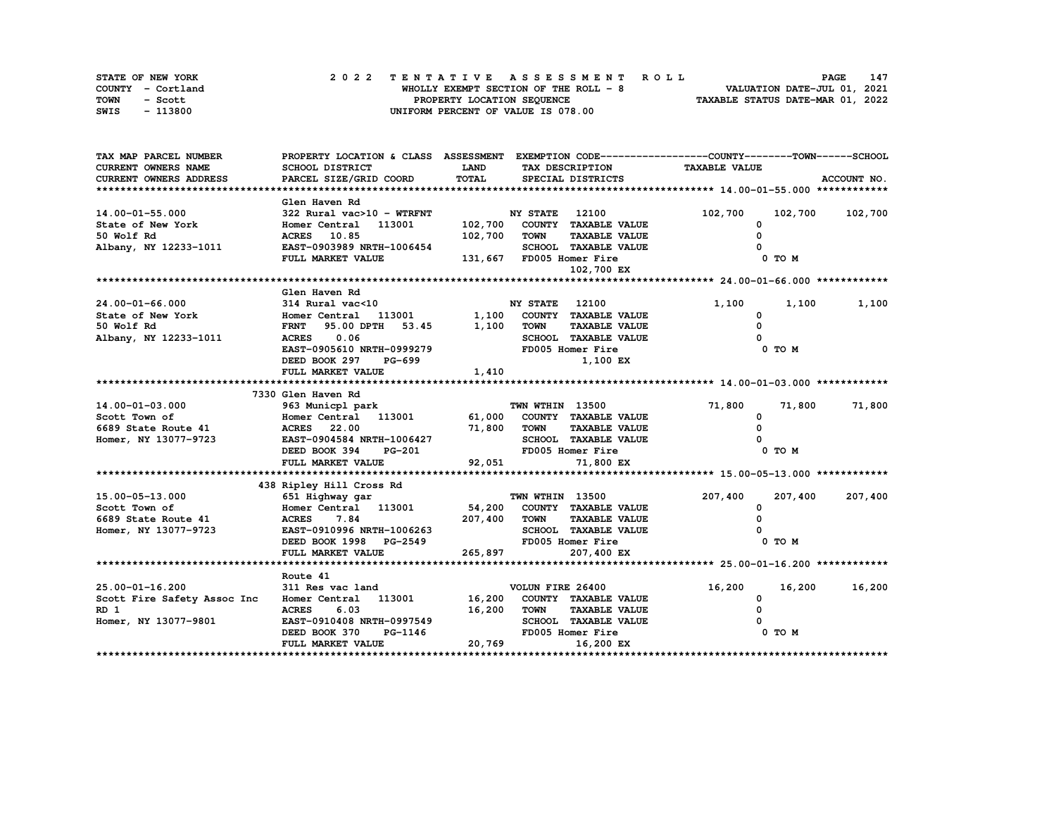STATE OF NEW YORK
COUNTY - Cortland
TOWN - Scott
SWIS - 113800

**2 0 2 2 T E N T A T I V E A S S E S S M E N T R O L L**
WHOLLY EXEMPT SECTION OF THE ROLL - 8
PROPERTY LOCATION SEQUENCE
UNIFORM PERCENT OF VALUE IS 078.00

VALUATION DATE-JUL 01, 2021
TAXABLE STATUS DATE-MAR 01, 2022

| TAX MAP PARCEL NUMBER / CURRENT OWNERS NAME / CURRENT OWNERS ADDRESS | PROPERTY LOCATION & CLASS / SCHOOL DISTRICT / PARCEL SIZE/GRID COORD | ASSESSMENT LAND / TOTAL | EXEMPTION CODE / TAX DESCRIPTION / SPECIAL DISTRICTS | COUNTY TAXABLE VALUE | TOWN | SCHOOL |
|---|---|---|---|---|---|---|
| **14.00-01-55.000** | Glen Haven Rd | | | | | |
| | 322 Rural vac>10 - WTRFNT | | NY STATE 12100 | 102,700 | 102,700 | 102,700 |
| State of New York | Homer Central 113001 | 102,700 | COUNTY TAXABLE VALUE | 0 | | |
| 50 Wolf Rd | ACRES 10.85 | 102,700 | TOWN TAXABLE VALUE | 0 | | |
| Albany, NY 12233-1011 | EAST-0903989 NRTH-1006454 | | SCHOOL TAXABLE VALUE | 0 | | |
| | FULL MARKET VALUE | 131,667 | FD005 Homer Fire | 0 TO M | | |
| | | | 102,700 EX | | | |
| **24.00-01-66.000** | Glen Haven Rd | | | | | |
| | 314 Rural vac<10 | | NY STATE 12100 | 1,100 | 1,100 | 1,100 |
| State of New York | Homer Central 113001 | 1,100 | COUNTY TAXABLE VALUE | 0 | | |
| 50 Wolf Rd | FRNT 95.00 DPTH 53.45 | 1,100 | TOWN TAXABLE VALUE | 0 | | |
| Albany, NY 12233-1011 | ACRES 0.06 | | SCHOOL TAXABLE VALUE | 0 | | |
| | EAST-0905610 NRTH-0999279 | | FD005 Homer Fire | 0 TO M | | |
| | DEED BOOK 297 PG-699 | | 1,100 EX | | | |
| | FULL MARKET VALUE | 1,410 | | | | |
| **14.00-01-03.000** | 7330 Glen Haven Rd | | | | | |
| | 963 Municpl park | | TWN WTHIN 13500 | 71,800 | 71,800 | 71,800 |
| Scott Town of | Homer Central 113001 | 61,000 | COUNTY TAXABLE VALUE | 0 | | |
| 6689 State Route 41 | ACRES 22.00 | 71,800 | TOWN TAXABLE VALUE | 0 | | |
| Homer, NY 13077-9723 | EAST-0904584 NRTH-1006427 | | SCHOOL TAXABLE VALUE | 0 | | |
| | DEED BOOK 394 PG-201 | | FD005 Homer Fire | 0 TO M | | |
| | FULL MARKET VALUE | 92,051 | 71,800 EX | | | |
| **15.00-05-13.000** | 438 Ripley Hill Cross Rd | | | | | |
| | 651 Highway gar | | TWN WTHIN 13500 | 207,400 | 207,400 | 207,400 |
| Scott Town of | Homer Central 113001 | 54,200 | COUNTY TAXABLE VALUE | 0 | | |
| 6689 State Route 41 | ACRES 7.84 | 207,400 | TOWN TAXABLE VALUE | 0 | | |
| Homer, NY 13077-9723 | EAST-0910996 NRTH-1006263 | | SCHOOL TAXABLE VALUE | 0 | | |
| | DEED BOOK 1998 PG-2549 | | FD005 Homer Fire | 0 TO M | | |
| | FULL MARKET VALUE | 265,897 | 207,400 EX | | | |
| **25.00-01-16.200** | Route 41 | | | | | |
| | 311 Res vac land | | VOLUN FIRE 26400 | 16,200 | 16,200 | 16,200 |
| Scott Fire Safety Assoc Inc | Homer Central 113001 | 16,200 | COUNTY TAXABLE VALUE | 0 | | |
| RD 1 | ACRES 6.03 | 16,200 | TOWN TAXABLE VALUE | 0 | | |
| Homer, NY 13077-9801 | EAST-0910408 NRTH-0997549 | | SCHOOL TAXABLE VALUE | 0 | | |
| | DEED BOOK 370 PG-1146 | | FD005 Homer Fire | 0 TO M | | |
| | FULL MARKET VALUE | 20,769 | 16,200 EX | | | |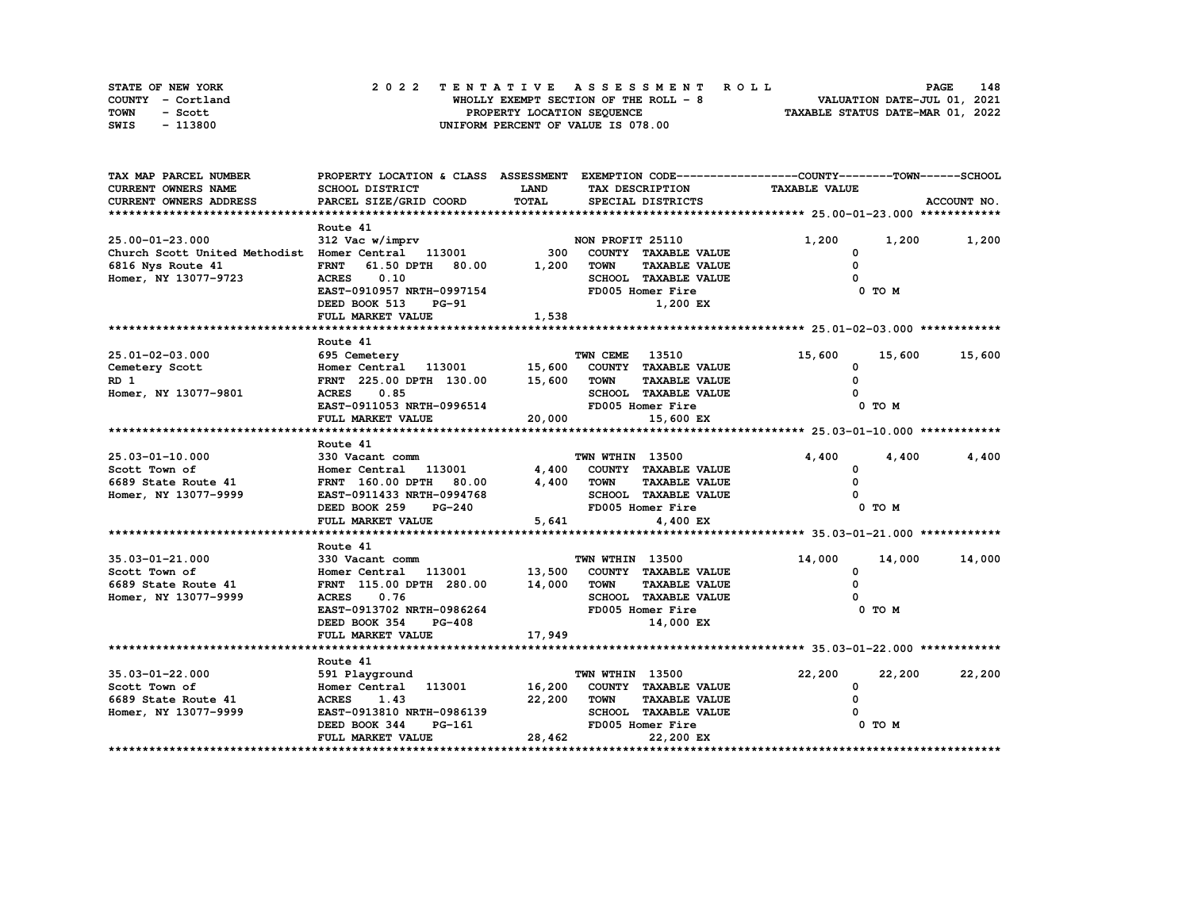STATE OF NEW YORK
COUNTY - Cortland
TOWN - Scott
SWIS - 113800

# 2022 TENTATIVE ASSESSMENT ROLL
WHOLLY EXEMPT SECTION OF THE ROLL - 8
PROPERTY LOCATION SEQUENCE
UNIFORM PERCENT OF VALUE IS 078.00

VALUATION DATE-JUL 01, 2021
TAXABLE STATUS DATE-MAR 01, 2022

| TAX MAP PARCEL NUMBER / CURRENT OWNERS NAME / CURRENT OWNERS ADDRESS | PROPERTY LOCATION & CLASS / SCHOOL DISTRICT / PARCEL SIZE/GRID COORD | ASSESSMENT LAND / TOTAL | EXEMPTION CODE / TAX DESCRIPTION / SPECIAL DISTRICTS | COUNTY | TOWN | SCHOOL |
|---|---|---|---|---|---|---|
| **25.00-01-23.000** | Route 41 | | | | | |
| 25.00-01-23.000 | 312 Vac w/imprv | | NON PROFIT 25110 | 1,200 | 1,200 | 1,200 |
| Church Scott United Methodist | Homer Central 113001 | 300 | COUNTY TAXABLE VALUE | 0 | | |
| 6816 Nys Route 41 | FRNT 61.50 DPTH 80.00 | 1,200 | TOWN TAXABLE VALUE | | 0 | |
| Homer, NY 13077-9723 | ACRES 0.10 | | SCHOOL TAXABLE VALUE | | | 0 |
| | EAST-0910957 NRTH-0997154 | | FD005 Homer Fire | 0 TO M | | |
| | DEED BOOK 513 PG-91 | | 1,200 EX | | | |
| | FULL MARKET VALUE | 1,538 | | | | |
| **25.01-02-03.000** | Route 41 | | | | | |
| 25.01-02-03.000 | 695 Cemetery | | TWN CEME 13510 | 15,600 | 15,600 | 15,600 |
| Cemetery Scott | Homer Central 113001 | 15,600 | COUNTY TAXABLE VALUE | 0 | | |
| RD 1 | FRNT 225.00 DPTH 130.00 | 15,600 | TOWN TAXABLE VALUE | | 0 | |
| Homer, NY 13077-9801 | ACRES 0.85 | | SCHOOL TAXABLE VALUE | | | 0 |
| | EAST-0911053 NRTH-0996514 | | FD005 Homer Fire | 0 TO M | | |
| | FULL MARKET VALUE | 20,000 | 15,600 EX | | | |
| **25.03-01-10.000** | Route 41 | | | | | |
| 25.03-01-10.000 | 330 Vacant comm | | TWN WTHIN 13500 | 4,400 | 4,400 | 4,400 |
| Scott Town of | Homer Central 113001 | 4,400 | COUNTY TAXABLE VALUE | 0 | | |
| 6689 State Route 41 | FRNT 160.00 DPTH 80.00 | 4,400 | TOWN TAXABLE VALUE | | 0 | |
| Homer, NY 13077-9999 | EAST-0911433 NRTH-0994768 | | SCHOOL TAXABLE VALUE | | | 0 |
| | DEED BOOK 259 PG-240 | | FD005 Homer Fire | 0 TO M | | |
| | FULL MARKET VALUE | 5,641 | 4,400 EX | | | |
| **35.03-01-21.000** | Route 41 | | | | | |
| 35.03-01-21.000 | 330 Vacant comm | | TWN WTHIN 13500 | 14,000 | 14,000 | 14,000 |
| Scott Town of | Homer Central 113001 | 13,500 | COUNTY TAXABLE VALUE | 0 | | |
| 6689 State Route 41 | FRNT 115.00 DPTH 280.00 | 14,000 | TOWN TAXABLE VALUE | | 0 | |
| Homer, NY 13077-9999 | ACRES 0.76 | | SCHOOL TAXABLE VALUE | | | 0 |
| | EAST-0913702 NRTH-0986264 | | FD005 Homer Fire | 0 TO M | | |
| | DEED BOOK 354 PG-408 | | 14,000 EX | | | |
| | FULL MARKET VALUE | 17,949 | | | | |
| **35.03-01-22.000** | Route 41 | | | | | |
| 35.03-01-22.000 | 591 Playground | | TWN WTHIN 13500 | 22,200 | 22,200 | 22,200 |
| Scott Town of | Homer Central 113001 | 16,200 | COUNTY TAXABLE VALUE | 0 | | |
| 6689 State Route 41 | ACRES 1.43 | 22,200 | TOWN TAXABLE VALUE | | 0 | |
| Homer, NY 13077-9999 | EAST-0913810 NRTH-0986139 | | SCHOOL TAXABLE VALUE | | | 0 |
| | DEED BOOK 344 PG-161 | | FD005 Homer Fire | 0 TO M | | |
| | FULL MARKET VALUE | 28,462 | 22,200 EX | | | |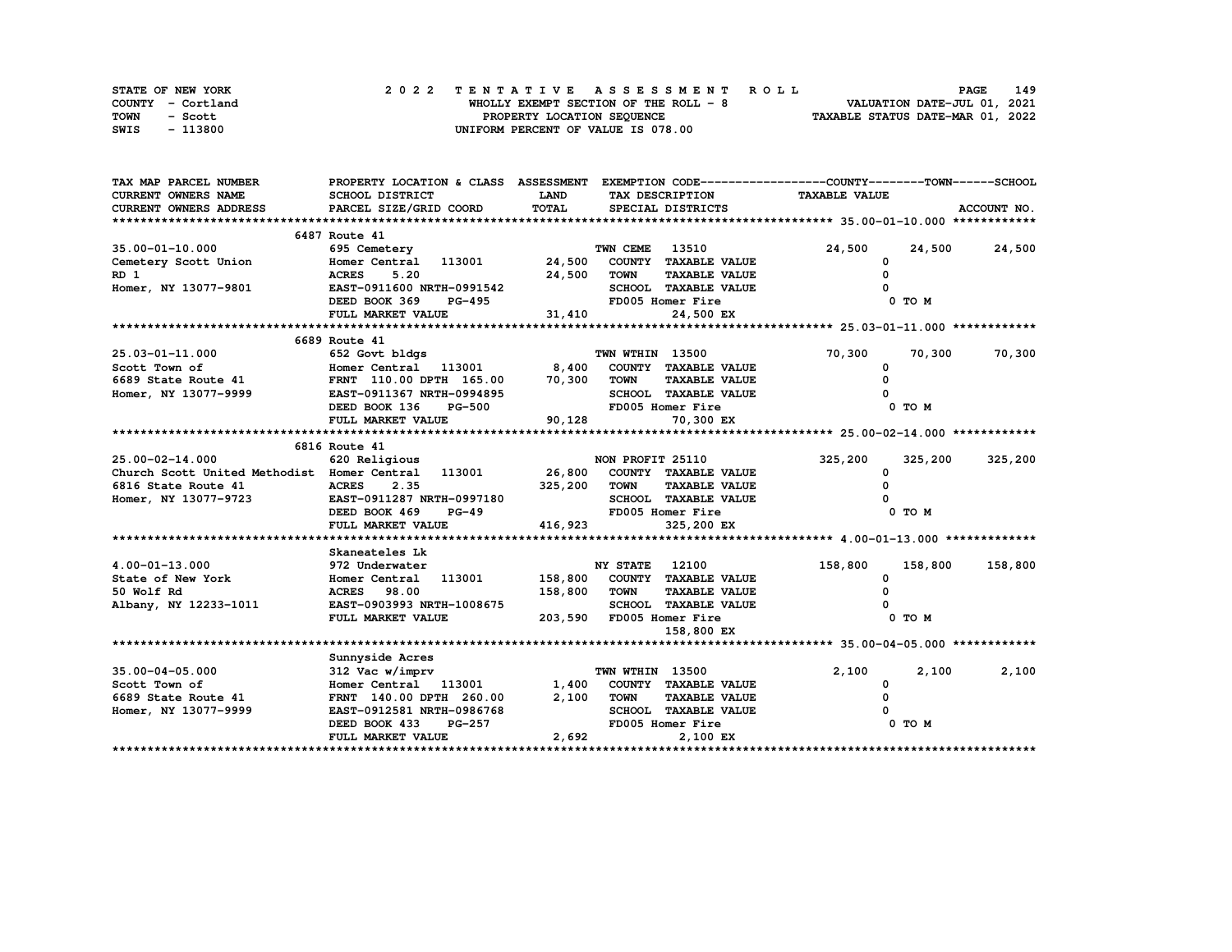STATE OF NEW YORK
COUNTY - Cortland
TOWN - Scott
SWIS - 113800

# 2022 TENTATIVE ASSESSMENT ROLL

WHOLLY EXEMPT SECTION OF THE ROLL - 8
PROPERTY LOCATION SEQUENCE
UNIFORM PERCENT OF VALUE IS 078.00

VALUATION DATE-JUL 01, 2021
TAXABLE STATUS DATE-MAR 01, 2022

| TAX MAP PARCEL NUMBER / CURRENT OWNERS NAME / CURRENT OWNERS ADDRESS | PROPERTY LOCATION & CLASS / SCHOOL DISTRICT / PARCEL SIZE/GRID COORD | ASSESSMENT LAND | TOTAL | EXEMPTION CODE / TAX DESCRIPTION / SPECIAL DISTRICTS | COUNTY TAXABLE VALUE | TOWN | SCHOOL |
|---|---|---|---|---|---|---|---|
| **35.00-01-10.000** | 6487 Route 41 | | | | | | |
| 35.00-01-10.000 | 695 Cemetery | | | TWN CEME 13510 | 24,500 | 24,500 | 24,500 |
| Cemetery Scott Union | Homer Central 113001 | 24,500 | | COUNTY TAXABLE VALUE | 0 | | |
| RD 1 | ACRES 5.20 | | 24,500 | TOWN TAXABLE VALUE | 0 | | |
| Homer, NY 13077-9801 | EAST-0911600 NRTH-0991542 | | | SCHOOL TAXABLE VALUE | 0 | | |
| | DEED BOOK 369 PG-495 | | | FD005 Homer Fire | 0 TO M | | |
| | FULL MARKET VALUE | | 31,410 | 24,500 EX | | | |
| **25.03-01-11.000** | 6689 Route 41 | | | | | | |
| 25.03-01-11.000 | 652 Govt bldgs | | | TWN WTHIN 13500 | 70,300 | 70,300 | 70,300 |
| Scott Town of | Homer Central 113001 | 8,400 | | COUNTY TAXABLE VALUE | 0 | | |
| 6689 State Route 41 | FRNT 110.00 DPTH 165.00 | | 70,300 | TOWN TAXABLE VALUE | 0 | | |
| Homer, NY 13077-9999 | EAST-0911367 NRTH-0994895 | | | SCHOOL TAXABLE VALUE | 0 | | |
| | DEED BOOK 136 PG-500 | | | FD005 Homer Fire | 0 TO M | | |
| | FULL MARKET VALUE | | 90,128 | 70,300 EX | | | |
| **25.00-02-14.000** | 6816 Route 41 | | | | | | |
| 25.00-02-14.000 | 620 Religious | | | NON PROFIT 25110 | 325,200 | 325,200 | 325,200 |
| Church Scott United Methodist | Homer Central 113001 | 26,800 | | COUNTY TAXABLE VALUE | 0 | | |
| 6816 State Route 41 | ACRES 2.35 | | 325,200 | TOWN TAXABLE VALUE | 0 | | |
| Homer, NY 13077-9723 | EAST-0911287 NRTH-0997180 | | | SCHOOL TAXABLE VALUE | 0 | | |
| | DEED BOOK 469 PG-49 | | | FD005 Homer Fire | 0 TO M | | |
| | FULL MARKET VALUE | | 416,923 | 325,200 EX | | | |
| **4.00-01-13.000** | Skaneateles Lk | | | | | | |
| 4.00-01-13.000 | 972 Underwater | | | NY STATE 12100 | 158,800 | 158,800 | 158,800 |
| State of New York | Homer Central 113001 | 158,800 | | COUNTY TAXABLE VALUE | 0 | | |
| 50 Wolf Rd | ACRES 98.00 | | 158,800 | TOWN TAXABLE VALUE | 0 | | |
| Albany, NY 12233-1011 | EAST-0903993 NRTH-1008675 | | | SCHOOL TAXABLE VALUE | 0 | | |
| | FULL MARKET VALUE | | 203,590 | FD005 Homer Fire | 0 TO M | | |
| | | | | 158,800 EX | | | |
| **35.00-04-05.000** | Sunnyside Acres | | | | | | |
| 35.00-04-05.000 | 312 Vac w/imprv | | | TWN WTHIN 13500 | 2,100 | 2,100 | 2,100 |
| Scott Town of | Homer Central 113001 | 1,400 | | COUNTY TAXABLE VALUE | 0 | | |
| 6689 State Route 41 | FRNT 140.00 DPTH 260.00 | | 2,100 | TOWN TAXABLE VALUE | 0 | | |
| Homer, NY 13077-9999 | EAST-0912581 NRTH-0986768 | | | SCHOOL TAXABLE VALUE | 0 | | |
| | DEED BOOK 433 PG-257 | | | FD005 Homer Fire | 0 TO M | | |
| | FULL MARKET VALUE | | 2,692 | 2,100 EX | | | |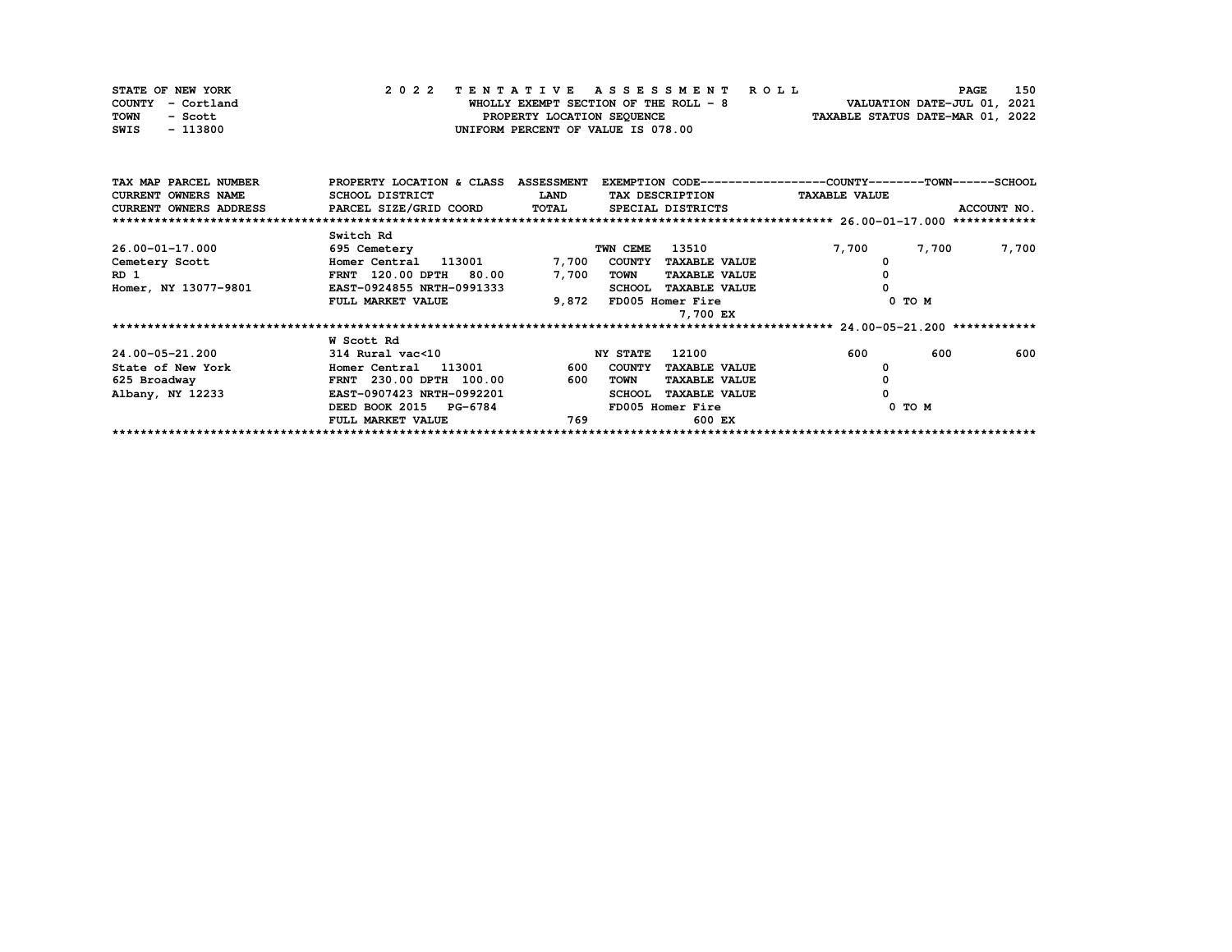STATE OF NEW YORK  
COUNTY - Cortland  
TOWN - Scott  
SWIS - 113800

**2022 TENTATIVE ASSESSMENT ROLL**  
WHOLLY EXEMPT SECTION OF THE ROLL - 8  
PROPERTY LOCATION SEQUENCE  
UNIFORM PERCENT OF VALUE IS 078.00

VALUATION DATE-JUL 01, 2021  
TAXABLE STATUS DATE-MAR 01, 2022

| TAX MAP PARCEL NUMBER / CURRENT OWNERS NAME / CURRENT OWNERS ADDRESS | PROPERTY LOCATION & CLASS / SCHOOL DISTRICT / PARCEL SIZE/GRID COORD | ASSESSMENT LAND / TOTAL | EXEMPTION CODE / TAX DESCRIPTION / SPECIAL DISTRICTS | COUNTY TAXABLE VALUE | TOWN | SCHOOL / ACCOUNT NO. |
|---|---|---|---|---|---|---|
| **26.00-01-17.000** | Switch Rd | | | | | |
| 26.00-01-17.000 | 695 Cemetery | | TWN CEME 13510 | 7,700 | 7,700 | 7,700 |
| Cemetery Scott | Homer Central 113001 | 7,700 | COUNTY TAXABLE VALUE | 0 | | |
| RD 1 | FRNT 120.00 DPTH 80.00 | 7,700 | TOWN TAXABLE VALUE | 0 | | |
| Homer, NY 13077-9801 | EAST-0924855 NRTH-0991333 | | SCHOOL TAXABLE VALUE | 0 | | |
| | FULL MARKET VALUE | 9,872 | FD005 Homer Fire | 0 TO M | | |
| | | | 7,700 EX | | | |
| **24.00-05-21.200** | W Scott Rd | | | | | |
| 24.00-05-21.200 | 314 Rural vac<10 | | NY STATE 12100 | 600 | 600 | 600 |
| State of New York | Homer Central 113001 | 600 | COUNTY TAXABLE VALUE | 0 | | |
| 625 Broadway | FRNT 230.00 DPTH 100.00 | 600 | TOWN TAXABLE VALUE | 0 | | |
| Albany, NY 12233 | EAST-0907423 NRTH-0992201 | | SCHOOL TAXABLE VALUE | 0 | | |
| | DEED BOOK 2015 PG-6784 | | FD005 Homer Fire | 0 TO M | | |
| | FULL MARKET VALUE | 769 | 600 EX | | | |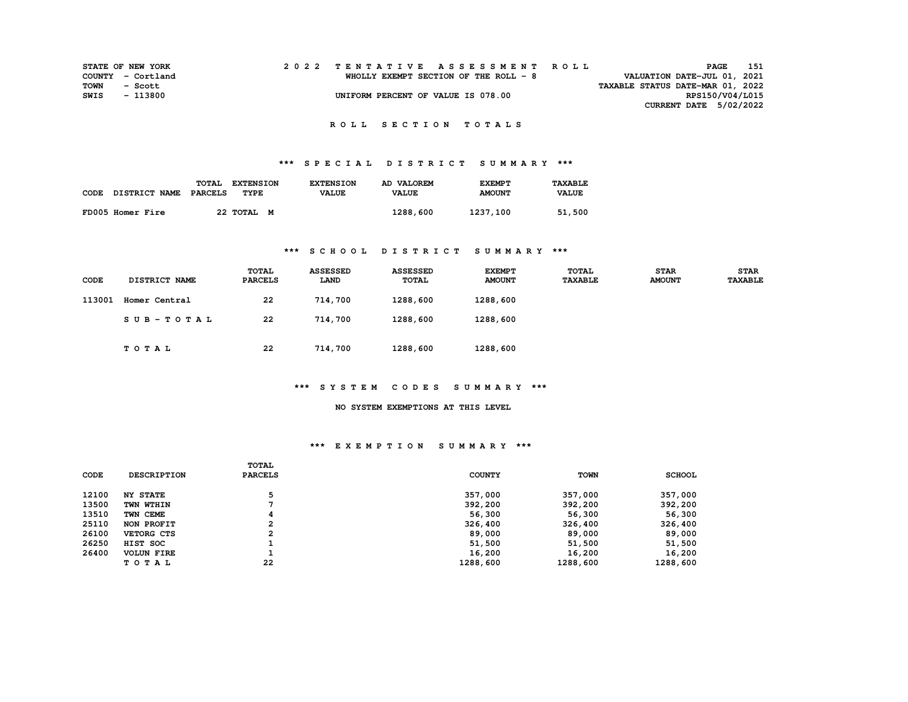STATE OF NEW YORK | COUNTY - Cortland | TOWN - Scott | SWIS - 113800

# 2022 TENTATIVE ASSESSMENT ROLL

WHOLLY EXEMPT SECTION OF THE ROLL - 8

UNIFORM PERCENT OF VALUE IS 078.00

VALUATION DATE-JUL 01, 2021
TAXABLE STATUS DATE-MAR 01, 2022
RPS150/V04/L015
CURRENT DATE 5/02/2022

## ROLL SECTION TOTALS

### *** SPECIAL DISTRICT SUMMARY ***

| CODE DISTRICT NAME | TOTAL PARCELS | EXTENSION TYPE | EXTENSION VALUE | AD VALOREM VALUE | EXEMPT AMOUNT | TAXABLE VALUE |
|---|---|---|---|---|---|---|
| FD005 Homer Fire | 22 | TOTAL M | | 1288,600 | 1237,100 | 51,500 |

### *** SCHOOL DISTRICT SUMMARY ***

| CODE | DISTRICT NAME | TOTAL PARCELS | ASSESSED LAND | ASSESSED TOTAL | EXEMPT AMOUNT | TOTAL TAXABLE | STAR AMOUNT | STAR TAXABLE |
|---|---|---|---|---|---|---|---|---|
| 113001 | Homer Central | 22 | 714,700 | 1288,600 | 1288,600 | | | |
| | SUB-TOTAL | 22 | 714,700 | 1288,600 | 1288,600 | | | |
| | TOTAL | 22 | 714,700 | 1288,600 | 1288,600 | | | |

### *** SYSTEM CODES SUMMARY ***

NO SYSTEM EXEMPTIONS AT THIS LEVEL

### *** EXEMPTION SUMMARY ***

| CODE | DESCRIPTION | TOTAL PARCELS | COUNTY | TOWN | SCHOOL |
|---|---|---|---|---|---|
| 12100 | NY STATE | 5 | 357,000 | 357,000 | 357,000 |
| 13500 | TWN WTHIN | 7 | 392,200 | 392,200 | 392,200 |
| 13510 | TWN CEME | 4 | 56,300 | 56,300 | 56,300 |
| 25110 | NON PROFIT | 2 | 326,400 | 326,400 | 326,400 |
| 26100 | VETORG CTS | 2 | 89,000 | 89,000 | 89,000 |
| 26250 | HIST SOC | 1 | 51,500 | 51,500 | 51,500 |
| 26400 | VOLUN FIRE | 1 | 16,200 | 16,200 | 16,200 |
| | TOTAL | 22 | 1288,600 | 1288,600 | 1288,600 |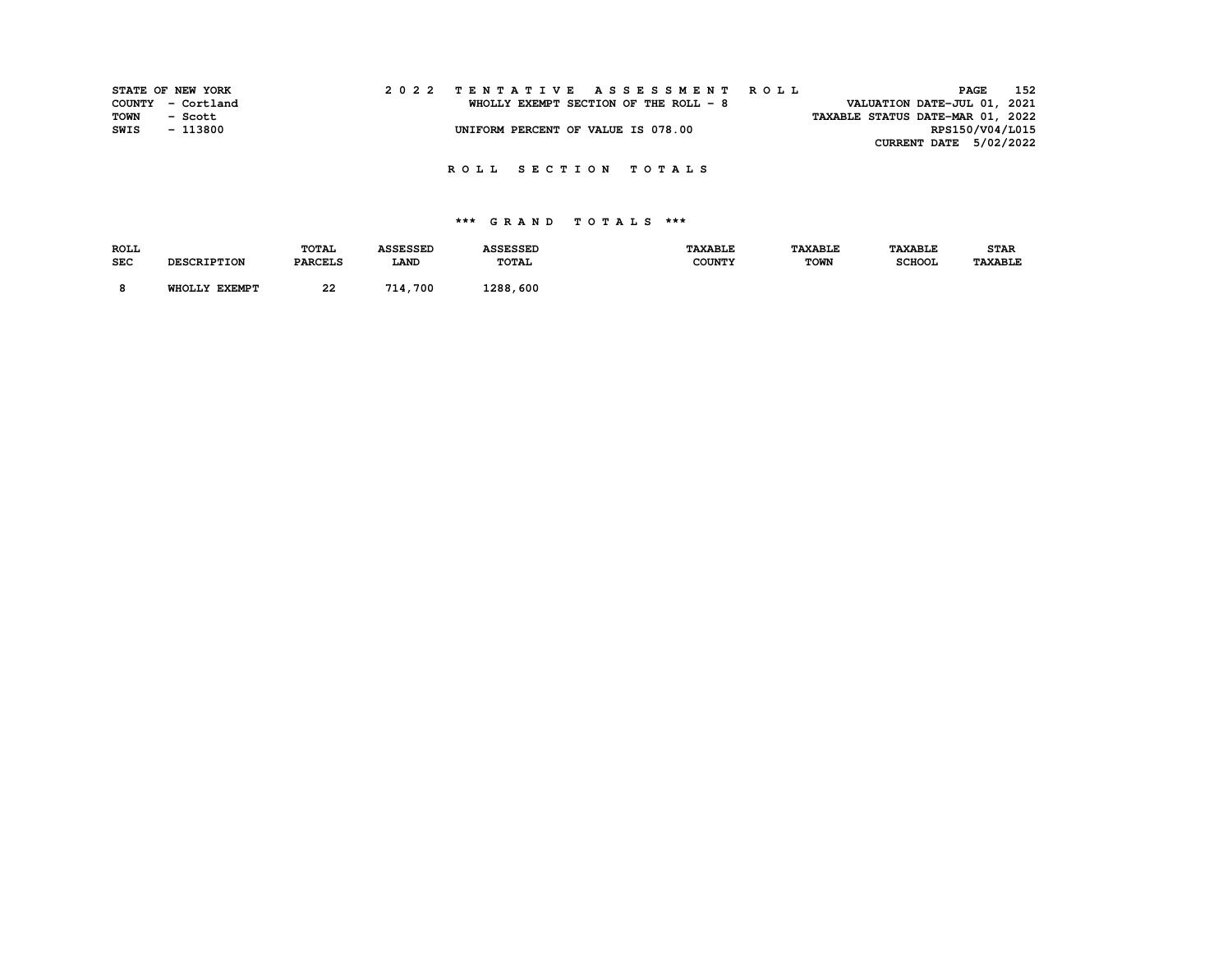STATE OF NEW YORK
COUNTY - Cortland
TOWN - Scott
SWIS - 113800

2022 TENTATIVE ASSESSMENT ROLL
WHOLLY EXEMPT SECTION OF THE ROLL - 8
UNIFORM PERCENT OF VALUE IS 078.00

PAGE 152
VALUATION DATE-JUL 01, 2021
TAXABLE STATUS DATE-MAR 01, 2022
RPS150/V04/L015
CURRENT DATE 5/02/2022

## ROLL SECTION TOTALS

### *** GRAND TOTALS ***

| ROLL SEC | DESCRIPTION | TOTAL PARCELS | ASSESSED LAND | ASSESSED TOTAL | TAXABLE COUNTY | TAXABLE TOWN | TAXABLE SCHOOL | STAR TAXABLE |
|---|---|---|---|---|---|---|---|---|
| 8 | WHOLLY EXEMPT | 22 | 714,700 | 1288,600 | | | | |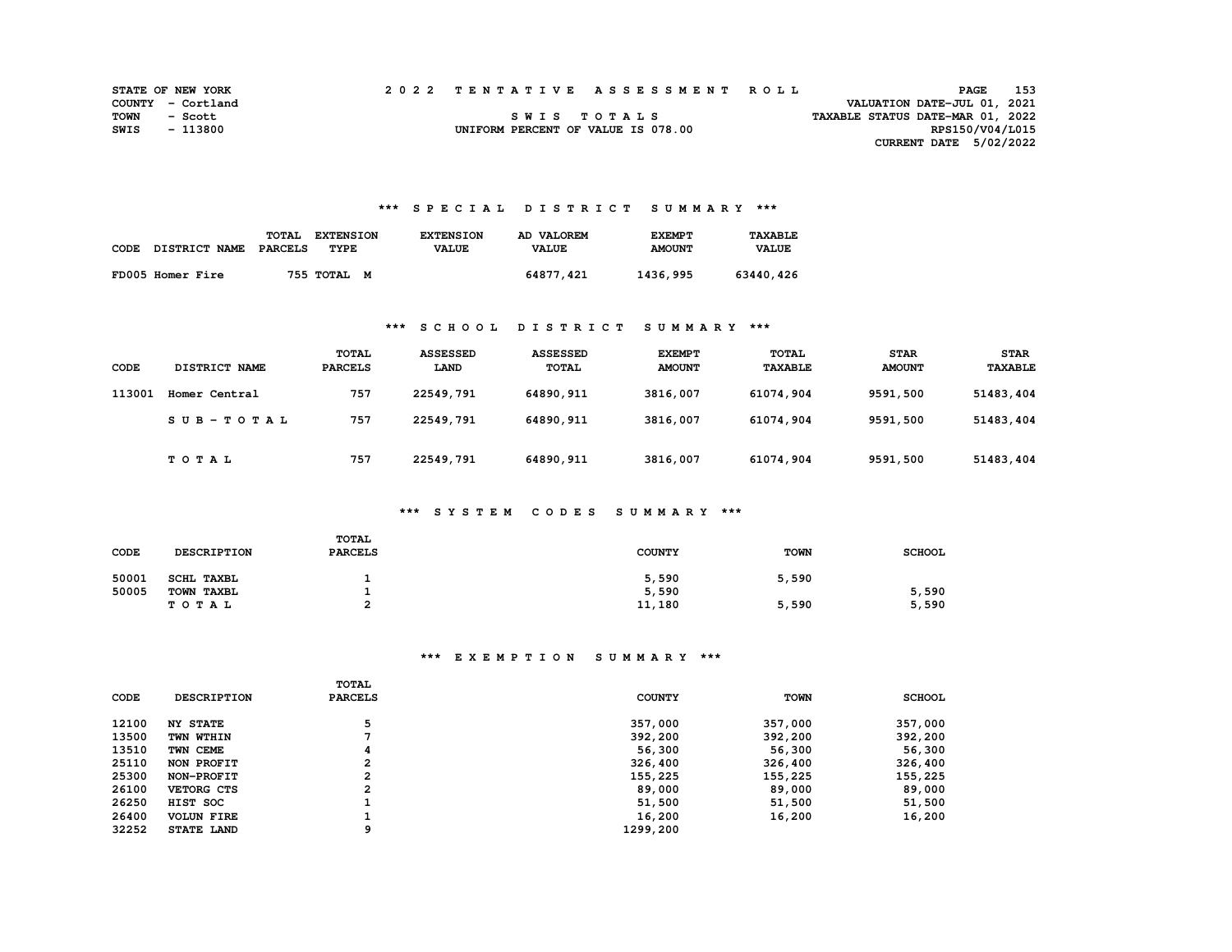STATE OF NEW YORK
COUNTY - Cortland
TOWN - Scott
SWIS - 113800

# 2022 TENTATIVE ASSESSMENT ROLL

SWIS TOTALS
UNIFORM PERCENT OF VALUE IS 078.00

VALUATION DATE-JUL 01, 2021
TAXABLE STATUS DATE-MAR 01, 2022
RPS150/V04/L015
CURRENT DATE 5/02/2022

## *** SPECIAL DISTRICT SUMMARY ***

| CODE | DISTRICT NAME | TOTAL PARCELS | EXTENSION TYPE | EXTENSION VALUE | AD VALOREM VALUE | EXEMPT AMOUNT | TAXABLE VALUE |
|---|---|---|---|---|---|---|---|
| FD005 | Homer Fire | 755 | TOTAL M | | 64877,421 | 1436,995 | 63440,426 |

## *** SCHOOL DISTRICT SUMMARY ***

| CODE | DISTRICT NAME | TOTAL PARCELS | ASSESSED LAND | ASSESSED TOTAL | EXEMPT AMOUNT | TOTAL TAXABLE | STAR AMOUNT | STAR TAXABLE |
|---|---|---|---|---|---|---|---|---|
| 113001 | Homer Central | 757 | 22549,791 | 64890,911 | 3816,007 | 61074,904 | 9591,500 | 51483,404 |
| | SUB-TOTAL | 757 | 22549,791 | 64890,911 | 3816,007 | 61074,904 | 9591,500 | 51483,404 |
| | TOTAL | 757 | 22549,791 | 64890,911 | 3816,007 | 61074,904 | 9591,500 | 51483,404 |

## *** SYSTEM CODES SUMMARY ***

| CODE | DESCRIPTION | TOTAL PARCELS | COUNTY | TOWN | SCHOOL |
|---|---|---|---|---|---|
| 50001 | SCHL TAXBL | 1 | 5,590 | 5,590 | |
| 50005 | TOWN TAXBL | 1 | 5,590 | | 5,590 |
| | TOTAL | 2 | 11,180 | 5,590 | 5,590 |

## *** EXEMPTION SUMMARY ***

| CODE | DESCRIPTION | TOTAL PARCELS | COUNTY | TOWN | SCHOOL |
|---|---|---|---|---|---|
| 12100 | NY STATE | 5 | 357,000 | 357,000 | 357,000 |
| 13500 | TWN WTHIN | 7 | 392,200 | 392,200 | 392,200 |
| 13510 | TWN CEME | 4 | 56,300 | 56,300 | 56,300 |
| 25110 | NON PROFIT | 2 | 326,400 | 326,400 | 326,400 |
| 25300 | NON-PROFIT | 2 | 155,225 | 155,225 | 155,225 |
| 26100 | VETORG CTS | 2 | 89,000 | 89,000 | 89,000 |
| 26250 | HIST SOC | 1 | 51,500 | 51,500 | 51,500 |
| 26400 | VOLUN FIRE | 1 | 16,200 | 16,200 | 16,200 |
| 32252 | STATE LAND | 9 | 1299,200 | | |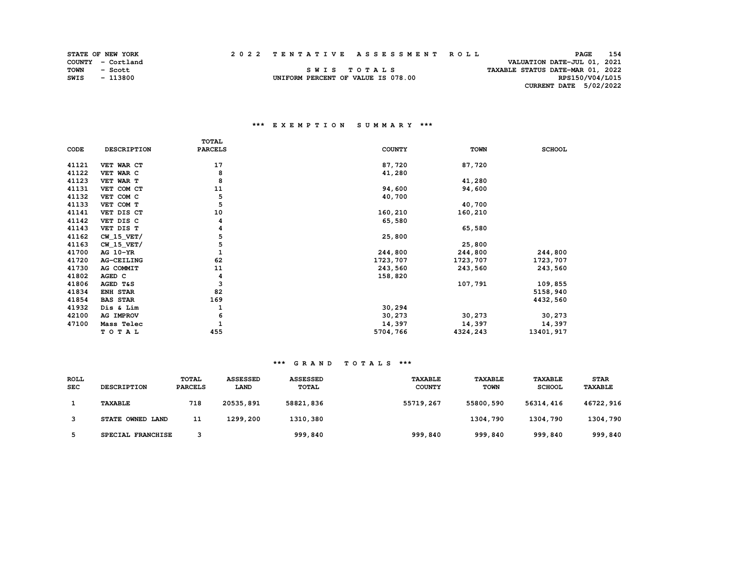STATE OF NEW YORK
COUNTY - Cortland
TOWN - Scott
SWIS - 113800

# 2022 TENTATIVE ASSESSMENT ROLL

SWIS TOTALS
UNIFORM PERCENT OF VALUE IS 078.00

VALUATION DATE-JUL 01, 2021
TAXABLE STATUS DATE-MAR 01, 2022
RPS150/V04/L015
CURRENT DATE 5/02/2022

## *** EXEMPTION SUMMARY ***

| CODE | DESCRIPTION | TOTAL PARCELS | COUNTY | TOWN | SCHOOL |
|---|---|---|---|---|---|
| 41121 | VET WAR CT | 17 | 87,720 | 87,720 | |
| 41122 | VET WAR C | 8 | 41,280 | | |
| 41123 | VET WAR T | 8 | | 41,280 | |
| 41131 | VET COM CT | 11 | 94,600 | 94,600 | |
| 41132 | VET COM C | 5 | 40,700 | | |
| 41133 | VET COM T | 5 | | 40,700 | |
| 41141 | VET DIS CT | 10 | 160,210 | 160,210 | |
| 41142 | VET DIS C | 4 | 65,580 | | |
| 41143 | VET DIS T | 4 | | 65,580 | |
| 41162 | CW_15_VET/ | 5 | 25,800 | | |
| 41163 | CW_15_VET/ | 5 | | 25,800 | |
| 41700 | AG 10-YR | 1 | 244,800 | 244,800 | 244,800 |
| 41720 | AG-CEILING | 62 | 1723,707 | 1723,707 | 1723,707 |
| 41730 | AG COMMIT | 11 | 243,560 | 243,560 | 243,560 |
| 41802 | AGED C | 4 | 158,820 | | |
| 41806 | AGED T&S | 3 | | 107,791 | 109,855 |
| 41834 | ENH STAR | 82 | | | 5158,940 |
| 41854 | BAS STAR | 169 | | | 4432,560 |
| 41932 | Dis & Lim | 1 | 30,294 | | |
| 42100 | AG IMPROV | 6 | 30,273 | 30,273 | 30,273 |
| 47100 | Mass Telec | 1 | 14,397 | 14,397 | 14,397 |
| | TOTAL | 455 | 5704,766 | 4324,243 | 13401,917 |

## *** GRAND TOTALS ***

| ROLL SEC | DESCRIPTION | TOTAL PARCELS | ASSESSED LAND | ASSESSED TOTAL | TAXABLE COUNTY | TAXABLE TOWN | TAXABLE SCHOOL | STAR TAXABLE |
|---|---|---|---|---|---|---|---|---|
| 1 | TAXABLE | 718 | 20535,891 | 58821,836 | 55719,267 | 55800,590 | 56314,416 | 46722,916 |
| 3 | STATE OWNED LAND | 11 | 1299,200 | 1310,380 | | 1304,790 | 1304,790 | 1304,790 |
| 5 | SPECIAL FRANCHISE | 3 | | 999,840 | 999,840 | 999,840 | 999,840 | 999,840 |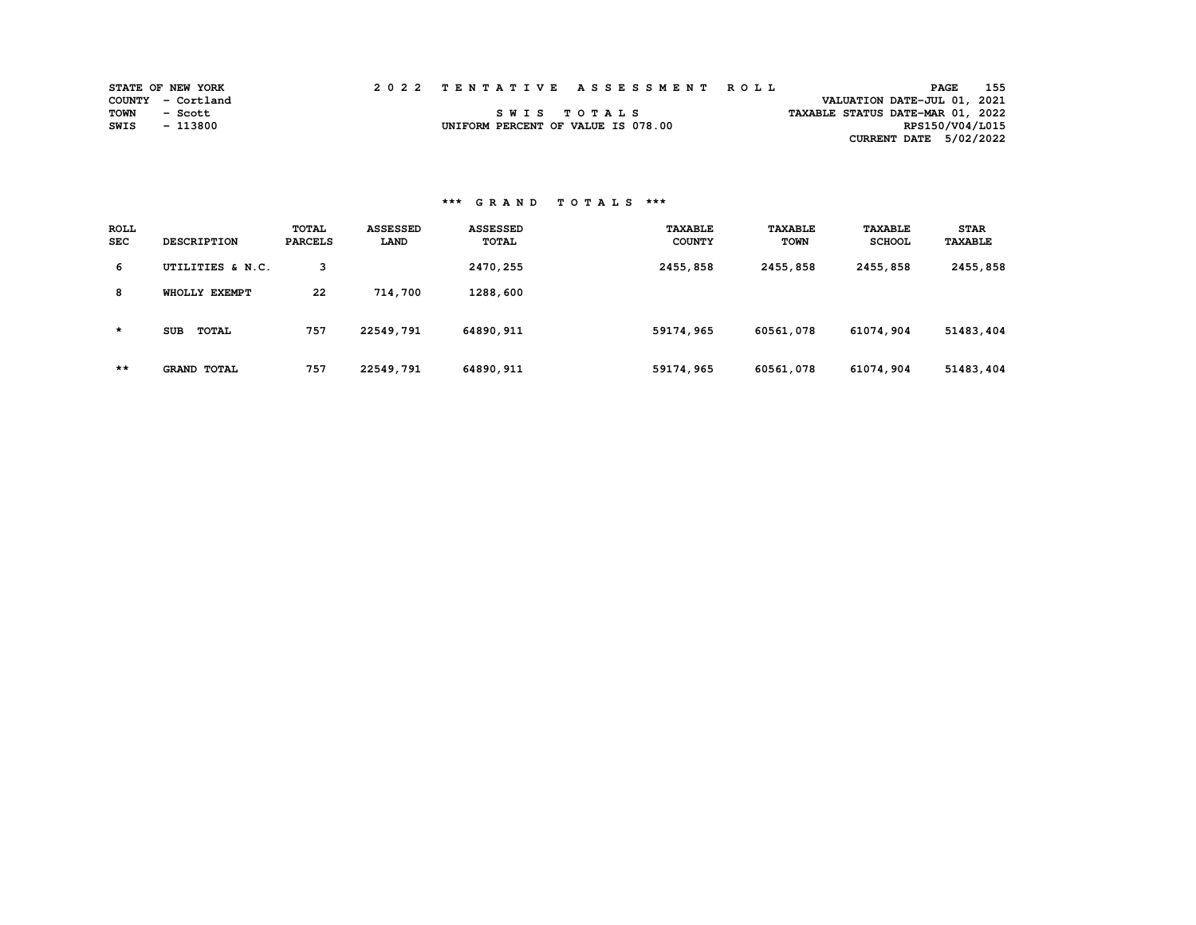STATE OF NEW YORK
COUNTY - Cortland
TOWN - Scott
SWIS - 113800

# 2022 TENTATIVE ASSESSMENT ROLL

SWIS TOTALS

UNIFORM PERCENT OF VALUE IS 078.00

VALUATION DATE-JUL 01, 2021
TAXABLE STATUS DATE-MAR 01, 2022
RPS150/V04/L015
CURRENT DATE 5/02/2022

## *** GRAND TOTALS ***

| ROLL SEC | DESCRIPTION | TOTAL PARCELS | ASSESSED LAND | ASSESSED TOTAL | TAXABLE COUNTY | TAXABLE TOWN | TAXABLE SCHOOL | STAR TAXABLE |
|---|---|---|---|---|---|---|---|---|
| 6 | UTILITIES & N.C. | 3 | | 2470,255 | 2455,858 | 2455,858 | 2455,858 | 2455,858 |
| 8 | WHOLLY EXEMPT | 22 | 714,700 | 1288,600 | | | | |
| * | SUB TOTAL | 757 | 22549,791 | 64890,911 | 59174,965 | 60561,078 | 61074,904 | 51483,404 |
| ** | GRAND TOTAL | 757 | 22549,791 | 64890,911 | 59174,965 | 60561,078 | 61074,904 | 51483,404 |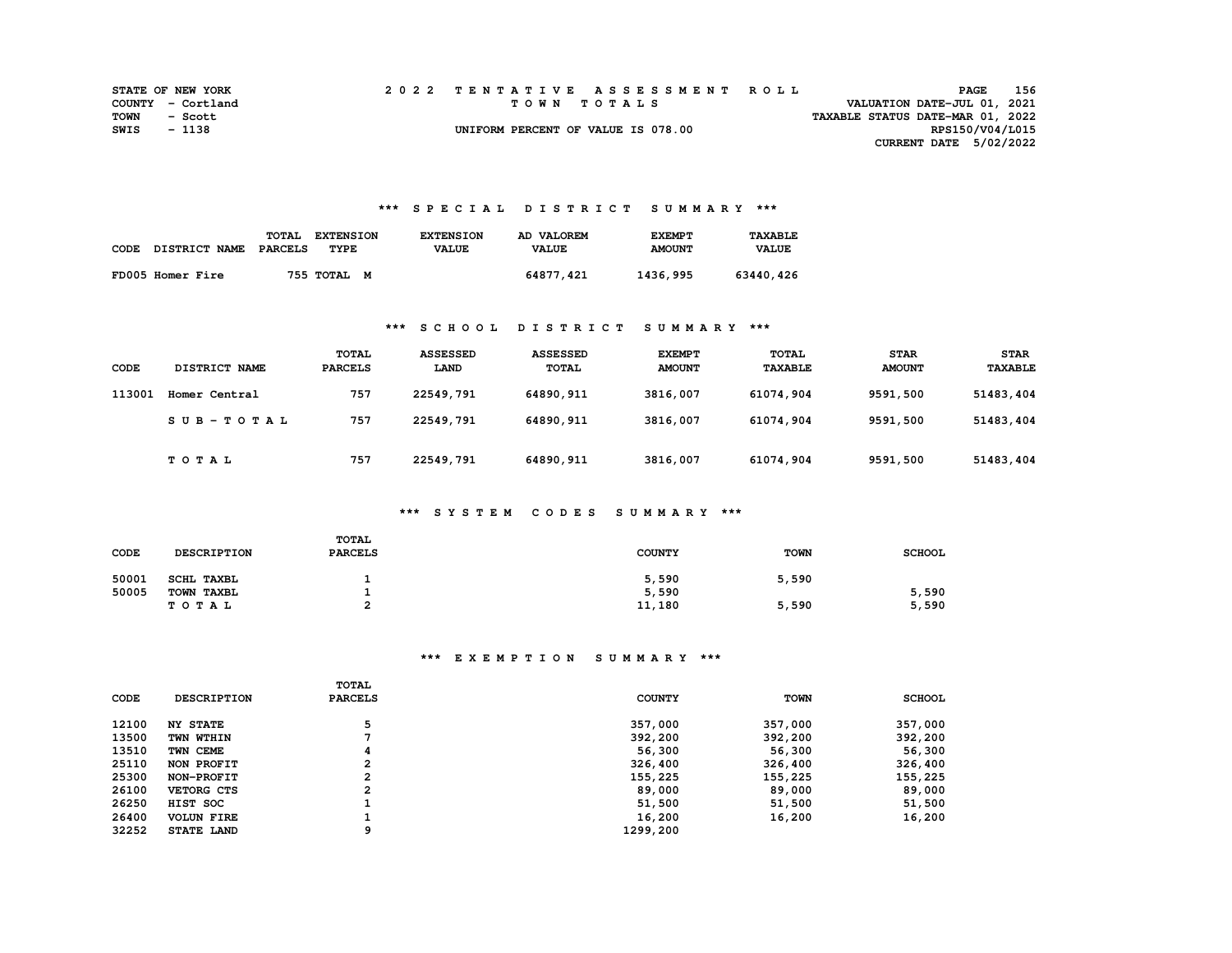STATE OF NEW YORK
COUNTY - Cortland
TOWN - Scott
SWIS - 1138

2022 TENTATIVE ASSESSMENT ROLL
TOWN TOTALS
UNIFORM PERCENT OF VALUE IS 078.00

VALUATION DATE-JUL 01, 2021
TAXABLE STATUS DATE-MAR 01, 2022
RPS150/V04/L015
CURRENT DATE 5/02/2022

### *** SPECIAL DISTRICT SUMMARY ***

| CODE | DISTRICT NAME | TOTAL PARCELS | EXTENSION TYPE | EXTENSION VALUE | AD VALOREM VALUE | EXEMPT AMOUNT | TAXABLE VALUE |
|---|---|---|---|---|---|---|---|
| FD005 | Homer Fire | 755 | TOTAL M | | 64877,421 | 1436,995 | 63440,426 |

### *** SCHOOL DISTRICT SUMMARY ***

| CODE | DISTRICT NAME | TOTAL PARCELS | ASSESSED LAND | ASSESSED TOTAL | EXEMPT AMOUNT | TOTAL TAXABLE | STAR AMOUNT | STAR TAXABLE |
|---|---|---|---|---|---|---|---|---|
| 113001 | Homer Central | 757 | 22549,791 | 64890,911 | 3816,007 | 61074,904 | 9591,500 | 51483,404 |
| | SUB-TOTAL | 757 | 22549,791 | 64890,911 | 3816,007 | 61074,904 | 9591,500 | 51483,404 |
| | TOTAL | 757 | 22549,791 | 64890,911 | 3816,007 | 61074,904 | 9591,500 | 51483,404 |

### *** SYSTEM CODES SUMMARY ***

| CODE | DESCRIPTION | TOTAL PARCELS | COUNTY | TOWN | SCHOOL |
|---|---|---|---|---|---|
| 50001 | SCHL TAXBL | 1 | 5,590 | 5,590 | |
| 50005 | TOWN TAXBL | 1 | 5,590 | | 5,590 |
| | TOTAL | 2 | 11,180 | 5,590 | 5,590 |

### *** EXEMPTION SUMMARY ***

| CODE | DESCRIPTION | TOTAL PARCELS | COUNTY | TOWN | SCHOOL |
|---|---|---|---|---|---|
| 12100 | NY STATE | 5 | 357,000 | 357,000 | 357,000 |
| 13500 | TWN WTHIN | 7 | 392,200 | 392,200 | 392,200 |
| 13510 | TWN CEME | 4 | 56,300 | 56,300 | 56,300 |
| 25110 | NON PROFIT | 2 | 326,400 | 326,400 | 326,400 |
| 25300 | NON-PROFIT | 2 | 155,225 | 155,225 | 155,225 |
| 26100 | VETORG CTS | 2 | 89,000 | 89,000 | 89,000 |
| 26250 | HIST SOC | 1 | 51,500 | 51,500 | 51,500 |
| 26400 | VOLUN FIRE | 1 | 16,200 | 16,200 | 16,200 |
| 32252 | STATE LAND | 9 | 1299,200 | | |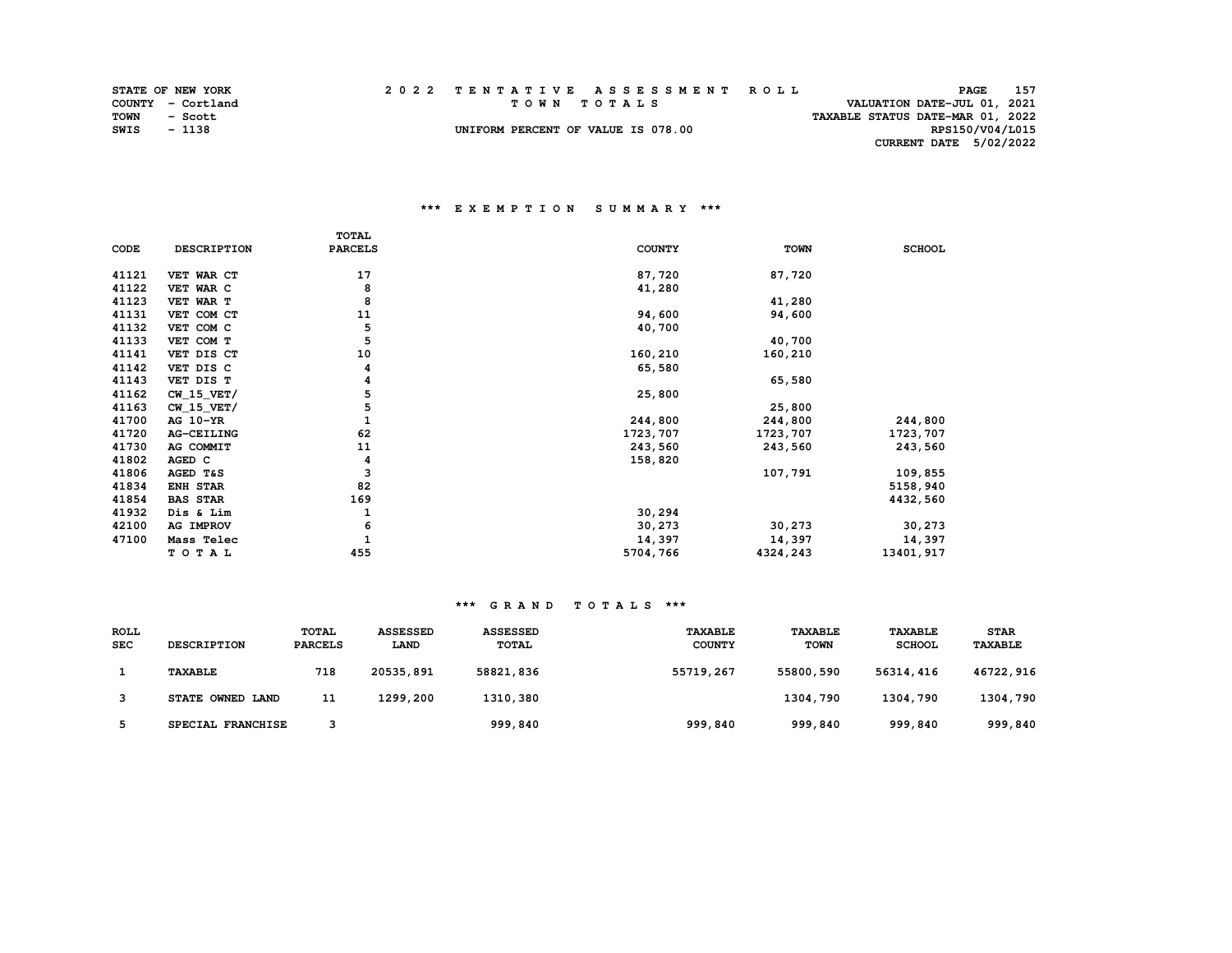STATE OF NEW YORK
COUNTY - Cortland
TOWN - Scott
SWIS - 1138

# 2022 TENTATIVE ASSESSMENT ROLL

TOWN TOTALS

UNIFORM PERCENT OF VALUE IS 078.00

VALUATION DATE-JUL 01, 2021
TAXABLE STATUS DATE-MAR 01, 2022
RPS150/V04/L015
CURRENT DATE 5/02/2022

## *** EXEMPTION SUMMARY ***

| CODE | DESCRIPTION | TOTAL PARCELS | COUNTY | TOWN | SCHOOL |
|---|---|---|---|---|---|
| 41121 | VET WAR CT | 17 | 87,720 | 87,720 | |
| 41122 | VET WAR C | 8 | 41,280 | | |
| 41123 | VET WAR T | 8 | | 41,280 | |
| 41131 | VET COM CT | 11 | 94,600 | 94,600 | |
| 41132 | VET COM C | 5 | 40,700 | | |
| 41133 | VET COM T | 5 | | 40,700 | |
| 41141 | VET DIS CT | 10 | 160,210 | 160,210 | |
| 41142 | VET DIS C | 4 | 65,580 | | |
| 41143 | VET DIS T | 4 | | 65,580 | |
| 41162 | CW_15_VET/ | 5 | 25,800 | | |
| 41163 | CW_15_VET/ | 5 | | 25,800 | |
| 41700 | AG 10-YR | 1 | 244,800 | 244,800 | 244,800 |
| 41720 | AG-CEILING | 62 | 1723,707 | 1723,707 | 1723,707 |
| 41730 | AG COMMIT | 11 | 243,560 | 243,560 | 243,560 |
| 41802 | AGED C | 4 | 158,820 | | |
| 41806 | AGED T&S | 3 | | 107,791 | 109,855 |
| 41834 | ENH STAR | 82 | | | 5158,940 |
| 41854 | BAS STAR | 169 | | | 4432,560 |
| 41932 | Dis & Lim | 1 | 30,294 | | |
| 42100 | AG IMPROV | 6 | 30,273 | 30,273 | 30,273 |
| 47100 | Mass Telec | 1 | 14,397 | 14,397 | 14,397 |
| | TOTAL | 455 | 5704,766 | 4324,243 | 13401,917 |

## *** GRAND TOTALS ***

| ROLL SEC | DESCRIPTION | TOTAL PARCELS | ASSESSED LAND | ASSESSED TOTAL | TAXABLE COUNTY | TAXABLE TOWN | TAXABLE SCHOOL | STAR TAXABLE |
|---|---|---|---|---|---|---|---|---|
| 1 | TAXABLE | 718 | 20535,891 | 58821,836 | 55719,267 | 55800,590 | 56314,416 | 46722,916 |
| 3 | STATE OWNED LAND | 11 | 1299,200 | 1310,380 | | 1304,790 | 1304,790 | 1304,790 |
| 5 | SPECIAL FRANCHISE | 3 | | 999,840 | 999,840 | 999,840 | 999,840 | 999,840 |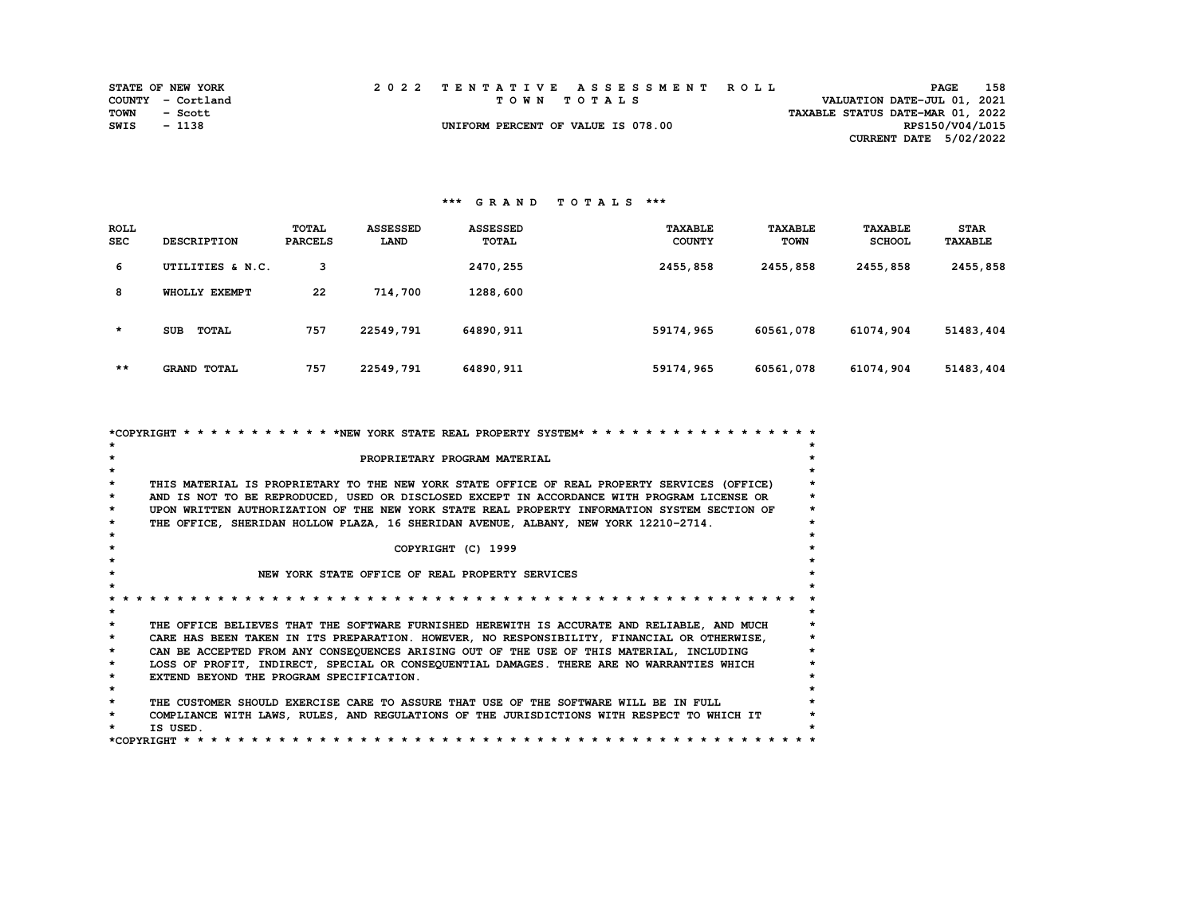STATE OF NEW YORK
COUNTY - Cortland
TOWN - Scott
SWIS - 1138

2022 TENTATIVE ASSESSMENT ROLL
TOWN TOTALS
UNIFORM PERCENT OF VALUE IS 078.00

VALUATION DATE-JUL 01, 2021
TAXABLE STATUS DATE-MAR 01, 2022
RPS150/V04/L015
CURRENT DATE 5/02/2022

### *** GRAND TOTALS ***

| ROLL SEC | DESCRIPTION | TOTAL PARCELS | ASSESSED LAND | ASSESSED TOTAL | TAXABLE COUNTY | TAXABLE TOWN | TAXABLE SCHOOL | STAR TAXABLE |
|---|---|---|---|---|---|---|---|---|
| 6 | UTILITIES & N.C. | 3 | | 2470,255 | 2455,858 | 2455,858 | 2455,858 | 2455,858 |
| 8 | WHOLLY EXEMPT | 22 | 714,700 | 1288,600 | | | | |
| * | SUB TOTAL | 757 | 22549,791 | 64890,911 | 59174,965 | 60561,078 | 61074,904 | 51483,404 |
| ** | GRAND TOTAL | 757 | 22549,791 | 64890,911 | 59174,965 | 60561,078 | 61074,904 | 51483,404 |

*COPYRIGHT * * * * * * * * * * * *NEW YORK STATE REAL PROPERTY SYSTEM* * * * * * * * * * * * * * * * * *

PROPRIETARY PROGRAM MATERIAL

THIS MATERIAL IS PROPRIETARY TO THE NEW YORK STATE OFFICE OF REAL PROPERTY SERVICES (OFFICE) AND IS NOT TO BE REPRODUCED, USED OR DISCLOSED EXCEPT IN ACCORDANCE WITH PROGRAM LICENSE OR UPON WRITTEN AUTHORIZATION OF THE NEW YORK STATE REAL PROPERTY INFORMATION SYSTEM SECTION OF THE OFFICE, SHERIDAN HOLLOW PLAZA, 16 SHERIDAN AVENUE, ALBANY, NEW YORK 12210-2714.

COPYRIGHT (C) 1999

NEW YORK STATE OFFICE OF REAL PROPERTY SERVICES

THE OFFICE BELIEVES THAT THE SOFTWARE FURNISHED HEREWITH IS ACCURATE AND RELIABLE, AND MUCH CARE HAS BEEN TAKEN IN ITS PREPARATION. HOWEVER, NO RESPONSIBILITY, FINANCIAL OR OTHERWISE, CAN BE ACCEPTED FROM ANY CONSEQUENCES ARISING OUT OF THE USE OF THIS MATERIAL, INCLUDING LOSS OF PROFIT, INDIRECT, SPECIAL OR CONSEQUENTIAL DAMAGES. THERE ARE NO WARRANTIES WHICH EXTEND BEYOND THE PROGRAM SPECIFICATION.

THE CUSTOMER SHOULD EXERCISE CARE TO ASSURE THAT USE OF THE SOFTWARE WILL BE IN FULL COMPLIANCE WITH LAWS, RULES, AND REGULATIONS OF THE JURISDICTIONS WITH RESPECT TO WHICH IT IS USED.

*COPYRIGHT * * * * * * * * * * * * * * * * * * * * * * * * * * * * * * * * * * * * * * * * * * * * * * *